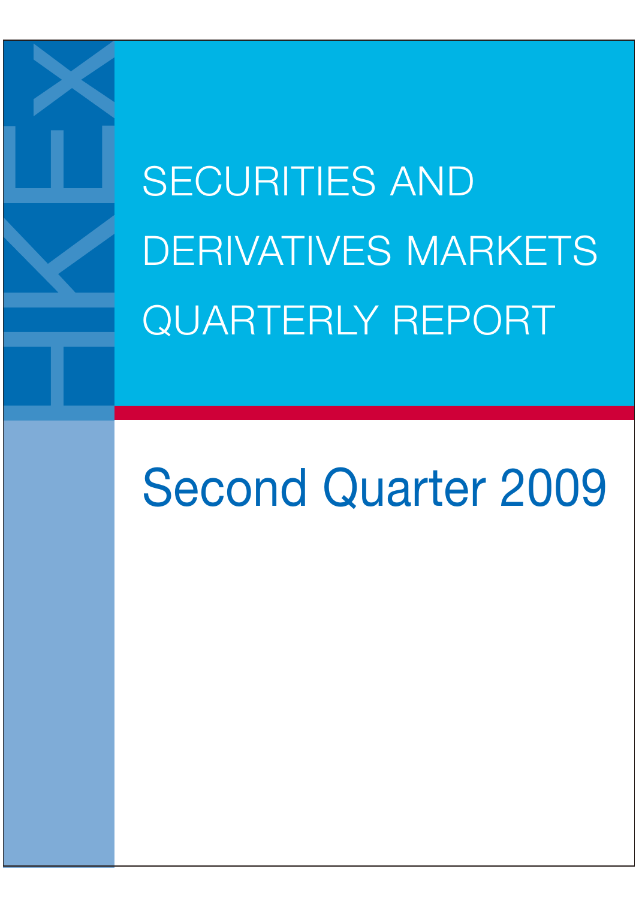# SECURITIES AND DERIVATIVES MARKETS QUARTERLY REPORT

## Second Quarter 2009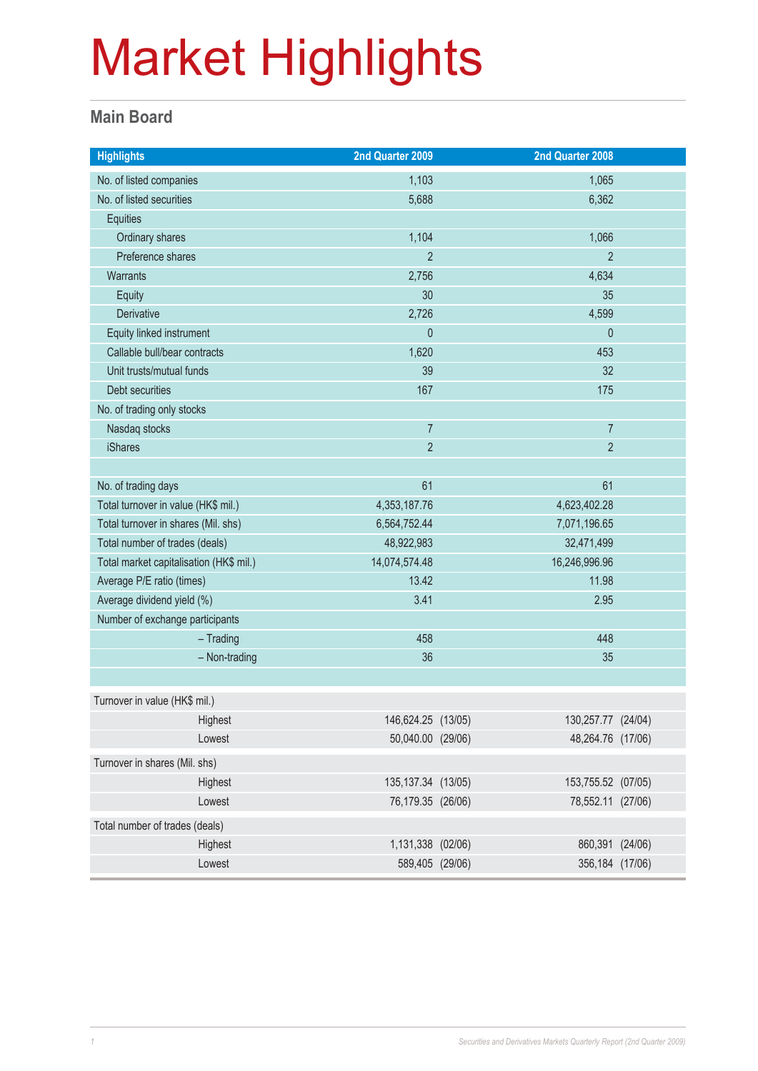# Market Highlights

## Main Board

| Highlights | 2nd Quarter 2009 | 2nd Quarter 2008 |
|---|---|---|
| No. of listed companies | 1,103 | 1,065 |
| No. of listed securities | 5,688 | 6,362 |
| Equities | | |
| Ordinary shares | 1,104 | 1,066 |
| Preference shares | 2 | 2 |
| Warrants | 2,756 | 4,634 |
| Equity | 30 | 35 |
| Derivative | 2,726 | 4,599 |
| Equity linked instrument | 0 | 0 |
| Callable bull/bear contracts | 1,620 | 453 |
| Unit trusts/mutual funds | 39 | 32 |
| Debt securities | 167 | 175 |
| No. of trading only stocks | | |
| Nasdaq stocks | 7 | 7 |
| iShares | 2 | 2 |
| | | |
| No. of trading days | 61 | 61 |
| Total turnover in value (HK$ mil.) | 4,353,187.76 | 4,623,402.28 |
| Total turnover in shares (Mil. shs) | 6,564,752.44 | 7,071,196.65 |
| Total number of trades (deals) | 48,922,983 | 32,471,499 |
| Total market capitalisation (HK$ mil.) | 14,074,574.48 | 16,246,996.96 |
| Average P/E ratio (times) | 13.42 | 11.98 |
| Average dividend yield (%) | 3.41 | 2.95 |
| Number of exchange participants | | |
| – Trading | 458 | 448 |
| – Non-trading | 36 | 35 |
| | | |
| Turnover in value (HK$ mil.) | | |
| Highest | 146,624.25 (13/05) | 130,257.77 (24/04) |
| Lowest | 50,040.00 (29/06) | 48,264.76 (17/06) |
| Turnover in shares (Mil. shs) | | |
| Highest | 135,137.34 (13/05) | 153,755.52 (07/05) |
| Lowest | 76,179.35 (26/06) | 78,552.11 (27/06) |
| Total number of trades (deals) | | |
| Highest | 1,131,338 (02/06) | 860,391 (24/06) |
| Lowest | 589,405 (29/06) | 356,184 (17/06) |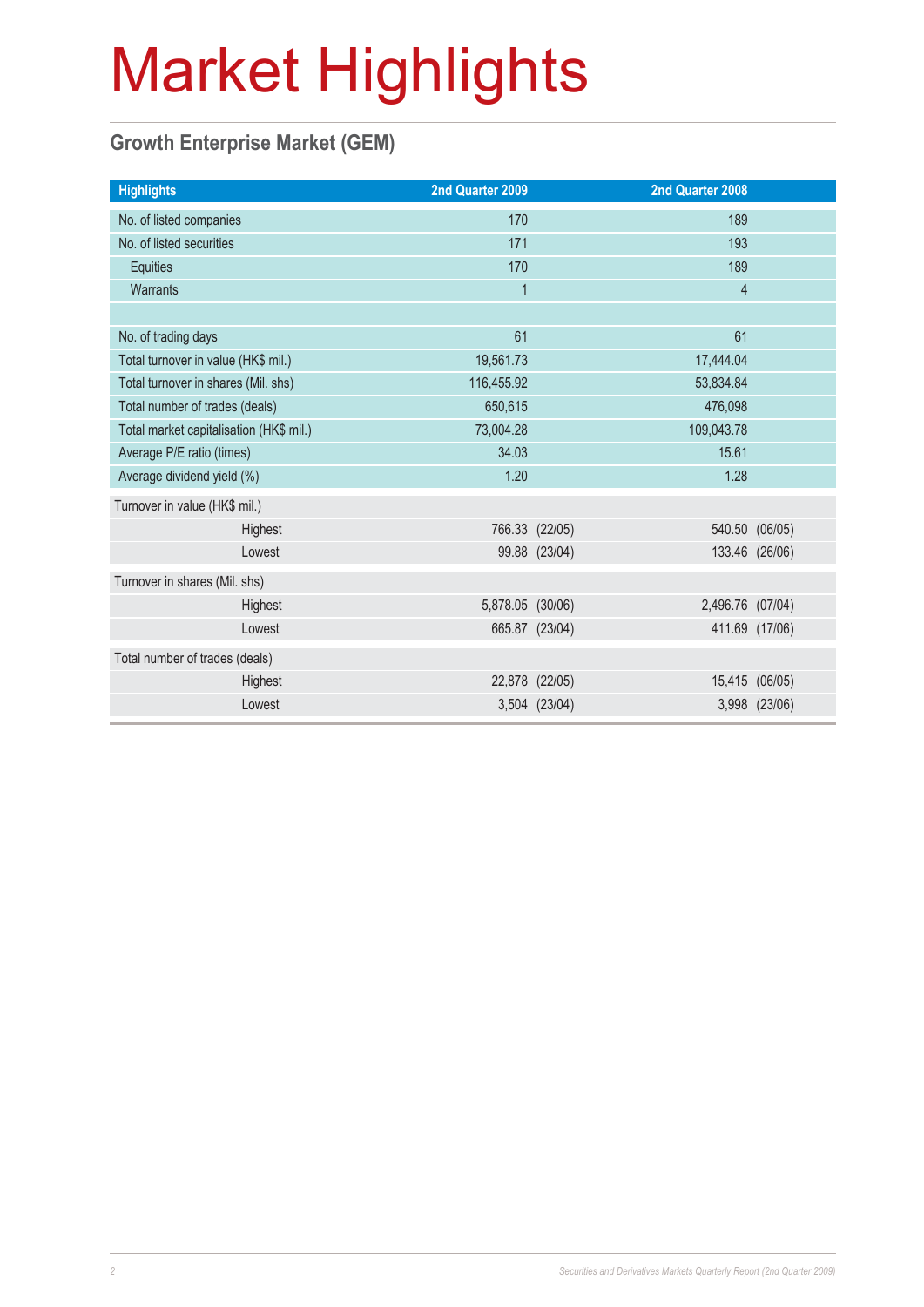# Market Highlights

## Growth Enterprise Market (GEM)

| Highlights | 2nd Quarter 2009 | | 2nd Quarter 2008 | |
|---|---|---|---|---|
| No. of listed companies | 170 | | 189 | |
| No. of listed securities | 171 | | 193 | |
| Equities | 170 | | 189 | |
| Warrants | 1 | | 4 | |
| | | | | |
| No. of trading days | 61 | | 61 | |
| Total turnover in value (HK$ mil.) | 19,561.73 | | 17,444.04 | |
| Total turnover in shares (Mil. shs) | 116,455.92 | | 53,834.84 | |
| Total number of trades (deals) | 650,615 | | 476,098 | |
| Total market capitalisation (HK$ mil.) | 73,004.28 | | 109,043.78 | |
| Average P/E ratio (times) | 34.03 | | 15.61 | |
| Average dividend yield (%) | 1.20 | | 1.28 | |
| Turnover in value (HK$ mil.) | | | | |
| Highest | 766.33 | (22/05) | 540.50 | (06/05) |
| Lowest | 99.88 | (23/04) | 133.46 | (26/06) |
| Turnover in shares (Mil. shs) | | | | |
| Highest | 5,878.05 | (30/06) | 2,496.76 | (07/04) |
| Lowest | 665.87 | (23/04) | 411.69 | (17/06) |
| Total number of trades (deals) | | | | |
| Highest | 22,878 | (22/05) | 15,415 | (06/05) |
| Lowest | 3,504 | (23/04) | 3,998 | (23/06) |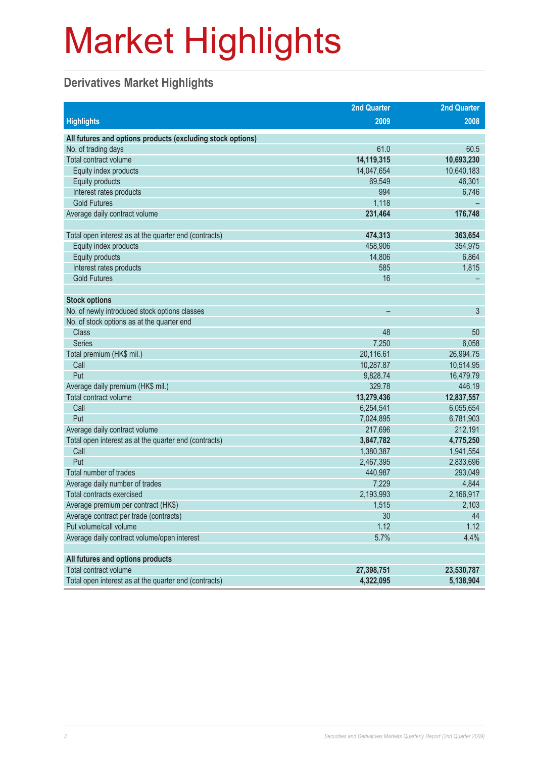# Market Highlights

## Derivatives Market Highlights

| Highlights | 2nd Quarter 2009 | 2nd Quarter 2008 |
|---|---|---|
| **All futures and options products (excluding stock options)** | | |
| No. of trading days | 61.0 | 60.5 |
| Total contract volume | **14,119,315** | **10,693,230** |
| Equity index products | 14,047,654 | 10,640,183 |
| Equity products | 69,549 | 46,301 |
| Interest rates products | 994 | 6,746 |
| Gold Futures | 1,118 | – |
| Average daily contract volume | **231,464** | **176,748** |
| | | |
| Total open interest as at the quarter end (contracts) | **474,313** | **363,654** |
| Equity index products | 458,906 | 354,975 |
| Equity products | 14,806 | 6,864 |
| Interest rates products | 585 | 1,815 |
| Gold Futures | 16 | – |
| | | |
| **Stock options** | | |
| No. of newly introduced stock options classes | – | 3 |
| No. of stock options as at the quarter end | | |
| Class | 48 | 50 |
| Series | 7,250 | 6,058 |
| Total premium (HK$ mil.) | 20,116.61 | 26,994.75 |
| Call | 10,287.87 | 10,514.95 |
| Put | 9,828.74 | 16,479.79 |
| Average daily premium (HK$ mil.) | 329.78 | 446.19 |
| Total contract volume | **13,279,436** | **12,837,557** |
| Call | 6,254,541 | 6,055,654 |
| Put | 7,024,895 | 6,781,903 |
| Average daily contract volume | 217,696 | 212,191 |
| Total open interest as at the quarter end (contracts) | **3,847,782** | **4,775,250** |
| Call | 1,380,387 | 1,941,554 |
| Put | 2,467,395 | 2,833,696 |
| Total number of trades | 440,987 | 293,049 |
| Average daily number of trades | 7,229 | 4,844 |
| Total contracts exercised | 2,193,993 | 2,166,917 |
| Average premium per contract (HK$) | 1,515 | 2,103 |
| Average contract per trade (contracts) | 30 | 44 |
| Put volume/call volume | 1.12 | 1.12 |
| Average daily contract volume/open interest | 5.7% | 4.4% |
| | | |
| **All futures and options products** | | |
| Total contract volume | **27,398,751** | **23,530,787** |
| Total open interest as at the quarter end (contracts) | **4,322,095** | **5,138,904** |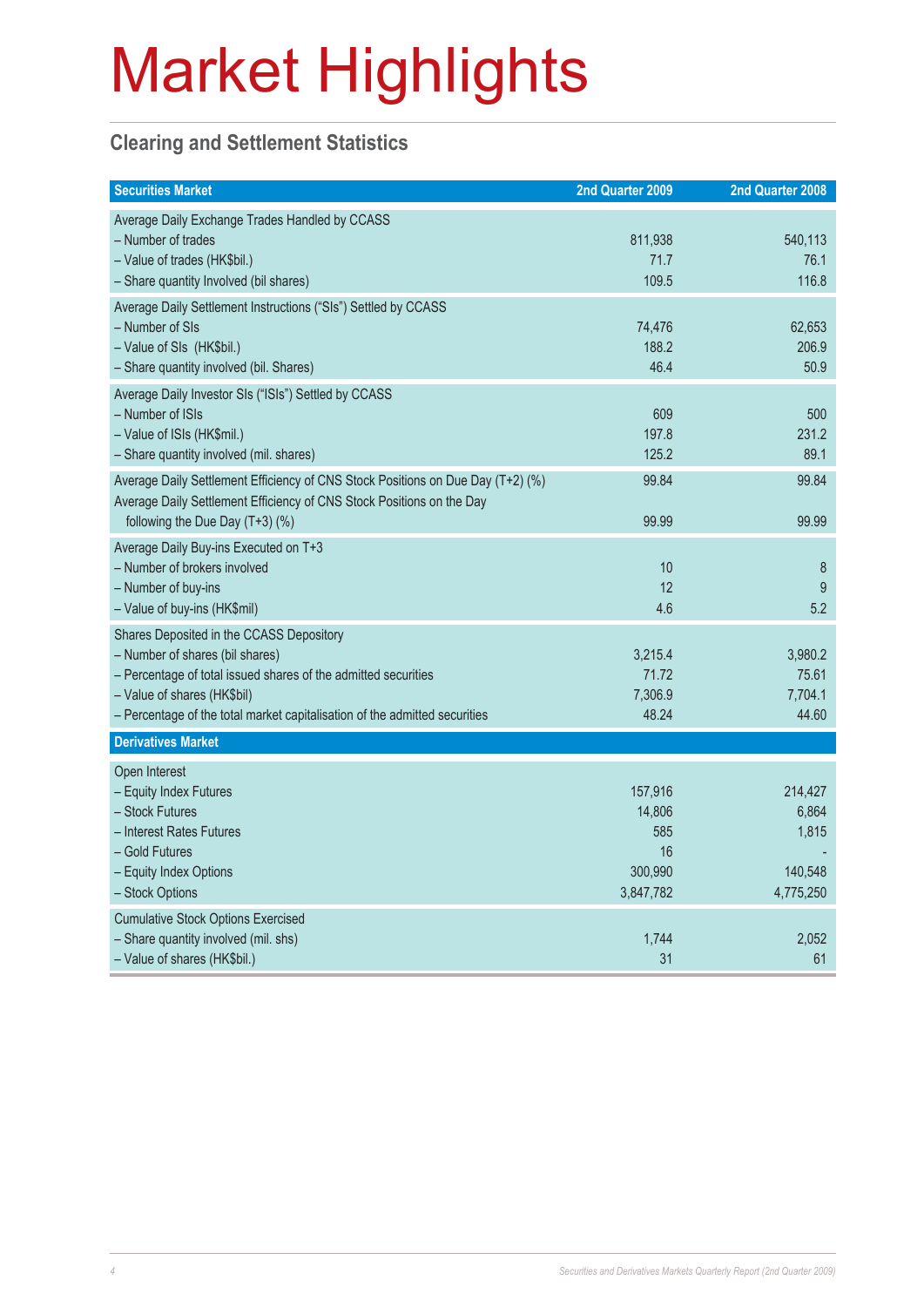# Market Highlights

## Clearing and Settlement Statistics

| Securities Market | 2nd Quarter 2009 | 2nd Quarter 2008 |
|---|---|---|
| Average Daily Exchange Trades Handled by CCASS | | |
| – Number of trades | 811,938 | 540,113 |
| – Value of trades (HK$bil.) | 71.7 | 76.1 |
| – Share quantity Involved (bil shares) | 109.5 | 116.8 |
| Average Daily Settlement Instructions ("SIs") Settled by CCASS | | |
| – Number of SIs | 74,476 | 62,653 |
| – Value of SIs (HK$bil.) | 188.2 | 206.9 |
| – Share quantity involved (bil. Shares) | 46.4 | 50.9 |
| Average Daily Investor SIs ("ISIs") Settled by CCASS | | |
| – Number of ISIs | 609 | 500 |
| – Value of ISIs (HK$mil.) | 197.8 | 231.2 |
| – Share quantity involved (mil. shares) | 125.2 | 89.1 |
| Average Daily Settlement Efficiency of CNS Stock Positions on Due Day (T+2) (%) | 99.84 | 99.84 |
| Average Daily Settlement Efficiency of CNS Stock Positions on the Day following the Due Day (T+3) (%) | 99.99 | 99.99 |
| Average Daily Buy-ins Executed on T+3 | | |
| – Number of brokers involved | 10 | 8 |
| – Number of buy-ins | 12 | 9 |
| – Value of buy-ins (HK$mil) | 4.6 | 5.2 |
| Shares Deposited in the CCASS Depository | | |
| – Number of shares (bil shares) | 3,215.4 | 3,980.2 |
| – Percentage of total issued shares of the admitted securities | 71.72 | 75.61 |
| – Value of shares (HK$bil) | 7,306.9 | 7,704.1 |
| – Percentage of the total market capitalisation of the admitted securities | 48.24 | 44.60 |
| **Derivatives Market** | | |
| Open Interest | | |
| – Equity Index Futures | 157,916 | 214,427 |
| – Stock Futures | 14,806 | 6,864 |
| – Interest Rates Futures | 585 | 1,815 |
| – Gold Futures | 16 | - |
| – Equity Index Options | 300,990 | 140,548 |
| – Stock Options | 3,847,782 | 4,775,250 |
| Cumulative Stock Options Exercised | | |
| – Share quantity involved (mil. shs) | 1,744 | 2,052 |
| – Value of shares (HK$bil.) | 31 | 61 |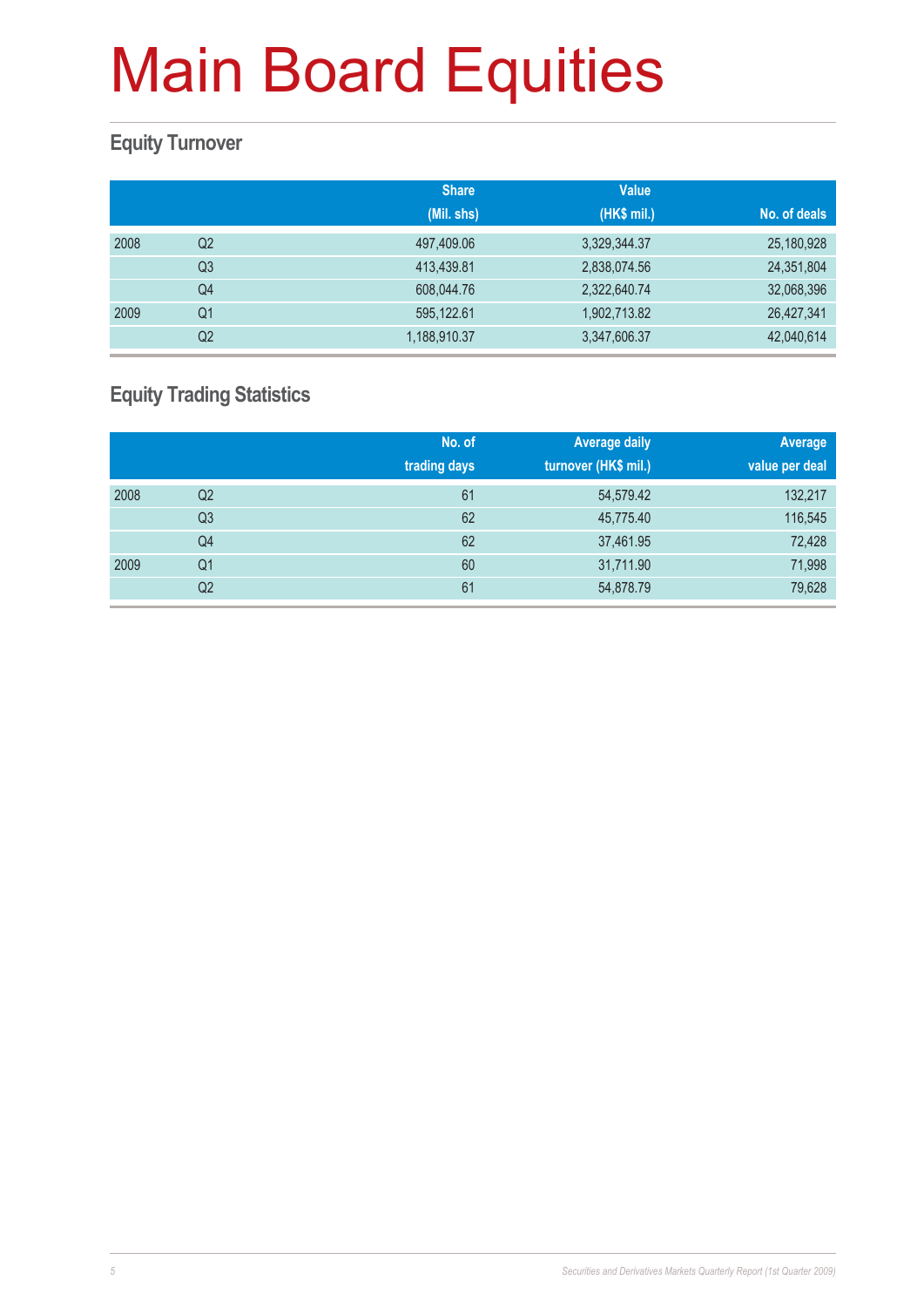# Main Board Equities

## Equity Turnover

| | | Share (Mil. shs) | Value (HK$ mil.) | No. of deals |
|---|---|---|---|---|
| 2008 | Q2 | 497,409.06 | 3,329,344.37 | 25,180,928 |
| | Q3 | 413,439.81 | 2,838,074.56 | 24,351,804 |
| | Q4 | 608,044.76 | 2,322,640.74 | 32,068,396 |
| 2009 | Q1 | 595,122.61 | 1,902,713.82 | 26,427,341 |
| | Q2 | 1,188,910.37 | 3,347,606.37 | 42,040,614 |

## Equity Trading Statistics

| | | No. of trading days | Average daily turnover (HK$ mil.) | Average value per deal |
|---|---|---|---|---|
| 2008 | Q2 | 61 | 54,579.42 | 132,217 |
| | Q3 | 62 | 45,775.40 | 116,545 |
| | Q4 | 62 | 37,461.95 | 72,428 |
| 2009 | Q1 | 60 | 31,711.90 | 71,998 |
| | Q2 | 61 | 54,878.79 | 79,628 |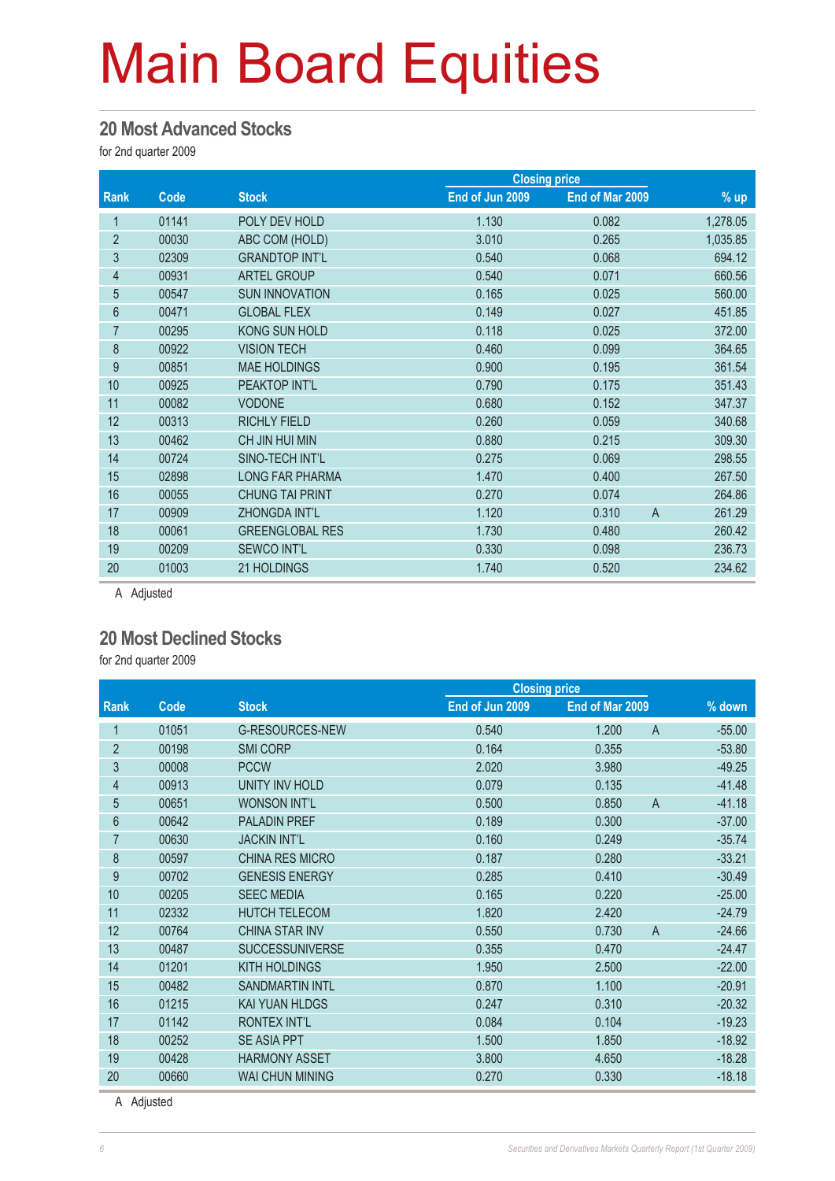# Main Board Equities

## 20 Most Advanced Stocks

for 2nd quarter 2009

| Rank | Code | Stock | Closing price End of Jun 2009 | Closing price End of Mar 2009 | | % up |
|---|---|---|---|---|---|---|
| 1 | 01141 | POLY DEV HOLD | 1.130 | 0.082 | | 1,278.05 |
| 2 | 00030 | ABC COM (HOLD) | 3.010 | 0.265 | | 1,035.85 |
| 3 | 02309 | GRANDTOP INT'L | 0.540 | 0.068 | | 694.12 |
| 4 | 00931 | ARTEL GROUP | 0.540 | 0.071 | | 660.56 |
| 5 | 00547 | SUN INNOVATION | 0.165 | 0.025 | | 560.00 |
| 6 | 00471 | GLOBAL FLEX | 0.149 | 0.027 | | 451.85 |
| 7 | 00295 | KONG SUN HOLD | 0.118 | 0.025 | | 372.00 |
| 8 | 00922 | VISION TECH | 0.460 | 0.099 | | 364.65 |
| 9 | 00851 | MAE HOLDINGS | 0.900 | 0.195 | | 361.54 |
| 10 | 00925 | PEAKTOP INT'L | 0.790 | 0.175 | | 351.43 |
| 11 | 00082 | VODONE | 0.680 | 0.152 | | 347.37 |
| 12 | 00313 | RICHLY FIELD | 0.260 | 0.059 | | 340.68 |
| 13 | 00462 | CH JIN HUI MIN | 0.880 | 0.215 | | 309.30 |
| 14 | 00724 | SINO-TECH INT'L | 0.275 | 0.069 | | 298.55 |
| 15 | 02898 | LONG FAR PHARMA | 1.470 | 0.400 | | 267.50 |
| 16 | 00055 | CHUNG TAI PRINT | 0.270 | 0.074 | | 264.86 |
| 17 | 00909 | ZHONGDA INT'L | 1.120 | 0.310 | A | 261.29 |
| 18 | 00061 | GREENGLOBAL RES | 1.730 | 0.480 | | 260.42 |
| 19 | 00209 | SEWCO INT'L | 0.330 | 0.098 | | 236.73 |
| 20 | 01003 | 21 HOLDINGS | 1.740 | 0.520 | | 234.62 |

A Adjusted

## 20 Most Declined Stocks

for 2nd quarter 2009

| Rank | Code | Stock | Closing price End of Jun 2009 | Closing price End of Mar 2009 | | % down |
|---|---|---|---|---|---|---|
| 1 | 01051 | G-RESOURCES-NEW | 0.540 | 1.200 | A | -55.00 |
| 2 | 00198 | SMI CORP | 0.164 | 0.355 | | -53.80 |
| 3 | 00008 | PCCW | 2.020 | 3.980 | | -49.25 |
| 4 | 00913 | UNITY INV HOLD | 0.079 | 0.135 | | -41.48 |
| 5 | 00651 | WONSON INT'L | 0.500 | 0.850 | A | -41.18 |
| 6 | 00642 | PALADIN PREF | 0.189 | 0.300 | | -37.00 |
| 7 | 00630 | JACKIN INT'L | 0.160 | 0.249 | | -35.74 |
| 8 | 00597 | CHINA RES MICRO | 0.187 | 0.280 | | -33.21 |
| 9 | 00702 | GENESIS ENERGY | 0.285 | 0.410 | | -30.49 |
| 10 | 00205 | SEEC MEDIA | 0.165 | 0.220 | | -25.00 |
| 11 | 02332 | HUTCH TELECOM | 1.820 | 2.420 | | -24.79 |
| 12 | 00764 | CHINA STAR INV | 0.550 | 0.730 | A | -24.66 |
| 13 | 00487 | SUCCESSUNIVERSE | 0.355 | 0.470 | | -24.47 |
| 14 | 01201 | KITH HOLDINGS | 1.950 | 2.500 | | -22.00 |
| 15 | 00482 | SANDMARTIN INTL | 0.870 | 1.100 | | -20.91 |
| 16 | 01215 | KAI YUAN HLDGS | 0.247 | 0.310 | | -20.32 |
| 17 | 01142 | RONTEX INT'L | 0.084 | 0.104 | | -19.23 |
| 18 | 00252 | SE ASIA PPT | 1.500 | 1.850 | | -18.92 |
| 19 | 00428 | HARMONY ASSET | 3.800 | 4.650 | | -18.28 |
| 20 | 00660 | WAI CHUN MINING | 0.270 | 0.330 | | -18.18 |

A Adjusted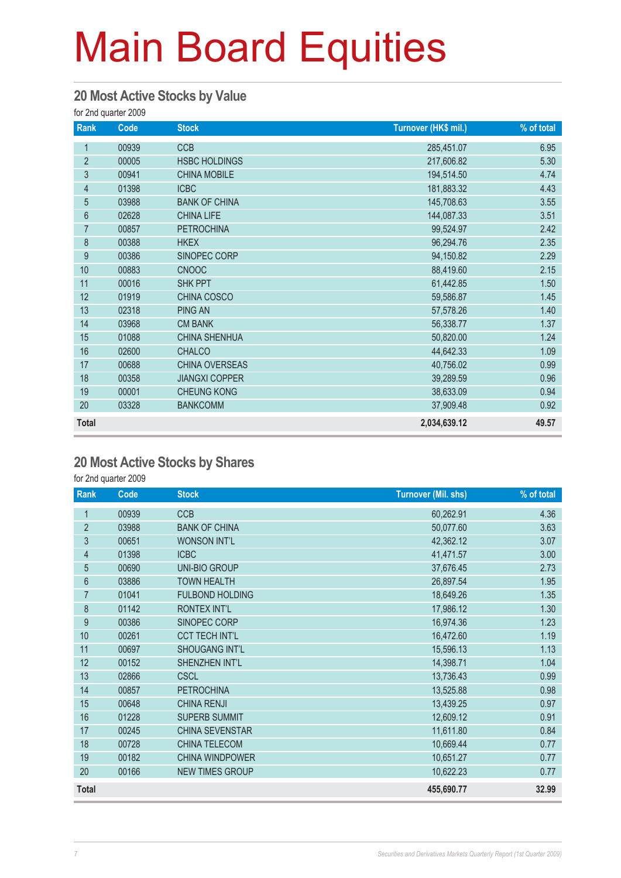# Main Board Equities

## 20 Most Active Stocks by Value

for 2nd quarter 2009

| Rank | Code | Stock | Turnover (HK$ mil.) | % of total |
|---|---|---|---|---|
| 1 | 00939 | CCB | 285,451.07 | 6.95 |
| 2 | 00005 | HSBC HOLDINGS | 217,606.82 | 5.30 |
| 3 | 00941 | CHINA MOBILE | 194,514.50 | 4.74 |
| 4 | 01398 | ICBC | 181,883.32 | 4.43 |
| 5 | 03988 | BANK OF CHINA | 145,708.63 | 3.55 |
| 6 | 02628 | CHINA LIFE | 144,087.33 | 3.51 |
| 7 | 00857 | PETROCHINA | 99,524.97 | 2.42 |
| 8 | 00388 | HKEX | 96,294.76 | 2.35 |
| 9 | 00386 | SINOPEC CORP | 94,150.82 | 2.29 |
| 10 | 00883 | CNOOC | 88,419.60 | 2.15 |
| 11 | 00016 | SHK PPT | 61,442.85 | 1.50 |
| 12 | 01919 | CHINA COSCO | 59,586.87 | 1.45 |
| 13 | 02318 | PING AN | 57,578.26 | 1.40 |
| 14 | 03968 | CM BANK | 56,338.77 | 1.37 |
| 15 | 01088 | CHINA SHENHUA | 50,820.00 | 1.24 |
| 16 | 02600 | CHALCO | 44,642.33 | 1.09 |
| 17 | 00688 | CHINA OVERSEAS | 40,756.02 | 0.99 |
| 18 | 00358 | JIANGXI COPPER | 39,289.59 | 0.96 |
| 19 | 00001 | CHEUNG KONG | 38,633.09 | 0.94 |
| 20 | 03328 | BANKCOMM | 37,909.48 | 0.92 |
| **Total** | | | **2,034,639.12** | **49.57** |

## 20 Most Active Stocks by Shares

for 2nd quarter 2009

| Rank | Code | Stock | Turnover (Mil. shs) | % of total |
|---|---|---|---|---|
| 1 | 00939 | CCB | 60,262.91 | 4.36 |
| 2 | 03988 | BANK OF CHINA | 50,077.60 | 3.63 |
| 3 | 00651 | WONSON INT'L | 42,362.12 | 3.07 |
| 4 | 01398 | ICBC | 41,471.57 | 3.00 |
| 5 | 00690 | UNI-BIO GROUP | 37,676.45 | 2.73 |
| 6 | 03886 | TOWN HEALTH | 26,897.54 | 1.95 |
| 7 | 01041 | FULBOND HOLDING | 18,649.26 | 1.35 |
| 8 | 01142 | RONTEX INT'L | 17,986.12 | 1.30 |
| 9 | 00386 | SINOPEC CORP | 16,974.36 | 1.23 |
| 10 | 00261 | CCT TECH INT'L | 16,472.60 | 1.19 |
| 11 | 00697 | SHOUGANG INT'L | 15,596.13 | 1.13 |
| 12 | 00152 | SHENZHEN INT'L | 14,398.71 | 1.04 |
| 13 | 02866 | CSCL | 13,736.43 | 0.99 |
| 14 | 00857 | PETROCHINA | 13,525.88 | 0.98 |
| 15 | 00648 | CHINA RENJI | 13,439.25 | 0.97 |
| 16 | 01228 | SUPERB SUMMIT | 12,609.12 | 0.91 |
| 17 | 00245 | CHINA SEVENSTAR | 11,611.80 | 0.84 |
| 18 | 00728 | CHINA TELECOM | 10,669.44 | 0.77 |
| 19 | 00182 | CHINA WINDPOWER | 10,651.27 | 0.77 |
| 20 | 00166 | NEW TIMES GROUP | 10,622.23 | 0.77 |
| **Total** | | | **455,690.77** | **32.99** |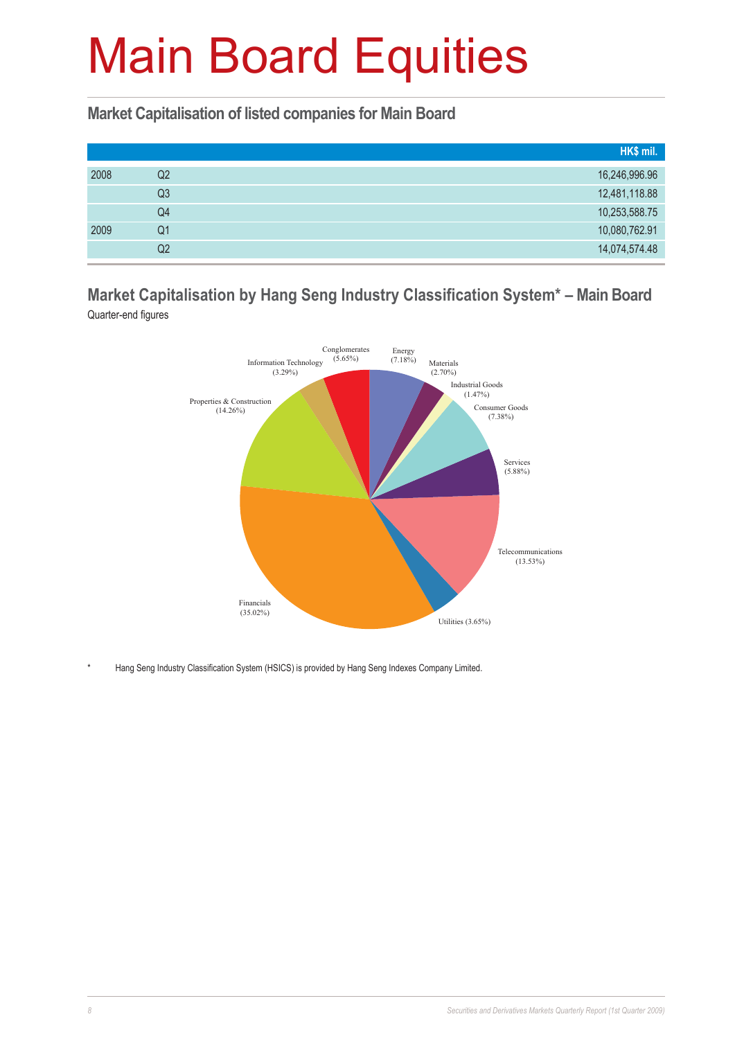# Main Board Equities

## Market Capitalisation of listed companies for Main Board

| | | HK$ mil. |
|---|---|---|
| 2008 | Q2 | 16,246,996.96 |
| | Q3 | 12,481,118.88 |
| | Q4 | 10,253,588.75 |
| 2009 | Q1 | 10,080,762.91 |
| | Q2 | 14,074,574.48 |

## Market Capitalisation by Hang Seng Industry Classification System* – Main Board

Quarter-end figures

Conglomerates (5.65%)
Energy (7.18%)
Materials (2.70%)
Industrial Goods (1.47%)
Consumer Goods (7.38%)
Services (5.88%)
Telecommunications (13.53%)
Utilities (3.65%)
Financials (35.02%)
Properties & Construction (14.26%)
Information Technology (3.29%)

\* Hang Seng Industry Classification System (HSICS) is provided by Hang Seng Indexes Company Limited.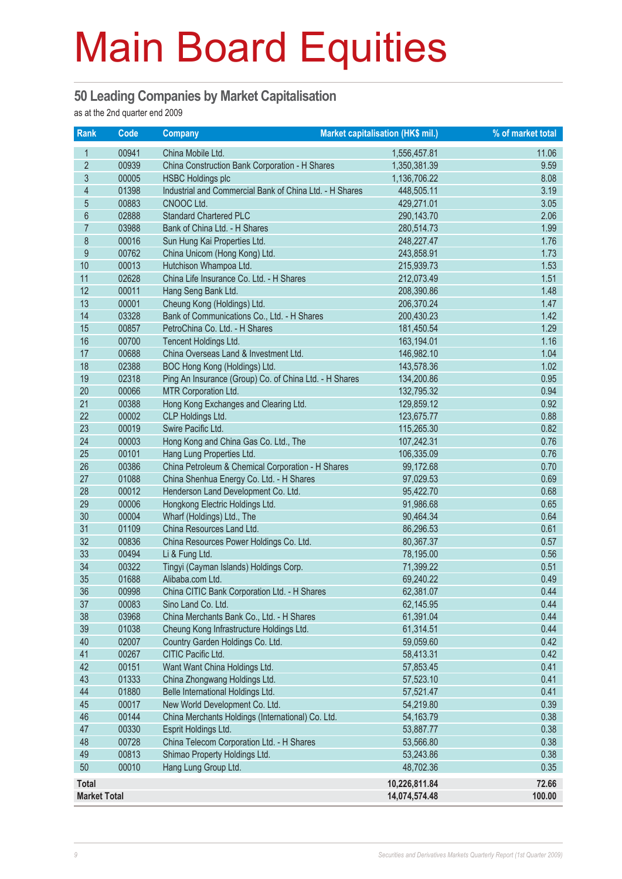# Main Board Equities

## 50 Leading Companies by Market Capitalisation

as at the 2nd quarter end 2009

| Rank | Code | Company | Market capitalisation (HK$ mil.) | % of market total |
|---|---|---|---|---|
| 1 | 00941 | China Mobile Ltd. | 1,556,457.81 | 11.06 |
| 2 | 00939 | China Construction Bank Corporation - H Shares | 1,350,381.39 | 9.59 |
| 3 | 00005 | HSBC Holdings plc | 1,136,706.22 | 8.08 |
| 4 | 01398 | Industrial and Commercial Bank of China Ltd. - H Shares | 448,505.11 | 3.19 |
| 5 | 00883 | CNOOC Ltd. | 429,271.01 | 3.05 |
| 6 | 02888 | Standard Chartered PLC | 290,143.70 | 2.06 |
| 7 | 03988 | Bank of China Ltd. - H Shares | 280,514.73 | 1.99 |
| 8 | 00016 | Sun Hung Kai Properties Ltd. | 248,227.47 | 1.76 |
| 9 | 00762 | China Unicom (Hong Kong) Ltd. | 243,858.91 | 1.73 |
| 10 | 00013 | Hutchison Whampoa Ltd. | 215,939.73 | 1.53 |
| 11 | 02628 | China Life Insurance Co. Ltd. - H Shares | 212,073.49 | 1.51 |
| 12 | 00011 | Hang Seng Bank Ltd. | 208,390.86 | 1.48 |
| 13 | 00001 | Cheung Kong (Holdings) Ltd. | 206,370.24 | 1.47 |
| 14 | 03328 | Bank of Communications Co., Ltd. - H Shares | 200,430.23 | 1.42 |
| 15 | 00857 | PetroChina Co. Ltd. - H Shares | 181,450.54 | 1.29 |
| 16 | 00700 | Tencent Holdings Ltd. | 163,194.01 | 1.16 |
| 17 | 00688 | China Overseas Land & Investment Ltd. | 146,982.10 | 1.04 |
| 18 | 02388 | BOC Hong Kong (Holdings) Ltd. | 143,578.36 | 1.02 |
| 19 | 02318 | Ping An Insurance (Group) Co. of China Ltd. - H Shares | 134,200.86 | 0.95 |
| 20 | 00066 | MTR Corporation Ltd. | 132,795.32 | 0.94 |
| 21 | 00388 | Hong Kong Exchanges and Clearing Ltd. | 129,859.12 | 0.92 |
| 22 | 00002 | CLP Holdings Ltd. | 123,675.77 | 0.88 |
| 23 | 00019 | Swire Pacific Ltd. | 115,265.30 | 0.82 |
| 24 | 00003 | Hong Kong and China Gas Co. Ltd., The | 107,242.31 | 0.76 |
| 25 | 00101 | Hang Lung Properties Ltd. | 106,335.09 | 0.76 |
| 26 | 00386 | China Petroleum & Chemical Corporation - H Shares | 99,172.68 | 0.70 |
| 27 | 01088 | China Shenhua Energy Co. Ltd. - H Shares | 97,029.53 | 0.69 |
| 28 | 00012 | Henderson Land Development Co. Ltd. | 95,422.70 | 0.68 |
| 29 | 00006 | Hongkong Electric Holdings Ltd. | 91,986.68 | 0.65 |
| 30 | 00004 | Wharf (Holdings) Ltd., The | 90,464.34 | 0.64 |
| 31 | 01109 | China Resources Land Ltd. | 86,296.53 | 0.61 |
| 32 | 00836 | China Resources Power Holdings Co. Ltd. | 80,367.37 | 0.57 |
| 33 | 00494 | Li & Fung Ltd. | 78,195.00 | 0.56 |
| 34 | 00322 | Tingyi (Cayman Islands) Holdings Corp. | 71,399.22 | 0.51 |
| 35 | 01688 | Alibaba.com Ltd. | 69,240.22 | 0.49 |
| 36 | 00998 | China CITIC Bank Corporation Ltd. - H Shares | 62,381.07 | 0.44 |
| 37 | 00083 | Sino Land Co. Ltd. | 62,145.95 | 0.44 |
| 38 | 03968 | China Merchants Bank Co., Ltd. - H Shares | 61,391.04 | 0.44 |
| 39 | 01038 | Cheung Kong Infrastructure Holdings Ltd. | 61,314.51 | 0.44 |
| 40 | 02007 | Country Garden Holdings Co. Ltd. | 59,059.60 | 0.42 |
| 41 | 00267 | CITIC Pacific Ltd. | 58,413.31 | 0.42 |
| 42 | 00151 | Want Want China Holdings Ltd. | 57,853.45 | 0.41 |
| 43 | 01333 | China Zhongwang Holdings Ltd. | 57,523.10 | 0.41 |
| 44 | 01880 | Belle International Holdings Ltd. | 57,521.47 | 0.41 |
| 45 | 00017 | New World Development Co. Ltd. | 54,219.80 | 0.39 |
| 46 | 00144 | China Merchants Holdings (International) Co. Ltd. | 54,163.79 | 0.38 |
| 47 | 00330 | Esprit Holdings Ltd. | 53,887.77 | 0.38 |
| 48 | 00728 | China Telecom Corporation Ltd. - H Shares | 53,566.80 | 0.38 |
| 49 | 00813 | Shimao Property Holdings Ltd. | 53,243.86 | 0.38 |
| 50 | 00010 | Hang Lung Group Ltd. | 48,702.36 | 0.35 |
| **Total** | | | **10,226,811.84** | **72.66** |
| **Market Total** | | | **14,074,574.48** | **100.00** |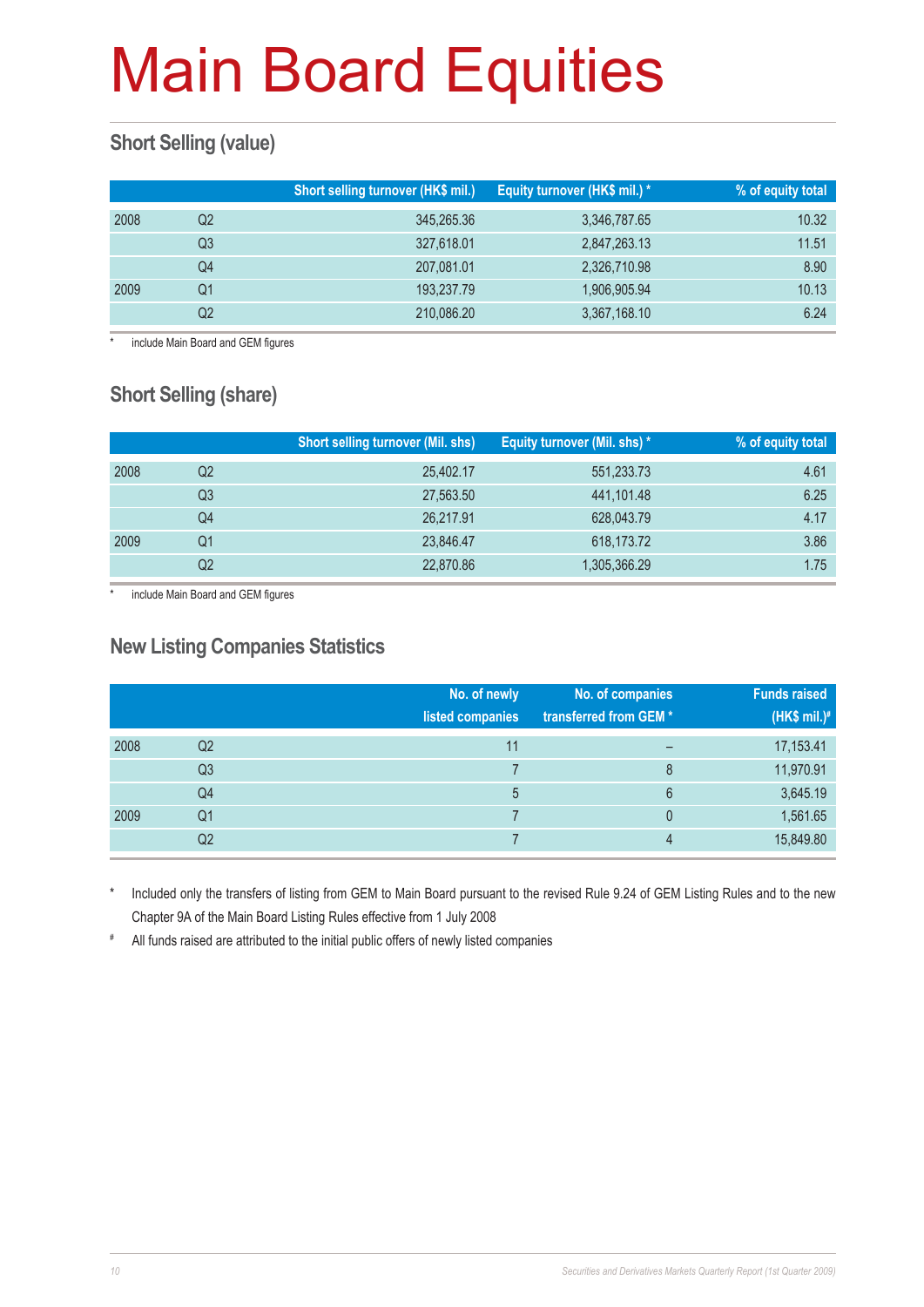# Main Board Equities

## Short Selling (value)

| | | Short selling turnover (HK$ mil.) | Equity turnover (HK$ mil.) * | % of equity total |
|---|---|---|---|---|
| 2008 | Q2 | 345,265.36 | 3,346,787.65 | 10.32 |
| | Q3 | 327,618.01 | 2,847,263.13 | 11.51 |
| | Q4 | 207,081.01 | 2,326,710.98 | 8.90 |
| 2009 | Q1 | 193,237.79 | 1,906,905.94 | 10.13 |
| | Q2 | 210,086.20 | 3,367,168.10 | 6.24 |

* include Main Board and GEM figures

## Short Selling (share)

| | | Short selling turnover (Mil. shs) | Equity turnover (Mil. shs) * | % of equity total |
|---|---|---|---|---|
| 2008 | Q2 | 25,402.17 | 551,233.73 | 4.61 |
| | Q3 | 27,563.50 | 441,101.48 | 6.25 |
| | Q4 | 26,217.91 | 628,043.79 | 4.17 |
| 2009 | Q1 | 23,846.47 | 618,173.72 | 3.86 |
| | Q2 | 22,870.86 | 1,305,366.29 | 1.75 |

* include Main Board and GEM figures

## New Listing Companies Statistics

| | | No. of newly listed companies | No. of companies transferred from GEM * | Funds raised (HK$ mil.)# |
|---|---|---|---|---|
| 2008 | Q2 | 11 | – | 17,153.41 |
| | Q3 | 7 | 8 | 11,970.91 |
| | Q4 | 5 | 6 | 3,645.19 |
| 2009 | Q1 | 7 | 0 | 1,561.65 |
| | Q2 | 7 | 4 | 15,849.80 |

* Included only the transfers of listing from GEM to Main Board pursuant to the revised Rule 9.24 of GEM Listing Rules and to the new Chapter 9A of the Main Board Listing Rules effective from 1 July 2008

# All funds raised are attributed to the initial public offers of newly listed companies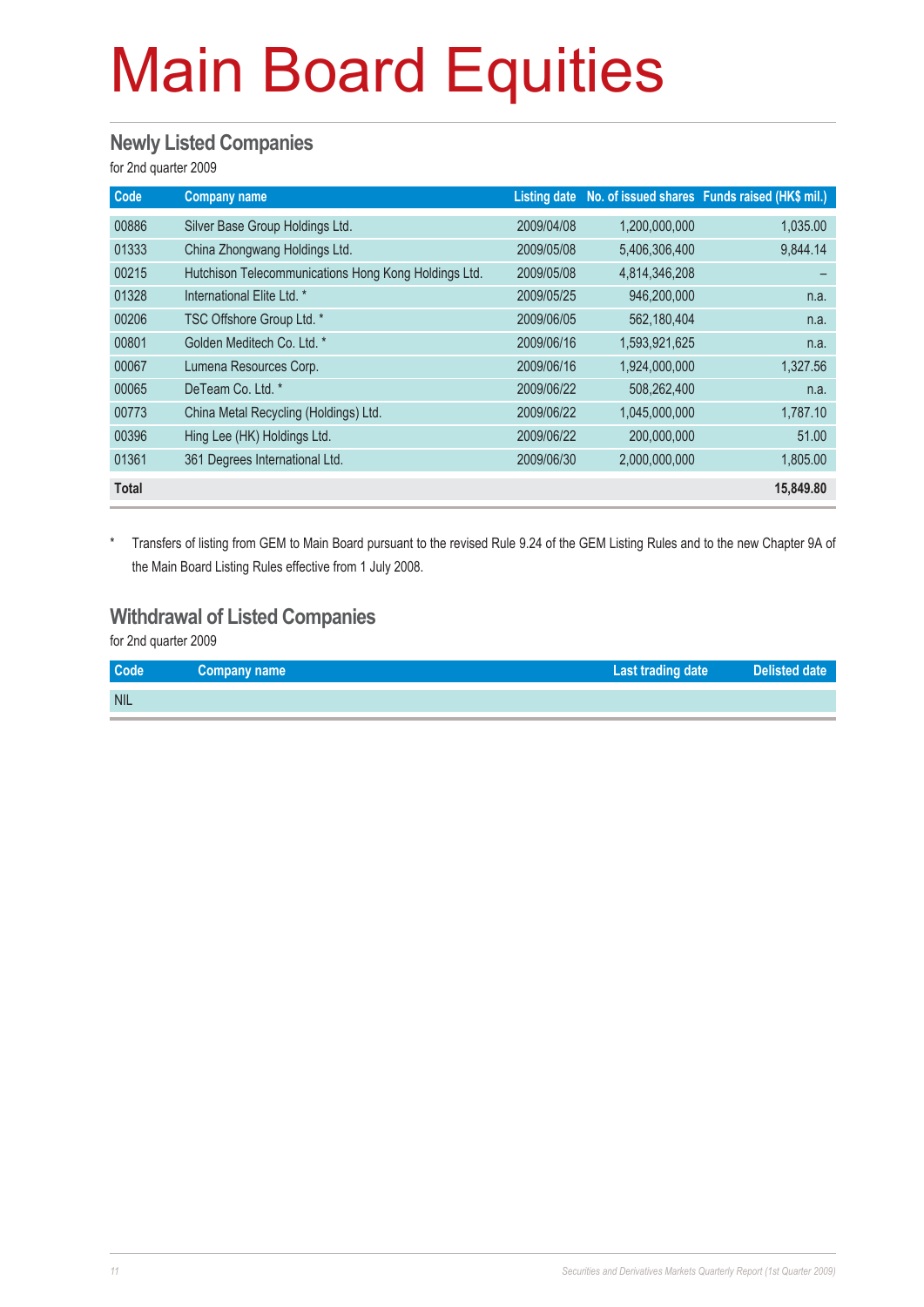# Main Board Equities

## Newly Listed Companies

for 2nd quarter 2009

| Code | Company name | Listing date | No. of issued shares | Funds raised (HK$ mil.) |
|---|---|---|---|---|
| 00886 | Silver Base Group Holdings Ltd. | 2009/04/08 | 1,200,000,000 | 1,035.00 |
| 01333 | China Zhongwang Holdings Ltd. | 2009/05/08 | 5,406,306,400 | 9,844.14 |
| 00215 | Hutchison Telecommunications Hong Kong Holdings Ltd. | 2009/05/08 | 4,814,346,208 | – |
| 01328 | International Elite Ltd. * | 2009/05/25 | 946,200,000 | n.a. |
| 00206 | TSC Offshore Group Ltd. * | 2009/06/05 | 562,180,404 | n.a. |
| 00801 | Golden Meditech Co. Ltd. * | 2009/06/16 | 1,593,921,625 | n.a. |
| 00067 | Lumena Resources Corp. | 2009/06/16 | 1,924,000,000 | 1,327.56 |
| 00065 | DeTeam Co. Ltd. * | 2009/06/22 | 508,262,400 | n.a. |
| 00773 | China Metal Recycling (Holdings) Ltd. | 2009/06/22 | 1,045,000,000 | 1,787.10 |
| 00396 | Hing Lee (HK) Holdings Ltd. | 2009/06/22 | 200,000,000 | 51.00 |
| 01361 | 361 Degrees International Ltd. | 2009/06/30 | 2,000,000,000 | 1,805.00 |
| **Total** | | | | **15,849.80** |

\* Transfers of listing from GEM to Main Board pursuant to the revised Rule 9.24 of the GEM Listing Rules and to the new Chapter 9A of the Main Board Listing Rules effective from 1 July 2008.

## Withdrawal of Listed Companies

for 2nd quarter 2009

| Code | Company name | Last trading date | Delisted date |
|---|---|---|---|
| NIL | | | |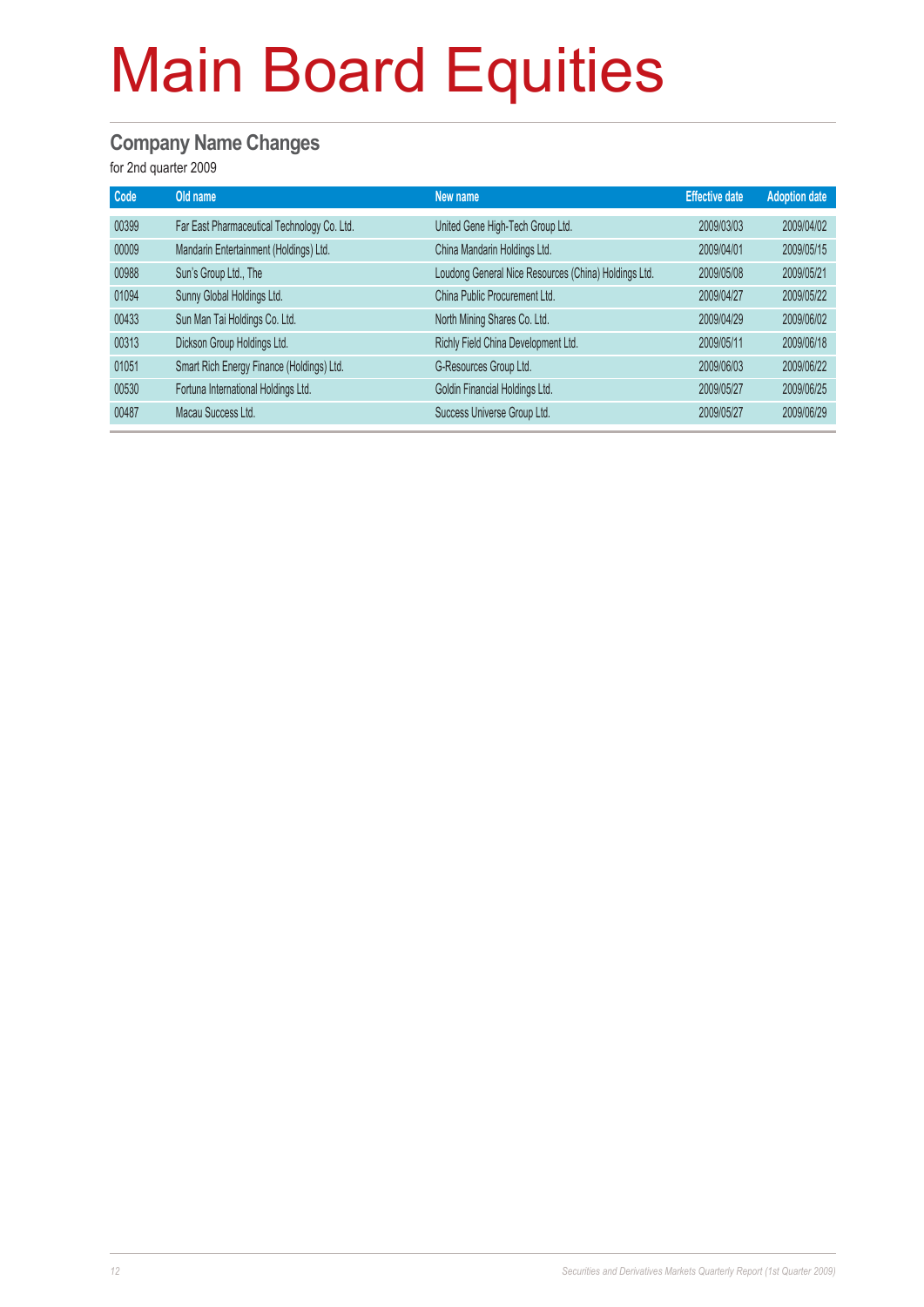# Main Board Equities

## Company Name Changes

for 2nd quarter 2009

| Code | Old name | New name | Effective date | Adoption date |
|---|---|---|---|---|
| 00399 | Far East Pharmaceutical Technology Co. Ltd. | United Gene High-Tech Group Ltd. | 2009/03/03 | 2009/04/02 |
| 00009 | Mandarin Entertainment (Holdings) Ltd. | China Mandarin Holdings Ltd. | 2009/04/01 | 2009/05/15 |
| 00988 | Sun's Group Ltd., The | Loudong General Nice Resources (China) Holdings Ltd. | 2009/05/08 | 2009/05/21 |
| 01094 | Sunny Global Holdings Ltd. | China Public Procurement Ltd. | 2009/04/27 | 2009/05/22 |
| 00433 | Sun Man Tai Holdings Co. Ltd. | North Mining Shares Co. Ltd. | 2009/04/29 | 2009/06/02 |
| 00313 | Dickson Group Holdings Ltd. | Richly Field China Development Ltd. | 2009/05/11 | 2009/06/18 |
| 01051 | Smart Rich Energy Finance (Holdings) Ltd. | G-Resources Group Ltd. | 2009/06/03 | 2009/06/22 |
| 00530 | Fortuna International Holdings Ltd. | Goldin Financial Holdings Ltd. | 2009/05/27 | 2009/06/25 |
| 00487 | Macau Success Ltd. | Success Universe Group Ltd. | 2009/05/27 | 2009/06/29 |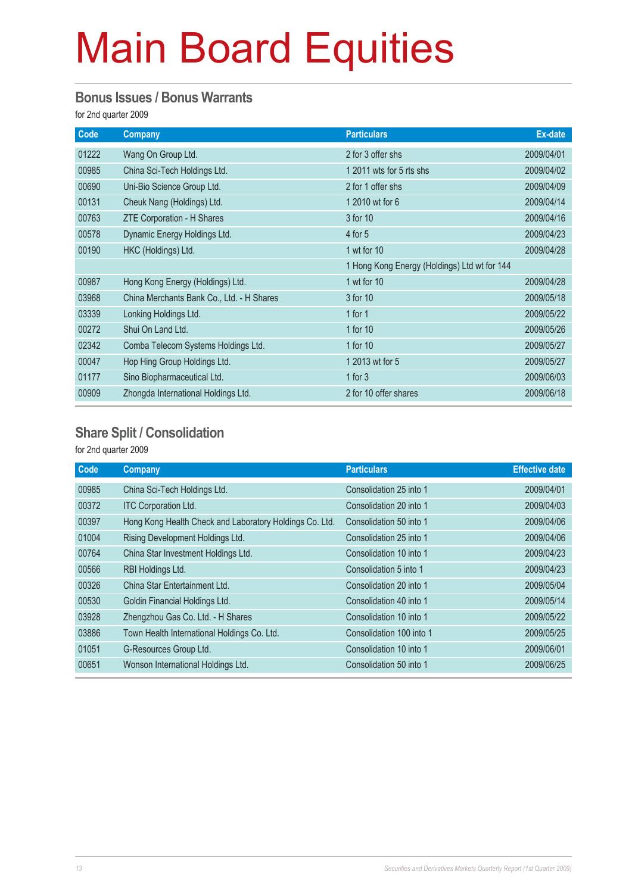# Main Board Equities

## Bonus Issues / Bonus Warrants

for 2nd quarter 2009

| Code | Company | Particulars | Ex-date |
|---|---|---|---|
| 01222 | Wang On Group Ltd. | 2 for 3 offer shs | 2009/04/01 |
| 00985 | China Sci-Tech Holdings Ltd. | 1 2011 wts for 5 rts shs | 2009/04/02 |
| 00690 | Uni-Bio Science Group Ltd. | 2 for 1 offer shs | 2009/04/09 |
| 00131 | Cheuk Nang (Holdings) Ltd. | 1 2010 wt for 6 | 2009/04/14 |
| 00763 | ZTE Corporation - H Shares | 3 for 10 | 2009/04/16 |
| 00578 | Dynamic Energy Holdings Ltd. | 4 for 5 | 2009/04/23 |
| 00190 | HKC (Holdings) Ltd. | 1 wt for 10 | 2009/04/28 |
| | | 1 Hong Kong Energy (Holdings) Ltd wt for 144 | |
| 00987 | Hong Kong Energy (Holdings) Ltd. | 1 wt for 10 | 2009/04/28 |
| 03968 | China Merchants Bank Co., Ltd. - H Shares | 3 for 10 | 2009/05/18 |
| 03339 | Lonking Holdings Ltd. | 1 for 1 | 2009/05/22 |
| 00272 | Shui On Land Ltd. | 1 for 10 | 2009/05/26 |
| 02342 | Comba Telecom Systems Holdings Ltd. | 1 for 10 | 2009/05/27 |
| 00047 | Hop Hing Group Holdings Ltd. | 1 2013 wt for 5 | 2009/05/27 |
| 01177 | Sino Biopharmaceutical Ltd. | 1 for 3 | 2009/06/03 |
| 00909 | Zhongda International Holdings Ltd. | 2 for 10 offer shares | 2009/06/18 |

## Share Split / Consolidation

for 2nd quarter 2009

| Code | Company | Particulars | Effective date |
|---|---|---|---|
| 00985 | China Sci-Tech Holdings Ltd. | Consolidation 25 into 1 | 2009/04/01 |
| 00372 | ITC Corporation Ltd. | Consolidation 20 into 1 | 2009/04/03 |
| 00397 | Hong Kong Health Check and Laboratory Holdings Co. Ltd. | Consolidation 50 into 1 | 2009/04/06 |
| 01004 | Rising Development Holdings Ltd. | Consolidation 25 into 1 | 2009/04/06 |
| 00764 | China Star Investment Holdings Ltd. | Consolidation 10 into 1 | 2009/04/23 |
| 00566 | RBI Holdings Ltd. | Consolidation 5 into 1 | 2009/04/23 |
| 00326 | China Star Entertainment Ltd. | Consolidation 20 into 1 | 2009/05/04 |
| 00530 | Goldin Financial Holdings Ltd. | Consolidation 40 into 1 | 2009/05/14 |
| 03928 | Zhengzhou Gas Co. Ltd. - H Shares | Consolidation 10 into 1 | 2009/05/22 |
| 03886 | Town Health International Holdings Co. Ltd. | Consolidation 100 into 1 | 2009/05/25 |
| 01051 | G-Resources Group Ltd. | Consolidation 10 into 1 | 2009/06/01 |
| 00651 | Wonson International Holdings Ltd. | Consolidation 50 into 1 | 2009/06/25 |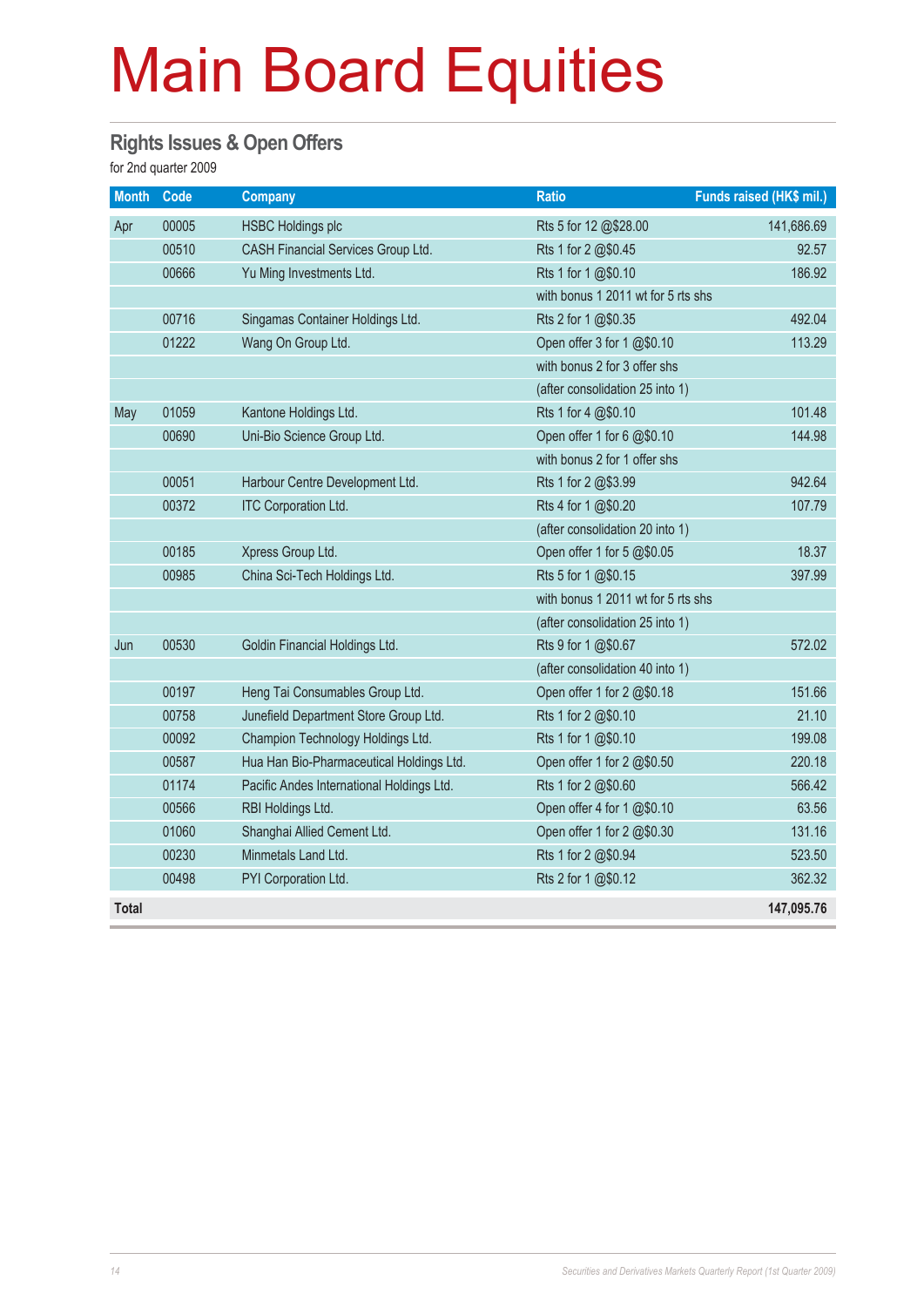# Main Board Equities

## Rights Issues & Open Offers

for 2nd quarter 2009

| Month | Code | Company | Ratio | Funds raised (HK$ mil.) |
|---|---|---|---|---|
| Apr | 00005 | HSBC Holdings plc | Rts 5 for 12 @$28.00 | 141,686.69 |
| | 00510 | CASH Financial Services Group Ltd. | Rts 1 for 2 @$0.45 | 92.57 |
| | 00666 | Yu Ming Investments Ltd. | Rts 1 for 1 @$0.10 | 186.92 |
| | | | with bonus 1 2011 wt for 5 rts shs | |
| | 00716 | Singamas Container Holdings Ltd. | Rts 2 for 1 @$0.35 | 492.04 |
| | 01222 | Wang On Group Ltd. | Open offer 3 for 1 @$0.10 | 113.29 |
| | | | with bonus 2 for 3 offer shs | |
| | | | (after consolidation 25 into 1) | |
| May | 01059 | Kantone Holdings Ltd. | Rts 1 for 4 @$0.10 | 101.48 |
| | 00690 | Uni-Bio Science Group Ltd. | Open offer 1 for 6 @$0.10 | 144.98 |
| | | | with bonus 2 for 1 offer shs | |
| | 00051 | Harbour Centre Development Ltd. | Rts 1 for 2 @$3.99 | 942.64 |
| | 00372 | ITC Corporation Ltd. | Rts 4 for 1 @$0.20 | 107.79 |
| | | | (after consolidation 20 into 1) | |
| | 00185 | Xpress Group Ltd. | Open offer 1 for 5 @$0.05 | 18.37 |
| | 00985 | China Sci-Tech Holdings Ltd. | Rts 5 for 1 @$0.15 | 397.99 |
| | | | with bonus 1 2011 wt for 5 rts shs | |
| | | | (after consolidation 25 into 1) | |
| Jun | 00530 | Goldin Financial Holdings Ltd. | Rts 9 for 1 @$0.67 | 572.02 |
| | | | (after consolidation 40 into 1) | |
| | 00197 | Heng Tai Consumables Group Ltd. | Open offer 1 for 2 @$0.18 | 151.66 |
| | 00758 | Junefield Department Store Group Ltd. | Rts 1 for 2 @$0.10 | 21.10 |
| | 00092 | Champion Technology Holdings Ltd. | Rts 1 for 1 @$0.10 | 199.08 |
| | 00587 | Hua Han Bio-Pharmaceutical Holdings Ltd. | Open offer 1 for 2 @$0.50 | 220.18 |
| | 01174 | Pacific Andes International Holdings Ltd. | Rts 1 for 2 @$0.60 | 566.42 |
| | 00566 | RBI Holdings Ltd. | Open offer 4 for 1 @$0.10 | 63.56 |
| | 01060 | Shanghai Allied Cement Ltd. | Open offer 1 for 2 @$0.30 | 131.16 |
| | 00230 | Minmetals Land Ltd. | Rts 1 for 2 @$0.94 | 523.50 |
| | 00498 | PYI Corporation Ltd. | Rts 2 for 1 @$0.12 | 362.32 |
| **Total** | | | | **147,095.76** |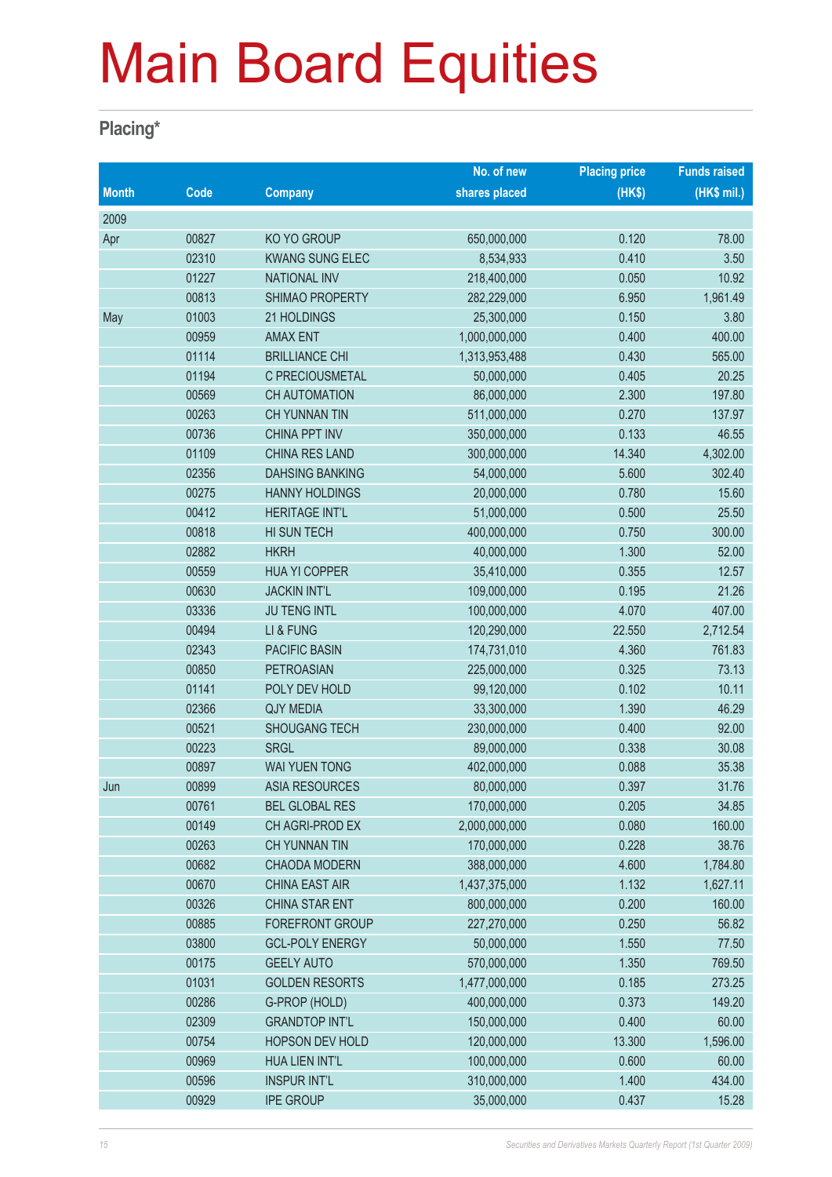# Main Board Equities

## Placing*

| Month | Code | Company | No. of new shares placed | Placing price (HK$) | Funds raised (HK$ mil.) |
|---|---|---|---|---|---|
| 2009 | | | | | |
| Apr | 00827 | KO YO GROUP | 650,000,000 | 0.120 | 78.00 |
| | 02310 | KWANG SUNG ELEC | 8,534,933 | 0.410 | 3.50 |
| | 01227 | NATIONAL INV | 218,400,000 | 0.050 | 10.92 |
| | 00813 | SHIMAO PROPERTY | 282,229,000 | 6.950 | 1,961.49 |
| May | 01003 | 21 HOLDINGS | 25,300,000 | 0.150 | 3.80 |
| | 00959 | AMAX ENT | 1,000,000,000 | 0.400 | 400.00 |
| | 01114 | BRILLIANCE CHI | 1,313,953,488 | 0.430 | 565.00 |
| | 01194 | C PRECIOUSMETAL | 50,000,000 | 0.405 | 20.25 |
| | 00569 | CH AUTOMATION | 86,000,000 | 2.300 | 197.80 |
| | 00263 | CH YUNNAN TIN | 511,000,000 | 0.270 | 137.97 |
| | 00736 | CHINA PPT INV | 350,000,000 | 0.133 | 46.55 |
| | 01109 | CHINA RES LAND | 300,000,000 | 14.340 | 4,302.00 |
| | 02356 | DAHSING BANKING | 54,000,000 | 5.600 | 302.40 |
| | 00275 | HANNY HOLDINGS | 20,000,000 | 0.780 | 15.60 |
| | 00412 | HERITAGE INT'L | 51,000,000 | 0.500 | 25.50 |
| | 00818 | HI SUN TECH | 400,000,000 | 0.750 | 300.00 |
| | 02882 | HKRH | 40,000,000 | 1.300 | 52.00 |
| | 00559 | HUA YI COPPER | 35,410,000 | 0.355 | 12.57 |
| | 00630 | JACKIN INT'L | 109,000,000 | 0.195 | 21.26 |
| | 03336 | JU TENG INTL | 100,000,000 | 4.070 | 407.00 |
| | 00494 | LI & FUNG | 120,290,000 | 22.550 | 2,712.54 |
| | 02343 | PACIFIC BASIN | 174,731,010 | 4.360 | 761.83 |
| | 00850 | PETROASIAN | 225,000,000 | 0.325 | 73.13 |
| | 01141 | POLY DEV HOLD | 99,120,000 | 0.102 | 10.11 |
| | 02366 | QJY MEDIA | 33,300,000 | 1.390 | 46.29 |
| | 00521 | SHOUGANG TECH | 230,000,000 | 0.400 | 92.00 |
| | 00223 | SRGL | 89,000,000 | 0.338 | 30.08 |
| | 00897 | WAI YUEN TONG | 402,000,000 | 0.088 | 35.38 |
| Jun | 00899 | ASIA RESOURCES | 80,000,000 | 0.397 | 31.76 |
| | 00761 | BEL GLOBAL RES | 170,000,000 | 0.205 | 34.85 |
| | 00149 | CH AGRI-PROD EX | 2,000,000,000 | 0.080 | 160.00 |
| | 00263 | CH YUNNAN TIN | 170,000,000 | 0.228 | 38.76 |
| | 00682 | CHAODA MODERN | 388,000,000 | 4.600 | 1,784.80 |
| | 00670 | CHINA EAST AIR | 1,437,375,000 | 1.132 | 1,627.11 |
| | 00326 | CHINA STAR ENT | 800,000,000 | 0.200 | 160.00 |
| | 00885 | FOREFRONT GROUP | 227,270,000 | 0.250 | 56.82 |
| | 03800 | GCL-POLY ENERGY | 50,000,000 | 1.550 | 77.50 |
| | 00175 | GEELY AUTO | 570,000,000 | 1.350 | 769.50 |
| | 01031 | GOLDEN RESORTS | 1,477,000,000 | 0.185 | 273.25 |
| | 00286 | G-PROP (HOLD) | 400,000,000 | 0.373 | 149.20 |
| | 02309 | GRANDTOP INT'L | 150,000,000 | 0.400 | 60.00 |
| | 00754 | HOPSON DEV HOLD | 120,000,000 | 13.300 | 1,596.00 |
| | 00969 | HUA LIEN INT'L | 100,000,000 | 0.600 | 60.00 |
| | 00596 | INSPUR INT'L | 310,000,000 | 1.400 | 434.00 |
| | 00929 | IPE GROUP | 35,000,000 | 0.437 | 15.28 |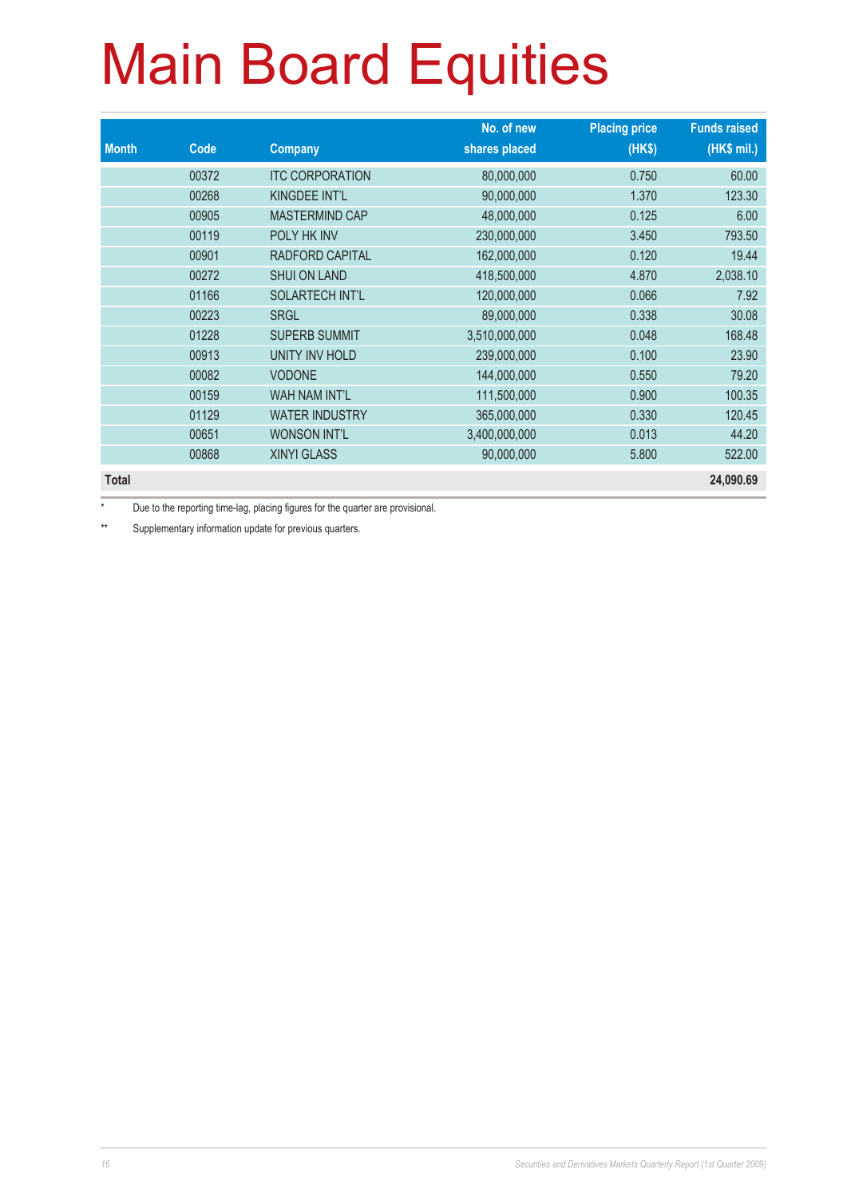# Main Board Equities

| Month | Code | Company | No. of new shares placed | Placing price (HK$) | Funds raised (HK$ mil.) |
|---|---|---|---|---|---|
| | 00372 | ITC CORPORATION | 80,000,000 | 0.750 | 60.00 |
| | 00268 | KINGDEE INT'L | 90,000,000 | 1.370 | 123.30 |
| | 00905 | MASTERMIND CAP | 48,000,000 | 0.125 | 6.00 |
| | 00119 | POLY HK INV | 230,000,000 | 3.450 | 793.50 |
| | 00901 | RADFORD CAPITAL | 162,000,000 | 0.120 | 19.44 |
| | 00272 | SHUI ON LAND | 418,500,000 | 4.870 | 2,038.10 |
| | 01166 | SOLARTECH INT'L | 120,000,000 | 0.066 | 7.92 |
| | 00223 | SRGL | 89,000,000 | 0.338 | 30.08 |
| | 01228 | SUPERB SUMMIT | 3,510,000,000 | 0.048 | 168.48 |
| | 00913 | UNITY INV HOLD | 239,000,000 | 0.100 | 23.90 |
| | 00082 | VODONE | 144,000,000 | 0.550 | 79.20 |
| | 00159 | WAH NAM INT'L | 111,500,000 | 0.900 | 100.35 |
| | 01129 | WATER INDUSTRY | 365,000,000 | 0.330 | 120.45 |
| | 00651 | WONSON INT'L | 3,400,000,000 | 0.013 | 44.20 |
| | 00868 | XINYI GLASS | 90,000,000 | 5.800 | 522.00 |
| **Total** | | | | | **24,090.69** |

* Due to the reporting time-lag, placing figures for the quarter are provisional.

** Supplementary information update for previous quarters.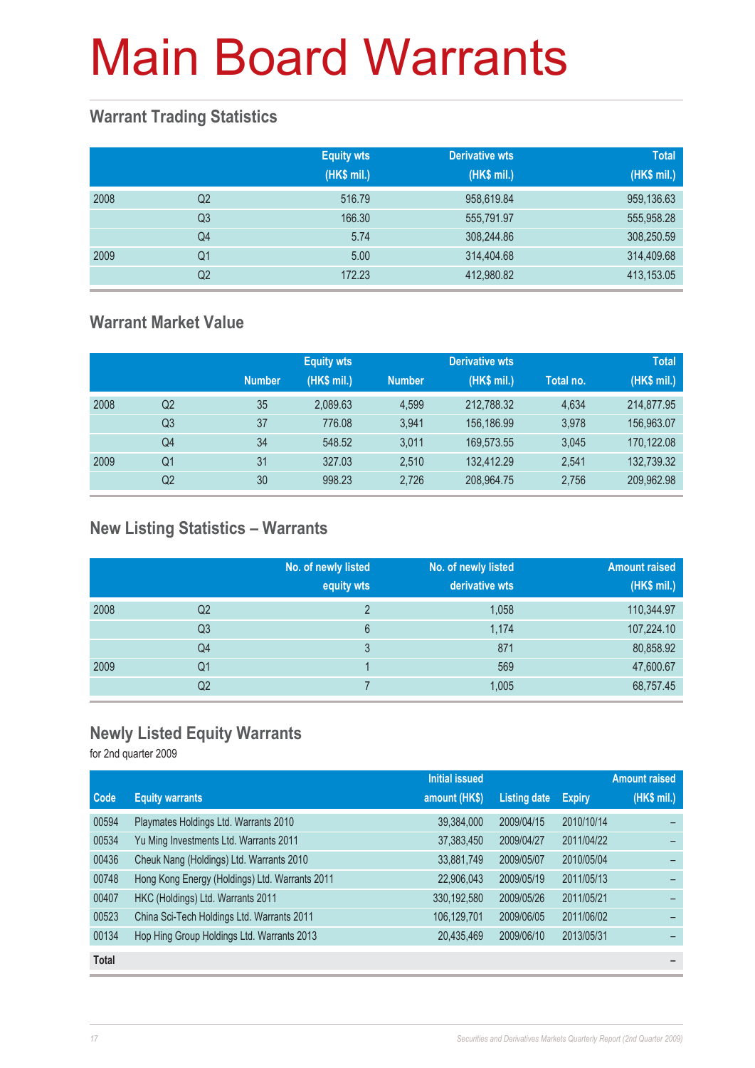# Main Board Warrants

## Warrant Trading Statistics

| | | Equity wts (HK$ mil.) | Derivative wts (HK$ mil.) | Total (HK$ mil.) |
|---|---|---|---|---|
| 2008 | Q2 | 516.79 | 958,619.84 | 959,136.63 |
| | Q3 | 166.30 | 555,791.97 | 555,958.28 |
| | Q4 | 5.74 | 308,244.86 | 308,250.59 |
| 2009 | Q1 | 5.00 | 314,404.68 | 314,409.68 |
| | Q2 | 172.23 | 412,980.82 | 413,153.05 |

## Warrant Market Value

| | | Equity wts | | Derivative wts | | | Total |
|---|---|---|---|---|---|---|---|
| | | Number | (HK$ mil.) | Number | (HK$ mil.) | Total no. | (HK$ mil.) |
| 2008 | Q2 | 35 | 2,089.63 | 4,599 | 212,788.32 | 4,634 | 214,877.95 |
| | Q3 | 37 | 776.08 | 3,941 | 156,186.99 | 3,978 | 156,963.07 |
| | Q4 | 34 | 548.52 | 3,011 | 169,573.55 | 3,045 | 170,122.08 |
| 2009 | Q1 | 31 | 327.03 | 2,510 | 132,412.29 | 2,541 | 132,739.32 |
| | Q2 | 30 | 998.23 | 2,726 | 208,964.75 | 2,756 | 209,962.98 |

## New Listing Statistics – Warrants

| | | No. of newly listed equity wts | No. of newly listed derivative wts | Amount raised (HK$ mil.) |
|---|---|---|---|---|
| 2008 | Q2 | 2 | 1,058 | 110,344.97 |
| | Q3 | 6 | 1,174 | 107,224.10 |
| | Q4 | 3 | 871 | 80,858.92 |
| 2009 | Q1 | 1 | 569 | 47,600.67 |
| | Q2 | 7 | 1,005 | 68,757.45 |

## Newly Listed Equity Warrants

for 2nd quarter 2009

| Code | Equity warrants | Initial issued amount (HK$) | Listing date | Expiry | Amount raised (HK$ mil.) |
|---|---|---|---|---|---|
| 00594 | Playmates Holdings Ltd. Warrants 2010 | 39,384,000 | 2009/04/15 | 2010/10/14 | – |
| 00534 | Yu Ming Investments Ltd. Warrants 2011 | 37,383,450 | 2009/04/27 | 2011/04/22 | – |
| 00436 | Cheuk Nang (Holdings) Ltd. Warrants 2010 | 33,881,749 | 2009/05/07 | 2010/05/04 | – |
| 00748 | Hong Kong Energy (Holdings) Ltd. Warrants 2011 | 22,906,043 | 2009/05/19 | 2011/05/13 | – |
| 00407 | HKC (Holdings) Ltd. Warrants 2011 | 330,192,580 | 2009/05/26 | 2011/05/21 | – |
| 00523 | China Sci-Tech Holdings Ltd. Warrants 2011 | 106,129,701 | 2009/06/05 | 2011/06/02 | – |
| 00134 | Hop Hing Group Holdings Ltd. Warrants 2013 | 20,435,469 | 2009/06/10 | 2013/05/31 | – |
| **Total** | | | | | – |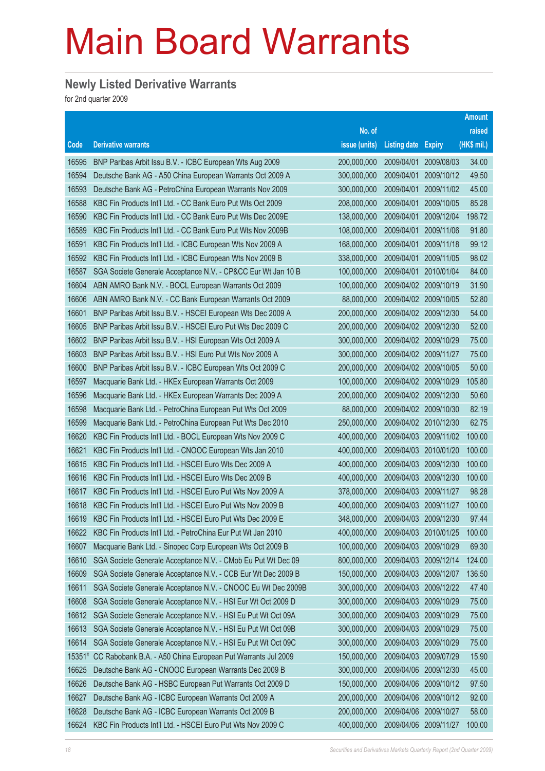# Main Board Warrants

## Newly Listed Derivative Warrants

for 2nd quarter 2009

| Code | Derivative warrants | No. of issue (units) | Listing date | Expiry | Amount raised (HK$ mil.) |
|---|---|---|---|---|---|
| 16595 | BNP Paribas Arbit Issu B.V. - ICBC European Wts Aug 2009 | 200,000,000 | 2009/04/01 | 2009/08/03 | 34.00 |
| 16594 | Deutsche Bank AG - A50 China European Warrants Oct 2009 A | 300,000,000 | 2009/04/01 | 2009/10/12 | 49.50 |
| 16593 | Deutsche Bank AG - PetroChina European Warrants Nov 2009 | 300,000,000 | 2009/04/01 | 2009/11/02 | 45.00 |
| 16588 | KBC Fin Products Int'l Ltd. - CC Bank Euro Put Wts Oct 2009 | 208,000,000 | 2009/04/01 | 2009/10/05 | 85.28 |
| 16590 | KBC Fin Products Int'l Ltd. - CC Bank Euro Put Wts Dec 2009E | 138,000,000 | 2009/04/01 | 2009/12/04 | 198.72 |
| 16589 | KBC Fin Products Int'l Ltd. - CC Bank Euro Put Wts Nov 2009B | 108,000,000 | 2009/04/01 | 2009/11/06 | 91.80 |
| 16591 | KBC Fin Products Int'l Ltd. - ICBC European Wts Nov 2009 A | 168,000,000 | 2009/04/01 | 2009/11/18 | 99.12 |
| 16592 | KBC Fin Products Int'l Ltd. - ICBC European Wts Nov 2009 B | 338,000,000 | 2009/04/01 | 2009/11/05 | 98.02 |
| 16587 | SGA Societe Generale Acceptance N.V. - CP&CC Eur Wt Jan 10 B | 100,000,000 | 2009/04/01 | 2010/01/04 | 84.00 |
| 16604 | ABN AMRO Bank N.V. - BOCL European Warrants Oct 2009 | 100,000,000 | 2009/04/02 | 2009/10/19 | 31.90 |
| 16606 | ABN AMRO Bank N.V. - CC Bank European Warrants Oct 2009 | 88,000,000 | 2009/04/02 | 2009/10/05 | 52.80 |
| 16601 | BNP Paribas Arbit Issu B.V. - HSCEI European Wts Dec 2009 A | 200,000,000 | 2009/04/02 | 2009/12/30 | 54.00 |
| 16605 | BNP Paribas Arbit Issu B.V. - HSCEI Euro Put Wts Dec 2009 C | 200,000,000 | 2009/04/02 | 2009/12/30 | 52.00 |
| 16602 | BNP Paribas Arbit Issu B.V. - HSI European Wts Oct 2009 A | 300,000,000 | 2009/04/02 | 2009/10/29 | 75.00 |
| 16603 | BNP Paribas Arbit Issu B.V. - HSI Euro Put Wts Nov 2009 A | 300,000,000 | 2009/04/02 | 2009/11/27 | 75.00 |
| 16600 | BNP Paribas Arbit Issu B.V. - ICBC European Wts Oct 2009 C | 200,000,000 | 2009/04/02 | 2009/10/05 | 50.00 |
| 16597 | Macquarie Bank Ltd. - HKEx European Warrants Oct 2009 | 100,000,000 | 2009/04/02 | 2009/10/29 | 105.80 |
| 16596 | Macquarie Bank Ltd. - HKEx European Warrants Dec 2009 A | 200,000,000 | 2009/04/02 | 2009/12/30 | 50.60 |
| 16598 | Macquarie Bank Ltd. - PetroChina European Put Wts Oct 2009 | 88,000,000 | 2009/04/02 | 2009/10/30 | 82.19 |
| 16599 | Macquarie Bank Ltd. - PetroChina European Put Wts Dec 2010 | 250,000,000 | 2009/04/02 | 2010/12/30 | 62.75 |
| 16620 | KBC Fin Products Int'l Ltd. - BOCL European Wts Nov 2009 C | 400,000,000 | 2009/04/03 | 2009/11/02 | 100.00 |
| 16621 | KBC Fin Products Int'l Ltd. - CNOOC European Wts Jan 2010 | 400,000,000 | 2009/04/03 | 2010/01/20 | 100.00 |
| 16615 | KBC Fin Products Int'l Ltd. - HSCEI Euro Wts Dec 2009 A | 400,000,000 | 2009/04/03 | 2009/12/30 | 100.00 |
| 16616 | KBC Fin Products Int'l Ltd. - HSCEI Euro Wts Dec 2009 B | 400,000,000 | 2009/04/03 | 2009/12/30 | 100.00 |
| 16617 | KBC Fin Products Int'l Ltd. - HSCEI Euro Put Wts Nov 2009 A | 378,000,000 | 2009/04/03 | 2009/11/27 | 98.28 |
| 16618 | KBC Fin Products Int'l Ltd. - HSCEI Euro Put Wts Nov 2009 B | 400,000,000 | 2009/04/03 | 2009/11/27 | 100.00 |
| 16619 | KBC Fin Products Int'l Ltd. - HSCEI Euro Put Wts Dec 2009 E | 348,000,000 | 2009/04/03 | 2009/12/30 | 97.44 |
| 16622 | KBC Fin Products Int'l Ltd. - PetroChina Eur Put Wt Jan 2010 | 400,000,000 | 2009/04/03 | 2010/01/25 | 100.00 |
| 16607 | Macquarie Bank Ltd. - Sinopec Corp European Wts Oct 2009 B | 100,000,000 | 2009/04/03 | 2009/10/29 | 69.30 |
| 16610 | SGA Societe Generale Acceptance N.V. - CMob Eu Put Wt Dec 09 | 800,000,000 | 2009/04/03 | 2009/12/14 | 124.00 |
| 16609 | SGA Societe Generale Acceptance N.V. - CCB Eur Wt Dec 2009 B | 150,000,000 | 2009/04/03 | 2009/12/07 | 136.50 |
| 16611 | SGA Societe Generale Acceptance N.V. - CNOOC Eu Wt Dec 2009B | 300,000,000 | 2009/04/03 | 2009/12/22 | 47.40 |
| 16608 | SGA Societe Generale Acceptance N.V. - HSI Eur Wt Oct 2009 D | 300,000,000 | 2009/04/03 | 2009/10/29 | 75.00 |
| 16612 | SGA Societe Generale Acceptance N.V. - HSI Eu Put Wt Oct 09A | 300,000,000 | 2009/04/03 | 2009/10/29 | 75.00 |
| 16613 | SGA Societe Generale Acceptance N.V. - HSI Eu Put Wt Oct 09B | 300,000,000 | 2009/04/03 | 2009/10/29 | 75.00 |
| 16614 | SGA Societe Generale Acceptance N.V. - HSI Eu Put Wt Oct 09C | 300,000,000 | 2009/04/03 | 2009/10/29 | 75.00 |
| 15351# | CC Rabobank B.A. - A50 China European Put Warrants Jul 2009 | 150,000,000 | 2009/04/03 | 2009/07/29 | 15.90 |
| 16625 | Deutsche Bank AG - CNOOC European Warrants Dec 2009 B | 300,000,000 | 2009/04/06 | 2009/12/30 | 45.00 |
| 16626 | Deutsche Bank AG - HSBC European Put Warrants Oct 2009 D | 150,000,000 | 2009/04/06 | 2009/10/12 | 97.50 |
| 16627 | Deutsche Bank AG - ICBC European Warrants Oct 2009 A | 200,000,000 | 2009/04/06 | 2009/10/12 | 92.00 |
| 16628 | Deutsche Bank AG - ICBC European Warrants Oct 2009 B | 200,000,000 | 2009/04/06 | 2009/10/27 | 58.00 |
| 16624 | KBC Fin Products Int'l Ltd. - HSCEI Euro Put Wts Nov 2009 C | 400,000,000 | 2009/04/06 | 2009/11/27 | 100.00 |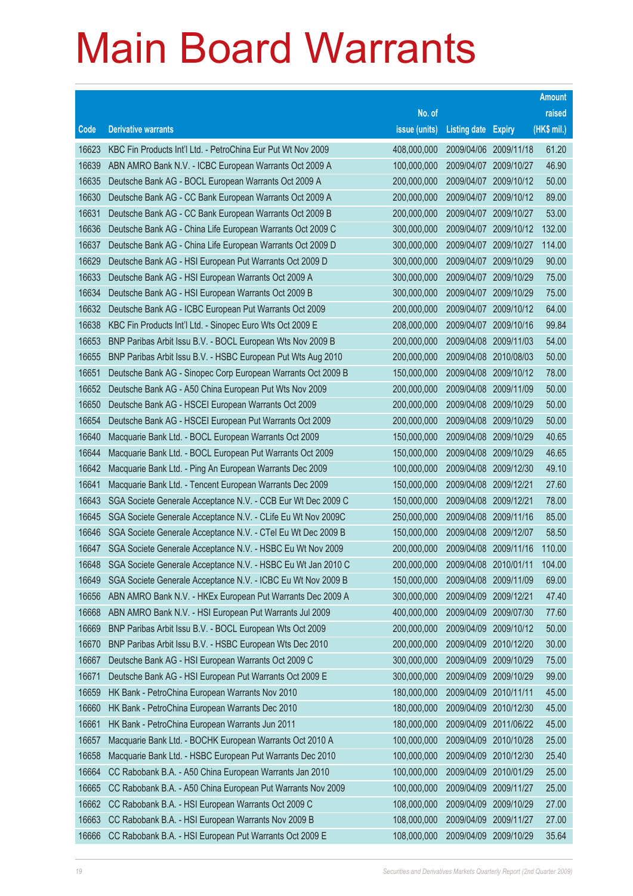# Main Board Warrants

| Code | Derivative warrants | No. of issue (units) | Listing date | Expiry | Amount raised (HK$ mil.) |
|---|---|---|---|---|---|
| 16623 | KBC Fin Products Int'l Ltd. - PetroChina Eur Put Wt Nov 2009 | 408,000,000 | 2009/04/06 | 2009/11/18 | 61.20 |
| 16639 | ABN AMRO Bank N.V. - ICBC European Warrants Oct 2009 A | 100,000,000 | 2009/04/07 | 2009/10/27 | 46.90 |
| 16635 | Deutsche Bank AG - BOCL European Warrants Oct 2009 A | 200,000,000 | 2009/04/07 | 2009/10/12 | 50.00 |
| 16630 | Deutsche Bank AG - CC Bank European Warrants Oct 2009 A | 200,000,000 | 2009/04/07 | 2009/10/12 | 89.00 |
| 16631 | Deutsche Bank AG - CC Bank European Warrants Oct 2009 B | 200,000,000 | 2009/04/07 | 2009/10/27 | 53.00 |
| 16636 | Deutsche Bank AG - China Life European Warrants Oct 2009 C | 300,000,000 | 2009/04/07 | 2009/10/12 | 132.00 |
| 16637 | Deutsche Bank AG - China Life European Warrants Oct 2009 D | 300,000,000 | 2009/04/07 | 2009/10/27 | 114.00 |
| 16629 | Deutsche Bank AG - HSI European Put Warrants Oct 2009 D | 300,000,000 | 2009/04/07 | 2009/10/29 | 90.00 |
| 16633 | Deutsche Bank AG - HSI European Warrants Oct 2009 A | 300,000,000 | 2009/04/07 | 2009/10/29 | 75.00 |
| 16634 | Deutsche Bank AG - HSI European Warrants Oct 2009 B | 300,000,000 | 2009/04/07 | 2009/10/29 | 75.00 |
| 16632 | Deutsche Bank AG - ICBC European Put Warrants Oct 2009 | 200,000,000 | 2009/04/07 | 2009/10/12 | 64.00 |
| 16638 | KBC Fin Products Int'l Ltd. - Sinopec Euro Wts Oct 2009 E | 208,000,000 | 2009/04/07 | 2009/10/16 | 99.84 |
| 16653 | BNP Paribas Arbit Issu B.V. - BOCL European Wts Nov 2009 B | 200,000,000 | 2009/04/08 | 2009/11/03 | 54.00 |
| 16655 | BNP Paribas Arbit Issu B.V. - HSBC European Put Wts Aug 2010 | 200,000,000 | 2009/04/08 | 2010/08/03 | 50.00 |
| 16651 | Deutsche Bank AG - Sinopec Corp European Warrants Oct 2009 B | 150,000,000 | 2009/04/08 | 2009/10/12 | 78.00 |
| 16652 | Deutsche Bank AG - A50 China European Put Wts Nov 2009 | 200,000,000 | 2009/04/08 | 2009/11/09 | 50.00 |
| 16650 | Deutsche Bank AG - HSCEI European Warrants Oct 2009 | 200,000,000 | 2009/04/08 | 2009/10/29 | 50.00 |
| 16654 | Deutsche Bank AG - HSCEI European Put Warrants Oct 2009 | 200,000,000 | 2009/04/08 | 2009/10/29 | 50.00 |
| 16640 | Macquarie Bank Ltd. - BOCL European Warrants Oct 2009 | 150,000,000 | 2009/04/08 | 2009/10/29 | 40.65 |
| 16644 | Macquarie Bank Ltd. - BOCL European Put Warrants Oct 2009 | 150,000,000 | 2009/04/08 | 2009/10/29 | 46.65 |
| 16642 | Macquarie Bank Ltd. - Ping An European Warrants Dec 2009 | 100,000,000 | 2009/04/08 | 2009/12/30 | 49.10 |
| 16641 | Macquarie Bank Ltd. - Tencent European Warrants Dec 2009 | 150,000,000 | 2009/04/08 | 2009/12/21 | 27.60 |
| 16643 | SGA Societe Generale Acceptance N.V. - CCB Eur Wt Dec 2009 C | 150,000,000 | 2009/04/08 | 2009/12/21 | 78.00 |
| 16645 | SGA Societe Generale Acceptance N.V. - CLife Eu Wt Nov 2009C | 250,000,000 | 2009/04/08 | 2009/11/16 | 85.00 |
| 16646 | SGA Societe Generale Acceptance N.V. - CTel Eu Wt Dec 2009 B | 150,000,000 | 2009/04/08 | 2009/12/07 | 58.50 |
| 16647 | SGA Societe Generale Acceptance N.V. - HSBC Eu Wt Nov 2009 | 200,000,000 | 2009/04/08 | 2009/11/16 | 110.00 |
| 16648 | SGA Societe Generale Acceptance N.V. - HSBC Eu Wt Jan 2010 C | 200,000,000 | 2009/04/08 | 2010/01/11 | 104.00 |
| 16649 | SGA Societe Generale Acceptance N.V. - ICBC Eu Wt Nov 2009 B | 150,000,000 | 2009/04/08 | 2009/11/09 | 69.00 |
| 16656 | ABN AMRO Bank N.V. - HKEx European Put Warrants Dec 2009 A | 300,000,000 | 2009/04/09 | 2009/12/21 | 47.40 |
| 16668 | ABN AMRO Bank N.V. - HSI European Put Warrants Jul 2009 | 400,000,000 | 2009/04/09 | 2009/07/30 | 77.60 |
| 16669 | BNP Paribas Arbit Issu B.V. - BOCL European Wts Oct 2009 | 200,000,000 | 2009/04/09 | 2009/10/12 | 50.00 |
| 16670 | BNP Paribas Arbit Issu B.V. - HSBC European Wts Dec 2010 | 200,000,000 | 2009/04/09 | 2010/12/20 | 30.00 |
| 16667 | Deutsche Bank AG - HSI European Warrants Oct 2009 C | 300,000,000 | 2009/04/09 | 2009/10/29 | 75.00 |
| 16671 | Deutsche Bank AG - HSI European Put Warrants Oct 2009 E | 300,000,000 | 2009/04/09 | 2009/10/29 | 99.00 |
| 16659 | HK Bank - PetroChina European Warrants Nov 2010 | 180,000,000 | 2009/04/09 | 2010/11/11 | 45.00 |
| 16660 | HK Bank - PetroChina European Warrants Dec 2010 | 180,000,000 | 2009/04/09 | 2010/12/30 | 45.00 |
| 16661 | HK Bank - PetroChina European Warrants Jun 2011 | 180,000,000 | 2009/04/09 | 2011/06/22 | 45.00 |
| 16657 | Macquarie Bank Ltd. - BOCHK European Warrants Oct 2010 A | 100,000,000 | 2009/04/09 | 2010/10/28 | 25.00 |
| 16658 | Macquarie Bank Ltd. - HSBC European Put Warrants Dec 2010 | 100,000,000 | 2009/04/09 | 2010/12/30 | 25.40 |
| 16664 | CC Rabobank B.A. - A50 China European Warrants Jan 2010 | 100,000,000 | 2009/04/09 | 2010/01/29 | 25.00 |
| 16665 | CC Rabobank B.A. - A50 China European Put Warrants Nov 2009 | 100,000,000 | 2009/04/09 | 2009/11/27 | 25.00 |
| 16662 | CC Rabobank B.A. - HSI European Warrants Oct 2009 C | 108,000,000 | 2009/04/09 | 2009/10/29 | 27.00 |
| 16663 | CC Rabobank B.A. - HSI European Warrants Nov 2009 B | 108,000,000 | 2009/04/09 | 2009/11/27 | 27.00 |
| 16666 | CC Rabobank B.A. - HSI European Put Warrants Oct 2009 E | 108,000,000 | 2009/04/09 | 2009/10/29 | 35.64 |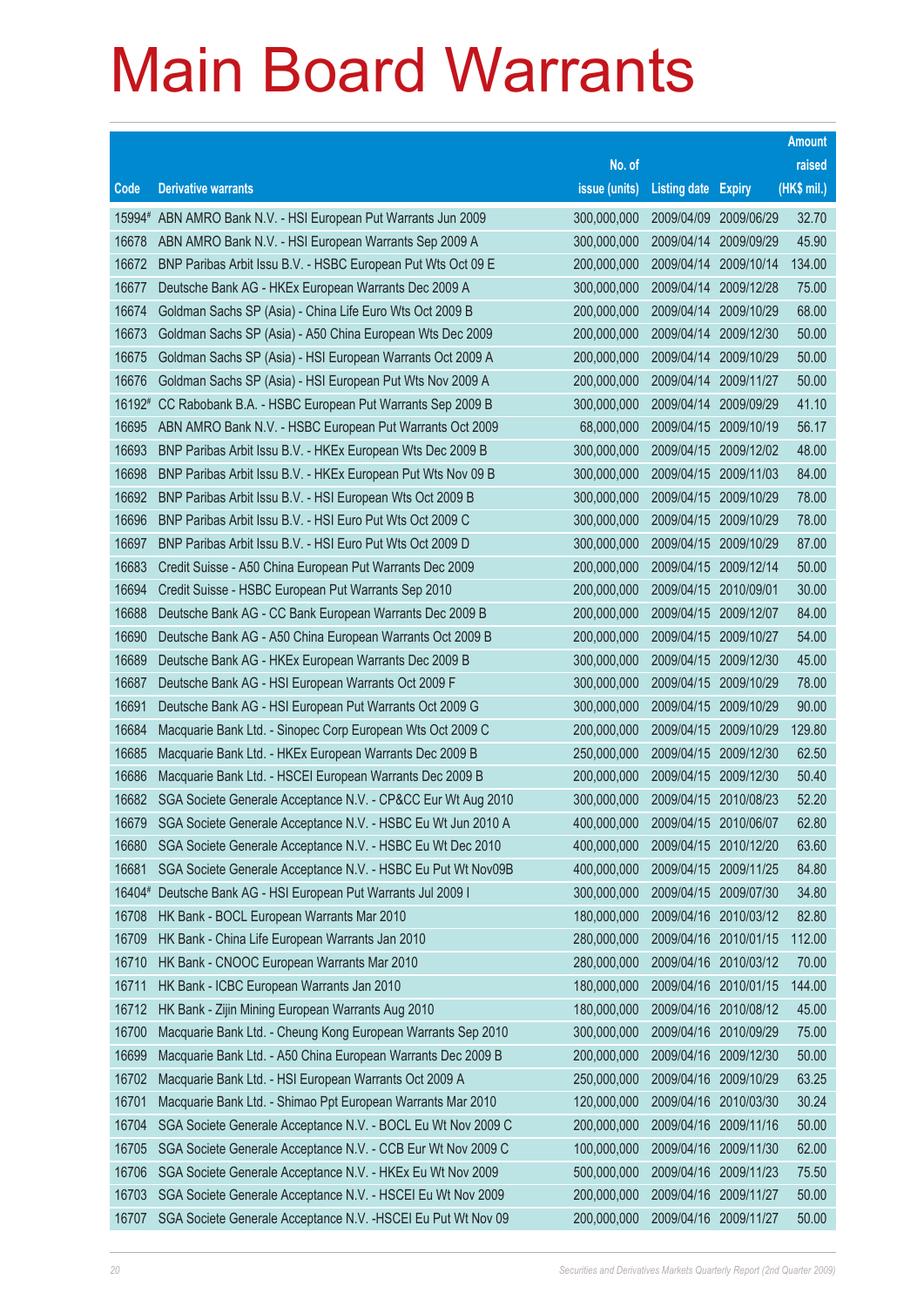# Main Board Warrants

| Code | Derivative warrants | No. of issue (units) | Listing date | Expiry | Amount raised (HK$ mil.) |
|---|---|---|---|---|---|
| 15994# | ABN AMRO Bank N.V. - HSI European Put Warrants Jun 2009 | 300,000,000 | 2009/04/09 | 2009/06/29 | 32.70 |
| 16678 | ABN AMRO Bank N.V. - HSI European Warrants Sep 2009 A | 300,000,000 | 2009/04/14 | 2009/09/29 | 45.90 |
| 16672 | BNP Paribas Arbit Issu B.V. - HSBC European Put Wts Oct 09 E | 200,000,000 | 2009/04/14 | 2009/10/14 | 134.00 |
| 16677 | Deutsche Bank AG - HKEx European Warrants Dec 2009 A | 300,000,000 | 2009/04/14 | 2009/12/28 | 75.00 |
| 16674 | Goldman Sachs SP (Asia) - China Life Euro Wts Oct 2009 B | 200,000,000 | 2009/04/14 | 2009/10/29 | 68.00 |
| 16673 | Goldman Sachs SP (Asia) - A50 China European Wts Dec 2009 | 200,000,000 | 2009/04/14 | 2009/12/30 | 50.00 |
| 16675 | Goldman Sachs SP (Asia) - HSI European Warrants Oct 2009 A | 200,000,000 | 2009/04/14 | 2009/10/29 | 50.00 |
| 16676 | Goldman Sachs SP (Asia) - HSI European Put Wts Nov 2009 A | 200,000,000 | 2009/04/14 | 2009/11/27 | 50.00 |
| 16192# | CC Rabobank B.A. - HSBC European Put Warrants Sep 2009 B | 300,000,000 | 2009/04/14 | 2009/09/29 | 41.10 |
| 16695 | ABN AMRO Bank N.V. - HSBC European Put Warrants Oct 2009 | 68,000,000 | 2009/04/15 | 2009/10/19 | 56.17 |
| 16693 | BNP Paribas Arbit Issu B.V. - HKEx European Wts Dec 2009 B | 300,000,000 | 2009/04/15 | 2009/12/02 | 48.00 |
| 16698 | BNP Paribas Arbit Issu B.V. - HKEx European Put Wts Nov 09 B | 300,000,000 | 2009/04/15 | 2009/11/03 | 84.00 |
| 16692 | BNP Paribas Arbit Issu B.V. - HSI European Wts Oct 2009 B | 300,000,000 | 2009/04/15 | 2009/10/29 | 78.00 |
| 16696 | BNP Paribas Arbit Issu B.V. - HSI Euro Put Wts Oct 2009 C | 300,000,000 | 2009/04/15 | 2009/10/29 | 78.00 |
| 16697 | BNP Paribas Arbit Issu B.V. - HSI Euro Put Wts Oct 2009 D | 300,000,000 | 2009/04/15 | 2009/10/29 | 87.00 |
| 16683 | Credit Suisse - A50 China European Put Warrants Dec 2009 | 200,000,000 | 2009/04/15 | 2009/12/14 | 50.00 |
| 16694 | Credit Suisse - HSBC European Put Warrants Sep 2010 | 200,000,000 | 2009/04/15 | 2010/09/01 | 30.00 |
| 16688 | Deutsche Bank AG - CC Bank European Warrants Dec 2009 B | 200,000,000 | 2009/04/15 | 2009/12/07 | 84.00 |
| 16690 | Deutsche Bank AG - A50 China European Warrants Oct 2009 B | 200,000,000 | 2009/04/15 | 2009/10/27 | 54.00 |
| 16689 | Deutsche Bank AG - HKEx European Warrants Dec 2009 B | 300,000,000 | 2009/04/15 | 2009/12/30 | 45.00 |
| 16687 | Deutsche Bank AG - HSI European Warrants Oct 2009 F | 300,000,000 | 2009/04/15 | 2009/10/29 | 78.00 |
| 16691 | Deutsche Bank AG - HSI European Put Warrants Oct 2009 G | 300,000,000 | 2009/04/15 | 2009/10/29 | 90.00 |
| 16684 | Macquarie Bank Ltd. - Sinopec Corp European Wts Oct 2009 C | 200,000,000 | 2009/04/15 | 2009/10/29 | 129.80 |
| 16685 | Macquarie Bank Ltd. - HKEx European Warrants Dec 2009 B | 250,000,000 | 2009/04/15 | 2009/12/30 | 62.50 |
| 16686 | Macquarie Bank Ltd. - HSCEI European Warrants Dec 2009 B | 200,000,000 | 2009/04/15 | 2009/12/30 | 50.40 |
| 16682 | SGA Societe Generale Acceptance N.V. - CP&CC Eur Wt Aug 2010 | 300,000,000 | 2009/04/15 | 2010/08/23 | 52.20 |
| 16679 | SGA Societe Generale Acceptance N.V. - HSBC Eu Wt Jun 2010 A | 400,000,000 | 2009/04/15 | 2010/06/07 | 62.80 |
| 16680 | SGA Societe Generale Acceptance N.V. - HSBC Eu Wt Dec 2010 | 400,000,000 | 2009/04/15 | 2010/12/20 | 63.60 |
| 16681 | SGA Societe Generale Acceptance N.V. - HSBC Eu Put Wt Nov09B | 400,000,000 | 2009/04/15 | 2009/11/25 | 84.80 |
| 16404# | Deutsche Bank AG - HSI European Put Warrants Jul 2009 I | 300,000,000 | 2009/04/15 | 2009/07/30 | 34.80 |
| 16708 | HK Bank - BOCL European Warrants Mar 2010 | 180,000,000 | 2009/04/16 | 2010/03/12 | 82.80 |
| 16709 | HK Bank - China Life European Warrants Jan 2010 | 280,000,000 | 2009/04/16 | 2010/01/15 | 112.00 |
| 16710 | HK Bank - CNOOC European Warrants Mar 2010 | 280,000,000 | 2009/04/16 | 2010/03/12 | 70.00 |
| 16711 | HK Bank - ICBC European Warrants Jan 2010 | 180,000,000 | 2009/04/16 | 2010/01/15 | 144.00 |
| 16712 | HK Bank - Zijin Mining European Warrants Aug 2010 | 180,000,000 | 2009/04/16 | 2010/08/12 | 45.00 |
| 16700 | Macquarie Bank Ltd. - Cheung Kong European Warrants Sep 2010 | 300,000,000 | 2009/04/16 | 2010/09/29 | 75.00 |
| 16699 | Macquarie Bank Ltd. - A50 China European Warrants Dec 2009 B | 200,000,000 | 2009/04/16 | 2009/12/30 | 50.00 |
| 16702 | Macquarie Bank Ltd. - HSI European Warrants Oct 2009 A | 250,000,000 | 2009/04/16 | 2009/10/29 | 63.25 |
| 16701 | Macquarie Bank Ltd. - Shimao Ppt European Warrants Mar 2010 | 120,000,000 | 2009/04/16 | 2010/03/30 | 30.24 |
| 16704 | SGA Societe Generale Acceptance N.V. - BOCL Eu Wt Nov 2009 C | 200,000,000 | 2009/04/16 | 2009/11/16 | 50.00 |
| 16705 | SGA Societe Generale Acceptance N.V. - CCB Eur Wt Nov 2009 C | 100,000,000 | 2009/04/16 | 2009/11/30 | 62.00 |
| 16706 | SGA Societe Generale Acceptance N.V. - HKEx Eu Wt Nov 2009 | 500,000,000 | 2009/04/16 | 2009/11/23 | 75.50 |
| 16703 | SGA Societe Generale Acceptance N.V. - HSCEI Eu Wt Nov 2009 | 200,000,000 | 2009/04/16 | 2009/11/27 | 50.00 |
| 16707 | SGA Societe Generale Acceptance N.V. -HSCEI Eu Put Wt Nov 09 | 200,000,000 | 2009/04/16 | 2009/11/27 | 50.00 |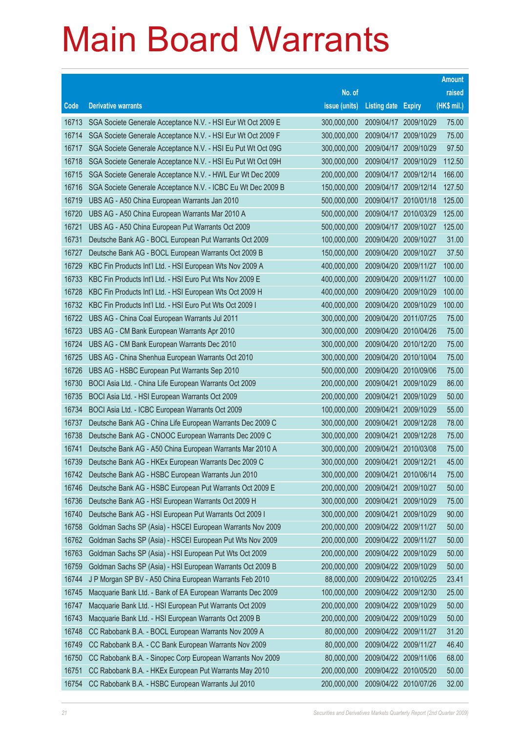# Main Board Warrants

| Code | Derivative warrants | No. of issue (units) | Listing date | Expiry | Amount raised (HK$ mil.) |
|---|---|---|---|---|---|
| 16713 | SGA Societe Generale Acceptance N.V. - HSI Eur Wt Oct 2009 E | 300,000,000 | 2009/04/17 | 2009/10/29 | 75.00 |
| 16714 | SGA Societe Generale Acceptance N.V. - HSI Eur Wt Oct 2009 F | 300,000,000 | 2009/04/17 | 2009/10/29 | 75.00 |
| 16717 | SGA Societe Generale Acceptance N.V. - HSI Eu Put Wt Oct 09G | 300,000,000 | 2009/04/17 | 2009/10/29 | 97.50 |
| 16718 | SGA Societe Generale Acceptance N.V. - HSI Eu Put Wt Oct 09H | 300,000,000 | 2009/04/17 | 2009/10/29 | 112.50 |
| 16715 | SGA Societe Generale Acceptance N.V. - HWL Eur Wt Dec 2009 | 200,000,000 | 2009/04/17 | 2009/12/14 | 166.00 |
| 16716 | SGA Societe Generale Acceptance N.V. - ICBC Eu Wt Dec 2009 B | 150,000,000 | 2009/04/17 | 2009/12/14 | 127.50 |
| 16719 | UBS AG - A50 China European Warrants Jan 2010 | 500,000,000 | 2009/04/17 | 2010/01/18 | 125.00 |
| 16720 | UBS AG - A50 China European Warrants Mar 2010 A | 500,000,000 | 2009/04/17 | 2010/03/29 | 125.00 |
| 16721 | UBS AG - A50 China European Put Warrants Oct 2009 | 500,000,000 | 2009/04/17 | 2009/10/27 | 125.00 |
| 16731 | Deutsche Bank AG - BOCL European Put Warrants Oct 2009 | 100,000,000 | 2009/04/20 | 2009/10/27 | 31.00 |
| 16727 | Deutsche Bank AG - BOCL European Warrants Oct 2009 B | 150,000,000 | 2009/04/20 | 2009/10/27 | 37.50 |
| 16729 | KBC Fin Products Int'l Ltd. - HSI European Wts Nov 2009 A | 400,000,000 | 2009/04/20 | 2009/11/27 | 100.00 |
| 16733 | KBC Fin Products Int'l Ltd. - HSI Euro Put Wts Nov 2009 E | 400,000,000 | 2009/04/20 | 2009/11/27 | 100.00 |
| 16728 | KBC Fin Products Int'l Ltd. - HSI European Wts Oct 2009 H | 400,000,000 | 2009/04/20 | 2009/10/29 | 100.00 |
| 16732 | KBC Fin Products Int'l Ltd. - HSI Euro Put Wts Oct 2009 I | 400,000,000 | 2009/04/20 | 2009/10/29 | 100.00 |
| 16722 | UBS AG - China Coal European Warrants Jul 2011 | 300,000,000 | 2009/04/20 | 2011/07/25 | 75.00 |
| 16723 | UBS AG - CM Bank European Warrants Apr 2010 | 300,000,000 | 2009/04/20 | 2010/04/26 | 75.00 |
| 16724 | UBS AG - CM Bank European Warrants Dec 2010 | 300,000,000 | 2009/04/20 | 2010/12/20 | 75.00 |
| 16725 | UBS AG - China Shenhua European Warrants Oct 2010 | 300,000,000 | 2009/04/20 | 2010/10/04 | 75.00 |
| 16726 | UBS AG - HSBC European Put Warrants Sep 2010 | 500,000,000 | 2009/04/20 | 2010/09/06 | 75.00 |
| 16730 | BOCI Asia Ltd. - China Life European Warrants Oct 2009 | 200,000,000 | 2009/04/21 | 2009/10/29 | 86.00 |
| 16735 | BOCI Asia Ltd. - HSI European Warrants Oct 2009 | 200,000,000 | 2009/04/21 | 2009/10/29 | 50.00 |
| 16734 | BOCI Asia Ltd. - ICBC European Warrants Oct 2009 | 100,000,000 | 2009/04/21 | 2009/10/29 | 55.00 |
| 16737 | Deutsche Bank AG - China Life European Warrants Dec 2009 C | 300,000,000 | 2009/04/21 | 2009/12/28 | 78.00 |
| 16738 | Deutsche Bank AG - CNOOC European Warrants Dec 2009 C | 300,000,000 | 2009/04/21 | 2009/12/28 | 75.00 |
| 16741 | Deutsche Bank AG - A50 China European Warrants Mar 2010 A | 300,000,000 | 2009/04/21 | 2010/03/08 | 75.00 |
| 16739 | Deutsche Bank AG - HKEx European Warrants Dec 2009 C | 300,000,000 | 2009/04/21 | 2009/12/21 | 45.00 |
| 16742 | Deutsche Bank AG - HSBC European Warrants Jun 2010 | 300,000,000 | 2009/04/21 | 2010/06/14 | 75.00 |
| 16746 | Deutsche Bank AG - HSBC European Put Warrants Oct 2009 E | 200,000,000 | 2009/04/21 | 2009/10/27 | 50.00 |
| 16736 | Deutsche Bank AG - HSI European Warrants Oct 2009 H | 300,000,000 | 2009/04/21 | 2009/10/29 | 75.00 |
| 16740 | Deutsche Bank AG - HSI European Put Warrants Oct 2009 I | 300,000,000 | 2009/04/21 | 2009/10/29 | 90.00 |
| 16758 | Goldman Sachs SP (Asia) - HSCEI European Warrants Nov 2009 | 200,000,000 | 2009/04/22 | 2009/11/27 | 50.00 |
| 16762 | Goldman Sachs SP (Asia) - HSCEI European Put Wts Nov 2009 | 200,000,000 | 2009/04/22 | 2009/11/27 | 50.00 |
| 16763 | Goldman Sachs SP (Asia) - HSI European Put Wts Oct 2009 | 200,000,000 | 2009/04/22 | 2009/10/29 | 50.00 |
| 16759 | Goldman Sachs SP (Asia) - HSI European Warrants Oct 2009 B | 200,000,000 | 2009/04/22 | 2009/10/29 | 50.00 |
| 16744 | J P Morgan SP BV - A50 China European Warrants Feb 2010 | 88,000,000 | 2009/04/22 | 2010/02/25 | 23.41 |
| 16745 | Macquarie Bank Ltd. - Bank of EA European Warrants Dec 2009 | 100,000,000 | 2009/04/22 | 2009/12/30 | 25.00 |
| 16747 | Macquarie Bank Ltd. - HSI European Put Warrants Oct 2009 | 200,000,000 | 2009/04/22 | 2009/10/29 | 50.00 |
| 16743 | Macquarie Bank Ltd. - HSI European Warrants Oct 2009 B | 200,000,000 | 2009/04/22 | 2009/10/29 | 50.00 |
| 16748 | CC Rabobank B.A. - BOCL European Warrants Nov 2009 A | 80,000,000 | 2009/04/22 | 2009/11/27 | 31.20 |
| 16749 | CC Rabobank B.A. - CC Bank European Warrants Nov 2009 | 80,000,000 | 2009/04/22 | 2009/11/27 | 46.40 |
| 16750 | CC Rabobank B.A. - Sinopec Corp European Warrants Nov 2009 | 80,000,000 | 2009/04/22 | 2009/11/06 | 68.00 |
| 16751 | CC Rabobank B.A. - HKEx European Put Warrants May 2010 | 200,000,000 | 2009/04/22 | 2010/05/20 | 50.00 |
| 16754 | CC Rabobank B.A. - HSBC European Warrants Jul 2010 | 200,000,000 | 2009/04/22 | 2010/07/26 | 32.00 |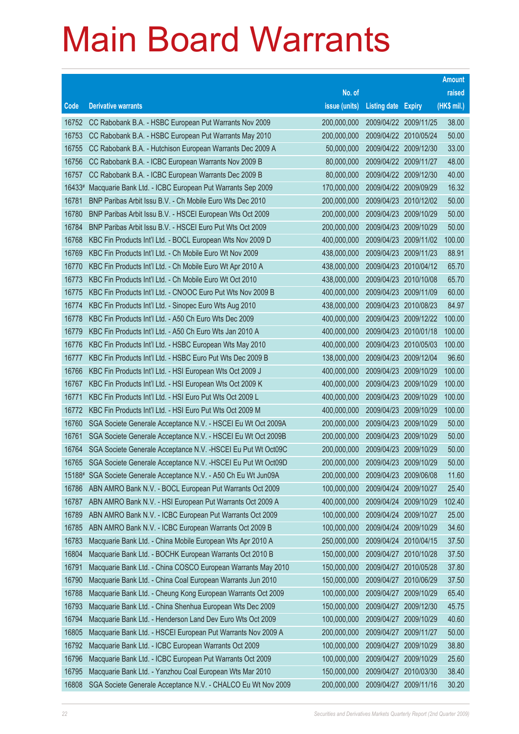# Main Board Warrants

| Code | Derivative warrants | No. of issue (units) | Listing date | Expiry | Amount raised (HK$ mil.) |
|---|---|---|---|---|---|
| 16752 | CC Rabobank B.A. - HSBC European Put Warrants Nov 2009 | 200,000,000 | 2009/04/22 | 2009/11/25 | 38.00 |
| 16753 | CC Rabobank B.A. - HSBC European Put Warrants May 2010 | 200,000,000 | 2009/04/22 | 2010/05/24 | 50.00 |
| 16755 | CC Rabobank B.A. - Hutchison European Warrants Dec 2009 A | 50,000,000 | 2009/04/22 | 2009/12/30 | 33.00 |
| 16756 | CC Rabobank B.A. - ICBC European Warrants Nov 2009 B | 80,000,000 | 2009/04/22 | 2009/11/27 | 48.00 |
| 16757 | CC Rabobank B.A. - ICBC European Warrants Dec 2009 B | 80,000,000 | 2009/04/22 | 2009/12/30 | 40.00 |
| 16433# | Macquarie Bank Ltd. - ICBC European Put Warrants Sep 2009 | 170,000,000 | 2009/04/22 | 2009/09/29 | 16.32 |
| 16781 | BNP Paribas Arbit Issu B.V. - Ch Mobile Euro Wts Dec 2010 | 200,000,000 | 2009/04/23 | 2010/12/02 | 50.00 |
| 16780 | BNP Paribas Arbit Issu B.V. - HSCEI European Wts Oct 2009 | 200,000,000 | 2009/04/23 | 2009/10/29 | 50.00 |
| 16784 | BNP Paribas Arbit Issu B.V. - HSCEI Euro Put Wts Oct 2009 | 200,000,000 | 2009/04/23 | 2009/10/29 | 50.00 |
| 16768 | KBC Fin Products Int'l Ltd. - BOCL European Wts Nov 2009 D | 400,000,000 | 2009/04/23 | 2009/11/02 | 100.00 |
| 16769 | KBC Fin Products Int'l Ltd. - Ch Mobile Euro Wt Nov 2009 | 438,000,000 | 2009/04/23 | 2009/11/23 | 88.91 |
| 16770 | KBC Fin Products Int'l Ltd. - Ch Mobile Euro Wt Apr 2010 A | 438,000,000 | 2009/04/23 | 2010/04/12 | 65.70 |
| 16773 | KBC Fin Products Int'l Ltd. - Ch Mobile Euro Wt Oct 2010 | 438,000,000 | 2009/04/23 | 2010/10/08 | 65.70 |
| 16775 | KBC Fin Products Int'l Ltd. - CNOOC Euro Put Wts Nov 2009 B | 400,000,000 | 2009/04/23 | 2009/11/09 | 60.00 |
| 16774 | KBC Fin Products Int'l Ltd. - Sinopec Euro Wts Aug 2010 | 438,000,000 | 2009/04/23 | 2010/08/23 | 84.97 |
| 16778 | KBC Fin Products Int'l Ltd. - A50 Ch Euro Wts Dec 2009 | 400,000,000 | 2009/04/23 | 2009/12/22 | 100.00 |
| 16779 | KBC Fin Products Int'l Ltd. - A50 Ch Euro Wts Jan 2010 A | 400,000,000 | 2009/04/23 | 2010/01/18 | 100.00 |
| 16776 | KBC Fin Products Int'l Ltd. - HSBC European Wts May 2010 | 400,000,000 | 2009/04/23 | 2010/05/03 | 100.00 |
| 16777 | KBC Fin Products Int'l Ltd. - HSBC Euro Put Wts Dec 2009 B | 138,000,000 | 2009/04/23 | 2009/12/04 | 96.60 |
| 16766 | KBC Fin Products Int'l Ltd. - HSI European Wts Oct 2009 J | 400,000,000 | 2009/04/23 | 2009/10/29 | 100.00 |
| 16767 | KBC Fin Products Int'l Ltd. - HSI European Wts Oct 2009 K | 400,000,000 | 2009/04/23 | 2009/10/29 | 100.00 |
| 16771 | KBC Fin Products Int'l Ltd. - HSI Euro Put Wts Oct 2009 L | 400,000,000 | 2009/04/23 | 2009/10/29 | 100.00 |
| 16772 | KBC Fin Products Int'l Ltd. - HSI Euro Put Wts Oct 2009 M | 400,000,000 | 2009/04/23 | 2009/10/29 | 100.00 |
| 16760 | SGA Societe Generale Acceptance N.V. - HSCEI Eu Wt Oct 2009A | 200,000,000 | 2009/04/23 | 2009/10/29 | 50.00 |
| 16761 | SGA Societe Generale Acceptance N.V. - HSCEI Eu Wt Oct 2009B | 200,000,000 | 2009/04/23 | 2009/10/29 | 50.00 |
| 16764 | SGA Societe Generale Acceptance N.V. -HSCEI Eu Put Wt Oct09C | 200,000,000 | 2009/04/23 | 2009/10/29 | 50.00 |
| 16765 | SGA Societe Generale Acceptance N.V. -HSCEI Eu Put Wt Oct09D | 200,000,000 | 2009/04/23 | 2009/10/29 | 50.00 |
| 15188# | SGA Societe Generale Acceptance N.V. - A50 Ch Eu Wt Jun09A | 200,000,000 | 2009/04/23 | 2009/06/08 | 11.60 |
| 16786 | ABN AMRO Bank N.V. - BOCL European Put Warrants Oct 2009 | 100,000,000 | 2009/04/24 | 2009/10/27 | 25.40 |
| 16787 | ABN AMRO Bank N.V. - HSI European Put Warrants Oct 2009 A | 400,000,000 | 2009/04/24 | 2009/10/29 | 102.40 |
| 16789 | ABN AMRO Bank N.V. - ICBC European Put Warrants Oct 2009 | 100,000,000 | 2009/04/24 | 2009/10/27 | 25.00 |
| 16785 | ABN AMRO Bank N.V. - ICBC European Warrants Oct 2009 B | 100,000,000 | 2009/04/24 | 2009/10/29 | 34.60 |
| 16783 | Macquarie Bank Ltd. - China Mobile European Wts Apr 2010 A | 250,000,000 | 2009/04/24 | 2010/04/15 | 37.50 |
| 16804 | Macquarie Bank Ltd. - BOCHK European Warrants Oct 2010 B | 150,000,000 | 2009/04/27 | 2010/10/28 | 37.50 |
| 16791 | Macquarie Bank Ltd. - China COSCO European Warrants May 2010 | 150,000,000 | 2009/04/27 | 2010/05/28 | 37.80 |
| 16790 | Macquarie Bank Ltd. - China Coal European Warrants Jun 2010 | 150,000,000 | 2009/04/27 | 2010/06/29 | 37.50 |
| 16788 | Macquarie Bank Ltd. - Cheung Kong European Warrants Oct 2009 | 100,000,000 | 2009/04/27 | 2009/10/29 | 65.40 |
| 16793 | Macquarie Bank Ltd. - China Shenhua European Wts Dec 2009 | 150,000,000 | 2009/04/27 | 2009/12/30 | 45.75 |
| 16794 | Macquarie Bank Ltd. - Henderson Land Dev Euro Wts Oct 2009 | 100,000,000 | 2009/04/27 | 2009/10/29 | 40.60 |
| 16805 | Macquarie Bank Ltd. - HSCEI European Put Warrants Nov 2009 A | 200,000,000 | 2009/04/27 | 2009/11/27 | 50.00 |
| 16792 | Macquarie Bank Ltd. - ICBC European Warrants Oct 2009 | 100,000,000 | 2009/04/27 | 2009/10/29 | 38.80 |
| 16796 | Macquarie Bank Ltd. - ICBC European Put Warrants Oct 2009 | 100,000,000 | 2009/04/27 | 2009/10/29 | 25.60 |
| 16795 | Macquarie Bank Ltd. - Yanzhou Coal European Wts Mar 2010 | 150,000,000 | 2009/04/27 | 2010/03/30 | 38.40 |
| 16808 | SGA Societe Generale Acceptance N.V. - CHALCO Eu Wt Nov 2009 | 200,000,000 | 2009/04/27 | 2009/11/16 | 30.20 |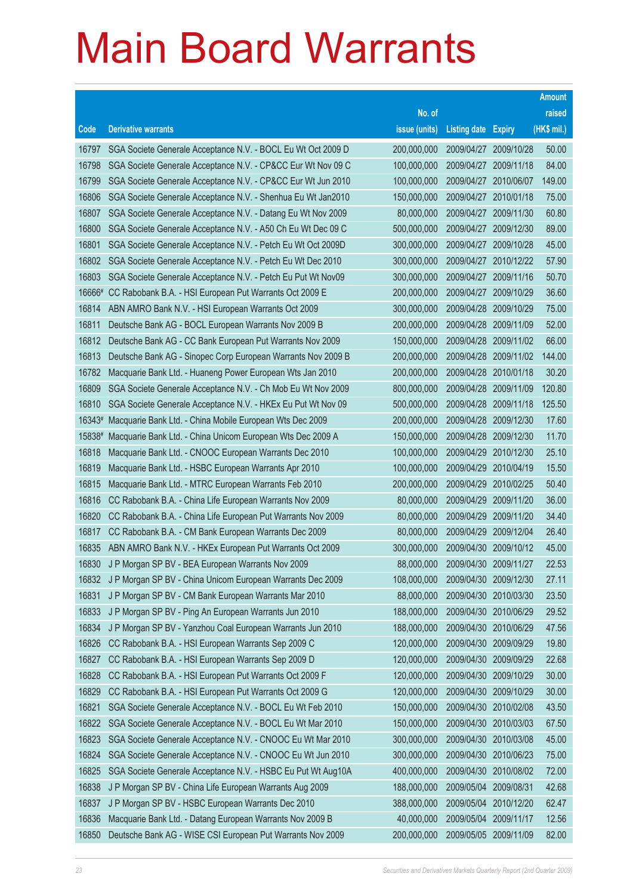# Main Board Warrants

| Code | Derivative warrants | No. of issue (units) | Listing date | Expiry | Amount raised (HK$ mil.) |
|---|---|---|---|---|---|
| 16797 | SGA Societe Generale Acceptance N.V. - BOCL Eu Wt Oct 2009 D | 200,000,000 | 2009/04/27 | 2009/10/28 | 50.00 |
| 16798 | SGA Societe Generale Acceptance N.V. - CP&CC Eur Wt Nov 09 C | 100,000,000 | 2009/04/27 | 2009/11/18 | 84.00 |
| 16799 | SGA Societe Generale Acceptance N.V. - CP&CC Eur Wt Jun 2010 | 100,000,000 | 2009/04/27 | 2010/06/07 | 149.00 |
| 16806 | SGA Societe Generale Acceptance N.V. - Shenhua Eu Wt Jan2010 | 150,000,000 | 2009/04/27 | 2010/01/18 | 75.00 |
| 16807 | SGA Societe Generale Acceptance N.V. - Datang Eu Wt Nov 2009 | 80,000,000 | 2009/04/27 | 2009/11/30 | 60.80 |
| 16800 | SGA Societe Generale Acceptance N.V. - A50 Ch Eu Wt Dec 09 C | 500,000,000 | 2009/04/27 | 2009/12/30 | 89.00 |
| 16801 | SGA Societe Generale Acceptance N.V. - Petch Eu Wt Oct 2009D | 300,000,000 | 2009/04/27 | 2009/10/28 | 45.00 |
| 16802 | SGA Societe Generale Acceptance N.V. - Petch Eu Wt Dec 2010 | 300,000,000 | 2009/04/27 | 2010/12/22 | 57.90 |
| 16803 | SGA Societe Generale Acceptance N.V. - Petch Eu Put Wt Nov09 | 300,000,000 | 2009/04/27 | 2009/11/16 | 50.70 |
| 16666# | CC Rabobank B.A. - HSI European Put Warrants Oct 2009 E | 200,000,000 | 2009/04/27 | 2009/10/29 | 36.60 |
| 16814 | ABN AMRO Bank N.V. - HSI European Warrants Oct 2009 | 300,000,000 | 2009/04/28 | 2009/10/29 | 75.00 |
| 16811 | Deutsche Bank AG - BOCL European Warrants Nov 2009 B | 200,000,000 | 2009/04/28 | 2009/11/09 | 52.00 |
| 16812 | Deutsche Bank AG - CC Bank European Put Warrants Nov 2009 | 150,000,000 | 2009/04/28 | 2009/11/02 | 66.00 |
| 16813 | Deutsche Bank AG - Sinopec Corp European Warrants Nov 2009 B | 200,000,000 | 2009/04/28 | 2009/11/02 | 144.00 |
| 16782 | Macquarie Bank Ltd. - Huaneng Power European Wts Jan 2010 | 200,000,000 | 2009/04/28 | 2010/01/18 | 30.20 |
| 16809 | SGA Societe Generale Acceptance N.V. - Ch Mob Eu Wt Nov 2009 | 800,000,000 | 2009/04/28 | 2009/11/09 | 120.80 |
| 16810 | SGA Societe Generale Acceptance N.V. - HKEx Eu Put Wt Nov 09 | 500,000,000 | 2009/04/28 | 2009/11/18 | 125.50 |
| 16343# | Macquarie Bank Ltd. - China Mobile European Wts Dec 2009 | 200,000,000 | 2009/04/28 | 2009/12/30 | 17.60 |
| 15838# | Macquarie Bank Ltd. - China Unicom European Wts Dec 2009 A | 150,000,000 | 2009/04/28 | 2009/12/30 | 11.70 |
| 16818 | Macquarie Bank Ltd. - CNOOC European Warrants Dec 2010 | 100,000,000 | 2009/04/29 | 2010/12/30 | 25.10 |
| 16819 | Macquarie Bank Ltd. - HSBC European Warrants Apr 2010 | 100,000,000 | 2009/04/29 | 2010/04/19 | 15.50 |
| 16815 | Macquarie Bank Ltd. - MTRC European Warrants Feb 2010 | 200,000,000 | 2009/04/29 | 2010/02/25 | 50.40 |
| 16816 | CC Rabobank B.A. - China Life European Warrants Nov 2009 | 80,000,000 | 2009/04/29 | 2009/11/20 | 36.00 |
| 16820 | CC Rabobank B.A. - China Life European Put Warrants Nov 2009 | 80,000,000 | 2009/04/29 | 2009/11/20 | 34.40 |
| 16817 | CC Rabobank B.A. - CM Bank European Warrants Dec 2009 | 80,000,000 | 2009/04/29 | 2009/12/04 | 26.40 |
| 16835 | ABN AMRO Bank N.V. - HKEx European Put Warrants Oct 2009 | 300,000,000 | 2009/04/30 | 2009/10/12 | 45.00 |
| 16830 | J P Morgan SP BV - BEA European Warrants Nov 2009 | 88,000,000 | 2009/04/30 | 2009/11/27 | 22.53 |
| 16832 | J P Morgan SP BV - China Unicom European Warrants Dec 2009 | 108,000,000 | 2009/04/30 | 2009/12/30 | 27.11 |
| 16831 | J P Morgan SP BV - CM Bank European Warrants Mar 2010 | 88,000,000 | 2009/04/30 | 2010/03/30 | 23.50 |
| 16833 | J P Morgan SP BV - Ping An European Warrants Jun 2010 | 188,000,000 | 2009/04/30 | 2010/06/29 | 29.52 |
| 16834 | J P Morgan SP BV - Yanzhou Coal European Warrants Jun 2010 | 188,000,000 | 2009/04/30 | 2010/06/29 | 47.56 |
| 16826 | CC Rabobank B.A. - HSI European Warrants Sep 2009 C | 120,000,000 | 2009/04/30 | 2009/09/29 | 19.80 |
| 16827 | CC Rabobank B.A. - HSI European Warrants Sep 2009 D | 120,000,000 | 2009/04/30 | 2009/09/29 | 22.68 |
| 16828 | CC Rabobank B.A. - HSI European Put Warrants Oct 2009 F | 120,000,000 | 2009/04/30 | 2009/10/29 | 30.00 |
| 16829 | CC Rabobank B.A. - HSI European Put Warrants Oct 2009 G | 120,000,000 | 2009/04/30 | 2009/10/29 | 30.00 |
| 16821 | SGA Societe Generale Acceptance N.V. - BOCL Eu Wt Feb 2010 | 150,000,000 | 2009/04/30 | 2010/02/08 | 43.50 |
| 16822 | SGA Societe Generale Acceptance N.V. - BOCL Eu Wt Mar 2010 | 150,000,000 | 2009/04/30 | 2010/03/03 | 67.50 |
| 16823 | SGA Societe Generale Acceptance N.V. - CNOOC Eu Wt Mar 2010 | 300,000,000 | 2009/04/30 | 2010/03/08 | 45.00 |
| 16824 | SGA Societe Generale Acceptance N.V. - CNOOC Eu Wt Jun 2010 | 300,000,000 | 2009/04/30 | 2010/06/23 | 75.00 |
| 16825 | SGA Societe Generale Acceptance N.V. - HSBC Eu Put Wt Aug10A | 400,000,000 | 2009/04/30 | 2010/08/02 | 72.00 |
| 16838 | J P Morgan SP BV - China Life European Warrants Aug 2009 | 188,000,000 | 2009/05/04 | 2009/08/31 | 42.68 |
| 16837 | J P Morgan SP BV - HSBC European Warrants Dec 2010 | 388,000,000 | 2009/05/04 | 2010/12/20 | 62.47 |
| 16836 | Macquarie Bank Ltd. - Datang European Warrants Nov 2009 B | 40,000,000 | 2009/05/04 | 2009/11/17 | 12.56 |
| 16850 | Deutsche Bank AG - WISE CSI European Put Warrants Nov 2009 | 200,000,000 | 2009/05/05 | 2009/11/09 | 82.00 |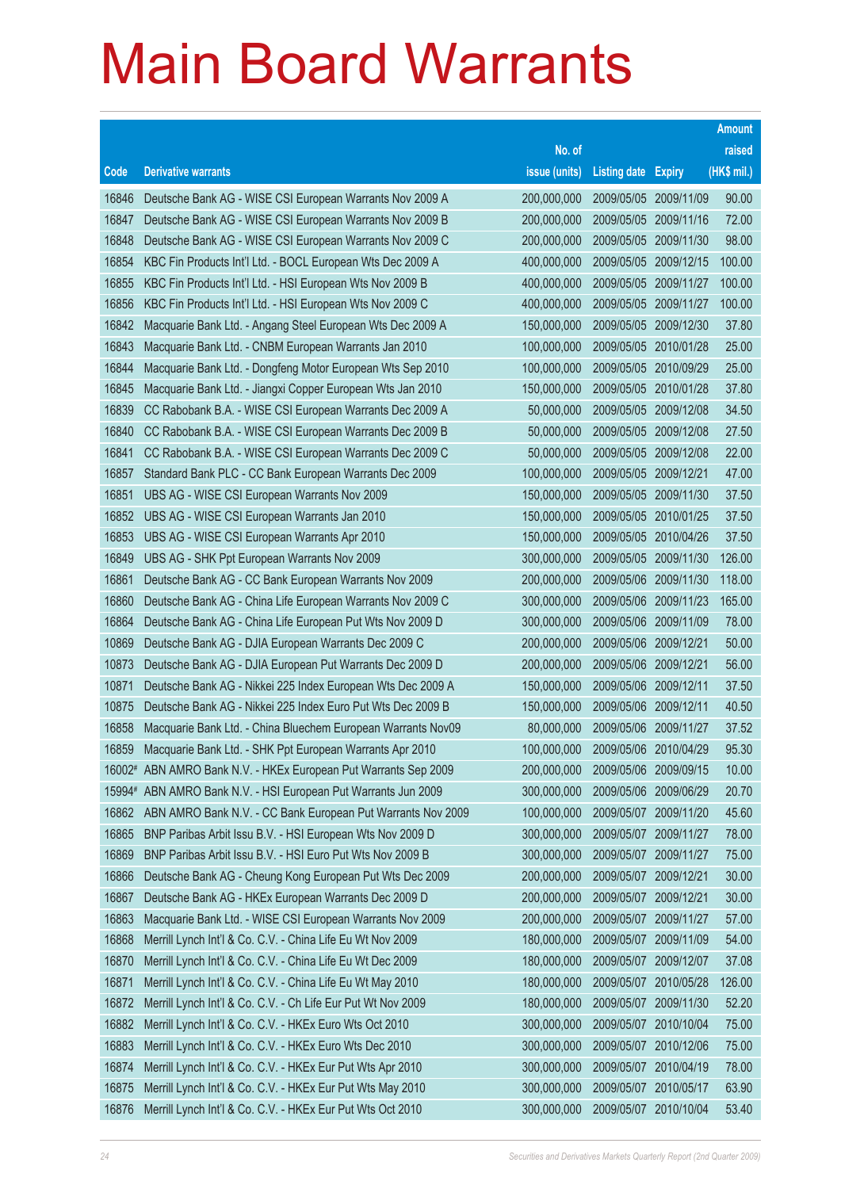# Main Board Warrants

| Code | Derivative warrants | No. of issue (units) | Listing date | Expiry | Amount raised (HK$ mil.) |
|---|---|---|---|---|---|
| 16846 | Deutsche Bank AG - WISE CSI European Warrants Nov 2009 A | 200,000,000 | 2009/05/05 | 2009/11/09 | 90.00 |
| 16847 | Deutsche Bank AG - WISE CSI European Warrants Nov 2009 B | 200,000,000 | 2009/05/05 | 2009/11/16 | 72.00 |
| 16848 | Deutsche Bank AG - WISE CSI European Warrants Nov 2009 C | 200,000,000 | 2009/05/05 | 2009/11/30 | 98.00 |
| 16854 | KBC Fin Products Int'l Ltd. - BOCL European Wts Dec 2009 A | 400,000,000 | 2009/05/05 | 2009/12/15 | 100.00 |
| 16855 | KBC Fin Products Int'l Ltd. - HSI European Wts Nov 2009 B | 400,000,000 | 2009/05/05 | 2009/11/27 | 100.00 |
| 16856 | KBC Fin Products Int'l Ltd. - HSI European Wts Nov 2009 C | 400,000,000 | 2009/05/05 | 2009/11/27 | 100.00 |
| 16842 | Macquarie Bank Ltd. - Angang Steel European Wts Dec 2009 A | 150,000,000 | 2009/05/05 | 2009/12/30 | 37.80 |
| 16843 | Macquarie Bank Ltd. - CNBM European Warrants Jan 2010 | 100,000,000 | 2009/05/05 | 2010/01/28 | 25.00 |
| 16844 | Macquarie Bank Ltd. - Dongfeng Motor European Wts Sep 2010 | 100,000,000 | 2009/05/05 | 2010/09/29 | 25.00 |
| 16845 | Macquarie Bank Ltd. - Jiangxi Copper European Wts Jan 2010 | 150,000,000 | 2009/05/05 | 2010/01/28 | 37.80 |
| 16839 | CC Rabobank B.A. - WISE CSI European Warrants Dec 2009 A | 50,000,000 | 2009/05/05 | 2009/12/08 | 34.50 |
| 16840 | CC Rabobank B.A. - WISE CSI European Warrants Dec 2009 B | 50,000,000 | 2009/05/05 | 2009/12/08 | 27.50 |
| 16841 | CC Rabobank B.A. - WISE CSI European Warrants Dec 2009 C | 50,000,000 | 2009/05/05 | 2009/12/08 | 22.00 |
| 16857 | Standard Bank PLC - CC Bank European Warrants Dec 2009 | 100,000,000 | 2009/05/05 | 2009/12/21 | 47.00 |
| 16851 | UBS AG - WISE CSI European Warrants Nov 2009 | 150,000,000 | 2009/05/05 | 2009/11/30 | 37.50 |
| 16852 | UBS AG - WISE CSI European Warrants Jan 2010 | 150,000,000 | 2009/05/05 | 2010/01/25 | 37.50 |
| 16853 | UBS AG - WISE CSI European Warrants Apr 2010 | 150,000,000 | 2009/05/05 | 2010/04/26 | 37.50 |
| 16849 | UBS AG - SHK Ppt European Warrants Nov 2009 | 300,000,000 | 2009/05/05 | 2009/11/30 | 126.00 |
| 16861 | Deutsche Bank AG - CC Bank European Warrants Nov 2009 | 200,000,000 | 2009/05/06 | 2009/11/30 | 118.00 |
| 16860 | Deutsche Bank AG - China Life European Warrants Nov 2009 C | 300,000,000 | 2009/05/06 | 2009/11/23 | 165.00 |
| 16864 | Deutsche Bank AG - China Life European Put Wts Nov 2009 D | 300,000,000 | 2009/05/06 | 2009/11/09 | 78.00 |
| 10869 | Deutsche Bank AG - DJIA European Warrants Dec 2009 C | 200,000,000 | 2009/05/06 | 2009/12/21 | 50.00 |
| 10873 | Deutsche Bank AG - DJIA European Put Warrants Dec 2009 D | 200,000,000 | 2009/05/06 | 2009/12/21 | 56.00 |
| 10871 | Deutsche Bank AG - Nikkei 225 Index European Wts Dec 2009 A | 150,000,000 | 2009/05/06 | 2009/12/11 | 37.50 |
| 10875 | Deutsche Bank AG - Nikkei 225 Index Euro Put Wts Dec 2009 B | 150,000,000 | 2009/05/06 | 2009/12/11 | 40.50 |
| 16858 | Macquarie Bank Ltd. - China Bluechem European Warrants Nov09 | 80,000,000 | 2009/05/06 | 2009/11/27 | 37.52 |
| 16859 | Macquarie Bank Ltd. - SHK Ppt European Warrants Apr 2010 | 100,000,000 | 2009/05/06 | 2010/04/29 | 95.30 |
| 16002# | ABN AMRO Bank N.V. - HKEx European Put Warrants Sep 2009 | 200,000,000 | 2009/05/06 | 2009/09/15 | 10.00 |
| 15994# | ABN AMRO Bank N.V. - HSI European Put Warrants Jun 2009 | 300,000,000 | 2009/05/06 | 2009/06/29 | 20.70 |
| 16862 | ABN AMRO Bank N.V. - CC Bank European Put Warrants Nov 2009 | 100,000,000 | 2009/05/07 | 2009/11/20 | 45.60 |
| 16865 | BNP Paribas Arbit Issu B.V. - HSI European Wts Nov 2009 D | 300,000,000 | 2009/05/07 | 2009/11/27 | 78.00 |
| 16869 | BNP Paribas Arbit Issu B.V. - HSI Euro Put Wts Nov 2009 B | 300,000,000 | 2009/05/07 | 2009/11/27 | 75.00 |
| 16866 | Deutsche Bank AG - Cheung Kong European Put Wts Dec 2009 | 200,000,000 | 2009/05/07 | 2009/12/21 | 30.00 |
| 16867 | Deutsche Bank AG - HKEx European Warrants Dec 2009 D | 200,000,000 | 2009/05/07 | 2009/12/21 | 30.00 |
| 16863 | Macquarie Bank Ltd. - WISE CSI European Warrants Nov 2009 | 200,000,000 | 2009/05/07 | 2009/11/27 | 57.00 |
| 16868 | Merrill Lynch Int'l & Co. C.V. - China Life Eu Wt Nov 2009 | 180,000,000 | 2009/05/07 | 2009/11/09 | 54.00 |
| 16870 | Merrill Lynch Int'l & Co. C.V. - China Life Eu Wt Dec 2009 | 180,000,000 | 2009/05/07 | 2009/12/07 | 37.08 |
| 16871 | Merrill Lynch Int'l & Co. C.V. - China Life Eu Wt May 2010 | 180,000,000 | 2009/05/07 | 2010/05/28 | 126.00 |
| 16872 | Merrill Lynch Int'l & Co. C.V. - Ch Life Eur Put Wt Nov 2009 | 180,000,000 | 2009/05/07 | 2009/11/30 | 52.20 |
| 16882 | Merrill Lynch Int'l & Co. C.V. - HKEx Euro Wts Oct 2010 | 300,000,000 | 2009/05/07 | 2010/10/04 | 75.00 |
| 16883 | Merrill Lynch Int'l & Co. C.V. - HKEx Euro Wts Dec 2010 | 300,000,000 | 2009/05/07 | 2010/12/06 | 75.00 |
| 16874 | Merrill Lynch Int'l & Co. C.V. - HKEx Eur Put Wts Apr 2010 | 300,000,000 | 2009/05/07 | 2010/04/19 | 78.00 |
| 16875 | Merrill Lynch Int'l & Co. C.V. - HKEx Eur Put Wts May 2010 | 300,000,000 | 2009/05/07 | 2010/05/17 | 63.90 |
| 16876 | Merrill Lynch Int'l & Co. C.V. - HKEx Eur Put Wts Oct 2010 | 300,000,000 | 2009/05/07 | 2010/10/04 | 53.40 |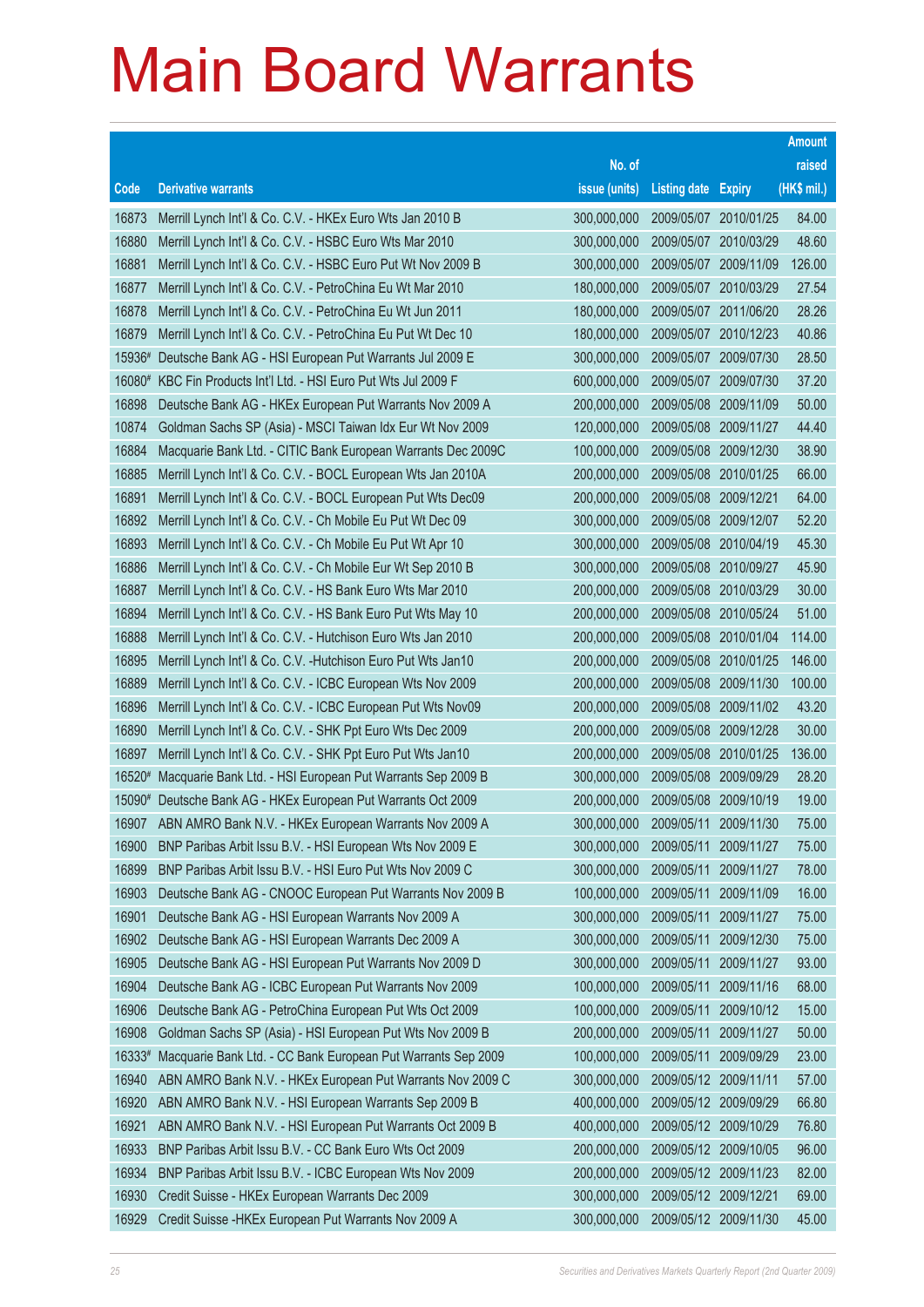# Main Board Warrants

| Code | Derivative warrants | No. of issue (units) | Listing date | Expiry | Amount raised (HK$ mil.) |
|---|---|---|---|---|---|
| 16873 | Merrill Lynch Int'l & Co. C.V. - HKEx Euro Wts Jan 2010 B | 300,000,000 | 2009/05/07 | 2010/01/25 | 84.00 |
| 16880 | Merrill Lynch Int'l & Co. C.V. - HSBC Euro Wts Mar 2010 | 300,000,000 | 2009/05/07 | 2010/03/29 | 48.60 |
| 16881 | Merrill Lynch Int'l & Co. C.V. - HSBC Euro Put Wt Nov 2009 B | 300,000,000 | 2009/05/07 | 2009/11/09 | 126.00 |
| 16877 | Merrill Lynch Int'l & Co. C.V. - PetroChina Eu Wt Mar 2010 | 180,000,000 | 2009/05/07 | 2010/03/29 | 27.54 |
| 16878 | Merrill Lynch Int'l & Co. C.V. - PetroChina Eu Wt Jun 2011 | 180,000,000 | 2009/05/07 | 2011/06/20 | 28.26 |
| 16879 | Merrill Lynch Int'l & Co. C.V. - PetroChina Eu Put Wt Dec 10 | 180,000,000 | 2009/05/07 | 2010/12/23 | 40.86 |
| 15936# | Deutsche Bank AG - HSI European Put Warrants Jul 2009 E | 300,000,000 | 2009/05/07 | 2009/07/30 | 28.50 |
| 16080# | KBC Fin Products Int'l Ltd. - HSI Euro Put Wts Jul 2009 F | 600,000,000 | 2009/05/07 | 2009/07/30 | 37.20 |
| 16898 | Deutsche Bank AG - HKEx European Put Warrants Nov 2009 A | 200,000,000 | 2009/05/08 | 2009/11/09 | 50.00 |
| 10874 | Goldman Sachs SP (Asia) - MSCI Taiwan Idx Eur Wt Nov 2009 | 120,000,000 | 2009/05/08 | 2009/11/27 | 44.40 |
| 16884 | Macquarie Bank Ltd. - CITIC Bank European Warrants Dec 2009C | 100,000,000 | 2009/05/08 | 2009/12/30 | 38.90 |
| 16885 | Merrill Lynch Int'l & Co. C.V. - BOCL European Wts Jan 2010A | 200,000,000 | 2009/05/08 | 2010/01/25 | 66.00 |
| 16891 | Merrill Lynch Int'l & Co. C.V. - BOCL European Put Wts Dec09 | 200,000,000 | 2009/05/08 | 2009/12/21 | 64.00 |
| 16892 | Merrill Lynch Int'l & Co. C.V. - Ch Mobile Eu Put Wt Dec 09 | 300,000,000 | 2009/05/08 | 2009/12/07 | 52.20 |
| 16893 | Merrill Lynch Int'l & Co. C.V. - Ch Mobile Eu Put Wt Apr 10 | 300,000,000 | 2009/05/08 | 2010/04/19 | 45.30 |
| 16886 | Merrill Lynch Int'l & Co. C.V. - Ch Mobile Eur Wt Sep 2010 B | 300,000,000 | 2009/05/08 | 2010/09/27 | 45.90 |
| 16887 | Merrill Lynch Int'l & Co. C.V. - HS Bank Euro Wts Mar 2010 | 200,000,000 | 2009/05/08 | 2010/03/29 | 30.00 |
| 16894 | Merrill Lynch Int'l & Co. C.V. - HS Bank Euro Put Wts May 10 | 200,000,000 | 2009/05/08 | 2010/05/24 | 51.00 |
| 16888 | Merrill Lynch Int'l & Co. C.V. - Hutchison Euro Wts Jan 2010 | 200,000,000 | 2009/05/08 | 2010/01/04 | 114.00 |
| 16895 | Merrill Lynch Int'l & Co. C.V. -Hutchison Euro Put Wts Jan10 | 200,000,000 | 2009/05/08 | 2010/01/25 | 146.00 |
| 16889 | Merrill Lynch Int'l & Co. C.V. - ICBC European Wts Nov 2009 | 200,000,000 | 2009/05/08 | 2009/11/30 | 100.00 |
| 16896 | Merrill Lynch Int'l & Co. C.V. - ICBC European Put Wts Nov09 | 200,000,000 | 2009/05/08 | 2009/11/02 | 43.20 |
| 16890 | Merrill Lynch Int'l & Co. C.V. - SHK Ppt Euro Wts Dec 2009 | 200,000,000 | 2009/05/08 | 2009/12/28 | 30.00 |
| 16897 | Merrill Lynch Int'l & Co. C.V. - SHK Ppt Euro Put Wts Jan10 | 200,000,000 | 2009/05/08 | 2010/01/25 | 136.00 |
| 16520# | Macquarie Bank Ltd. - HSI European Put Warrants Sep 2009 B | 300,000,000 | 2009/05/08 | 2009/09/29 | 28.20 |
| 15090# | Deutsche Bank AG - HKEx European Put Warrants Oct 2009 | 200,000,000 | 2009/05/08 | 2009/10/19 | 19.00 |
| 16907 | ABN AMRO Bank N.V. - HKEx European Warrants Nov 2009 A | 300,000,000 | 2009/05/11 | 2009/11/30 | 75.00 |
| 16900 | BNP Paribas Arbit Issu B.V. - HSI European Wts Nov 2009 E | 300,000,000 | 2009/05/11 | 2009/11/27 | 75.00 |
| 16899 | BNP Paribas Arbit Issu B.V. - HSI Euro Put Wts Nov 2009 C | 300,000,000 | 2009/05/11 | 2009/11/27 | 78.00 |
| 16903 | Deutsche Bank AG - CNOOC European Put Warrants Nov 2009 B | 100,000,000 | 2009/05/11 | 2009/11/09 | 16.00 |
| 16901 | Deutsche Bank AG - HSI European Warrants Nov 2009 A | 300,000,000 | 2009/05/11 | 2009/11/27 | 75.00 |
| 16902 | Deutsche Bank AG - HSI European Warrants Dec 2009 A | 300,000,000 | 2009/05/11 | 2009/12/30 | 75.00 |
| 16905 | Deutsche Bank AG - HSI European Put Warrants Nov 2009 D | 300,000,000 | 2009/05/11 | 2009/11/27 | 93.00 |
| 16904 | Deutsche Bank AG - ICBC European Put Warrants Nov 2009 | 100,000,000 | 2009/05/11 | 2009/11/16 | 68.00 |
| 16906 | Deutsche Bank AG - PetroChina European Put Wts Oct 2009 | 100,000,000 | 2009/05/11 | 2009/10/12 | 15.00 |
| 16908 | Goldman Sachs SP (Asia) - HSI European Put Wts Nov 2009 B | 200,000,000 | 2009/05/11 | 2009/11/27 | 50.00 |
| 16333# | Macquarie Bank Ltd. - CC Bank European Put Warrants Sep 2009 | 100,000,000 | 2009/05/11 | 2009/09/29 | 23.00 |
| 16940 | ABN AMRO Bank N.V. - HKEx European Put Warrants Nov 2009 C | 300,000,000 | 2009/05/12 | 2009/11/11 | 57.00 |
| 16920 | ABN AMRO Bank N.V. - HSI European Warrants Sep 2009 B | 400,000,000 | 2009/05/12 | 2009/09/29 | 66.80 |
| 16921 | ABN AMRO Bank N.V. - HSI European Put Warrants Oct 2009 B | 400,000,000 | 2009/05/12 | 2009/10/29 | 76.80 |
| 16933 | BNP Paribas Arbit Issu B.V. - CC Bank Euro Wts Oct 2009 | 200,000,000 | 2009/05/12 | 2009/10/05 | 96.00 |
| 16934 | BNP Paribas Arbit Issu B.V. - ICBC European Wts Nov 2009 | 200,000,000 | 2009/05/12 | 2009/11/23 | 82.00 |
| 16930 | Credit Suisse - HKEx European Warrants Dec 2009 | 300,000,000 | 2009/05/12 | 2009/12/21 | 69.00 |
| 16929 | Credit Suisse -HKEx European Put Warrants Nov 2009 A | 300,000,000 | 2009/05/12 | 2009/11/30 | 45.00 |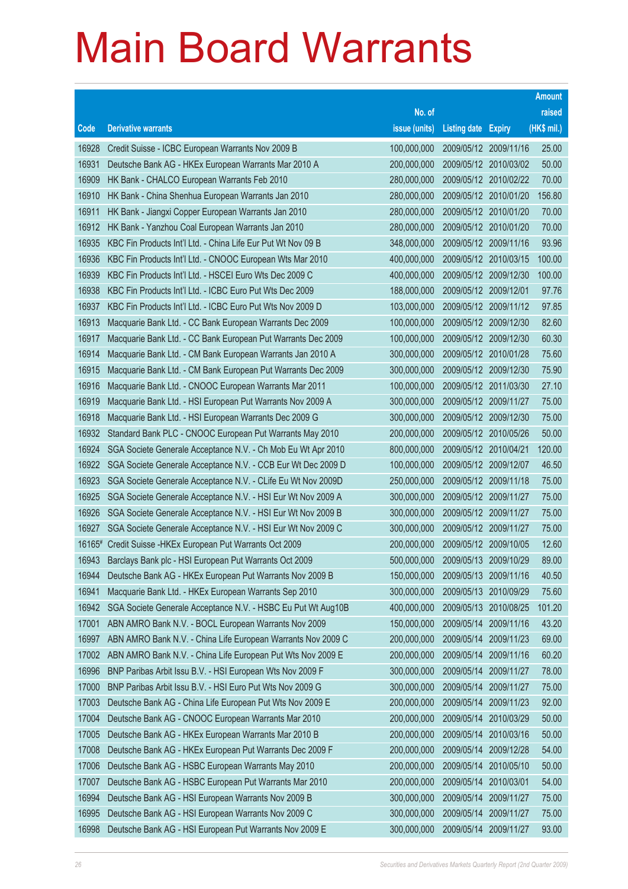# Main Board Warrants

| Code | Derivative warrants | No. of issue (units) | Listing date | Expiry | Amount raised (HK$ mil.) |
|---|---|---|---|---|---|
| 16928 | Credit Suisse - ICBC European Warrants Nov 2009 B | 100,000,000 | 2009/05/12 | 2009/11/16 | 25.00 |
| 16931 | Deutsche Bank AG - HKEx European Warrants Mar 2010 A | 200,000,000 | 2009/05/12 | 2010/03/02 | 50.00 |
| 16909 | HK Bank - CHALCO European Warrants Feb 2010 | 280,000,000 | 2009/05/12 | 2010/02/22 | 70.00 |
| 16910 | HK Bank - China Shenhua European Warrants Jan 2010 | 280,000,000 | 2009/05/12 | 2010/01/20 | 156.80 |
| 16911 | HK Bank - Jiangxi Copper European Warrants Jan 2010 | 280,000,000 | 2009/05/12 | 2010/01/20 | 70.00 |
| 16912 | HK Bank - Yanzhou Coal European Warrants Jan 2010 | 280,000,000 | 2009/05/12 | 2010/01/20 | 70.00 |
| 16935 | KBC Fin Products Int'l Ltd. - China Life Eur Put Wt Nov 09 B | 348,000,000 | 2009/05/12 | 2009/11/16 | 93.96 |
| 16936 | KBC Fin Products Int'l Ltd. - CNOOC European Wts Mar 2010 | 400,000,000 | 2009/05/12 | 2010/03/15 | 100.00 |
| 16939 | KBC Fin Products Int'l Ltd. - HSCEI Euro Wts Dec 2009 C | 400,000,000 | 2009/05/12 | 2009/12/30 | 100.00 |
| 16938 | KBC Fin Products Int'l Ltd. - ICBC Euro Put Wts Dec 2009 | 188,000,000 | 2009/05/12 | 2009/12/01 | 97.76 |
| 16937 | KBC Fin Products Int'l Ltd. - ICBC Euro Put Wts Nov 2009 D | 103,000,000 | 2009/05/12 | 2009/11/12 | 97.85 |
| 16913 | Macquarie Bank Ltd. - CC Bank European Warrants Dec 2009 | 100,000,000 | 2009/05/12 | 2009/12/30 | 82.60 |
| 16917 | Macquarie Bank Ltd. - CC Bank European Put Warrants Dec 2009 | 100,000,000 | 2009/05/12 | 2009/12/30 | 60.30 |
| 16914 | Macquarie Bank Ltd. - CM Bank European Warrants Jan 2010 A | 300,000,000 | 2009/05/12 | 2010/01/28 | 75.60 |
| 16915 | Macquarie Bank Ltd. - CM Bank European Put Warrants Dec 2009 | 300,000,000 | 2009/05/12 | 2009/12/30 | 75.90 |
| 16916 | Macquarie Bank Ltd. - CNOOC European Warrants Mar 2011 | 100,000,000 | 2009/05/12 | 2011/03/30 | 27.10 |
| 16919 | Macquarie Bank Ltd. - HSI European Put Warrants Nov 2009 A | 300,000,000 | 2009/05/12 | 2009/11/27 | 75.00 |
| 16918 | Macquarie Bank Ltd. - HSI European Warrants Dec 2009 G | 300,000,000 | 2009/05/12 | 2009/12/30 | 75.00 |
| 16932 | Standard Bank PLC - CNOOC European Put Warrants May 2010 | 200,000,000 | 2009/05/12 | 2010/05/26 | 50.00 |
| 16924 | SGA Societe Generale Acceptance N.V. - Ch Mob Eu Wt Apr 2010 | 800,000,000 | 2009/05/12 | 2010/04/21 | 120.00 |
| 16922 | SGA Societe Generale Acceptance N.V. - CCB Eur Wt Dec 2009 D | 100,000,000 | 2009/05/12 | 2009/12/07 | 46.50 |
| 16923 | SGA Societe Generale Acceptance N.V. - CLife Eu Wt Nov 2009D | 250,000,000 | 2009/05/12 | 2009/11/18 | 75.00 |
| 16925 | SGA Societe Generale Acceptance N.V. - HSI Eur Wt Nov 2009 A | 300,000,000 | 2009/05/12 | 2009/11/27 | 75.00 |
| 16926 | SGA Societe Generale Acceptance N.V. - HSI Eur Wt Nov 2009 B | 300,000,000 | 2009/05/12 | 2009/11/27 | 75.00 |
| 16927 | SGA Societe Generale Acceptance N.V. - HSI Eur Wt Nov 2009 C | 300,000,000 | 2009/05/12 | 2009/11/27 | 75.00 |
| 16165# | Credit Suisse -HKEx European Put Warrants Oct 2009 | 200,000,000 | 2009/05/12 | 2009/10/05 | 12.60 |
| 16943 | Barclays Bank plc - HSI European Put Warrants Oct 2009 | 500,000,000 | 2009/05/13 | 2009/10/29 | 89.00 |
| 16944 | Deutsche Bank AG - HKEx European Put Warrants Nov 2009 B | 150,000,000 | 2009/05/13 | 2009/11/16 | 40.50 |
| 16941 | Macquarie Bank Ltd. - HKEx European Warrants Sep 2010 | 300,000,000 | 2009/05/13 | 2010/09/29 | 75.60 |
| 16942 | SGA Societe Generale Acceptance N.V. - HSBC Eu Put Wt Aug10B | 400,000,000 | 2009/05/13 | 2010/08/25 | 101.20 |
| 17001 | ABN AMRO Bank N.V. - BOCL European Warrants Nov 2009 | 150,000,000 | 2009/05/14 | 2009/11/16 | 43.20 |
| 16997 | ABN AMRO Bank N.V. - China Life European Warrants Nov 2009 C | 200,000,000 | 2009/05/14 | 2009/11/23 | 69.00 |
| 17002 | ABN AMRO Bank N.V. - China Life European Put Wts Nov 2009 E | 200,000,000 | 2009/05/14 | 2009/11/16 | 60.20 |
| 16996 | BNP Paribas Arbit Issu B.V. - HSI European Wts Nov 2009 F | 300,000,000 | 2009/05/14 | 2009/11/27 | 78.00 |
| 17000 | BNP Paribas Arbit Issu B.V. - HSI Euro Put Wts Nov 2009 G | 300,000,000 | 2009/05/14 | 2009/11/27 | 75.00 |
| 17003 | Deutsche Bank AG - China Life European Put Wts Nov 2009 E | 200,000,000 | 2009/05/14 | 2009/11/23 | 92.00 |
| 17004 | Deutsche Bank AG - CNOOC European Warrants Mar 2010 | 200,000,000 | 2009/05/14 | 2010/03/29 | 50.00 |
| 17005 | Deutsche Bank AG - HKEx European Warrants Mar 2010 B | 200,000,000 | 2009/05/14 | 2010/03/16 | 50.00 |
| 17008 | Deutsche Bank AG - HKEx European Put Warrants Dec 2009 F | 200,000,000 | 2009/05/14 | 2009/12/28 | 54.00 |
| 17006 | Deutsche Bank AG - HSBC European Warrants May 2010 | 200,000,000 | 2009/05/14 | 2010/05/10 | 50.00 |
| 17007 | Deutsche Bank AG - HSBC European Put Warrants Mar 2010 | 200,000,000 | 2009/05/14 | 2010/03/01 | 54.00 |
| 16994 | Deutsche Bank AG - HSI European Warrants Nov 2009 B | 300,000,000 | 2009/05/14 | 2009/11/27 | 75.00 |
| 16995 | Deutsche Bank AG - HSI European Warrants Nov 2009 C | 300,000,000 | 2009/05/14 | 2009/11/27 | 75.00 |
| 16998 | Deutsche Bank AG - HSI European Put Warrants Nov 2009 E | 300,000,000 | 2009/05/14 | 2009/11/27 | 93.00 |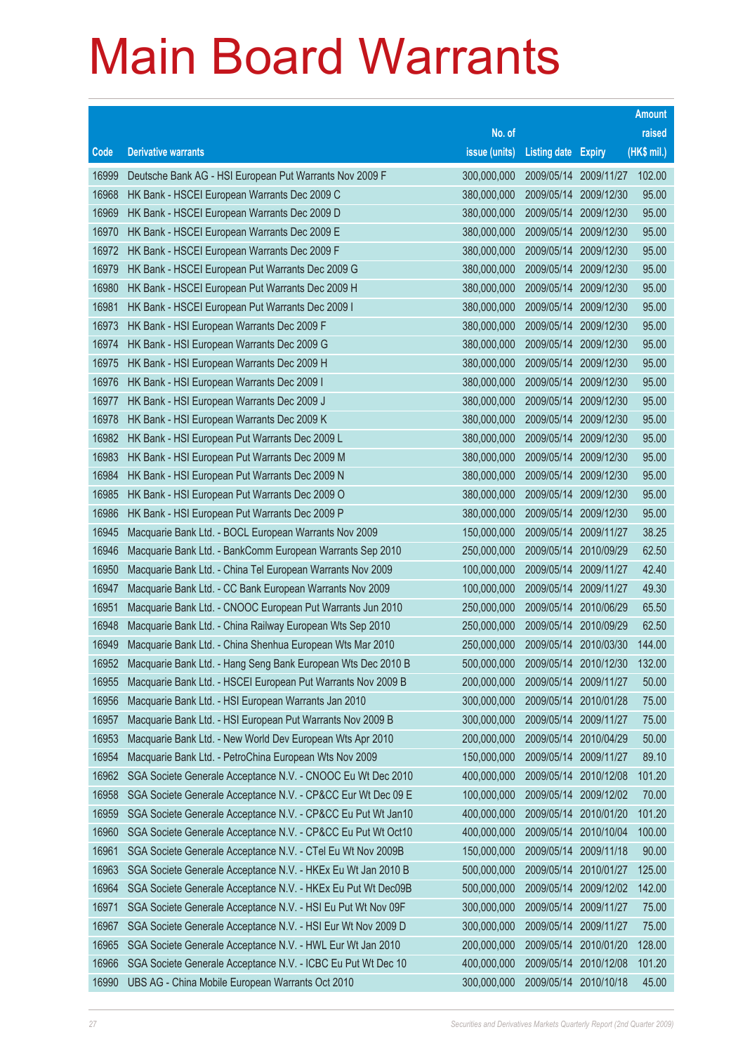# Main Board Warrants

| Code | Derivative warrants | No. of issue (units) | Listing date | Expiry | Amount raised (HK$ mil.) |
|---|---|---|---|---|---|
| 16999 | Deutsche Bank AG - HSI European Put Warrants Nov 2009 F | 300,000,000 | 2009/05/14 | 2009/11/27 | 102.00 |
| 16968 | HK Bank - HSCEI European Warrants Dec 2009 C | 380,000,000 | 2009/05/14 | 2009/12/30 | 95.00 |
| 16969 | HK Bank - HSCEI European Warrants Dec 2009 D | 380,000,000 | 2009/05/14 | 2009/12/30 | 95.00 |
| 16970 | HK Bank - HSCEI European Warrants Dec 2009 E | 380,000,000 | 2009/05/14 | 2009/12/30 | 95.00 |
| 16972 | HK Bank - HSCEI European Warrants Dec 2009 F | 380,000,000 | 2009/05/14 | 2009/12/30 | 95.00 |
| 16979 | HK Bank - HSCEI European Put Warrants Dec 2009 G | 380,000,000 | 2009/05/14 | 2009/12/30 | 95.00 |
| 16980 | HK Bank - HSCEI European Put Warrants Dec 2009 H | 380,000,000 | 2009/05/14 | 2009/12/30 | 95.00 |
| 16981 | HK Bank - HSCEI European Put Warrants Dec 2009 I | 380,000,000 | 2009/05/14 | 2009/12/30 | 95.00 |
| 16973 | HK Bank - HSI European Warrants Dec 2009 F | 380,000,000 | 2009/05/14 | 2009/12/30 | 95.00 |
| 16974 | HK Bank - HSI European Warrants Dec 2009 G | 380,000,000 | 2009/05/14 | 2009/12/30 | 95.00 |
| 16975 | HK Bank - HSI European Warrants Dec 2009 H | 380,000,000 | 2009/05/14 | 2009/12/30 | 95.00 |
| 16976 | HK Bank - HSI European Warrants Dec 2009 I | 380,000,000 | 2009/05/14 | 2009/12/30 | 95.00 |
| 16977 | HK Bank - HSI European Warrants Dec 2009 J | 380,000,000 | 2009/05/14 | 2009/12/30 | 95.00 |
| 16978 | HK Bank - HSI European Warrants Dec 2009 K | 380,000,000 | 2009/05/14 | 2009/12/30 | 95.00 |
| 16982 | HK Bank - HSI European Put Warrants Dec 2009 L | 380,000,000 | 2009/05/14 | 2009/12/30 | 95.00 |
| 16983 | HK Bank - HSI European Put Warrants Dec 2009 M | 380,000,000 | 2009/05/14 | 2009/12/30 | 95.00 |
| 16984 | HK Bank - HSI European Put Warrants Dec 2009 N | 380,000,000 | 2009/05/14 | 2009/12/30 | 95.00 |
| 16985 | HK Bank - HSI European Put Warrants Dec 2009 O | 380,000,000 | 2009/05/14 | 2009/12/30 | 95.00 |
| 16986 | HK Bank - HSI European Put Warrants Dec 2009 P | 380,000,000 | 2009/05/14 | 2009/12/30 | 95.00 |
| 16945 | Macquarie Bank Ltd. - BOCL European Warrants Nov 2009 | 150,000,000 | 2009/05/14 | 2009/11/27 | 38.25 |
| 16946 | Macquarie Bank Ltd. - BankComm European Warrants Sep 2010 | 250,000,000 | 2009/05/14 | 2010/09/29 | 62.50 |
| 16950 | Macquarie Bank Ltd. - China Tel European Warrants Nov 2009 | 100,000,000 | 2009/05/14 | 2009/11/27 | 42.40 |
| 16947 | Macquarie Bank Ltd. - CC Bank European Warrants Nov 2009 | 100,000,000 | 2009/05/14 | 2009/11/27 | 49.30 |
| 16951 | Macquarie Bank Ltd. - CNOOC European Put Warrants Jun 2010 | 250,000,000 | 2009/05/14 | 2010/06/29 | 65.50 |
| 16948 | Macquarie Bank Ltd. - China Railway European Wts Sep 2010 | 250,000,000 | 2009/05/14 | 2010/09/29 | 62.50 |
| 16949 | Macquarie Bank Ltd. - China Shenhua European Wts Mar 2010 | 250,000,000 | 2009/05/14 | 2010/03/30 | 144.00 |
| 16952 | Macquarie Bank Ltd. - Hang Seng Bank European Wts Dec 2010 B | 500,000,000 | 2009/05/14 | 2010/12/30 | 132.00 |
| 16955 | Macquarie Bank Ltd. - HSCEI European Put Warrants Nov 2009 B | 200,000,000 | 2009/05/14 | 2009/11/27 | 50.00 |
| 16956 | Macquarie Bank Ltd. - HSI European Warrants Jan 2010 | 300,000,000 | 2009/05/14 | 2010/01/28 | 75.00 |
| 16957 | Macquarie Bank Ltd. - HSI European Put Warrants Nov 2009 B | 300,000,000 | 2009/05/14 | 2009/11/27 | 75.00 |
| 16953 | Macquarie Bank Ltd. - New World Dev European Wts Apr 2010 | 200,000,000 | 2009/05/14 | 2010/04/29 | 50.00 |
| 16954 | Macquarie Bank Ltd. - PetroChina European Wts Nov 2009 | 150,000,000 | 2009/05/14 | 2009/11/27 | 89.10 |
| 16962 | SGA Societe Generale Acceptance N.V. - CNOOC Eu Wt Dec 2010 | 400,000,000 | 2009/05/14 | 2010/12/08 | 101.20 |
| 16958 | SGA Societe Generale Acceptance N.V. - CP&CC Eur Wt Dec 09 E | 100,000,000 | 2009/05/14 | 2009/12/02 | 70.00 |
| 16959 | SGA Societe Generale Acceptance N.V. - CP&CC Eu Put Wt Jan10 | 400,000,000 | 2009/05/14 | 2010/01/20 | 101.20 |
| 16960 | SGA Societe Generale Acceptance N.V. - CP&CC Eu Put Wt Oct10 | 400,000,000 | 2009/05/14 | 2010/10/04 | 100.00 |
| 16961 | SGA Societe Generale Acceptance N.V. - CTel Eu Wt Nov 2009B | 150,000,000 | 2009/05/14 | 2009/11/18 | 90.00 |
| 16963 | SGA Societe Generale Acceptance N.V. - HKEx Eu Wt Jan 2010 B | 500,000,000 | 2009/05/14 | 2010/01/27 | 125.00 |
| 16964 | SGA Societe Generale Acceptance N.V. - HKEx Eu Put Wt Dec09B | 500,000,000 | 2009/05/14 | 2009/12/02 | 142.00 |
| 16971 | SGA Societe Generale Acceptance N.V. - HSI Eu Put Wt Nov 09F | 300,000,000 | 2009/05/14 | 2009/11/27 | 75.00 |
| 16967 | SGA Societe Generale Acceptance N.V. - HSI Eur Wt Nov 2009 D | 300,000,000 | 2009/05/14 | 2009/11/27 | 75.00 |
| 16965 | SGA Societe Generale Acceptance N.V. - HWL Eur Wt Jan 2010 | 200,000,000 | 2009/05/14 | 2010/01/20 | 128.00 |
| 16966 | SGA Societe Generale Acceptance N.V. - ICBC Eu Put Wt Dec 10 | 400,000,000 | 2009/05/14 | 2010/12/08 | 101.20 |
| 16990 | UBS AG - China Mobile European Warrants Oct 2010 | 300,000,000 | 2009/05/14 | 2010/10/18 | 45.00 |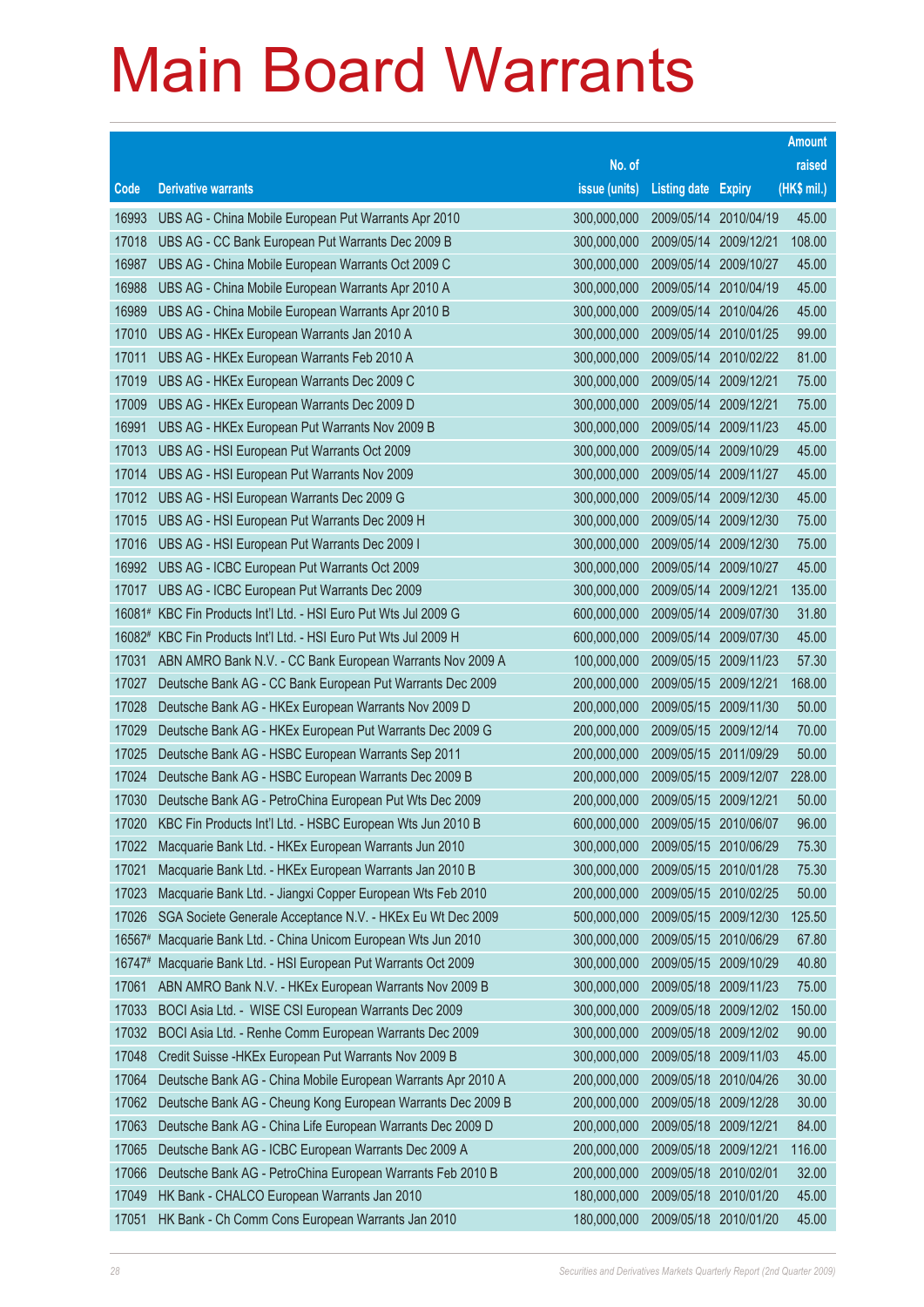# Main Board Warrants

| Code | Derivative warrants | No. of issue (units) | Listing date | Expiry | Amount raised (HK$ mil.) |
|---|---|---|---|---|---|
| 16993 | UBS AG - China Mobile European Put Warrants Apr 2010 | 300,000,000 | 2009/05/14 | 2010/04/19 | 45.00 |
| 17018 | UBS AG - CC Bank European Put Warrants Dec 2009 B | 300,000,000 | 2009/05/14 | 2009/12/21 | 108.00 |
| 16987 | UBS AG - China Mobile European Warrants Oct 2009 C | 300,000,000 | 2009/05/14 | 2009/10/27 | 45.00 |
| 16988 | UBS AG - China Mobile European Warrants Apr 2010 A | 300,000,000 | 2009/05/14 | 2010/04/19 | 45.00 |
| 16989 | UBS AG - China Mobile European Warrants Apr 2010 B | 300,000,000 | 2009/05/14 | 2010/04/26 | 45.00 |
| 17010 | UBS AG - HKEx European Warrants Jan 2010 A | 300,000,000 | 2009/05/14 | 2010/01/25 | 99.00 |
| 17011 | UBS AG - HKEx European Warrants Feb 2010 A | 300,000,000 | 2009/05/14 | 2010/02/22 | 81.00 |
| 17019 | UBS AG - HKEx European Warrants Dec 2009 C | 300,000,000 | 2009/05/14 | 2009/12/21 | 75.00 |
| 17009 | UBS AG - HKEx European Warrants Dec 2009 D | 300,000,000 | 2009/05/14 | 2009/12/21 | 75.00 |
| 16991 | UBS AG - HKEx European Put Warrants Nov 2009 B | 300,000,000 | 2009/05/14 | 2009/11/23 | 45.00 |
| 17013 | UBS AG - HSI European Put Warrants Oct 2009 | 300,000,000 | 2009/05/14 | 2009/10/29 | 45.00 |
| 17014 | UBS AG - HSI European Put Warrants Nov 2009 | 300,000,000 | 2009/05/14 | 2009/11/27 | 45.00 |
| 17012 | UBS AG - HSI European Warrants Dec 2009 G | 300,000,000 | 2009/05/14 | 2009/12/30 | 45.00 |
| 17015 | UBS AG - HSI European Put Warrants Dec 2009 H | 300,000,000 | 2009/05/14 | 2009/12/30 | 75.00 |
| 17016 | UBS AG - HSI European Put Warrants Dec 2009 I | 300,000,000 | 2009/05/14 | 2009/12/30 | 75.00 |
| 16992 | UBS AG - ICBC European Put Warrants Oct 2009 | 300,000,000 | 2009/05/14 | 2009/10/27 | 45.00 |
| 17017 | UBS AG - ICBC European Put Warrants Dec 2009 | 300,000,000 | 2009/05/14 | 2009/12/21 | 135.00 |
| 16081# | KBC Fin Products Int'l Ltd. - HSI Euro Put Wts Jul 2009 G | 600,000,000 | 2009/05/14 | 2009/07/30 | 31.80 |
| 16082# | KBC Fin Products Int'l Ltd. - HSI Euro Put Wts Jul 2009 H | 600,000,000 | 2009/05/14 | 2009/07/30 | 45.00 |
| 17031 | ABN AMRO Bank N.V. - CC Bank European Warrants Nov 2009 A | 100,000,000 | 2009/05/15 | 2009/11/23 | 57.30 |
| 17027 | Deutsche Bank AG - CC Bank European Put Warrants Dec 2009 | 200,000,000 | 2009/05/15 | 2009/12/21 | 168.00 |
| 17028 | Deutsche Bank AG - HKEx European Warrants Nov 2009 D | 200,000,000 | 2009/05/15 | 2009/11/30 | 50.00 |
| 17029 | Deutsche Bank AG - HKEx European Put Warrants Dec 2009 G | 200,000,000 | 2009/05/15 | 2009/12/14 | 70.00 |
| 17025 | Deutsche Bank AG - HSBC European Warrants Sep 2011 | 200,000,000 | 2009/05/15 | 2011/09/29 | 50.00 |
| 17024 | Deutsche Bank AG - HSBC European Warrants Dec 2009 B | 200,000,000 | 2009/05/15 | 2009/12/07 | 228.00 |
| 17030 | Deutsche Bank AG - PetroChina European Put Wts Dec 2009 | 200,000,000 | 2009/05/15 | 2009/12/21 | 50.00 |
| 17020 | KBC Fin Products Int'l Ltd. - HSBC European Wts Jun 2010 B | 600,000,000 | 2009/05/15 | 2010/06/07 | 96.00 |
| 17022 | Macquarie Bank Ltd. - HKEx European Warrants Jun 2010 | 300,000,000 | 2009/05/15 | 2010/06/29 | 75.30 |
| 17021 | Macquarie Bank Ltd. - HKEx European Warrants Jan 2010 B | 300,000,000 | 2009/05/15 | 2010/01/28 | 75.30 |
| 17023 | Macquarie Bank Ltd. - Jiangxi Copper European Wts Feb 2010 | 200,000,000 | 2009/05/15 | 2010/02/25 | 50.00 |
| 17026 | SGA Societe Generale Acceptance N.V. - HKEx Eu Wt Dec 2009 | 500,000,000 | 2009/05/15 | 2009/12/30 | 125.50 |
| 16567# | Macquarie Bank Ltd. - China Unicom European Wts Jun 2010 | 300,000,000 | 2009/05/15 | 2010/06/29 | 67.80 |
| 16747# | Macquarie Bank Ltd. - HSI European Put Warrants Oct 2009 | 300,000,000 | 2009/05/15 | 2009/10/29 | 40.80 |
| 17061 | ABN AMRO Bank N.V. - HKEx European Warrants Nov 2009 B | 300,000,000 | 2009/05/18 | 2009/11/23 | 75.00 |
| 17033 | BOCI Asia Ltd. - WISE CSI European Warrants Dec 2009 | 300,000,000 | 2009/05/18 | 2009/12/02 | 150.00 |
| 17032 | BOCI Asia Ltd. - Renhe Comm European Warrants Dec 2009 | 300,000,000 | 2009/05/18 | 2009/12/02 | 90.00 |
| 17048 | Credit Suisse -HKEx European Put Warrants Nov 2009 B | 300,000,000 | 2009/05/18 | 2009/11/03 | 45.00 |
| 17064 | Deutsche Bank AG - China Mobile European Warrants Apr 2010 A | 200,000,000 | 2009/05/18 | 2010/04/26 | 30.00 |
| 17062 | Deutsche Bank AG - Cheung Kong European Warrants Dec 2009 B | 200,000,000 | 2009/05/18 | 2009/12/28 | 30.00 |
| 17063 | Deutsche Bank AG - China Life European Warrants Dec 2009 D | 200,000,000 | 2009/05/18 | 2009/12/21 | 84.00 |
| 17065 | Deutsche Bank AG - ICBC European Warrants Dec 2009 A | 200,000,000 | 2009/05/18 | 2009/12/21 | 116.00 |
| 17066 | Deutsche Bank AG - PetroChina European Warrants Feb 2010 B | 200,000,000 | 2009/05/18 | 2010/02/01 | 32.00 |
| 17049 | HK Bank - CHALCO European Warrants Jan 2010 | 180,000,000 | 2009/05/18 | 2010/01/20 | 45.00 |
| 17051 | HK Bank - Ch Comm Cons European Warrants Jan 2010 | 180,000,000 | 2009/05/18 | 2010/01/20 | 45.00 |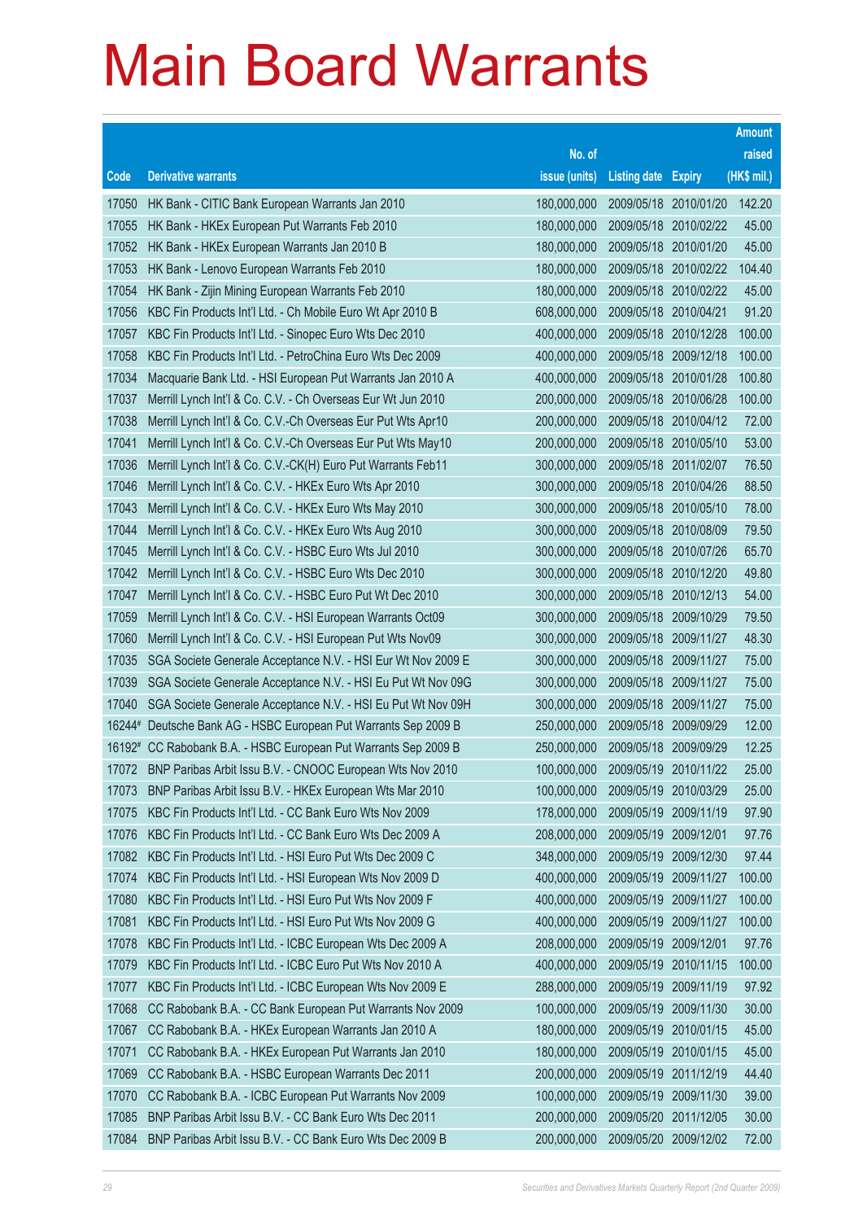# Main Board Warrants

| Code | Derivative warrants | No. of issue (units) | Listing date | Expiry | Amount raised (HK$ mil.) |
|---|---|---|---|---|---|
| 17050 | HK Bank - CITIC Bank European Warrants Jan 2010 | 180,000,000 | 2009/05/18 | 2010/01/20 | 142.20 |
| 17055 | HK Bank - HKEx European Put Warrants Feb 2010 | 180,000,000 | 2009/05/18 | 2010/02/22 | 45.00 |
| 17052 | HK Bank - HKEx European Warrants Jan 2010 B | 180,000,000 | 2009/05/18 | 2010/01/20 | 45.00 |
| 17053 | HK Bank - Lenovo European Warrants Feb 2010 | 180,000,000 | 2009/05/18 | 2010/02/22 | 104.40 |
| 17054 | HK Bank - Zijin Mining European Warrants Feb 2010 | 180,000,000 | 2009/05/18 | 2010/02/22 | 45.00 |
| 17056 | KBC Fin Products Int'l Ltd. - Ch Mobile Euro Wt Apr 2010 B | 608,000,000 | 2009/05/18 | 2010/04/21 | 91.20 |
| 17057 | KBC Fin Products Int'l Ltd. - Sinopec Euro Wts Dec 2010 | 400,000,000 | 2009/05/18 | 2010/12/28 | 100.00 |
| 17058 | KBC Fin Products Int'l Ltd. - PetroChina Euro Wts Dec 2009 | 400,000,000 | 2009/05/18 | 2009/12/18 | 100.00 |
| 17034 | Macquarie Bank Ltd. - HSI European Put Warrants Jan 2010 A | 400,000,000 | 2009/05/18 | 2010/01/28 | 100.80 |
| 17037 | Merrill Lynch Int'l & Co. C.V. - Ch Overseas Eur Wt Jun 2010 | 200,000,000 | 2009/05/18 | 2010/06/28 | 100.00 |
| 17038 | Merrill Lynch Int'l & Co. C.V.-Ch Overseas Eur Put Wts Apr10 | 200,000,000 | 2009/05/18 | 2010/04/12 | 72.00 |
| 17041 | Merrill Lynch Int'l & Co. C.V.-Ch Overseas Eur Put Wts May10 | 200,000,000 | 2009/05/18 | 2010/05/10 | 53.00 |
| 17036 | Merrill Lynch Int'l & Co. C.V.-CK(H) Euro Put Warrants Feb11 | 300,000,000 | 2009/05/18 | 2011/02/07 | 76.50 |
| 17046 | Merrill Lynch Int'l & Co. C.V. - HKEx Euro Wts Apr 2010 | 300,000,000 | 2009/05/18 | 2010/04/26 | 88.50 |
| 17043 | Merrill Lynch Int'l & Co. C.V. - HKEx Euro Wts May 2010 | 300,000,000 | 2009/05/18 | 2010/05/10 | 78.00 |
| 17044 | Merrill Lynch Int'l & Co. C.V. - HKEx Euro Wts Aug 2010 | 300,000,000 | 2009/05/18 | 2010/08/09 | 79.50 |
| 17045 | Merrill Lynch Int'l & Co. C.V. - HSBC Euro Wts Jul 2010 | 300,000,000 | 2009/05/18 | 2010/07/26 | 65.70 |
| 17042 | Merrill Lynch Int'l & Co. C.V. - HSBC Euro Wts Dec 2010 | 300,000,000 | 2009/05/18 | 2010/12/20 | 49.80 |
| 17047 | Merrill Lynch Int'l & Co. C.V. - HSBC Euro Put Wt Dec 2010 | 300,000,000 | 2009/05/18 | 2010/12/13 | 54.00 |
| 17059 | Merrill Lynch Int'l & Co. C.V. - HSI European Warrants Oct09 | 300,000,000 | 2009/05/18 | 2009/10/29 | 79.50 |
| 17060 | Merrill Lynch Int'l & Co. C.V. - HSI European Put Wts Nov09 | 300,000,000 | 2009/05/18 | 2009/11/27 | 48.30 |
| 17035 | SGA Societe Generale Acceptance N.V. - HSI Eur Wt Nov 2009 E | 300,000,000 | 2009/05/18 | 2009/11/27 | 75.00 |
| 17039 | SGA Societe Generale Acceptance N.V. - HSI Eu Put Wt Nov 09G | 300,000,000 | 2009/05/18 | 2009/11/27 | 75.00 |
| 17040 | SGA Societe Generale Acceptance N.V. - HSI Eu Put Wt Nov 09H | 300,000,000 | 2009/05/18 | 2009/11/27 | 75.00 |
| 16244# | Deutsche Bank AG - HSBC European Put Warrants Sep 2009 B | 250,000,000 | 2009/05/18 | 2009/09/29 | 12.00 |
| 16192# | CC Rabobank B.A. - HSBC European Put Warrants Sep 2009 B | 250,000,000 | 2009/05/18 | 2009/09/29 | 12.25 |
| 17072 | BNP Paribas Arbit Issu B.V. - CNOOC European Wts Nov 2010 | 100,000,000 | 2009/05/19 | 2010/11/22 | 25.00 |
| 17073 | BNP Paribas Arbit Issu B.V. - HKEx European Wts Mar 2010 | 100,000,000 | 2009/05/19 | 2010/03/29 | 25.00 |
| 17075 | KBC Fin Products Int'l Ltd. - CC Bank Euro Wts Nov 2009 | 178,000,000 | 2009/05/19 | 2009/11/19 | 97.90 |
| 17076 | KBC Fin Products Int'l Ltd. - CC Bank Euro Wts Dec 2009 A | 208,000,000 | 2009/05/19 | 2009/12/01 | 97.76 |
| 17082 | KBC Fin Products Int'l Ltd. - HSI Euro Put Wts Dec 2009 C | 348,000,000 | 2009/05/19 | 2009/12/30 | 97.44 |
| 17074 | KBC Fin Products Int'l Ltd. - HSI European Wts Nov 2009 D | 400,000,000 | 2009/05/19 | 2009/11/27 | 100.00 |
| 17080 | KBC Fin Products Int'l Ltd. - HSI Euro Put Wts Nov 2009 F | 400,000,000 | 2009/05/19 | 2009/11/27 | 100.00 |
| 17081 | KBC Fin Products Int'l Ltd. - HSI Euro Put Wts Nov 2009 G | 400,000,000 | 2009/05/19 | 2009/11/27 | 100.00 |
| 17078 | KBC Fin Products Int'l Ltd. - ICBC European Wts Dec 2009 A | 208,000,000 | 2009/05/19 | 2009/12/01 | 97.76 |
| 17079 | KBC Fin Products Int'l Ltd. - ICBC Euro Put Wts Nov 2010 A | 400,000,000 | 2009/05/19 | 2010/11/15 | 100.00 |
| 17077 | KBC Fin Products Int'l Ltd. - ICBC European Wts Nov 2009 E | 288,000,000 | 2009/05/19 | 2009/11/19 | 97.92 |
| 17068 | CC Rabobank B.A. - CC Bank European Put Warrants Nov 2009 | 100,000,000 | 2009/05/19 | 2009/11/30 | 30.00 |
| 17067 | CC Rabobank B.A. - HKEx European Warrants Jan 2010 A | 180,000,000 | 2009/05/19 | 2010/01/15 | 45.00 |
| 17071 | CC Rabobank B.A. - HKEx European Put Warrants Jan 2010 | 180,000,000 | 2009/05/19 | 2010/01/15 | 45.00 |
| 17069 | CC Rabobank B.A. - HSBC European Warrants Dec 2011 | 200,000,000 | 2009/05/19 | 2011/12/19 | 44.40 |
| 17070 | CC Rabobank B.A. - ICBC European Put Warrants Nov 2009 | 100,000,000 | 2009/05/19 | 2009/11/30 | 39.00 |
| 17085 | BNP Paribas Arbit Issu B.V. - CC Bank Euro Wts Dec 2011 | 200,000,000 | 2009/05/20 | 2011/12/05 | 30.00 |
| 17084 | BNP Paribas Arbit Issu B.V. - CC Bank Euro Wts Dec 2009 B | 200,000,000 | 2009/05/20 | 2009/12/02 | 72.00 |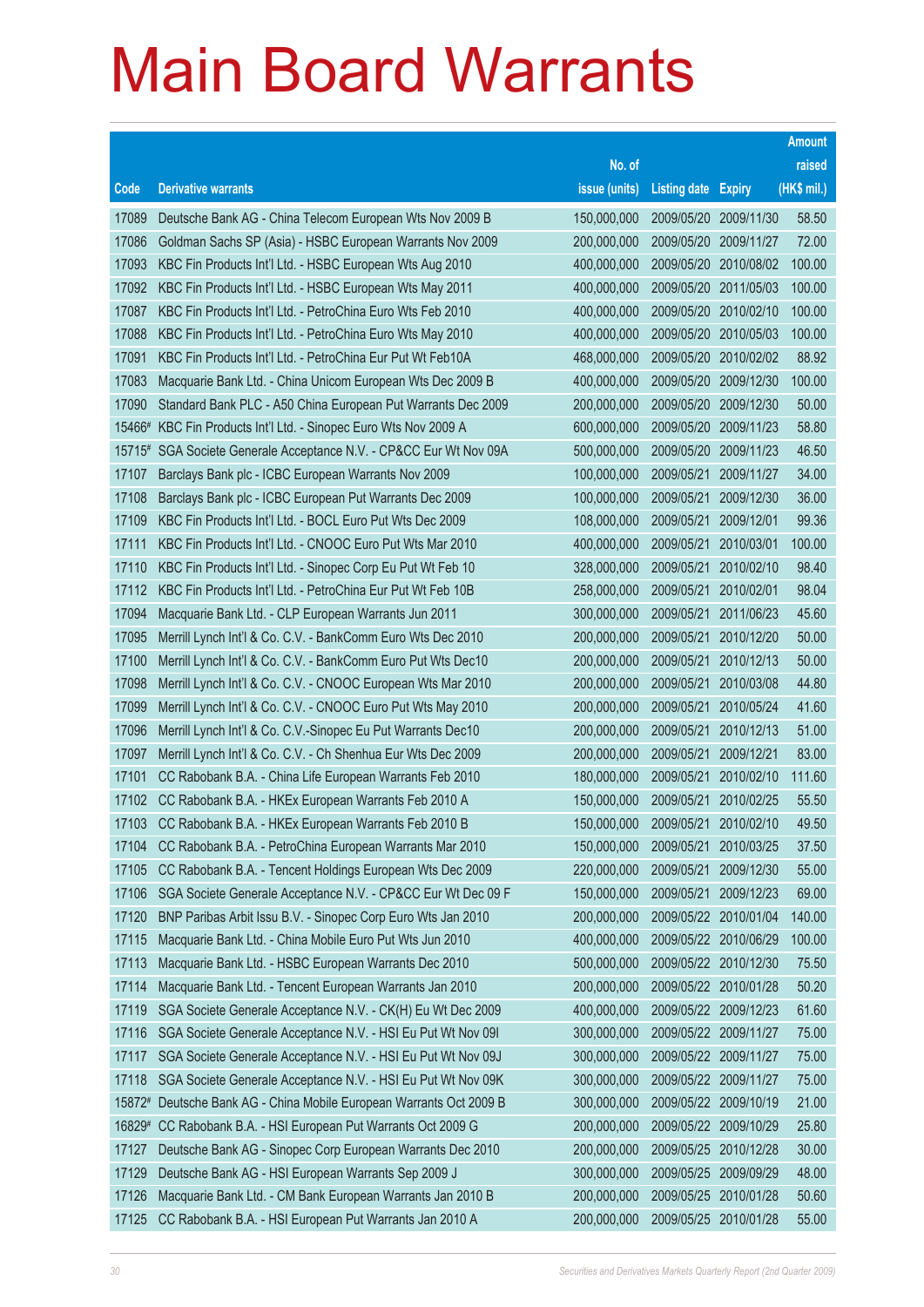# Main Board Warrants

| Code | Derivative warrants | No. of issue (units) | Listing date | Expiry | Amount raised (HK$ mil.) |
|---|---|---|---|---|---|
| 17089 | Deutsche Bank AG - China Telecom European Wts Nov 2009 B | 150,000,000 | 2009/05/20 | 2009/11/30 | 58.50 |
| 17086 | Goldman Sachs SP (Asia) - HSBC European Warrants Nov 2009 | 200,000,000 | 2009/05/20 | 2009/11/27 | 72.00 |
| 17093 | KBC Fin Products Int'l Ltd. - HSBC European Wts Aug 2010 | 400,000,000 | 2009/05/20 | 2010/08/02 | 100.00 |
| 17092 | KBC Fin Products Int'l Ltd. - HSBC European Wts May 2011 | 400,000,000 | 2009/05/20 | 2011/05/03 | 100.00 |
| 17087 | KBC Fin Products Int'l Ltd. - PetroChina Euro Wts Feb 2010 | 400,000,000 | 2009/05/20 | 2010/02/10 | 100.00 |
| 17088 | KBC Fin Products Int'l Ltd. - PetroChina Euro Wts May 2010 | 400,000,000 | 2009/05/20 | 2010/05/03 | 100.00 |
| 17091 | KBC Fin Products Int'l Ltd. - PetroChina Eur Put Wt Feb10A | 468,000,000 | 2009/05/20 | 2010/02/02 | 88.92 |
| 17083 | Macquarie Bank Ltd. - China Unicom European Wts Dec 2009 B | 400,000,000 | 2009/05/20 | 2009/12/30 | 100.00 |
| 17090 | Standard Bank PLC - A50 China European Put Warrants Dec 2009 | 200,000,000 | 2009/05/20 | 2009/12/30 | 50.00 |
| 15466# | KBC Fin Products Int'l Ltd. - Sinopec Euro Wts Nov 2009 A | 600,000,000 | 2009/05/20 | 2009/11/23 | 58.80 |
| 15715# | SGA Societe Generale Acceptance N.V. - CP&CC Eur Wt Nov 09A | 500,000,000 | 2009/05/20 | 2009/11/23 | 46.50 |
| 17107 | Barclays Bank plc - ICBC European Warrants Nov 2009 | 100,000,000 | 2009/05/21 | 2009/11/27 | 34.00 |
| 17108 | Barclays Bank plc - ICBC European Put Warrants Dec 2009 | 100,000,000 | 2009/05/21 | 2009/12/30 | 36.00 |
| 17109 | KBC Fin Products Int'l Ltd. - BOCL Euro Put Wts Dec 2009 | 108,000,000 | 2009/05/21 | 2009/12/01 | 99.36 |
| 17111 | KBC Fin Products Int'l Ltd. - CNOOC Euro Put Wts Mar 2010 | 400,000,000 | 2009/05/21 | 2010/03/01 | 100.00 |
| 17110 | KBC Fin Products Int'l Ltd. - Sinopec Corp Eu Put Wt Feb 10 | 328,000,000 | 2009/05/21 | 2010/02/10 | 98.40 |
| 17112 | KBC Fin Products Int'l Ltd. - PetroChina Eur Put Wt Feb 10B | 258,000,000 | 2009/05/21 | 2010/02/01 | 98.04 |
| 17094 | Macquarie Bank Ltd. - CLP European Warrants Jun 2011 | 300,000,000 | 2009/05/21 | 2011/06/23 | 45.60 |
| 17095 | Merrill Lynch Int'l & Co. C.V. - BankComm Euro Wts Dec 2010 | 200,000,000 | 2009/05/21 | 2010/12/20 | 50.00 |
| 17100 | Merrill Lynch Int'l & Co. C.V. - BankComm Euro Put Wts Dec10 | 200,000,000 | 2009/05/21 | 2010/12/13 | 50.00 |
| 17098 | Merrill Lynch Int'l & Co. C.V. - CNOOC European Wts Mar 2010 | 200,000,000 | 2009/05/21 | 2010/03/08 | 44.80 |
| 17099 | Merrill Lynch Int'l & Co. C.V. - CNOOC Euro Put Wts May 2010 | 200,000,000 | 2009/05/21 | 2010/05/24 | 41.60 |
| 17096 | Merrill Lynch Int'l & Co. C.V.-Sinopec Eu Put Warrants Dec10 | 200,000,000 | 2009/05/21 | 2010/12/13 | 51.00 |
| 17097 | Merrill Lynch Int'l & Co. C.V. - Ch Shenhua Eur Wts Dec 2009 | 200,000,000 | 2009/05/21 | 2009/12/21 | 83.00 |
| 17101 | CC Rabobank B.A. - China Life European Warrants Feb 2010 | 180,000,000 | 2009/05/21 | 2010/02/10 | 111.60 |
| 17102 | CC Rabobank B.A. - HKEx European Warrants Feb 2010 A | 150,000,000 | 2009/05/21 | 2010/02/25 | 55.50 |
| 17103 | CC Rabobank B.A. - HKEx European Warrants Feb 2010 B | 150,000,000 | 2009/05/21 | 2010/02/10 | 49.50 |
| 17104 | CC Rabobank B.A. - PetroChina European Warrants Mar 2010 | 150,000,000 | 2009/05/21 | 2010/03/25 | 37.50 |
| 17105 | CC Rabobank B.A. - Tencent Holdings European Wts Dec 2009 | 220,000,000 | 2009/05/21 | 2009/12/30 | 55.00 |
| 17106 | SGA Societe Generale Acceptance N.V. - CP&CC Eur Wt Dec 09 F | 150,000,000 | 2009/05/21 | 2009/12/23 | 69.00 |
| 17120 | BNP Paribas Arbit Issu B.V. - Sinopec Corp Euro Wts Jan 2010 | 200,000,000 | 2009/05/22 | 2010/01/04 | 140.00 |
| 17115 | Macquarie Bank Ltd. - China Mobile Euro Put Wts Jun 2010 | 400,000,000 | 2009/05/22 | 2010/06/29 | 100.00 |
| 17113 | Macquarie Bank Ltd. - HSBC European Warrants Dec 2010 | 500,000,000 | 2009/05/22 | 2010/12/30 | 75.50 |
| 17114 | Macquarie Bank Ltd. - Tencent European Warrants Jan 2010 | 200,000,000 | 2009/05/22 | 2010/01/28 | 50.20 |
| 17119 | SGA Societe Generale Acceptance N.V. - CK(H) Eu Wt Dec 2009 | 400,000,000 | 2009/05/22 | 2009/12/23 | 61.60 |
| 17116 | SGA Societe Generale Acceptance N.V. - HSI Eu Put Wt Nov 09I | 300,000,000 | 2009/05/22 | 2009/11/27 | 75.00 |
| 17117 | SGA Societe Generale Acceptance N.V. - HSI Eu Put Wt Nov 09J | 300,000,000 | 2009/05/22 | 2009/11/27 | 75.00 |
| 17118 | SGA Societe Generale Acceptance N.V. - HSI Eu Put Wt Nov 09K | 300,000,000 | 2009/05/22 | 2009/11/27 | 75.00 |
| 15872# | Deutsche Bank AG - China Mobile European Warrants Oct 2009 B | 300,000,000 | 2009/05/22 | 2009/10/19 | 21.00 |
| 16829# | CC Rabobank B.A. - HSI European Put Warrants Oct 2009 G | 200,000,000 | 2009/05/22 | 2009/10/29 | 25.80 |
| 17127 | Deutsche Bank AG - Sinopec Corp European Warrants Dec 2010 | 200,000,000 | 2009/05/25 | 2010/12/28 | 30.00 |
| 17129 | Deutsche Bank AG - HSI European Warrants Sep 2009 J | 300,000,000 | 2009/05/25 | 2009/09/29 | 48.00 |
| 17126 | Macquarie Bank Ltd. - CM Bank European Warrants Jan 2010 B | 200,000,000 | 2009/05/25 | 2010/01/28 | 50.60 |
| 17125 | CC Rabobank B.A. - HSI European Put Warrants Jan 2010 A | 200,000,000 | 2009/05/25 | 2010/01/28 | 55.00 |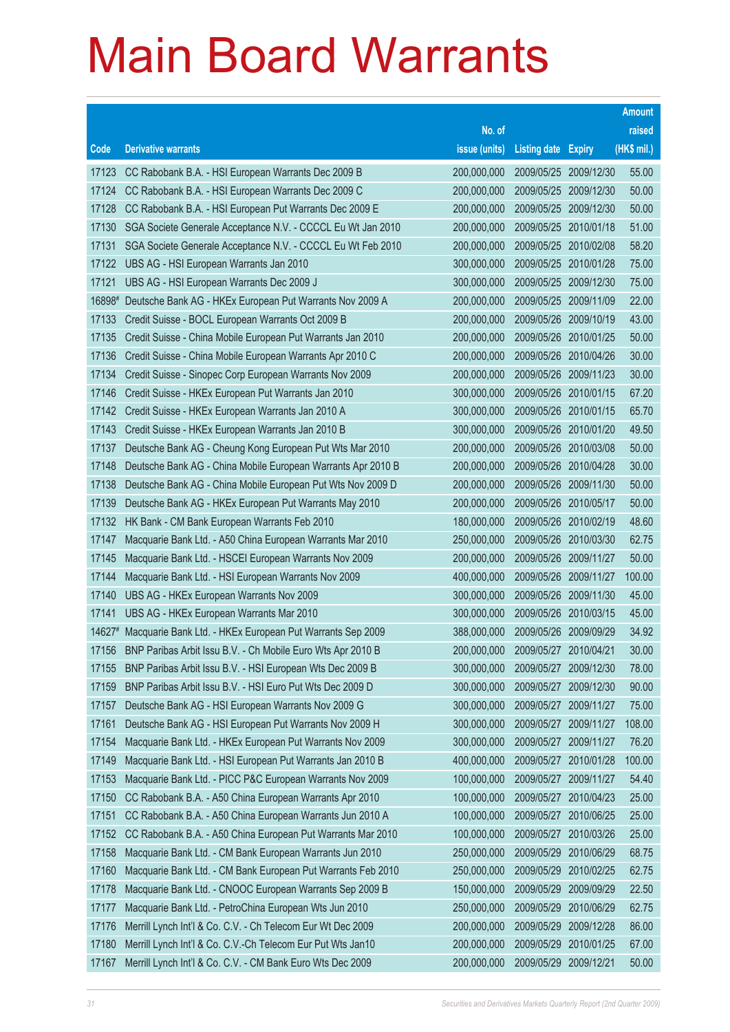# Main Board Warrants

| Code | Derivative warrants | No. of issue (units) | Listing date | Expiry | Amount raised (HK$ mil.) |
|---|---|---|---|---|---|
| 17123 | CC Rabobank B.A. - HSI European Warrants Dec 2009 B | 200,000,000 | 2009/05/25 | 2009/12/30 | 55.00 |
| 17124 | CC Rabobank B.A. - HSI European Warrants Dec 2009 C | 200,000,000 | 2009/05/25 | 2009/12/30 | 50.00 |
| 17128 | CC Rabobank B.A. - HSI European Put Warrants Dec 2009 E | 200,000,000 | 2009/05/25 | 2009/12/30 | 50.00 |
| 17130 | SGA Societe Generale Acceptance N.V. - CCCCL Eu Wt Jan 2010 | 200,000,000 | 2009/05/25 | 2010/01/18 | 51.00 |
| 17131 | SGA Societe Generale Acceptance N.V. - CCCCL Eu Wt Feb 2010 | 200,000,000 | 2009/05/25 | 2010/02/08 | 58.20 |
| 17122 | UBS AG - HSI European Warrants Jan 2010 | 300,000,000 | 2009/05/25 | 2010/01/28 | 75.00 |
| 17121 | UBS AG - HSI European Warrants Dec 2009 J | 300,000,000 | 2009/05/25 | 2009/12/30 | 75.00 |
| 16898# | Deutsche Bank AG - HKEx European Put Warrants Nov 2009 A | 200,000,000 | 2009/05/25 | 2009/11/09 | 22.00 |
| 17133 | Credit Suisse - BOCL European Warrants Oct 2009 B | 200,000,000 | 2009/05/26 | 2009/10/19 | 43.00 |
| 17135 | Credit Suisse - China Mobile European Put Warrants Jan 2010 | 200,000,000 | 2009/05/26 | 2010/01/25 | 50.00 |
| 17136 | Credit Suisse - China Mobile European Warrants Apr 2010 C | 200,000,000 | 2009/05/26 | 2010/04/26 | 30.00 |
| 17134 | Credit Suisse - Sinopec Corp European Warrants Nov 2009 | 200,000,000 | 2009/05/26 | 2009/11/23 | 30.00 |
| 17146 | Credit Suisse - HKEx European Put Warrants Jan 2010 | 300,000,000 | 2009/05/26 | 2010/01/15 | 67.20 |
| 17142 | Credit Suisse - HKEx European Warrants Jan 2010 A | 300,000,000 | 2009/05/26 | 2010/01/15 | 65.70 |
| 17143 | Credit Suisse - HKEx European Warrants Jan 2010 B | 300,000,000 | 2009/05/26 | 2010/01/20 | 49.50 |
| 17137 | Deutsche Bank AG - Cheung Kong European Put Wts Mar 2010 | 200,000,000 | 2009/05/26 | 2010/03/08 | 50.00 |
| 17148 | Deutsche Bank AG - China Mobile European Warrants Apr 2010 B | 200,000,000 | 2009/05/26 | 2010/04/28 | 30.00 |
| 17138 | Deutsche Bank AG - China Mobile European Put Wts Nov 2009 D | 200,000,000 | 2009/05/26 | 2009/11/30 | 50.00 |
| 17139 | Deutsche Bank AG - HKEx European Put Warrants May 2010 | 200,000,000 | 2009/05/26 | 2010/05/17 | 50.00 |
| 17132 | HK Bank - CM Bank European Warrants Feb 2010 | 180,000,000 | 2009/05/26 | 2010/02/19 | 48.60 |
| 17147 | Macquarie Bank Ltd. - A50 China European Warrants Mar 2010 | 250,000,000 | 2009/05/26 | 2010/03/30 | 62.75 |
| 17145 | Macquarie Bank Ltd. - HSCEI European Warrants Nov 2009 | 200,000,000 | 2009/05/26 | 2009/11/27 | 50.00 |
| 17144 | Macquarie Bank Ltd. - HSI European Warrants Nov 2009 | 400,000,000 | 2009/05/26 | 2009/11/27 | 100.00 |
| 17140 | UBS AG - HKEx European Warrants Nov 2009 | 300,000,000 | 2009/05/26 | 2009/11/30 | 45.00 |
| 17141 | UBS AG - HKEx European Warrants Mar 2010 | 300,000,000 | 2009/05/26 | 2010/03/15 | 45.00 |
| 14627# | Macquarie Bank Ltd. - HKEx European Put Warrants Sep 2009 | 388,000,000 | 2009/05/26 | 2009/09/29 | 34.92 |
| 17156 | BNP Paribas Arbit Issu B.V. - Ch Mobile Euro Wts Apr 2010 B | 200,000,000 | 2009/05/27 | 2010/04/21 | 30.00 |
| 17155 | BNP Paribas Arbit Issu B.V. - HSI European Wts Dec 2009 B | 300,000,000 | 2009/05/27 | 2009/12/30 | 78.00 |
| 17159 | BNP Paribas Arbit Issu B.V. - HSI Euro Put Wts Dec 2009 D | 300,000,000 | 2009/05/27 | 2009/12/30 | 90.00 |
| 17157 | Deutsche Bank AG - HSI European Warrants Nov 2009 G | 300,000,000 | 2009/05/27 | 2009/11/27 | 75.00 |
| 17161 | Deutsche Bank AG - HSI European Put Warrants Nov 2009 H | 300,000,000 | 2009/05/27 | 2009/11/27 | 108.00 |
| 17154 | Macquarie Bank Ltd. - HKEx European Put Warrants Nov 2009 | 300,000,000 | 2009/05/27 | 2009/11/27 | 76.20 |
| 17149 | Macquarie Bank Ltd. - HSI European Put Warrants Jan 2010 B | 400,000,000 | 2009/05/27 | 2010/01/28 | 100.00 |
| 17153 | Macquarie Bank Ltd. - PICC P&C European Warrants Nov 2009 | 100,000,000 | 2009/05/27 | 2009/11/27 | 54.40 |
| 17150 | CC Rabobank B.A. - A50 China European Warrants Apr 2010 | 100,000,000 | 2009/05/27 | 2010/04/23 | 25.00 |
| 17151 | CC Rabobank B.A. - A50 China European Warrants Jun 2010 A | 100,000,000 | 2009/05/27 | 2010/06/25 | 25.00 |
| 17152 | CC Rabobank B.A. - A50 China European Put Warrants Mar 2010 | 100,000,000 | 2009/05/27 | 2010/03/26 | 25.00 |
| 17158 | Macquarie Bank Ltd. - CM Bank European Warrants Jun 2010 | 250,000,000 | 2009/05/29 | 2010/06/29 | 68.75 |
| 17160 | Macquarie Bank Ltd. - CM Bank European Put Warrants Feb 2010 | 250,000,000 | 2009/05/29 | 2010/02/25 | 62.75 |
| 17178 | Macquarie Bank Ltd. - CNOOC European Warrants Sep 2009 B | 150,000,000 | 2009/05/29 | 2009/09/29 | 22.50 |
| 17177 | Macquarie Bank Ltd. - PetroChina European Wts Jun 2010 | 250,000,000 | 2009/05/29 | 2010/06/29 | 62.75 |
| 17176 | Merrill Lynch Int'l & Co. C.V. - Ch Telecom Eur Wt Dec 2009 | 200,000,000 | 2009/05/29 | 2009/12/28 | 86.00 |
| 17180 | Merrill Lynch Int'l & Co. C.V.-Ch Telecom Eur Put Wts Jan10 | 200,000,000 | 2009/05/29 | 2010/01/25 | 67.00 |
| 17167 | Merrill Lynch Int'l & Co. C.V. - CM Bank Euro Wts Dec 2009 | 200,000,000 | 2009/05/29 | 2009/12/21 | 50.00 |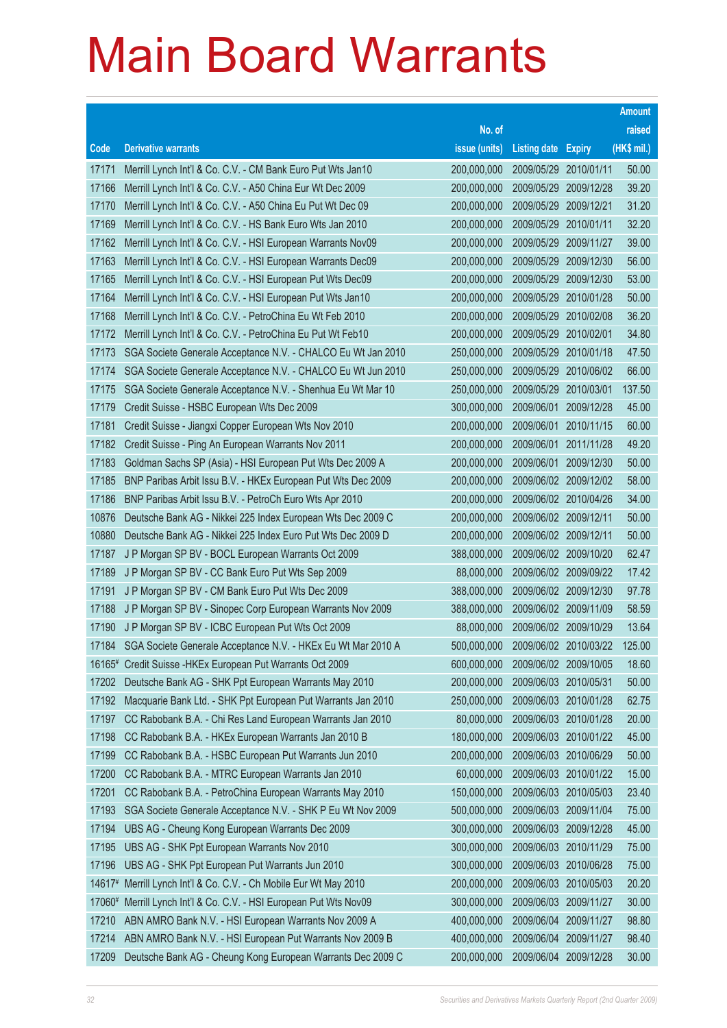# Main Board Warrants

| Code | Derivative warrants | No. of issue (units) | Listing date | Expiry | Amount raised (HK$ mil.) |
|---|---|---|---|---|---|
| 17171 | Merrill Lynch Int'l & Co. C.V. - CM Bank Euro Put Wts Jan10 | 200,000,000 | 2009/05/29 | 2010/01/11 | 50.00 |
| 17166 | Merrill Lynch Int'l & Co. C.V. - A50 China Eur Wt Dec 2009 | 200,000,000 | 2009/05/29 | 2009/12/28 | 39.20 |
| 17170 | Merrill Lynch Int'l & Co. C.V. - A50 China Eu Put Wt Dec 09 | 200,000,000 | 2009/05/29 | 2009/12/21 | 31.20 |
| 17169 | Merrill Lynch Int'l & Co. C.V. - HS Bank Euro Wts Jan 2010 | 200,000,000 | 2009/05/29 | 2010/01/11 | 32.20 |
| 17162 | Merrill Lynch Int'l & Co. C.V. - HSI European Warrants Nov09 | 200,000,000 | 2009/05/29 | 2009/11/27 | 39.00 |
| 17163 | Merrill Lynch Int'l & Co. C.V. - HSI European Warrants Dec09 | 200,000,000 | 2009/05/29 | 2009/12/30 | 56.00 |
| 17165 | Merrill Lynch Int'l & Co. C.V. - HSI European Put Wts Dec09 | 200,000,000 | 2009/05/29 | 2009/12/30 | 53.00 |
| 17164 | Merrill Lynch Int'l & Co. C.V. - HSI European Put Wts Jan10 | 200,000,000 | 2009/05/29 | 2010/01/28 | 50.00 |
| 17168 | Merrill Lynch Int'l & Co. C.V. - PetroChina Eu Wt Feb 2010 | 200,000,000 | 2009/05/29 | 2010/02/08 | 36.20 |
| 17172 | Merrill Lynch Int'l & Co. C.V. - PetroChina Eu Put Wt Feb10 | 200,000,000 | 2009/05/29 | 2010/02/01 | 34.80 |
| 17173 | SGA Societe Generale Acceptance N.V. - CHALCO Eu Wt Jan 2010 | 250,000,000 | 2009/05/29 | 2010/01/18 | 47.50 |
| 17174 | SGA Societe Generale Acceptance N.V. - CHALCO Eu Wt Jun 2010 | 250,000,000 | 2009/05/29 | 2010/06/02 | 66.00 |
| 17175 | SGA Societe Generale Acceptance N.V. - Shenhua Eu Wt Mar 10 | 250,000,000 | 2009/05/29 | 2010/03/01 | 137.50 |
| 17179 | Credit Suisse - HSBC European Wts Dec 2009 | 300,000,000 | 2009/06/01 | 2009/12/28 | 45.00 |
| 17181 | Credit Suisse - Jiangxi Copper European Wts Nov 2010 | 200,000,000 | 2009/06/01 | 2010/11/15 | 60.00 |
| 17182 | Credit Suisse - Ping An European Warrants Nov 2011 | 200,000,000 | 2009/06/01 | 2011/11/28 | 49.20 |
| 17183 | Goldman Sachs SP (Asia) - HSI European Put Wts Dec 2009 A | 200,000,000 | 2009/06/01 | 2009/12/30 | 50.00 |
| 17185 | BNP Paribas Arbit Issu B.V. - HKEx European Put Wts Dec 2009 | 200,000,000 | 2009/06/02 | 2009/12/02 | 58.00 |
| 17186 | BNP Paribas Arbit Issu B.V. - PetroCh Euro Wts Apr 2010 | 200,000,000 | 2009/06/02 | 2010/04/26 | 34.00 |
| 10876 | Deutsche Bank AG - Nikkei 225 Index European Wts Dec 2009 C | 200,000,000 | 2009/06/02 | 2009/12/11 | 50.00 |
| 10880 | Deutsche Bank AG - Nikkei 225 Index Euro Put Wts Dec 2009 D | 200,000,000 | 2009/06/02 | 2009/12/11 | 50.00 |
| 17187 | J P Morgan SP BV - BOCL European Warrants Oct 2009 | 388,000,000 | 2009/06/02 | 2009/10/20 | 62.47 |
| 17189 | J P Morgan SP BV - CC Bank Euro Put Wts Sep 2009 | 88,000,000 | 2009/06/02 | 2009/09/22 | 17.42 |
| 17191 | J P Morgan SP BV - CM Bank Euro Put Wts Dec 2009 | 388,000,000 | 2009/06/02 | 2009/12/30 | 97.78 |
| 17188 | J P Morgan SP BV - Sinopec Corp European Warrants Nov 2009 | 388,000,000 | 2009/06/02 | 2009/11/09 | 58.59 |
| 17190 | J P Morgan SP BV - ICBC European Put Wts Oct 2009 | 88,000,000 | 2009/06/02 | 2009/10/29 | 13.64 |
| 17184 | SGA Societe Generale Acceptance N.V. - HKEx Eu Wt Mar 2010 A | 500,000,000 | 2009/06/02 | 2010/03/22 | 125.00 |
| 16165# | Credit Suisse -HKEx European Put Warrants Oct 2009 | 600,000,000 | 2009/06/02 | 2009/10/05 | 18.60 |
| 17202 | Deutsche Bank AG - SHK Ppt European Warrants May 2010 | 200,000,000 | 2009/06/03 | 2010/05/31 | 50.00 |
| 17192 | Macquarie Bank Ltd. - SHK Ppt European Put Warrants Jan 2010 | 250,000,000 | 2009/06/03 | 2010/01/28 | 62.75 |
| 17197 | CC Rabobank B.A. - Chi Res Land European Warrants Jan 2010 | 80,000,000 | 2009/06/03 | 2010/01/28 | 20.00 |
| 17198 | CC Rabobank B.A. - HKEx European Warrants Jan 2010 B | 180,000,000 | 2009/06/03 | 2010/01/22 | 45.00 |
| 17199 | CC Rabobank B.A. - HSBC European Put Warrants Jun 2010 | 200,000,000 | 2009/06/03 | 2010/06/29 | 50.00 |
| 17200 | CC Rabobank B.A. - MTRC European Warrants Jan 2010 | 60,000,000 | 2009/06/03 | 2010/01/22 | 15.00 |
| 17201 | CC Rabobank B.A. - PetroChina European Warrants May 2010 | 150,000,000 | 2009/06/03 | 2010/05/03 | 23.40 |
| 17193 | SGA Societe Generale Acceptance N.V. - SHK P Eu Wt Nov 2009 | 500,000,000 | 2009/06/03 | 2009/11/04 | 75.00 |
| 17194 | UBS AG - Cheung Kong European Warrants Dec 2009 | 300,000,000 | 2009/06/03 | 2009/12/28 | 45.00 |
| 17195 | UBS AG - SHK Ppt European Warrants Nov 2010 | 300,000,000 | 2009/06/03 | 2010/11/29 | 75.00 |
| 17196 | UBS AG - SHK Ppt European Put Warrants Jun 2010 | 300,000,000 | 2009/06/03 | 2010/06/28 | 75.00 |
| 14617# | Merrill Lynch Int'l & Co. C.V. - Ch Mobile Eur Wt May 2010 | 200,000,000 | 2009/06/03 | 2010/05/03 | 20.20 |
| 17060# | Merrill Lynch Int'l & Co. C.V. - HSI European Put Wts Nov09 | 300,000,000 | 2009/06/03 | 2009/11/27 | 30.00 |
| 17210 | ABN AMRO Bank N.V. - HSI European Warrants Nov 2009 A | 400,000,000 | 2009/06/04 | 2009/11/27 | 98.80 |
| 17214 | ABN AMRO Bank N.V. - HSI European Put Warrants Nov 2009 B | 400,000,000 | 2009/06/04 | 2009/11/27 | 98.40 |
| 17209 | Deutsche Bank AG - Cheung Kong European Warrants Dec 2009 C | 200,000,000 | 2009/06/04 | 2009/12/28 | 30.00 |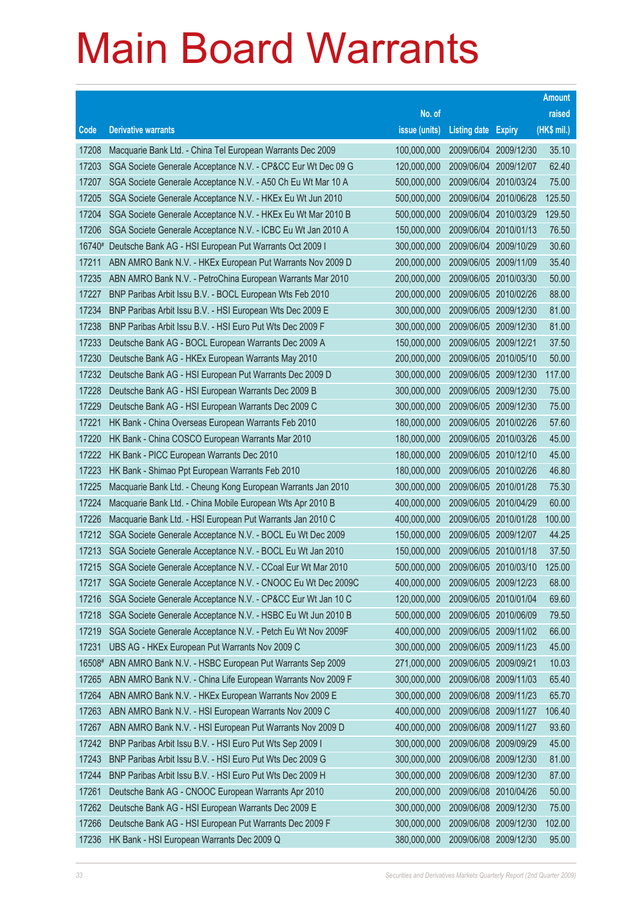# Main Board Warrants

| Code | Derivative warrants | No. of issue (units) | Listing date | Expiry | Amount raised (HK$ mil.) |
|---|---|---|---|---|---|
| 17208 | Macquarie Bank Ltd. - China Tel European Warrants Dec 2009 | 100,000,000 | 2009/06/04 | 2009/12/30 | 35.10 |
| 17203 | SGA Societe Generale Acceptance N.V. - CP&CC Eur Wt Dec 09 G | 120,000,000 | 2009/06/04 | 2009/12/07 | 62.40 |
| 17207 | SGA Societe Generale Acceptance N.V. - A50 Ch Eu Wt Mar 10 A | 500,000,000 | 2009/06/04 | 2010/03/24 | 75.00 |
| 17205 | SGA Societe Generale Acceptance N.V. - HKEx Eu Wt Jun 2010 | 500,000,000 | 2009/06/04 | 2010/06/28 | 125.50 |
| 17204 | SGA Societe Generale Acceptance N.V. - HKEx Eu Wt Mar 2010 B | 500,000,000 | 2009/06/04 | 2010/03/29 | 129.50 |
| 17206 | SGA Societe Generale Acceptance N.V. - ICBC Eu Wt Jan 2010 A | 150,000,000 | 2009/06/04 | 2010/01/13 | 76.50 |
| 16740# | Deutsche Bank AG - HSI European Put Warrants Oct 2009 I | 300,000,000 | 2009/06/04 | 2009/10/29 | 30.60 |
| 17211 | ABN AMRO Bank N.V. - HKEx European Put Warrants Nov 2009 D | 200,000,000 | 2009/06/05 | 2009/11/09 | 35.40 |
| 17235 | ABN AMRO Bank N.V. - PetroChina European Warrants Mar 2010 | 200,000,000 | 2009/06/05 | 2010/03/30 | 50.00 |
| 17227 | BNP Paribas Arbit Issu B.V. - BOCL European Wts Feb 2010 | 200,000,000 | 2009/06/05 | 2010/02/26 | 88.00 |
| 17234 | BNP Paribas Arbit Issu B.V. - HSI European Wts Dec 2009 E | 300,000,000 | 2009/06/05 | 2009/12/30 | 81.00 |
| 17238 | BNP Paribas Arbit Issu B.V. - HSI Euro Put Wts Dec 2009 F | 300,000,000 | 2009/06/05 | 2009/12/30 | 81.00 |
| 17233 | Deutsche Bank AG - BOCL European Warrants Dec 2009 A | 150,000,000 | 2009/06/05 | 2009/12/21 | 37.50 |
| 17230 | Deutsche Bank AG - HKEx European Warrants May 2010 | 200,000,000 | 2009/06/05 | 2010/05/10 | 50.00 |
| 17232 | Deutsche Bank AG - HSI European Put Warrants Dec 2009 D | 300,000,000 | 2009/06/05 | 2009/12/30 | 117.00 |
| 17228 | Deutsche Bank AG - HSI European Warrants Dec 2009 B | 300,000,000 | 2009/06/05 | 2009/12/30 | 75.00 |
| 17229 | Deutsche Bank AG - HSI European Warrants Dec 2009 C | 300,000,000 | 2009/06/05 | 2009/12/30 | 75.00 |
| 17221 | HK Bank - China Overseas European Warrants Feb 2010 | 180,000,000 | 2009/06/05 | 2010/02/26 | 57.60 |
| 17220 | HK Bank - China COSCO European Warrants Mar 2010 | 180,000,000 | 2009/06/05 | 2010/03/26 | 45.00 |
| 17222 | HK Bank - PICC European Warrants Dec 2010 | 180,000,000 | 2009/06/05 | 2010/12/10 | 45.00 |
| 17223 | HK Bank - Shimao Ppt European Warrants Feb 2010 | 180,000,000 | 2009/06/05 | 2010/02/26 | 46.80 |
| 17225 | Macquarie Bank Ltd. - Cheung Kong European Warrants Jan 2010 | 300,000,000 | 2009/06/05 | 2010/01/28 | 75.30 |
| 17224 | Macquarie Bank Ltd. - China Mobile European Wts Apr 2010 B | 400,000,000 | 2009/06/05 | 2010/04/29 | 60.00 |
| 17226 | Macquarie Bank Ltd. - HSI European Put Warrants Jan 2010 C | 400,000,000 | 2009/06/05 | 2010/01/28 | 100.00 |
| 17212 | SGA Societe Generale Acceptance N.V. - BOCL Eu Wt Dec 2009 | 150,000,000 | 2009/06/05 | 2009/12/07 | 44.25 |
| 17213 | SGA Societe Generale Acceptance N.V. - BOCL Eu Wt Jan 2010 | 150,000,000 | 2009/06/05 | 2010/01/18 | 37.50 |
| 17215 | SGA Societe Generale Acceptance N.V. - CCoal Eur Wt Mar 2010 | 500,000,000 | 2009/06/05 | 2010/03/10 | 125.00 |
| 17217 | SGA Societe Generale Acceptance N.V. - CNOOC Eu Wt Dec 2009C | 400,000,000 | 2009/06/05 | 2009/12/23 | 68.00 |
| 17216 | SGA Societe Generale Acceptance N.V. - CP&CC Eur Wt Jan 10 C | 120,000,000 | 2009/06/05 | 2010/01/04 | 69.60 |
| 17218 | SGA Societe Generale Acceptance N.V. - HSBC Eu Wt Jun 2010 B | 500,000,000 | 2009/06/05 | 2010/06/09 | 79.50 |
| 17219 | SGA Societe Generale Acceptance N.V. - Petch Eu Wt Nov 2009F | 400,000,000 | 2009/06/05 | 2009/11/02 | 66.00 |
| 17231 | UBS AG - HKEx European Put Warrants Nov 2009 C | 300,000,000 | 2009/06/05 | 2009/11/23 | 45.00 |
| 16508# | ABN AMRO Bank N.V. - HSBC European Put Warrants Sep 2009 | 271,000,000 | 2009/06/05 | 2009/09/21 | 10.03 |
| 17265 | ABN AMRO Bank N.V. - China Life European Warrants Nov 2009 F | 300,000,000 | 2009/06/08 | 2009/11/03 | 65.40 |
| 17264 | ABN AMRO Bank N.V. - HKEx European Warrants Nov 2009 E | 300,000,000 | 2009/06/08 | 2009/11/23 | 65.70 |
| 17263 | ABN AMRO Bank N.V. - HSI European Warrants Nov 2009 C | 400,000,000 | 2009/06/08 | 2009/11/27 | 106.40 |
| 17267 | ABN AMRO Bank N.V. - HSI European Put Warrants Nov 2009 D | 400,000,000 | 2009/06/08 | 2009/11/27 | 93.60 |
| 17242 | BNP Paribas Arbit Issu B.V. - HSI Euro Put Wts Sep 2009 I | 300,000,000 | 2009/06/08 | 2009/09/29 | 45.00 |
| 17243 | BNP Paribas Arbit Issu B.V. - HSI Euro Put Wts Dec 2009 G | 300,000,000 | 2009/06/08 | 2009/12/30 | 81.00 |
| 17244 | BNP Paribas Arbit Issu B.V. - HSI Euro Put Wts Dec 2009 H | 300,000,000 | 2009/06/08 | 2009/12/30 | 87.00 |
| 17261 | Deutsche Bank AG - CNOOC European Warrants Apr 2010 | 200,000,000 | 2009/06/08 | 2010/04/26 | 50.00 |
| 17262 | Deutsche Bank AG - HSI European Warrants Dec 2009 E | 300,000,000 | 2009/06/08 | 2009/12/30 | 75.00 |
| 17266 | Deutsche Bank AG - HSI European Put Warrants Dec 2009 F | 300,000,000 | 2009/06/08 | 2009/12/30 | 102.00 |
| 17236 | HK Bank - HSI European Warrants Dec 2009 Q | 380,000,000 | 2009/06/08 | 2009/12/30 | 95.00 |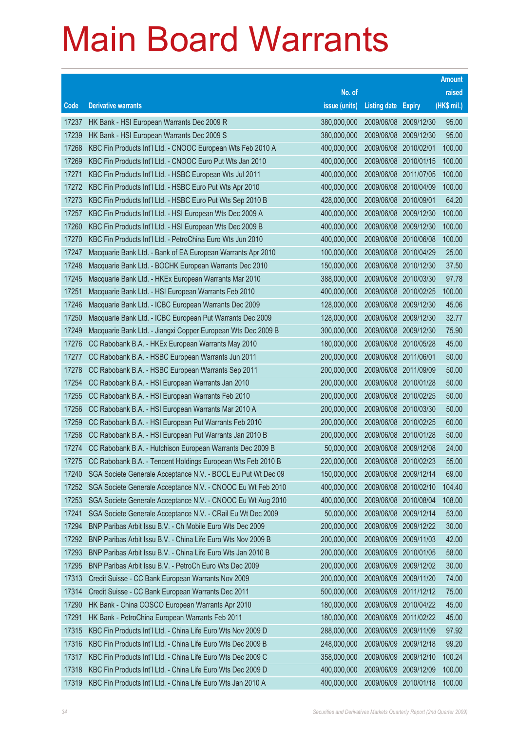# Main Board Warrants

| Code | Derivative warrants | No. of issue (units) | Listing date | Expiry | Amount raised (HK$ mil.) |
|---|---|---|---|---|---|
| 17237 | HK Bank - HSI European Warrants Dec 2009 R | 380,000,000 | 2009/06/08 | 2009/12/30 | 95.00 |
| 17239 | HK Bank - HSI European Warrants Dec 2009 S | 380,000,000 | 2009/06/08 | 2009/12/30 | 95.00 |
| 17268 | KBC Fin Products Int'l Ltd. - CNOOC European Wts Feb 2010 A | 400,000,000 | 2009/06/08 | 2010/02/01 | 100.00 |
| 17269 | KBC Fin Products Int'l Ltd. - CNOOC Euro Put Wts Jan 2010 | 400,000,000 | 2009/06/08 | 2010/01/15 | 100.00 |
| 17271 | KBC Fin Products Int'l Ltd. - HSBC European Wts Jul 2011 | 400,000,000 | 2009/06/08 | 2011/07/05 | 100.00 |
| 17272 | KBC Fin Products Int'l Ltd. - HSBC Euro Put Wts Apr 2010 | 400,000,000 | 2009/06/08 | 2010/04/09 | 100.00 |
| 17273 | KBC Fin Products Int'l Ltd. - HSBC Euro Put Wts Sep 2010 B | 428,000,000 | 2009/06/08 | 2010/09/01 | 64.20 |
| 17257 | KBC Fin Products Int'l Ltd. - HSI European Wts Dec 2009 A | 400,000,000 | 2009/06/08 | 2009/12/30 | 100.00 |
| 17260 | KBC Fin Products Int'l Ltd. - HSI European Wts Dec 2009 B | 400,000,000 | 2009/06/08 | 2009/12/30 | 100.00 |
| 17270 | KBC Fin Products Int'l Ltd. - PetroChina Euro Wts Jun 2010 | 400,000,000 | 2009/06/08 | 2010/06/08 | 100.00 |
| 17247 | Macquarie Bank Ltd. - Bank of EA European Warrants Apr 2010 | 100,000,000 | 2009/06/08 | 2010/04/29 | 25.00 |
| 17248 | Macquarie Bank Ltd. - BOCHK European Warrants Dec 2010 | 150,000,000 | 2009/06/08 | 2010/12/30 | 37.50 |
| 17245 | Macquarie Bank Ltd. - HKEx European Warrants Mar 2010 | 388,000,000 | 2009/06/08 | 2010/03/30 | 97.78 |
| 17251 | Macquarie Bank Ltd. - HSI European Warrants Feb 2010 | 400,000,000 | 2009/06/08 | 2010/02/25 | 100.00 |
| 17246 | Macquarie Bank Ltd. - ICBC European Warrants Dec 2009 | 128,000,000 | 2009/06/08 | 2009/12/30 | 45.06 |
| 17250 | Macquarie Bank Ltd. - ICBC European Put Warrants Dec 2009 | 128,000,000 | 2009/06/08 | 2009/12/30 | 32.77 |
| 17249 | Macquarie Bank Ltd. - Jiangxi Copper European Wts Dec 2009 B | 300,000,000 | 2009/06/08 | 2009/12/30 | 75.90 |
| 17276 | CC Rabobank B.A. - HKEx European Warrants May 2010 | 180,000,000 | 2009/06/08 | 2010/05/28 | 45.00 |
| 17277 | CC Rabobank B.A. - HSBC European Warrants Jun 2011 | 200,000,000 | 2009/06/08 | 2011/06/01 | 50.00 |
| 17278 | CC Rabobank B.A. - HSBC European Warrants Sep 2011 | 200,000,000 | 2009/06/08 | 2011/09/09 | 50.00 |
| 17254 | CC Rabobank B.A. - HSI European Warrants Jan 2010 | 200,000,000 | 2009/06/08 | 2010/01/28 | 50.00 |
| 17255 | CC Rabobank B.A. - HSI European Warrants Feb 2010 | 200,000,000 | 2009/06/08 | 2010/02/25 | 50.00 |
| 17256 | CC Rabobank B.A. - HSI European Warrants Mar 2010 A | 200,000,000 | 2009/06/08 | 2010/03/30 | 50.00 |
| 17259 | CC Rabobank B.A. - HSI European Put Warrants Feb 2010 | 200,000,000 | 2009/06/08 | 2010/02/25 | 60.00 |
| 17258 | CC Rabobank B.A. - HSI European Put Warrants Jan 2010 B | 200,000,000 | 2009/06/08 | 2010/01/28 | 50.00 |
| 17274 | CC Rabobank B.A. - Hutchison European Warrants Dec 2009 B | 50,000,000 | 2009/06/08 | 2009/12/08 | 24.00 |
| 17275 | CC Rabobank B.A. - Tencent Holdings European Wts Feb 2010 B | 220,000,000 | 2009/06/08 | 2010/02/23 | 55.00 |
| 17240 | SGA Societe Generale Acceptance N.V. - BOCL Eu Put Wt Dec 09 | 150,000,000 | 2009/06/08 | 2009/12/14 | 69.00 |
| 17252 | SGA Societe Generale Acceptance N.V. - CNOOC Eu Wt Feb 2010 | 400,000,000 | 2009/06/08 | 2010/02/10 | 104.40 |
| 17253 | SGA Societe Generale Acceptance N.V. - CNOOC Eu Wt Aug 2010 | 400,000,000 | 2009/06/08 | 2010/08/04 | 108.00 |
| 17241 | SGA Societe Generale Acceptance N.V. - CRail Eu Wt Dec 2009 | 50,000,000 | 2009/06/08 | 2009/12/14 | 53.00 |
| 17294 | BNP Paribas Arbit Issu B.V. - Ch Mobile Euro Wts Dec 2009 | 200,000,000 | 2009/06/09 | 2009/12/22 | 30.00 |
| 17292 | BNP Paribas Arbit Issu B.V. - China Life Euro Wts Nov 2009 B | 200,000,000 | 2009/06/09 | 2009/11/03 | 42.00 |
| 17293 | BNP Paribas Arbit Issu B.V. - China Life Euro Wts Jan 2010 B | 200,000,000 | 2009/06/09 | 2010/01/05 | 58.00 |
| 17295 | BNP Paribas Arbit Issu B.V. - PetroCh Euro Wts Dec 2009 | 200,000,000 | 2009/06/09 | 2009/12/02 | 30.00 |
| 17313 | Credit Suisse - CC Bank European Warrants Nov 2009 | 200,000,000 | 2009/06/09 | 2009/11/20 | 74.00 |
| 17314 | Credit Suisse - CC Bank European Warrants Dec 2011 | 500,000,000 | 2009/06/09 | 2011/12/12 | 75.00 |
| 17290 | HK Bank - China COSCO European Warrants Apr 2010 | 180,000,000 | 2009/06/09 | 2010/04/22 | 45.00 |
| 17291 | HK Bank - PetroChina European Warrants Feb 2011 | 180,000,000 | 2009/06/09 | 2011/02/22 | 45.00 |
| 17315 | KBC Fin Products Int'l Ltd. - China Life Euro Wts Nov 2009 D | 288,000,000 | 2009/06/09 | 2009/11/09 | 97.92 |
| 17316 | KBC Fin Products Int'l Ltd. - China Life Euro Wts Dec 2009 B | 248,000,000 | 2009/06/09 | 2009/12/18 | 99.20 |
| 17317 | KBC Fin Products Int'l Ltd. - China Life Euro Wts Dec 2009 C | 358,000,000 | 2009/06/09 | 2009/12/10 | 100.24 |
| 17318 | KBC Fin Products Int'l Ltd. - China Life Euro Wts Dec 2009 D | 400,000,000 | 2009/06/09 | 2009/12/09 | 100.00 |
| 17319 | KBC Fin Products Int'l Ltd. - China Life Euro Wts Jan 2010 A | 400,000,000 | 2009/06/09 | 2010/01/18 | 100.00 |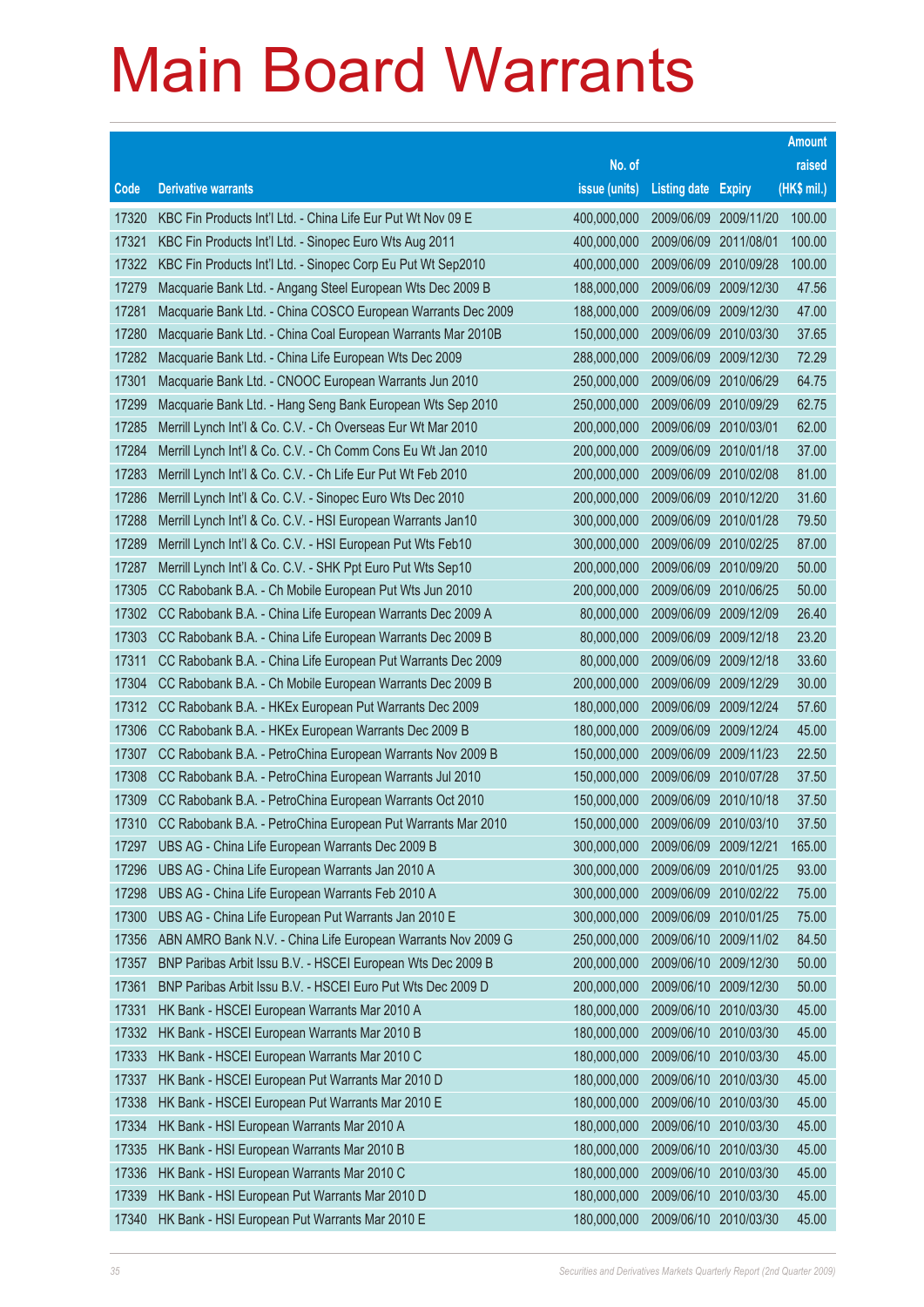# Main Board Warrants

| Code | Derivative warrants | No. of issue (units) | Listing date | Expiry | Amount raised (HK$ mil.) |
|---|---|---|---|---|---|
| 17320 | KBC Fin Products Int'l Ltd. - China Life Eur Put Wt Nov 09 E | 400,000,000 | 2009/06/09 | 2009/11/20 | 100.00 |
| 17321 | KBC Fin Products Int'l Ltd. - Sinopec Euro Wts Aug 2011 | 400,000,000 | 2009/06/09 | 2011/08/01 | 100.00 |
| 17322 | KBC Fin Products Int'l Ltd. - Sinopec Corp Eu Put Wt Sep2010 | 400,000,000 | 2009/06/09 | 2010/09/28 | 100.00 |
| 17279 | Macquarie Bank Ltd. - Angang Steel European Wts Dec 2009 B | 188,000,000 | 2009/06/09 | 2009/12/30 | 47.56 |
| 17281 | Macquarie Bank Ltd. - China COSCO European Warrants Dec 2009 | 188,000,000 | 2009/06/09 | 2009/12/30 | 47.00 |
| 17280 | Macquarie Bank Ltd. - China Coal European Warrants Mar 2010B | 150,000,000 | 2009/06/09 | 2010/03/30 | 37.65 |
| 17282 | Macquarie Bank Ltd. - China Life European Wts Dec 2009 | 288,000,000 | 2009/06/09 | 2009/12/30 | 72.29 |
| 17301 | Macquarie Bank Ltd. - CNOOC European Warrants Jun 2010 | 250,000,000 | 2009/06/09 | 2010/06/29 | 64.75 |
| 17299 | Macquarie Bank Ltd. - Hang Seng Bank European Wts Sep 2010 | 250,000,000 | 2009/06/09 | 2010/09/29 | 62.75 |
| 17285 | Merrill Lynch Int'l & Co. C.V. - Ch Overseas Eur Wt Mar 2010 | 200,000,000 | 2009/06/09 | 2010/03/01 | 62.00 |
| 17284 | Merrill Lynch Int'l & Co. C.V. - Ch Comm Cons Eu Wt Jan 2010 | 200,000,000 | 2009/06/09 | 2010/01/18 | 37.00 |
| 17283 | Merrill Lynch Int'l & Co. C.V. - Ch Life Eur Put Wt Feb 2010 | 200,000,000 | 2009/06/09 | 2010/02/08 | 81.00 |
| 17286 | Merrill Lynch Int'l & Co. C.V. - Sinopec Euro Wts Dec 2010 | 200,000,000 | 2009/06/09 | 2010/12/20 | 31.60 |
| 17288 | Merrill Lynch Int'l & Co. C.V. - HSI European Warrants Jan10 | 300,000,000 | 2009/06/09 | 2010/01/28 | 79.50 |
| 17289 | Merrill Lynch Int'l & Co. C.V. - HSI European Put Wts Feb10 | 300,000,000 | 2009/06/09 | 2010/02/25 | 87.00 |
| 17287 | Merrill Lynch Int'l & Co. C.V. - SHK Ppt Euro Put Wts Sep10 | 200,000,000 | 2009/06/09 | 2010/09/20 | 50.00 |
| 17305 | CC Rabobank B.A. - Ch Mobile European Put Wts Jun 2010 | 200,000,000 | 2009/06/09 | 2010/06/25 | 50.00 |
| 17302 | CC Rabobank B.A. - China Life European Warrants Dec 2009 A | 80,000,000 | 2009/06/09 | 2009/12/09 | 26.40 |
| 17303 | CC Rabobank B.A. - China Life European Warrants Dec 2009 B | 80,000,000 | 2009/06/09 | 2009/12/18 | 23.20 |
| 17311 | CC Rabobank B.A. - China Life European Put Warrants Dec 2009 | 80,000,000 | 2009/06/09 | 2009/12/18 | 33.60 |
| 17304 | CC Rabobank B.A. - Ch Mobile European Warrants Dec 2009 B | 200,000,000 | 2009/06/09 | 2009/12/29 | 30.00 |
| 17312 | CC Rabobank B.A. - HKEx European Put Warrants Dec 2009 | 180,000,000 | 2009/06/09 | 2009/12/24 | 57.60 |
| 17306 | CC Rabobank B.A. - HKEx European Warrants Dec 2009 B | 180,000,000 | 2009/06/09 | 2009/12/24 | 45.00 |
| 17307 | CC Rabobank B.A. - PetroChina European Warrants Nov 2009 B | 150,000,000 | 2009/06/09 | 2009/11/23 | 22.50 |
| 17308 | CC Rabobank B.A. - PetroChina European Warrants Jul 2010 | 150,000,000 | 2009/06/09 | 2010/07/28 | 37.50 |
| 17309 | CC Rabobank B.A. - PetroChina European Warrants Oct 2010 | 150,000,000 | 2009/06/09 | 2010/10/18 | 37.50 |
| 17310 | CC Rabobank B.A. - PetroChina European Put Warrants Mar 2010 | 150,000,000 | 2009/06/09 | 2010/03/10 | 37.50 |
| 17297 | UBS AG - China Life European Warrants Dec 2009 B | 300,000,000 | 2009/06/09 | 2009/12/21 | 165.00 |
| 17296 | UBS AG - China Life European Warrants Jan 2010 A | 300,000,000 | 2009/06/09 | 2010/01/25 | 93.00 |
| 17298 | UBS AG - China Life European Warrants Feb 2010 A | 300,000,000 | 2009/06/09 | 2010/02/22 | 75.00 |
| 17300 | UBS AG - China Life European Put Warrants Jan 2010 E | 300,000,000 | 2009/06/09 | 2010/01/25 | 75.00 |
| 17356 | ABN AMRO Bank N.V. - China Life European Warrants Nov 2009 G | 250,000,000 | 2009/06/10 | 2009/11/02 | 84.50 |
| 17357 | BNP Paribas Arbit Issu B.V. - HSCEI European Wts Dec 2009 B | 200,000,000 | 2009/06/10 | 2009/12/30 | 50.00 |
| 17361 | BNP Paribas Arbit Issu B.V. - HSCEI Euro Put Wts Dec 2009 D | 200,000,000 | 2009/06/10 | 2009/12/30 | 50.00 |
| 17331 | HK Bank - HSCEI European Warrants Mar 2010 A | 180,000,000 | 2009/06/10 | 2010/03/30 | 45.00 |
| 17332 | HK Bank - HSCEI European Warrants Mar 2010 B | 180,000,000 | 2009/06/10 | 2010/03/30 | 45.00 |
| 17333 | HK Bank - HSCEI European Warrants Mar 2010 C | 180,000,000 | 2009/06/10 | 2010/03/30 | 45.00 |
| 17337 | HK Bank - HSCEI European Put Warrants Mar 2010 D | 180,000,000 | 2009/06/10 | 2010/03/30 | 45.00 |
| 17338 | HK Bank - HSCEI European Put Warrants Mar 2010 E | 180,000,000 | 2009/06/10 | 2010/03/30 | 45.00 |
| 17334 | HK Bank - HSI European Warrants Mar 2010 A | 180,000,000 | 2009/06/10 | 2010/03/30 | 45.00 |
| 17335 | HK Bank - HSI European Warrants Mar 2010 B | 180,000,000 | 2009/06/10 | 2010/03/30 | 45.00 |
| 17336 | HK Bank - HSI European Warrants Mar 2010 C | 180,000,000 | 2009/06/10 | 2010/03/30 | 45.00 |
| 17339 | HK Bank - HSI European Put Warrants Mar 2010 D | 180,000,000 | 2009/06/10 | 2010/03/30 | 45.00 |
| 17340 | HK Bank - HSI European Put Warrants Mar 2010 E | 180,000,000 | 2009/06/10 | 2010/03/30 | 45.00 |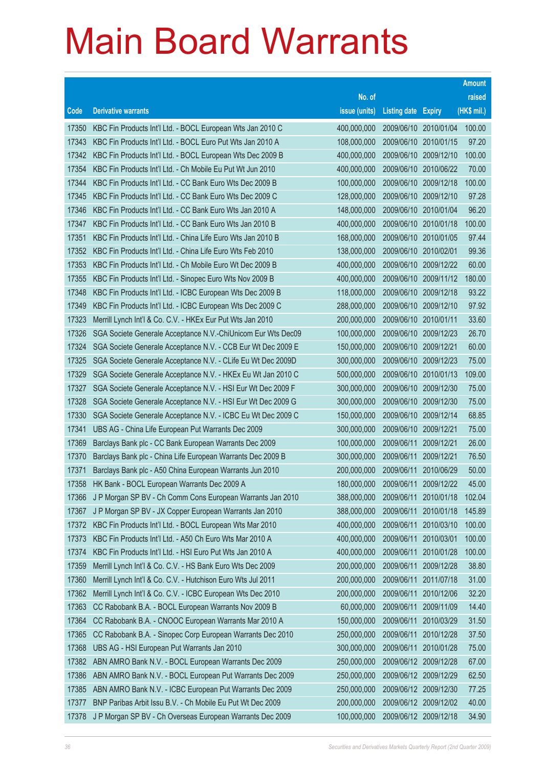# Main Board Warrants

| Code | Derivative warrants | No. of issue (units) | Listing date | Expiry | Amount raised (HK$ mil.) |
|---|---|---|---|---|---|
| 17350 | KBC Fin Products Int'l Ltd. - BOCL European Wts Jan 2010 C | 400,000,000 | 2009/06/10 | 2010/01/04 | 100.00 |
| 17343 | KBC Fin Products Int'l Ltd. - BOCL Euro Put Wts Jan 2010 A | 108,000,000 | 2009/06/10 | 2010/01/15 | 97.20 |
| 17342 | KBC Fin Products Int'l Ltd. - BOCL European Wts Dec 2009 B | 400,000,000 | 2009/06/10 | 2009/12/10 | 100.00 |
| 17354 | KBC Fin Products Int'l Ltd. - Ch Mobile Eu Put Wt Jun 2010 | 400,000,000 | 2009/06/10 | 2010/06/22 | 70.00 |
| 17344 | KBC Fin Products Int'l Ltd. - CC Bank Euro Wts Dec 2009 B | 100,000,000 | 2009/06/10 | 2009/12/18 | 100.00 |
| 17345 | KBC Fin Products Int'l Ltd. - CC Bank Euro Wts Dec 2009 C | 128,000,000 | 2009/06/10 | 2009/12/10 | 97.28 |
| 17346 | KBC Fin Products Int'l Ltd. - CC Bank Euro Wts Jan 2010 A | 148,000,000 | 2009/06/10 | 2010/01/04 | 96.20 |
| 17347 | KBC Fin Products Int'l Ltd. - CC Bank Euro Wts Jan 2010 B | 400,000,000 | 2009/06/10 | 2010/01/18 | 100.00 |
| 17351 | KBC Fin Products Int'l Ltd. - China Life Euro Wts Jan 2010 B | 168,000,000 | 2009/06/10 | 2010/01/05 | 97.44 |
| 17352 | KBC Fin Products Int'l Ltd. - China Life Euro Wts Feb 2010 | 138,000,000 | 2009/06/10 | 2010/02/01 | 99.36 |
| 17353 | KBC Fin Products Int'l Ltd. - Ch Mobile Euro Wt Dec 2009 B | 400,000,000 | 2009/06/10 | 2009/12/22 | 60.00 |
| 17355 | KBC Fin Products Int'l Ltd. - Sinopec Euro Wts Nov 2009 B | 400,000,000 | 2009/06/10 | 2009/11/12 | 180.00 |
| 17348 | KBC Fin Products Int'l Ltd. - ICBC European Wts Dec 2009 B | 118,000,000 | 2009/06/10 | 2009/12/18 | 93.22 |
| 17349 | KBC Fin Products Int'l Ltd. - ICBC European Wts Dec 2009 C | 288,000,000 | 2009/06/10 | 2009/12/10 | 97.92 |
| 17323 | Merrill Lynch Int'l & Co. C.V. - HKEx Eur Put Wts Jan 2010 | 200,000,000 | 2009/06/10 | 2010/01/11 | 33.60 |
| 17326 | SGA Societe Generale Acceptance N.V.-ChiUnicom Eur Wts Dec09 | 100,000,000 | 2009/06/10 | 2009/12/23 | 26.70 |
| 17324 | SGA Societe Generale Acceptance N.V. - CCB Eur Wt Dec 2009 E | 150,000,000 | 2009/06/10 | 2009/12/21 | 60.00 |
| 17325 | SGA Societe Generale Acceptance N.V. - CLife Eu Wt Dec 2009D | 300,000,000 | 2009/06/10 | 2009/12/23 | 75.00 |
| 17329 | SGA Societe Generale Acceptance N.V. - HKEx Eu Wt Jan 2010 C | 500,000,000 | 2009/06/10 | 2010/01/13 | 109.00 |
| 17327 | SGA Societe Generale Acceptance N.V. - HSI Eur Wt Dec 2009 F | 300,000,000 | 2009/06/10 | 2009/12/30 | 75.00 |
| 17328 | SGA Societe Generale Acceptance N.V. - HSI Eur Wt Dec 2009 G | 300,000,000 | 2009/06/10 | 2009/12/30 | 75.00 |
| 17330 | SGA Societe Generale Acceptance N.V. - ICBC Eu Wt Dec 2009 C | 150,000,000 | 2009/06/10 | 2009/12/14 | 68.85 |
| 17341 | UBS AG - China Life European Put Warrants Dec 2009 | 300,000,000 | 2009/06/10 | 2009/12/21 | 75.00 |
| 17369 | Barclays Bank plc - CC Bank European Warrants Dec 2009 | 100,000,000 | 2009/06/11 | 2009/12/21 | 26.00 |
| 17370 | Barclays Bank plc - China Life European Warrants Dec 2009 B | 300,000,000 | 2009/06/11 | 2009/12/21 | 76.50 |
| 17371 | Barclays Bank plc - A50 China European Warrants Jun 2010 | 200,000,000 | 2009/06/11 | 2010/06/29 | 50.00 |
| 17358 | HK Bank - BOCL European Warrants Dec 2009 A | 180,000,000 | 2009/06/11 | 2009/12/22 | 45.00 |
| 17366 | J P Morgan SP BV - Ch Comm Cons European Warrants Jan 2010 | 388,000,000 | 2009/06/11 | 2010/01/18 | 102.04 |
| 17367 | J P Morgan SP BV - JX Copper European Warrants Jan 2010 | 388,000,000 | 2009/06/11 | 2010/01/18 | 145.89 |
| 17372 | KBC Fin Products Int'l Ltd. - BOCL European Wts Mar 2010 | 400,000,000 | 2009/06/11 | 2010/03/10 | 100.00 |
| 17373 | KBC Fin Products Int'l Ltd. - A50 Ch Euro Wts Mar 2010 A | 400,000,000 | 2009/06/11 | 2010/03/01 | 100.00 |
| 17374 | KBC Fin Products Int'l Ltd. - HSI Euro Put Wts Jan 2010 A | 400,000,000 | 2009/06/11 | 2010/01/28 | 100.00 |
| 17359 | Merrill Lynch Int'l & Co. C.V. - HS Bank Euro Wts Dec 2009 | 200,000,000 | 2009/06/11 | 2009/12/28 | 38.80 |
| 17360 | Merrill Lynch Int'l & Co. C.V. - Hutchison Euro Wts Jul 2011 | 200,000,000 | 2009/06/11 | 2011/07/18 | 31.00 |
| 17362 | Merrill Lynch Int'l & Co. C.V. - ICBC European Wts Dec 2010 | 200,000,000 | 2009/06/11 | 2010/12/06 | 32.20 |
| 17363 | CC Rabobank B.A. - BOCL European Warrants Nov 2009 B | 60,000,000 | 2009/06/11 | 2009/11/09 | 14.40 |
| 17364 | CC Rabobank B.A. - CNOOC European Warrants Mar 2010 A | 150,000,000 | 2009/06/11 | 2010/03/29 | 31.50 |
| 17365 | CC Rabobank B.A. - Sinopec Corp European Warrants Dec 2010 | 250,000,000 | 2009/06/11 | 2010/12/28 | 37.50 |
| 17368 | UBS AG - HSI European Put Warrants Jan 2010 | 300,000,000 | 2009/06/11 | 2010/01/28 | 75.00 |
| 17382 | ABN AMRO Bank N.V. - BOCL European Warrants Dec 2009 | 250,000,000 | 2009/06/12 | 2009/12/28 | 67.00 |
| 17386 | ABN AMRO Bank N.V. - BOCL European Put Warrants Dec 2009 | 250,000,000 | 2009/06/12 | 2009/12/29 | 62.50 |
| 17385 | ABN AMRO Bank N.V. - ICBC European Put Warrants Dec 2009 | 250,000,000 | 2009/06/12 | 2009/12/30 | 77.25 |
| 17377 | BNP Paribas Arbit Issu B.V. - Ch Mobile Eu Put Wt Dec 2009 | 200,000,000 | 2009/06/12 | 2009/12/02 | 40.00 |
| 17378 | J P Morgan SP BV - Ch Overseas European Warrants Dec 2009 | 100,000,000 | 2009/06/12 | 2009/12/18 | 34.90 |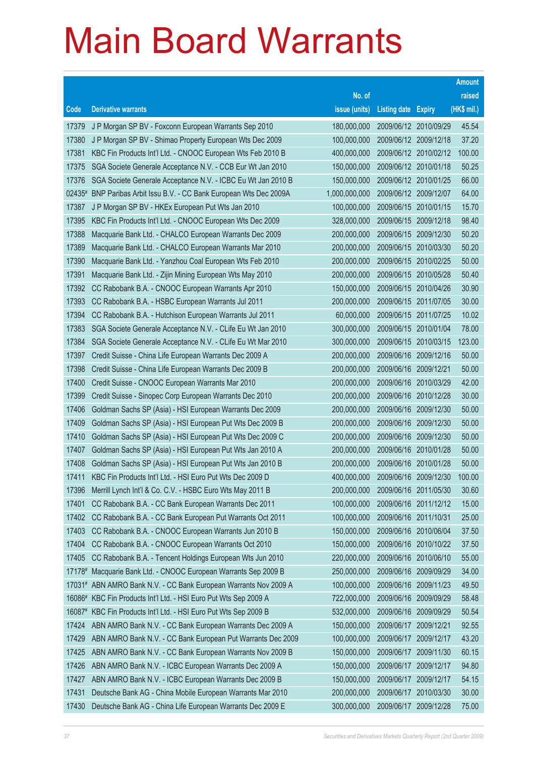# Main Board Warrants

| Code | Derivative warrants | No. of issue (units) | Listing date | Expiry | Amount raised (HK$ mil.) |
|---|---|---|---|---|---|
| 17379 | J P Morgan SP BV - Foxconn European Warrants Sep 2010 | 180,000,000 | 2009/06/12 | 2010/09/29 | 45.54 |
| 17380 | J P Morgan SP BV - Shimao Property European Wts Dec 2009 | 100,000,000 | 2009/06/12 | 2009/12/18 | 37.20 |
| 17381 | KBC Fin Products Int'l Ltd. - CNOOC European Wts Feb 2010 B | 400,000,000 | 2009/06/12 | 2010/02/12 | 100.00 |
| 17375 | SGA Societe Generale Acceptance N.V. - CCB Eur Wt Jan 2010 | 150,000,000 | 2009/06/12 | 2010/01/18 | 50.25 |
| 17376 | SGA Societe Generale Acceptance N.V. - ICBC Eu Wt Jan 2010 B | 150,000,000 | 2009/06/12 | 2010/01/25 | 66.00 |
| 02435# | BNP Paribas Arbit Issu B.V. - CC Bank European Wts Dec 2009A | 1,000,000,000 | 2009/06/12 | 2009/12/07 | 64.00 |
| 17387 | J P Morgan SP BV - HKEx European Put Wts Jan 2010 | 100,000,000 | 2009/06/15 | 2010/01/15 | 15.70 |
| 17395 | KBC Fin Products Int'l Ltd. - CNOOC European Wts Dec 2009 | 328,000,000 | 2009/06/15 | 2009/12/18 | 98.40 |
| 17388 | Macquarie Bank Ltd. - CHALCO European Warrants Dec 2009 | 200,000,000 | 2009/06/15 | 2009/12/30 | 50.20 |
| 17389 | Macquarie Bank Ltd. - CHALCO European Warrants Mar 2010 | 200,000,000 | 2009/06/15 | 2010/03/30 | 50.20 |
| 17390 | Macquarie Bank Ltd. - Yanzhou Coal European Wts Feb 2010 | 200,000,000 | 2009/06/15 | 2010/02/25 | 50.00 |
| 17391 | Macquarie Bank Ltd. - Zijin Mining European Wts May 2010 | 200,000,000 | 2009/06/15 | 2010/05/28 | 50.40 |
| 17392 | CC Rabobank B.A. - CNOOC European Warrants Apr 2010 | 150,000,000 | 2009/06/15 | 2010/04/26 | 30.90 |
| 17393 | CC Rabobank B.A. - HSBC European Warrants Jul 2011 | 200,000,000 | 2009/06/15 | 2011/07/05 | 30.00 |
| 17394 | CC Rabobank B.A. - Hutchison European Warrants Jul 2011 | 60,000,000 | 2009/06/15 | 2011/07/25 | 10.02 |
| 17383 | SGA Societe Generale Acceptance N.V. - CLife Eu Wt Jan 2010 | 300,000,000 | 2009/06/15 | 2010/01/04 | 78.00 |
| 17384 | SGA Societe Generale Acceptance N.V. - CLife Eu Wt Mar 2010 | 300,000,000 | 2009/06/15 | 2010/03/15 | 123.00 |
| 17397 | Credit Suisse - China Life European Warrants Dec 2009 A | 200,000,000 | 2009/06/16 | 2009/12/16 | 50.00 |
| 17398 | Credit Suisse - China Life European Warrants Dec 2009 B | 200,000,000 | 2009/06/16 | 2009/12/21 | 50.00 |
| 17400 | Credit Suisse - CNOOC European Warrants Mar 2010 | 200,000,000 | 2009/06/16 | 2010/03/29 | 42.00 |
| 17399 | Credit Suisse - Sinopec Corp European Warrants Dec 2010 | 200,000,000 | 2009/06/16 | 2010/12/28 | 30.00 |
| 17406 | Goldman Sachs SP (Asia) - HSI European Warrants Dec 2009 | 200,000,000 | 2009/06/16 | 2009/12/30 | 50.00 |
| 17409 | Goldman Sachs SP (Asia) - HSI European Put Wts Dec 2009 B | 200,000,000 | 2009/06/16 | 2009/12/30 | 50.00 |
| 17410 | Goldman Sachs SP (Asia) - HSI European Put Wts Dec 2009 C | 200,000,000 | 2009/06/16 | 2009/12/30 | 50.00 |
| 17407 | Goldman Sachs SP (Asia) - HSI European Put Wts Jan 2010 A | 200,000,000 | 2009/06/16 | 2010/01/28 | 50.00 |
| 17408 | Goldman Sachs SP (Asia) - HSI European Put Wts Jan 2010 B | 200,000,000 | 2009/06/16 | 2010/01/28 | 50.00 |
| 17411 | KBC Fin Products Int'l Ltd. - HSI Euro Put Wts Dec 2009 D | 400,000,000 | 2009/06/16 | 2009/12/30 | 100.00 |
| 17396 | Merrill Lynch Int'l & Co. C.V. - HSBC Euro Wts May 2011 B | 200,000,000 | 2009/06/16 | 2011/05/30 | 30.60 |
| 17401 | CC Rabobank B.A. - CC Bank European Warrants Dec 2011 | 100,000,000 | 2009/06/16 | 2011/12/12 | 15.00 |
| 17402 | CC Rabobank B.A. - CC Bank European Put Warrants Oct 2011 | 100,000,000 | 2009/06/16 | 2011/10/31 | 25.00 |
| 17403 | CC Rabobank B.A. - CNOOC European Warrants Jun 2010 B | 150,000,000 | 2009/06/16 | 2010/06/04 | 37.50 |
| 17404 | CC Rabobank B.A. - CNOOC European Warrants Oct 2010 | 150,000,000 | 2009/06/16 | 2010/10/22 | 37.50 |
| 17405 | CC Rabobank B.A. - Tencent Holdings European Wts Jun 2010 | 220,000,000 | 2009/06/16 | 2010/06/10 | 55.00 |
| 17178# | Macquarie Bank Ltd. - CNOOC European Warrants Sep 2009 B | 250,000,000 | 2009/06/16 | 2009/09/29 | 34.00 |
| 17031# | ABN AMRO Bank N.V. - CC Bank European Warrants Nov 2009 A | 100,000,000 | 2009/06/16 | 2009/11/23 | 49.50 |
| 16086# | KBC Fin Products Int'l Ltd. - HSI Euro Put Wts Sep 2009 A | 722,000,000 | 2009/06/16 | 2009/09/29 | 58.48 |
| 16087# | KBC Fin Products Int'l Ltd. - HSI Euro Put Wts Sep 2009 B | 532,000,000 | 2009/06/16 | 2009/09/29 | 50.54 |
| 17424 | ABN AMRO Bank N.V. - CC Bank European Warrants Dec 2009 A | 150,000,000 | 2009/06/17 | 2009/12/21 | 92.55 |
| 17429 | ABN AMRO Bank N.V. - CC Bank European Put Warrants Dec 2009 | 100,000,000 | 2009/06/17 | 2009/12/17 | 43.20 |
| 17425 | ABN AMRO Bank N.V. - CC Bank European Warrants Nov 2009 B | 150,000,000 | 2009/06/17 | 2009/11/30 | 60.15 |
| 17426 | ABN AMRO Bank N.V. - ICBC European Warrants Dec 2009 A | 150,000,000 | 2009/06/17 | 2009/12/17 | 94.80 |
| 17427 | ABN AMRO Bank N.V. - ICBC European Warrants Dec 2009 B | 150,000,000 | 2009/06/17 | 2009/12/17 | 54.15 |
| 17431 | Deutsche Bank AG - China Mobile European Warrants Mar 2010 | 200,000,000 | 2009/06/17 | 2010/03/30 | 30.00 |
| 17430 | Deutsche Bank AG - China Life European Warrants Dec 2009 E | 300,000,000 | 2009/06/17 | 2009/12/28 | 75.00 |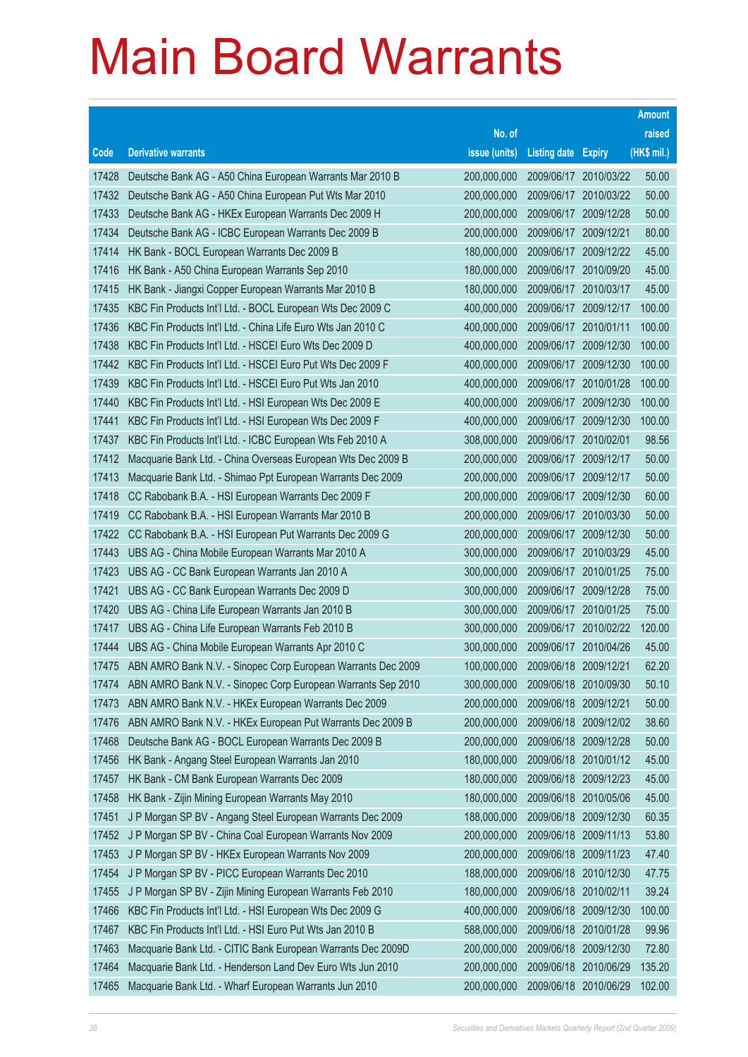# Main Board Warrants

| Code | Derivative warrants | No. of issue (units) | Listing date | Expiry | Amount raised (HK$ mil.) |
|---|---|---|---|---|---|
| 17428 | Deutsche Bank AG - A50 China European Warrants Mar 2010 B | 200,000,000 | 2009/06/17 | 2010/03/22 | 50.00 |
| 17432 | Deutsche Bank AG - A50 China European Put Wts Mar 2010 | 200,000,000 | 2009/06/17 | 2010/03/22 | 50.00 |
| 17433 | Deutsche Bank AG - HKEx European Warrants Dec 2009 H | 200,000,000 | 2009/06/17 | 2009/12/28 | 50.00 |
| 17434 | Deutsche Bank AG - ICBC European Warrants Dec 2009 B | 200,000,000 | 2009/06/17 | 2009/12/21 | 80.00 |
| 17414 | HK Bank - BOCL European Warrants Dec 2009 B | 180,000,000 | 2009/06/17 | 2009/12/22 | 45.00 |
| 17416 | HK Bank - A50 China European Warrants Sep 2010 | 180,000,000 | 2009/06/17 | 2010/09/20 | 45.00 |
| 17415 | HK Bank - Jiangxi Copper European Warrants Mar 2010 B | 180,000,000 | 2009/06/17 | 2010/03/17 | 45.00 |
| 17435 | KBC Fin Products Int'l Ltd. - BOCL European Wts Dec 2009 C | 400,000,000 | 2009/06/17 | 2009/12/17 | 100.00 |
| 17436 | KBC Fin Products Int'l Ltd. - China Life Euro Wts Jan 2010 C | 400,000,000 | 2009/06/17 | 2010/01/11 | 100.00 |
| 17438 | KBC Fin Products Int'l Ltd. - HSCEI Euro Wts Dec 2009 D | 400,000,000 | 2009/06/17 | 2009/12/30 | 100.00 |
| 17442 | KBC Fin Products Int'l Ltd. - HSCEI Euro Put Wts Dec 2009 F | 400,000,000 | 2009/06/17 | 2009/12/30 | 100.00 |
| 17439 | KBC Fin Products Int'l Ltd. - HSCEI Euro Put Wts Jan 2010 | 400,000,000 | 2009/06/17 | 2010/01/28 | 100.00 |
| 17440 | KBC Fin Products Int'l Ltd. - HSI European Wts Dec 2009 E | 400,000,000 | 2009/06/17 | 2009/12/30 | 100.00 |
| 17441 | KBC Fin Products Int'l Ltd. - HSI European Wts Dec 2009 F | 400,000,000 | 2009/06/17 | 2009/12/30 | 100.00 |
| 17437 | KBC Fin Products Int'l Ltd. - ICBC European Wts Feb 2010 A | 308,000,000 | 2009/06/17 | 2010/02/01 | 98.56 |
| 17412 | Macquarie Bank Ltd. - China Overseas European Wts Dec 2009 B | 200,000,000 | 2009/06/17 | 2009/12/17 | 50.00 |
| 17413 | Macquarie Bank Ltd. - Shimao Ppt European Warrants Dec 2009 | 200,000,000 | 2009/06/17 | 2009/12/17 | 50.00 |
| 17418 | CC Rabobank B.A. - HSI European Warrants Dec 2009 F | 200,000,000 | 2009/06/17 | 2009/12/30 | 60.00 |
| 17419 | CC Rabobank B.A. - HSI European Warrants Mar 2010 B | 200,000,000 | 2009/06/17 | 2010/03/30 | 50.00 |
| 17422 | CC Rabobank B.A. - HSI European Put Warrants Dec 2009 G | 200,000,000 | 2009/06/17 | 2009/12/30 | 50.00 |
| 17443 | UBS AG - China Mobile European Warrants Mar 2010 A | 300,000,000 | 2009/06/17 | 2010/03/29 | 45.00 |
| 17423 | UBS AG - CC Bank European Warrants Jan 2010 A | 300,000,000 | 2009/06/17 | 2010/01/25 | 75.00 |
| 17421 | UBS AG - CC Bank European Warrants Dec 2009 D | 300,000,000 | 2009/06/17 | 2009/12/28 | 75.00 |
| 17420 | UBS AG - China Life European Warrants Jan 2010 B | 300,000,000 | 2009/06/17 | 2010/01/25 | 75.00 |
| 17417 | UBS AG - China Life European Warrants Feb 2010 B | 300,000,000 | 2009/06/17 | 2010/02/22 | 120.00 |
| 17444 | UBS AG - China Mobile European Warrants Apr 2010 C | 300,000,000 | 2009/06/17 | 2010/04/26 | 45.00 |
| 17475 | ABN AMRO Bank N.V. - Sinopec Corp European Warrants Dec 2009 | 100,000,000 | 2009/06/18 | 2009/12/21 | 62.20 |
| 17474 | ABN AMRO Bank N.V. - Sinopec Corp European Warrants Sep 2010 | 300,000,000 | 2009/06/18 | 2010/09/30 | 50.10 |
| 17473 | ABN AMRO Bank N.V. - HKEx European Warrants Dec 2009 | 200,000,000 | 2009/06/18 | 2009/12/21 | 50.00 |
| 17476 | ABN AMRO Bank N.V. - HKEx European Put Warrants Dec 2009 B | 200,000,000 | 2009/06/18 | 2009/12/02 | 38.60 |
| 17468 | Deutsche Bank AG - BOCL European Warrants Dec 2009 B | 200,000,000 | 2009/06/18 | 2009/12/28 | 50.00 |
| 17456 | HK Bank - Angang Steel European Warrants Jan 2010 | 180,000,000 | 2009/06/18 | 2010/01/12 | 45.00 |
| 17457 | HK Bank - CM Bank European Warrants Dec 2009 | 180,000,000 | 2009/06/18 | 2009/12/23 | 45.00 |
| 17458 | HK Bank - Zijin Mining European Warrants May 2010 | 180,000,000 | 2009/06/18 | 2010/05/06 | 45.00 |
| 17451 | J P Morgan SP BV - Angang Steel European Warrants Dec 2009 | 188,000,000 | 2009/06/18 | 2009/12/30 | 60.35 |
| 17452 | J P Morgan SP BV - China Coal European Warrants Nov 2009 | 200,000,000 | 2009/06/18 | 2009/11/13 | 53.80 |
| 17453 | J P Morgan SP BV - HKEx European Warrants Nov 2009 | 200,000,000 | 2009/06/18 | 2009/11/23 | 47.40 |
| 17454 | J P Morgan SP BV - PICC European Warrants Dec 2010 | 188,000,000 | 2009/06/18 | 2010/12/30 | 47.75 |
| 17455 | J P Morgan SP BV - Zijin Mining European Warrants Feb 2010 | 180,000,000 | 2009/06/18 | 2010/02/11 | 39.24 |
| 17466 | KBC Fin Products Int'l Ltd. - HSI European Wts Dec 2009 G | 400,000,000 | 2009/06/18 | 2009/12/30 | 100.00 |
| 17467 | KBC Fin Products Int'l Ltd. - HSI Euro Put Wts Jan 2010 B | 588,000,000 | 2009/06/18 | 2010/01/28 | 99.96 |
| 17463 | Macquarie Bank Ltd. - CITIC Bank European Warrants Dec 2009D | 200,000,000 | 2009/06/18 | 2009/12/30 | 72.80 |
| 17464 | Macquarie Bank Ltd. - Henderson Land Dev Euro Wts Jun 2010 | 200,000,000 | 2009/06/18 | 2010/06/29 | 135.20 |
| 17465 | Macquarie Bank Ltd. - Wharf European Warrants Jun 2010 | 200,000,000 | 2009/06/18 | 2010/06/29 | 102.00 |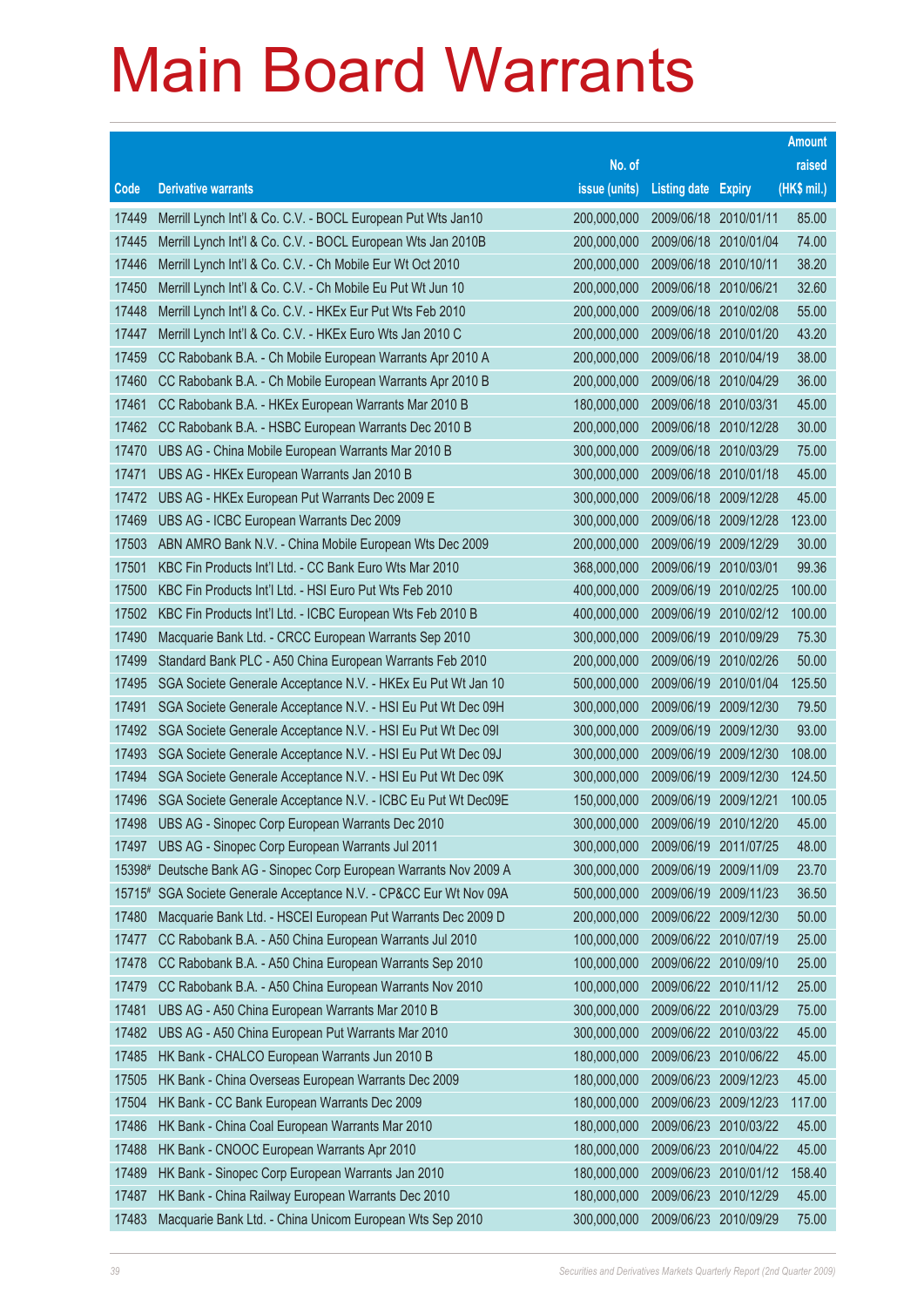# Main Board Warrants

| Code | Derivative warrants | No. of issue (units) | Listing date | Expiry | Amount raised (HK$ mil.) |
|---|---|---|---|---|---|
| 17449 | Merrill Lynch Int'l & Co. C.V. - BOCL European Put Wts Jan10 | 200,000,000 | 2009/06/18 | 2010/01/11 | 85.00 |
| 17445 | Merrill Lynch Int'l & Co. C.V. - BOCL European Wts Jan 2010B | 200,000,000 | 2009/06/18 | 2010/01/04 | 74.00 |
| 17446 | Merrill Lynch Int'l & Co. C.V. - Ch Mobile Eur Wt Oct 2010 | 200,000,000 | 2009/06/18 | 2010/10/11 | 38.20 |
| 17450 | Merrill Lynch Int'l & Co. C.V. - Ch Mobile Eu Put Wt Jun 10 | 200,000,000 | 2009/06/18 | 2010/06/21 | 32.60 |
| 17448 | Merrill Lynch Int'l & Co. C.V. - HKEx Eur Put Wts Feb 2010 | 200,000,000 | 2009/06/18 | 2010/02/08 | 55.00 |
| 17447 | Merrill Lynch Int'l & Co. C.V. - HKEx Euro Wts Jan 2010 C | 200,000,000 | 2009/06/18 | 2010/01/20 | 43.20 |
| 17459 | CC Rabobank B.A. - Ch Mobile European Warrants Apr 2010 A | 200,000,000 | 2009/06/18 | 2010/04/19 | 38.00 |
| 17460 | CC Rabobank B.A. - Ch Mobile European Warrants Apr 2010 B | 200,000,000 | 2009/06/18 | 2010/04/29 | 36.00 |
| 17461 | CC Rabobank B.A. - HKEx European Warrants Mar 2010 B | 180,000,000 | 2009/06/18 | 2010/03/31 | 45.00 |
| 17462 | CC Rabobank B.A. - HSBC European Warrants Dec 2010 B | 200,000,000 | 2009/06/18 | 2010/12/28 | 30.00 |
| 17470 | UBS AG - China Mobile European Warrants Mar 2010 B | 300,000,000 | 2009/06/18 | 2010/03/29 | 75.00 |
| 17471 | UBS AG - HKEx European Warrants Jan 2010 B | 300,000,000 | 2009/06/18 | 2010/01/18 | 45.00 |
| 17472 | UBS AG - HKEx European Put Warrants Dec 2009 E | 300,000,000 | 2009/06/18 | 2009/12/28 | 45.00 |
| 17469 | UBS AG - ICBC European Warrants Dec 2009 | 300,000,000 | 2009/06/18 | 2009/12/28 | 123.00 |
| 17503 | ABN AMRO Bank N.V. - China Mobile European Wts Dec 2009 | 200,000,000 | 2009/06/19 | 2009/12/29 | 30.00 |
| 17501 | KBC Fin Products Int'l Ltd. - CC Bank Euro Wts Mar 2010 | 368,000,000 | 2009/06/19 | 2010/03/01 | 99.36 |
| 17500 | KBC Fin Products Int'l Ltd. - HSI Euro Put Wts Feb 2010 | 400,000,000 | 2009/06/19 | 2010/02/25 | 100.00 |
| 17502 | KBC Fin Products Int'l Ltd. - ICBC European Wts Feb 2010 B | 400,000,000 | 2009/06/19 | 2010/02/12 | 100.00 |
| 17490 | Macquarie Bank Ltd. - CRCC European Warrants Sep 2010 | 300,000,000 | 2009/06/19 | 2010/09/29 | 75.30 |
| 17499 | Standard Bank PLC - A50 China European Warrants Feb 2010 | 200,000,000 | 2009/06/19 | 2010/02/26 | 50.00 |
| 17495 | SGA Societe Generale Acceptance N.V. - HKEx Eu Put Wt Jan 10 | 500,000,000 | 2009/06/19 | 2010/01/04 | 125.50 |
| 17491 | SGA Societe Generale Acceptance N.V. - HSI Eu Put Wt Dec 09H | 300,000,000 | 2009/06/19 | 2009/12/30 | 79.50 |
| 17492 | SGA Societe Generale Acceptance N.V. - HSI Eu Put Wt Dec 09I | 300,000,000 | 2009/06/19 | 2009/12/30 | 93.00 |
| 17493 | SGA Societe Generale Acceptance N.V. - HSI Eu Put Wt Dec 09J | 300,000,000 | 2009/06/19 | 2009/12/30 | 108.00 |
| 17494 | SGA Societe Generale Acceptance N.V. - HSI Eu Put Wt Dec 09K | 300,000,000 | 2009/06/19 | 2009/12/30 | 124.50 |
| 17496 | SGA Societe Generale Acceptance N.V. - ICBC Eu Put Wt Dec09E | 150,000,000 | 2009/06/19 | 2009/12/21 | 100.05 |
| 17498 | UBS AG - Sinopec Corp European Warrants Dec 2010 | 300,000,000 | 2009/06/19 | 2010/12/20 | 45.00 |
| 17497 | UBS AG - Sinopec Corp European Warrants Jul 2011 | 300,000,000 | 2009/06/19 | 2011/07/25 | 48.00 |
| 15398# | Deutsche Bank AG - Sinopec Corp European Warrants Nov 2009 A | 300,000,000 | 2009/06/19 | 2009/11/09 | 23.70 |
| 15715# | SGA Societe Generale Acceptance N.V. - CP&CC Eur Wt Nov 09A | 500,000,000 | 2009/06/19 | 2009/11/23 | 36.50 |
| 17480 | Macquarie Bank Ltd. - HSCEI European Put Warrants Dec 2009 D | 200,000,000 | 2009/06/22 | 2009/12/30 | 50.00 |
| 17477 | CC Rabobank B.A. - A50 China European Warrants Jul 2010 | 100,000,000 | 2009/06/22 | 2010/07/19 | 25.00 |
| 17478 | CC Rabobank B.A. - A50 China European Warrants Sep 2010 | 100,000,000 | 2009/06/22 | 2010/09/10 | 25.00 |
| 17479 | CC Rabobank B.A. - A50 China European Warrants Nov 2010 | 100,000,000 | 2009/06/22 | 2010/11/12 | 25.00 |
| 17481 | UBS AG - A50 China European Warrants Mar 2010 B | 300,000,000 | 2009/06/22 | 2010/03/29 | 75.00 |
| 17482 | UBS AG - A50 China European Put Warrants Mar 2010 | 300,000,000 | 2009/06/22 | 2010/03/22 | 45.00 |
| 17485 | HK Bank - CHALCO European Warrants Jun 2010 B | 180,000,000 | 2009/06/23 | 2010/06/22 | 45.00 |
| 17505 | HK Bank - China Overseas European Warrants Dec 2009 | 180,000,000 | 2009/06/23 | 2009/12/23 | 45.00 |
| 17504 | HK Bank - CC Bank European Warrants Dec 2009 | 180,000,000 | 2009/06/23 | 2009/12/23 | 117.00 |
| 17486 | HK Bank - China Coal European Warrants Mar 2010 | 180,000,000 | 2009/06/23 | 2010/03/22 | 45.00 |
| 17488 | HK Bank - CNOOC European Warrants Apr 2010 | 180,000,000 | 2009/06/23 | 2010/04/22 | 45.00 |
| 17489 | HK Bank - Sinopec Corp European Warrants Jan 2010 | 180,000,000 | 2009/06/23 | 2010/01/12 | 158.40 |
| 17487 | HK Bank - China Railway European Warrants Dec 2010 | 180,000,000 | 2009/06/23 | 2010/12/29 | 45.00 |
| 17483 | Macquarie Bank Ltd. - China Unicom European Wts Sep 2010 | 300,000,000 | 2009/06/23 | 2010/09/29 | 75.00 |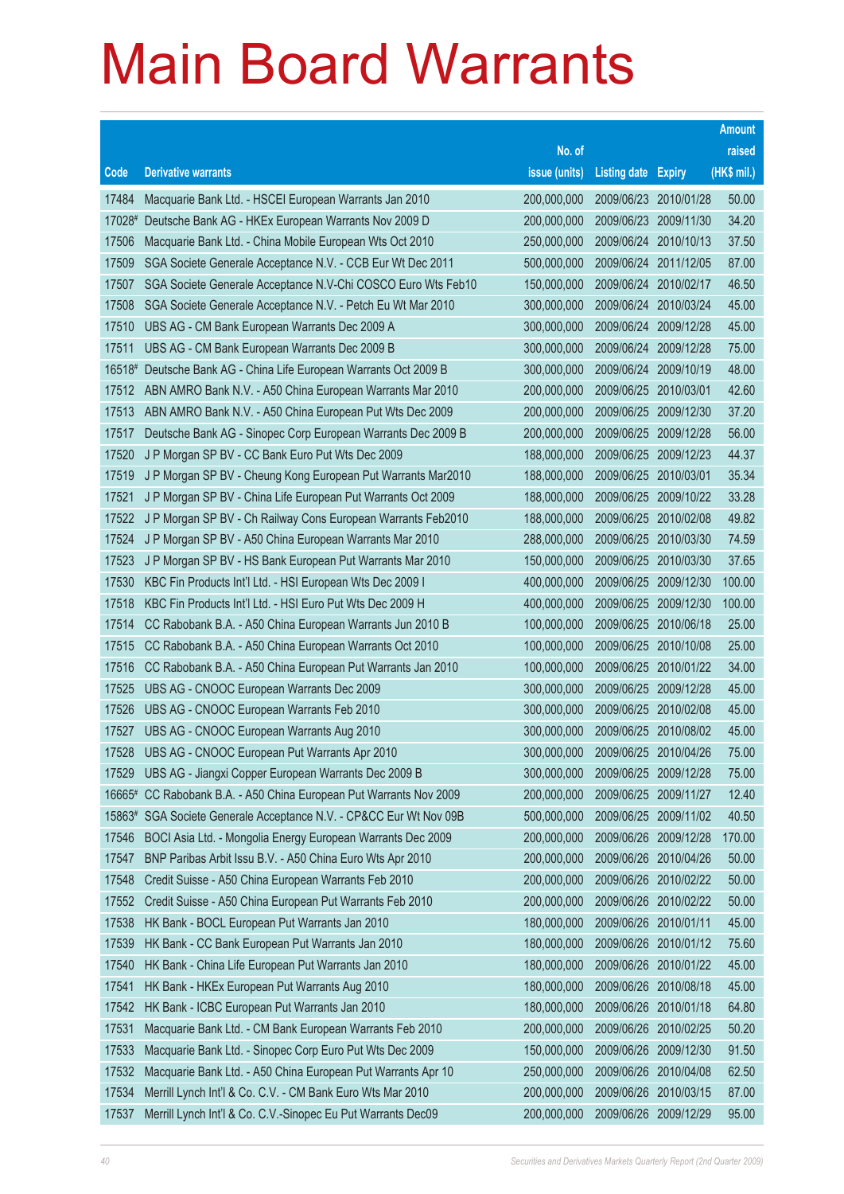# Main Board Warrants

| Code | Derivative warrants | No. of issue (units) | Listing date | Expiry | Amount raised (HK$ mil.) |
|---|---|---|---|---|---|
| 17484 | Macquarie Bank Ltd. - HSCEI European Warrants Jan 2010 | 200,000,000 | 2009/06/23 | 2010/01/28 | 50.00 |
| 17028# | Deutsche Bank AG - HKEx European Warrants Nov 2009 D | 200,000,000 | 2009/06/23 | 2009/11/30 | 34.20 |
| 17506 | Macquarie Bank Ltd. - China Mobile European Wts Oct 2010 | 250,000,000 | 2009/06/24 | 2010/10/13 | 37.50 |
| 17509 | SGA Societe Generale Acceptance N.V. - CCB Eur Wt Dec 2011 | 500,000,000 | 2009/06/24 | 2011/12/05 | 87.00 |
| 17507 | SGA Societe Generale Acceptance N.V-Chi COSCO Euro Wts Feb10 | 150,000,000 | 2009/06/24 | 2010/02/17 | 46.50 |
| 17508 | SGA Societe Generale Acceptance N.V. - Petch Eu Wt Mar 2010 | 300,000,000 | 2009/06/24 | 2010/03/24 | 45.00 |
| 17510 | UBS AG - CM Bank European Warrants Dec 2009 A | 300,000,000 | 2009/06/24 | 2009/12/28 | 45.00 |
| 17511 | UBS AG - CM Bank European Warrants Dec 2009 B | 300,000,000 | 2009/06/24 | 2009/12/28 | 75.00 |
| 16518# | Deutsche Bank AG - China Life European Warrants Oct 2009 B | 300,000,000 | 2009/06/24 | 2009/10/19 | 48.00 |
| 17512 | ABN AMRO Bank N.V. - A50 China European Warrants Mar 2010 | 200,000,000 | 2009/06/25 | 2010/03/01 | 42.60 |
| 17513 | ABN AMRO Bank N.V. - A50 China European Put Wts Dec 2009 | 200,000,000 | 2009/06/25 | 2009/12/30 | 37.20 |
| 17517 | Deutsche Bank AG - Sinopec Corp European Warrants Dec 2009 B | 200,000,000 | 2009/06/25 | 2009/12/28 | 56.00 |
| 17520 | J P Morgan SP BV - CC Bank Euro Put Wts Dec 2009 | 188,000,000 | 2009/06/25 | 2009/12/23 | 44.37 |
| 17519 | J P Morgan SP BV - Cheung Kong European Put Warrants Mar2010 | 188,000,000 | 2009/06/25 | 2010/03/01 | 35.34 |
| 17521 | J P Morgan SP BV - China Life European Put Warrants Oct 2009 | 188,000,000 | 2009/06/25 | 2009/10/22 | 33.28 |
| 17522 | J P Morgan SP BV - Ch Railway Cons European Warrants Feb2010 | 188,000,000 | 2009/06/25 | 2010/02/08 | 49.82 |
| 17524 | J P Morgan SP BV - A50 China European Warrants Mar 2010 | 288,000,000 | 2009/06/25 | 2010/03/30 | 74.59 |
| 17523 | J P Morgan SP BV - HS Bank European Put Warrants Mar 2010 | 150,000,000 | 2009/06/25 | 2010/03/30 | 37.65 |
| 17530 | KBC Fin Products Int'l Ltd. - HSI European Wts Dec 2009 I | 400,000,000 | 2009/06/25 | 2009/12/30 | 100.00 |
| 17518 | KBC Fin Products Int'l Ltd. - HSI Euro Put Wts Dec 2009 H | 400,000,000 | 2009/06/25 | 2009/12/30 | 100.00 |
| 17514 | CC Rabobank B.A. - A50 China European Warrants Jun 2010 B | 100,000,000 | 2009/06/25 | 2010/06/18 | 25.00 |
| 17515 | CC Rabobank B.A. - A50 China European Warrants Oct 2010 | 100,000,000 | 2009/06/25 | 2010/10/08 | 25.00 |
| 17516 | CC Rabobank B.A. - A50 China European Put Warrants Jan 2010 | 100,000,000 | 2009/06/25 | 2010/01/22 | 34.00 |
| 17525 | UBS AG - CNOOC European Warrants Dec 2009 | 300,000,000 | 2009/06/25 | 2009/12/28 | 45.00 |
| 17526 | UBS AG - CNOOC European Warrants Feb 2010 | 300,000,000 | 2009/06/25 | 2010/02/08 | 45.00 |
| 17527 | UBS AG - CNOOC European Warrants Aug 2010 | 300,000,000 | 2009/06/25 | 2010/08/02 | 45.00 |
| 17528 | UBS AG - CNOOC European Put Warrants Apr 2010 | 300,000,000 | 2009/06/25 | 2010/04/26 | 75.00 |
| 17529 | UBS AG - Jiangxi Copper European Warrants Dec 2009 B | 300,000,000 | 2009/06/25 | 2009/12/28 | 75.00 |
| 16665# | CC Rabobank B.A. - A50 China European Put Warrants Nov 2009 | 200,000,000 | 2009/06/25 | 2009/11/27 | 12.40 |
| 15863# | SGA Societe Generale Acceptance N.V. - CP&CC Eur Wt Nov 09B | 500,000,000 | 2009/06/25 | 2009/11/02 | 40.50 |
| 17546 | BOCI Asia Ltd. - Mongolia Energy European Warrants Dec 2009 | 200,000,000 | 2009/06/26 | 2009/12/28 | 170.00 |
| 17547 | BNP Paribas Arbit Issu B.V. - A50 China Euro Wts Apr 2010 | 200,000,000 | 2009/06/26 | 2010/04/26 | 50.00 |
| 17548 | Credit Suisse - A50 China European Warrants Feb 2010 | 200,000,000 | 2009/06/26 | 2010/02/22 | 50.00 |
| 17552 | Credit Suisse - A50 China European Put Warrants Feb 2010 | 200,000,000 | 2009/06/26 | 2010/02/22 | 50.00 |
| 17538 | HK Bank - BOCL European Put Warrants Jan 2010 | 180,000,000 | 2009/06/26 | 2010/01/11 | 45.00 |
| 17539 | HK Bank - CC Bank European Put Warrants Jan 2010 | 180,000,000 | 2009/06/26 | 2010/01/12 | 75.60 |
| 17540 | HK Bank - China Life European Put Warrants Jan 2010 | 180,000,000 | 2009/06/26 | 2010/01/22 | 45.00 |
| 17541 | HK Bank - HKEx European Put Warrants Aug 2010 | 180,000,000 | 2009/06/26 | 2010/08/18 | 45.00 |
| 17542 | HK Bank - ICBC European Put Warrants Jan 2010 | 180,000,000 | 2009/06/26 | 2010/01/18 | 64.80 |
| 17531 | Macquarie Bank Ltd. - CM Bank European Warrants Feb 2010 | 200,000,000 | 2009/06/26 | 2010/02/25 | 50.20 |
| 17533 | Macquarie Bank Ltd. - Sinopec Corp Euro Put Wts Dec 2009 | 150,000,000 | 2009/06/26 | 2009/12/30 | 91.50 |
| 17532 | Macquarie Bank Ltd. - A50 China European Put Warrants Apr 10 | 250,000,000 | 2009/06/26 | 2010/04/08 | 62.50 |
| 17534 | Merrill Lynch Int'l & Co. C.V. - CM Bank Euro Wts Mar 2010 | 200,000,000 | 2009/06/26 | 2010/03/15 | 87.00 |
| 17537 | Merrill Lynch Int'l & Co. C.V.-Sinopec Eu Put Warrants Dec09 | 200,000,000 | 2009/06/26 | 2009/12/29 | 95.00 |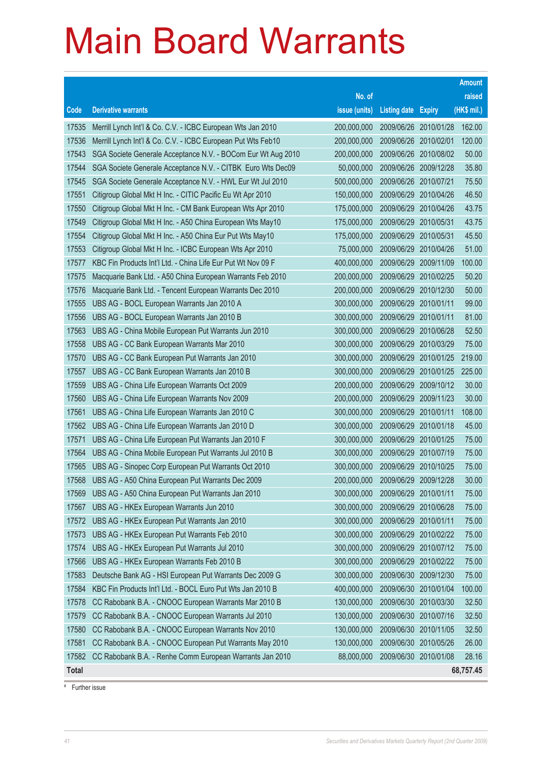# Main Board Warrants

| Code | Derivative warrants | No. of issue (units) | Listing date | Expiry | Amount raised (HK$ mil.) |
|---|---|---|---|---|---|
| 17535 | Merrill Lynch Int'l & Co. C.V. - ICBC European Wts Jan 2010 | 200,000,000 | 2009/06/26 | 2010/01/28 | 162.00 |
| 17536 | Merrill Lynch Int'l & Co. C.V. - ICBC European Put Wts Feb10 | 200,000,000 | 2009/06/26 | 2010/02/01 | 120.00 |
| 17543 | SGA Societe Generale Acceptance N.V. - BOCom Eur Wt Aug 2010 | 200,000,000 | 2009/06/26 | 2010/08/02 | 50.00 |
| 17544 | SGA Societe Generale Acceptance N.V. - CITBK Euro Wts Dec09 | 50,000,000 | 2009/06/26 | 2009/12/28 | 35.80 |
| 17545 | SGA Societe Generale Acceptance N.V. - HWL Eur Wt Jul 2010 | 500,000,000 | 2009/06/26 | 2010/07/21 | 75.50 |
| 17551 | Citigroup Global Mkt H Inc. - CITIC Pacific Eu Wt Apr 2010 | 150,000,000 | 2009/06/29 | 2010/04/26 | 46.50 |
| 17550 | Citigroup Global Mkt H Inc. - CM Bank European Wts Apr 2010 | 175,000,000 | 2009/06/29 | 2010/04/26 | 43.75 |
| 17549 | Citigroup Global Mkt H Inc. - A50 China European Wts May10 | 175,000,000 | 2009/06/29 | 2010/05/31 | 43.75 |
| 17554 | Citigroup Global Mkt H Inc. - A50 China Eur Put Wts May10 | 175,000,000 | 2009/06/29 | 2010/05/31 | 45.50 |
| 17553 | Citigroup Global Mkt H Inc. - ICBC European Wts Apr 2010 | 75,000,000 | 2009/06/29 | 2010/04/26 | 51.00 |
| 17577 | KBC Fin Products Int'l Ltd. - China Life Eur Put Wt Nov 09 F | 400,000,000 | 2009/06/29 | 2009/11/09 | 100.00 |
| 17575 | Macquarie Bank Ltd. - A50 China European Warrants Feb 2010 | 200,000,000 | 2009/06/29 | 2010/02/25 | 50.20 |
| 17576 | Macquarie Bank Ltd. - Tencent European Warrants Dec 2010 | 200,000,000 | 2009/06/29 | 2010/12/30 | 50.00 |
| 17555 | UBS AG - BOCL European Warrants Jan 2010 A | 300,000,000 | 2009/06/29 | 2010/01/11 | 99.00 |
| 17556 | UBS AG - BOCL European Warrants Jan 2010 B | 300,000,000 | 2009/06/29 | 2010/01/11 | 81.00 |
| 17563 | UBS AG - China Mobile European Put Warrants Jun 2010 | 300,000,000 | 2009/06/29 | 2010/06/28 | 52.50 |
| 17558 | UBS AG - CC Bank European Warrants Mar 2010 | 300,000,000 | 2009/06/29 | 2010/03/29 | 75.00 |
| 17570 | UBS AG - CC Bank European Put Warrants Jan 2010 | 300,000,000 | 2009/06/29 | 2010/01/25 | 219.00 |
| 17557 | UBS AG - CC Bank European Warrants Jan 2010 B | 300,000,000 | 2009/06/29 | 2010/01/25 | 225.00 |
| 17559 | UBS AG - China Life European Warrants Oct 2009 | 200,000,000 | 2009/06/29 | 2009/10/12 | 30.00 |
| 17560 | UBS AG - China Life European Warrants Nov 2009 | 200,000,000 | 2009/06/29 | 2009/11/23 | 30.00 |
| 17561 | UBS AG - China Life European Warrants Jan 2010 C | 300,000,000 | 2009/06/29 | 2010/01/11 | 108.00 |
| 17562 | UBS AG - China Life European Warrants Jan 2010 D | 300,000,000 | 2009/06/29 | 2010/01/18 | 45.00 |
| 17571 | UBS AG - China Life European Put Warrants Jan 2010 F | 300,000,000 | 2009/06/29 | 2010/01/25 | 75.00 |
| 17564 | UBS AG - China Mobile European Put Warrants Jul 2010 B | 300,000,000 | 2009/06/29 | 2010/07/19 | 75.00 |
| 17565 | UBS AG - Sinopec Corp European Put Warrants Oct 2010 | 300,000,000 | 2009/06/29 | 2010/10/25 | 75.00 |
| 17568 | UBS AG - A50 China European Put Warrants Dec 2009 | 200,000,000 | 2009/06/29 | 2009/12/28 | 30.00 |
| 17569 | UBS AG - A50 China European Put Warrants Jan 2010 | 300,000,000 | 2009/06/29 | 2010/01/11 | 75.00 |
| 17567 | UBS AG - HKEx European Warrants Jun 2010 | 300,000,000 | 2009/06/29 | 2010/06/28 | 75.00 |
| 17572 | UBS AG - HKEx European Put Warrants Jan 2010 | 300,000,000 | 2009/06/29 | 2010/01/11 | 75.00 |
| 17573 | UBS AG - HKEx European Put Warrants Feb 2010 | 300,000,000 | 2009/06/29 | 2010/02/22 | 75.00 |
| 17574 | UBS AG - HKEx European Put Warrants Jul 2010 | 300,000,000 | 2009/06/29 | 2010/07/12 | 75.00 |
| 17566 | UBS AG - HKEx European Warrants Feb 2010 B | 300,000,000 | 2009/06/29 | 2010/02/22 | 75.00 |
| 17583 | Deutsche Bank AG - HSI European Put Warrants Dec 2009 G | 300,000,000 | 2009/06/30 | 2009/12/30 | 75.00 |
| 17584 | KBC Fin Products Int'l Ltd. - BOCL Euro Put Wts Jan 2010 B | 400,000,000 | 2009/06/30 | 2010/01/04 | 100.00 |
| 17578 | CC Rabobank B.A. - CNOOC European Warrants Mar 2010 B | 130,000,000 | 2009/06/30 | 2010/03/30 | 32.50 |
| 17579 | CC Rabobank B.A. - CNOOC European Warrants Jul 2010 | 130,000,000 | 2009/06/30 | 2010/07/16 | 32.50 |
| 17580 | CC Rabobank B.A. - CNOOC European Warrants Nov 2010 | 130,000,000 | 2009/06/30 | 2010/11/05 | 32.50 |
| 17581 | CC Rabobank B.A. - CNOOC European Put Warrants May 2010 | 130,000,000 | 2009/06/30 | 2010/05/26 | 26.00 |
| 17582 | CC Rabobank B.A. - Renhe Comm European Warrants Jan 2010 | 88,000,000 | 2009/06/30 | 2010/01/08 | 28.16 |
| **Total** | | | | | **68,757.45** |

\# Further issue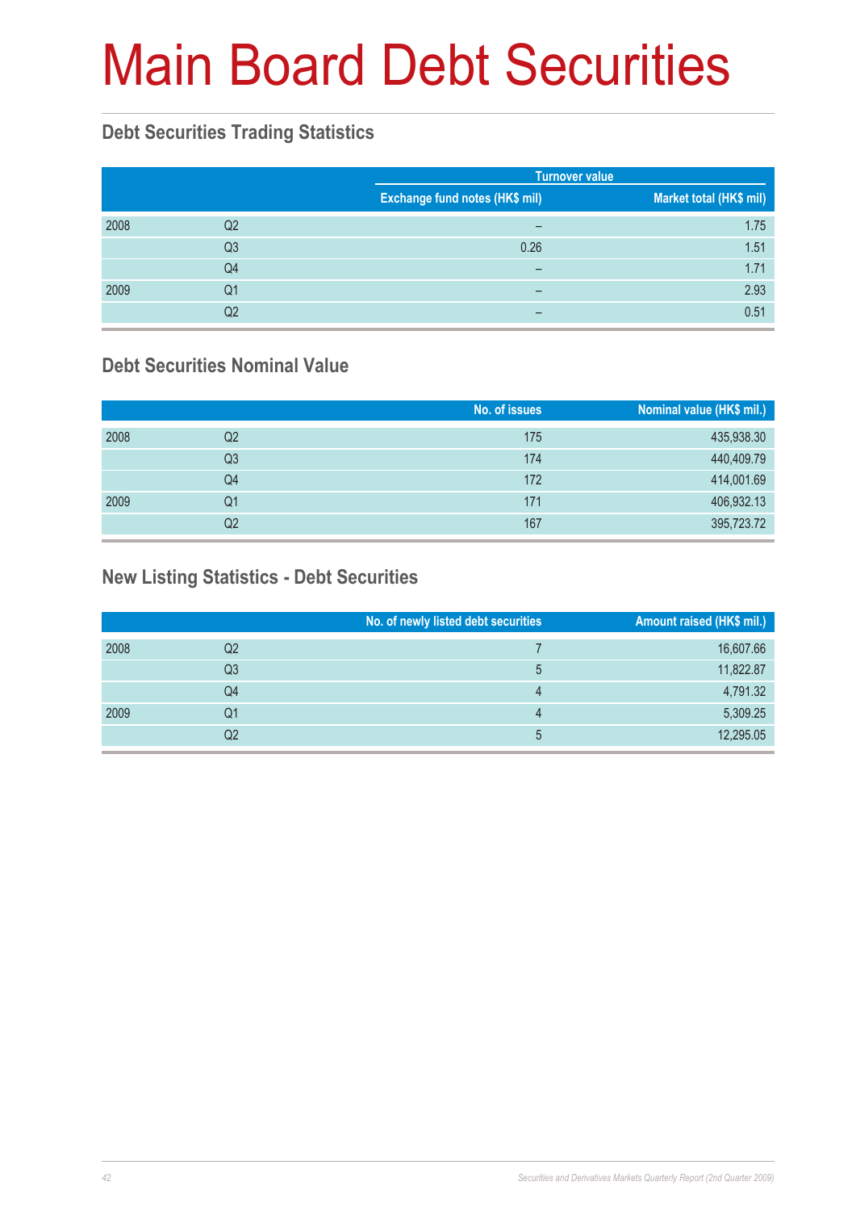# Main Board Debt Securities

## Debt Securities Trading Statistics

| | | Turnover value | |
|---|---|---|---|
| | | Exchange fund notes (HK$ mil) | Market total (HK$ mil) |
| 2008 | Q2 | – | 1.75 |
| | Q3 | 0.26 | 1.51 |
| | Q4 | – | 1.71 |
| 2009 | Q1 | – | 2.93 |
| | Q2 | – | 0.51 |

## Debt Securities Nominal Value

| | | No. of issues | Nominal value (HK$ mil.) |
|---|---|---|---|
| 2008 | Q2 | 175 | 435,938.30 |
| | Q3 | 174 | 440,409.79 |
| | Q4 | 172 | 414,001.69 |
| 2009 | Q1 | 171 | 406,932.13 |
| | Q2 | 167 | 395,723.72 |

## New Listing Statistics - Debt Securities

| | | No. of newly listed debt securities | Amount raised (HK$ mil.) |
|---|---|---|---|
| 2008 | Q2 | 7 | 16,607.66 |
| | Q3 | 5 | 11,822.87 |
| | Q4 | 4 | 4,791.32 |
| 2009 | Q1 | 4 | 5,309.25 |
| | Q2 | 5 | 12,295.05 |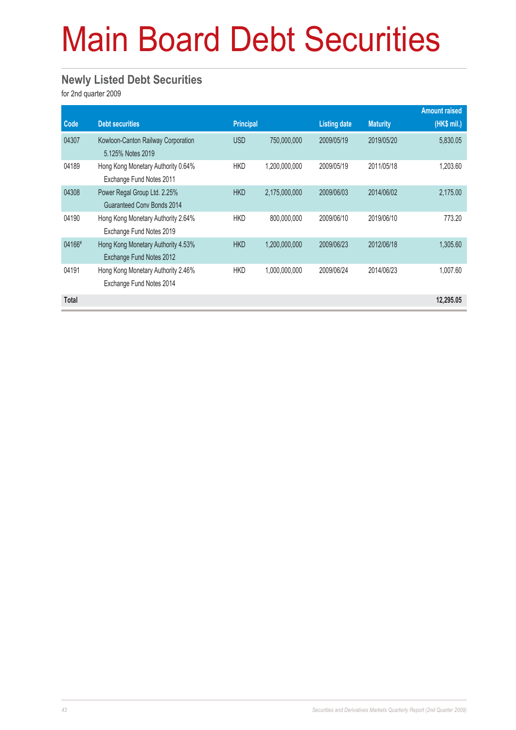# Main Board Debt Securities

## Newly Listed Debt Securities

for 2nd quarter 2009

| Code | Debt securities | Principal | | Listing date | Maturity | Amount raised (HK$ mil.) |
|---|---|---|---|---|---|---|
| 04307 | Kowloon-Canton Railway Corporation 5.125% Notes 2019 | USD | 750,000,000 | 2009/05/19 | 2019/05/20 | 5,830.05 |
| 04189 | Hong Kong Monetary Authority 0.64% Exchange Fund Notes 2011 | HKD | 1,200,000,000 | 2009/05/19 | 2011/05/18 | 1,203.60 |
| 04308 | Power Regal Group Ltd. 2.25% Guaranteed Conv Bonds 2014 | HKD | 2,175,000,000 | 2009/06/03 | 2014/06/02 | 2,175.00 |
| 04190 | Hong Kong Monetary Authority 2.64% Exchange Fund Notes 2019 | HKD | 800,000,000 | 2009/06/10 | 2019/06/10 | 773.20 |
| 04166# | Hong Kong Monetary Authority 4.53% Exchange Fund Notes 2012 | HKD | 1,200,000,000 | 2009/06/23 | 2012/06/18 | 1,305.60 |
| 04191 | Hong Kong Monetary Authority 2.46% Exchange Fund Notes 2014 | HKD | 1,000,000,000 | 2009/06/24 | 2014/06/23 | 1,007.60 |
| **Total** | | | | | | **12,295.05** |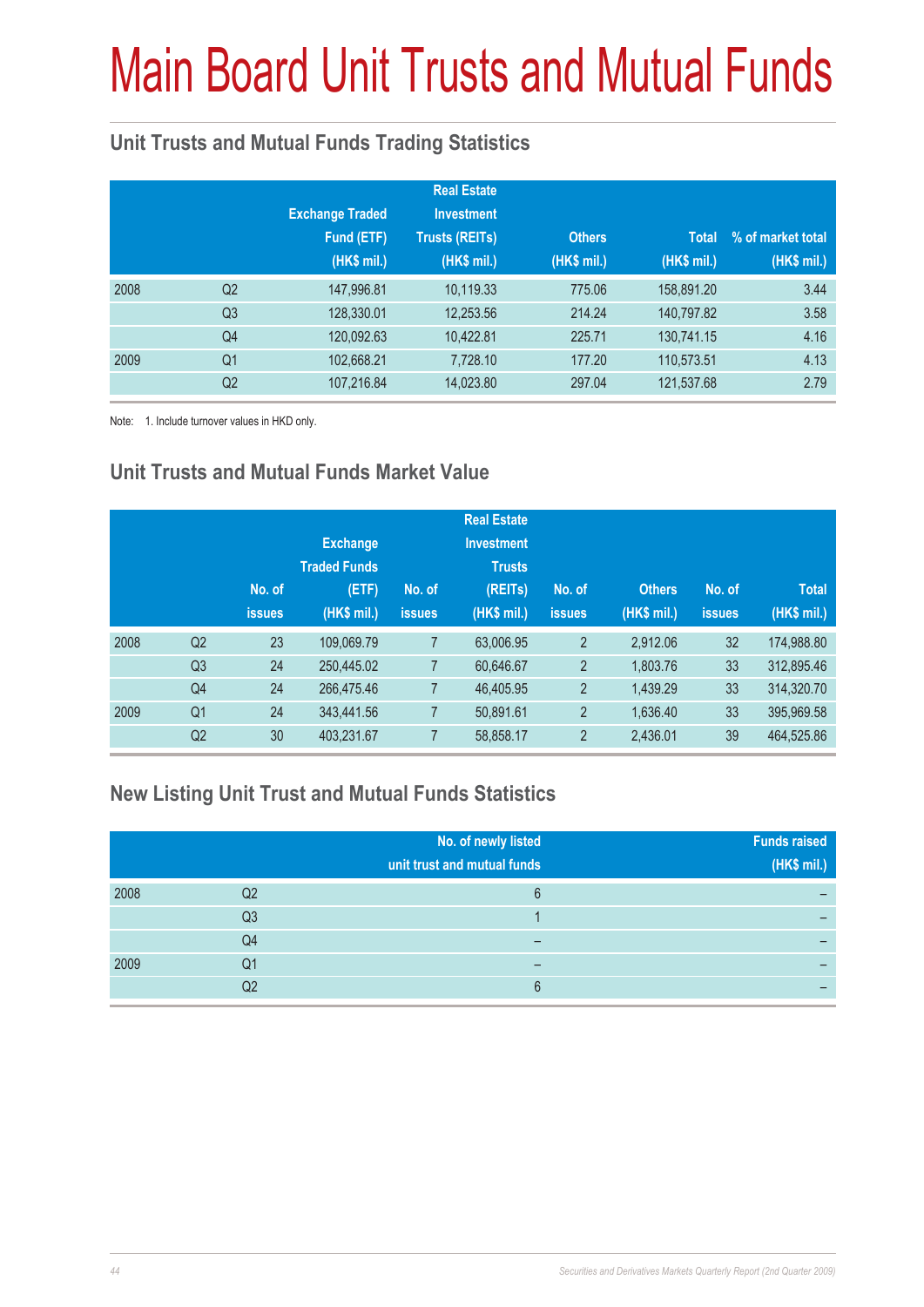# Main Board Unit Trusts and Mutual Funds

## Unit Trusts and Mutual Funds Trading Statistics

| | | Exchange Traded Fund (ETF) (HK$ mil.) | Real Estate Investment Trusts (REITs) (HK$ mil.) | Others (HK$ mil.) | Total (HK$ mil.) | % of market total (HK$ mil.) |
|---|---|---|---|---|---|---|
| 2008 | Q2 | 147,996.81 | 10,119.33 | 775.06 | 158,891.20 | 3.44 |
| | Q3 | 128,330.01 | 12,253.56 | 214.24 | 140,797.82 | 3.58 |
| | Q4 | 120,092.63 | 10,422.81 | 225.71 | 130,741.15 | 4.16 |
| 2009 | Q1 | 102,668.21 | 7,728.10 | 177.20 | 110,573.51 | 4.13 |
| | Q2 | 107,216.84 | 14,023.80 | 297.04 | 121,537.68 | 2.79 |

Note: 1. Include turnover values in HKD only.

## Unit Trusts and Mutual Funds Market Value

| | | No. of issues | Exchange Traded Funds (ETF) (HK$ mil.) | No. of issues | Real Estate Investment Trusts (REITs) (HK$ mil.) | No. of issues | Others (HK$ mil.) | No. of issues | Total (HK$ mil.) |
|---|---|---|---|---|---|---|---|---|---|
| 2008 | Q2 | 23 | 109,069.79 | 7 | 63,006.95 | 2 | 2,912.06 | 32 | 174,988.80 |
| | Q3 | 24 | 250,445.02 | 7 | 60,646.67 | 2 | 1,803.76 | 33 | 312,895.46 |
| | Q4 | 24 | 266,475.46 | 7 | 46,405.95 | 2 | 1,439.29 | 33 | 314,320.70 |
| 2009 | Q1 | 24 | 343,441.56 | 7 | 50,891.61 | 2 | 1,636.40 | 33 | 395,969.58 |
| | Q2 | 30 | 403,231.67 | 7 | 58,858.17 | 2 | 2,436.01 | 39 | 464,525.86 |

## New Listing Unit Trust and Mutual Funds Statistics

| | | No. of newly listed unit trust and mutual funds | Funds raised (HK$ mil.) |
|---|---|---|---|
| 2008 | Q2 | 6 | – |
| | Q3 | 1 | – |
| | Q4 | – | – |
| 2009 | Q1 | – | – |
| | Q2 | 6 | – |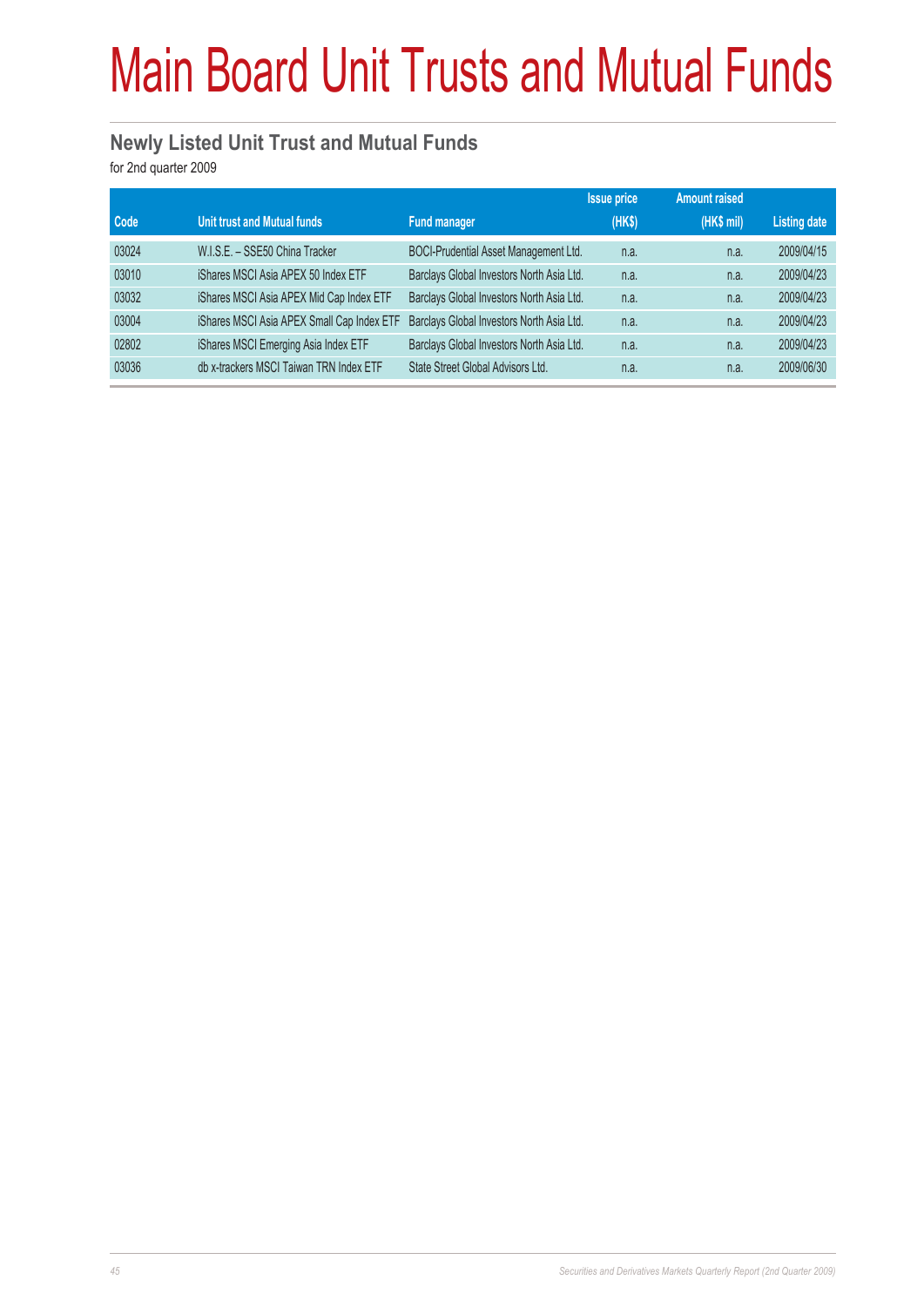# Main Board Unit Trusts and Mutual Funds

## Newly Listed Unit Trust and Mutual Funds

for 2nd quarter 2009

| Code | Unit trust and Mutual funds | Fund manager | Issue price (HK$) | Amount raised (HK$ mil) | Listing date |
|---|---|---|---|---|---|
| 03024 | W.I.S.E. – SSE50 China Tracker | BOCI-Prudential Asset Management Ltd. | n.a. | n.a. | 2009/04/15 |
| 03010 | iShares MSCI Asia APEX 50 Index ETF | Barclays Global Investors North Asia Ltd. | n.a. | n.a. | 2009/04/23 |
| 03032 | iShares MSCI Asia APEX Mid Cap Index ETF | Barclays Global Investors North Asia Ltd. | n.a. | n.a. | 2009/04/23 |
| 03004 | iShares MSCI Asia APEX Small Cap Index ETF | Barclays Global Investors North Asia Ltd. | n.a. | n.a. | 2009/04/23 |
| 02802 | iShares MSCI Emerging Asia Index ETF | Barclays Global Investors North Asia Ltd. | n.a. | n.a. | 2009/04/23 |
| 03036 | db x-trackers MSCI Taiwan TRN Index ETF | State Street Global Advisors Ltd. | n.a. | n.a. | 2009/06/30 |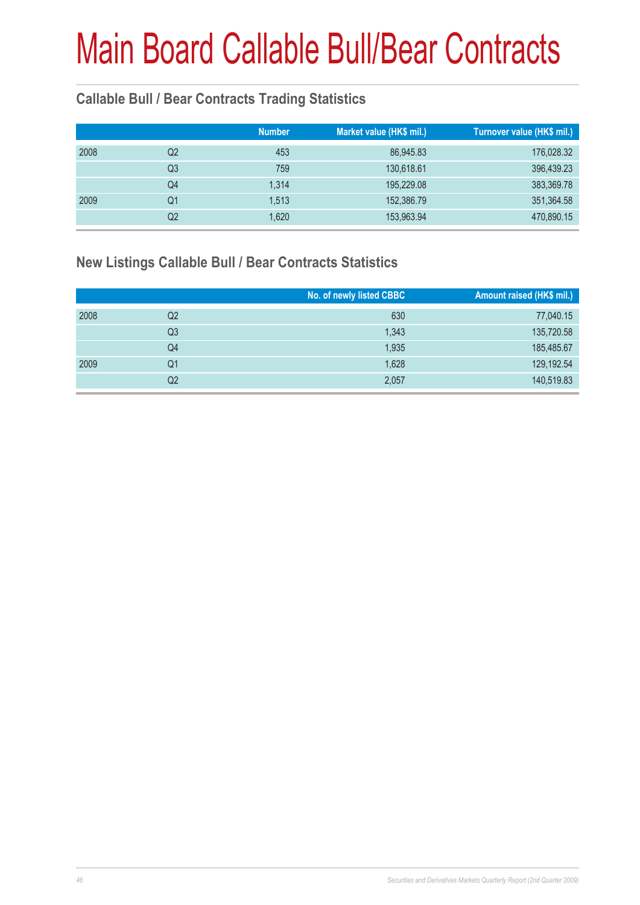# Main Board Callable Bull/Bear Contracts

## Callable Bull / Bear Contracts Trading Statistics

| | | Number | Market value (HK$ mil.) | Turnover value (HK$ mil.) |
|---|---|---|---|---|
| 2008 | Q2 | 453 | 86,945.83 | 176,028.32 |
| | Q3 | 759 | 130,618.61 | 396,439.23 |
| | Q4 | 1,314 | 195,229.08 | 383,369.78 |
| 2009 | Q1 | 1,513 | 152,386.79 | 351,364.58 |
| | Q2 | 1,620 | 153,963.94 | 470,890.15 |

## New Listings Callable Bull / Bear Contracts Statistics

| | | No. of newly listed CBBC | Amount raised (HK$ mil.) |
|---|---|---|---|
| 2008 | Q2 | 630 | 77,040.15 |
| | Q3 | 1,343 | 135,720.58 |
| | Q4 | 1,935 | 185,485.67 |
| 2009 | Q1 | 1,628 | 129,192.54 |
| | Q2 | 2,057 | 140,519.83 |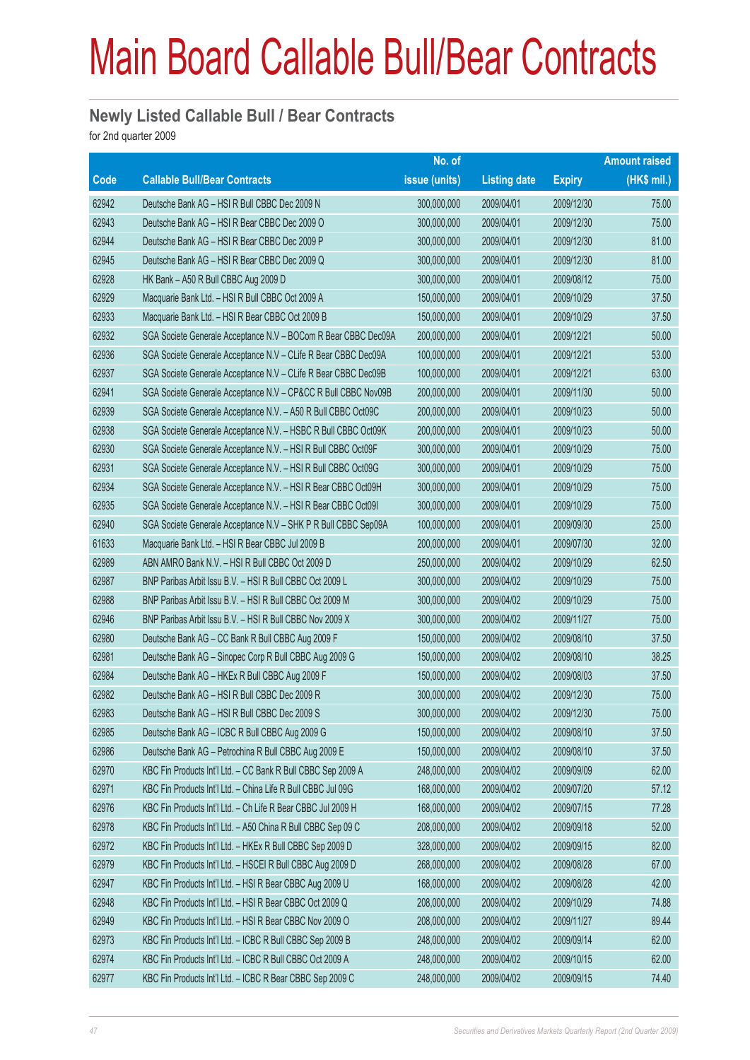# Main Board Callable Bull/Bear Contracts

## Newly Listed Callable Bull / Bear Contracts

for 2nd quarter 2009

| Code | Callable Bull/Bear Contracts | No. of issue (units) | Listing date | Expiry | Amount raised (HK$ mil.) |
|---|---|---|---|---|---|
| 62942 | Deutsche Bank AG – HSI R Bull CBBC Dec 2009 N | 300,000,000 | 2009/04/01 | 2009/12/30 | 75.00 |
| 62943 | Deutsche Bank AG – HSI R Bear CBBC Dec 2009 O | 300,000,000 | 2009/04/01 | 2009/12/30 | 75.00 |
| 62944 | Deutsche Bank AG – HSI R Bear CBBC Dec 2009 P | 300,000,000 | 2009/04/01 | 2009/12/30 | 81.00 |
| 62945 | Deutsche Bank AG – HSI R Bear CBBC Dec 2009 Q | 300,000,000 | 2009/04/01 | 2009/12/30 | 81.00 |
| 62928 | HK Bank – A50 R Bull CBBC Aug 2009 D | 300,000,000 | 2009/04/01 | 2009/08/12 | 75.00 |
| 62929 | Macquarie Bank Ltd. – HSI R Bull CBBC Oct 2009 A | 150,000,000 | 2009/04/01 | 2009/10/29 | 37.50 |
| 62933 | Macquarie Bank Ltd. – HSI R Bear CBBC Oct 2009 B | 150,000,000 | 2009/04/01 | 2009/10/29 | 37.50 |
| 62932 | SGA Societe Generale Acceptance N.V – BOCom R Bear CBBC Dec09A | 200,000,000 | 2009/04/01 | 2009/12/21 | 50.00 |
| 62936 | SGA Societe Generale Acceptance N.V – CLife R Bear CBBC Dec09A | 100,000,000 | 2009/04/01 | 2009/12/21 | 53.00 |
| 62937 | SGA Societe Generale Acceptance N.V – CLife R Bear CBBC Dec09B | 100,000,000 | 2009/04/01 | 2009/12/21 | 63.00 |
| 62941 | SGA Societe Generale Acceptance N.V – CP&CC R Bull CBBC Nov09B | 200,000,000 | 2009/04/01 | 2009/11/30 | 50.00 |
| 62939 | SGA Societe Generale Acceptance N.V. – A50 R Bull CBBC Oct09C | 200,000,000 | 2009/04/01 | 2009/10/23 | 50.00 |
| 62938 | SGA Societe Generale Acceptance N.V. – HSBC R Bull CBBC Oct09K | 200,000,000 | 2009/04/01 | 2009/10/23 | 50.00 |
| 62930 | SGA Societe Generale Acceptance N.V. – HSI R Bull CBBC Oct09F | 300,000,000 | 2009/04/01 | 2009/10/29 | 75.00 |
| 62931 | SGA Societe Generale Acceptance N.V. – HSI R Bull CBBC Oct09G | 300,000,000 | 2009/04/01 | 2009/10/29 | 75.00 |
| 62934 | SGA Societe Generale Acceptance N.V. – HSI R Bear CBBC Oct09H | 300,000,000 | 2009/04/01 | 2009/10/29 | 75.00 |
| 62935 | SGA Societe Generale Acceptance N.V. – HSI R Bear CBBC Oct09I | 300,000,000 | 2009/04/01 | 2009/10/29 | 75.00 |
| 62940 | SGA Societe Generale Acceptance N.V – SHK P R Bull CBBC Sep09A | 100,000,000 | 2009/04/01 | 2009/09/30 | 25.00 |
| 61633 | Macquarie Bank Ltd. – HSI R Bear CBBC Jul 2009 B | 200,000,000 | 2009/04/01 | 2009/07/30 | 32.00 |
| 62989 | ABN AMRO Bank N.V. – HSI R Bull CBBC Oct 2009 D | 250,000,000 | 2009/04/02 | 2009/10/29 | 62.50 |
| 62987 | BNP Paribas Arbit Issu B.V. – HSI R Bull CBBC Oct 2009 L | 300,000,000 | 2009/04/02 | 2009/10/29 | 75.00 |
| 62988 | BNP Paribas Arbit Issu B.V. – HSI R Bull CBBC Oct 2009 M | 300,000,000 | 2009/04/02 | 2009/10/29 | 75.00 |
| 62946 | BNP Paribas Arbit Issu B.V. – HSI R Bull CBBC Nov 2009 X | 300,000,000 | 2009/04/02 | 2009/11/27 | 75.00 |
| 62980 | Deutsche Bank AG – CC Bank R Bull CBBC Aug 2009 F | 150,000,000 | 2009/04/02 | 2009/08/10 | 37.50 |
| 62981 | Deutsche Bank AG – Sinopec Corp R Bull CBBC Aug 2009 G | 150,000,000 | 2009/04/02 | 2009/08/10 | 38.25 |
| 62984 | Deutsche Bank AG – HKEx R Bull CBBC Aug 2009 F | 150,000,000 | 2009/04/02 | 2009/08/03 | 37.50 |
| 62982 | Deutsche Bank AG – HSI R Bull CBBC Dec 2009 R | 300,000,000 | 2009/04/02 | 2009/12/30 | 75.00 |
| 62983 | Deutsche Bank AG – HSI R Bull CBBC Dec 2009 S | 300,000,000 | 2009/04/02 | 2009/12/30 | 75.00 |
| 62985 | Deutsche Bank AG – ICBC R Bull CBBC Aug 2009 G | 150,000,000 | 2009/04/02 | 2009/08/10 | 37.50 |
| 62986 | Deutsche Bank AG – Petrochina R Bull CBBC Aug 2009 E | 150,000,000 | 2009/04/02 | 2009/08/10 | 37.50 |
| 62970 | KBC Fin Products Int'l Ltd. – CC Bank R Bull CBBC Sep 2009 A | 248,000,000 | 2009/04/02 | 2009/09/09 | 62.00 |
| 62971 | KBC Fin Products Int'l Ltd. – China Life R Bull CBBC Jul 09G | 168,000,000 | 2009/04/02 | 2009/07/20 | 57.12 |
| 62976 | KBC Fin Products Int'l Ltd. – Ch Life R Bear CBBC Jul 2009 H | 168,000,000 | 2009/04/02 | 2009/07/15 | 77.28 |
| 62978 | KBC Fin Products Int'l Ltd. – A50 China R Bull CBBC Sep 09 C | 208,000,000 | 2009/04/02 | 2009/09/18 | 52.00 |
| 62972 | KBC Fin Products Int'l Ltd. – HKEx R Bull CBBC Sep 2009 D | 328,000,000 | 2009/04/02 | 2009/09/15 | 82.00 |
| 62979 | KBC Fin Products Int'l Ltd. – HSCEI R Bull CBBC Aug 2009 D | 268,000,000 | 2009/04/02 | 2009/08/28 | 67.00 |
| 62947 | KBC Fin Products Int'l Ltd. – HSI R Bear CBBC Aug 2009 U | 168,000,000 | 2009/04/02 | 2009/08/28 | 42.00 |
| 62948 | KBC Fin Products Int'l Ltd. – HSI R Bear CBBC Oct 2009 Q | 208,000,000 | 2009/04/02 | 2009/10/29 | 74.88 |
| 62949 | KBC Fin Products Int'l Ltd. – HSI R Bear CBBC Nov 2009 O | 208,000,000 | 2009/04/02 | 2009/11/27 | 89.44 |
| 62973 | KBC Fin Products Int'l Ltd. – ICBC R Bull CBBC Sep 2009 B | 248,000,000 | 2009/04/02 | 2009/09/14 | 62.00 |
| 62974 | KBC Fin Products Int'l Ltd. – ICBC R Bull CBBC Oct 2009 A | 248,000,000 | 2009/04/02 | 2009/10/15 | 62.00 |
| 62977 | KBC Fin Products Int'l Ltd. – ICBC R Bear CBBC Sep 2009 C | 248,000,000 | 2009/04/02 | 2009/09/15 | 74.40 |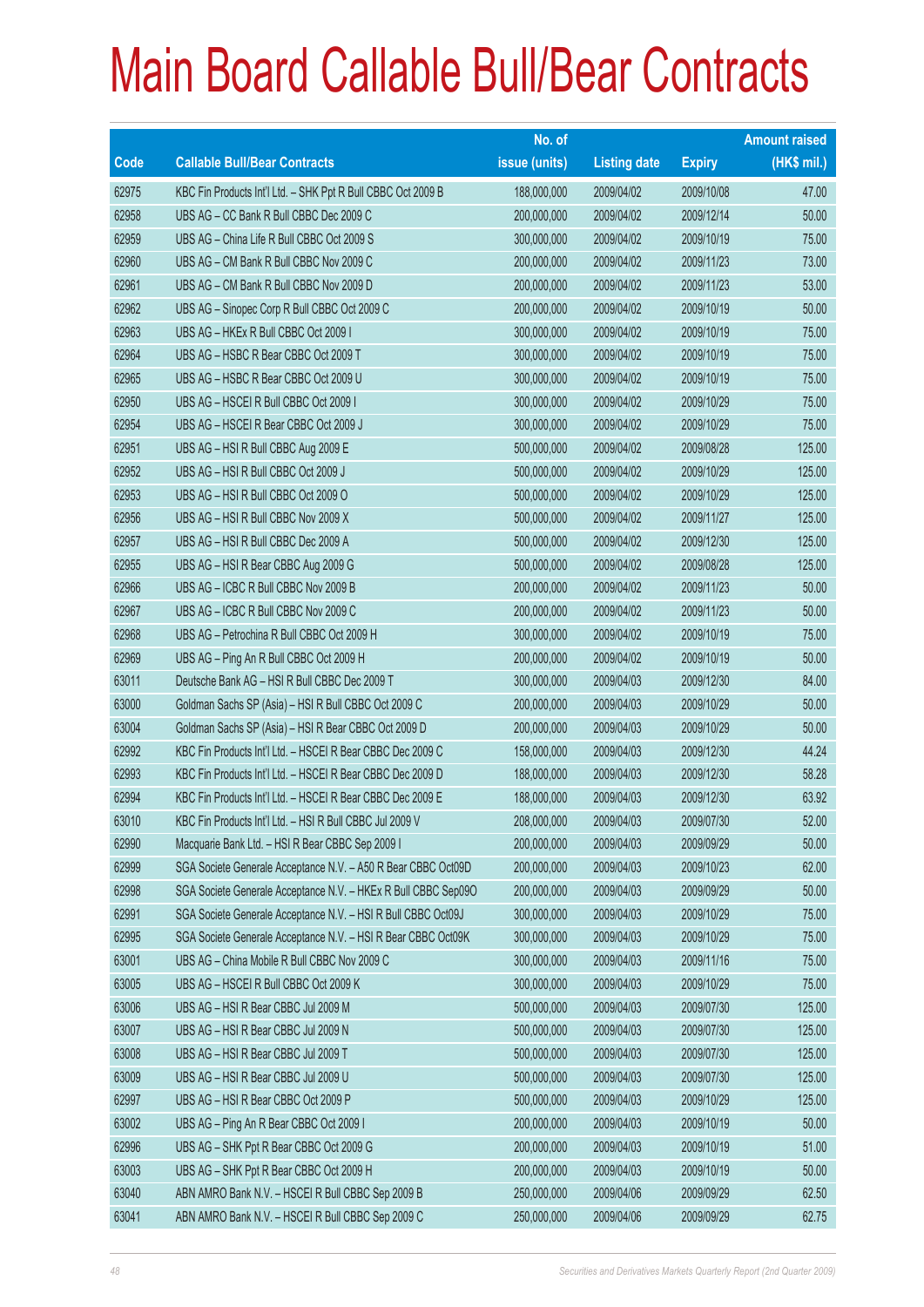# Main Board Callable Bull/Bear Contracts

| Code | Callable Bull/Bear Contracts | No. of issue (units) | Listing date | Expiry | Amount raised (HK$ mil.) |
|---|---|---|---|---|---|
| 62975 | KBC Fin Products Int'l Ltd. – SHK Ppt R Bull CBBC Oct 2009 B | 188,000,000 | 2009/04/02 | 2009/10/08 | 47.00 |
| 62958 | UBS AG – CC Bank R Bull CBBC Dec 2009 C | 200,000,000 | 2009/04/02 | 2009/12/14 | 50.00 |
| 62959 | UBS AG – China Life R Bull CBBC Oct 2009 S | 300,000,000 | 2009/04/02 | 2009/10/19 | 75.00 |
| 62960 | UBS AG – CM Bank R Bull CBBC Nov 2009 C | 200,000,000 | 2009/04/02 | 2009/11/23 | 73.00 |
| 62961 | UBS AG – CM Bank R Bull CBBC Nov 2009 D | 200,000,000 | 2009/04/02 | 2009/11/23 | 53.00 |
| 62962 | UBS AG – Sinopec Corp R Bull CBBC Oct 2009 C | 200,000,000 | 2009/04/02 | 2009/10/19 | 50.00 |
| 62963 | UBS AG – HKEx R Bull CBBC Oct 2009 I | 300,000,000 | 2009/04/02 | 2009/10/19 | 75.00 |
| 62964 | UBS AG – HSBC R Bear CBBC Oct 2009 T | 300,000,000 | 2009/04/02 | 2009/10/19 | 75.00 |
| 62965 | UBS AG – HSBC R Bear CBBC Oct 2009 U | 300,000,000 | 2009/04/02 | 2009/10/19 | 75.00 |
| 62950 | UBS AG – HSCEI R Bull CBBC Oct 2009 I | 300,000,000 | 2009/04/02 | 2009/10/29 | 75.00 |
| 62954 | UBS AG – HSCEI R Bear CBBC Oct 2009 J | 300,000,000 | 2009/04/02 | 2009/10/29 | 75.00 |
| 62951 | UBS AG – HSI R Bull CBBC Aug 2009 E | 500,000,000 | 2009/04/02 | 2009/08/28 | 125.00 |
| 62952 | UBS AG – HSI R Bull CBBC Oct 2009 J | 500,000,000 | 2009/04/02 | 2009/10/29 | 125.00 |
| 62953 | UBS AG – HSI R Bull CBBC Oct 2009 O | 500,000,000 | 2009/04/02 | 2009/10/29 | 125.00 |
| 62956 | UBS AG – HSI R Bull CBBC Nov 2009 X | 500,000,000 | 2009/04/02 | 2009/11/27 | 125.00 |
| 62957 | UBS AG – HSI R Bull CBBC Dec 2009 A | 500,000,000 | 2009/04/02 | 2009/12/30 | 125.00 |
| 62955 | UBS AG – HSI R Bear CBBC Aug 2009 G | 500,000,000 | 2009/04/02 | 2009/08/28 | 125.00 |
| 62966 | UBS AG – ICBC R Bull CBBC Nov 2009 B | 200,000,000 | 2009/04/02 | 2009/11/23 | 50.00 |
| 62967 | UBS AG – ICBC R Bull CBBC Nov 2009 C | 200,000,000 | 2009/04/02 | 2009/11/23 | 50.00 |
| 62968 | UBS AG – Petrochina R Bull CBBC Oct 2009 H | 300,000,000 | 2009/04/02 | 2009/10/19 | 75.00 |
| 62969 | UBS AG – Ping An R Bull CBBC Oct 2009 H | 200,000,000 | 2009/04/02 | 2009/10/19 | 50.00 |
| 63011 | Deutsche Bank AG – HSI R Bull CBBC Dec 2009 T | 300,000,000 | 2009/04/03 | 2009/12/30 | 84.00 |
| 63000 | Goldman Sachs SP (Asia) – HSI R Bull CBBC Oct 2009 C | 200,000,000 | 2009/04/03 | 2009/10/29 | 50.00 |
| 63004 | Goldman Sachs SP (Asia) – HSI R Bear CBBC Oct 2009 D | 200,000,000 | 2009/04/03 | 2009/10/29 | 50.00 |
| 62992 | KBC Fin Products Int'l Ltd. – HSCEI R Bear CBBC Dec 2009 C | 158,000,000 | 2009/04/03 | 2009/12/30 | 44.24 |
| 62993 | KBC Fin Products Int'l Ltd. – HSCEI R Bear CBBC Dec 2009 D | 188,000,000 | 2009/04/03 | 2009/12/30 | 58.28 |
| 62994 | KBC Fin Products Int'l Ltd. – HSCEI R Bear CBBC Dec 2009 E | 188,000,000 | 2009/04/03 | 2009/12/30 | 63.92 |
| 63010 | KBC Fin Products Int'l Ltd. – HSI R Bull CBBC Jul 2009 V | 208,000,000 | 2009/04/03 | 2009/07/30 | 52.00 |
| 62990 | Macquarie Bank Ltd. – HSI R Bear CBBC Sep 2009 I | 200,000,000 | 2009/04/03 | 2009/09/29 | 50.00 |
| 62999 | SGA Societe Generale Acceptance N.V. – A50 R Bear CBBC Oct09D | 200,000,000 | 2009/04/03 | 2009/10/23 | 62.00 |
| 62998 | SGA Societe Generale Acceptance N.V. – HKEx R Bull CBBC Sep09O | 200,000,000 | 2009/04/03 | 2009/09/29 | 50.00 |
| 62991 | SGA Societe Generale Acceptance N.V. – HSI R Bull CBBC Oct09J | 300,000,000 | 2009/04/03 | 2009/10/29 | 75.00 |
| 62995 | SGA Societe Generale Acceptance N.V. – HSI R Bear CBBC Oct09K | 300,000,000 | 2009/04/03 | 2009/10/29 | 75.00 |
| 63001 | UBS AG – China Mobile R Bull CBBC Nov 2009 C | 300,000,000 | 2009/04/03 | 2009/11/16 | 75.00 |
| 63005 | UBS AG – HSCEI R Bull CBBC Oct 2009 K | 300,000,000 | 2009/04/03 | 2009/10/29 | 75.00 |
| 63006 | UBS AG – HSI R Bear CBBC Jul 2009 M | 500,000,000 | 2009/04/03 | 2009/07/30 | 125.00 |
| 63007 | UBS AG – HSI R Bear CBBC Jul 2009 N | 500,000,000 | 2009/04/03 | 2009/07/30 | 125.00 |
| 63008 | UBS AG – HSI R Bear CBBC Jul 2009 T | 500,000,000 | 2009/04/03 | 2009/07/30 | 125.00 |
| 63009 | UBS AG – HSI R Bear CBBC Jul 2009 U | 500,000,000 | 2009/04/03 | 2009/07/30 | 125.00 |
| 62997 | UBS AG – HSI R Bear CBBC Oct 2009 P | 500,000,000 | 2009/04/03 | 2009/10/29 | 125.00 |
| 63002 | UBS AG – Ping An R Bear CBBC Oct 2009 I | 200,000,000 | 2009/04/03 | 2009/10/19 | 50.00 |
| 62996 | UBS AG – SHK Ppt R Bear CBBC Oct 2009 G | 200,000,000 | 2009/04/03 | 2009/10/19 | 51.00 |
| 63003 | UBS AG – SHK Ppt R Bear CBBC Oct 2009 H | 200,000,000 | 2009/04/03 | 2009/10/19 | 50.00 |
| 63040 | ABN AMRO Bank N.V. – HSCEI R Bull CBBC Sep 2009 B | 250,000,000 | 2009/04/06 | 2009/09/29 | 62.50 |
| 63041 | ABN AMRO Bank N.V. – HSCEI R Bull CBBC Sep 2009 C | 250,000,000 | 2009/04/06 | 2009/09/29 | 62.75 |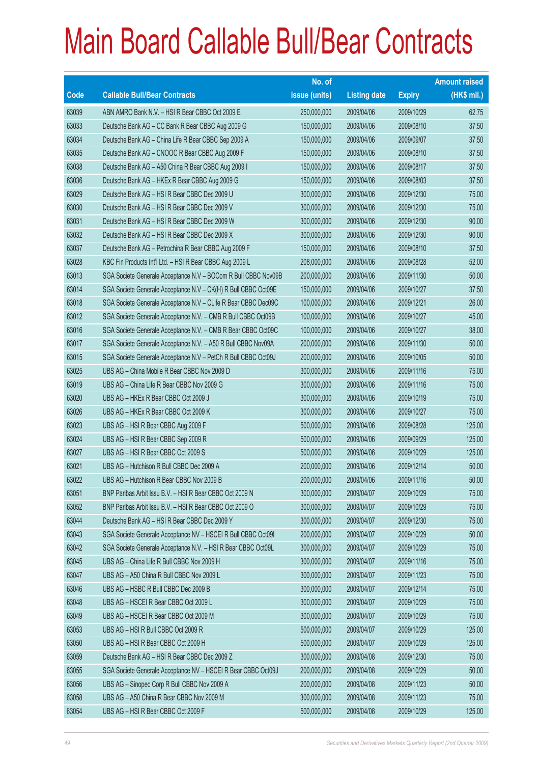# Main Board Callable Bull/Bear Contracts

| Code | Callable Bull/Bear Contracts | No. of issue (units) | Listing date | Expiry | Amount raised (HK$ mil.) |
|---|---|---|---|---|---|
| 63039 | ABN AMRO Bank N.V. – HSI R Bear CBBC Oct 2009 E | 250,000,000 | 2009/04/06 | 2009/10/29 | 62.75 |
| 63033 | Deutsche Bank AG – CC Bank R Bear CBBC Aug 2009 G | 150,000,000 | 2009/04/06 | 2009/08/10 | 37.50 |
| 63034 | Deutsche Bank AG – China Life R Bear CBBC Sep 2009 A | 150,000,000 | 2009/04/06 | 2009/09/07 | 37.50 |
| 63035 | Deutsche Bank AG – CNOOC R Bear CBBC Aug 2009 F | 150,000,000 | 2009/04/06 | 2009/08/10 | 37.50 |
| 63038 | Deutsche Bank AG – A50 China R Bear CBBC Aug 2009 I | 150,000,000 | 2009/04/06 | 2009/08/17 | 37.50 |
| 63036 | Deutsche Bank AG – HKEx R Bear CBBC Aug 2009 G | 150,000,000 | 2009/04/06 | 2009/08/03 | 37.50 |
| 63029 | Deutsche Bank AG – HSI R Bear CBBC Dec 2009 U | 300,000,000 | 2009/04/06 | 2009/12/30 | 75.00 |
| 63030 | Deutsche Bank AG – HSI R Bear CBBC Dec 2009 V | 300,000,000 | 2009/04/06 | 2009/12/30 | 75.00 |
| 63031 | Deutsche Bank AG – HSI R Bear CBBC Dec 2009 W | 300,000,000 | 2009/04/06 | 2009/12/30 | 90.00 |
| 63032 | Deutsche Bank AG – HSI R Bear CBBC Dec 2009 X | 300,000,000 | 2009/04/06 | 2009/12/30 | 90.00 |
| 63037 | Deutsche Bank AG – Petrochina R Bear CBBC Aug 2009 F | 150,000,000 | 2009/04/06 | 2009/08/10 | 37.50 |
| 63028 | KBC Fin Products Int'l Ltd. – HSI R Bear CBBC Aug 2009 L | 208,000,000 | 2009/04/06 | 2009/08/28 | 52.00 |
| 63013 | SGA Societe Generale Acceptance N.V – BOCom R Bull CBBC Nov09B | 200,000,000 | 2009/04/06 | 2009/11/30 | 50.00 |
| 63014 | SGA Societe Generale Acceptance N.V – CK(H) R Bull CBBC Oct09E | 150,000,000 | 2009/04/06 | 2009/10/27 | 37.50 |
| 63018 | SGA Societe Generale Acceptance N.V – CLife R Bear CBBC Dec09C | 100,000,000 | 2009/04/06 | 2009/12/21 | 26.00 |
| 63012 | SGA Societe Generale Acceptance N.V. – CMB R Bull CBBC Oct09B | 100,000,000 | 2009/04/06 | 2009/10/27 | 45.00 |
| 63016 | SGA Societe Generale Acceptance N.V. – CMB R Bear CBBC Oct09C | 100,000,000 | 2009/04/06 | 2009/10/27 | 38.00 |
| 63017 | SGA Societe Generale Acceptance N.V. – A50 R Bull CBBC Nov09A | 200,000,000 | 2009/04/06 | 2009/11/30 | 50.00 |
| 63015 | SGA Societe Generale Acceptance N.V – PetCh R Bull CBBC Oct09J | 200,000,000 | 2009/04/06 | 2009/10/05 | 50.00 |
| 63025 | UBS AG – China Mobile R Bear CBBC Nov 2009 D | 300,000,000 | 2009/04/06 | 2009/11/16 | 75.00 |
| 63019 | UBS AG – China Life R Bear CBBC Nov 2009 G | 300,000,000 | 2009/04/06 | 2009/11/16 | 75.00 |
| 63020 | UBS AG – HKEx R Bear CBBC Oct 2009 J | 300,000,000 | 2009/04/06 | 2009/10/19 | 75.00 |
| 63026 | UBS AG – HKEx R Bear CBBC Oct 2009 K | 300,000,000 | 2009/04/06 | 2009/10/27 | 75.00 |
| 63023 | UBS AG – HSI R Bear CBBC Aug 2009 F | 500,000,000 | 2009/04/06 | 2009/08/28 | 125.00 |
| 63024 | UBS AG – HSI R Bear CBBC Sep 2009 R | 500,000,000 | 2009/04/06 | 2009/09/29 | 125.00 |
| 63027 | UBS AG – HSI R Bear CBBC Oct 2009 S | 500,000,000 | 2009/04/06 | 2009/10/29 | 125.00 |
| 63021 | UBS AG – Hutchison R Bull CBBC Dec 2009 A | 200,000,000 | 2009/04/06 | 2009/12/14 | 50.00 |
| 63022 | UBS AG – Hutchison R Bear CBBC Nov 2009 B | 200,000,000 | 2009/04/06 | 2009/11/16 | 50.00 |
| 63051 | BNP Paribas Arbit Issu B.V. – HSI R Bear CBBC Oct 2009 N | 300,000,000 | 2009/04/07 | 2009/10/29 | 75.00 |
| 63052 | BNP Paribas Arbit Issu B.V. – HSI R Bear CBBC Oct 2009 O | 300,000,000 | 2009/04/07 | 2009/10/29 | 75.00 |
| 63044 | Deutsche Bank AG – HSI R Bear CBBC Dec 2009 Y | 300,000,000 | 2009/04/07 | 2009/12/30 | 75.00 |
| 63043 | SGA Societe Generale Acceptance NV – HSCEI R Bull CBBC Oct09I | 200,000,000 | 2009/04/07 | 2009/10/29 | 50.00 |
| 63042 | SGA Societe Generale Acceptance N.V. – HSI R Bear CBBC Oct09L | 300,000,000 | 2009/04/07 | 2009/10/29 | 75.00 |
| 63045 | UBS AG – China Life R Bull CBBC Nov 2009 H | 300,000,000 | 2009/04/07 | 2009/11/16 | 75.00 |
| 63047 | UBS AG – A50 China R Bull CBBC Nov 2009 L | 300,000,000 | 2009/04/07 | 2009/11/23 | 75.00 |
| 63046 | UBS AG – HSBC R Bull CBBC Dec 2009 B | 300,000,000 | 2009/04/07 | 2009/12/14 | 75.00 |
| 63048 | UBS AG – HSCEI R Bear CBBC Oct 2009 L | 300,000,000 | 2009/04/07 | 2009/10/29 | 75.00 |
| 63049 | UBS AG – HSCEI R Bear CBBC Oct 2009 M | 300,000,000 | 2009/04/07 | 2009/10/29 | 75.00 |
| 63053 | UBS AG – HSI R Bull CBBC Oct 2009 R | 500,000,000 | 2009/04/07 | 2009/10/29 | 125.00 |
| 63050 | UBS AG – HSI R Bear CBBC Oct 2009 H | 500,000,000 | 2009/04/07 | 2009/10/29 | 125.00 |
| 63059 | Deutsche Bank AG – HSI R Bear CBBC Dec 2009 Z | 300,000,000 | 2009/04/08 | 2009/12/30 | 75.00 |
| 63055 | SGA Societe Generale Acceptance NV – HSCEI R Bear CBBC Oct09J | 200,000,000 | 2009/04/08 | 2009/10/29 | 50.00 |
| 63056 | UBS AG – Sinopec Corp R Bull CBBC Nov 2009 A | 200,000,000 | 2009/04/08 | 2009/11/23 | 50.00 |
| 63058 | UBS AG – A50 China R Bear CBBC Nov 2009 M | 300,000,000 | 2009/04/08 | 2009/11/23 | 75.00 |
| 63054 | UBS AG – HSI R Bear CBBC Oct 2009 F | 500,000,000 | 2009/04/08 | 2009/10/29 | 125.00 |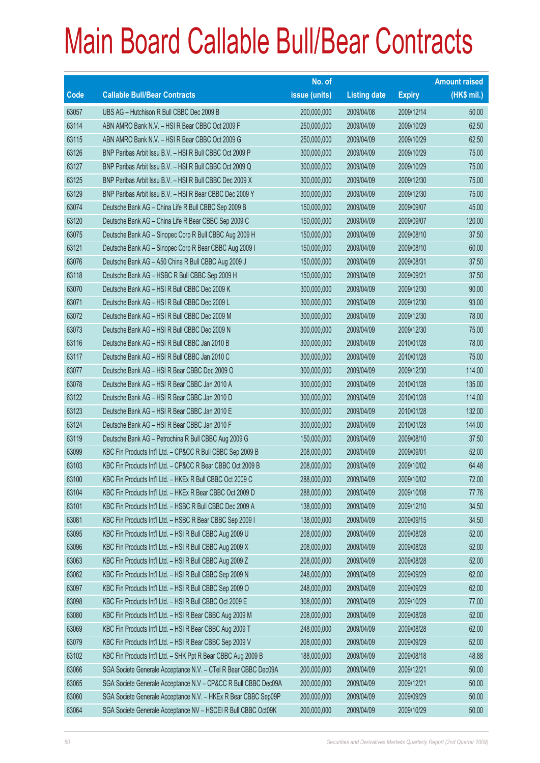# Main Board Callable Bull/Bear Contracts

| Code | Callable Bull/Bear Contracts | No. of issue (units) | Listing date | Expiry | Amount raised (HK$ mil.) |
|---|---|---|---|---|---|
| 63057 | UBS AG – Hutchison R Bull CBBC Dec 2009 B | 200,000,000 | 2009/04/08 | 2009/12/14 | 50.00 |
| 63114 | ABN AMRO Bank N.V. – HSI R Bear CBBC Oct 2009 F | 250,000,000 | 2009/04/09 | 2009/10/29 | 62.50 |
| 63115 | ABN AMRO Bank N.V. – HSI R Bear CBBC Oct 2009 G | 250,000,000 | 2009/04/09 | 2009/10/29 | 62.50 |
| 63126 | BNP Paribas Arbit Issu B.V. – HSI R Bull CBBC Oct 2009 P | 300,000,000 | 2009/04/09 | 2009/10/29 | 75.00 |
| 63127 | BNP Paribas Arbit Issu B.V. – HSI R Bull CBBC Oct 2009 Q | 300,000,000 | 2009/04/09 | 2009/10/29 | 75.00 |
| 63125 | BNP Paribas Arbit Issu B.V. – HSI R Bull CBBC Dec 2009 X | 300,000,000 | 2009/04/09 | 2009/12/30 | 75.00 |
| 63129 | BNP Paribas Arbit Issu B.V. – HSI R Bear CBBC Dec 2009 Y | 300,000,000 | 2009/04/09 | 2009/12/30 | 75.00 |
| 63074 | Deutsche Bank AG – China Life R Bull CBBC Sep 2009 B | 150,000,000 | 2009/04/09 | 2009/09/07 | 45.00 |
| 63120 | Deutsche Bank AG – China Life R Bear CBBC Sep 2009 C | 150,000,000 | 2009/04/09 | 2009/09/07 | 120.00 |
| 63075 | Deutsche Bank AG – Sinopec Corp R Bull CBBC Aug 2009 H | 150,000,000 | 2009/04/09 | 2009/08/10 | 37.50 |
| 63121 | Deutsche Bank AG – Sinopec Corp R Bear CBBC Aug 2009 I | 150,000,000 | 2009/04/09 | 2009/08/10 | 60.00 |
| 63076 | Deutsche Bank AG – A50 China R Bull CBBC Aug 2009 J | 150,000,000 | 2009/04/09 | 2009/08/31 | 37.50 |
| 63118 | Deutsche Bank AG – HSBC R Bull CBBC Sep 2009 H | 150,000,000 | 2009/04/09 | 2009/09/21 | 37.50 |
| 63070 | Deutsche Bank AG – HSI R Bull CBBC Dec 2009 K | 300,000,000 | 2009/04/09 | 2009/12/30 | 90.00 |
| 63071 | Deutsche Bank AG – HSI R Bull CBBC Dec 2009 L | 300,000,000 | 2009/04/09 | 2009/12/30 | 93.00 |
| 63072 | Deutsche Bank AG – HSI R Bull CBBC Dec 2009 M | 300,000,000 | 2009/04/09 | 2009/12/30 | 78.00 |
| 63073 | Deutsche Bank AG – HSI R Bull CBBC Dec 2009 N | 300,000,000 | 2009/04/09 | 2009/12/30 | 75.00 |
| 63116 | Deutsche Bank AG – HSI R Bull CBBC Jan 2010 B | 300,000,000 | 2009/04/09 | 2010/01/28 | 78.00 |
| 63117 | Deutsche Bank AG – HSI R Bull CBBC Jan 2010 C | 300,000,000 | 2009/04/09 | 2010/01/28 | 75.00 |
| 63077 | Deutsche Bank AG – HSI R Bear CBBC Dec 2009 O | 300,000,000 | 2009/04/09 | 2009/12/30 | 114.00 |
| 63078 | Deutsche Bank AG – HSI R Bear CBBC Jan 2010 A | 300,000,000 | 2009/04/09 | 2010/01/28 | 135.00 |
| 63122 | Deutsche Bank AG – HSI R Bear CBBC Jan 2010 D | 300,000,000 | 2009/04/09 | 2010/01/28 | 114.00 |
| 63123 | Deutsche Bank AG – HSI R Bear CBBC Jan 2010 E | 300,000,000 | 2009/04/09 | 2010/01/28 | 132.00 |
| 63124 | Deutsche Bank AG – HSI R Bear CBBC Jan 2010 F | 300,000,000 | 2009/04/09 | 2010/01/28 | 144.00 |
| 63119 | Deutsche Bank AG – Petrochina R Bull CBBC Aug 2009 G | 150,000,000 | 2009/04/09 | 2009/08/10 | 37.50 |
| 63099 | KBC Fin Products Int'l Ltd. – CP&CC R Bull CBBC Sep 2009 B | 208,000,000 | 2009/04/09 | 2009/09/01 | 52.00 |
| 63103 | KBC Fin Products Int'l Ltd. – CP&CC R Bear CBBC Oct 2009 B | 208,000,000 | 2009/04/09 | 2009/10/02 | 64.48 |
| 63100 | KBC Fin Products Int'l Ltd. – HKEx R Bull CBBC Oct 2009 C | 288,000,000 | 2009/04/09 | 2009/10/02 | 72.00 |
| 63104 | KBC Fin Products Int'l Ltd. – HKEx R Bear CBBC Oct 2009 D | 288,000,000 | 2009/04/09 | 2009/10/08 | 77.76 |
| 63101 | KBC Fin Products Int'l Ltd. – HSBC R Bull CBBC Dec 2009 A | 138,000,000 | 2009/04/09 | 2009/12/10 | 34.50 |
| 63081 | KBC Fin Products Int'l Ltd. – HSBC R Bear CBBC Sep 2009 I | 138,000,000 | 2009/04/09 | 2009/09/15 | 34.50 |
| 63095 | KBC Fin Products Int'l Ltd. – HSI R Bull CBBC Aug 2009 U | 208,000,000 | 2009/04/09 | 2009/08/28 | 52.00 |
| 63096 | KBC Fin Products Int'l Ltd. – HSI R Bull CBBC Aug 2009 X | 208,000,000 | 2009/04/09 | 2009/08/28 | 52.00 |
| 63063 | KBC Fin Products Int'l Ltd. – HSI R Bull CBBC Aug 2009 Z | 208,000,000 | 2009/04/09 | 2009/08/28 | 52.00 |
| 63062 | KBC Fin Products Int'l Ltd. – HSI R Bull CBBC Sep 2009 N | 248,000,000 | 2009/04/09 | 2009/09/29 | 62.00 |
| 63097 | KBC Fin Products Int'l Ltd. – HSI R Bull CBBC Sep 2009 O | 248,000,000 | 2009/04/09 | 2009/09/29 | 62.00 |
| 63098 | KBC Fin Products Int'l Ltd. – HSI R Bull CBBC Oct 2009 E | 308,000,000 | 2009/04/09 | 2009/10/29 | 77.00 |
| 63080 | KBC Fin Products Int'l Ltd. – HSI R Bear CBBC Aug 2009 M | 208,000,000 | 2009/04/09 | 2009/08/28 | 52.00 |
| 63069 | KBC Fin Products Int'l Ltd. – HSI R Bear CBBC Aug 2009 T | 248,000,000 | 2009/04/09 | 2009/08/28 | 62.00 |
| 63079 | KBC Fin Products Int'l Ltd. – HSI R Bear CBBC Sep 2009 V | 208,000,000 | 2009/04/09 | 2009/09/29 | 52.00 |
| 63102 | KBC Fin Products Int'l Ltd. – SHK Ppt R Bear CBBC Aug 2009 B | 188,000,000 | 2009/04/09 | 2009/08/18 | 48.88 |
| 63066 | SGA Societe Generale Acceptance N.V. – CTel R Bear CBBC Dec09A | 200,000,000 | 2009/04/09 | 2009/12/21 | 50.00 |
| 63065 | SGA Societe Generale Acceptance N.V – CP&CC R Bull CBBC Dec09A | 200,000,000 | 2009/04/09 | 2009/12/21 | 50.00 |
| 63060 | SGA Societe Generale Acceptance N.V. – HKEx R Bear CBBC Sep09P | 200,000,000 | 2009/04/09 | 2009/09/29 | 50.00 |
| 63064 | SGA Societe Generale Acceptance NV – HSCEI R Bull CBBC Oct09K | 200,000,000 | 2009/04/09 | 2009/10/29 | 50.00 |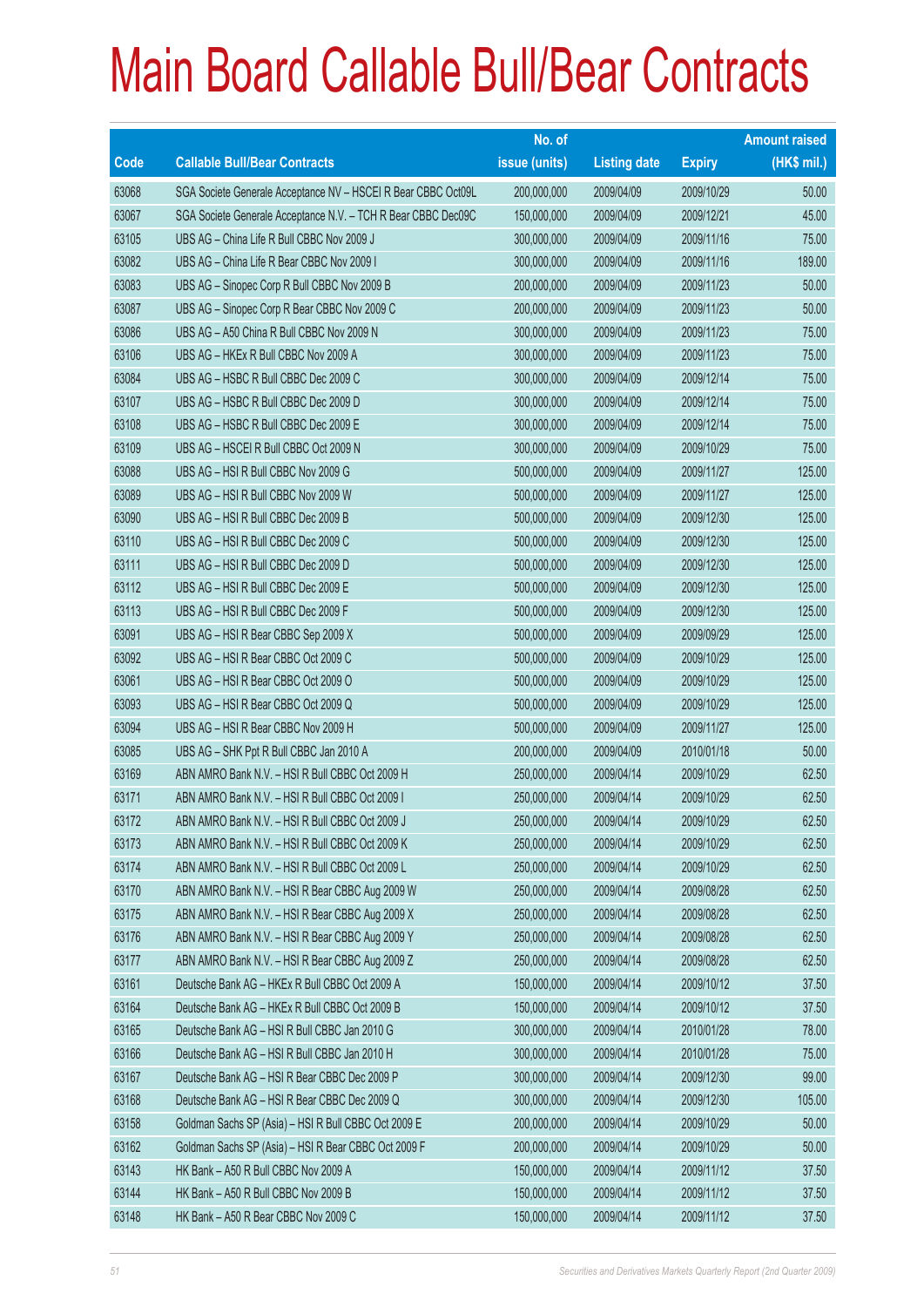# Main Board Callable Bull/Bear Contracts

| Code | Callable Bull/Bear Contracts | No. of issue (units) | Listing date | Expiry | Amount raised (HK$ mil.) |
|---|---|---|---|---|---|
| 63068 | SGA Societe Generale Acceptance NV – HSCEI R Bear CBBC Oct09L | 200,000,000 | 2009/04/09 | 2009/10/29 | 50.00 |
| 63067 | SGA Societe Generale Acceptance N.V. – TCH R Bear CBBC Dec09C | 150,000,000 | 2009/04/09 | 2009/12/21 | 45.00 |
| 63105 | UBS AG – China Life R Bull CBBC Nov 2009 J | 300,000,000 | 2009/04/09 | 2009/11/16 | 75.00 |
| 63082 | UBS AG – China Life R Bear CBBC Nov 2009 I | 300,000,000 | 2009/04/09 | 2009/11/16 | 189.00 |
| 63083 | UBS AG – Sinopec Corp R Bull CBBC Nov 2009 B | 200,000,000 | 2009/04/09 | 2009/11/23 | 50.00 |
| 63087 | UBS AG – Sinopec Corp R Bear CBBC Nov 2009 C | 200,000,000 | 2009/04/09 | 2009/11/23 | 50.00 |
| 63086 | UBS AG – A50 China R Bull CBBC Nov 2009 N | 300,000,000 | 2009/04/09 | 2009/11/23 | 75.00 |
| 63106 | UBS AG – HKEx R Bull CBBC Nov 2009 A | 300,000,000 | 2009/04/09 | 2009/11/23 | 75.00 |
| 63084 | UBS AG – HSBC R Bull CBBC Dec 2009 C | 300,000,000 | 2009/04/09 | 2009/12/14 | 75.00 |
| 63107 | UBS AG – HSBC R Bull CBBC Dec 2009 D | 300,000,000 | 2009/04/09 | 2009/12/14 | 75.00 |
| 63108 | UBS AG – HSBC R Bull CBBC Dec 2009 E | 300,000,000 | 2009/04/09 | 2009/12/14 | 75.00 |
| 63109 | UBS AG – HSCEI R Bull CBBC Oct 2009 N | 300,000,000 | 2009/04/09 | 2009/10/29 | 75.00 |
| 63088 | UBS AG – HSI R Bull CBBC Nov 2009 G | 500,000,000 | 2009/04/09 | 2009/11/27 | 125.00 |
| 63089 | UBS AG – HSI R Bull CBBC Nov 2009 W | 500,000,000 | 2009/04/09 | 2009/11/27 | 125.00 |
| 63090 | UBS AG – HSI R Bull CBBC Dec 2009 B | 500,000,000 | 2009/04/09 | 2009/12/30 | 125.00 |
| 63110 | UBS AG – HSI R Bull CBBC Dec 2009 C | 500,000,000 | 2009/04/09 | 2009/12/30 | 125.00 |
| 63111 | UBS AG – HSI R Bull CBBC Dec 2009 D | 500,000,000 | 2009/04/09 | 2009/12/30 | 125.00 |
| 63112 | UBS AG – HSI R Bull CBBC Dec 2009 E | 500,000,000 | 2009/04/09 | 2009/12/30 | 125.00 |
| 63113 | UBS AG – HSI R Bull CBBC Dec 2009 F | 500,000,000 | 2009/04/09 | 2009/12/30 | 125.00 |
| 63091 | UBS AG – HSI R Bear CBBC Sep 2009 X | 500,000,000 | 2009/04/09 | 2009/09/29 | 125.00 |
| 63092 | UBS AG – HSI R Bear CBBC Oct 2009 C | 500,000,000 | 2009/04/09 | 2009/10/29 | 125.00 |
| 63061 | UBS AG – HSI R Bear CBBC Oct 2009 O | 500,000,000 | 2009/04/09 | 2009/10/29 | 125.00 |
| 63093 | UBS AG – HSI R Bear CBBC Oct 2009 Q | 500,000,000 | 2009/04/09 | 2009/10/29 | 125.00 |
| 63094 | UBS AG – HSI R Bear CBBC Nov 2009 H | 500,000,000 | 2009/04/09 | 2009/11/27 | 125.00 |
| 63085 | UBS AG – SHK Ppt R Bull CBBC Jan 2010 A | 200,000,000 | 2009/04/09 | 2010/01/18 | 50.00 |
| 63169 | ABN AMRO Bank N.V. – HSI R Bull CBBC Oct 2009 H | 250,000,000 | 2009/04/14 | 2009/10/29 | 62.50 |
| 63171 | ABN AMRO Bank N.V. – HSI R Bull CBBC Oct 2009 I | 250,000,000 | 2009/04/14 | 2009/10/29 | 62.50 |
| 63172 | ABN AMRO Bank N.V. – HSI R Bull CBBC Oct 2009 J | 250,000,000 | 2009/04/14 | 2009/10/29 | 62.50 |
| 63173 | ABN AMRO Bank N.V. – HSI R Bull CBBC Oct 2009 K | 250,000,000 | 2009/04/14 | 2009/10/29 | 62.50 |
| 63174 | ABN AMRO Bank N.V. – HSI R Bull CBBC Oct 2009 L | 250,000,000 | 2009/04/14 | 2009/10/29 | 62.50 |
| 63170 | ABN AMRO Bank N.V. – HSI R Bear CBBC Aug 2009 W | 250,000,000 | 2009/04/14 | 2009/08/28 | 62.50 |
| 63175 | ABN AMRO Bank N.V. – HSI R Bear CBBC Aug 2009 X | 250,000,000 | 2009/04/14 | 2009/08/28 | 62.50 |
| 63176 | ABN AMRO Bank N.V. – HSI R Bear CBBC Aug 2009 Y | 250,000,000 | 2009/04/14 | 2009/08/28 | 62.50 |
| 63177 | ABN AMRO Bank N.V. – HSI R Bear CBBC Aug 2009 Z | 250,000,000 | 2009/04/14 | 2009/08/28 | 62.50 |
| 63161 | Deutsche Bank AG – HKEx R Bull CBBC Oct 2009 A | 150,000,000 | 2009/04/14 | 2009/10/12 | 37.50 |
| 63164 | Deutsche Bank AG – HKEx R Bull CBBC Oct 2009 B | 150,000,000 | 2009/04/14 | 2009/10/12 | 37.50 |
| 63165 | Deutsche Bank AG – HSI R Bull CBBC Jan 2010 G | 300,000,000 | 2009/04/14 | 2010/01/28 | 78.00 |
| 63166 | Deutsche Bank AG – HSI R Bull CBBC Jan 2010 H | 300,000,000 | 2009/04/14 | 2010/01/28 | 75.00 |
| 63167 | Deutsche Bank AG – HSI R Bear CBBC Dec 2009 P | 300,000,000 | 2009/04/14 | 2009/12/30 | 99.00 |
| 63168 | Deutsche Bank AG – HSI R Bear CBBC Dec 2009 Q | 300,000,000 | 2009/04/14 | 2009/12/30 | 105.00 |
| 63158 | Goldman Sachs SP (Asia) – HSI R Bull CBBC Oct 2009 E | 200,000,000 | 2009/04/14 | 2009/10/29 | 50.00 |
| 63162 | Goldman Sachs SP (Asia) – HSI R Bear CBBC Oct 2009 F | 200,000,000 | 2009/04/14 | 2009/10/29 | 50.00 |
| 63143 | HK Bank – A50 R Bull CBBC Nov 2009 A | 150,000,000 | 2009/04/14 | 2009/11/12 | 37.50 |
| 63144 | HK Bank – A50 R Bull CBBC Nov 2009 B | 150,000,000 | 2009/04/14 | 2009/11/12 | 37.50 |
| 63148 | HK Bank – A50 R Bear CBBC Nov 2009 C | 150,000,000 | 2009/04/14 | 2009/11/12 | 37.50 |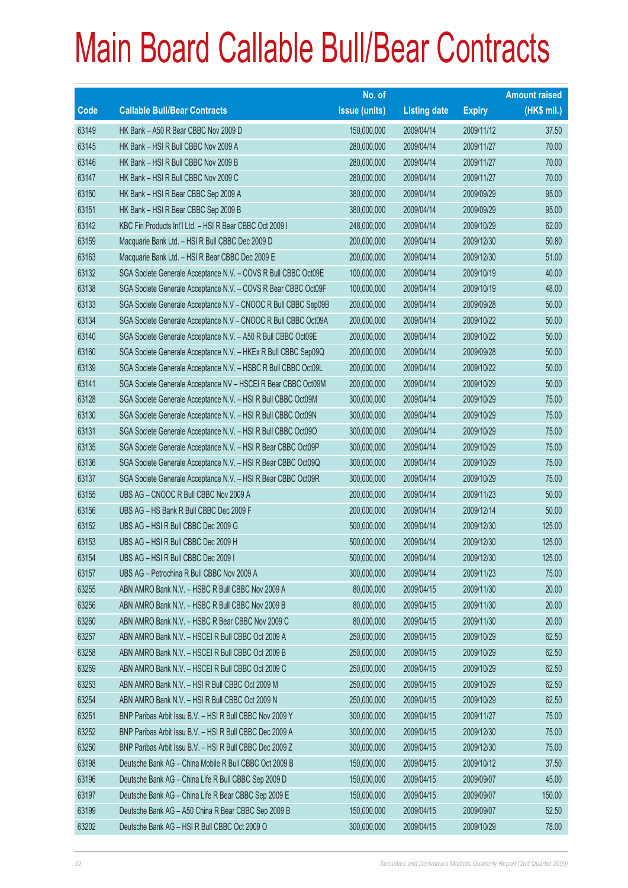# Main Board Callable Bull/Bear Contracts

| Code | Callable Bull/Bear Contracts | No. of issue (units) | Listing date | Expiry | Amount raised (HK$ mil.) |
|---|---|---|---|---|---|
| 63149 | HK Bank – A50 R Bear CBBC Nov 2009 D | 150,000,000 | 2009/04/14 | 2009/11/12 | 37.50 |
| 63145 | HK Bank – HSI R Bull CBBC Nov 2009 A | 280,000,000 | 2009/04/14 | 2009/11/27 | 70.00 |
| 63146 | HK Bank – HSI R Bull CBBC Nov 2009 B | 280,000,000 | 2009/04/14 | 2009/11/27 | 70.00 |
| 63147 | HK Bank – HSI R Bull CBBC Nov 2009 C | 280,000,000 | 2009/04/14 | 2009/11/27 | 70.00 |
| 63150 | HK Bank – HSI R Bear CBBC Sep 2009 A | 380,000,000 | 2009/04/14 | 2009/09/29 | 95.00 |
| 63151 | HK Bank – HSI R Bear CBBC Sep 2009 B | 380,000,000 | 2009/04/14 | 2009/09/29 | 95.00 |
| 63142 | KBC Fin Products Int'l Ltd. – HSI R Bear CBBC Oct 2009 I | 248,000,000 | 2009/04/14 | 2009/10/29 | 62.00 |
| 63159 | Macquarie Bank Ltd. – HSI R Bull CBBC Dec 2009 D | 200,000,000 | 2009/04/14 | 2009/12/30 | 50.80 |
| 63163 | Macquarie Bank Ltd. – HSI R Bear CBBC Dec 2009 E | 200,000,000 | 2009/04/14 | 2009/12/30 | 51.00 |
| 63132 | SGA Societe Generale Acceptance N.V. – COVS R Bull CBBC Oct09E | 100,000,000 | 2009/04/14 | 2009/10/19 | 40.00 |
| 63138 | SGA Societe Generale Acceptance N.V. – COVS R Bear CBBC Oct09F | 100,000,000 | 2009/04/14 | 2009/10/19 | 48.00 |
| 63133 | SGA Societe Generale Acceptance N.V – CNOOC R Bull CBBC Sep09B | 200,000,000 | 2009/04/14 | 2009/09/28 | 50.00 |
| 63134 | SGA Societe Generale Acceptance N.V – CNOOC R Bull CBBC Oct09A | 200,000,000 | 2009/04/14 | 2009/10/22 | 50.00 |
| 63140 | SGA Societe Generale Acceptance N.V. – A50 R Bull CBBC Oct09E | 200,000,000 | 2009/04/14 | 2009/10/22 | 50.00 |
| 63160 | SGA Societe Generale Acceptance N.V. – HKEx R Bull CBBC Sep09Q | 200,000,000 | 2009/04/14 | 2009/09/28 | 50.00 |
| 63139 | SGA Societe Generale Acceptance N.V. – HSBC R Bull CBBC Oct09L | 200,000,000 | 2009/04/14 | 2009/10/22 | 50.00 |
| 63141 | SGA Societe Generale Acceptance NV – HSCEI R Bear CBBC Oct09M | 200,000,000 | 2009/04/14 | 2009/10/29 | 50.00 |
| 63128 | SGA Societe Generale Acceptance N.V. – HSI R Bull CBBC Oct09M | 300,000,000 | 2009/04/14 | 2009/10/29 | 75.00 |
| 63130 | SGA Societe Generale Acceptance N.V. – HSI R Bull CBBC Oct09N | 300,000,000 | 2009/04/14 | 2009/10/29 | 75.00 |
| 63131 | SGA Societe Generale Acceptance N.V. – HSI R Bull CBBC Oct09O | 300,000,000 | 2009/04/14 | 2009/10/29 | 75.00 |
| 63135 | SGA Societe Generale Acceptance N.V. – HSI R Bear CBBC Oct09P | 300,000,000 | 2009/04/14 | 2009/10/29 | 75.00 |
| 63136 | SGA Societe Generale Acceptance N.V. – HSI R Bear CBBC Oct09Q | 300,000,000 | 2009/04/14 | 2009/10/29 | 75.00 |
| 63137 | SGA Societe Generale Acceptance N.V. – HSI R Bear CBBC Oct09R | 300,000,000 | 2009/04/14 | 2009/10/29 | 75.00 |
| 63155 | UBS AG – CNOOC R Bull CBBC Nov 2009 A | 200,000,000 | 2009/04/14 | 2009/11/23 | 50.00 |
| 63156 | UBS AG – HS Bank R Bull CBBC Dec 2009 F | 200,000,000 | 2009/04/14 | 2009/12/14 | 50.00 |
| 63152 | UBS AG – HSI R Bull CBBC Dec 2009 G | 500,000,000 | 2009/04/14 | 2009/12/30 | 125.00 |
| 63153 | UBS AG – HSI R Bull CBBC Dec 2009 H | 500,000,000 | 2009/04/14 | 2009/12/30 | 125.00 |
| 63154 | UBS AG – HSI R Bull CBBC Dec 2009 I | 500,000,000 | 2009/04/14 | 2009/12/30 | 125.00 |
| 63157 | UBS AG – Petrochina R Bull CBBC Nov 2009 A | 300,000,000 | 2009/04/14 | 2009/11/23 | 75.00 |
| 63255 | ABN AMRO Bank N.V. – HSBC R Bull CBBC Nov 2009 A | 80,000,000 | 2009/04/15 | 2009/11/30 | 20.00 |
| 63256 | ABN AMRO Bank N.V. – HSBC R Bull CBBC Nov 2009 B | 80,000,000 | 2009/04/15 | 2009/11/30 | 20.00 |
| 63260 | ABN AMRO Bank N.V. – HSBC R Bear CBBC Nov 2009 C | 80,000,000 | 2009/04/15 | 2009/11/30 | 20.00 |
| 63257 | ABN AMRO Bank N.V. – HSCEI R Bull CBBC Oct 2009 A | 250,000,000 | 2009/04/15 | 2009/10/29 | 62.50 |
| 63258 | ABN AMRO Bank N.V. – HSCEI R Bull CBBC Oct 2009 B | 250,000,000 | 2009/04/15 | 2009/10/29 | 62.50 |
| 63259 | ABN AMRO Bank N.V. – HSCEI R Bull CBBC Oct 2009 C | 250,000,000 | 2009/04/15 | 2009/10/29 | 62.50 |
| 63253 | ABN AMRO Bank N.V. – HSI R Bull CBBC Oct 2009 M | 250,000,000 | 2009/04/15 | 2009/10/29 | 62.50 |
| 63254 | ABN AMRO Bank N.V. – HSI R Bull CBBC Oct 2009 N | 250,000,000 | 2009/04/15 | 2009/10/29 | 62.50 |
| 63251 | BNP Paribas Arbit Issu B.V. – HSI R Bull CBBC Nov 2009 Y | 300,000,000 | 2009/04/15 | 2009/11/27 | 75.00 |
| 63252 | BNP Paribas Arbit Issu B.V. – HSI R Bull CBBC Dec 2009 A | 300,000,000 | 2009/04/15 | 2009/12/30 | 75.00 |
| 63250 | BNP Paribas Arbit Issu B.V. – HSI R Bull CBBC Dec 2009 Z | 300,000,000 | 2009/04/15 | 2009/12/30 | 75.00 |
| 63198 | Deutsche Bank AG – China Mobile R Bull CBBC Oct 2009 B | 150,000,000 | 2009/04/15 | 2009/10/12 | 37.50 |
| 63196 | Deutsche Bank AG – China Life R Bull CBBC Sep 2009 D | 150,000,000 | 2009/04/15 | 2009/09/07 | 45.00 |
| 63197 | Deutsche Bank AG – China Life R Bear CBBC Sep 2009 E | 150,000,000 | 2009/04/15 | 2009/09/07 | 150.00 |
| 63199 | Deutsche Bank AG – A50 China R Bear CBBC Sep 2009 B | 150,000,000 | 2009/04/15 | 2009/09/07 | 52.50 |
| 63202 | Deutsche Bank AG – HSI R Bull CBBC Oct 2009 O | 300,000,000 | 2009/04/15 | 2009/10/29 | 78.00 |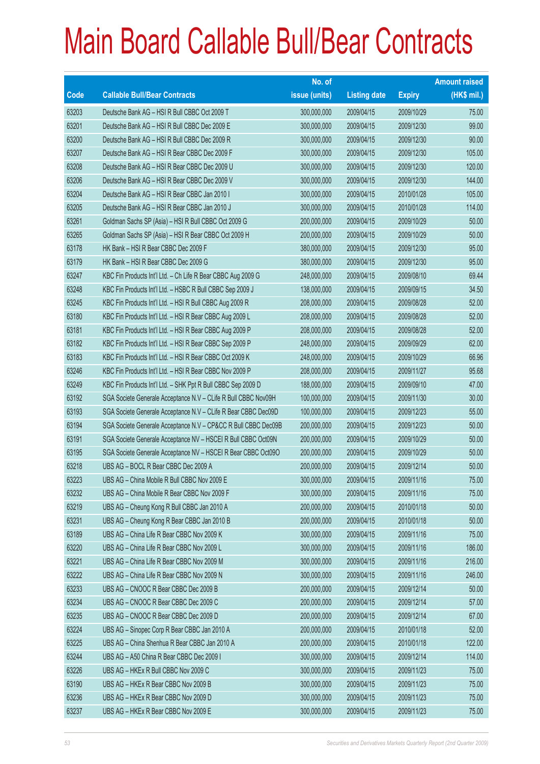# Main Board Callable Bull/Bear Contracts

| Code | Callable Bull/Bear Contracts | No. of issue (units) | Listing date | Expiry | Amount raised (HK$ mil.) |
|---|---|---|---|---|---|
| 63203 | Deutsche Bank AG – HSI R Bull CBBC Oct 2009 T | 300,000,000 | 2009/04/15 | 2009/10/29 | 75.00 |
| 63201 | Deutsche Bank AG – HSI R Bull CBBC Dec 2009 E | 300,000,000 | 2009/04/15 | 2009/12/30 | 99.00 |
| 63200 | Deutsche Bank AG – HSI R Bull CBBC Dec 2009 R | 300,000,000 | 2009/04/15 | 2009/12/30 | 90.00 |
| 63207 | Deutsche Bank AG – HSI R Bear CBBC Dec 2009 F | 300,000,000 | 2009/04/15 | 2009/12/30 | 105.00 |
| 63208 | Deutsche Bank AG – HSI R Bear CBBC Dec 2009 U | 300,000,000 | 2009/04/15 | 2009/12/30 | 120.00 |
| 63206 | Deutsche Bank AG – HSI R Bear CBBC Dec 2009 V | 300,000,000 | 2009/04/15 | 2009/12/30 | 144.00 |
| 63204 | Deutsche Bank AG – HSI R Bear CBBC Jan 2010 I | 300,000,000 | 2009/04/15 | 2010/01/28 | 105.00 |
| 63205 | Deutsche Bank AG – HSI R Bear CBBC Jan 2010 J | 300,000,000 | 2009/04/15 | 2010/01/28 | 114.00 |
| 63261 | Goldman Sachs SP (Asia) – HSI R Bull CBBC Oct 2009 G | 200,000,000 | 2009/04/15 | 2009/10/29 | 50.00 |
| 63265 | Goldman Sachs SP (Asia) – HSI R Bear CBBC Oct 2009 H | 200,000,000 | 2009/04/15 | 2009/10/29 | 50.00 |
| 63178 | HK Bank – HSI R Bear CBBC Dec 2009 F | 380,000,000 | 2009/04/15 | 2009/12/30 | 95.00 |
| 63179 | HK Bank – HSI R Bear CBBC Dec 2009 G | 380,000,000 | 2009/04/15 | 2009/12/30 | 95.00 |
| 63247 | KBC Fin Products Int'l Ltd. – Ch Life R Bear CBBC Aug 2009 G | 248,000,000 | 2009/04/15 | 2009/08/10 | 69.44 |
| 63248 | KBC Fin Products Int'l Ltd. – HSBC R Bull CBBC Sep 2009 J | 138,000,000 | 2009/04/15 | 2009/09/15 | 34.50 |
| 63245 | KBC Fin Products Int'l Ltd. – HSI R Bull CBBC Aug 2009 G | 208,000,000 | 2009/04/15 | 2009/08/28 | 52.00 |
| 63180 | KBC Fin Products Int'l Ltd. – HSI R Bear CBBC Aug 2009 L | 208,000,000 | 2009/04/15 | 2009/08/28 | 52.00 |
| 63181 | KBC Fin Products Int'l Ltd. – HSI R Bear CBBC Aug 2009 P | 208,000,000 | 2009/04/15 | 2009/08/28 | 52.00 |
| 63182 | KBC Fin Products Int'l Ltd. – HSI R Bear CBBC Sep 2009 P | 248,000,000 | 2009/04/15 | 2009/09/29 | 62.00 |
| 63183 | KBC Fin Products Int'l Ltd. – HSI R Bear CBBC Oct 2009 K | 248,000,000 | 2009/04/15 | 2009/10/29 | 66.96 |
| 63246 | KBC Fin Products Int'l Ltd. – HSI R Bear CBBC Nov 2009 P | 208,000,000 | 2009/04/15 | 2009/11/27 | 95.68 |
| 63249 | KBC Fin Products Int'l Ltd. – SHK Ppt R Bull CBBC Sep 2009 D | 188,000,000 | 2009/04/15 | 2009/09/10 | 47.00 |
| 63192 | SGA Societe Generale Acceptance N.V – CLife R Bull CBBC Nov09H | 100,000,000 | 2009/04/15 | 2009/11/30 | 30.00 |
| 63193 | SGA Societe Generale Acceptance N.V – CLife R Bear CBBC Dec09D | 100,000,000 | 2009/04/15 | 2009/12/23 | 55.00 |
| 63194 | SGA Societe Generale Acceptance N.V – CP&CC R Bull CBBC Dec09B | 200,000,000 | 2009/04/15 | 2009/12/23 | 50.00 |
| 63191 | SGA Societe Generale Acceptance NV – HSCEI R Bull CBBC Oct09N | 200,000,000 | 2009/04/15 | 2009/10/29 | 50.00 |
| 63195 | SGA Societe Generale Acceptance NV – HSCEI R Bear CBBC Oct09O | 200,000,000 | 2009/04/15 | 2009/10/29 | 50.00 |
| 63218 | UBS AG – BOCL R Bear CBBC Dec 2009 A | 200,000,000 | 2009/04/15 | 2009/12/14 | 50.00 |
| 63223 | UBS AG – China Mobile R Bull CBBC Nov 2009 E | 300,000,000 | 2009/04/15 | 2009/11/16 | 75.00 |
| 63232 | UBS AG – China Mobile R Bear CBBC Nov 2009 F | 300,000,000 | 2009/04/15 | 2009/11/16 | 75.00 |
| 63219 | UBS AG – Cheung Kong R Bull CBBC Jan 2010 A | 200,000,000 | 2009/04/15 | 2010/01/18 | 50.00 |
| 63231 | UBS AG – Cheung Kong R Bear CBBC Jan 2010 B | 200,000,000 | 2009/04/15 | 2010/01/18 | 50.00 |
| 63189 | UBS AG – China Life R Bear CBBC Nov 2009 K | 300,000,000 | 2009/04/15 | 2009/11/16 | 75.00 |
| 63220 | UBS AG – China Life R Bear CBBC Nov 2009 L | 300,000,000 | 2009/04/15 | 2009/11/16 | 186.00 |
| 63221 | UBS AG – China Life R Bear CBBC Nov 2009 M | 300,000,000 | 2009/04/15 | 2009/11/16 | 216.00 |
| 63222 | UBS AG – China Life R Bear CBBC Nov 2009 N | 300,000,000 | 2009/04/15 | 2009/11/16 | 246.00 |
| 63233 | UBS AG – CNOOC R Bear CBBC Dec 2009 B | 200,000,000 | 2009/04/15 | 2009/12/14 | 50.00 |
| 63234 | UBS AG – CNOOC R Bear CBBC Dec 2009 C | 200,000,000 | 2009/04/15 | 2009/12/14 | 57.00 |
| 63235 | UBS AG – CNOOC R Bear CBBC Dec 2009 D | 200,000,000 | 2009/04/15 | 2009/12/14 | 67.00 |
| 63224 | UBS AG – Sinopec Corp R Bear CBBC Jan 2010 A | 200,000,000 | 2009/04/15 | 2010/01/18 | 52.00 |
| 63225 | UBS AG – China Shenhua R Bear CBBC Jan 2010 A | 200,000,000 | 2009/04/15 | 2010/01/18 | 122.00 |
| 63244 | UBS AG – A50 China R Bear CBBC Dec 2009 I | 300,000,000 | 2009/04/15 | 2009/12/14 | 114.00 |
| 63226 | UBS AG – HKEx R Bull CBBC Nov 2009 C | 300,000,000 | 2009/04/15 | 2009/11/23 | 75.00 |
| 63190 | UBS AG – HKEx R Bear CBBC Nov 2009 B | 300,000,000 | 2009/04/15 | 2009/11/23 | 75.00 |
| 63236 | UBS AG – HKEx R Bear CBBC Nov 2009 D | 300,000,000 | 2009/04/15 | 2009/11/23 | 75.00 |
| 63237 | UBS AG – HKEx R Bear CBBC Nov 2009 E | 300,000,000 | 2009/04/15 | 2009/11/23 | 75.00 |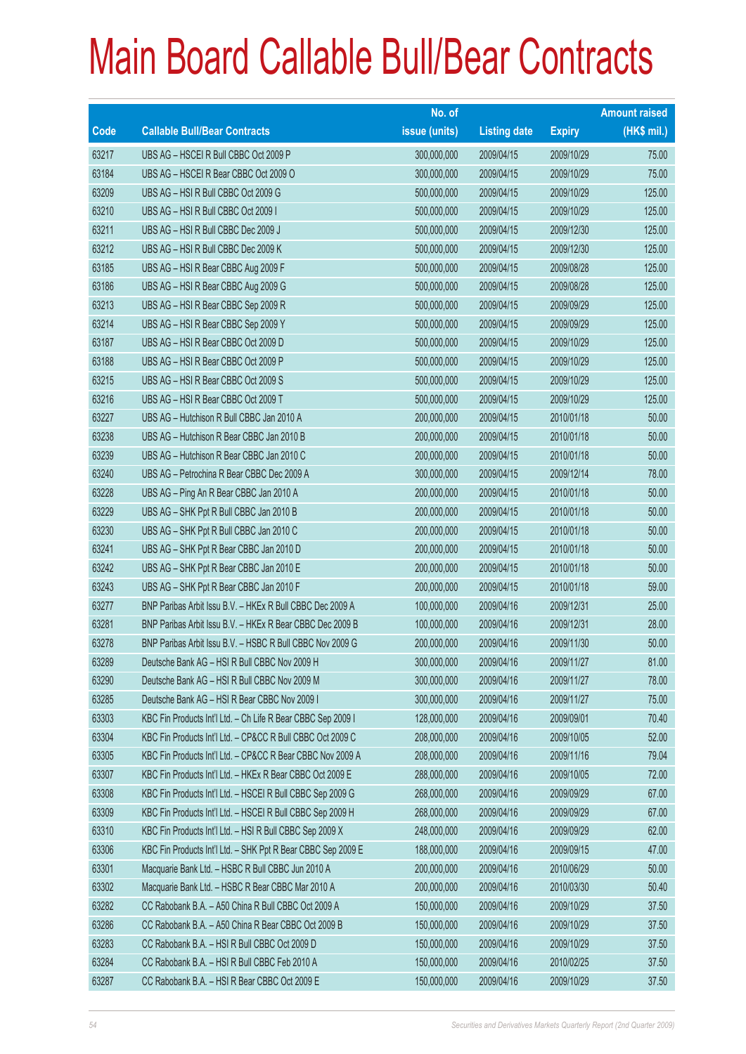# Main Board Callable Bull/Bear Contracts

| Code | Callable Bull/Bear Contracts | No. of issue (units) | Listing date | Expiry | Amount raised (HK$ mil.) |
|---|---|---|---|---|---|
| 63217 | UBS AG – HSCEI R Bull CBBC Oct 2009 P | 300,000,000 | 2009/04/15 | 2009/10/29 | 75.00 |
| 63184 | UBS AG – HSCEI R Bear CBBC Oct 2009 O | 300,000,000 | 2009/04/15 | 2009/10/29 | 75.00 |
| 63209 | UBS AG – HSI R Bull CBBC Oct 2009 G | 500,000,000 | 2009/04/15 | 2009/10/29 | 125.00 |
| 63210 | UBS AG – HSI R Bull CBBC Oct 2009 I | 500,000,000 | 2009/04/15 | 2009/10/29 | 125.00 |
| 63211 | UBS AG – HSI R Bull CBBC Dec 2009 J | 500,000,000 | 2009/04/15 | 2009/12/30 | 125.00 |
| 63212 | UBS AG – HSI R Bull CBBC Dec 2009 K | 500,000,000 | 2009/04/15 | 2009/12/30 | 125.00 |
| 63185 | UBS AG – HSI R Bear CBBC Aug 2009 F | 500,000,000 | 2009/04/15 | 2009/08/28 | 125.00 |
| 63186 | UBS AG – HSI R Bear CBBC Aug 2009 G | 500,000,000 | 2009/04/15 | 2009/08/28 | 125.00 |
| 63213 | UBS AG – HSI R Bear CBBC Sep 2009 R | 500,000,000 | 2009/04/15 | 2009/09/29 | 125.00 |
| 63214 | UBS AG – HSI R Bear CBBC Sep 2009 Y | 500,000,000 | 2009/04/15 | 2009/09/29 | 125.00 |
| 63187 | UBS AG – HSI R Bear CBBC Oct 2009 D | 500,000,000 | 2009/04/15 | 2009/10/29 | 125.00 |
| 63188 | UBS AG – HSI R Bear CBBC Oct 2009 P | 500,000,000 | 2009/04/15 | 2009/10/29 | 125.00 |
| 63215 | UBS AG – HSI R Bear CBBC Oct 2009 S | 500,000,000 | 2009/04/15 | 2009/10/29 | 125.00 |
| 63216 | UBS AG – HSI R Bear CBBC Oct 2009 T | 500,000,000 | 2009/04/15 | 2009/10/29 | 125.00 |
| 63227 | UBS AG – Hutchison R Bull CBBC Jan 2010 A | 200,000,000 | 2009/04/15 | 2010/01/18 | 50.00 |
| 63238 | UBS AG – Hutchison R Bear CBBC Jan 2010 B | 200,000,000 | 2009/04/15 | 2010/01/18 | 50.00 |
| 63239 | UBS AG – Hutchison R Bear CBBC Jan 2010 C | 200,000,000 | 2009/04/15 | 2010/01/18 | 50.00 |
| 63240 | UBS AG – Petrochina R Bear CBBC Dec 2009 A | 300,000,000 | 2009/04/15 | 2009/12/14 | 78.00 |
| 63228 | UBS AG – Ping An R Bear CBBC Jan 2010 A | 200,000,000 | 2009/04/15 | 2010/01/18 | 50.00 |
| 63229 | UBS AG – SHK Ppt R Bull CBBC Jan 2010 B | 200,000,000 | 2009/04/15 | 2010/01/18 | 50.00 |
| 63230 | UBS AG – SHK Ppt R Bull CBBC Jan 2010 C | 200,000,000 | 2009/04/15 | 2010/01/18 | 50.00 |
| 63241 | UBS AG – SHK Ppt R Bear CBBC Jan 2010 D | 200,000,000 | 2009/04/15 | 2010/01/18 | 50.00 |
| 63242 | UBS AG – SHK Ppt R Bear CBBC Jan 2010 E | 200,000,000 | 2009/04/15 | 2010/01/18 | 50.00 |
| 63243 | UBS AG – SHK Ppt R Bear CBBC Jan 2010 F | 200,000,000 | 2009/04/15 | 2010/01/18 | 59.00 |
| 63277 | BNP Paribas Arbit Issu B.V. – HKEx R Bull CBBC Dec 2009 A | 100,000,000 | 2009/04/16 | 2009/12/31 | 25.00 |
| 63281 | BNP Paribas Arbit Issu B.V. – HKEx R Bear CBBC Dec 2009 B | 100,000,000 | 2009/04/16 | 2009/12/31 | 28.00 |
| 63278 | BNP Paribas Arbit Issu B.V. – HSBC R Bull CBBC Nov 2009 G | 200,000,000 | 2009/04/16 | 2009/11/30 | 50.00 |
| 63289 | Deutsche Bank AG – HSI R Bull CBBC Nov 2009 H | 300,000,000 | 2009/04/16 | 2009/11/27 | 81.00 |
| 63290 | Deutsche Bank AG – HSI R Bull CBBC Nov 2009 M | 300,000,000 | 2009/04/16 | 2009/11/27 | 78.00 |
| 63285 | Deutsche Bank AG – HSI R Bear CBBC Nov 2009 I | 300,000,000 | 2009/04/16 | 2009/11/27 | 75.00 |
| 63303 | KBC Fin Products Int'l Ltd. – Ch Life R Bear CBBC Sep 2009 I | 128,000,000 | 2009/04/16 | 2009/09/01 | 70.40 |
| 63304 | KBC Fin Products Int'l Ltd. – CP&CC R Bull CBBC Oct 2009 C | 208,000,000 | 2009/04/16 | 2009/10/05 | 52.00 |
| 63305 | KBC Fin Products Int'l Ltd. – CP&CC R Bear CBBC Nov 2009 A | 208,000,000 | 2009/04/16 | 2009/11/16 | 79.04 |
| 63307 | KBC Fin Products Int'l Ltd. – HKEx R Bear CBBC Oct 2009 E | 288,000,000 | 2009/04/16 | 2009/10/05 | 72.00 |
| 63308 | KBC Fin Products Int'l Ltd. – HSCEI R Bull CBBC Sep 2009 G | 268,000,000 | 2009/04/16 | 2009/09/29 | 67.00 |
| 63309 | KBC Fin Products Int'l Ltd. – HSCEI R Bull CBBC Sep 2009 H | 268,000,000 | 2009/04/16 | 2009/09/29 | 67.00 |
| 63310 | KBC Fin Products Int'l Ltd. – HSI R Bull CBBC Sep 2009 X | 248,000,000 | 2009/04/16 | 2009/09/29 | 62.00 |
| 63306 | KBC Fin Products Int'l Ltd. – SHK Ppt R Bear CBBC Sep 2009 E | 188,000,000 | 2009/04/16 | 2009/09/15 | 47.00 |
| 63301 | Macquarie Bank Ltd. – HSBC R Bull CBBC Jun 2010 A | 200,000,000 | 2009/04/16 | 2010/06/29 | 50.00 |
| 63302 | Macquarie Bank Ltd. – HSBC R Bear CBBC Mar 2010 A | 200,000,000 | 2009/04/16 | 2010/03/30 | 50.40 |
| 63282 | CC Rabobank B.A. – A50 China R Bull CBBC Oct 2009 A | 150,000,000 | 2009/04/16 | 2009/10/29 | 37.50 |
| 63286 | CC Rabobank B.A. – A50 China R Bear CBBC Oct 2009 B | 150,000,000 | 2009/04/16 | 2009/10/29 | 37.50 |
| 63283 | CC Rabobank B.A. – HSI R Bull CBBC Oct 2009 D | 150,000,000 | 2009/04/16 | 2009/10/29 | 37.50 |
| 63284 | CC Rabobank B.A. – HSI R Bull CBBC Feb 2010 A | 150,000,000 | 2009/04/16 | 2010/02/25 | 37.50 |
| 63287 | CC Rabobank B.A. – HSI R Bear CBBC Oct 2009 E | 150,000,000 | 2009/04/16 | 2009/10/29 | 37.50 |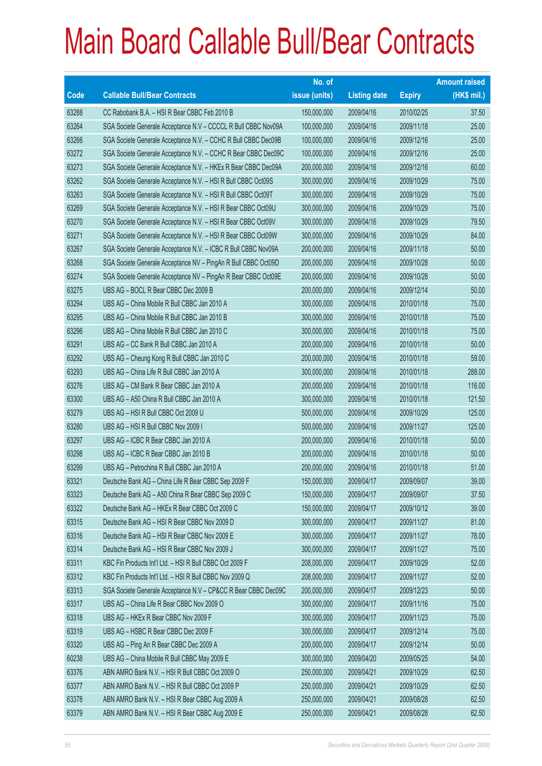# Main Board Callable Bull/Bear Contracts

| Code | Callable Bull/Bear Contracts | No. of issue (units) | Listing date | Expiry | Amount raised (HK$ mil.) |
|---|---|---|---|---|---|
| 63288 | CC Rabobank B.A. – HSI R Bear CBBC Feb 2010 B | 150,000,000 | 2009/04/16 | 2010/02/25 | 37.50 |
| 63264 | SGA Societe Generale Acceptance N.V – CCCL R Bull CBBC Nov09A | 100,000,000 | 2009/04/16 | 2009/11/18 | 25.00 |
| 63266 | SGA Societe Generale Acceptance N.V. – CCHC R Bull CBBC Dec09B | 100,000,000 | 2009/04/16 | 2009/12/16 | 25.00 |
| 63272 | SGA Societe Generale Acceptance N.V. – CCHC R Bear CBBC Dec09C | 100,000,000 | 2009/04/16 | 2009/12/16 | 25.00 |
| 63273 | SGA Societe Generale Acceptance N.V. – HKEx R Bear CBBC Dec09A | 200,000,000 | 2009/04/16 | 2009/12/16 | 60.00 |
| 63262 | SGA Societe Generale Acceptance N.V. – HSI R Bull CBBC Oct09S | 300,000,000 | 2009/04/16 | 2009/10/29 | 75.00 |
| 63263 | SGA Societe Generale Acceptance N.V. – HSI R Bull CBBC Oct09T | 300,000,000 | 2009/04/16 | 2009/10/29 | 75.00 |
| 63269 | SGA Societe Generale Acceptance N.V. – HSI R Bear CBBC Oct09U | 300,000,000 | 2009/04/16 | 2009/10/29 | 75.00 |
| 63270 | SGA Societe Generale Acceptance N.V. – HSI R Bear CBBC Oct09V | 300,000,000 | 2009/04/16 | 2009/10/29 | 79.50 |
| 63271 | SGA Societe Generale Acceptance N.V. – HSI R Bear CBBC Oct09W | 300,000,000 | 2009/04/16 | 2009/10/29 | 84.00 |
| 63267 | SGA Societe Generale Acceptance N.V. – ICBC R Bull CBBC Nov09A | 200,000,000 | 2009/04/16 | 2009/11/18 | 50.00 |
| 63268 | SGA Societe Generale Acceptance NV – PingAn R Bull CBBC Oct09D | 200,000,000 | 2009/04/16 | 2009/10/28 | 50.00 |
| 63274 | SGA Societe Generale Acceptance NV – PingAn R Bear CBBC Oct09E | 200,000,000 | 2009/04/16 | 2009/10/28 | 50.00 |
| 63275 | UBS AG – BOCL R Bear CBBC Dec 2009 B | 200,000,000 | 2009/04/16 | 2009/12/14 | 50.00 |
| 63294 | UBS AG – China Mobile R Bull CBBC Jan 2010 A | 300,000,000 | 2009/04/16 | 2010/01/18 | 75.00 |
| 63295 | UBS AG – China Mobile R Bull CBBC Jan 2010 B | 300,000,000 | 2009/04/16 | 2010/01/18 | 75.00 |
| 63296 | UBS AG – China Mobile R Bull CBBC Jan 2010 C | 300,000,000 | 2009/04/16 | 2010/01/18 | 75.00 |
| 63291 | UBS AG – CC Bank R Bull CBBC Jan 2010 A | 200,000,000 | 2009/04/16 | 2010/01/18 | 50.00 |
| 63292 | UBS AG – Cheung Kong R Bull CBBC Jan 2010 C | 200,000,000 | 2009/04/16 | 2010/01/18 | 59.00 |
| 63293 | UBS AG – China Life R Bull CBBC Jan 2010 A | 300,000,000 | 2009/04/16 | 2010/01/18 | 288.00 |
| 63276 | UBS AG – CM Bank R Bear CBBC Jan 2010 A | 200,000,000 | 2009/04/16 | 2010/01/18 | 116.00 |
| 63300 | UBS AG – A50 China R Bull CBBC Jan 2010 A | 300,000,000 | 2009/04/16 | 2010/01/18 | 121.50 |
| 63279 | UBS AG – HSI R Bull CBBC Oct 2009 U | 500,000,000 | 2009/04/16 | 2009/10/29 | 125.00 |
| 63280 | UBS AG – HSI R Bull CBBC Nov 2009 I | 500,000,000 | 2009/04/16 | 2009/11/27 | 125.00 |
| 63297 | UBS AG – ICBC R Bear CBBC Jan 2010 A | 200,000,000 | 2009/04/16 | 2010/01/18 | 50.00 |
| 63298 | UBS AG – ICBC R Bear CBBC Jan 2010 B | 200,000,000 | 2009/04/16 | 2010/01/18 | 50.00 |
| 63299 | UBS AG – Petrochina R Bull CBBC Jan 2010 A | 200,000,000 | 2009/04/16 | 2010/01/18 | 51.00 |
| 63321 | Deutsche Bank AG – China Life R Bear CBBC Sep 2009 F | 150,000,000 | 2009/04/17 | 2009/09/07 | 39.00 |
| 63323 | Deutsche Bank AG – A50 China R Bear CBBC Sep 2009 C | 150,000,000 | 2009/04/17 | 2009/09/07 | 37.50 |
| 63322 | Deutsche Bank AG – HKEx R Bear CBBC Oct 2009 C | 150,000,000 | 2009/04/17 | 2009/10/12 | 39.00 |
| 63315 | Deutsche Bank AG – HSI R Bear CBBC Nov 2009 D | 300,000,000 | 2009/04/17 | 2009/11/27 | 81.00 |
| 63316 | Deutsche Bank AG – HSI R Bear CBBC Nov 2009 E | 300,000,000 | 2009/04/17 | 2009/11/27 | 78.00 |
| 63314 | Deutsche Bank AG – HSI R Bear CBBC Nov 2009 J | 300,000,000 | 2009/04/17 | 2009/11/27 | 75.00 |
| 63311 | KBC Fin Products Int'l Ltd. – HSI R Bull CBBC Oct 2009 F | 208,000,000 | 2009/04/17 | 2009/10/29 | 52.00 |
| 63312 | KBC Fin Products Int'l Ltd. – HSI R Bull CBBC Nov 2009 Q | 208,000,000 | 2009/04/17 | 2009/11/27 | 52.00 |
| 63313 | SGA Societe Generale Acceptance N.V – CP&CC R Bear CBBC Dec09C | 200,000,000 | 2009/04/17 | 2009/12/23 | 50.00 |
| 63317 | UBS AG – China Life R Bear CBBC Nov 2009 O | 300,000,000 | 2009/04/17 | 2009/11/16 | 75.00 |
| 63318 | UBS AG – HKEx R Bear CBBC Nov 2009 F | 300,000,000 | 2009/04/17 | 2009/11/23 | 75.00 |
| 63319 | UBS AG – HSBC R Bear CBBC Dec 2009 F | 300,000,000 | 2009/04/17 | 2009/12/14 | 75.00 |
| 63320 | UBS AG – Ping An R Bear CBBC Dec 2009 A | 200,000,000 | 2009/04/17 | 2009/12/14 | 50.00 |
| 60238 | UBS AG – China Mobile R Bull CBBC May 2009 E | 300,000,000 | 2009/04/20 | 2009/05/25 | 54.00 |
| 63376 | ABN AMRO Bank N.V. – HSI R Bull CBBC Oct 2009 O | 250,000,000 | 2009/04/21 | 2009/10/29 | 62.50 |
| 63377 | ABN AMRO Bank N.V. – HSI R Bull CBBC Oct 2009 P | 250,000,000 | 2009/04/21 | 2009/10/29 | 62.50 |
| 63378 | ABN AMRO Bank N.V. – HSI R Bear CBBC Aug 2009 A | 250,000,000 | 2009/04/21 | 2009/08/28 | 62.50 |
| 63379 | ABN AMRO Bank N.V. – HSI R Bear CBBC Aug 2009 E | 250,000,000 | 2009/04/21 | 2009/08/28 | 62.50 |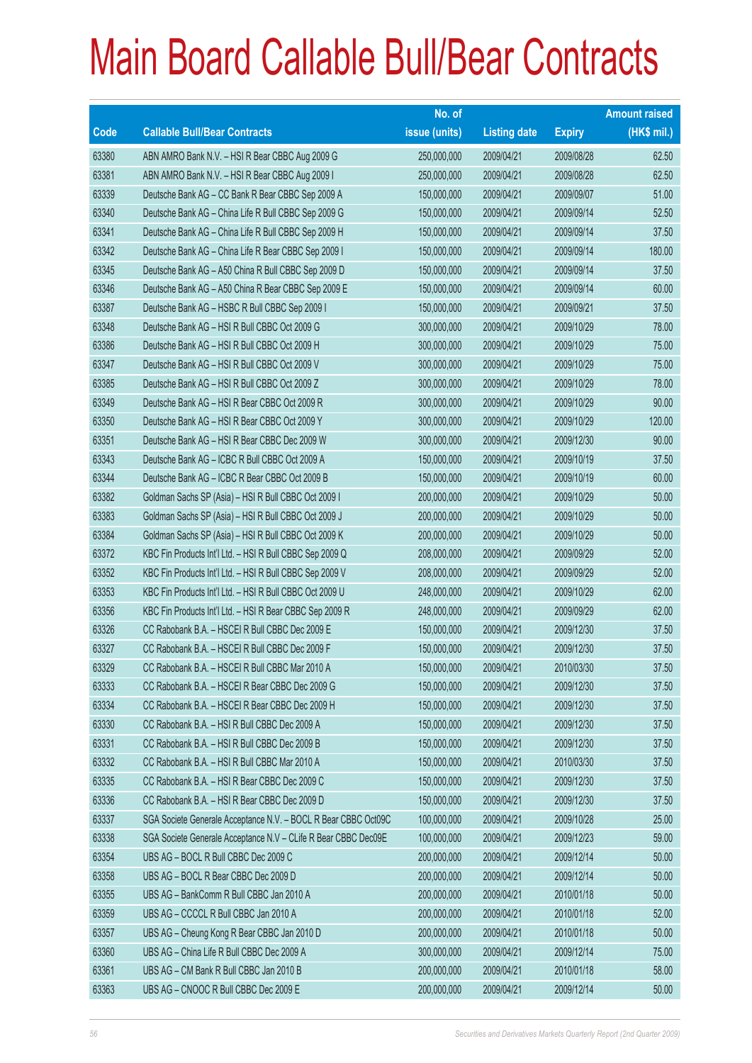# Main Board Callable Bull/Bear Contracts

| Code | Callable Bull/Bear Contracts | No. of issue (units) | Listing date | Expiry | Amount raised (HK$ mil.) |
|---|---|---|---|---|---|
| 63380 | ABN AMRO Bank N.V. – HSI R Bear CBBC Aug 2009 G | 250,000,000 | 2009/04/21 | 2009/08/28 | 62.50 |
| 63381 | ABN AMRO Bank N.V. – HSI R Bear CBBC Aug 2009 I | 250,000,000 | 2009/04/21 | 2009/08/28 | 62.50 |
| 63339 | Deutsche Bank AG – CC Bank R Bear CBBC Sep 2009 A | 150,000,000 | 2009/04/21 | 2009/09/07 | 51.00 |
| 63340 | Deutsche Bank AG – China Life R Bull CBBC Sep 2009 G | 150,000,000 | 2009/04/21 | 2009/09/14 | 52.50 |
| 63341 | Deutsche Bank AG – China Life R Bull CBBC Sep 2009 H | 150,000,000 | 2009/04/21 | 2009/09/14 | 37.50 |
| 63342 | Deutsche Bank AG – China Life R Bear CBBC Sep 2009 I | 150,000,000 | 2009/04/21 | 2009/09/14 | 180.00 |
| 63345 | Deutsche Bank AG – A50 China R Bull CBBC Sep 2009 D | 150,000,000 | 2009/04/21 | 2009/09/14 | 37.50 |
| 63346 | Deutsche Bank AG – A50 China R Bear CBBC Sep 2009 E | 150,000,000 | 2009/04/21 | 2009/09/14 | 60.00 |
| 63387 | Deutsche Bank AG – HSBC R Bull CBBC Sep 2009 I | 150,000,000 | 2009/04/21 | 2009/09/21 | 37.50 |
| 63348 | Deutsche Bank AG – HSI R Bull CBBC Oct 2009 G | 300,000,000 | 2009/04/21 | 2009/10/29 | 78.00 |
| 63386 | Deutsche Bank AG – HSI R Bull CBBC Oct 2009 H | 300,000,000 | 2009/04/21 | 2009/10/29 | 75.00 |
| 63347 | Deutsche Bank AG – HSI R Bull CBBC Oct 2009 V | 300,000,000 | 2009/04/21 | 2009/10/29 | 75.00 |
| 63385 | Deutsche Bank AG – HSI R Bull CBBC Oct 2009 Z | 300,000,000 | 2009/04/21 | 2009/10/29 | 78.00 |
| 63349 | Deutsche Bank AG – HSI R Bear CBBC Oct 2009 R | 300,000,000 | 2009/04/21 | 2009/10/29 | 90.00 |
| 63350 | Deutsche Bank AG – HSI R Bear CBBC Oct 2009 Y | 300,000,000 | 2009/04/21 | 2009/10/29 | 120.00 |
| 63351 | Deutsche Bank AG – HSI R Bear CBBC Dec 2009 W | 300,000,000 | 2009/04/21 | 2009/12/30 | 90.00 |
| 63343 | Deutsche Bank AG – ICBC R Bull CBBC Oct 2009 A | 150,000,000 | 2009/04/21 | 2009/10/19 | 37.50 |
| 63344 | Deutsche Bank AG – ICBC R Bear CBBC Oct 2009 B | 150,000,000 | 2009/04/21 | 2009/10/19 | 60.00 |
| 63382 | Goldman Sachs SP (Asia) – HSI R Bull CBBC Oct 2009 I | 200,000,000 | 2009/04/21 | 2009/10/29 | 50.00 |
| 63383 | Goldman Sachs SP (Asia) – HSI R Bull CBBC Oct 2009 J | 200,000,000 | 2009/04/21 | 2009/10/29 | 50.00 |
| 63384 | Goldman Sachs SP (Asia) – HSI R Bull CBBC Oct 2009 K | 200,000,000 | 2009/04/21 | 2009/10/29 | 50.00 |
| 63372 | KBC Fin Products Int'l Ltd. – HSI R Bull CBBC Sep 2009 Q | 208,000,000 | 2009/04/21 | 2009/09/29 | 52.00 |
| 63352 | KBC Fin Products Int'l Ltd. – HSI R Bull CBBC Sep 2009 V | 208,000,000 | 2009/04/21 | 2009/09/29 | 52.00 |
| 63353 | KBC Fin Products Int'l Ltd. – HSI R Bull CBBC Oct 2009 U | 248,000,000 | 2009/04/21 | 2009/10/29 | 62.00 |
| 63356 | KBC Fin Products Int'l Ltd. – HSI R Bear CBBC Sep 2009 R | 248,000,000 | 2009/04/21 | 2009/09/29 | 62.00 |
| 63326 | CC Rabobank B.A. – HSCEI R Bull CBBC Dec 2009 E | 150,000,000 | 2009/04/21 | 2009/12/30 | 37.50 |
| 63327 | CC Rabobank B.A. – HSCEI R Bull CBBC Dec 2009 F | 150,000,000 | 2009/04/21 | 2009/12/30 | 37.50 |
| 63329 | CC Rabobank B.A. – HSCEI R Bull CBBC Mar 2010 A | 150,000,000 | 2009/04/21 | 2010/03/30 | 37.50 |
| 63333 | CC Rabobank B.A. – HSCEI R Bear CBBC Dec 2009 G | 150,000,000 | 2009/04/21 | 2009/12/30 | 37.50 |
| 63334 | CC Rabobank B.A. – HSCEI R Bear CBBC Dec 2009 H | 150,000,000 | 2009/04/21 | 2009/12/30 | 37.50 |
| 63330 | CC Rabobank B.A. – HSI R Bull CBBC Dec 2009 A | 150,000,000 | 2009/04/21 | 2009/12/30 | 37.50 |
| 63331 | CC Rabobank B.A. – HSI R Bull CBBC Dec 2009 B | 150,000,000 | 2009/04/21 | 2009/12/30 | 37.50 |
| 63332 | CC Rabobank B.A. – HSI R Bull CBBC Mar 2010 A | 150,000,000 | 2009/04/21 | 2010/03/30 | 37.50 |
| 63335 | CC Rabobank B.A. – HSI R Bear CBBC Dec 2009 C | 150,000,000 | 2009/04/21 | 2009/12/30 | 37.50 |
| 63336 | CC Rabobank B.A. – HSI R Bear CBBC Dec 2009 D | 150,000,000 | 2009/04/21 | 2009/12/30 | 37.50 |
| 63337 | SGA Societe Generale Acceptance N.V. – BOCL R Bear CBBC Oct09C | 100,000,000 | 2009/04/21 | 2009/10/28 | 25.00 |
| 63338 | SGA Societe Generale Acceptance N.V – CLife R Bear CBBC Dec09E | 100,000,000 | 2009/04/21 | 2009/12/23 | 59.00 |
| 63354 | UBS AG – BOCL R Bull CBBC Dec 2009 C | 200,000,000 | 2009/04/21 | 2009/12/14 | 50.00 |
| 63358 | UBS AG – BOCL R Bear CBBC Dec 2009 D | 200,000,000 | 2009/04/21 | 2009/12/14 | 50.00 |
| 63355 | UBS AG – BankComm R Bull CBBC Jan 2010 A | 200,000,000 | 2009/04/21 | 2010/01/18 | 50.00 |
| 63359 | UBS AG – CCCCL R Bull CBBC Jan 2010 A | 200,000,000 | 2009/04/21 | 2010/01/18 | 52.00 |
| 63357 | UBS AG – Cheung Kong R Bear CBBC Jan 2010 D | 200,000,000 | 2009/04/21 | 2010/01/18 | 50.00 |
| 63360 | UBS AG – China Life R Bull CBBC Dec 2009 A | 300,000,000 | 2009/04/21 | 2009/12/14 | 75.00 |
| 63361 | UBS AG – CM Bank R Bull CBBC Jan 2010 B | 200,000,000 | 2009/04/21 | 2010/01/18 | 58.00 |
| 63363 | UBS AG – CNOOC R Bull CBBC Dec 2009 E | 200,000,000 | 2009/04/21 | 2009/12/14 | 50.00 |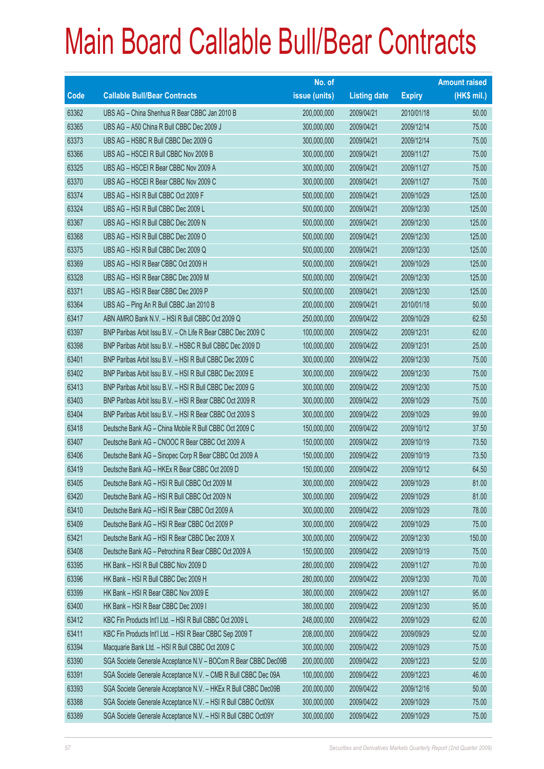# Main Board Callable Bull/Bear Contracts

| Code | Callable Bull/Bear Contracts | No. of issue (units) | Listing date | Expiry | Amount raised (HK$ mil.) |
|---|---|---|---|---|---|
| 63362 | UBS AG – China Shenhua R Bear CBBC Jan 2010 B | 200,000,000 | 2009/04/21 | 2010/01/18 | 50.00 |
| 63365 | UBS AG – A50 China R Bull CBBC Dec 2009 J | 300,000,000 | 2009/04/21 | 2009/12/14 | 75.00 |
| 63373 | UBS AG – HSBC R Bull CBBC Dec 2009 G | 300,000,000 | 2009/04/21 | 2009/12/14 | 75.00 |
| 63366 | UBS AG – HSCEI R Bull CBBC Nov 2009 B | 300,000,000 | 2009/04/21 | 2009/11/27 | 75.00 |
| 63325 | UBS AG – HSCEI R Bear CBBC Nov 2009 A | 300,000,000 | 2009/04/21 | 2009/11/27 | 75.00 |
| 63370 | UBS AG – HSCEI R Bear CBBC Nov 2009 C | 300,000,000 | 2009/04/21 | 2009/11/27 | 75.00 |
| 63374 | UBS AG – HSI R Bull CBBC Oct 2009 F | 500,000,000 | 2009/04/21 | 2009/10/29 | 125.00 |
| 63324 | UBS AG – HSI R Bull CBBC Dec 2009 L | 500,000,000 | 2009/04/21 | 2009/12/30 | 125.00 |
| 63367 | UBS AG – HSI R Bull CBBC Dec 2009 N | 500,000,000 | 2009/04/21 | 2009/12/30 | 125.00 |
| 63368 | UBS AG – HSI R Bull CBBC Dec 2009 O | 500,000,000 | 2009/04/21 | 2009/12/30 | 125.00 |
| 63375 | UBS AG – HSI R Bull CBBC Dec 2009 Q | 500,000,000 | 2009/04/21 | 2009/12/30 | 125.00 |
| 63369 | UBS AG – HSI R Bear CBBC Oct 2009 H | 500,000,000 | 2009/04/21 | 2009/10/29 | 125.00 |
| 63328 | UBS AG – HSI R Bear CBBC Dec 2009 M | 500,000,000 | 2009/04/21 | 2009/12/30 | 125.00 |
| 63371 | UBS AG – HSI R Bear CBBC Dec 2009 P | 500,000,000 | 2009/04/21 | 2009/12/30 | 125.00 |
| 63364 | UBS AG – Ping An R Bull CBBC Jan 2010 B | 200,000,000 | 2009/04/21 | 2010/01/18 | 50.00 |
| 63417 | ABN AMRO Bank N.V. – HSI R Bull CBBC Oct 2009 Q | 250,000,000 | 2009/04/22 | 2009/10/29 | 62.50 |
| 63397 | BNP Paribas Arbit Issu B.V. – Ch Life R Bear CBBC Dec 2009 C | 100,000,000 | 2009/04/22 | 2009/12/31 | 62.00 |
| 63398 | BNP Paribas Arbit Issu B.V. – HSBC R Bull CBBC Dec 2009 D | 100,000,000 | 2009/04/22 | 2009/12/31 | 25.00 |
| 63401 | BNP Paribas Arbit Issu B.V. – HSI R Bull CBBC Dec 2009 C | 300,000,000 | 2009/04/22 | 2009/12/30 | 75.00 |
| 63402 | BNP Paribas Arbit Issu B.V. – HSI R Bull CBBC Dec 2009 E | 300,000,000 | 2009/04/22 | 2009/12/30 | 75.00 |
| 63413 | BNP Paribas Arbit Issu B.V. – HSI R Bull CBBC Dec 2009 G | 300,000,000 | 2009/04/22 | 2009/12/30 | 75.00 |
| 63403 | BNP Paribas Arbit Issu B.V. – HSI R Bear CBBC Oct 2009 R | 300,000,000 | 2009/04/22 | 2009/10/29 | 75.00 |
| 63404 | BNP Paribas Arbit Issu B.V. – HSI R Bear CBBC Oct 2009 S | 300,000,000 | 2009/04/22 | 2009/10/29 | 99.00 |
| 63418 | Deutsche Bank AG – China Mobile R Bull CBBC Oct 2009 C | 150,000,000 | 2009/04/22 | 2009/10/12 | 37.50 |
| 63407 | Deutsche Bank AG – CNOOC R Bear CBBC Oct 2009 A | 150,000,000 | 2009/04/22 | 2009/10/19 | 73.50 |
| 63406 | Deutsche Bank AG – Sinopec Corp R Bear CBBC Oct 2009 A | 150,000,000 | 2009/04/22 | 2009/10/19 | 73.50 |
| 63419 | Deutsche Bank AG – HKEx R Bear CBBC Oct 2009 D | 150,000,000 | 2009/04/22 | 2009/10/12 | 64.50 |
| 63405 | Deutsche Bank AG – HSI R Bull CBBC Oct 2009 M | 300,000,000 | 2009/04/22 | 2009/10/29 | 81.00 |
| 63420 | Deutsche Bank AG – HSI R Bull CBBC Oct 2009 N | 300,000,000 | 2009/04/22 | 2009/10/29 | 81.00 |
| 63410 | Deutsche Bank AG – HSI R Bear CBBC Oct 2009 A | 300,000,000 | 2009/04/22 | 2009/10/29 | 78.00 |
| 63409 | Deutsche Bank AG – HSI R Bear CBBC Oct 2009 P | 300,000,000 | 2009/04/22 | 2009/10/29 | 75.00 |
| 63421 | Deutsche Bank AG – HSI R Bear CBBC Dec 2009 X | 300,000,000 | 2009/04/22 | 2009/12/30 | 150.00 |
| 63408 | Deutsche Bank AG – Petrochina R Bear CBBC Oct 2009 A | 150,000,000 | 2009/04/22 | 2009/10/19 | 75.00 |
| 63395 | HK Bank – HSI R Bull CBBC Nov 2009 D | 280,000,000 | 2009/04/22 | 2009/11/27 | 70.00 |
| 63396 | HK Bank – HSI R Bull CBBC Dec 2009 H | 280,000,000 | 2009/04/22 | 2009/12/30 | 70.00 |
| 63399 | HK Bank – HSI R Bear CBBC Nov 2009 E | 380,000,000 | 2009/04/22 | 2009/11/27 | 95.00 |
| 63400 | HK Bank – HSI R Bear CBBC Dec 2009 I | 380,000,000 | 2009/04/22 | 2009/12/30 | 95.00 |
| 63412 | KBC Fin Products Int'l Ltd. – HSI R Bull CBBC Oct 2009 L | 248,000,000 | 2009/04/22 | 2009/10/29 | 62.00 |
| 63411 | KBC Fin Products Int'l Ltd. – HSI R Bear CBBC Sep 2009 T | 208,000,000 | 2009/04/22 | 2009/09/29 | 52.00 |
| 63394 | Macquarie Bank Ltd. – HSI R Bull CBBC Oct 2009 C | 300,000,000 | 2009/04/22 | 2009/10/29 | 75.00 |
| 63390 | SGA Societe Generale Acceptance N.V – BOCom R Bear CBBC Dec09B | 200,000,000 | 2009/04/22 | 2009/12/23 | 52.00 |
| 63391 | SGA Societe Generale Acceptance N.V. – CMB R Bull CBBC Dec 09A | 100,000,000 | 2009/04/22 | 2009/12/23 | 46.00 |
| 63393 | SGA Societe Generale Acceptance N.V. – HKEx R Bull CBBC Dec09B | 200,000,000 | 2009/04/22 | 2009/12/16 | 50.00 |
| 63388 | SGA Societe Generale Acceptance N.V. – HSI R Bull CBBC Oct09X | 300,000,000 | 2009/04/22 | 2009/10/29 | 75.00 |
| 63389 | SGA Societe Generale Acceptance N.V. – HSI R Bull CBBC Oct09Y | 300,000,000 | 2009/04/22 | 2009/10/29 | 75.00 |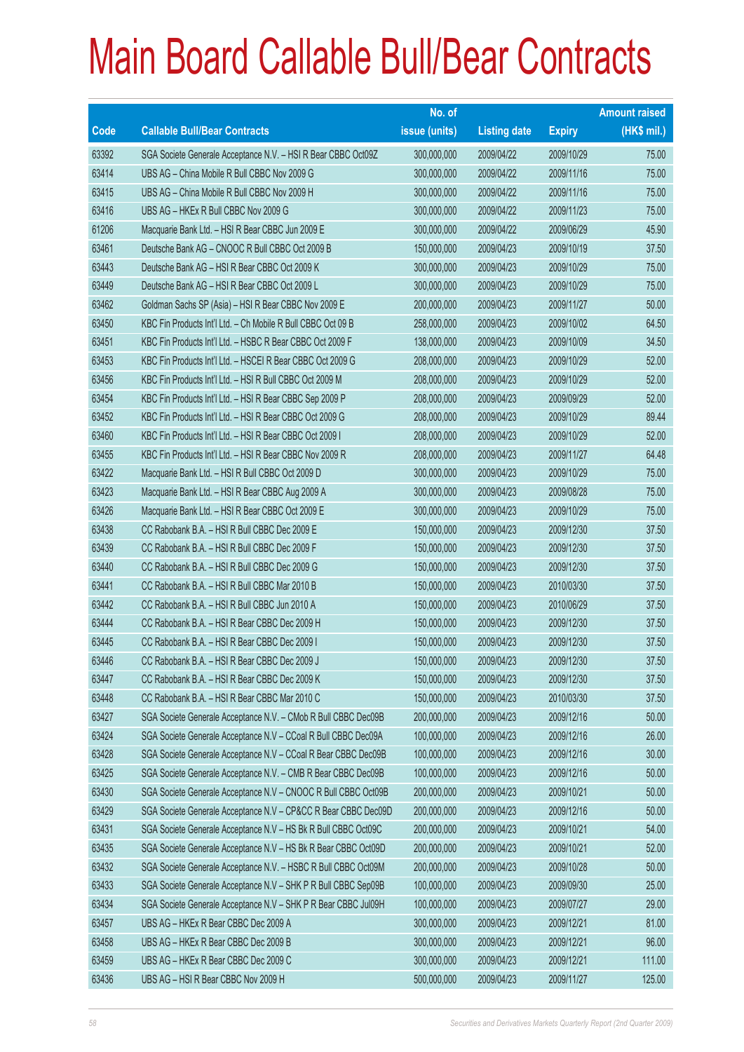# Main Board Callable Bull/Bear Contracts

| Code | Callable Bull/Bear Contracts | No. of issue (units) | Listing date | Expiry | Amount raised (HK$ mil.) |
|---|---|---|---|---|---|
| 63392 | SGA Societe Generale Acceptance N.V. – HSI R Bear CBBC Oct09Z | 300,000,000 | 2009/04/22 | 2009/10/29 | 75.00 |
| 63414 | UBS AG – China Mobile R Bull CBBC Nov 2009 G | 300,000,000 | 2009/04/22 | 2009/11/16 | 75.00 |
| 63415 | UBS AG – China Mobile R Bull CBBC Nov 2009 H | 300,000,000 | 2009/04/22 | 2009/11/16 | 75.00 |
| 63416 | UBS AG – HKEx R Bull CBBC Nov 2009 G | 300,000,000 | 2009/04/22 | 2009/11/23 | 75.00 |
| 61206 | Macquarie Bank Ltd. – HSI R Bear CBBC Jun 2009 E | 300,000,000 | 2009/04/22 | 2009/06/29 | 45.90 |
| 63461 | Deutsche Bank AG – CNOOC R Bull CBBC Oct 2009 B | 150,000,000 | 2009/04/23 | 2009/10/19 | 37.50 |
| 63443 | Deutsche Bank AG – HSI R Bear CBBC Oct 2009 K | 300,000,000 | 2009/04/23 | 2009/10/29 | 75.00 |
| 63449 | Deutsche Bank AG – HSI R Bear CBBC Oct 2009 L | 300,000,000 | 2009/04/23 | 2009/10/29 | 75.00 |
| 63462 | Goldman Sachs SP (Asia) – HSI R Bear CBBC Nov 2009 E | 200,000,000 | 2009/04/23 | 2009/11/27 | 50.00 |
| 63450 | KBC Fin Products Int'l Ltd. – Ch Mobile R Bull CBBC Oct 09 B | 258,000,000 | 2009/04/23 | 2009/10/02 | 64.50 |
| 63451 | KBC Fin Products Int'l Ltd. – HSBC R Bear CBBC Oct 2009 F | 138,000,000 | 2009/04/23 | 2009/10/09 | 34.50 |
| 63453 | KBC Fin Products Int'l Ltd. – HSCEI R Bear CBBC Oct 2009 G | 208,000,000 | 2009/04/23 | 2009/10/29 | 52.00 |
| 63456 | KBC Fin Products Int'l Ltd. – HSI R Bull CBBC Oct 2009 M | 208,000,000 | 2009/04/23 | 2009/10/29 | 52.00 |
| 63454 | KBC Fin Products Int'l Ltd. – HSI R Bear CBBC Sep 2009 P | 208,000,000 | 2009/04/23 | 2009/09/29 | 52.00 |
| 63452 | KBC Fin Products Int'l Ltd. – HSI R Bear CBBC Oct 2009 G | 208,000,000 | 2009/04/23 | 2009/10/29 | 89.44 |
| 63460 | KBC Fin Products Int'l Ltd. – HSI R Bear CBBC Oct 2009 I | 208,000,000 | 2009/04/23 | 2009/10/29 | 52.00 |
| 63455 | KBC Fin Products Int'l Ltd. – HSI R Bear CBBC Nov 2009 R | 208,000,000 | 2009/04/23 | 2009/11/27 | 64.48 |
| 63422 | Macquarie Bank Ltd. – HSI R Bull CBBC Oct 2009 D | 300,000,000 | 2009/04/23 | 2009/10/29 | 75.00 |
| 63423 | Macquarie Bank Ltd. – HSI R Bear CBBC Aug 2009 A | 300,000,000 | 2009/04/23 | 2009/08/28 | 75.00 |
| 63426 | Macquarie Bank Ltd. – HSI R Bear CBBC Oct 2009 E | 300,000,000 | 2009/04/23 | 2009/10/29 | 75.00 |
| 63438 | CC Rabobank B.A. – HSI R Bull CBBC Dec 2009 E | 150,000,000 | 2009/04/23 | 2009/12/30 | 37.50 |
| 63439 | CC Rabobank B.A. – HSI R Bull CBBC Dec 2009 F | 150,000,000 | 2009/04/23 | 2009/12/30 | 37.50 |
| 63440 | CC Rabobank B.A. – HSI R Bull CBBC Dec 2009 G | 150,000,000 | 2009/04/23 | 2009/12/30 | 37.50 |
| 63441 | CC Rabobank B.A. – HSI R Bull CBBC Mar 2010 B | 150,000,000 | 2009/04/23 | 2010/03/30 | 37.50 |
| 63442 | CC Rabobank B.A. – HSI R Bull CBBC Jun 2010 A | 150,000,000 | 2009/04/23 | 2010/06/29 | 37.50 |
| 63444 | CC Rabobank B.A. – HSI R Bear CBBC Dec 2009 H | 150,000,000 | 2009/04/23 | 2009/12/30 | 37.50 |
| 63445 | CC Rabobank B.A. – HSI R Bear CBBC Dec 2009 I | 150,000,000 | 2009/04/23 | 2009/12/30 | 37.50 |
| 63446 | CC Rabobank B.A. – HSI R Bear CBBC Dec 2009 J | 150,000,000 | 2009/04/23 | 2009/12/30 | 37.50 |
| 63447 | CC Rabobank B.A. – HSI R Bear CBBC Dec 2009 K | 150,000,000 | 2009/04/23 | 2009/12/30 | 37.50 |
| 63448 | CC Rabobank B.A. – HSI R Bear CBBC Mar 2010 C | 150,000,000 | 2009/04/23 | 2010/03/30 | 37.50 |
| 63427 | SGA Societe Generale Acceptance N.V. – CMob R Bull CBBC Dec09B | 200,000,000 | 2009/04/23 | 2009/12/16 | 50.00 |
| 63424 | SGA Societe Generale Acceptance N.V – CCoal R Bull CBBC Dec09A | 100,000,000 | 2009/04/23 | 2009/12/16 | 26.00 |
| 63428 | SGA Societe Generale Acceptance N.V – CCoal R Bear CBBC Dec09B | 100,000,000 | 2009/04/23 | 2009/12/16 | 30.00 |
| 63425 | SGA Societe Generale Acceptance N.V. – CMB R Bear CBBC Dec09B | 100,000,000 | 2009/04/23 | 2009/12/16 | 50.00 |
| 63430 | SGA Societe Generale Acceptance N.V – CNOOC R Bull CBBC Oct09B | 200,000,000 | 2009/04/23 | 2009/10/21 | 50.00 |
| 63429 | SGA Societe Generale Acceptance N.V – CP&CC R Bear CBBC Dec09D | 200,000,000 | 2009/04/23 | 2009/12/16 | 50.00 |
| 63431 | SGA Societe Generale Acceptance N.V – HS Bk R Bull CBBC Oct09C | 200,000,000 | 2009/04/23 | 2009/10/21 | 54.00 |
| 63435 | SGA Societe Generale Acceptance N.V – HS Bk R Bear CBBC Oct09D | 200,000,000 | 2009/04/23 | 2009/10/21 | 52.00 |
| 63432 | SGA Societe Generale Acceptance N.V. – HSBC R Bull CBBC Oct09M | 200,000,000 | 2009/04/23 | 2009/10/28 | 50.00 |
| 63433 | SGA Societe Generale Acceptance N.V – SHK P R Bull CBBC Sep09B | 100,000,000 | 2009/04/23 | 2009/09/30 | 25.00 |
| 63434 | SGA Societe Generale Acceptance N.V – SHK P R Bear CBBC Jul09H | 100,000,000 | 2009/04/23 | 2009/07/27 | 29.00 |
| 63457 | UBS AG – HKEx R Bear CBBC Dec 2009 A | 300,000,000 | 2009/04/23 | 2009/12/21 | 81.00 |
| 63458 | UBS AG – HKEx R Bear CBBC Dec 2009 B | 300,000,000 | 2009/04/23 | 2009/12/21 | 96.00 |
| 63459 | UBS AG – HKEx R Bear CBBC Dec 2009 C | 300,000,000 | 2009/04/23 | 2009/12/21 | 111.00 |
| 63436 | UBS AG – HSI R Bear CBBC Nov 2009 H | 500,000,000 | 2009/04/23 | 2009/11/27 | 125.00 |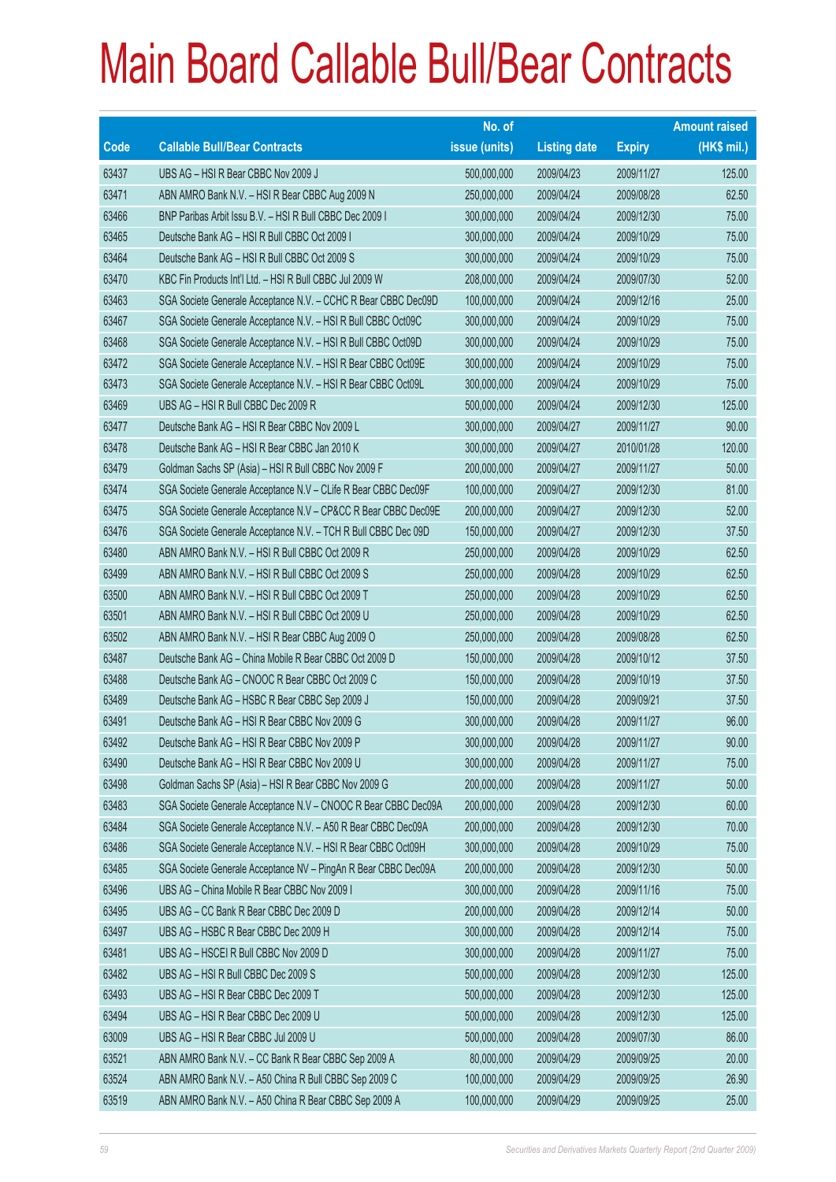# Main Board Callable Bull/Bear Contracts

| Code | Callable Bull/Bear Contracts | No. of issue (units) | Listing date | Expiry | Amount raised (HK$ mil.) |
|---|---|---|---|---|---|
| 63437 | UBS AG – HSI R Bear CBBC Nov 2009 J | 500,000,000 | 2009/04/23 | 2009/11/27 | 125.00 |
| 63471 | ABN AMRO Bank N.V. – HSI R Bear CBBC Aug 2009 N | 250,000,000 | 2009/04/24 | 2009/08/28 | 62.50 |
| 63466 | BNP Paribas Arbit Issu B.V. – HSI R Bull CBBC Dec 2009 I | 300,000,000 | 2009/04/24 | 2009/12/30 | 75.00 |
| 63465 | Deutsche Bank AG – HSI R Bull CBBC Oct 2009 I | 300,000,000 | 2009/04/24 | 2009/10/29 | 75.00 |
| 63464 | Deutsche Bank AG – HSI R Bull CBBC Oct 2009 S | 300,000,000 | 2009/04/24 | 2009/10/29 | 75.00 |
| 63470 | KBC Fin Products Int'l Ltd. – HSI R Bull CBBC Jul 2009 W | 208,000,000 | 2009/04/24 | 2009/07/30 | 52.00 |
| 63463 | SGA Societe Generale Acceptance N.V. – CCHC R Bear CBBC Dec09D | 100,000,000 | 2009/04/24 | 2009/12/16 | 25.00 |
| 63467 | SGA Societe Generale Acceptance N.V. – HSI R Bull CBBC Oct09C | 300,000,000 | 2009/04/24 | 2009/10/29 | 75.00 |
| 63468 | SGA Societe Generale Acceptance N.V. – HSI R Bull CBBC Oct09D | 300,000,000 | 2009/04/24 | 2009/10/29 | 75.00 |
| 63472 | SGA Societe Generale Acceptance N.V. – HSI R Bear CBBC Oct09E | 300,000,000 | 2009/04/24 | 2009/10/29 | 75.00 |
| 63473 | SGA Societe Generale Acceptance N.V. – HSI R Bear CBBC Oct09L | 300,000,000 | 2009/04/24 | 2009/10/29 | 75.00 |
| 63469 | UBS AG – HSI R Bull CBBC Dec 2009 R | 500,000,000 | 2009/04/24 | 2009/12/30 | 125.00 |
| 63477 | Deutsche Bank AG – HSI R Bear CBBC Nov 2009 L | 300,000,000 | 2009/04/27 | 2009/11/27 | 90.00 |
| 63478 | Deutsche Bank AG – HSI R Bear CBBC Jan 2010 K | 300,000,000 | 2009/04/27 | 2010/01/28 | 120.00 |
| 63479 | Goldman Sachs SP (Asia) – HSI R Bull CBBC Nov 2009 F | 200,000,000 | 2009/04/27 | 2009/11/27 | 50.00 |
| 63474 | SGA Societe Generale Acceptance N.V – CLife R Bear CBBC Dec09F | 100,000,000 | 2009/04/27 | 2009/12/30 | 81.00 |
| 63475 | SGA Societe Generale Acceptance N.V – CP&CC R Bear CBBC Dec09E | 200,000,000 | 2009/04/27 | 2009/12/30 | 52.00 |
| 63476 | SGA Societe Generale Acceptance N.V. – TCH R Bull CBBC Dec 09D | 150,000,000 | 2009/04/27 | 2009/12/30 | 37.50 |
| 63480 | ABN AMRO Bank N.V. – HSI R Bull CBBC Oct 2009 R | 250,000,000 | 2009/04/28 | 2009/10/29 | 62.50 |
| 63499 | ABN AMRO Bank N.V. – HSI R Bull CBBC Oct 2009 S | 250,000,000 | 2009/04/28 | 2009/10/29 | 62.50 |
| 63500 | ABN AMRO Bank N.V. – HSI R Bull CBBC Oct 2009 T | 250,000,000 | 2009/04/28 | 2009/10/29 | 62.50 |
| 63501 | ABN AMRO Bank N.V. – HSI R Bull CBBC Oct 2009 U | 250,000,000 | 2009/04/28 | 2009/10/29 | 62.50 |
| 63502 | ABN AMRO Bank N.V. – HSI R Bear CBBC Aug 2009 O | 250,000,000 | 2009/04/28 | 2009/08/28 | 62.50 |
| 63487 | Deutsche Bank AG – China Mobile R Bear CBBC Oct 2009 D | 150,000,000 | 2009/04/28 | 2009/10/12 | 37.50 |
| 63488 | Deutsche Bank AG – CNOOC R Bear CBBC Oct 2009 C | 150,000,000 | 2009/04/28 | 2009/10/19 | 37.50 |
| 63489 | Deutsche Bank AG – HSBC R Bear CBBC Sep 2009 J | 150,000,000 | 2009/04/28 | 2009/09/21 | 37.50 |
| 63491 | Deutsche Bank AG – HSI R Bear CBBC Nov 2009 G | 300,000,000 | 2009/04/28 | 2009/11/27 | 96.00 |
| 63492 | Deutsche Bank AG – HSI R Bear CBBC Nov 2009 P | 300,000,000 | 2009/04/28 | 2009/11/27 | 90.00 |
| 63490 | Deutsche Bank AG – HSI R Bear CBBC Nov 2009 U | 300,000,000 | 2009/04/28 | 2009/11/27 | 75.00 |
| 63498 | Goldman Sachs SP (Asia) – HSI R Bear CBBC Nov 2009 G | 200,000,000 | 2009/04/28 | 2009/11/27 | 50.00 |
| 63483 | SGA Societe Generale Acceptance N.V – CNOOC R Bear CBBC Dec09A | 200,000,000 | 2009/04/28 | 2009/12/30 | 60.00 |
| 63484 | SGA Societe Generale Acceptance N.V. – A50 R Bear CBBC Dec09A | 200,000,000 | 2009/04/28 | 2009/12/30 | 70.00 |
| 63486 | SGA Societe Generale Acceptance N.V. – HSI R Bear CBBC Oct09H | 300,000,000 | 2009/04/28 | 2009/10/29 | 75.00 |
| 63485 | SGA Societe Generale Acceptance NV – PingAn R Bear CBBC Dec09A | 200,000,000 | 2009/04/28 | 2009/12/30 | 50.00 |
| 63496 | UBS AG – China Mobile R Bear CBBC Nov 2009 I | 300,000,000 | 2009/04/28 | 2009/11/16 | 75.00 |
| 63495 | UBS AG – CC Bank R Bear CBBC Dec 2009 D | 200,000,000 | 2009/04/28 | 2009/12/14 | 50.00 |
| 63497 | UBS AG – HSBC R Bear CBBC Dec 2009 H | 300,000,000 | 2009/04/28 | 2009/12/14 | 75.00 |
| 63481 | UBS AG – HSCEI R Bull CBBC Nov 2009 D | 300,000,000 | 2009/04/28 | 2009/11/27 | 75.00 |
| 63482 | UBS AG – HSI R Bull CBBC Dec 2009 S | 500,000,000 | 2009/04/28 | 2009/12/30 | 125.00 |
| 63493 | UBS AG – HSI R Bear CBBC Dec 2009 T | 500,000,000 | 2009/04/28 | 2009/12/30 | 125.00 |
| 63494 | UBS AG – HSI R Bear CBBC Dec 2009 U | 500,000,000 | 2009/04/28 | 2009/12/30 | 125.00 |
| 63009 | UBS AG – HSI R Bear CBBC Jul 2009 U | 500,000,000 | 2009/04/28 | 2009/07/30 | 86.00 |
| 63521 | ABN AMRO Bank N.V. – CC Bank R Bear CBBC Sep 2009 A | 80,000,000 | 2009/04/29 | 2009/09/25 | 20.00 |
| 63524 | ABN AMRO Bank N.V. – A50 China R Bull CBBC Sep 2009 C | 100,000,000 | 2009/04/29 | 2009/09/25 | 26.90 |
| 63519 | ABN AMRO Bank N.V. – A50 China R Bear CBBC Sep 2009 A | 100,000,000 | 2009/04/29 | 2009/09/25 | 25.00 |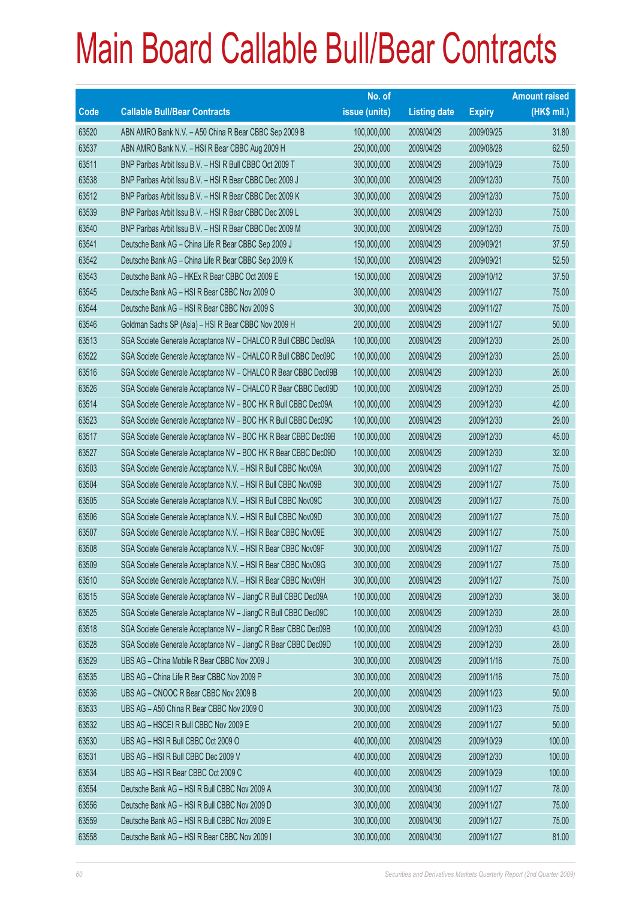# Main Board Callable Bull/Bear Contracts

| Code | Callable Bull/Bear Contracts | No. of issue (units) | Listing date | Expiry | Amount raised (HK$ mil.) |
|---|---|---|---|---|---|
| 63520 | ABN AMRO Bank N.V. – A50 China R Bear CBBC Sep 2009 B | 100,000,000 | 2009/04/29 | 2009/09/25 | 31.80 |
| 63537 | ABN AMRO Bank N.V. – HSI R Bear CBBC Aug 2009 H | 250,000,000 | 2009/04/29 | 2009/08/28 | 62.50 |
| 63511 | BNP Paribas Arbit Issu B.V. – HSI R Bull CBBC Oct 2009 T | 300,000,000 | 2009/04/29 | 2009/10/29 | 75.00 |
| 63538 | BNP Paribas Arbit Issu B.V. – HSI R Bear CBBC Dec 2009 J | 300,000,000 | 2009/04/29 | 2009/12/30 | 75.00 |
| 63512 | BNP Paribas Arbit Issu B.V. – HSI R Bear CBBC Dec 2009 K | 300,000,000 | 2009/04/29 | 2009/12/30 | 75.00 |
| 63539 | BNP Paribas Arbit Issu B.V. – HSI R Bear CBBC Dec 2009 L | 300,000,000 | 2009/04/29 | 2009/12/30 | 75.00 |
| 63540 | BNP Paribas Arbit Issu B.V. – HSI R Bear CBBC Dec 2009 M | 300,000,000 | 2009/04/29 | 2009/12/30 | 75.00 |
| 63541 | Deutsche Bank AG – China Life R Bear CBBC Sep 2009 J | 150,000,000 | 2009/04/29 | 2009/09/21 | 37.50 |
| 63542 | Deutsche Bank AG – China Life R Bear CBBC Sep 2009 K | 150,000,000 | 2009/04/29 | 2009/09/21 | 52.50 |
| 63543 | Deutsche Bank AG – HKEx R Bear CBBC Oct 2009 E | 150,000,000 | 2009/04/29 | 2009/10/12 | 37.50 |
| 63545 | Deutsche Bank AG – HSI R Bear CBBC Nov 2009 O | 300,000,000 | 2009/04/29 | 2009/11/27 | 75.00 |
| 63544 | Deutsche Bank AG – HSI R Bear CBBC Nov 2009 S | 300,000,000 | 2009/04/29 | 2009/11/27 | 75.00 |
| 63546 | Goldman Sachs SP (Asia) – HSI R Bear CBBC Nov 2009 H | 200,000,000 | 2009/04/29 | 2009/11/27 | 50.00 |
| 63513 | SGA Societe Generale Acceptance NV – CHALCO R Bull CBBC Dec09A | 100,000,000 | 2009/04/29 | 2009/12/30 | 25.00 |
| 63522 | SGA Societe Generale Acceptance NV – CHALCO R Bull CBBC Dec09C | 100,000,000 | 2009/04/29 | 2009/12/30 | 25.00 |
| 63516 | SGA Societe Generale Acceptance NV – CHALCO R Bear CBBC Dec09B | 100,000,000 | 2009/04/29 | 2009/12/30 | 26.00 |
| 63526 | SGA Societe Generale Acceptance NV – CHALCO R Bear CBBC Dec09D | 100,000,000 | 2009/04/29 | 2009/12/30 | 25.00 |
| 63514 | SGA Societe Generale Acceptance NV – BOC HK R Bull CBBC Dec09A | 100,000,000 | 2009/04/29 | 2009/12/30 | 42.00 |
| 63523 | SGA Societe Generale Acceptance NV – BOC HK R Bull CBBC Dec09C | 100,000,000 | 2009/04/29 | 2009/12/30 | 29.00 |
| 63517 | SGA Societe Generale Acceptance NV – BOC HK R Bear CBBC Dec09B | 100,000,000 | 2009/04/29 | 2009/12/30 | 45.00 |
| 63527 | SGA Societe Generale Acceptance NV – BOC HK R Bear CBBC Dec09D | 100,000,000 | 2009/04/29 | 2009/12/30 | 32.00 |
| 63503 | SGA Societe Generale Acceptance N.V. – HSI R Bull CBBC Nov09A | 300,000,000 | 2009/04/29 | 2009/11/27 | 75.00 |
| 63504 | SGA Societe Generale Acceptance N.V. – HSI R Bull CBBC Nov09B | 300,000,000 | 2009/04/29 | 2009/11/27 | 75.00 |
| 63505 | SGA Societe Generale Acceptance N.V. – HSI R Bull CBBC Nov09C | 300,000,000 | 2009/04/29 | 2009/11/27 | 75.00 |
| 63506 | SGA Societe Generale Acceptance N.V. – HSI R Bull CBBC Nov09D | 300,000,000 | 2009/04/29 | 2009/11/27 | 75.00 |
| 63507 | SGA Societe Generale Acceptance N.V. – HSI R Bear CBBC Nov09E | 300,000,000 | 2009/04/29 | 2009/11/27 | 75.00 |
| 63508 | SGA Societe Generale Acceptance N.V. – HSI R Bear CBBC Nov09F | 300,000,000 | 2009/04/29 | 2009/11/27 | 75.00 |
| 63509 | SGA Societe Generale Acceptance N.V. – HSI R Bear CBBC Nov09G | 300,000,000 | 2009/04/29 | 2009/11/27 | 75.00 |
| 63510 | SGA Societe Generale Acceptance N.V. – HSI R Bear CBBC Nov09H | 300,000,000 | 2009/04/29 | 2009/11/27 | 75.00 |
| 63515 | SGA Societe Generale Acceptance NV – JiangC R Bull CBBC Dec09A | 100,000,000 | 2009/04/29 | 2009/12/30 | 38.00 |
| 63525 | SGA Societe Generale Acceptance NV – JiangC R Bull CBBC Dec09C | 100,000,000 | 2009/04/29 | 2009/12/30 | 28.00 |
| 63518 | SGA Societe Generale Acceptance NV – JiangC R Bear CBBC Dec09B | 100,000,000 | 2009/04/29 | 2009/12/30 | 43.00 |
| 63528 | SGA Societe Generale Acceptance NV – JiangC R Bear CBBC Dec09D | 100,000,000 | 2009/04/29 | 2009/12/30 | 28.00 |
| 63529 | UBS AG – China Mobile R Bear CBBC Nov 2009 J | 300,000,000 | 2009/04/29 | 2009/11/16 | 75.00 |
| 63535 | UBS AG – China Life R Bear CBBC Nov 2009 P | 300,000,000 | 2009/04/29 | 2009/11/16 | 75.00 |
| 63536 | UBS AG – CNOOC R Bear CBBC Nov 2009 B | 200,000,000 | 2009/04/29 | 2009/11/23 | 50.00 |
| 63533 | UBS AG – A50 China R Bear CBBC Nov 2009 O | 300,000,000 | 2009/04/29 | 2009/11/23 | 75.00 |
| 63532 | UBS AG – HSCEI R Bull CBBC Nov 2009 E | 200,000,000 | 2009/04/29 | 2009/11/27 | 50.00 |
| 63530 | UBS AG – HSI R Bull CBBC Oct 2009 O | 400,000,000 | 2009/04/29 | 2009/10/29 | 100.00 |
| 63531 | UBS AG – HSI R Bull CBBC Dec 2009 V | 400,000,000 | 2009/04/29 | 2009/12/30 | 100.00 |
| 63534 | UBS AG – HSI R Bear CBBC Oct 2009 C | 400,000,000 | 2009/04/29 | 2009/10/29 | 100.00 |
| 63554 | Deutsche Bank AG – HSI R Bull CBBC Nov 2009 A | 300,000,000 | 2009/04/30 | 2009/11/27 | 78.00 |
| 63556 | Deutsche Bank AG – HSI R Bull CBBC Nov 2009 D | 300,000,000 | 2009/04/30 | 2009/11/27 | 75.00 |
| 63559 | Deutsche Bank AG – HSI R Bull CBBC Nov 2009 E | 300,000,000 | 2009/04/30 | 2009/11/27 | 75.00 |
| 63558 | Deutsche Bank AG – HSI R Bear CBBC Nov 2009 I | 300,000,000 | 2009/04/30 | 2009/11/27 | 81.00 |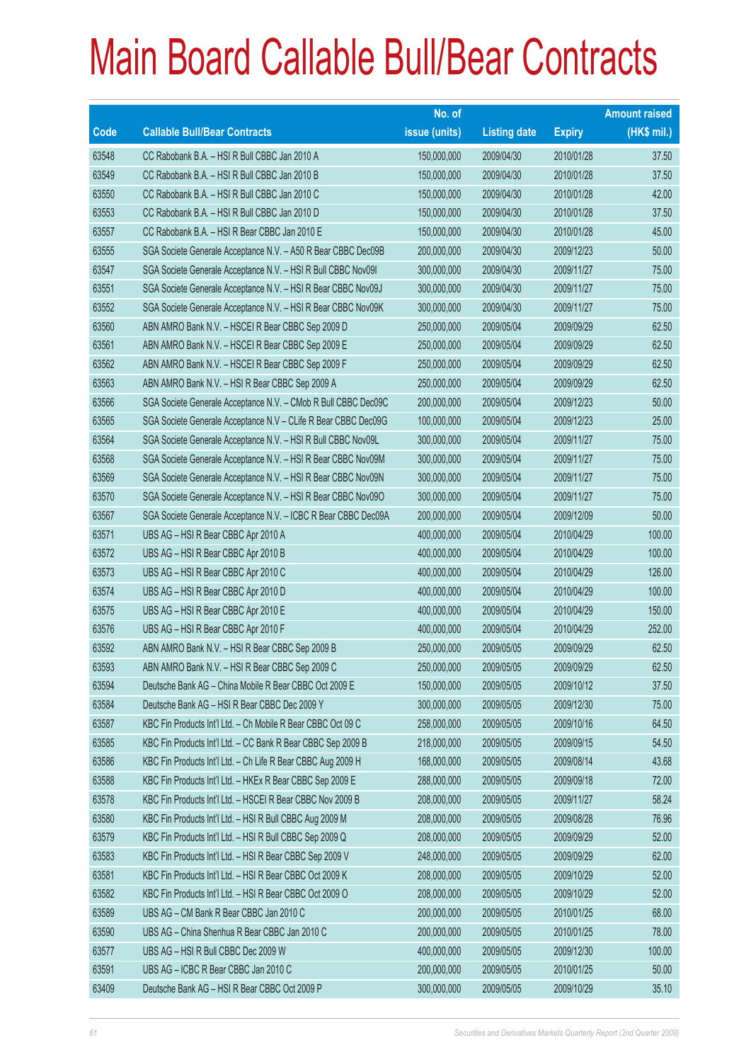# Main Board Callable Bull/Bear Contracts

| Code | Callable Bull/Bear Contracts | No. of issue (units) | Listing date | Expiry | Amount raised (HK$ mil.) |
|---|---|---|---|---|---|
| 63548 | CC Rabobank B.A. – HSI R Bull CBBC Jan 2010 A | 150,000,000 | 2009/04/30 | 2010/01/28 | 37.50 |
| 63549 | CC Rabobank B.A. – HSI R Bull CBBC Jan 2010 B | 150,000,000 | 2009/04/30 | 2010/01/28 | 37.50 |
| 63550 | CC Rabobank B.A. – HSI R Bull CBBC Jan 2010 C | 150,000,000 | 2009/04/30 | 2010/01/28 | 42.00 |
| 63553 | CC Rabobank B.A. – HSI R Bull CBBC Jan 2010 D | 150,000,000 | 2009/04/30 | 2010/01/28 | 37.50 |
| 63557 | CC Rabobank B.A. – HSI R Bear CBBC Jan 2010 E | 150,000,000 | 2009/04/30 | 2010/01/28 | 45.00 |
| 63555 | SGA Societe Generale Acceptance N.V. – A50 R Bear CBBC Dec09B | 200,000,000 | 2009/04/30 | 2009/12/23 | 50.00 |
| 63547 | SGA Societe Generale Acceptance N.V. – HSI R Bull CBBC Nov09I | 300,000,000 | 2009/04/30 | 2009/11/27 | 75.00 |
| 63551 | SGA Societe Generale Acceptance N.V. – HSI R Bear CBBC Nov09J | 300,000,000 | 2009/04/30 | 2009/11/27 | 75.00 |
| 63552 | SGA Societe Generale Acceptance N.V. – HSI R Bear CBBC Nov09K | 300,000,000 | 2009/04/30 | 2009/11/27 | 75.00 |
| 63560 | ABN AMRO Bank N.V. – HSCEI R Bear CBBC Sep 2009 D | 250,000,000 | 2009/05/04 | 2009/09/29 | 62.50 |
| 63561 | ABN AMRO Bank N.V. – HSCEI R Bear CBBC Sep 2009 E | 250,000,000 | 2009/05/04 | 2009/09/29 | 62.50 |
| 63562 | ABN AMRO Bank N.V. – HSCEI R Bear CBBC Sep 2009 F | 250,000,000 | 2009/05/04 | 2009/09/29 | 62.50 |
| 63563 | ABN AMRO Bank N.V. – HSI R Bear CBBC Sep 2009 A | 250,000,000 | 2009/05/04 | 2009/09/29 | 62.50 |
| 63566 | SGA Societe Generale Acceptance N.V. – CMob R Bull CBBC Dec09C | 200,000,000 | 2009/05/04 | 2009/12/23 | 50.00 |
| 63565 | SGA Societe Generale Acceptance N.V – CLife R Bear CBBC Dec09G | 100,000,000 | 2009/05/04 | 2009/12/23 | 25.00 |
| 63564 | SGA Societe Generale Acceptance N.V. – HSI R Bull CBBC Nov09L | 300,000,000 | 2009/05/04 | 2009/11/27 | 75.00 |
| 63568 | SGA Societe Generale Acceptance N.V. – HSI R Bear CBBC Nov09M | 300,000,000 | 2009/05/04 | 2009/11/27 | 75.00 |
| 63569 | SGA Societe Generale Acceptance N.V. – HSI R Bear CBBC Nov09N | 300,000,000 | 2009/05/04 | 2009/11/27 | 75.00 |
| 63570 | SGA Societe Generale Acceptance N.V. – HSI R Bear CBBC Nov09O | 300,000,000 | 2009/05/04 | 2009/11/27 | 75.00 |
| 63567 | SGA Societe Generale Acceptance N.V. – ICBC R Bear CBBC Dec09A | 200,000,000 | 2009/05/04 | 2009/12/09 | 50.00 |
| 63571 | UBS AG – HSI R Bear CBBC Apr 2010 A | 400,000,000 | 2009/05/04 | 2010/04/29 | 100.00 |
| 63572 | UBS AG – HSI R Bear CBBC Apr 2010 B | 400,000,000 | 2009/05/04 | 2010/04/29 | 100.00 |
| 63573 | UBS AG – HSI R Bear CBBC Apr 2010 C | 400,000,000 | 2009/05/04 | 2010/04/29 | 126.00 |
| 63574 | UBS AG – HSI R Bear CBBC Apr 2010 D | 400,000,000 | 2009/05/04 | 2010/04/29 | 100.00 |
| 63575 | UBS AG – HSI R Bear CBBC Apr 2010 E | 400,000,000 | 2009/05/04 | 2010/04/29 | 150.00 |
| 63576 | UBS AG – HSI R Bear CBBC Apr 2010 F | 400,000,000 | 2009/05/04 | 2010/04/29 | 252.00 |
| 63592 | ABN AMRO Bank N.V. – HSI R Bear CBBC Sep 2009 B | 250,000,000 | 2009/05/05 | 2009/09/29 | 62.50 |
| 63593 | ABN AMRO Bank N.V. – HSI R Bear CBBC Sep 2009 C | 250,000,000 | 2009/05/05 | 2009/09/29 | 62.50 |
| 63594 | Deutsche Bank AG – China Mobile R Bear CBBC Oct 2009 E | 150,000,000 | 2009/05/05 | 2009/10/12 | 37.50 |
| 63584 | Deutsche Bank AG – HSI R Bear CBBC Dec 2009 Y | 300,000,000 | 2009/05/05 | 2009/12/30 | 75.00 |
| 63587 | KBC Fin Products Int'l Ltd. – Ch Mobile R Bear CBBC Oct 09 C | 258,000,000 | 2009/05/05 | 2009/10/16 | 64.50 |
| 63585 | KBC Fin Products Int'l Ltd. – CC Bank R Bear CBBC Sep 2009 B | 218,000,000 | 2009/05/05 | 2009/09/15 | 54.50 |
| 63586 | KBC Fin Products Int'l Ltd. – Ch Life R Bear CBBC Aug 2009 H | 168,000,000 | 2009/05/05 | 2009/08/14 | 43.68 |
| 63588 | KBC Fin Products Int'l Ltd. – HKEx R Bear CBBC Sep 2009 E | 288,000,000 | 2009/05/05 | 2009/09/18 | 72.00 |
| 63578 | KBC Fin Products Int'l Ltd. – HSCEI R Bear CBBC Nov 2009 B | 208,000,000 | 2009/05/05 | 2009/11/27 | 58.24 |
| 63580 | KBC Fin Products Int'l Ltd. – HSI R Bull CBBC Aug 2009 M | 208,000,000 | 2009/05/05 | 2009/08/28 | 76.96 |
| 63579 | KBC Fin Products Int'l Ltd. – HSI R Bull CBBC Sep 2009 Q | 208,000,000 | 2009/05/05 | 2009/09/29 | 52.00 |
| 63583 | KBC Fin Products Int'l Ltd. – HSI R Bear CBBC Sep 2009 V | 248,000,000 | 2009/05/05 | 2009/09/29 | 62.00 |
| 63581 | KBC Fin Products Int'l Ltd. – HSI R Bear CBBC Oct 2009 K | 208,000,000 | 2009/05/05 | 2009/10/29 | 52.00 |
| 63582 | KBC Fin Products Int'l Ltd. – HSI R Bear CBBC Oct 2009 O | 208,000,000 | 2009/05/05 | 2009/10/29 | 52.00 |
| 63589 | UBS AG – CM Bank R Bear CBBC Jan 2010 C | 200,000,000 | 2009/05/05 | 2010/01/25 | 68.00 |
| 63590 | UBS AG – China Shenhua R Bear CBBC Jan 2010 C | 200,000,000 | 2009/05/05 | 2010/01/25 | 78.00 |
| 63577 | UBS AG – HSI R Bull CBBC Dec 2009 W | 400,000,000 | 2009/05/05 | 2009/12/30 | 100.00 |
| 63591 | UBS AG – ICBC R Bear CBBC Jan 2010 C | 200,000,000 | 2009/05/05 | 2010/01/25 | 50.00 |
| 63409 | Deutsche Bank AG – HSI R Bear CBBC Oct 2009 P | 300,000,000 | 2009/05/05 | 2009/10/29 | 35.10 |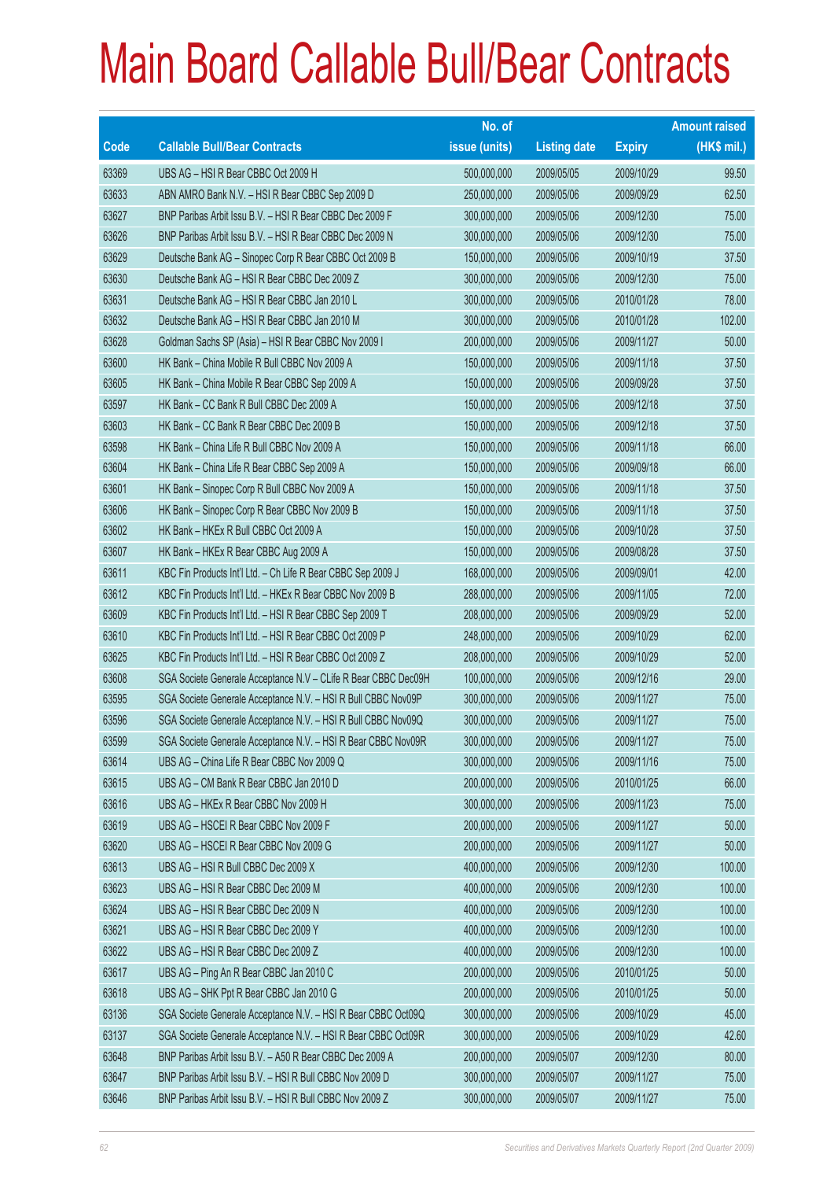# Main Board Callable Bull/Bear Contracts

| Code | Callable Bull/Bear Contracts | No. of issue (units) | Listing date | Expiry | Amount raised (HK$ mil.) |
|---|---|---|---|---|---|
| 63369 | UBS AG – HSI R Bear CBBC Oct 2009 H | 500,000,000 | 2009/05/05 | 2009/10/29 | 99.50 |
| 63633 | ABN AMRO Bank N.V. – HSI R Bear CBBC Sep 2009 D | 250,000,000 | 2009/05/06 | 2009/09/29 | 62.50 |
| 63627 | BNP Paribas Arbit Issu B.V. – HSI R Bear CBBC Dec 2009 F | 300,000,000 | 2009/05/06 | 2009/12/30 | 75.00 |
| 63626 | BNP Paribas Arbit Issu B.V. – HSI R Bear CBBC Dec 2009 N | 300,000,000 | 2009/05/06 | 2009/12/30 | 75.00 |
| 63629 | Deutsche Bank AG – Sinopec Corp R Bear CBBC Oct 2009 B | 150,000,000 | 2009/05/06 | 2009/10/19 | 37.50 |
| 63630 | Deutsche Bank AG – HSI R Bear CBBC Dec 2009 Z | 300,000,000 | 2009/05/06 | 2009/12/30 | 75.00 |
| 63631 | Deutsche Bank AG – HSI R Bear CBBC Jan 2010 L | 300,000,000 | 2009/05/06 | 2010/01/28 | 78.00 |
| 63632 | Deutsche Bank AG – HSI R Bear CBBC Jan 2010 M | 300,000,000 | 2009/05/06 | 2010/01/28 | 102.00 |
| 63628 | Goldman Sachs SP (Asia) – HSI R Bear CBBC Nov 2009 I | 200,000,000 | 2009/05/06 | 2009/11/27 | 50.00 |
| 63600 | HK Bank – China Mobile R Bull CBBC Nov 2009 A | 150,000,000 | 2009/05/06 | 2009/11/18 | 37.50 |
| 63605 | HK Bank – China Mobile R Bear CBBC Sep 2009 A | 150,000,000 | 2009/05/06 | 2009/09/28 | 37.50 |
| 63597 | HK Bank – CC Bank R Bull CBBC Dec 2009 A | 150,000,000 | 2009/05/06 | 2009/12/18 | 37.50 |
| 63603 | HK Bank – CC Bank R Bear CBBC Dec 2009 B | 150,000,000 | 2009/05/06 | 2009/12/18 | 37.50 |
| 63598 | HK Bank – China Life R Bull CBBC Nov 2009 A | 150,000,000 | 2009/05/06 | 2009/11/18 | 66.00 |
| 63604 | HK Bank – China Life R Bear CBBC Sep 2009 A | 150,000,000 | 2009/05/06 | 2009/09/18 | 66.00 |
| 63601 | HK Bank – Sinopec Corp R Bull CBBC Nov 2009 A | 150,000,000 | 2009/05/06 | 2009/11/18 | 37.50 |
| 63606 | HK Bank – Sinopec Corp R Bear CBBC Nov 2009 B | 150,000,000 | 2009/05/06 | 2009/11/18 | 37.50 |
| 63602 | HK Bank – HKEx R Bull CBBC Oct 2009 A | 150,000,000 | 2009/05/06 | 2009/10/28 | 37.50 |
| 63607 | HK Bank – HKEx R Bear CBBC Aug 2009 A | 150,000,000 | 2009/05/06 | 2009/08/28 | 37.50 |
| 63611 | KBC Fin Products Int'l Ltd. – Ch Life R Bear CBBC Sep 2009 J | 168,000,000 | 2009/05/06 | 2009/09/01 | 42.00 |
| 63612 | KBC Fin Products Int'l Ltd. – HKEx R Bear CBBC Nov 2009 B | 288,000,000 | 2009/05/06 | 2009/11/05 | 72.00 |
| 63609 | KBC Fin Products Int'l Ltd. – HSI R Bear CBBC Sep 2009 T | 208,000,000 | 2009/05/06 | 2009/09/29 | 52.00 |
| 63610 | KBC Fin Products Int'l Ltd. – HSI R Bear CBBC Oct 2009 P | 248,000,000 | 2009/05/06 | 2009/10/29 | 62.00 |
| 63625 | KBC Fin Products Int'l Ltd. – HSI R Bear CBBC Oct 2009 Z | 208,000,000 | 2009/05/06 | 2009/10/29 | 52.00 |
| 63608 | SGA Societe Generale Acceptance N.V – CLife R Bear CBBC Dec09H | 100,000,000 | 2009/05/06 | 2009/12/16 | 29.00 |
| 63595 | SGA Societe Generale Acceptance N.V. – HSI R Bull CBBC Nov09P | 300,000,000 | 2009/05/06 | 2009/11/27 | 75.00 |
| 63596 | SGA Societe Generale Acceptance N.V. – HSI R Bull CBBC Nov09Q | 300,000,000 | 2009/05/06 | 2009/11/27 | 75.00 |
| 63599 | SGA Societe Generale Acceptance N.V. – HSI R Bear CBBC Nov09R | 300,000,000 | 2009/05/06 | 2009/11/27 | 75.00 |
| 63614 | UBS AG – China Life R Bear CBBC Nov 2009 Q | 300,000,000 | 2009/05/06 | 2009/11/16 | 75.00 |
| 63615 | UBS AG – CM Bank R Bear CBBC Jan 2010 D | 200,000,000 | 2009/05/06 | 2010/01/25 | 66.00 |
| 63616 | UBS AG – HKEx R Bear CBBC Nov 2009 H | 300,000,000 | 2009/05/06 | 2009/11/23 | 75.00 |
| 63619 | UBS AG – HSCEI R Bear CBBC Nov 2009 F | 200,000,000 | 2009/05/06 | 2009/11/27 | 50.00 |
| 63620 | UBS AG – HSCEI R Bear CBBC Nov 2009 G | 200,000,000 | 2009/05/06 | 2009/11/27 | 50.00 |
| 63613 | UBS AG – HSI R Bull CBBC Dec 2009 X | 400,000,000 | 2009/05/06 | 2009/12/30 | 100.00 |
| 63623 | UBS AG – HSI R Bear CBBC Dec 2009 M | 400,000,000 | 2009/05/06 | 2009/12/30 | 100.00 |
| 63624 | UBS AG – HSI R Bear CBBC Dec 2009 N | 400,000,000 | 2009/05/06 | 2009/12/30 | 100.00 |
| 63621 | UBS AG – HSI R Bear CBBC Dec 2009 Y | 400,000,000 | 2009/05/06 | 2009/12/30 | 100.00 |
| 63622 | UBS AG – HSI R Bear CBBC Dec 2009 Z | 400,000,000 | 2009/05/06 | 2009/12/30 | 100.00 |
| 63617 | UBS AG – Ping An R Bear CBBC Jan 2010 C | 200,000,000 | 2009/05/06 | 2010/01/25 | 50.00 |
| 63618 | UBS AG – SHK Ppt R Bear CBBC Jan 2010 G | 200,000,000 | 2009/05/06 | 2010/01/25 | 50.00 |
| 63136 | SGA Societe Generale Acceptance N.V. – HSI R Bear CBBC Oct09Q | 300,000,000 | 2009/05/06 | 2009/10/29 | 45.00 |
| 63137 | SGA Societe Generale Acceptance N.V. – HSI R Bear CBBC Oct09R | 300,000,000 | 2009/05/06 | 2009/10/29 | 42.60 |
| 63648 | BNP Paribas Arbit Issu B.V. – A50 R Bear CBBC Dec 2009 A | 200,000,000 | 2009/05/07 | 2009/12/30 | 80.00 |
| 63647 | BNP Paribas Arbit Issu B.V. – HSI R Bull CBBC Nov 2009 D | 300,000,000 | 2009/05/07 | 2009/11/27 | 75.00 |
| 63646 | BNP Paribas Arbit Issu B.V. – HSI R Bull CBBC Nov 2009 Z | 300,000,000 | 2009/05/07 | 2009/11/27 | 75.00 |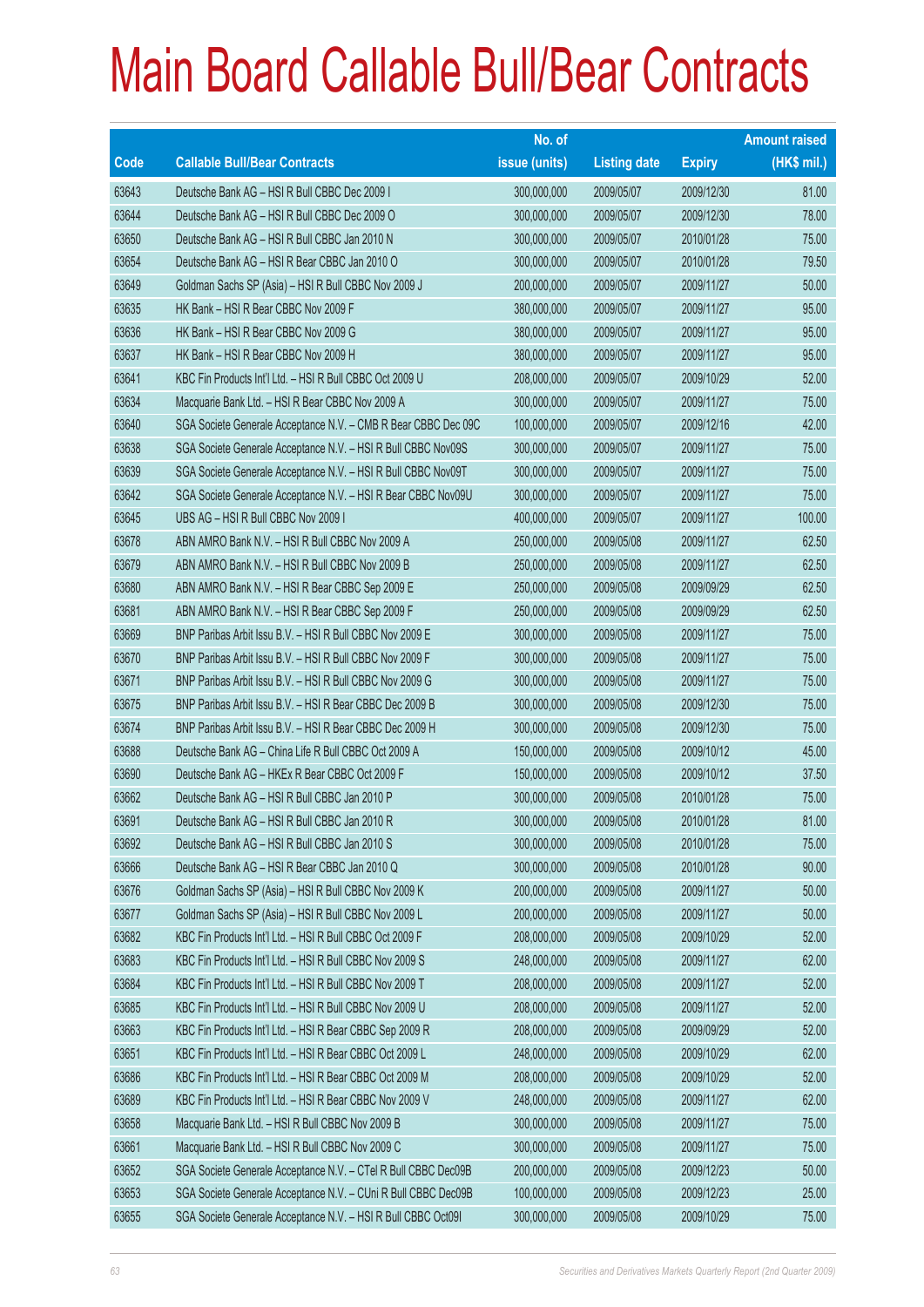# Main Board Callable Bull/Bear Contracts

| Code | Callable Bull/Bear Contracts | No. of issue (units) | Listing date | Expiry | Amount raised (HK$ mil.) |
|---|---|---|---|---|---|
| 63643 | Deutsche Bank AG – HSI R Bull CBBC Dec 2009 I | 300,000,000 | 2009/05/07 | 2009/12/30 | 81.00 |
| 63644 | Deutsche Bank AG – HSI R Bull CBBC Dec 2009 O | 300,000,000 | 2009/05/07 | 2009/12/30 | 78.00 |
| 63650 | Deutsche Bank AG – HSI R Bull CBBC Jan 2010 N | 300,000,000 | 2009/05/07 | 2010/01/28 | 75.00 |
| 63654 | Deutsche Bank AG – HSI R Bear CBBC Jan 2010 O | 300,000,000 | 2009/05/07 | 2010/01/28 | 79.50 |
| 63649 | Goldman Sachs SP (Asia) – HSI R Bull CBBC Nov 2009 J | 200,000,000 | 2009/05/07 | 2009/11/27 | 50.00 |
| 63635 | HK Bank – HSI R Bear CBBC Nov 2009 F | 380,000,000 | 2009/05/07 | 2009/11/27 | 95.00 |
| 63636 | HK Bank – HSI R Bear CBBC Nov 2009 G | 380,000,000 | 2009/05/07 | 2009/11/27 | 95.00 |
| 63637 | HK Bank – HSI R Bear CBBC Nov 2009 H | 380,000,000 | 2009/05/07 | 2009/11/27 | 95.00 |
| 63641 | KBC Fin Products Int'l Ltd. – HSI R Bull CBBC Oct 2009 U | 208,000,000 | 2009/05/07 | 2009/10/29 | 52.00 |
| 63634 | Macquarie Bank Ltd. – HSI R Bear CBBC Nov 2009 A | 300,000,000 | 2009/05/07 | 2009/11/27 | 75.00 |
| 63640 | SGA Societe Generale Acceptance N.V. – CMB R Bear CBBC Dec 09C | 100,000,000 | 2009/05/07 | 2009/12/16 | 42.00 |
| 63638 | SGA Societe Generale Acceptance N.V. – HSI R Bull CBBC Nov09S | 300,000,000 | 2009/05/07 | 2009/11/27 | 75.00 |
| 63639 | SGA Societe Generale Acceptance N.V. – HSI R Bull CBBC Nov09T | 300,000,000 | 2009/05/07 | 2009/11/27 | 75.00 |
| 63642 | SGA Societe Generale Acceptance N.V. – HSI R Bear CBBC Nov09U | 300,000,000 | 2009/05/07 | 2009/11/27 | 75.00 |
| 63645 | UBS AG – HSI R Bull CBBC Nov 2009 I | 400,000,000 | 2009/05/07 | 2009/11/27 | 100.00 |
| 63678 | ABN AMRO Bank N.V. – HSI R Bull CBBC Nov 2009 A | 250,000,000 | 2009/05/08 | 2009/11/27 | 62.50 |
| 63679 | ABN AMRO Bank N.V. – HSI R Bull CBBC Nov 2009 B | 250,000,000 | 2009/05/08 | 2009/11/27 | 62.50 |
| 63680 | ABN AMRO Bank N.V. – HSI R Bear CBBC Sep 2009 E | 250,000,000 | 2009/05/08 | 2009/09/29 | 62.50 |
| 63681 | ABN AMRO Bank N.V. – HSI R Bear CBBC Sep 2009 F | 250,000,000 | 2009/05/08 | 2009/09/29 | 62.50 |
| 63669 | BNP Paribas Arbit Issu B.V. – HSI R Bull CBBC Nov 2009 E | 300,000,000 | 2009/05/08 | 2009/11/27 | 75.00 |
| 63670 | BNP Paribas Arbit Issu B.V. – HSI R Bull CBBC Nov 2009 F | 300,000,000 | 2009/05/08 | 2009/11/27 | 75.00 |
| 63671 | BNP Paribas Arbit Issu B.V. – HSI R Bull CBBC Nov 2009 G | 300,000,000 | 2009/05/08 | 2009/11/27 | 75.00 |
| 63675 | BNP Paribas Arbit Issu B.V. – HSI R Bear CBBC Dec 2009 B | 300,000,000 | 2009/05/08 | 2009/12/30 | 75.00 |
| 63674 | BNP Paribas Arbit Issu B.V. – HSI R Bear CBBC Dec 2009 H | 300,000,000 | 2009/05/08 | 2009/12/30 | 75.00 |
| 63688 | Deutsche Bank AG – China Life R Bull CBBC Oct 2009 A | 150,000,000 | 2009/05/08 | 2009/10/12 | 45.00 |
| 63690 | Deutsche Bank AG – HKEx R Bear CBBC Oct 2009 F | 150,000,000 | 2009/05/08 | 2009/10/12 | 37.50 |
| 63662 | Deutsche Bank AG – HSI R Bull CBBC Jan 2010 P | 300,000,000 | 2009/05/08 | 2010/01/28 | 75.00 |
| 63691 | Deutsche Bank AG – HSI R Bull CBBC Jan 2010 R | 300,000,000 | 2009/05/08 | 2010/01/28 | 81.00 |
| 63692 | Deutsche Bank AG – HSI R Bull CBBC Jan 2010 S | 300,000,000 | 2009/05/08 | 2010/01/28 | 75.00 |
| 63666 | Deutsche Bank AG – HSI R Bear CBBC Jan 2010 Q | 300,000,000 | 2009/05/08 | 2010/01/28 | 90.00 |
| 63676 | Goldman Sachs SP (Asia) – HSI R Bull CBBC Nov 2009 K | 200,000,000 | 2009/05/08 | 2009/11/27 | 50.00 |
| 63677 | Goldman Sachs SP (Asia) – HSI R Bull CBBC Nov 2009 L | 200,000,000 | 2009/05/08 | 2009/11/27 | 50.00 |
| 63682 | KBC Fin Products Int'l Ltd. – HSI R Bull CBBC Oct 2009 F | 208,000,000 | 2009/05/08 | 2009/10/29 | 52.00 |
| 63683 | KBC Fin Products Int'l Ltd. – HSI R Bull CBBC Nov 2009 S | 248,000,000 | 2009/05/08 | 2009/11/27 | 62.00 |
| 63684 | KBC Fin Products Int'l Ltd. – HSI R Bull CBBC Nov 2009 T | 208,000,000 | 2009/05/08 | 2009/11/27 | 52.00 |
| 63685 | KBC Fin Products Int'l Ltd. – HSI R Bull CBBC Nov 2009 U | 208,000,000 | 2009/05/08 | 2009/11/27 | 52.00 |
| 63663 | KBC Fin Products Int'l Ltd. – HSI R Bear CBBC Sep 2009 R | 208,000,000 | 2009/05/08 | 2009/09/29 | 52.00 |
| 63651 | KBC Fin Products Int'l Ltd. – HSI R Bear CBBC Oct 2009 L | 248,000,000 | 2009/05/08 | 2009/10/29 | 62.00 |
| 63686 | KBC Fin Products Int'l Ltd. – HSI R Bear CBBC Oct 2009 M | 208,000,000 | 2009/05/08 | 2009/10/29 | 52.00 |
| 63689 | KBC Fin Products Int'l Ltd. – HSI R Bear CBBC Nov 2009 V | 248,000,000 | 2009/05/08 | 2009/11/27 | 62.00 |
| 63658 | Macquarie Bank Ltd. – HSI R Bull CBBC Nov 2009 B | 300,000,000 | 2009/05/08 | 2009/11/27 | 75.00 |
| 63661 | Macquarie Bank Ltd. – HSI R Bull CBBC Nov 2009 C | 300,000,000 | 2009/05/08 | 2009/11/27 | 75.00 |
| 63652 | SGA Societe Generale Acceptance N.V. – CTel R Bull CBBC Dec09B | 200,000,000 | 2009/05/08 | 2009/12/23 | 50.00 |
| 63653 | SGA Societe Generale Acceptance N.V. – CUni R Bull CBBC Dec09B | 100,000,000 | 2009/05/08 | 2009/12/23 | 25.00 |
| 63655 | SGA Societe Generale Acceptance N.V. – HSI R Bull CBBC Oct09I | 300,000,000 | 2009/05/08 | 2009/10/29 | 75.00 |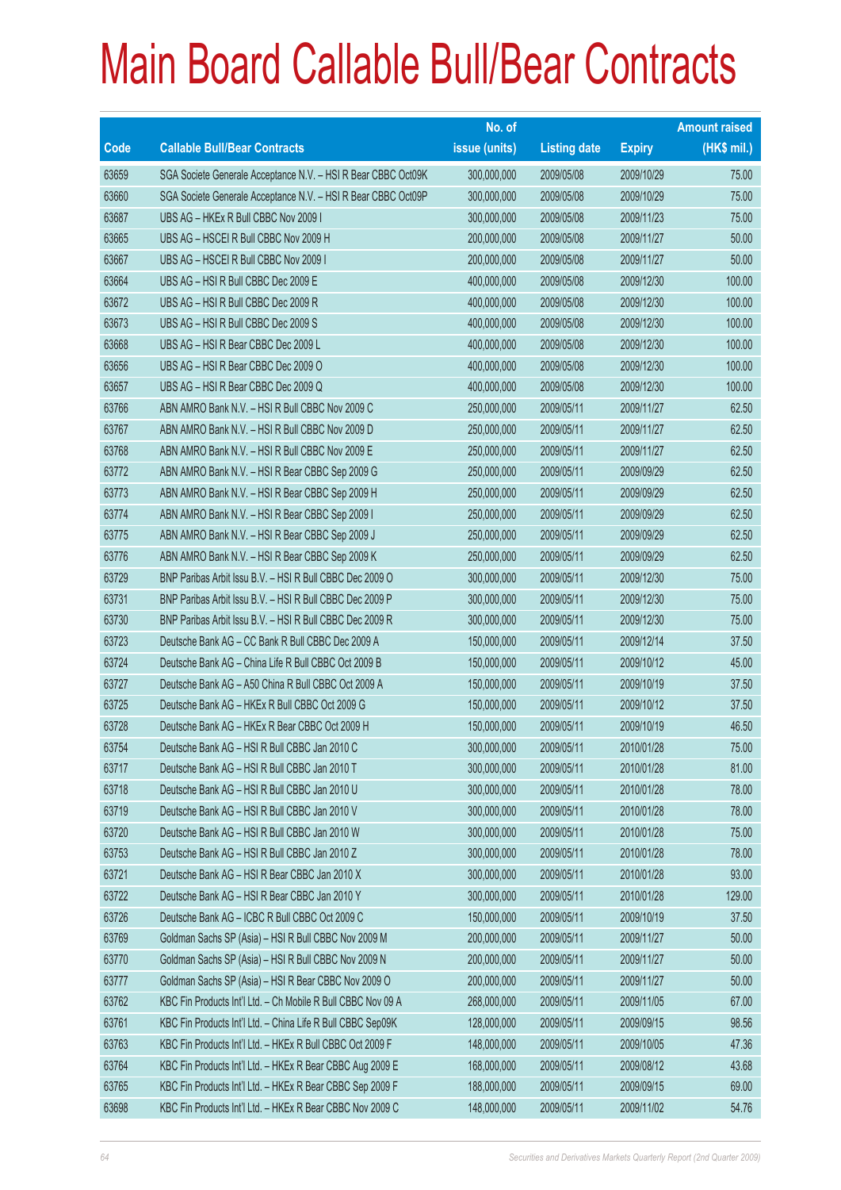# Main Board Callable Bull/Bear Contracts

| Code | Callable Bull/Bear Contracts | No. of issue (units) | Listing date | Expiry | Amount raised (HK$ mil.) |
|---|---|---|---|---|---|
| 63659 | SGA Societe Generale Acceptance N.V. – HSI R Bear CBBC Oct09K | 300,000,000 | 2009/05/08 | 2009/10/29 | 75.00 |
| 63660 | SGA Societe Generale Acceptance N.V. – HSI R Bear CBBC Oct09P | 300,000,000 | 2009/05/08 | 2009/10/29 | 75.00 |
| 63687 | UBS AG – HKEx R Bull CBBC Nov 2009 I | 300,000,000 | 2009/05/08 | 2009/11/23 | 75.00 |
| 63665 | UBS AG – HSCEI R Bull CBBC Nov 2009 H | 200,000,000 | 2009/05/08 | 2009/11/27 | 50.00 |
| 63667 | UBS AG – HSCEI R Bull CBBC Nov 2009 I | 200,000,000 | 2009/05/08 | 2009/11/27 | 50.00 |
| 63664 | UBS AG – HSI R Bull CBBC Dec 2009 E | 400,000,000 | 2009/05/08 | 2009/12/30 | 100.00 |
| 63672 | UBS AG – HSI R Bull CBBC Dec 2009 R | 400,000,000 | 2009/05/08 | 2009/12/30 | 100.00 |
| 63673 | UBS AG – HSI R Bull CBBC Dec 2009 S | 400,000,000 | 2009/05/08 | 2009/12/30 | 100.00 |
| 63668 | UBS AG – HSI R Bear CBBC Dec 2009 L | 400,000,000 | 2009/05/08 | 2009/12/30 | 100.00 |
| 63656 | UBS AG – HSI R Bear CBBC Dec 2009 O | 400,000,000 | 2009/05/08 | 2009/12/30 | 100.00 |
| 63657 | UBS AG – HSI R Bear CBBC Dec 2009 Q | 400,000,000 | 2009/05/08 | 2009/12/30 | 100.00 |
| 63766 | ABN AMRO Bank N.V. – HSI R Bull CBBC Nov 2009 C | 250,000,000 | 2009/05/11 | 2009/11/27 | 62.50 |
| 63767 | ABN AMRO Bank N.V. – HSI R Bull CBBC Nov 2009 D | 250,000,000 | 2009/05/11 | 2009/11/27 | 62.50 |
| 63768 | ABN AMRO Bank N.V. – HSI R Bull CBBC Nov 2009 E | 250,000,000 | 2009/05/11 | 2009/11/27 | 62.50 |
| 63772 | ABN AMRO Bank N.V. – HSI R Bear CBBC Sep 2009 G | 250,000,000 | 2009/05/11 | 2009/09/29 | 62.50 |
| 63773 | ABN AMRO Bank N.V. – HSI R Bear CBBC Sep 2009 H | 250,000,000 | 2009/05/11 | 2009/09/29 | 62.50 |
| 63774 | ABN AMRO Bank N.V. – HSI R Bear CBBC Sep 2009 I | 250,000,000 | 2009/05/11 | 2009/09/29 | 62.50 |
| 63775 | ABN AMRO Bank N.V. – HSI R Bear CBBC Sep 2009 J | 250,000,000 | 2009/05/11 | 2009/09/29 | 62.50 |
| 63776 | ABN AMRO Bank N.V. – HSI R Bear CBBC Sep 2009 K | 250,000,000 | 2009/05/11 | 2009/09/29 | 62.50 |
| 63729 | BNP Paribas Arbit Issu B.V. – HSI R Bull CBBC Dec 2009 O | 300,000,000 | 2009/05/11 | 2009/12/30 | 75.00 |
| 63731 | BNP Paribas Arbit Issu B.V. – HSI R Bull CBBC Dec 2009 P | 300,000,000 | 2009/05/11 | 2009/12/30 | 75.00 |
| 63730 | BNP Paribas Arbit Issu B.V. – HSI R Bull CBBC Dec 2009 R | 300,000,000 | 2009/05/11 | 2009/12/30 | 75.00 |
| 63723 | Deutsche Bank AG – CC Bank R Bull CBBC Dec 2009 A | 150,000,000 | 2009/05/11 | 2009/12/14 | 37.50 |
| 63724 | Deutsche Bank AG – China Life R Bull CBBC Oct 2009 B | 150,000,000 | 2009/05/11 | 2009/10/12 | 45.00 |
| 63727 | Deutsche Bank AG – A50 China R Bull CBBC Oct 2009 A | 150,000,000 | 2009/05/11 | 2009/10/19 | 37.50 |
| 63725 | Deutsche Bank AG – HKEx R Bull CBBC Oct 2009 G | 150,000,000 | 2009/05/11 | 2009/10/12 | 37.50 |
| 63728 | Deutsche Bank AG – HKEx R Bear CBBC Oct 2009 H | 150,000,000 | 2009/05/11 | 2009/10/19 | 46.50 |
| 63754 | Deutsche Bank AG – HSI R Bull CBBC Jan 2010 C | 300,000,000 | 2009/05/11 | 2010/01/28 | 75.00 |
| 63717 | Deutsche Bank AG – HSI R Bull CBBC Jan 2010 T | 300,000,000 | 2009/05/11 | 2010/01/28 | 81.00 |
| 63718 | Deutsche Bank AG – HSI R Bull CBBC Jan 2010 U | 300,000,000 | 2009/05/11 | 2010/01/28 | 78.00 |
| 63719 | Deutsche Bank AG – HSI R Bull CBBC Jan 2010 V | 300,000,000 | 2009/05/11 | 2010/01/28 | 78.00 |
| 63720 | Deutsche Bank AG – HSI R Bull CBBC Jan 2010 W | 300,000,000 | 2009/05/11 | 2010/01/28 | 75.00 |
| 63753 | Deutsche Bank AG – HSI R Bull CBBC Jan 2010 Z | 300,000,000 | 2009/05/11 | 2010/01/28 | 78.00 |
| 63721 | Deutsche Bank AG – HSI R Bear CBBC Jan 2010 X | 300,000,000 | 2009/05/11 | 2010/01/28 | 93.00 |
| 63722 | Deutsche Bank AG – HSI R Bear CBBC Jan 2010 Y | 300,000,000 | 2009/05/11 | 2010/01/28 | 129.00 |
| 63726 | Deutsche Bank AG – ICBC R Bull CBBC Oct 2009 C | 150,000,000 | 2009/05/11 | 2009/10/19 | 37.50 |
| 63769 | Goldman Sachs SP (Asia) – HSI R Bull CBBC Nov 2009 M | 200,000,000 | 2009/05/11 | 2009/11/27 | 50.00 |
| 63770 | Goldman Sachs SP (Asia) – HSI R Bull CBBC Nov 2009 N | 200,000,000 | 2009/05/11 | 2009/11/27 | 50.00 |
| 63777 | Goldman Sachs SP (Asia) – HSI R Bear CBBC Nov 2009 O | 200,000,000 | 2009/05/11 | 2009/11/27 | 50.00 |
| 63762 | KBC Fin Products Int'l Ltd. – Ch Mobile R Bull CBBC Nov 09 A | 268,000,000 | 2009/05/11 | 2009/11/05 | 67.00 |
| 63761 | KBC Fin Products Int'l Ltd. – China Life R Bull CBBC Sep09K | 128,000,000 | 2009/05/11 | 2009/09/15 | 98.56 |
| 63763 | KBC Fin Products Int'l Ltd. – HKEx R Bull CBBC Oct 2009 F | 148,000,000 | 2009/05/11 | 2009/10/05 | 47.36 |
| 63764 | KBC Fin Products Int'l Ltd. – HKEx R Bear CBBC Aug 2009 E | 168,000,000 | 2009/05/11 | 2009/08/12 | 43.68 |
| 63765 | KBC Fin Products Int'l Ltd. – HKEx R Bear CBBC Sep 2009 F | 188,000,000 | 2009/05/11 | 2009/09/15 | 69.00 |
| 63698 | KBC Fin Products Int'l Ltd. – HKEx R Bear CBBC Nov 2009 C | 148,000,000 | 2009/05/11 | 2009/11/02 | 54.76 |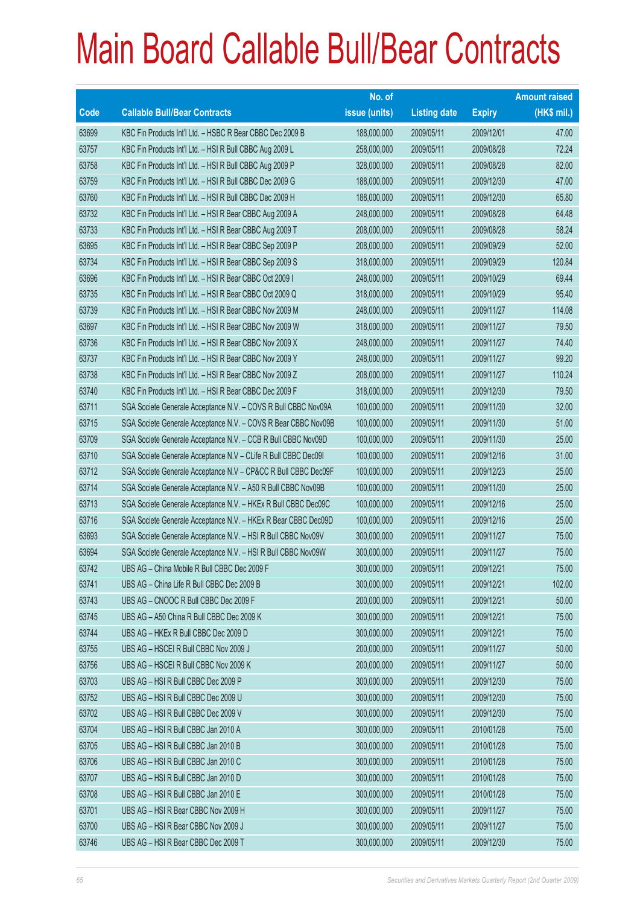# Main Board Callable Bull/Bear Contracts

| Code | Callable Bull/Bear Contracts | No. of issue (units) | Listing date | Expiry | Amount raised (HK$ mil.) |
|---|---|---|---|---|---|
| 63699 | KBC Fin Products Int'l Ltd. – HSBC R Bear CBBC Dec 2009 B | 188,000,000 | 2009/05/11 | 2009/12/01 | 47.00 |
| 63757 | KBC Fin Products Int'l Ltd. – HSI R Bull CBBC Aug 2009 L | 258,000,000 | 2009/05/11 | 2009/08/28 | 72.24 |
| 63758 | KBC Fin Products Int'l Ltd. – HSI R Bull CBBC Aug 2009 P | 328,000,000 | 2009/05/11 | 2009/08/28 | 82.00 |
| 63759 | KBC Fin Products Int'l Ltd. – HSI R Bull CBBC Dec 2009 G | 188,000,000 | 2009/05/11 | 2009/12/30 | 47.00 |
| 63760 | KBC Fin Products Int'l Ltd. – HSI R Bull CBBC Dec 2009 H | 188,000,000 | 2009/05/11 | 2009/12/30 | 65.80 |
| 63732 | KBC Fin Products Int'l Ltd. – HSI R Bear CBBC Aug 2009 A | 248,000,000 | 2009/05/11 | 2009/08/28 | 64.48 |
| 63733 | KBC Fin Products Int'l Ltd. – HSI R Bear CBBC Aug 2009 T | 208,000,000 | 2009/05/11 | 2009/08/28 | 58.24 |
| 63695 | KBC Fin Products Int'l Ltd. – HSI R Bear CBBC Sep 2009 P | 208,000,000 | 2009/05/11 | 2009/09/29 | 52.00 |
| 63734 | KBC Fin Products Int'l Ltd. – HSI R Bear CBBC Sep 2009 S | 318,000,000 | 2009/05/11 | 2009/09/29 | 120.84 |
| 63696 | KBC Fin Products Int'l Ltd. – HSI R Bear CBBC Oct 2009 I | 248,000,000 | 2009/05/11 | 2009/10/29 | 69.44 |
| 63735 | KBC Fin Products Int'l Ltd. – HSI R Bear CBBC Oct 2009 Q | 318,000,000 | 2009/05/11 | 2009/10/29 | 95.40 |
| 63739 | KBC Fin Products Int'l Ltd. – HSI R Bear CBBC Nov 2009 M | 248,000,000 | 2009/05/11 | 2009/11/27 | 114.08 |
| 63697 | KBC Fin Products Int'l Ltd. – HSI R Bear CBBC Nov 2009 W | 318,000,000 | 2009/05/11 | 2009/11/27 | 79.50 |
| 63736 | KBC Fin Products Int'l Ltd. – HSI R Bear CBBC Nov 2009 X | 248,000,000 | 2009/05/11 | 2009/11/27 | 74.40 |
| 63737 | KBC Fin Products Int'l Ltd. – HSI R Bear CBBC Nov 2009 Y | 248,000,000 | 2009/05/11 | 2009/11/27 | 99.20 |
| 63738 | KBC Fin Products Int'l Ltd. – HSI R Bear CBBC Nov 2009 Z | 208,000,000 | 2009/05/11 | 2009/11/27 | 110.24 |
| 63740 | KBC Fin Products Int'l Ltd. – HSI R Bear CBBC Dec 2009 F | 318,000,000 | 2009/05/11 | 2009/12/30 | 79.50 |
| 63711 | SGA Societe Generale Acceptance N.V. – COVS R Bull CBBC Nov09A | 100,000,000 | 2009/05/11 | 2009/11/30 | 32.00 |
| 63715 | SGA Societe Generale Acceptance N.V. – COVS R Bear CBBC Nov09B | 100,000,000 | 2009/05/11 | 2009/11/30 | 51.00 |
| 63709 | SGA Societe Generale Acceptance N.V. – CCB R Bull CBBC Nov09D | 100,000,000 | 2009/05/11 | 2009/11/30 | 25.00 |
| 63710 | SGA Societe Generale Acceptance N.V – CLife R Bull CBBC Dec09I | 100,000,000 | 2009/05/11 | 2009/12/16 | 31.00 |
| 63712 | SGA Societe Generale Acceptance N.V – CP&CC R Bull CBBC Dec09F | 100,000,000 | 2009/05/11 | 2009/12/23 | 25.00 |
| 63714 | SGA Societe Generale Acceptance N.V. – A50 R Bull CBBC Nov09B | 100,000,000 | 2009/05/11 | 2009/11/30 | 25.00 |
| 63713 | SGA Societe Generale Acceptance N.V. – HKEx R Bull CBBC Dec09C | 100,000,000 | 2009/05/11 | 2009/12/16 | 25.00 |
| 63716 | SGA Societe Generale Acceptance N.V. – HKEx R Bear CBBC Dec09D | 100,000,000 | 2009/05/11 | 2009/12/16 | 25.00 |
| 63693 | SGA Societe Generale Acceptance N.V. – HSI R Bull CBBC Nov09V | 300,000,000 | 2009/05/11 | 2009/11/27 | 75.00 |
| 63694 | SGA Societe Generale Acceptance N.V. – HSI R Bull CBBC Nov09W | 300,000,000 | 2009/05/11 | 2009/11/27 | 75.00 |
| 63742 | UBS AG – China Mobile R Bull CBBC Dec 2009 F | 300,000,000 | 2009/05/11 | 2009/12/21 | 75.00 |
| 63741 | UBS AG – China Life R Bull CBBC Dec 2009 B | 300,000,000 | 2009/05/11 | 2009/12/21 | 102.00 |
| 63743 | UBS AG – CNOOC R Bull CBBC Dec 2009 F | 200,000,000 | 2009/05/11 | 2009/12/21 | 50.00 |
| 63745 | UBS AG – A50 China R Bull CBBC Dec 2009 K | 300,000,000 | 2009/05/11 | 2009/12/21 | 75.00 |
| 63744 | UBS AG – HKEx R Bull CBBC Dec 2009 D | 300,000,000 | 2009/05/11 | 2009/12/21 | 75.00 |
| 63755 | UBS AG – HSCEI R Bull CBBC Nov 2009 J | 200,000,000 | 2009/05/11 | 2009/11/27 | 50.00 |
| 63756 | UBS AG – HSCEI R Bull CBBC Nov 2009 K | 200,000,000 | 2009/05/11 | 2009/11/27 | 50.00 |
| 63703 | UBS AG – HSI R Bull CBBC Dec 2009 P | 300,000,000 | 2009/05/11 | 2009/12/30 | 75.00 |
| 63752 | UBS AG – HSI R Bull CBBC Dec 2009 U | 300,000,000 | 2009/05/11 | 2009/12/30 | 75.00 |
| 63702 | UBS AG – HSI R Bull CBBC Dec 2009 V | 300,000,000 | 2009/05/11 | 2009/12/30 | 75.00 |
| 63704 | UBS AG – HSI R Bull CBBC Jan 2010 A | 300,000,000 | 2009/05/11 | 2010/01/28 | 75.00 |
| 63705 | UBS AG – HSI R Bull CBBC Jan 2010 B | 300,000,000 | 2009/05/11 | 2010/01/28 | 75.00 |
| 63706 | UBS AG – HSI R Bull CBBC Jan 2010 C | 300,000,000 | 2009/05/11 | 2010/01/28 | 75.00 |
| 63707 | UBS AG – HSI R Bull CBBC Jan 2010 D | 300,000,000 | 2009/05/11 | 2010/01/28 | 75.00 |
| 63708 | UBS AG – HSI R Bull CBBC Jan 2010 E | 300,000,000 | 2009/05/11 | 2010/01/28 | 75.00 |
| 63701 | UBS AG – HSI R Bear CBBC Nov 2009 H | 300,000,000 | 2009/05/11 | 2009/11/27 | 75.00 |
| 63700 | UBS AG – HSI R Bear CBBC Nov 2009 J | 300,000,000 | 2009/05/11 | 2009/11/27 | 75.00 |
| 63746 | UBS AG – HSI R Bear CBBC Dec 2009 T | 300,000,000 | 2009/05/11 | 2009/12/30 | 75.00 |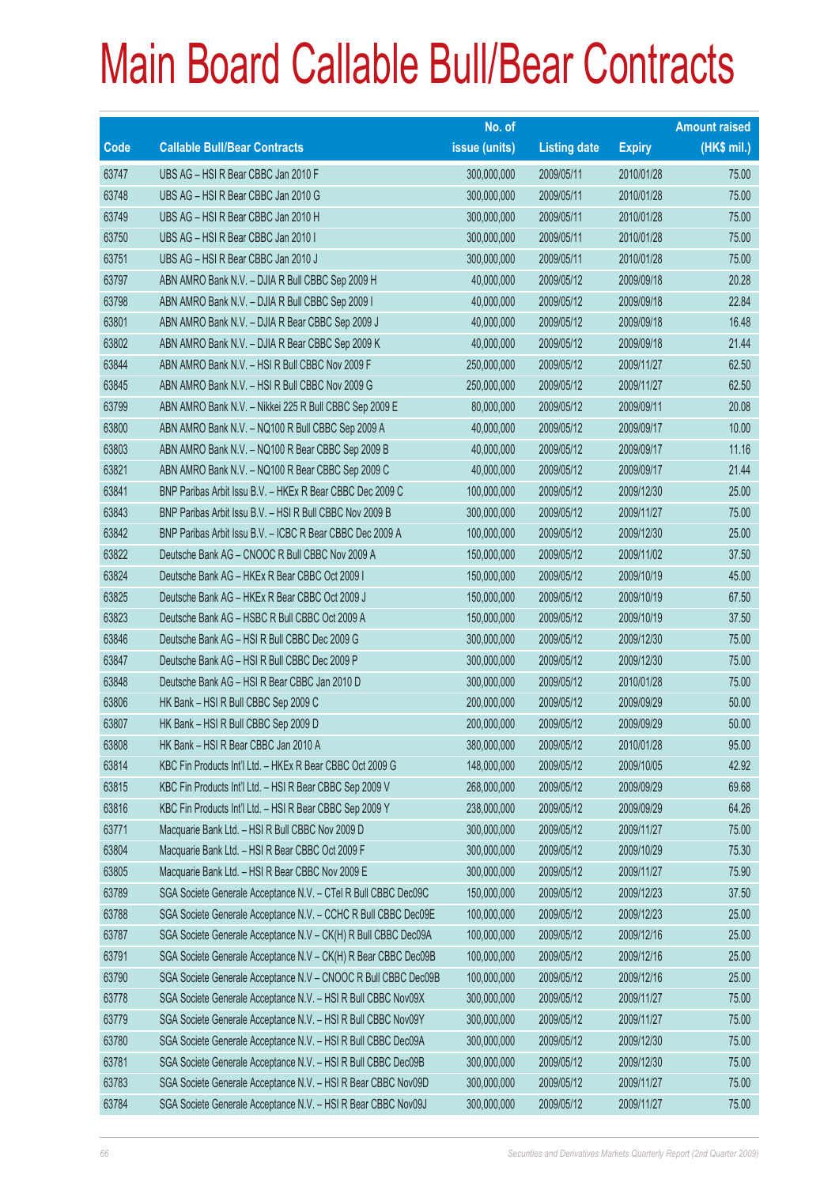# Main Board Callable Bull/Bear Contracts

| Code | Callable Bull/Bear Contracts | No. of issue (units) | Listing date | Expiry | Amount raised (HK$ mil.) |
|---|---|---|---|---|---|
| 63747 | UBS AG – HSI R Bear CBBC Jan 2010 F | 300,000,000 | 2009/05/11 | 2010/01/28 | 75.00 |
| 63748 | UBS AG – HSI R Bear CBBC Jan 2010 G | 300,000,000 | 2009/05/11 | 2010/01/28 | 75.00 |
| 63749 | UBS AG – HSI R Bear CBBC Jan 2010 H | 300,000,000 | 2009/05/11 | 2010/01/28 | 75.00 |
| 63750 | UBS AG – HSI R Bear CBBC Jan 2010 I | 300,000,000 | 2009/05/11 | 2010/01/28 | 75.00 |
| 63751 | UBS AG – HSI R Bear CBBC Jan 2010 J | 300,000,000 | 2009/05/11 | 2010/01/28 | 75.00 |
| 63797 | ABN AMRO Bank N.V. – DJIA R Bull CBBC Sep 2009 H | 40,000,000 | 2009/05/12 | 2009/09/18 | 20.28 |
| 63798 | ABN AMRO Bank N.V. – DJIA R Bull CBBC Sep 2009 I | 40,000,000 | 2009/05/12 | 2009/09/18 | 22.84 |
| 63801 | ABN AMRO Bank N.V. – DJIA R Bear CBBC Sep 2009 J | 40,000,000 | 2009/05/12 | 2009/09/18 | 16.48 |
| 63802 | ABN AMRO Bank N.V. – DJIA R Bear CBBC Sep 2009 K | 40,000,000 | 2009/05/12 | 2009/09/18 | 21.44 |
| 63844 | ABN AMRO Bank N.V. – HSI R Bull CBBC Nov 2009 F | 250,000,000 | 2009/05/12 | 2009/11/27 | 62.50 |
| 63845 | ABN AMRO Bank N.V. – HSI R Bull CBBC Nov 2009 G | 250,000,000 | 2009/05/12 | 2009/11/27 | 62.50 |
| 63799 | ABN AMRO Bank N.V. – Nikkei 225 R Bull CBBC Sep 2009 E | 80,000,000 | 2009/05/12 | 2009/09/11 | 20.08 |
| 63800 | ABN AMRO Bank N.V. – NQ100 R Bull CBBC Sep 2009 A | 40,000,000 | 2009/05/12 | 2009/09/17 | 10.00 |
| 63803 | ABN AMRO Bank N.V. – NQ100 R Bear CBBC Sep 2009 B | 40,000,000 | 2009/05/12 | 2009/09/17 | 11.16 |
| 63821 | ABN AMRO Bank N.V. – NQ100 R Bear CBBC Sep 2009 C | 40,000,000 | 2009/05/12 | 2009/09/17 | 21.44 |
| 63841 | BNP Paribas Arbit Issu B.V. – HKEx R Bear CBBC Dec 2009 C | 100,000,000 | 2009/05/12 | 2009/12/30 | 25.00 |
| 63843 | BNP Paribas Arbit Issu B.V. – HSI R Bull CBBC Nov 2009 B | 300,000,000 | 2009/05/12 | 2009/11/27 | 75.00 |
| 63842 | BNP Paribas Arbit Issu B.V. – ICBC R Bear CBBC Dec 2009 A | 100,000,000 | 2009/05/12 | 2009/12/30 | 25.00 |
| 63822 | Deutsche Bank AG – CNOOC R Bull CBBC Nov 2009 A | 150,000,000 | 2009/05/12 | 2009/11/02 | 37.50 |
| 63824 | Deutsche Bank AG – HKEx R Bear CBBC Oct 2009 I | 150,000,000 | 2009/05/12 | 2009/10/19 | 45.00 |
| 63825 | Deutsche Bank AG – HKEx R Bear CBBC Oct 2009 J | 150,000,000 | 2009/05/12 | 2009/10/19 | 67.50 |
| 63823 | Deutsche Bank AG – HSBC R Bull CBBC Oct 2009 A | 150,000,000 | 2009/05/12 | 2009/10/19 | 37.50 |
| 63846 | Deutsche Bank AG – HSI R Bull CBBC Dec 2009 G | 300,000,000 | 2009/05/12 | 2009/12/30 | 75.00 |
| 63847 | Deutsche Bank AG – HSI R Bull CBBC Dec 2009 P | 300,000,000 | 2009/05/12 | 2009/12/30 | 75.00 |
| 63848 | Deutsche Bank AG – HSI R Bear CBBC Jan 2010 D | 300,000,000 | 2009/05/12 | 2010/01/28 | 75.00 |
| 63806 | HK Bank – HSI R Bull CBBC Sep 2009 C | 200,000,000 | 2009/05/12 | 2009/09/29 | 50.00 |
| 63807 | HK Bank – HSI R Bull CBBC Sep 2009 D | 200,000,000 | 2009/05/12 | 2009/09/29 | 50.00 |
| 63808 | HK Bank – HSI R Bear CBBC Jan 2010 A | 380,000,000 | 2009/05/12 | 2010/01/28 | 95.00 |
| 63814 | KBC Fin Products Int'l Ltd. – HKEx R Bear CBBC Oct 2009 G | 148,000,000 | 2009/05/12 | 2009/10/05 | 42.92 |
| 63815 | KBC Fin Products Int'l Ltd. – HSI R Bear CBBC Sep 2009 V | 268,000,000 | 2009/05/12 | 2009/09/29 | 69.68 |
| 63816 | KBC Fin Products Int'l Ltd. – HSI R Bear CBBC Sep 2009 Y | 238,000,000 | 2009/05/12 | 2009/09/29 | 64.26 |
| 63771 | Macquarie Bank Ltd. – HSI R Bull CBBC Nov 2009 D | 300,000,000 | 2009/05/12 | 2009/11/27 | 75.00 |
| 63804 | Macquarie Bank Ltd. – HSI R Bear CBBC Oct 2009 F | 300,000,000 | 2009/05/12 | 2009/10/29 | 75.30 |
| 63805 | Macquarie Bank Ltd. – HSI R Bear CBBC Nov 2009 E | 300,000,000 | 2009/05/12 | 2009/11/27 | 75.90 |
| 63789 | SGA Societe Generale Acceptance N.V. – CTel R Bull CBBC Dec09C | 150,000,000 | 2009/05/12 | 2009/12/23 | 37.50 |
| 63788 | SGA Societe Generale Acceptance N.V. – CCHC R Bull CBBC Dec09E | 100,000,000 | 2009/05/12 | 2009/12/23 | 25.00 |
| 63787 | SGA Societe Generale Acceptance N.V – CK(H) R Bull CBBC Dec09A | 100,000,000 | 2009/05/12 | 2009/12/16 | 25.00 |
| 63791 | SGA Societe Generale Acceptance N.V – CK(H) R Bear CBBC Dec09B | 100,000,000 | 2009/05/12 | 2009/12/16 | 25.00 |
| 63790 | SGA Societe Generale Acceptance N.V – CNOOC R Bull CBBC Dec09B | 100,000,000 | 2009/05/12 | 2009/12/16 | 25.00 |
| 63778 | SGA Societe Generale Acceptance N.V. – HSI R Bull CBBC Nov09X | 300,000,000 | 2009/05/12 | 2009/11/27 | 75.00 |
| 63779 | SGA Societe Generale Acceptance N.V. – HSI R Bull CBBC Nov09Y | 300,000,000 | 2009/05/12 | 2009/11/27 | 75.00 |
| 63780 | SGA Societe Generale Acceptance N.V. – HSI R Bull CBBC Dec09A | 300,000,000 | 2009/05/12 | 2009/12/30 | 75.00 |
| 63781 | SGA Societe Generale Acceptance N.V. – HSI R Bull CBBC Dec09B | 300,000,000 | 2009/05/12 | 2009/12/30 | 75.00 |
| 63783 | SGA Societe Generale Acceptance N.V. – HSI R Bear CBBC Nov09D | 300,000,000 | 2009/05/12 | 2009/11/27 | 75.00 |
| 63784 | SGA Societe Generale Acceptance N.V. – HSI R Bear CBBC Nov09J | 300,000,000 | 2009/05/12 | 2009/11/27 | 75.00 |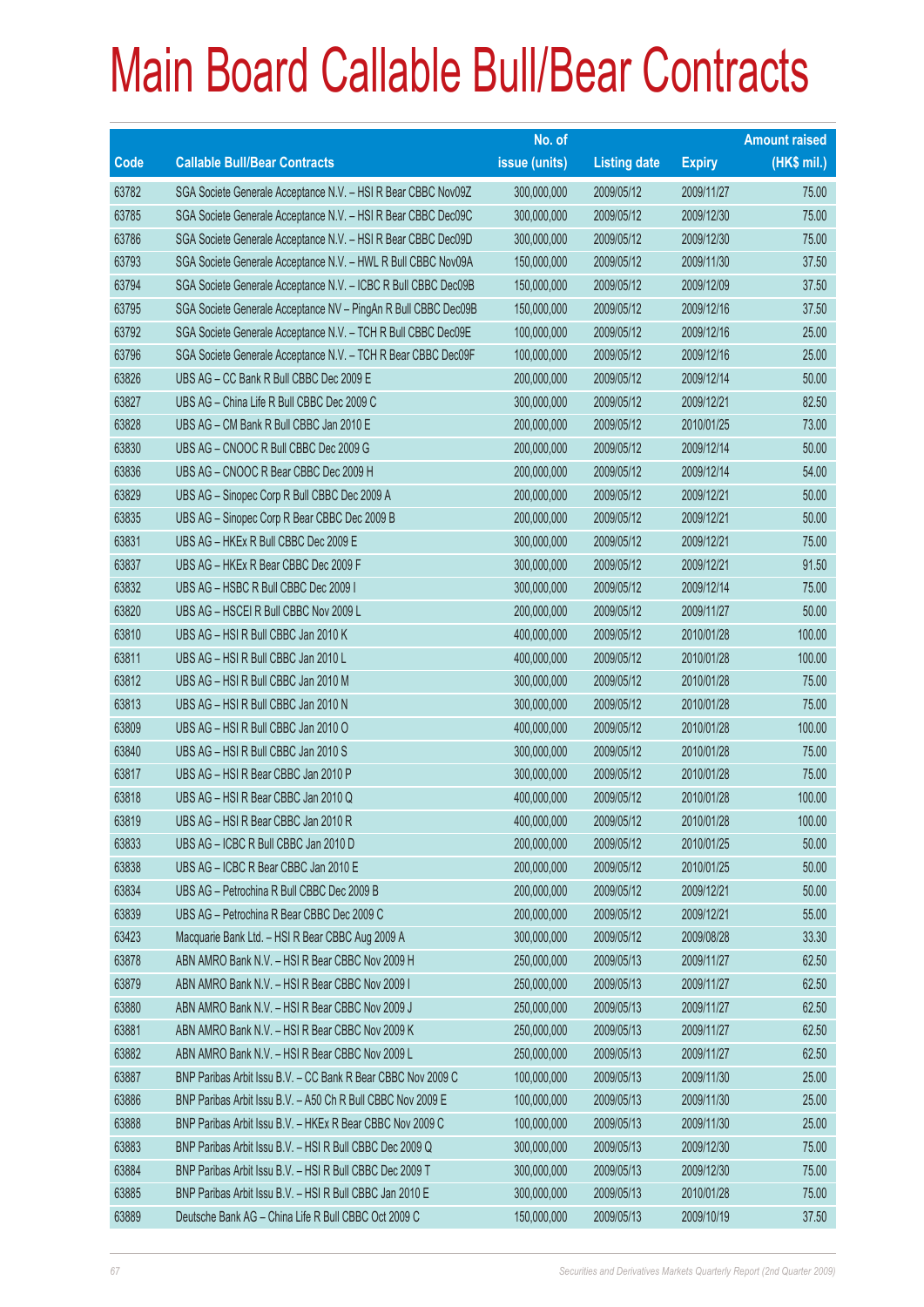# Main Board Callable Bull/Bear Contracts

| Code | Callable Bull/Bear Contracts | No. of issue (units) | Listing date | Expiry | Amount raised (HK$ mil.) |
|---|---|---|---|---|---|
| 63782 | SGA Societe Generale Acceptance N.V. – HSI R Bear CBBC Nov09Z | 300,000,000 | 2009/05/12 | 2009/11/27 | 75.00 |
| 63785 | SGA Societe Generale Acceptance N.V. – HSI R Bear CBBC Dec09C | 300,000,000 | 2009/05/12 | 2009/12/30 | 75.00 |
| 63786 | SGA Societe Generale Acceptance N.V. – HSI R Bear CBBC Dec09D | 300,000,000 | 2009/05/12 | 2009/12/30 | 75.00 |
| 63793 | SGA Societe Generale Acceptance N.V. – HWL R Bull CBBC Nov09A | 150,000,000 | 2009/05/12 | 2009/11/30 | 37.50 |
| 63794 | SGA Societe Generale Acceptance N.V. – ICBC R Bull CBBC Dec09B | 150,000,000 | 2009/05/12 | 2009/12/09 | 37.50 |
| 63795 | SGA Societe Generale Acceptance NV – PingAn R Bull CBBC Dec09B | 150,000,000 | 2009/05/12 | 2009/12/16 | 37.50 |
| 63792 | SGA Societe Generale Acceptance N.V. – TCH R Bull CBBC Dec09E | 100,000,000 | 2009/05/12 | 2009/12/16 | 25.00 |
| 63796 | SGA Societe Generale Acceptance N.V. – TCH R Bear CBBC Dec09F | 100,000,000 | 2009/05/12 | 2009/12/16 | 25.00 |
| 63826 | UBS AG – CC Bank R Bull CBBC Dec 2009 E | 200,000,000 | 2009/05/12 | 2009/12/14 | 50.00 |
| 63827 | UBS AG – China Life R Bull CBBC Dec 2009 C | 300,000,000 | 2009/05/12 | 2009/12/21 | 82.50 |
| 63828 | UBS AG – CM Bank R Bull CBBC Jan 2010 E | 200,000,000 | 2009/05/12 | 2010/01/25 | 73.00 |
| 63830 | UBS AG – CNOOC R Bull CBBC Dec 2009 G | 200,000,000 | 2009/05/12 | 2009/12/14 | 50.00 |
| 63836 | UBS AG – CNOOC R Bear CBBC Dec 2009 H | 200,000,000 | 2009/05/12 | 2009/12/14 | 54.00 |
| 63829 | UBS AG – Sinopec Corp R Bull CBBC Dec 2009 A | 200,000,000 | 2009/05/12 | 2009/12/21 | 50.00 |
| 63835 | UBS AG – Sinopec Corp R Bear CBBC Dec 2009 B | 200,000,000 | 2009/05/12 | 2009/12/21 | 50.00 |
| 63831 | UBS AG – HKEx R Bull CBBC Dec 2009 E | 300,000,000 | 2009/05/12 | 2009/12/21 | 75.00 |
| 63837 | UBS AG – HKEx R Bear CBBC Dec 2009 F | 300,000,000 | 2009/05/12 | 2009/12/21 | 91.50 |
| 63832 | UBS AG – HSBC R Bull CBBC Dec 2009 I | 300,000,000 | 2009/05/12 | 2009/12/14 | 75.00 |
| 63820 | UBS AG – HSCEI R Bull CBBC Nov 2009 L | 200,000,000 | 2009/05/12 | 2009/11/27 | 50.00 |
| 63810 | UBS AG – HSI R Bull CBBC Jan 2010 K | 400,000,000 | 2009/05/12 | 2010/01/28 | 100.00 |
| 63811 | UBS AG – HSI R Bull CBBC Jan 2010 L | 400,000,000 | 2009/05/12 | 2010/01/28 | 100.00 |
| 63812 | UBS AG – HSI R Bull CBBC Jan 2010 M | 300,000,000 | 2009/05/12 | 2010/01/28 | 75.00 |
| 63813 | UBS AG – HSI R Bull CBBC Jan 2010 N | 300,000,000 | 2009/05/12 | 2010/01/28 | 75.00 |
| 63809 | UBS AG – HSI R Bull CBBC Jan 2010 O | 400,000,000 | 2009/05/12 | 2010/01/28 | 100.00 |
| 63840 | UBS AG – HSI R Bull CBBC Jan 2010 S | 300,000,000 | 2009/05/12 | 2010/01/28 | 75.00 |
| 63817 | UBS AG – HSI R Bear CBBC Jan 2010 P | 300,000,000 | 2009/05/12 | 2010/01/28 | 75.00 |
| 63818 | UBS AG – HSI R Bear CBBC Jan 2010 Q | 400,000,000 | 2009/05/12 | 2010/01/28 | 100.00 |
| 63819 | UBS AG – HSI R Bear CBBC Jan 2010 R | 400,000,000 | 2009/05/12 | 2010/01/28 | 100.00 |
| 63833 | UBS AG – ICBC R Bull CBBC Jan 2010 D | 200,000,000 | 2009/05/12 | 2010/01/25 | 50.00 |
| 63838 | UBS AG – ICBC R Bear CBBC Jan 2010 E | 200,000,000 | 2009/05/12 | 2010/01/25 | 50.00 |
| 63834 | UBS AG – Petrochina R Bull CBBC Dec 2009 B | 200,000,000 | 2009/05/12 | 2009/12/21 | 50.00 |
| 63839 | UBS AG – Petrochina R Bear CBBC Dec 2009 C | 200,000,000 | 2009/05/12 | 2009/12/21 | 55.00 |
| 63423 | Macquarie Bank Ltd. – HSI R Bear CBBC Aug 2009 A | 300,000,000 | 2009/05/12 | 2009/08/28 | 33.30 |
| 63878 | ABN AMRO Bank N.V. – HSI R Bear CBBC Nov 2009 H | 250,000,000 | 2009/05/13 | 2009/11/27 | 62.50 |
| 63879 | ABN AMRO Bank N.V. – HSI R Bear CBBC Nov 2009 I | 250,000,000 | 2009/05/13 | 2009/11/27 | 62.50 |
| 63880 | ABN AMRO Bank N.V. – HSI R Bear CBBC Nov 2009 J | 250,000,000 | 2009/05/13 | 2009/11/27 | 62.50 |
| 63881 | ABN AMRO Bank N.V. – HSI R Bear CBBC Nov 2009 K | 250,000,000 | 2009/05/13 | 2009/11/27 | 62.50 |
| 63882 | ABN AMRO Bank N.V. – HSI R Bear CBBC Nov 2009 L | 250,000,000 | 2009/05/13 | 2009/11/27 | 62.50 |
| 63887 | BNP Paribas Arbit Issu B.V. – CC Bank R Bear CBBC Nov 2009 C | 100,000,000 | 2009/05/13 | 2009/11/30 | 25.00 |
| 63886 | BNP Paribas Arbit Issu B.V. – A50 Ch R Bull CBBC Nov 2009 E | 100,000,000 | 2009/05/13 | 2009/11/30 | 25.00 |
| 63888 | BNP Paribas Arbit Issu B.V. – HKEx R Bear CBBC Nov 2009 C | 100,000,000 | 2009/05/13 | 2009/11/30 | 25.00 |
| 63883 | BNP Paribas Arbit Issu B.V. – HSI R Bull CBBC Dec 2009 Q | 300,000,000 | 2009/05/13 | 2009/12/30 | 75.00 |
| 63884 | BNP Paribas Arbit Issu B.V. – HSI R Bull CBBC Dec 2009 T | 300,000,000 | 2009/05/13 | 2009/12/30 | 75.00 |
| 63885 | BNP Paribas Arbit Issu B.V. – HSI R Bull CBBC Jan 2010 E | 300,000,000 | 2009/05/13 | 2010/01/28 | 75.00 |
| 63889 | Deutsche Bank AG – China Life R Bull CBBC Oct 2009 C | 150,000,000 | 2009/05/13 | 2009/10/19 | 37.50 |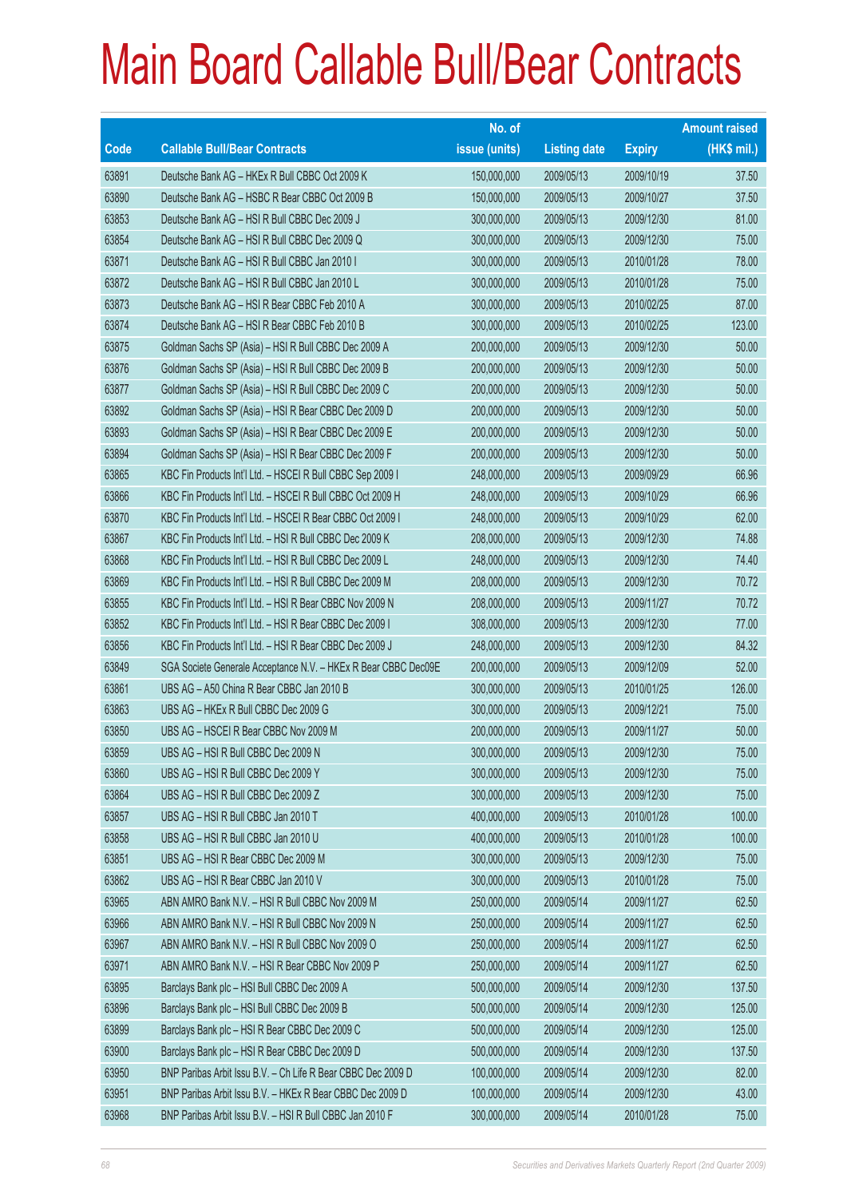# Main Board Callable Bull/Bear Contracts

| Code | Callable Bull/Bear Contracts | No. of issue (units) | Listing date | Expiry | Amount raised (HK$ mil.) |
|---|---|---|---|---|---|
| 63891 | Deutsche Bank AG – HKEx R Bull CBBC Oct 2009 K | 150,000,000 | 2009/05/13 | 2009/10/19 | 37.50 |
| 63890 | Deutsche Bank AG – HSBC R Bear CBBC Oct 2009 B | 150,000,000 | 2009/05/13 | 2009/10/27 | 37.50 |
| 63853 | Deutsche Bank AG – HSI R Bull CBBC Dec 2009 J | 300,000,000 | 2009/05/13 | 2009/12/30 | 81.00 |
| 63854 | Deutsche Bank AG – HSI R Bull CBBC Dec 2009 Q | 300,000,000 | 2009/05/13 | 2009/12/30 | 75.00 |
| 63871 | Deutsche Bank AG – HSI R Bull CBBC Jan 2010 I | 300,000,000 | 2009/05/13 | 2010/01/28 | 78.00 |
| 63872 | Deutsche Bank AG – HSI R Bull CBBC Jan 2010 L | 300,000,000 | 2009/05/13 | 2010/01/28 | 75.00 |
| 63873 | Deutsche Bank AG – HSI R Bear CBBC Feb 2010 A | 300,000,000 | 2009/05/13 | 2010/02/25 | 87.00 |
| 63874 | Deutsche Bank AG – HSI R Bear CBBC Feb 2010 B | 300,000,000 | 2009/05/13 | 2010/02/25 | 123.00 |
| 63875 | Goldman Sachs SP (Asia) – HSI R Bull CBBC Dec 2009 A | 200,000,000 | 2009/05/13 | 2009/12/30 | 50.00 |
| 63876 | Goldman Sachs SP (Asia) – HSI R Bull CBBC Dec 2009 B | 200,000,000 | 2009/05/13 | 2009/12/30 | 50.00 |
| 63877 | Goldman Sachs SP (Asia) – HSI R Bull CBBC Dec 2009 C | 200,000,000 | 2009/05/13 | 2009/12/30 | 50.00 |
| 63892 | Goldman Sachs SP (Asia) – HSI R Bear CBBC Dec 2009 D | 200,000,000 | 2009/05/13 | 2009/12/30 | 50.00 |
| 63893 | Goldman Sachs SP (Asia) – HSI R Bear CBBC Dec 2009 E | 200,000,000 | 2009/05/13 | 2009/12/30 | 50.00 |
| 63894 | Goldman Sachs SP (Asia) – HSI R Bear CBBC Dec 2009 F | 200,000,000 | 2009/05/13 | 2009/12/30 | 50.00 |
| 63865 | KBC Fin Products Int'l Ltd. – HSCEI R Bull CBBC Sep 2009 I | 248,000,000 | 2009/05/13 | 2009/09/29 | 66.96 |
| 63866 | KBC Fin Products Int'l Ltd. – HSCEI R Bull CBBC Oct 2009 H | 248,000,000 | 2009/05/13 | 2009/10/29 | 66.96 |
| 63870 | KBC Fin Products Int'l Ltd. – HSCEI R Bear CBBC Oct 2009 I | 248,000,000 | 2009/05/13 | 2009/10/29 | 62.00 |
| 63867 | KBC Fin Products Int'l Ltd. – HSI R Bull CBBC Dec 2009 K | 208,000,000 | 2009/05/13 | 2009/12/30 | 74.88 |
| 63868 | KBC Fin Products Int'l Ltd. – HSI R Bull CBBC Dec 2009 L | 248,000,000 | 2009/05/13 | 2009/12/30 | 74.40 |
| 63869 | KBC Fin Products Int'l Ltd. – HSI R Bull CBBC Dec 2009 M | 208,000,000 | 2009/05/13 | 2009/12/30 | 70.72 |
| 63855 | KBC Fin Products Int'l Ltd. – HSI R Bear CBBC Nov 2009 N | 208,000,000 | 2009/05/13 | 2009/11/27 | 70.72 |
| 63852 | KBC Fin Products Int'l Ltd. – HSI R Bear CBBC Dec 2009 I | 308,000,000 | 2009/05/13 | 2009/12/30 | 77.00 |
| 63856 | KBC Fin Products Int'l Ltd. – HSI R Bear CBBC Dec 2009 J | 248,000,000 | 2009/05/13 | 2009/12/30 | 84.32 |
| 63849 | SGA Societe Generale Acceptance N.V. – HKEx R Bear CBBC Dec09E | 200,000,000 | 2009/05/13 | 2009/12/09 | 52.00 |
| 63861 | UBS AG – A50 China R Bear CBBC Jan 2010 B | 300,000,000 | 2009/05/13 | 2010/01/25 | 126.00 |
| 63863 | UBS AG – HKEx R Bull CBBC Dec 2009 G | 300,000,000 | 2009/05/13 | 2009/12/21 | 75.00 |
| 63850 | UBS AG – HSCEI R Bear CBBC Nov 2009 M | 200,000,000 | 2009/05/13 | 2009/11/27 | 50.00 |
| 63859 | UBS AG – HSI R Bull CBBC Dec 2009 N | 300,000,000 | 2009/05/13 | 2009/12/30 | 75.00 |
| 63860 | UBS AG – HSI R Bull CBBC Dec 2009 Y | 300,000,000 | 2009/05/13 | 2009/12/30 | 75.00 |
| 63864 | UBS AG – HSI R Bull CBBC Dec 2009 Z | 300,000,000 | 2009/05/13 | 2009/12/30 | 75.00 |
| 63857 | UBS AG – HSI R Bull CBBC Jan 2010 T | 400,000,000 | 2009/05/13 | 2010/01/28 | 100.00 |
| 63858 | UBS AG – HSI R Bull CBBC Jan 2010 U | 400,000,000 | 2009/05/13 | 2010/01/28 | 100.00 |
| 63851 | UBS AG – HSI R Bear CBBC Dec 2009 M | 300,000,000 | 2009/05/13 | 2009/12/30 | 75.00 |
| 63862 | UBS AG – HSI R Bear CBBC Jan 2010 V | 300,000,000 | 2009/05/13 | 2010/01/28 | 75.00 |
| 63965 | ABN AMRO Bank N.V. – HSI R Bull CBBC Nov 2009 M | 250,000,000 | 2009/05/14 | 2009/11/27 | 62.50 |
| 63966 | ABN AMRO Bank N.V. – HSI R Bull CBBC Nov 2009 N | 250,000,000 | 2009/05/14 | 2009/11/27 | 62.50 |
| 63967 | ABN AMRO Bank N.V. – HSI R Bull CBBC Nov 2009 O | 250,000,000 | 2009/05/14 | 2009/11/27 | 62.50 |
| 63971 | ABN AMRO Bank N.V. – HSI R Bear CBBC Nov 2009 P | 250,000,000 | 2009/05/14 | 2009/11/27 | 62.50 |
| 63895 | Barclays Bank plc – HSI Bull CBBC Dec 2009 A | 500,000,000 | 2009/05/14 | 2009/12/30 | 137.50 |
| 63896 | Barclays Bank plc – HSI Bull CBBC Dec 2009 B | 500,000,000 | 2009/05/14 | 2009/12/30 | 125.00 |
| 63899 | Barclays Bank plc – HSI R Bear CBBC Dec 2009 C | 500,000,000 | 2009/05/14 | 2009/12/30 | 125.00 |
| 63900 | Barclays Bank plc – HSI R Bear CBBC Dec 2009 D | 500,000,000 | 2009/05/14 | 2009/12/30 | 137.50 |
| 63950 | BNP Paribas Arbit Issu B.V. – Ch Life R Bear CBBC Dec 2009 D | 100,000,000 | 2009/05/14 | 2009/12/30 | 82.00 |
| 63951 | BNP Paribas Arbit Issu B.V. – HKEx R Bear CBBC Dec 2009 D | 100,000,000 | 2009/05/14 | 2009/12/30 | 43.00 |
| 63968 | BNP Paribas Arbit Issu B.V. – HSI R Bull CBBC Jan 2010 F | 300,000,000 | 2009/05/14 | 2010/01/28 | 75.00 |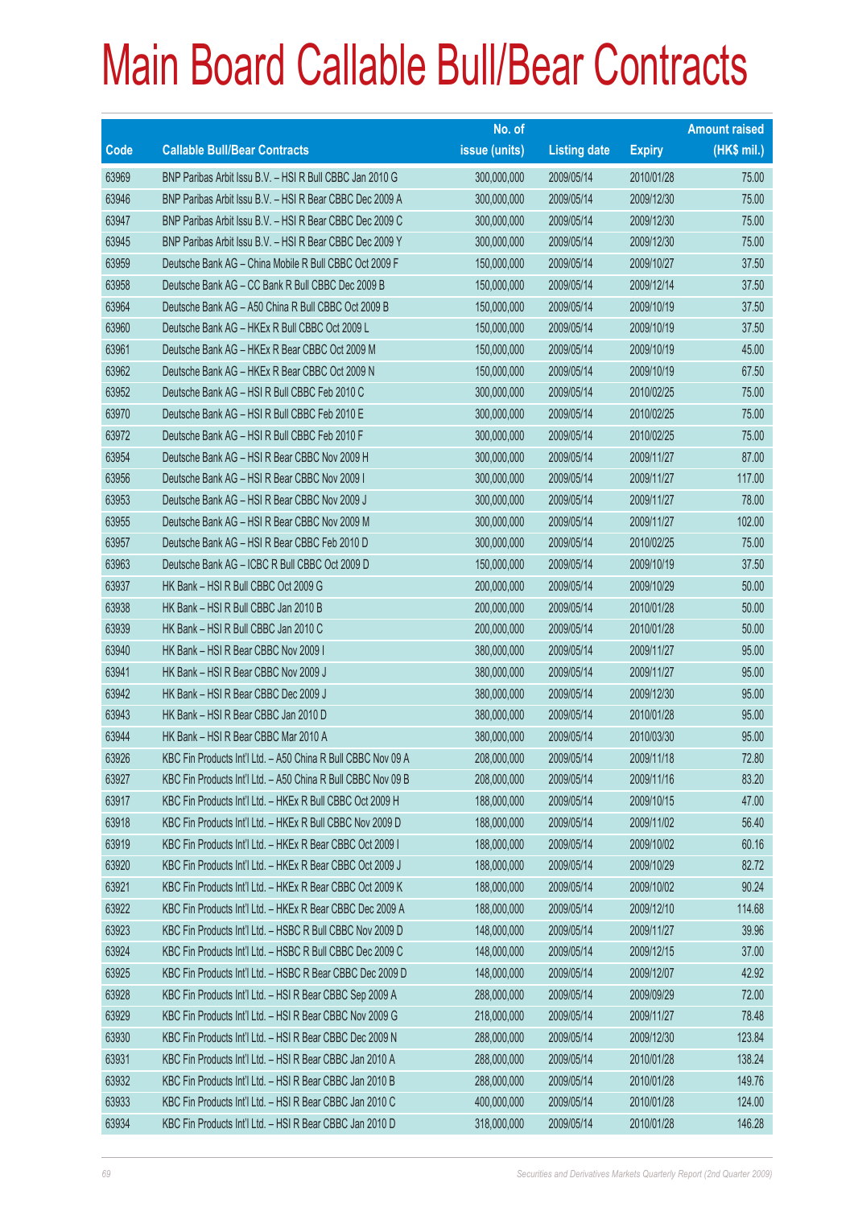# Main Board Callable Bull/Bear Contracts

| Code | Callable Bull/Bear Contracts | No. of issue (units) | Listing date | Expiry | Amount raised (HK$ mil.) |
|---|---|---|---|---|---|
| 63969 | BNP Paribas Arbit Issu B.V. – HSI R Bull CBBC Jan 2010 G | 300,000,000 | 2009/05/14 | 2010/01/28 | 75.00 |
| 63946 | BNP Paribas Arbit Issu B.V. – HSI R Bear CBBC Dec 2009 A | 300,000,000 | 2009/05/14 | 2009/12/30 | 75.00 |
| 63947 | BNP Paribas Arbit Issu B.V. – HSI R Bear CBBC Dec 2009 C | 300,000,000 | 2009/05/14 | 2009/12/30 | 75.00 |
| 63945 | BNP Paribas Arbit Issu B.V. – HSI R Bear CBBC Dec 2009 Y | 300,000,000 | 2009/05/14 | 2009/12/30 | 75.00 |
| 63959 | Deutsche Bank AG – China Mobile R Bull CBBC Oct 2009 F | 150,000,000 | 2009/05/14 | 2009/10/27 | 37.50 |
| 63958 | Deutsche Bank AG – CC Bank R Bull CBBC Dec 2009 B | 150,000,000 | 2009/05/14 | 2009/12/14 | 37.50 |
| 63964 | Deutsche Bank AG – A50 China R Bull CBBC Oct 2009 B | 150,000,000 | 2009/05/14 | 2009/10/19 | 37.50 |
| 63960 | Deutsche Bank AG – HKEx R Bull CBBC Oct 2009 L | 150,000,000 | 2009/05/14 | 2009/10/19 | 37.50 |
| 63961 | Deutsche Bank AG – HKEx R Bear CBBC Oct 2009 M | 150,000,000 | 2009/05/14 | 2009/10/19 | 45.00 |
| 63962 | Deutsche Bank AG – HKEx R Bear CBBC Oct 2009 N | 150,000,000 | 2009/05/14 | 2009/10/19 | 67.50 |
| 63952 | Deutsche Bank AG – HSI R Bull CBBC Feb 2010 C | 300,000,000 | 2009/05/14 | 2010/02/25 | 75.00 |
| 63970 | Deutsche Bank AG – HSI R Bull CBBC Feb 2010 E | 300,000,000 | 2009/05/14 | 2010/02/25 | 75.00 |
| 63972 | Deutsche Bank AG – HSI R Bull CBBC Feb 2010 F | 300,000,000 | 2009/05/14 | 2010/02/25 | 75.00 |
| 63954 | Deutsche Bank AG – HSI R Bear CBBC Nov 2009 H | 300,000,000 | 2009/05/14 | 2009/11/27 | 87.00 |
| 63956 | Deutsche Bank AG – HSI R Bear CBBC Nov 2009 I | 300,000,000 | 2009/05/14 | 2009/11/27 | 117.00 |
| 63953 | Deutsche Bank AG – HSI R Bear CBBC Nov 2009 J | 300,000,000 | 2009/05/14 | 2009/11/27 | 78.00 |
| 63955 | Deutsche Bank AG – HSI R Bear CBBC Nov 2009 M | 300,000,000 | 2009/05/14 | 2009/11/27 | 102.00 |
| 63957 | Deutsche Bank AG – HSI R Bear CBBC Feb 2010 D | 300,000,000 | 2009/05/14 | 2010/02/25 | 75.00 |
| 63963 | Deutsche Bank AG – ICBC R Bull CBBC Oct 2009 D | 150,000,000 | 2009/05/14 | 2009/10/19 | 37.50 |
| 63937 | HK Bank – HSI R Bull CBBC Oct 2009 G | 200,000,000 | 2009/05/14 | 2009/10/29 | 50.00 |
| 63938 | HK Bank – HSI R Bull CBBC Jan 2010 B | 200,000,000 | 2009/05/14 | 2010/01/28 | 50.00 |
| 63939 | HK Bank – HSI R Bull CBBC Jan 2010 C | 200,000,000 | 2009/05/14 | 2010/01/28 | 50.00 |
| 63940 | HK Bank – HSI R Bear CBBC Nov 2009 I | 380,000,000 | 2009/05/14 | 2009/11/27 | 95.00 |
| 63941 | HK Bank – HSI R Bear CBBC Nov 2009 J | 380,000,000 | 2009/05/14 | 2009/11/27 | 95.00 |
| 63942 | HK Bank – HSI R Bear CBBC Dec 2009 J | 380,000,000 | 2009/05/14 | 2009/12/30 | 95.00 |
| 63943 | HK Bank – HSI R Bear CBBC Jan 2010 D | 380,000,000 | 2009/05/14 | 2010/01/28 | 95.00 |
| 63944 | HK Bank – HSI R Bear CBBC Mar 2010 A | 380,000,000 | 2009/05/14 | 2010/03/30 | 95.00 |
| 63926 | KBC Fin Products Int'l Ltd. – A50 China R Bull CBBC Nov 09 A | 208,000,000 | 2009/05/14 | 2009/11/18 | 72.80 |
| 63927 | KBC Fin Products Int'l Ltd. – A50 China R Bull CBBC Nov 09 B | 208,000,000 | 2009/05/14 | 2009/11/16 | 83.20 |
| 63917 | KBC Fin Products Int'l Ltd. – HKEx R Bull CBBC Oct 2009 H | 188,000,000 | 2009/05/14 | 2009/10/15 | 47.00 |
| 63918 | KBC Fin Products Int'l Ltd. – HKEx R Bull CBBC Nov 2009 D | 188,000,000 | 2009/05/14 | 2009/11/02 | 56.40 |
| 63919 | KBC Fin Products Int'l Ltd. – HKEx R Bear CBBC Oct 2009 I | 188,000,000 | 2009/05/14 | 2009/10/02 | 60.16 |
| 63920 | KBC Fin Products Int'l Ltd. – HKEx R Bear CBBC Oct 2009 J | 188,000,000 | 2009/05/14 | 2009/10/29 | 82.72 |
| 63921 | KBC Fin Products Int'l Ltd. – HKEx R Bear CBBC Oct 2009 K | 188,000,000 | 2009/05/14 | 2009/10/02 | 90.24 |
| 63922 | KBC Fin Products Int'l Ltd. – HKEx R Bear CBBC Dec 2009 A | 188,000,000 | 2009/05/14 | 2009/12/10 | 114.68 |
| 63923 | KBC Fin Products Int'l Ltd. – HSBC R Bull CBBC Nov 2009 D | 148,000,000 | 2009/05/14 | 2009/11/27 | 39.96 |
| 63924 | KBC Fin Products Int'l Ltd. – HSBC R Bull CBBC Dec 2009 C | 148,000,000 | 2009/05/14 | 2009/12/15 | 37.00 |
| 63925 | KBC Fin Products Int'l Ltd. – HSBC R Bear CBBC Dec 2009 D | 148,000,000 | 2009/05/14 | 2009/12/07 | 42.92 |
| 63928 | KBC Fin Products Int'l Ltd. – HSI R Bear CBBC Sep 2009 A | 288,000,000 | 2009/05/14 | 2009/09/29 | 72.00 |
| 63929 | KBC Fin Products Int'l Ltd. – HSI R Bear CBBC Nov 2009 G | 218,000,000 | 2009/05/14 | 2009/11/27 | 78.48 |
| 63930 | KBC Fin Products Int'l Ltd. – HSI R Bear CBBC Dec 2009 N | 288,000,000 | 2009/05/14 | 2009/12/30 | 123.84 |
| 63931 | KBC Fin Products Int'l Ltd. – HSI R Bear CBBC Jan 2010 A | 288,000,000 | 2009/05/14 | 2010/01/28 | 138.24 |
| 63932 | KBC Fin Products Int'l Ltd. – HSI R Bear CBBC Jan 2010 B | 288,000,000 | 2009/05/14 | 2010/01/28 | 149.76 |
| 63933 | KBC Fin Products Int'l Ltd. – HSI R Bear CBBC Jan 2010 C | 400,000,000 | 2009/05/14 | 2010/01/28 | 124.00 |
| 63934 | KBC Fin Products Int'l Ltd. – HSI R Bear CBBC Jan 2010 D | 318,000,000 | 2009/05/14 | 2010/01/28 | 146.28 |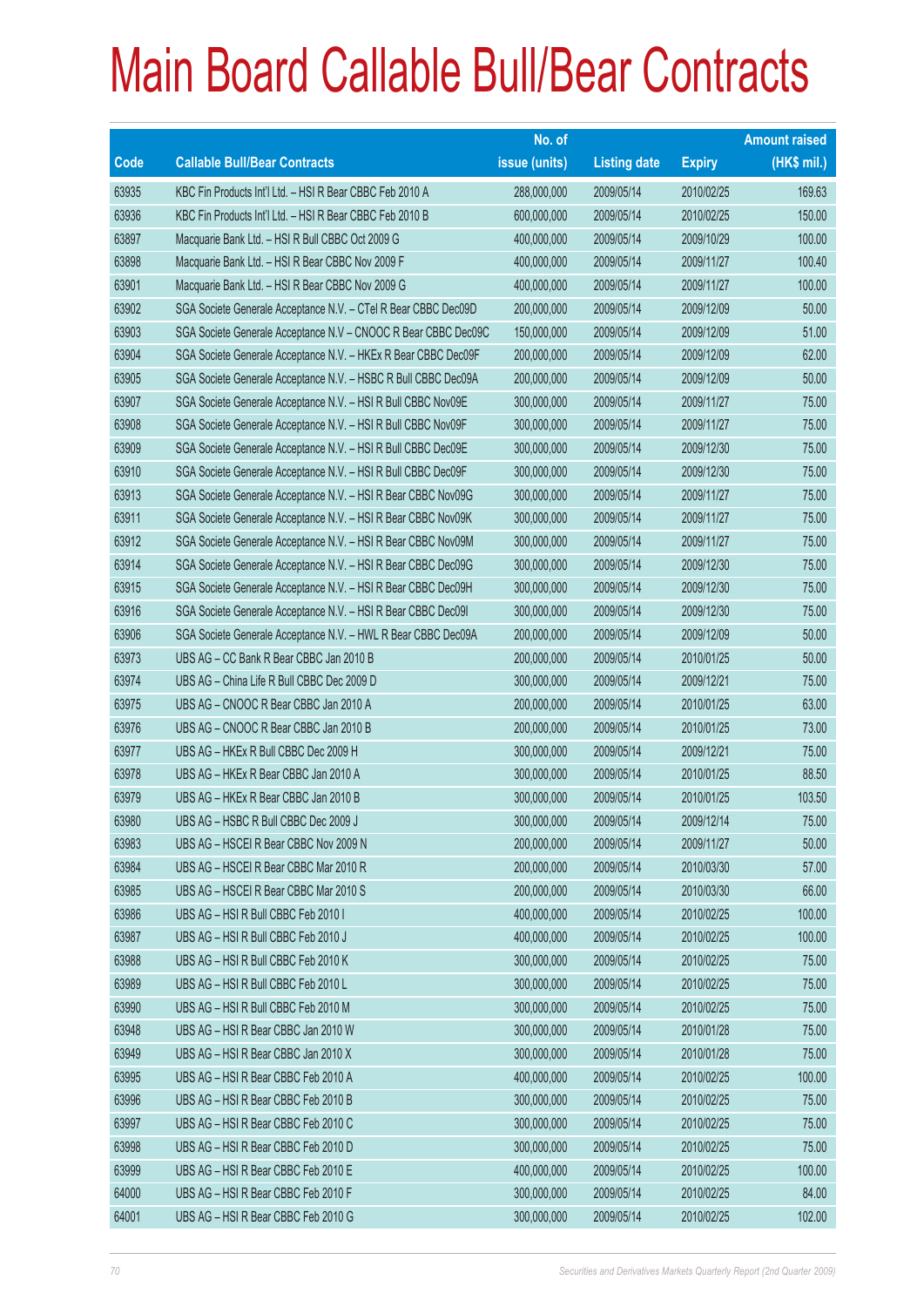# Main Board Callable Bull/Bear Contracts

| Code | Callable Bull/Bear Contracts | No. of issue (units) | Listing date | Expiry | Amount raised (HK$ mil.) |
|---|---|---|---|---|---|
| 63935 | KBC Fin Products Int'l Ltd. – HSI R Bear CBBC Feb 2010 A | 288,000,000 | 2009/05/14 | 2010/02/25 | 169.63 |
| 63936 | KBC Fin Products Int'l Ltd. – HSI R Bear CBBC Feb 2010 B | 600,000,000 | 2009/05/14 | 2010/02/25 | 150.00 |
| 63897 | Macquarie Bank Ltd. – HSI R Bull CBBC Oct 2009 G | 400,000,000 | 2009/05/14 | 2009/10/29 | 100.00 |
| 63898 | Macquarie Bank Ltd. – HSI R Bear CBBC Nov 2009 F | 400,000,000 | 2009/05/14 | 2009/11/27 | 100.40 |
| 63901 | Macquarie Bank Ltd. – HSI R Bear CBBC Nov 2009 G | 400,000,000 | 2009/05/14 | 2009/11/27 | 100.00 |
| 63902 | SGA Societe Generale Acceptance N.V. – CTel R Bear CBBC Dec09D | 200,000,000 | 2009/05/14 | 2009/12/09 | 50.00 |
| 63903 | SGA Societe Generale Acceptance N.V – CNOOC R Bear CBBC Dec09C | 150,000,000 | 2009/05/14 | 2009/12/09 | 51.00 |
| 63904 | SGA Societe Generale Acceptance N.V. – HKEx R Bear CBBC Dec09F | 200,000,000 | 2009/05/14 | 2009/12/09 | 62.00 |
| 63905 | SGA Societe Generale Acceptance N.V. – HSBC R Bull CBBC Dec09A | 200,000,000 | 2009/05/14 | 2009/12/09 | 50.00 |
| 63907 | SGA Societe Generale Acceptance N.V. – HSI R Bull CBBC Nov09E | 300,000,000 | 2009/05/14 | 2009/11/27 | 75.00 |
| 63908 | SGA Societe Generale Acceptance N.V. – HSI R Bull CBBC Nov09F | 300,000,000 | 2009/05/14 | 2009/11/27 | 75.00 |
| 63909 | SGA Societe Generale Acceptance N.V. – HSI R Bull CBBC Dec09E | 300,000,000 | 2009/05/14 | 2009/12/30 | 75.00 |
| 63910 | SGA Societe Generale Acceptance N.V. – HSI R Bull CBBC Dec09F | 300,000,000 | 2009/05/14 | 2009/12/30 | 75.00 |
| 63913 | SGA Societe Generale Acceptance N.V. – HSI R Bear CBBC Nov09G | 300,000,000 | 2009/05/14 | 2009/11/27 | 75.00 |
| 63911 | SGA Societe Generale Acceptance N.V. – HSI R Bear CBBC Nov09K | 300,000,000 | 2009/05/14 | 2009/11/27 | 75.00 |
| 63912 | SGA Societe Generale Acceptance N.V. – HSI R Bear CBBC Nov09M | 300,000,000 | 2009/05/14 | 2009/11/27 | 75.00 |
| 63914 | SGA Societe Generale Acceptance N.V. – HSI R Bear CBBC Dec09G | 300,000,000 | 2009/05/14 | 2009/12/30 | 75.00 |
| 63915 | SGA Societe Generale Acceptance N.V. – HSI R Bear CBBC Dec09H | 300,000,000 | 2009/05/14 | 2009/12/30 | 75.00 |
| 63916 | SGA Societe Generale Acceptance N.V. – HSI R Bear CBBC Dec09I | 300,000,000 | 2009/05/14 | 2009/12/30 | 75.00 |
| 63906 | SGA Societe Generale Acceptance N.V. – HWL R Bear CBBC Dec09A | 200,000,000 | 2009/05/14 | 2009/12/09 | 50.00 |
| 63973 | UBS AG – CC Bank R Bear CBBC Jan 2010 B | 200,000,000 | 2009/05/14 | 2010/01/25 | 50.00 |
| 63974 | UBS AG – China Life R Bull CBBC Dec 2009 D | 300,000,000 | 2009/05/14 | 2009/12/21 | 75.00 |
| 63975 | UBS AG – CNOOC R Bear CBBC Jan 2010 A | 200,000,000 | 2009/05/14 | 2010/01/25 | 63.00 |
| 63976 | UBS AG – CNOOC R Bear CBBC Jan 2010 B | 200,000,000 | 2009/05/14 | 2010/01/25 | 73.00 |
| 63977 | UBS AG – HKEx R Bull CBBC Dec 2009 H | 300,000,000 | 2009/05/14 | 2009/12/21 | 75.00 |
| 63978 | UBS AG – HKEx R Bear CBBC Jan 2010 A | 300,000,000 | 2009/05/14 | 2010/01/25 | 88.50 |
| 63979 | UBS AG – HKEx R Bear CBBC Jan 2010 B | 300,000,000 | 2009/05/14 | 2010/01/25 | 103.50 |
| 63980 | UBS AG – HSBC R Bull CBBC Dec 2009 J | 300,000,000 | 2009/05/14 | 2009/12/14 | 75.00 |
| 63983 | UBS AG – HSCEI R Bear CBBC Nov 2009 N | 200,000,000 | 2009/05/14 | 2009/11/27 | 50.00 |
| 63984 | UBS AG – HSCEI R Bear CBBC Mar 2010 R | 200,000,000 | 2009/05/14 | 2010/03/30 | 57.00 |
| 63985 | UBS AG – HSCEI R Bear CBBC Mar 2010 S | 200,000,000 | 2009/05/14 | 2010/03/30 | 66.00 |
| 63986 | UBS AG – HSI R Bull CBBC Feb 2010 I | 400,000,000 | 2009/05/14 | 2010/02/25 | 100.00 |
| 63987 | UBS AG – HSI R Bull CBBC Feb 2010 J | 400,000,000 | 2009/05/14 | 2010/02/25 | 100.00 |
| 63988 | UBS AG – HSI R Bull CBBC Feb 2010 K | 300,000,000 | 2009/05/14 | 2010/02/25 | 75.00 |
| 63989 | UBS AG – HSI R Bull CBBC Feb 2010 L | 300,000,000 | 2009/05/14 | 2010/02/25 | 75.00 |
| 63990 | UBS AG – HSI R Bull CBBC Feb 2010 M | 300,000,000 | 2009/05/14 | 2010/02/25 | 75.00 |
| 63948 | UBS AG – HSI R Bear CBBC Jan 2010 W | 300,000,000 | 2009/05/14 | 2010/01/28 | 75.00 |
| 63949 | UBS AG – HSI R Bear CBBC Jan 2010 X | 300,000,000 | 2009/05/14 | 2010/01/28 | 75.00 |
| 63995 | UBS AG – HSI R Bear CBBC Feb 2010 A | 400,000,000 | 2009/05/14 | 2010/02/25 | 100.00 |
| 63996 | UBS AG – HSI R Bear CBBC Feb 2010 B | 300,000,000 | 2009/05/14 | 2010/02/25 | 75.00 |
| 63997 | UBS AG – HSI R Bear CBBC Feb 2010 C | 300,000,000 | 2009/05/14 | 2010/02/25 | 75.00 |
| 63998 | UBS AG – HSI R Bear CBBC Feb 2010 D | 300,000,000 | 2009/05/14 | 2010/02/25 | 75.00 |
| 63999 | UBS AG – HSI R Bear CBBC Feb 2010 E | 400,000,000 | 2009/05/14 | 2010/02/25 | 100.00 |
| 64000 | UBS AG – HSI R Bear CBBC Feb 2010 F | 300,000,000 | 2009/05/14 | 2010/02/25 | 84.00 |
| 64001 | UBS AG – HSI R Bear CBBC Feb 2010 G | 300,000,000 | 2009/05/14 | 2010/02/25 | 102.00 |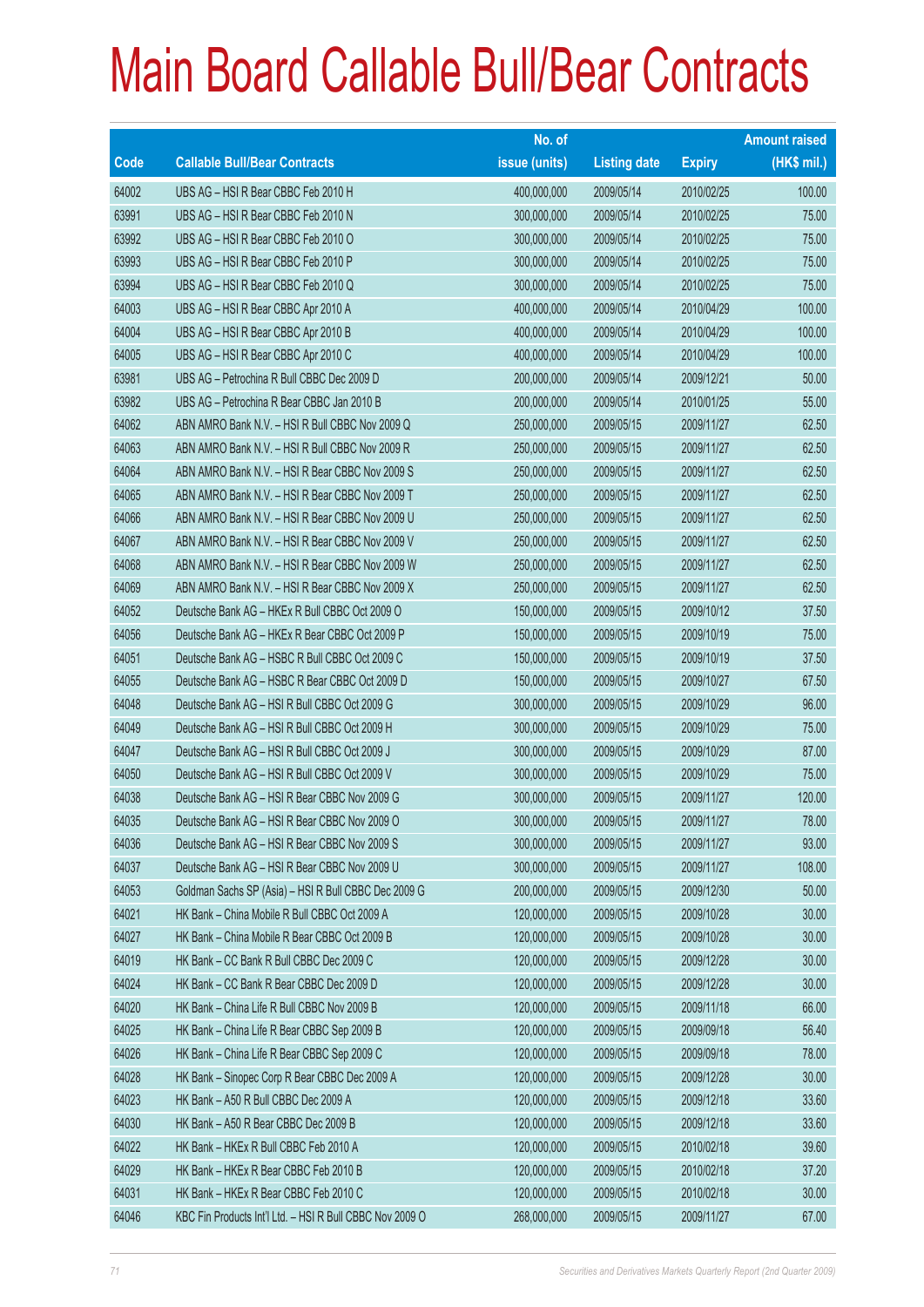# Main Board Callable Bull/Bear Contracts

| Code | Callable Bull/Bear Contracts | No. of issue (units) | Listing date | Expiry | Amount raised (HK$ mil.) |
|---|---|---|---|---|---|
| 64002 | UBS AG – HSI R Bear CBBC Feb 2010 H | 400,000,000 | 2009/05/14 | 2010/02/25 | 100.00 |
| 63991 | UBS AG – HSI R Bear CBBC Feb 2010 N | 300,000,000 | 2009/05/14 | 2010/02/25 | 75.00 |
| 63992 | UBS AG – HSI R Bear CBBC Feb 2010 O | 300,000,000 | 2009/05/14 | 2010/02/25 | 75.00 |
| 63993 | UBS AG – HSI R Bear CBBC Feb 2010 P | 300,000,000 | 2009/05/14 | 2010/02/25 | 75.00 |
| 63994 | UBS AG – HSI R Bear CBBC Feb 2010 Q | 300,000,000 | 2009/05/14 | 2010/02/25 | 75.00 |
| 64003 | UBS AG – HSI R Bear CBBC Apr 2010 A | 400,000,000 | 2009/05/14 | 2010/04/29 | 100.00 |
| 64004 | UBS AG – HSI R Bear CBBC Apr 2010 B | 400,000,000 | 2009/05/14 | 2010/04/29 | 100.00 |
| 64005 | UBS AG – HSI R Bear CBBC Apr 2010 C | 400,000,000 | 2009/05/14 | 2010/04/29 | 100.00 |
| 63981 | UBS AG – Petrochina R Bull CBBC Dec 2009 D | 200,000,000 | 2009/05/14 | 2009/12/21 | 50.00 |
| 63982 | UBS AG – Petrochina R Bear CBBC Jan 2010 B | 200,000,000 | 2009/05/14 | 2010/01/25 | 55.00 |
| 64062 | ABN AMRO Bank N.V. – HSI R Bull CBBC Nov 2009 Q | 250,000,000 | 2009/05/15 | 2009/11/27 | 62.50 |
| 64063 | ABN AMRO Bank N.V. – HSI R Bull CBBC Nov 2009 R | 250,000,000 | 2009/05/15 | 2009/11/27 | 62.50 |
| 64064 | ABN AMRO Bank N.V. – HSI R Bear CBBC Nov 2009 S | 250,000,000 | 2009/05/15 | 2009/11/27 | 62.50 |
| 64065 | ABN AMRO Bank N.V. – HSI R Bear CBBC Nov 2009 T | 250,000,000 | 2009/05/15 | 2009/11/27 | 62.50 |
| 64066 | ABN AMRO Bank N.V. – HSI R Bear CBBC Nov 2009 U | 250,000,000 | 2009/05/15 | 2009/11/27 | 62.50 |
| 64067 | ABN AMRO Bank N.V. – HSI R Bear CBBC Nov 2009 V | 250,000,000 | 2009/05/15 | 2009/11/27 | 62.50 |
| 64068 | ABN AMRO Bank N.V. – HSI R Bear CBBC Nov 2009 W | 250,000,000 | 2009/05/15 | 2009/11/27 | 62.50 |
| 64069 | ABN AMRO Bank N.V. – HSI R Bear CBBC Nov 2009 X | 250,000,000 | 2009/05/15 | 2009/11/27 | 62.50 |
| 64052 | Deutsche Bank AG – HKEx R Bull CBBC Oct 2009 O | 150,000,000 | 2009/05/15 | 2009/10/12 | 37.50 |
| 64056 | Deutsche Bank AG – HKEx R Bear CBBC Oct 2009 P | 150,000,000 | 2009/05/15 | 2009/10/19 | 75.00 |
| 64051 | Deutsche Bank AG – HSBC R Bull CBBC Oct 2009 C | 150,000,000 | 2009/05/15 | 2009/10/19 | 37.50 |
| 64055 | Deutsche Bank AG – HSBC R Bear CBBC Oct 2009 D | 150,000,000 | 2009/05/15 | 2009/10/27 | 67.50 |
| 64048 | Deutsche Bank AG – HSI R Bull CBBC Oct 2009 G | 300,000,000 | 2009/05/15 | 2009/10/29 | 96.00 |
| 64049 | Deutsche Bank AG – HSI R Bull CBBC Oct 2009 H | 300,000,000 | 2009/05/15 | 2009/10/29 | 75.00 |
| 64047 | Deutsche Bank AG – HSI R Bull CBBC Oct 2009 J | 300,000,000 | 2009/05/15 | 2009/10/29 | 87.00 |
| 64050 | Deutsche Bank AG – HSI R Bull CBBC Oct 2009 V | 300,000,000 | 2009/05/15 | 2009/10/29 | 75.00 |
| 64038 | Deutsche Bank AG – HSI R Bear CBBC Nov 2009 G | 300,000,000 | 2009/05/15 | 2009/11/27 | 120.00 |
| 64035 | Deutsche Bank AG – HSI R Bear CBBC Nov 2009 O | 300,000,000 | 2009/05/15 | 2009/11/27 | 78.00 |
| 64036 | Deutsche Bank AG – HSI R Bear CBBC Nov 2009 S | 300,000,000 | 2009/05/15 | 2009/11/27 | 93.00 |
| 64037 | Deutsche Bank AG – HSI R Bear CBBC Nov 2009 U | 300,000,000 | 2009/05/15 | 2009/11/27 | 108.00 |
| 64053 | Goldman Sachs SP (Asia) – HSI R Bull CBBC Dec 2009 G | 200,000,000 | 2009/05/15 | 2009/12/30 | 50.00 |
| 64021 | HK Bank – China Mobile R Bull CBBC Oct 2009 A | 120,000,000 | 2009/05/15 | 2009/10/28 | 30.00 |
| 64027 | HK Bank – China Mobile R Bear CBBC Oct 2009 B | 120,000,000 | 2009/05/15 | 2009/10/28 | 30.00 |
| 64019 | HK Bank – CC Bank R Bull CBBC Dec 2009 C | 120,000,000 | 2009/05/15 | 2009/12/28 | 30.00 |
| 64024 | HK Bank – CC Bank R Bear CBBC Dec 2009 D | 120,000,000 | 2009/05/15 | 2009/12/28 | 30.00 |
| 64020 | HK Bank – China Life R Bull CBBC Nov 2009 B | 120,000,000 | 2009/05/15 | 2009/11/18 | 66.00 |
| 64025 | HK Bank – China Life R Bear CBBC Sep 2009 B | 120,000,000 | 2009/05/15 | 2009/09/18 | 56.40 |
| 64026 | HK Bank – China Life R Bear CBBC Sep 2009 C | 120,000,000 | 2009/05/15 | 2009/09/18 | 78.00 |
| 64028 | HK Bank – Sinopec Corp R Bear CBBC Dec 2009 A | 120,000,000 | 2009/05/15 | 2009/12/28 | 30.00 |
| 64023 | HK Bank – A50 R Bull CBBC Dec 2009 A | 120,000,000 | 2009/05/15 | 2009/12/18 | 33.60 |
| 64030 | HK Bank – A50 R Bear CBBC Dec 2009 B | 120,000,000 | 2009/05/15 | 2009/12/18 | 33.60 |
| 64022 | HK Bank – HKEx R Bull CBBC Feb 2010 A | 120,000,000 | 2009/05/15 | 2010/02/18 | 39.60 |
| 64029 | HK Bank – HKEx R Bear CBBC Feb 2010 B | 120,000,000 | 2009/05/15 | 2010/02/18 | 37.20 |
| 64031 | HK Bank – HKEx R Bear CBBC Feb 2010 C | 120,000,000 | 2009/05/15 | 2010/02/18 | 30.00 |
| 64046 | KBC Fin Products Int'l Ltd. – HSI R Bull CBBC Nov 2009 O | 268,000,000 | 2009/05/15 | 2009/11/27 | 67.00 |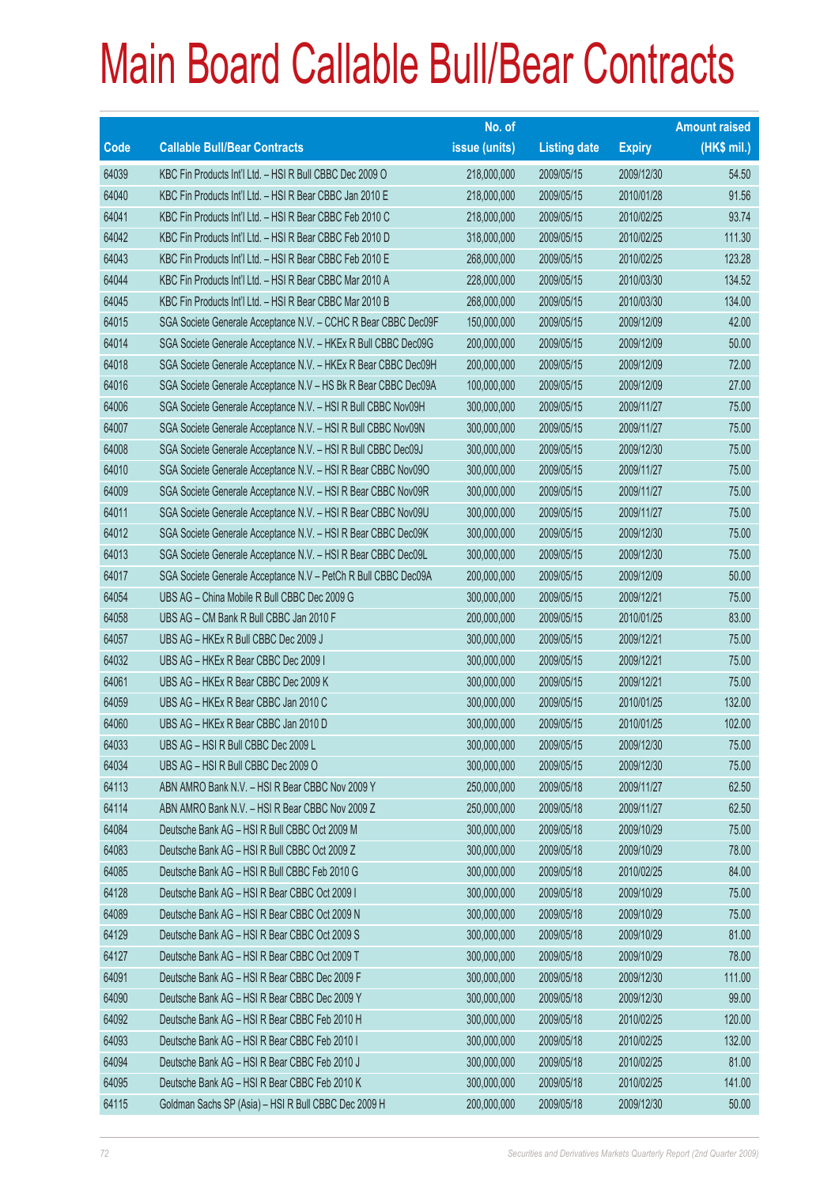# Main Board Callable Bull/Bear Contracts

| Code | Callable Bull/Bear Contracts | No. of issue (units) | Listing date | Expiry | Amount raised (HK$ mil.) |
|---|---|---|---|---|---|
| 64039 | KBC Fin Products Int'l Ltd. – HSI R Bull CBBC Dec 2009 O | 218,000,000 | 2009/05/15 | 2009/12/30 | 54.50 |
| 64040 | KBC Fin Products Int'l Ltd. – HSI R Bear CBBC Jan 2010 E | 218,000,000 | 2009/05/15 | 2010/01/28 | 91.56 |
| 64041 | KBC Fin Products Int'l Ltd. – HSI R Bear CBBC Feb 2010 C | 218,000,000 | 2009/05/15 | 2010/02/25 | 93.74 |
| 64042 | KBC Fin Products Int'l Ltd. – HSI R Bear CBBC Feb 2010 D | 318,000,000 | 2009/05/15 | 2010/02/25 | 111.30 |
| 64043 | KBC Fin Products Int'l Ltd. – HSI R Bear CBBC Feb 2010 E | 268,000,000 | 2009/05/15 | 2010/02/25 | 123.28 |
| 64044 | KBC Fin Products Int'l Ltd. – HSI R Bear CBBC Mar 2010 A | 228,000,000 | 2009/05/15 | 2010/03/30 | 134.52 |
| 64045 | KBC Fin Products Int'l Ltd. – HSI R Bear CBBC Mar 2010 B | 268,000,000 | 2009/05/15 | 2010/03/30 | 134.00 |
| 64015 | SGA Societe Generale Acceptance N.V. – CCHC R Bear CBBC Dec09F | 150,000,000 | 2009/05/15 | 2009/12/09 | 42.00 |
| 64014 | SGA Societe Generale Acceptance N.V. – HKEx R Bull CBBC Dec09G | 200,000,000 | 2009/05/15 | 2009/12/09 | 50.00 |
| 64018 | SGA Societe Generale Acceptance N.V. – HKEx R Bear CBBC Dec09H | 200,000,000 | 2009/05/15 | 2009/12/09 | 72.00 |
| 64016 | SGA Societe Generale Acceptance N.V – HS Bk R Bear CBBC Dec09A | 100,000,000 | 2009/05/15 | 2009/12/09 | 27.00 |
| 64006 | SGA Societe Generale Acceptance N.V. – HSI R Bull CBBC Nov09H | 300,000,000 | 2009/05/15 | 2009/11/27 | 75.00 |
| 64007 | SGA Societe Generale Acceptance N.V. – HSI R Bull CBBC Nov09N | 300,000,000 | 2009/05/15 | 2009/11/27 | 75.00 |
| 64008 | SGA Societe Generale Acceptance N.V. – HSI R Bull CBBC Dec09J | 300,000,000 | 2009/05/15 | 2009/12/30 | 75.00 |
| 64010 | SGA Societe Generale Acceptance N.V. – HSI R Bear CBBC Nov09O | 300,000,000 | 2009/05/15 | 2009/11/27 | 75.00 |
| 64009 | SGA Societe Generale Acceptance N.V. – HSI R Bear CBBC Nov09R | 300,000,000 | 2009/05/15 | 2009/11/27 | 75.00 |
| 64011 | SGA Societe Generale Acceptance N.V. – HSI R Bear CBBC Nov09U | 300,000,000 | 2009/05/15 | 2009/11/27 | 75.00 |
| 64012 | SGA Societe Generale Acceptance N.V. – HSI R Bear CBBC Dec09K | 300,000,000 | 2009/05/15 | 2009/12/30 | 75.00 |
| 64013 | SGA Societe Generale Acceptance N.V. – HSI R Bear CBBC Dec09L | 300,000,000 | 2009/05/15 | 2009/12/30 | 75.00 |
| 64017 | SGA Societe Generale Acceptance N.V – PetCh R Bull CBBC Dec09A | 200,000,000 | 2009/05/15 | 2009/12/09 | 50.00 |
| 64054 | UBS AG – China Mobile R Bull CBBC Dec 2009 G | 300,000,000 | 2009/05/15 | 2009/12/21 | 75.00 |
| 64058 | UBS AG – CM Bank R Bull CBBC Jan 2010 F | 200,000,000 | 2009/05/15 | 2010/01/25 | 83.00 |
| 64057 | UBS AG – HKEx R Bull CBBC Dec 2009 J | 300,000,000 | 2009/05/15 | 2009/12/21 | 75.00 |
| 64032 | UBS AG – HKEx R Bear CBBC Dec 2009 I | 300,000,000 | 2009/05/15 | 2009/12/21 | 75.00 |
| 64061 | UBS AG – HKEx R Bear CBBC Dec 2009 K | 300,000,000 | 2009/05/15 | 2009/12/21 | 75.00 |
| 64059 | UBS AG – HKEx R Bear CBBC Jan 2010 C | 300,000,000 | 2009/05/15 | 2010/01/25 | 132.00 |
| 64060 | UBS AG – HKEx R Bear CBBC Jan 2010 D | 300,000,000 | 2009/05/15 | 2010/01/25 | 102.00 |
| 64033 | UBS AG – HSI R Bull CBBC Dec 2009 L | 300,000,000 | 2009/05/15 | 2009/12/30 | 75.00 |
| 64034 | UBS AG – HSI R Bull CBBC Dec 2009 O | 300,000,000 | 2009/05/15 | 2009/12/30 | 75.00 |
| 64113 | ABN AMRO Bank N.V. – HSI R Bear CBBC Nov 2009 Y | 250,000,000 | 2009/05/18 | 2009/11/27 | 62.50 |
| 64114 | ABN AMRO Bank N.V. – HSI R Bear CBBC Nov 2009 Z | 250,000,000 | 2009/05/18 | 2009/11/27 | 62.50 |
| 64084 | Deutsche Bank AG – HSI R Bull CBBC Oct 2009 M | 300,000,000 | 2009/05/18 | 2009/10/29 | 75.00 |
| 64083 | Deutsche Bank AG – HSI R Bull CBBC Oct 2009 Z | 300,000,000 | 2009/05/18 | 2009/10/29 | 78.00 |
| 64085 | Deutsche Bank AG – HSI R Bull CBBC Feb 2010 G | 300,000,000 | 2009/05/18 | 2010/02/25 | 84.00 |
| 64128 | Deutsche Bank AG – HSI R Bear CBBC Oct 2009 I | 300,000,000 | 2009/05/18 | 2009/10/29 | 75.00 |
| 64089 | Deutsche Bank AG – HSI R Bear CBBC Oct 2009 N | 300,000,000 | 2009/05/18 | 2009/10/29 | 75.00 |
| 64129 | Deutsche Bank AG – HSI R Bear CBBC Oct 2009 S | 300,000,000 | 2009/05/18 | 2009/10/29 | 81.00 |
| 64127 | Deutsche Bank AG – HSI R Bear CBBC Oct 2009 T | 300,000,000 | 2009/05/18 | 2009/10/29 | 78.00 |
| 64091 | Deutsche Bank AG – HSI R Bear CBBC Dec 2009 F | 300,000,000 | 2009/05/18 | 2009/12/30 | 111.00 |
| 64090 | Deutsche Bank AG – HSI R Bear CBBC Dec 2009 Y | 300,000,000 | 2009/05/18 | 2009/12/30 | 99.00 |
| 64092 | Deutsche Bank AG – HSI R Bear CBBC Feb 2010 H | 300,000,000 | 2009/05/18 | 2010/02/25 | 120.00 |
| 64093 | Deutsche Bank AG – HSI R Bear CBBC Feb 2010 I | 300,000,000 | 2009/05/18 | 2010/02/25 | 132.00 |
| 64094 | Deutsche Bank AG – HSI R Bear CBBC Feb 2010 J | 300,000,000 | 2009/05/18 | 2010/02/25 | 81.00 |
| 64095 | Deutsche Bank AG – HSI R Bear CBBC Feb 2010 K | 300,000,000 | 2009/05/18 | 2010/02/25 | 141.00 |
| 64115 | Goldman Sachs SP (Asia) – HSI R Bull CBBC Dec 2009 H | 200,000,000 | 2009/05/18 | 2009/12/30 | 50.00 |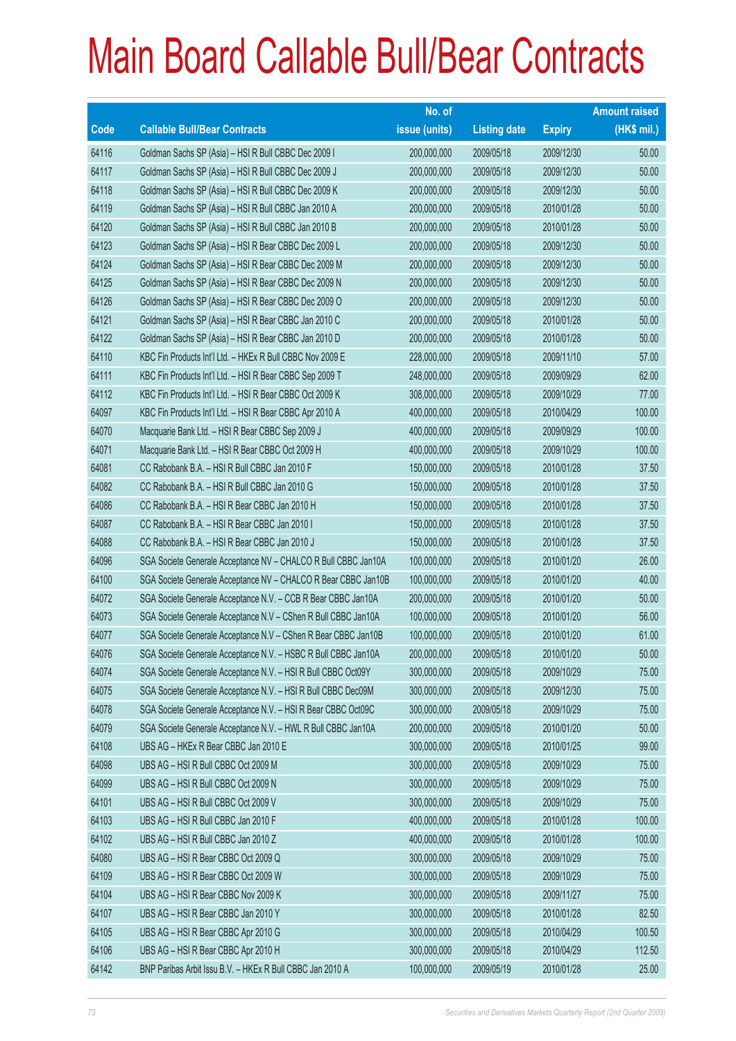# Main Board Callable Bull/Bear Contracts

| Code | Callable Bull/Bear Contracts | No. of issue (units) | Listing date | Expiry | Amount raised (HK$ mil.) |
|---|---|---|---|---|---|
| 64116 | Goldman Sachs SP (Asia) – HSI R Bull CBBC Dec 2009 I | 200,000,000 | 2009/05/18 | 2009/12/30 | 50.00 |
| 64117 | Goldman Sachs SP (Asia) – HSI R Bull CBBC Dec 2009 J | 200,000,000 | 2009/05/18 | 2009/12/30 | 50.00 |
| 64118 | Goldman Sachs SP (Asia) – HSI R Bull CBBC Dec 2009 K | 200,000,000 | 2009/05/18 | 2009/12/30 | 50.00 |
| 64119 | Goldman Sachs SP (Asia) – HSI R Bull CBBC Jan 2010 A | 200,000,000 | 2009/05/18 | 2010/01/28 | 50.00 |
| 64120 | Goldman Sachs SP (Asia) – HSI R Bull CBBC Jan 2010 B | 200,000,000 | 2009/05/18 | 2010/01/28 | 50.00 |
| 64123 | Goldman Sachs SP (Asia) – HSI R Bear CBBC Dec 2009 L | 200,000,000 | 2009/05/18 | 2009/12/30 | 50.00 |
| 64124 | Goldman Sachs SP (Asia) – HSI R Bear CBBC Dec 2009 M | 200,000,000 | 2009/05/18 | 2009/12/30 | 50.00 |
| 64125 | Goldman Sachs SP (Asia) – HSI R Bear CBBC Dec 2009 N | 200,000,000 | 2009/05/18 | 2009/12/30 | 50.00 |
| 64126 | Goldman Sachs SP (Asia) – HSI R Bear CBBC Dec 2009 O | 200,000,000 | 2009/05/18 | 2009/12/30 | 50.00 |
| 64121 | Goldman Sachs SP (Asia) – HSI R Bear CBBC Jan 2010 C | 200,000,000 | 2009/05/18 | 2010/01/28 | 50.00 |
| 64122 | Goldman Sachs SP (Asia) – HSI R Bear CBBC Jan 2010 D | 200,000,000 | 2009/05/18 | 2010/01/28 | 50.00 |
| 64110 | KBC Fin Products Int'l Ltd. – HKEx R Bull CBBC Nov 2009 E | 228,000,000 | 2009/05/18 | 2009/11/10 | 57.00 |
| 64111 | KBC Fin Products Int'l Ltd. – HSI R Bear CBBC Sep 2009 T | 248,000,000 | 2009/05/18 | 2009/09/29 | 62.00 |
| 64112 | KBC Fin Products Int'l Ltd. – HSI R Bear CBBC Oct 2009 K | 308,000,000 | 2009/05/18 | 2009/10/29 | 77.00 |
| 64097 | KBC Fin Products Int'l Ltd. – HSI R Bear CBBC Apr 2010 A | 400,000,000 | 2009/05/18 | 2010/04/29 | 100.00 |
| 64070 | Macquarie Bank Ltd. – HSI R Bear CBBC Sep 2009 J | 400,000,000 | 2009/05/18 | 2009/09/29 | 100.00 |
| 64071 | Macquarie Bank Ltd. – HSI R Bear CBBC Oct 2009 H | 400,000,000 | 2009/05/18 | 2009/10/29 | 100.00 |
| 64081 | CC Rabobank B.A. – HSI R Bull CBBC Jan 2010 F | 150,000,000 | 2009/05/18 | 2010/01/28 | 37.50 |
| 64082 | CC Rabobank B.A. – HSI R Bull CBBC Jan 2010 G | 150,000,000 | 2009/05/18 | 2010/01/28 | 37.50 |
| 64086 | CC Rabobank B.A. – HSI R Bear CBBC Jan 2010 H | 150,000,000 | 2009/05/18 | 2010/01/28 | 37.50 |
| 64087 | CC Rabobank B.A. – HSI R Bear CBBC Jan 2010 I | 150,000,000 | 2009/05/18 | 2010/01/28 | 37.50 |
| 64088 | CC Rabobank B.A. – HSI R Bear CBBC Jan 2010 J | 150,000,000 | 2009/05/18 | 2010/01/28 | 37.50 |
| 64096 | SGA Societe Generale Acceptance NV – CHALCO R Bull CBBC Jan10A | 100,000,000 | 2009/05/18 | 2010/01/20 | 26.00 |
| 64100 | SGA Societe Generale Acceptance NV – CHALCO R Bear CBBC Jan10B | 100,000,000 | 2009/05/18 | 2010/01/20 | 40.00 |
| 64072 | SGA Societe Generale Acceptance N.V. – CCB R Bear CBBC Jan10A | 200,000,000 | 2009/05/18 | 2010/01/20 | 50.00 |
| 64073 | SGA Societe Generale Acceptance N.V – CShen R Bull CBBC Jan10A | 100,000,000 | 2009/05/18 | 2010/01/20 | 56.00 |
| 64077 | SGA Societe Generale Acceptance N.V – CShen R Bear CBBC Jan10B | 100,000,000 | 2009/05/18 | 2010/01/20 | 61.00 |
| 64076 | SGA Societe Generale Acceptance N.V. – HSBC R Bull CBBC Jan10A | 200,000,000 | 2009/05/18 | 2010/01/20 | 50.00 |
| 64074 | SGA Societe Generale Acceptance N.V. – HSI R Bull CBBC Oct09Y | 300,000,000 | 2009/05/18 | 2009/10/29 | 75.00 |
| 64075 | SGA Societe Generale Acceptance N.V. – HSI R Bull CBBC Dec09M | 300,000,000 | 2009/05/18 | 2009/12/30 | 75.00 |
| 64078 | SGA Societe Generale Acceptance N.V. – HSI R Bear CBBC Oct09C | 300,000,000 | 2009/05/18 | 2009/10/29 | 75.00 |
| 64079 | SGA Societe Generale Acceptance N.V. – HWL R Bull CBBC Jan10A | 200,000,000 | 2009/05/18 | 2010/01/20 | 50.00 |
| 64108 | UBS AG – HKEx R Bear CBBC Jan 2010 E | 300,000,000 | 2009/05/18 | 2010/01/25 | 99.00 |
| 64098 | UBS AG – HSI R Bull CBBC Oct 2009 M | 300,000,000 | 2009/05/18 | 2009/10/29 | 75.00 |
| 64099 | UBS AG – HSI R Bull CBBC Oct 2009 N | 300,000,000 | 2009/05/18 | 2009/10/29 | 75.00 |
| 64101 | UBS AG – HSI R Bull CBBC Oct 2009 V | 300,000,000 | 2009/05/18 | 2009/10/29 | 75.00 |
| 64103 | UBS AG – HSI R Bull CBBC Jan 2010 F | 400,000,000 | 2009/05/18 | 2010/01/28 | 100.00 |
| 64102 | UBS AG – HSI R Bull CBBC Jan 2010 Z | 400,000,000 | 2009/05/18 | 2010/01/28 | 100.00 |
| 64080 | UBS AG – HSI R Bear CBBC Oct 2009 Q | 300,000,000 | 2009/05/18 | 2009/10/29 | 75.00 |
| 64109 | UBS AG – HSI R Bear CBBC Oct 2009 W | 300,000,000 | 2009/05/18 | 2009/10/29 | 75.00 |
| 64104 | UBS AG – HSI R Bear CBBC Nov 2009 K | 300,000,000 | 2009/05/18 | 2009/11/27 | 75.00 |
| 64107 | UBS AG – HSI R Bear CBBC Jan 2010 Y | 300,000,000 | 2009/05/18 | 2010/01/28 | 82.50 |
| 64105 | UBS AG – HSI R Bear CBBC Apr 2010 G | 300,000,000 | 2009/05/18 | 2010/04/29 | 100.50 |
| 64106 | UBS AG – HSI R Bear CBBC Apr 2010 H | 300,000,000 | 2009/05/18 | 2010/04/29 | 112.50 |
| 64142 | BNP Paribas Arbit Issu B.V. – HKEx R Bull CBBC Jan 2010 A | 100,000,000 | 2009/05/19 | 2010/01/28 | 25.00 |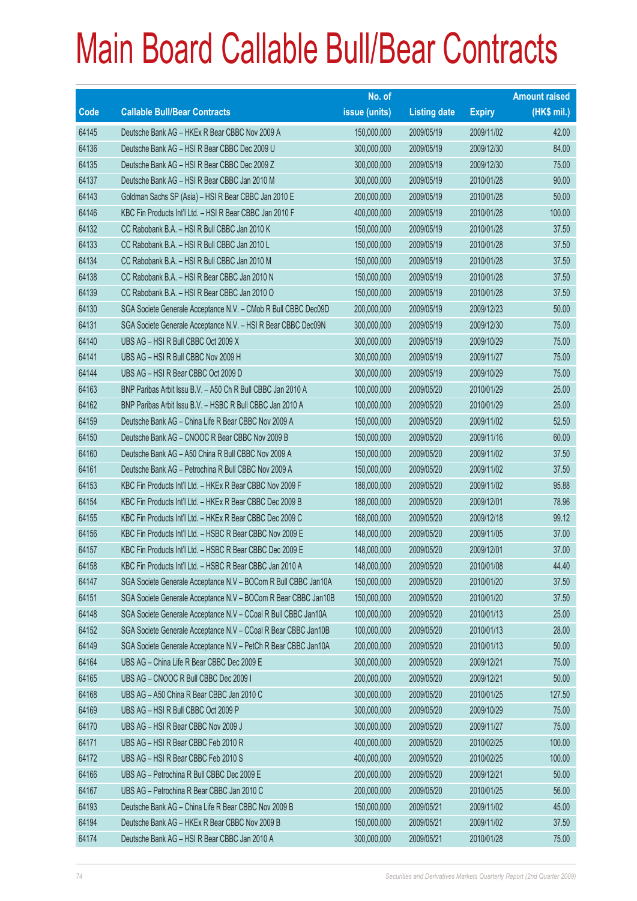# Main Board Callable Bull/Bear Contracts

| Code | Callable Bull/Bear Contracts | No. of issue (units) | Listing date | Expiry | Amount raised (HK$ mil.) |
|---|---|---|---|---|---|
| 64145 | Deutsche Bank AG – HKEx R Bear CBBC Nov 2009 A | 150,000,000 | 2009/05/19 | 2009/11/02 | 42.00 |
| 64136 | Deutsche Bank AG – HSI R Bear CBBC Dec 2009 U | 300,000,000 | 2009/05/19 | 2009/12/30 | 84.00 |
| 64135 | Deutsche Bank AG – HSI R Bear CBBC Dec 2009 Z | 300,000,000 | 2009/05/19 | 2009/12/30 | 75.00 |
| 64137 | Deutsche Bank AG – HSI R Bear CBBC Jan 2010 M | 300,000,000 | 2009/05/19 | 2010/01/28 | 90.00 |
| 64143 | Goldman Sachs SP (Asia) – HSI R Bear CBBC Jan 2010 E | 200,000,000 | 2009/05/19 | 2010/01/28 | 50.00 |
| 64146 | KBC Fin Products Int'l Ltd. – HSI R Bear CBBC Jan 2010 F | 400,000,000 | 2009/05/19 | 2010/01/28 | 100.00 |
| 64132 | CC Rabobank B.A. – HSI R Bull CBBC Jan 2010 K | 150,000,000 | 2009/05/19 | 2010/01/28 | 37.50 |
| 64133 | CC Rabobank B.A. – HSI R Bull CBBC Jan 2010 L | 150,000,000 | 2009/05/19 | 2010/01/28 | 37.50 |
| 64134 | CC Rabobank B.A. – HSI R Bull CBBC Jan 2010 M | 150,000,000 | 2009/05/19 | 2010/01/28 | 37.50 |
| 64138 | CC Rabobank B.A. – HSI R Bear CBBC Jan 2010 N | 150,000,000 | 2009/05/19 | 2010/01/28 | 37.50 |
| 64139 | CC Rabobank B.A. – HSI R Bear CBBC Jan 2010 O | 150,000,000 | 2009/05/19 | 2010/01/28 | 37.50 |
| 64130 | SGA Societe Generale Acceptance N.V. – CMob R Bull CBBC Dec09D | 200,000,000 | 2009/05/19 | 2009/12/23 | 50.00 |
| 64131 | SGA Societe Generale Acceptance N.V. – HSI R Bear CBBC Dec09N | 300,000,000 | 2009/05/19 | 2009/12/30 | 75.00 |
| 64140 | UBS AG – HSI R Bull CBBC Oct 2009 X | 300,000,000 | 2009/05/19 | 2009/10/29 | 75.00 |
| 64141 | UBS AG – HSI R Bull CBBC Nov 2009 H | 300,000,000 | 2009/05/19 | 2009/11/27 | 75.00 |
| 64144 | UBS AG – HSI R Bear CBBC Oct 2009 D | 300,000,000 | 2009/05/19 | 2009/10/29 | 75.00 |
| 64163 | BNP Paribas Arbit Issu B.V. – A50 Ch R Bull CBBC Jan 2010 A | 100,000,000 | 2009/05/20 | 2010/01/29 | 25.00 |
| 64162 | BNP Paribas Arbit Issu B.V. – HSBC R Bull CBBC Jan 2010 A | 100,000,000 | 2009/05/20 | 2010/01/29 | 25.00 |
| 64159 | Deutsche Bank AG – China Life R Bear CBBC Nov 2009 A | 150,000,000 | 2009/05/20 | 2009/11/02 | 52.50 |
| 64150 | Deutsche Bank AG – CNOOC R Bear CBBC Nov 2009 B | 150,000,000 | 2009/05/20 | 2009/11/16 | 60.00 |
| 64160 | Deutsche Bank AG – A50 China R Bull CBBC Nov 2009 A | 150,000,000 | 2009/05/20 | 2009/11/02 | 37.50 |
| 64161 | Deutsche Bank AG – Petrochina R Bull CBBC Nov 2009 A | 150,000,000 | 2009/05/20 | 2009/11/02 | 37.50 |
| 64153 | KBC Fin Products Int'l Ltd. – HKEx R Bear CBBC Nov 2009 F | 188,000,000 | 2009/05/20 | 2009/11/02 | 95.88 |
| 64154 | KBC Fin Products Int'l Ltd. – HKEx R Bear CBBC Dec 2009 B | 188,000,000 | 2009/05/20 | 2009/12/01 | 78.96 |
| 64155 | KBC Fin Products Int'l Ltd. – HKEx R Bear CBBC Dec 2009 C | 168,000,000 | 2009/05/20 | 2009/12/18 | 99.12 |
| 64156 | KBC Fin Products Int'l Ltd. – HSBC R Bear CBBC Nov 2009 E | 148,000,000 | 2009/05/20 | 2009/11/05 | 37.00 |
| 64157 | KBC Fin Products Int'l Ltd. – HSBC R Bear CBBC Dec 2009 E | 148,000,000 | 2009/05/20 | 2009/12/01 | 37.00 |
| 64158 | KBC Fin Products Int'l Ltd. – HSBC R Bear CBBC Jan 2010 A | 148,000,000 | 2009/05/20 | 2010/01/08 | 44.40 |
| 64147 | SGA Societe Generale Acceptance N.V – BOCom R Bull CBBC Jan10A | 150,000,000 | 2009/05/20 | 2010/01/20 | 37.50 |
| 64151 | SGA Societe Generale Acceptance N.V – BOCom R Bear CBBC Jan10B | 150,000,000 | 2009/05/20 | 2010/01/20 | 37.50 |
| 64148 | SGA Societe Generale Acceptance N.V – CCoal R Bull CBBC Jan10A | 100,000,000 | 2009/05/20 | 2010/01/13 | 25.00 |
| 64152 | SGA Societe Generale Acceptance N.V – CCoal R Bear CBBC Jan10B | 100,000,000 | 2009/05/20 | 2010/01/13 | 28.00 |
| 64149 | SGA Societe Generale Acceptance N.V – PetCh R Bear CBBC Jan10A | 200,000,000 | 2009/05/20 | 2010/01/13 | 50.00 |
| 64164 | UBS AG – China Life R Bear CBBC Dec 2009 E | 300,000,000 | 2009/05/20 | 2009/12/21 | 75.00 |
| 64165 | UBS AG – CNOOC R Bull CBBC Dec 2009 I | 200,000,000 | 2009/05/20 | 2009/12/21 | 50.00 |
| 64168 | UBS AG – A50 China R Bear CBBC Jan 2010 C | 300,000,000 | 2009/05/20 | 2010/01/25 | 127.50 |
| 64169 | UBS AG – HSI R Bull CBBC Oct 2009 P | 300,000,000 | 2009/05/20 | 2009/10/29 | 75.00 |
| 64170 | UBS AG – HSI R Bear CBBC Nov 2009 J | 300,000,000 | 2009/05/20 | 2009/11/27 | 75.00 |
| 64171 | UBS AG – HSI R Bear CBBC Feb 2010 R | 400,000,000 | 2009/05/20 | 2010/02/25 | 100.00 |
| 64172 | UBS AG – HSI R Bear CBBC Feb 2010 S | 400,000,000 | 2009/05/20 | 2010/02/25 | 100.00 |
| 64166 | UBS AG – Petrochina R Bull CBBC Dec 2009 E | 200,000,000 | 2009/05/20 | 2009/12/21 | 50.00 |
| 64167 | UBS AG – Petrochina R Bear CBBC Jan 2010 C | 200,000,000 | 2009/05/20 | 2010/01/25 | 56.00 |
| 64193 | Deutsche Bank AG – China Life R Bear CBBC Nov 2009 B | 150,000,000 | 2009/05/21 | 2009/11/02 | 45.00 |
| 64194 | Deutsche Bank AG – HKEx R Bear CBBC Nov 2009 B | 150,000,000 | 2009/05/21 | 2009/11/02 | 37.50 |
| 64174 | Deutsche Bank AG – HSI R Bear CBBC Jan 2010 A | 300,000,000 | 2009/05/21 | 2010/01/28 | 75.00 |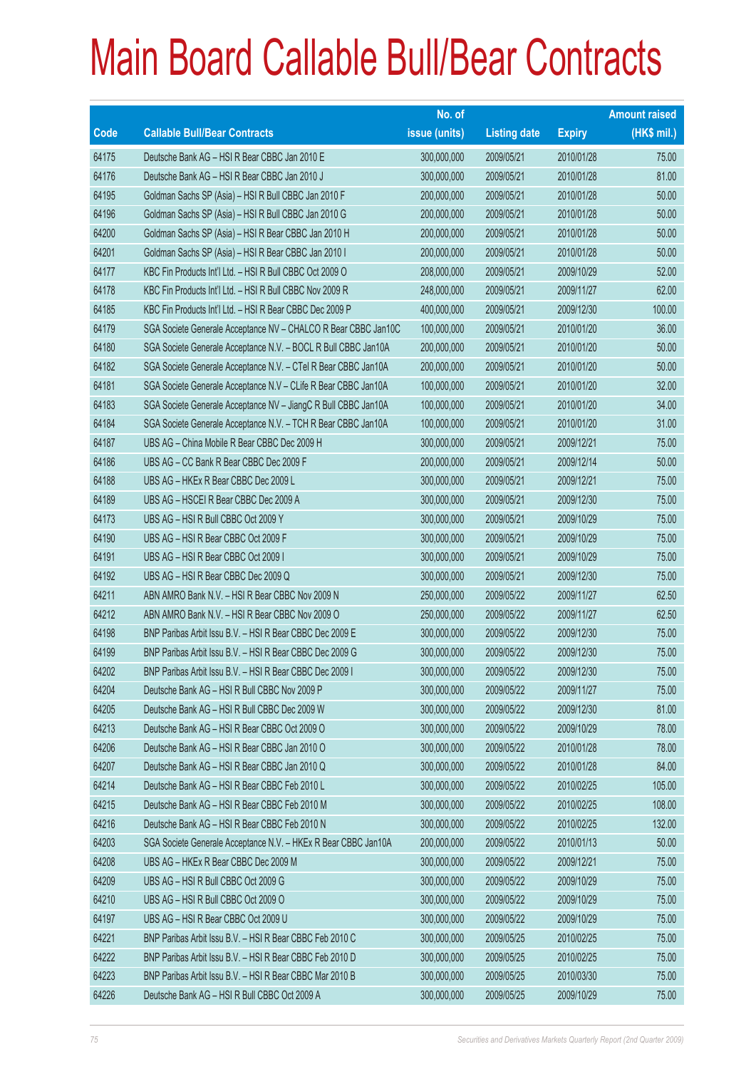# Main Board Callable Bull/Bear Contracts

| Code | Callable Bull/Bear Contracts | No. of issue (units) | Listing date | Expiry | Amount raised (HK$ mil.) |
|---|---|---|---|---|---|
| 64175 | Deutsche Bank AG – HSI R Bear CBBC Jan 2010 E | 300,000,000 | 2009/05/21 | 2010/01/28 | 75.00 |
| 64176 | Deutsche Bank AG – HSI R Bear CBBC Jan 2010 J | 300,000,000 | 2009/05/21 | 2010/01/28 | 81.00 |
| 64195 | Goldman Sachs SP (Asia) – HSI R Bull CBBC Jan 2010 F | 200,000,000 | 2009/05/21 | 2010/01/28 | 50.00 |
| 64196 | Goldman Sachs SP (Asia) – HSI R Bull CBBC Jan 2010 G | 200,000,000 | 2009/05/21 | 2010/01/28 | 50.00 |
| 64200 | Goldman Sachs SP (Asia) – HSI R Bear CBBC Jan 2010 H | 200,000,000 | 2009/05/21 | 2010/01/28 | 50.00 |
| 64201 | Goldman Sachs SP (Asia) – HSI R Bear CBBC Jan 2010 I | 200,000,000 | 2009/05/21 | 2010/01/28 | 50.00 |
| 64177 | KBC Fin Products Int'l Ltd. – HSI R Bull CBBC Oct 2009 O | 208,000,000 | 2009/05/21 | 2009/10/29 | 52.00 |
| 64178 | KBC Fin Products Int'l Ltd. – HSI R Bull CBBC Nov 2009 R | 248,000,000 | 2009/05/21 | 2009/11/27 | 62.00 |
| 64185 | KBC Fin Products Int'l Ltd. – HSI R Bear CBBC Dec 2009 P | 400,000,000 | 2009/05/21 | 2009/12/30 | 100.00 |
| 64179 | SGA Societe Generale Acceptance NV – CHALCO R Bear CBBC Jan10C | 100,000,000 | 2009/05/21 | 2010/01/20 | 36.00 |
| 64180 | SGA Societe Generale Acceptance N.V. – BOCL R Bull CBBC Jan10A | 200,000,000 | 2009/05/21 | 2010/01/20 | 50.00 |
| 64182 | SGA Societe Generale Acceptance N.V. – CTel R Bear CBBC Jan10A | 200,000,000 | 2009/05/21 | 2010/01/20 | 50.00 |
| 64181 | SGA Societe Generale Acceptance N.V – CLife R Bear CBBC Jan10A | 100,000,000 | 2009/05/21 | 2010/01/20 | 32.00 |
| 64183 | SGA Societe Generale Acceptance NV – JiangC R Bull CBBC Jan10A | 100,000,000 | 2009/05/21 | 2010/01/20 | 34.00 |
| 64184 | SGA Societe Generale Acceptance N.V. – TCH R Bear CBBC Jan10A | 100,000,000 | 2009/05/21 | 2010/01/20 | 31.00 |
| 64187 | UBS AG – China Mobile R Bear CBBC Dec 2009 H | 300,000,000 | 2009/05/21 | 2009/12/21 | 75.00 |
| 64186 | UBS AG – CC Bank R Bear CBBC Dec 2009 F | 200,000,000 | 2009/05/21 | 2009/12/14 | 50.00 |
| 64188 | UBS AG – HKEx R Bear CBBC Dec 2009 L | 300,000,000 | 2009/05/21 | 2009/12/21 | 75.00 |
| 64189 | UBS AG – HSCEI R Bear CBBC Dec 2009 A | 300,000,000 | 2009/05/21 | 2009/12/30 | 75.00 |
| 64173 | UBS AG – HSI R Bull CBBC Oct 2009 Y | 300,000,000 | 2009/05/21 | 2009/10/29 | 75.00 |
| 64190 | UBS AG – HSI R Bear CBBC Oct 2009 F | 300,000,000 | 2009/05/21 | 2009/10/29 | 75.00 |
| 64191 | UBS AG – HSI R Bear CBBC Oct 2009 I | 300,000,000 | 2009/05/21 | 2009/10/29 | 75.00 |
| 64192 | UBS AG – HSI R Bear CBBC Dec 2009 Q | 300,000,000 | 2009/05/21 | 2009/12/30 | 75.00 |
| 64211 | ABN AMRO Bank N.V. – HSI R Bear CBBC Nov 2009 N | 250,000,000 | 2009/05/22 | 2009/11/27 | 62.50 |
| 64212 | ABN AMRO Bank N.V. – HSI R Bear CBBC Nov 2009 O | 250,000,000 | 2009/05/22 | 2009/11/27 | 62.50 |
| 64198 | BNP Paribas Arbit Issu B.V. – HSI R Bear CBBC Dec 2009 E | 300,000,000 | 2009/05/22 | 2009/12/30 | 75.00 |
| 64199 | BNP Paribas Arbit Issu B.V. – HSI R Bear CBBC Dec 2009 G | 300,000,000 | 2009/05/22 | 2009/12/30 | 75.00 |
| 64202 | BNP Paribas Arbit Issu B.V. – HSI R Bear CBBC Dec 2009 I | 300,000,000 | 2009/05/22 | 2009/12/30 | 75.00 |
| 64204 | Deutsche Bank AG – HSI R Bull CBBC Nov 2009 P | 300,000,000 | 2009/05/22 | 2009/11/27 | 75.00 |
| 64205 | Deutsche Bank AG – HSI R Bull CBBC Dec 2009 W | 300,000,000 | 2009/05/22 | 2009/12/30 | 81.00 |
| 64213 | Deutsche Bank AG – HSI R Bear CBBC Oct 2009 O | 300,000,000 | 2009/05/22 | 2009/10/29 | 78.00 |
| 64206 | Deutsche Bank AG – HSI R Bear CBBC Jan 2010 O | 300,000,000 | 2009/05/22 | 2010/01/28 | 78.00 |
| 64207 | Deutsche Bank AG – HSI R Bear CBBC Jan 2010 Q | 300,000,000 | 2009/05/22 | 2010/01/28 | 84.00 |
| 64214 | Deutsche Bank AG – HSI R Bear CBBC Feb 2010 L | 300,000,000 | 2009/05/22 | 2010/02/25 | 105.00 |
| 64215 | Deutsche Bank AG – HSI R Bear CBBC Feb 2010 M | 300,000,000 | 2009/05/22 | 2010/02/25 | 108.00 |
| 64216 | Deutsche Bank AG – HSI R Bear CBBC Feb 2010 N | 300,000,000 | 2009/05/22 | 2010/02/25 | 132.00 |
| 64203 | SGA Societe Generale Acceptance N.V. – HKEx R Bear CBBC Jan10A | 200,000,000 | 2009/05/22 | 2010/01/13 | 50.00 |
| 64208 | UBS AG – HKEx R Bear CBBC Dec 2009 M | 300,000,000 | 2009/05/22 | 2009/12/21 | 75.00 |
| 64209 | UBS AG – HSI R Bull CBBC Oct 2009 G | 300,000,000 | 2009/05/22 | 2009/10/29 | 75.00 |
| 64210 | UBS AG – HSI R Bull CBBC Oct 2009 O | 300,000,000 | 2009/05/22 | 2009/10/29 | 75.00 |
| 64197 | UBS AG – HSI R Bear CBBC Oct 2009 U | 300,000,000 | 2009/05/22 | 2009/10/29 | 75.00 |
| 64221 | BNP Paribas Arbit Issu B.V. – HSI R Bear CBBC Feb 2010 C | 300,000,000 | 2009/05/25 | 2010/02/25 | 75.00 |
| 64222 | BNP Paribas Arbit Issu B.V. – HSI R Bear CBBC Feb 2010 D | 300,000,000 | 2009/05/25 | 2010/02/25 | 75.00 |
| 64223 | BNP Paribas Arbit Issu B.V. – HSI R Bear CBBC Mar 2010 B | 300,000,000 | 2009/05/25 | 2010/03/30 | 75.00 |
| 64226 | Deutsche Bank AG – HSI R Bull CBBC Oct 2009 A | 300,000,000 | 2009/05/25 | 2009/10/29 | 75.00 |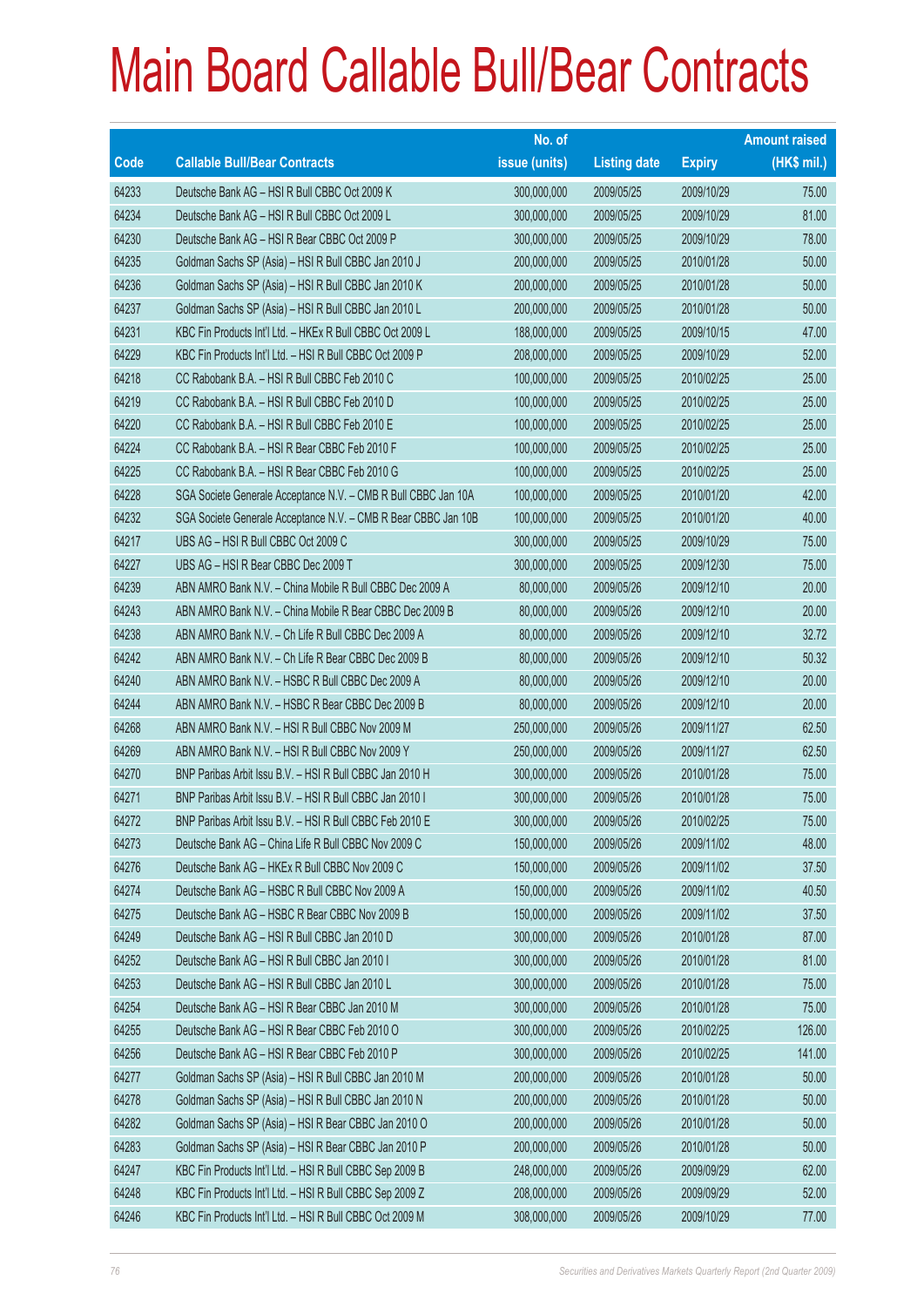# Main Board Callable Bull/Bear Contracts

| Code | Callable Bull/Bear Contracts | No. of issue (units) | Listing date | Expiry | Amount raised (HK$ mil.) |
|---|---|---|---|---|---|
| 64233 | Deutsche Bank AG – HSI R Bull CBBC Oct 2009 K | 300,000,000 | 2009/05/25 | 2009/10/29 | 75.00 |
| 64234 | Deutsche Bank AG – HSI R Bull CBBC Oct 2009 L | 300,000,000 | 2009/05/25 | 2009/10/29 | 81.00 |
| 64230 | Deutsche Bank AG – HSI R Bear CBBC Oct 2009 P | 300,000,000 | 2009/05/25 | 2009/10/29 | 78.00 |
| 64235 | Goldman Sachs SP (Asia) – HSI R Bull CBBC Jan 2010 J | 200,000,000 | 2009/05/25 | 2010/01/28 | 50.00 |
| 64236 | Goldman Sachs SP (Asia) – HSI R Bull CBBC Jan 2010 K | 200,000,000 | 2009/05/25 | 2010/01/28 | 50.00 |
| 64237 | Goldman Sachs SP (Asia) – HSI R Bull CBBC Jan 2010 L | 200,000,000 | 2009/05/25 | 2010/01/28 | 50.00 |
| 64231 | KBC Fin Products Int'l Ltd. – HKEx R Bull CBBC Oct 2009 L | 188,000,000 | 2009/05/25 | 2009/10/15 | 47.00 |
| 64229 | KBC Fin Products Int'l Ltd. – HSI R Bull CBBC Oct 2009 P | 208,000,000 | 2009/05/25 | 2009/10/29 | 52.00 |
| 64218 | CC Rabobank B.A. – HSI R Bull CBBC Feb 2010 C | 100,000,000 | 2009/05/25 | 2010/02/25 | 25.00 |
| 64219 | CC Rabobank B.A. – HSI R Bull CBBC Feb 2010 D | 100,000,000 | 2009/05/25 | 2010/02/25 | 25.00 |
| 64220 | CC Rabobank B.A. – HSI R Bull CBBC Feb 2010 E | 100,000,000 | 2009/05/25 | 2010/02/25 | 25.00 |
| 64224 | CC Rabobank B.A. – HSI R Bear CBBC Feb 2010 F | 100,000,000 | 2009/05/25 | 2010/02/25 | 25.00 |
| 64225 | CC Rabobank B.A. – HSI R Bear CBBC Feb 2010 G | 100,000,000 | 2009/05/25 | 2010/02/25 | 25.00 |
| 64228 | SGA Societe Generale Acceptance N.V. – CMB R Bull CBBC Jan 10A | 100,000,000 | 2009/05/25 | 2010/01/20 | 42.00 |
| 64232 | SGA Societe Generale Acceptance N.V. – CMB R Bear CBBC Jan 10B | 100,000,000 | 2009/05/25 | 2010/01/20 | 40.00 |
| 64217 | UBS AG – HSI R Bull CBBC Oct 2009 C | 300,000,000 | 2009/05/25 | 2009/10/29 | 75.00 |
| 64227 | UBS AG – HSI R Bear CBBC Dec 2009 T | 300,000,000 | 2009/05/25 | 2009/12/30 | 75.00 |
| 64239 | ABN AMRO Bank N.V. – China Mobile R Bull CBBC Dec 2009 A | 80,000,000 | 2009/05/26 | 2009/12/10 | 20.00 |
| 64243 | ABN AMRO Bank N.V. – China Mobile R Bear CBBC Dec 2009 B | 80,000,000 | 2009/05/26 | 2009/12/10 | 20.00 |
| 64238 | ABN AMRO Bank N.V. – Ch Life R Bull CBBC Dec 2009 A | 80,000,000 | 2009/05/26 | 2009/12/10 | 32.72 |
| 64242 | ABN AMRO Bank N.V. – Ch Life R Bear CBBC Dec 2009 B | 80,000,000 | 2009/05/26 | 2009/12/10 | 50.32 |
| 64240 | ABN AMRO Bank N.V. – HSBC R Bull CBBC Dec 2009 A | 80,000,000 | 2009/05/26 | 2009/12/10 | 20.00 |
| 64244 | ABN AMRO Bank N.V. – HSBC R Bear CBBC Dec 2009 B | 80,000,000 | 2009/05/26 | 2009/12/10 | 20.00 |
| 64268 | ABN AMRO Bank N.V. – HSI R Bull CBBC Nov 2009 M | 250,000,000 | 2009/05/26 | 2009/11/27 | 62.50 |
| 64269 | ABN AMRO Bank N.V. – HSI R Bull CBBC Nov 2009 Y | 250,000,000 | 2009/05/26 | 2009/11/27 | 62.50 |
| 64270 | BNP Paribas Arbit Issu B.V. – HSI R Bull CBBC Jan 2010 H | 300,000,000 | 2009/05/26 | 2010/01/28 | 75.00 |
| 64271 | BNP Paribas Arbit Issu B.V. – HSI R Bull CBBC Jan 2010 I | 300,000,000 | 2009/05/26 | 2010/01/28 | 75.00 |
| 64272 | BNP Paribas Arbit Issu B.V. – HSI R Bull CBBC Feb 2010 E | 300,000,000 | 2009/05/26 | 2010/02/25 | 75.00 |
| 64273 | Deutsche Bank AG – China Life R Bull CBBC Nov 2009 C | 150,000,000 | 2009/05/26 | 2009/11/02 | 48.00 |
| 64276 | Deutsche Bank AG – HKEx R Bull CBBC Nov 2009 C | 150,000,000 | 2009/05/26 | 2009/11/02 | 37.50 |
| 64274 | Deutsche Bank AG – HSBC R Bull CBBC Nov 2009 A | 150,000,000 | 2009/05/26 | 2009/11/02 | 40.50 |
| 64275 | Deutsche Bank AG – HSBC R Bear CBBC Nov 2009 B | 150,000,000 | 2009/05/26 | 2009/11/02 | 37.50 |
| 64249 | Deutsche Bank AG – HSI R Bull CBBC Jan 2010 D | 300,000,000 | 2009/05/26 | 2010/01/28 | 87.00 |
| 64252 | Deutsche Bank AG – HSI R Bull CBBC Jan 2010 I | 300,000,000 | 2009/05/26 | 2010/01/28 | 81.00 |
| 64253 | Deutsche Bank AG – HSI R Bull CBBC Jan 2010 L | 300,000,000 | 2009/05/26 | 2010/01/28 | 75.00 |
| 64254 | Deutsche Bank AG – HSI R Bear CBBC Jan 2010 M | 300,000,000 | 2009/05/26 | 2010/01/28 | 75.00 |
| 64255 | Deutsche Bank AG – HSI R Bear CBBC Feb 2010 O | 300,000,000 | 2009/05/26 | 2010/02/25 | 126.00 |
| 64256 | Deutsche Bank AG – HSI R Bear CBBC Feb 2010 P | 300,000,000 | 2009/05/26 | 2010/02/25 | 141.00 |
| 64277 | Goldman Sachs SP (Asia) – HSI R Bull CBBC Jan 2010 M | 200,000,000 | 2009/05/26 | 2010/01/28 | 50.00 |
| 64278 | Goldman Sachs SP (Asia) – HSI R Bull CBBC Jan 2010 N | 200,000,000 | 2009/05/26 | 2010/01/28 | 50.00 |
| 64282 | Goldman Sachs SP (Asia) – HSI R Bear CBBC Jan 2010 O | 200,000,000 | 2009/05/26 | 2010/01/28 | 50.00 |
| 64283 | Goldman Sachs SP (Asia) – HSI R Bear CBBC Jan 2010 P | 200,000,000 | 2009/05/26 | 2010/01/28 | 50.00 |
| 64247 | KBC Fin Products Int'l Ltd. – HSI R Bull CBBC Sep 2009 B | 248,000,000 | 2009/05/26 | 2009/09/29 | 62.00 |
| 64248 | KBC Fin Products Int'l Ltd. – HSI R Bull CBBC Sep 2009 Z | 208,000,000 | 2009/05/26 | 2009/09/29 | 52.00 |
| 64246 | KBC Fin Products Int'l Ltd. – HSI R Bull CBBC Oct 2009 M | 308,000,000 | 2009/05/26 | 2009/10/29 | 77.00 |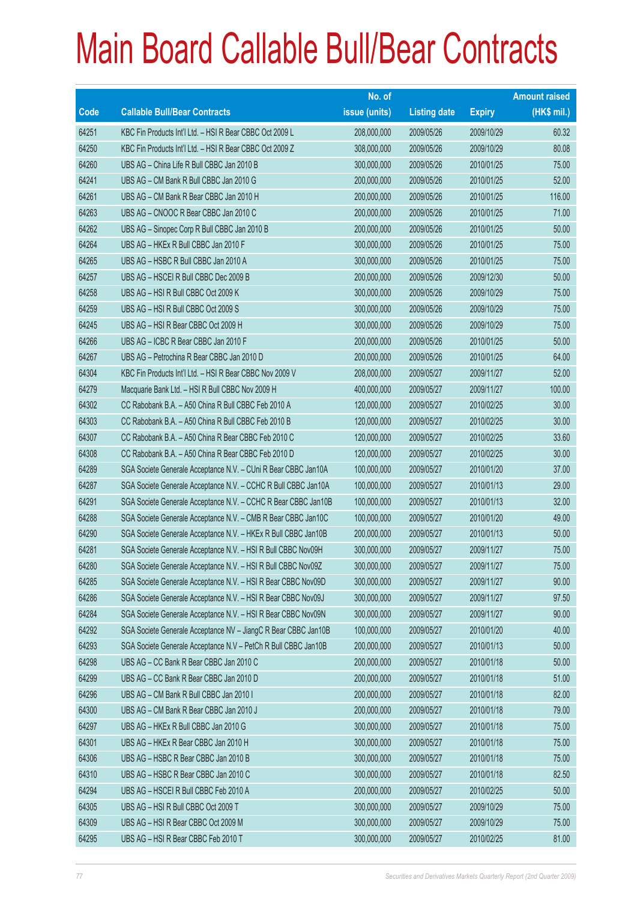# Main Board Callable Bull/Bear Contracts

| Code | Callable Bull/Bear Contracts | No. of issue (units) | Listing date | Expiry | Amount raised (HK$ mil.) |
|---|---|---|---|---|---|
| 64251 | KBC Fin Products Int'l Ltd. – HSI R Bear CBBC Oct 2009 L | 208,000,000 | 2009/05/26 | 2009/10/29 | 60.32 |
| 64250 | KBC Fin Products Int'l Ltd. – HSI R Bear CBBC Oct 2009 Z | 308,000,000 | 2009/05/26 | 2009/10/29 | 80.08 |
| 64260 | UBS AG – China Life R Bull CBBC Jan 2010 B | 300,000,000 | 2009/05/26 | 2010/01/25 | 75.00 |
| 64241 | UBS AG – CM Bank R Bull CBBC Jan 2010 G | 200,000,000 | 2009/05/26 | 2010/01/25 | 52.00 |
| 64261 | UBS AG – CM Bank R Bear CBBC Jan 2010 H | 200,000,000 | 2009/05/26 | 2010/01/25 | 116.00 |
| 64263 | UBS AG – CNOOC R Bear CBBC Jan 2010 C | 200,000,000 | 2009/05/26 | 2010/01/25 | 71.00 |
| 64262 | UBS AG – Sinopec Corp R Bull CBBC Jan 2010 B | 200,000,000 | 2009/05/26 | 2010/01/25 | 50.00 |
| 64264 | UBS AG – HKEx R Bull CBBC Jan 2010 F | 300,000,000 | 2009/05/26 | 2010/01/25 | 75.00 |
| 64265 | UBS AG – HSBC R Bull CBBC Jan 2010 A | 300,000,000 | 2009/05/26 | 2010/01/25 | 75.00 |
| 64257 | UBS AG – HSCEI R Bull CBBC Dec 2009 B | 200,000,000 | 2009/05/26 | 2009/12/30 | 50.00 |
| 64258 | UBS AG – HSI R Bull CBBC Oct 2009 K | 300,000,000 | 2009/05/26 | 2009/10/29 | 75.00 |
| 64259 | UBS AG – HSI R Bull CBBC Oct 2009 S | 300,000,000 | 2009/05/26 | 2009/10/29 | 75.00 |
| 64245 | UBS AG – HSI R Bear CBBC Oct 2009 H | 300,000,000 | 2009/05/26 | 2009/10/29 | 75.00 |
| 64266 | UBS AG – ICBC R Bear CBBC Jan 2010 F | 200,000,000 | 2009/05/26 | 2010/01/25 | 50.00 |
| 64267 | UBS AG – Petrochina R Bear CBBC Jan 2010 D | 200,000,000 | 2009/05/26 | 2010/01/25 | 64.00 |
| 64304 | KBC Fin Products Int'l Ltd. – HSI R Bear CBBC Nov 2009 V | 208,000,000 | 2009/05/27 | 2009/11/27 | 52.00 |
| 64279 | Macquarie Bank Ltd. – HSI R Bull CBBC Nov 2009 H | 400,000,000 | 2009/05/27 | 2009/11/27 | 100.00 |
| 64302 | CC Rabobank B.A. – A50 China R Bull CBBC Feb 2010 A | 120,000,000 | 2009/05/27 | 2010/02/25 | 30.00 |
| 64303 | CC Rabobank B.A. – A50 China R Bull CBBC Feb 2010 B | 120,000,000 | 2009/05/27 | 2010/02/25 | 30.00 |
| 64307 | CC Rabobank B.A. – A50 China R Bear CBBC Feb 2010 C | 120,000,000 | 2009/05/27 | 2010/02/25 | 33.60 |
| 64308 | CC Rabobank B.A. – A50 China R Bear CBBC Feb 2010 D | 120,000,000 | 2009/05/27 | 2010/02/25 | 30.00 |
| 64289 | SGA Societe Generale Acceptance N.V. – CUni R Bear CBBC Jan10A | 100,000,000 | 2009/05/27 | 2010/01/20 | 37.00 |
| 64287 | SGA Societe Generale Acceptance N.V. – CCHC R Bull CBBC Jan10A | 100,000,000 | 2009/05/27 | 2010/01/13 | 29.00 |
| 64291 | SGA Societe Generale Acceptance N.V. – CCHC R Bear CBBC Jan10B | 100,000,000 | 2009/05/27 | 2010/01/13 | 32.00 |
| 64288 | SGA Societe Generale Acceptance N.V. – CMB R Bear CBBC Jan10C | 100,000,000 | 2009/05/27 | 2010/01/20 | 49.00 |
| 64290 | SGA Societe Generale Acceptance N.V. – HKEx R Bull CBBC Jan10B | 200,000,000 | 2009/05/27 | 2010/01/13 | 50.00 |
| 64281 | SGA Societe Generale Acceptance N.V. – HSI R Bull CBBC Nov09H | 300,000,000 | 2009/05/27 | 2009/11/27 | 75.00 |
| 64280 | SGA Societe Generale Acceptance N.V. – HSI R Bull CBBC Nov09Z | 300,000,000 | 2009/05/27 | 2009/11/27 | 75.00 |
| 64285 | SGA Societe Generale Acceptance N.V. – HSI R Bear CBBC Nov09D | 300,000,000 | 2009/05/27 | 2009/11/27 | 90.00 |
| 64286 | SGA Societe Generale Acceptance N.V. – HSI R Bear CBBC Nov09J | 300,000,000 | 2009/05/27 | 2009/11/27 | 97.50 |
| 64284 | SGA Societe Generale Acceptance N.V. – HSI R Bear CBBC Nov09N | 300,000,000 | 2009/05/27 | 2009/11/27 | 90.00 |
| 64292 | SGA Societe Generale Acceptance NV – JiangC R Bear CBBC Jan10B | 100,000,000 | 2009/05/27 | 2010/01/20 | 40.00 |
| 64293 | SGA Societe Generale Acceptance N.V – PetCh R Bull CBBC Jan10B | 200,000,000 | 2009/05/27 | 2010/01/13 | 50.00 |
| 64298 | UBS AG – CC Bank R Bear CBBC Jan 2010 C | 200,000,000 | 2009/05/27 | 2010/01/18 | 50.00 |
| 64299 | UBS AG – CC Bank R Bear CBBC Jan 2010 D | 200,000,000 | 2009/05/27 | 2010/01/18 | 51.00 |
| 64296 | UBS AG – CM Bank R Bull CBBC Jan 2010 I | 200,000,000 | 2009/05/27 | 2010/01/18 | 82.00 |
| 64300 | UBS AG – CM Bank R Bear CBBC Jan 2010 J | 200,000,000 | 2009/05/27 | 2010/01/18 | 79.00 |
| 64297 | UBS AG – HKEx R Bull CBBC Jan 2010 G | 300,000,000 | 2009/05/27 | 2010/01/18 | 75.00 |
| 64301 | UBS AG – HKEx R Bear CBBC Jan 2010 H | 300,000,000 | 2009/05/27 | 2010/01/18 | 75.00 |
| 64306 | UBS AG – HSBC R Bear CBBC Jan 2010 B | 300,000,000 | 2009/05/27 | 2010/01/18 | 75.00 |
| 64310 | UBS AG – HSBC R Bear CBBC Jan 2010 C | 300,000,000 | 2009/05/27 | 2010/01/18 | 82.50 |
| 64294 | UBS AG – HSCEI R Bull CBBC Feb 2010 A | 200,000,000 | 2009/05/27 | 2010/02/25 | 50.00 |
| 64305 | UBS AG – HSI R Bull CBBC Oct 2009 T | 300,000,000 | 2009/05/27 | 2009/10/29 | 75.00 |
| 64309 | UBS AG – HSI R Bear CBBC Oct 2009 M | 300,000,000 | 2009/05/27 | 2009/10/29 | 75.00 |
| 64295 | UBS AG – HSI R Bear CBBC Feb 2010 T | 300,000,000 | 2009/05/27 | 2010/02/25 | 81.00 |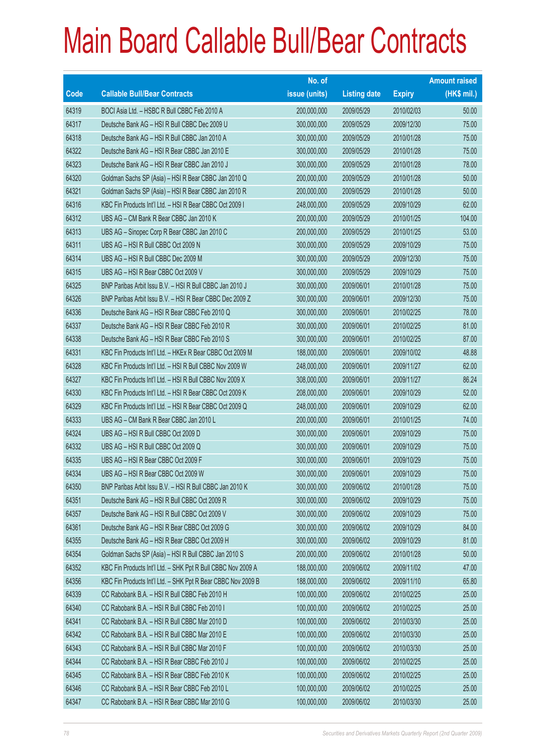# Main Board Callable Bull/Bear Contracts

| Code | Callable Bull/Bear Contracts | No. of issue (units) | Listing date | Expiry | Amount raised (HK$ mil.) |
|---|---|---|---|---|---|
| 64319 | BOCI Asia Ltd. – HSBC R Bull CBBC Feb 2010 A | 200,000,000 | 2009/05/29 | 2010/02/03 | 50.00 |
| 64317 | Deutsche Bank AG – HSI R Bull CBBC Dec 2009 U | 300,000,000 | 2009/05/29 | 2009/12/30 | 75.00 |
| 64318 | Deutsche Bank AG – HSI R Bull CBBC Jan 2010 A | 300,000,000 | 2009/05/29 | 2010/01/28 | 75.00 |
| 64322 | Deutsche Bank AG – HSI R Bear CBBC Jan 2010 E | 300,000,000 | 2009/05/29 | 2010/01/28 | 75.00 |
| 64323 | Deutsche Bank AG – HSI R Bear CBBC Jan 2010 J | 300,000,000 | 2009/05/29 | 2010/01/28 | 78.00 |
| 64320 | Goldman Sachs SP (Asia) – HSI R Bear CBBC Jan 2010 Q | 200,000,000 | 2009/05/29 | 2010/01/28 | 50.00 |
| 64321 | Goldman Sachs SP (Asia) – HSI R Bear CBBC Jan 2010 R | 200,000,000 | 2009/05/29 | 2010/01/28 | 50.00 |
| 64316 | KBC Fin Products Int'l Ltd. – HSI R Bear CBBC Oct 2009 I | 248,000,000 | 2009/05/29 | 2009/10/29 | 62.00 |
| 64312 | UBS AG – CM Bank R Bear CBBC Jan 2010 K | 200,000,000 | 2009/05/29 | 2010/01/25 | 104.00 |
| 64313 | UBS AG – Sinopec Corp R Bear CBBC Jan 2010 C | 200,000,000 | 2009/05/29 | 2010/01/25 | 53.00 |
| 64311 | UBS AG – HSI R Bull CBBC Oct 2009 N | 300,000,000 | 2009/05/29 | 2009/10/29 | 75.00 |
| 64314 | UBS AG – HSI R Bull CBBC Dec 2009 M | 300,000,000 | 2009/05/29 | 2009/12/30 | 75.00 |
| 64315 | UBS AG – HSI R Bear CBBC Oct 2009 V | 300,000,000 | 2009/05/29 | 2009/10/29 | 75.00 |
| 64325 | BNP Paribas Arbit Issu B.V. – HSI R Bull CBBC Jan 2010 J | 300,000,000 | 2009/06/01 | 2010/01/28 | 75.00 |
| 64326 | BNP Paribas Arbit Issu B.V. – HSI R Bear CBBC Dec 2009 Z | 300,000,000 | 2009/06/01 | 2009/12/30 | 75.00 |
| 64336 | Deutsche Bank AG – HSI R Bear CBBC Feb 2010 Q | 300,000,000 | 2009/06/01 | 2010/02/25 | 78.00 |
| 64337 | Deutsche Bank AG – HSI R Bear CBBC Feb 2010 R | 300,000,000 | 2009/06/01 | 2010/02/25 | 81.00 |
| 64338 | Deutsche Bank AG – HSI R Bear CBBC Feb 2010 S | 300,000,000 | 2009/06/01 | 2010/02/25 | 87.00 |
| 64331 | KBC Fin Products Int'l Ltd. – HKEx R Bear CBBC Oct 2009 M | 188,000,000 | 2009/06/01 | 2009/10/02 | 48.88 |
| 64328 | KBC Fin Products Int'l Ltd. – HSI R Bull CBBC Nov 2009 W | 248,000,000 | 2009/06/01 | 2009/11/27 | 62.00 |
| 64327 | KBC Fin Products Int'l Ltd. – HSI R Bull CBBC Nov 2009 X | 308,000,000 | 2009/06/01 | 2009/11/27 | 86.24 |
| 64330 | KBC Fin Products Int'l Ltd. – HSI R Bear CBBC Oct 2009 K | 208,000,000 | 2009/06/01 | 2009/10/29 | 52.00 |
| 64329 | KBC Fin Products Int'l Ltd. – HSI R Bear CBBC Oct 2009 Q | 248,000,000 | 2009/06/01 | 2009/10/29 | 62.00 |
| 64333 | UBS AG – CM Bank R Bear CBBC Jan 2010 L | 200,000,000 | 2009/06/01 | 2010/01/25 | 74.00 |
| 64324 | UBS AG – HSI R Bull CBBC Oct 2009 D | 300,000,000 | 2009/06/01 | 2009/10/29 | 75.00 |
| 64332 | UBS AG – HSI R Bull CBBC Oct 2009 Q | 300,000,000 | 2009/06/01 | 2009/10/29 | 75.00 |
| 64335 | UBS AG – HSI R Bear CBBC Oct 2009 F | 300,000,000 | 2009/06/01 | 2009/10/29 | 75.00 |
| 64334 | UBS AG – HSI R Bear CBBC Oct 2009 W | 300,000,000 | 2009/06/01 | 2009/10/29 | 75.00 |
| 64350 | BNP Paribas Arbit Issu B.V. – HSI R Bull CBBC Jan 2010 K | 300,000,000 | 2009/06/02 | 2010/01/28 | 75.00 |
| 64351 | Deutsche Bank AG – HSI R Bull CBBC Oct 2009 R | 300,000,000 | 2009/06/02 | 2009/10/29 | 75.00 |
| 64357 | Deutsche Bank AG – HSI R Bull CBBC Oct 2009 V | 300,000,000 | 2009/06/02 | 2009/10/29 | 75.00 |
| 64361 | Deutsche Bank AG – HSI R Bear CBBC Oct 2009 G | 300,000,000 | 2009/06/02 | 2009/10/29 | 84.00 |
| 64355 | Deutsche Bank AG – HSI R Bear CBBC Oct 2009 H | 300,000,000 | 2009/06/02 | 2009/10/29 | 81.00 |
| 64354 | Goldman Sachs SP (Asia) – HSI R Bull CBBC Jan 2010 S | 200,000,000 | 2009/06/02 | 2010/01/28 | 50.00 |
| 64352 | KBC Fin Products Int'l Ltd. – SHK Ppt R Bull CBBC Nov 2009 A | 188,000,000 | 2009/06/02 | 2009/11/02 | 47.00 |
| 64356 | KBC Fin Products Int'l Ltd. – SHK Ppt R Bear CBBC Nov 2009 B | 188,000,000 | 2009/06/02 | 2009/11/10 | 65.80 |
| 64339 | CC Rabobank B.A. – HSI R Bull CBBC Feb 2010 H | 100,000,000 | 2009/06/02 | 2010/02/25 | 25.00 |
| 64340 | CC Rabobank B.A. – HSI R Bull CBBC Feb 2010 I | 100,000,000 | 2009/06/02 | 2010/02/25 | 25.00 |
| 64341 | CC Rabobank B.A. – HSI R Bull CBBC Mar 2010 D | 100,000,000 | 2009/06/02 | 2010/03/30 | 25.00 |
| 64342 | CC Rabobank B.A. – HSI R Bull CBBC Mar 2010 E | 100,000,000 | 2009/06/02 | 2010/03/30 | 25.00 |
| 64343 | CC Rabobank B.A. – HSI R Bull CBBC Mar 2010 F | 100,000,000 | 2009/06/02 | 2010/03/30 | 25.00 |
| 64344 | CC Rabobank B.A. – HSI R Bear CBBC Feb 2010 J | 100,000,000 | 2009/06/02 | 2010/02/25 | 25.00 |
| 64345 | CC Rabobank B.A. – HSI R Bear CBBC Feb 2010 K | 100,000,000 | 2009/06/02 | 2010/02/25 | 25.00 |
| 64346 | CC Rabobank B.A. – HSI R Bear CBBC Feb 2010 L | 100,000,000 | 2009/06/02 | 2010/02/25 | 25.00 |
| 64347 | CC Rabobank B.A. – HSI R Bear CBBC Mar 2010 G | 100,000,000 | 2009/06/02 | 2010/03/30 | 25.00 |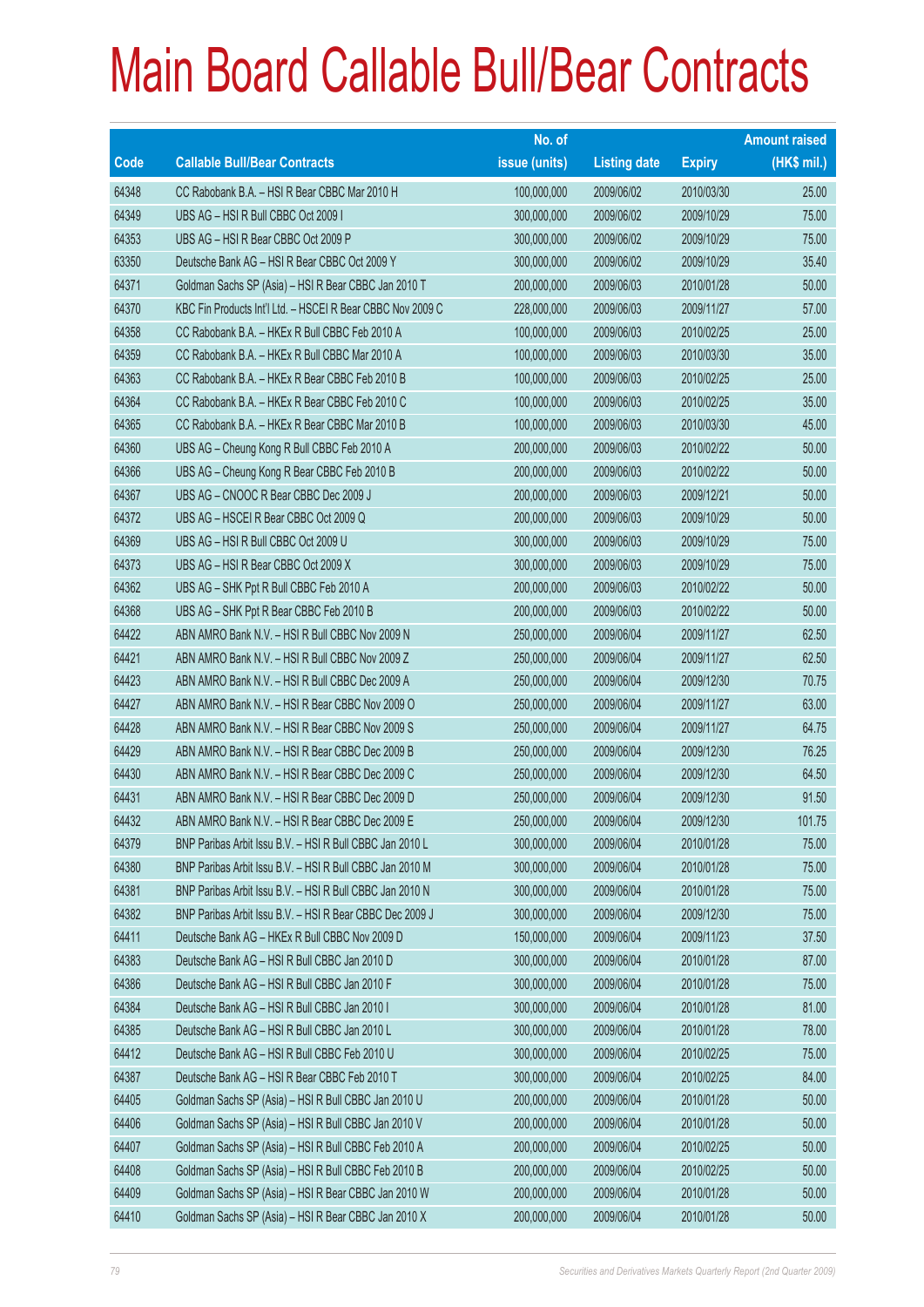# Main Board Callable Bull/Bear Contracts

| Code | Callable Bull/Bear Contracts | No. of issue (units) | Listing date | Expiry | Amount raised (HK$ mil.) |
|---|---|---|---|---|---|
| 64348 | CC Rabobank B.A. – HSI R Bear CBBC Mar 2010 H | 100,000,000 | 2009/06/02 | 2010/03/30 | 25.00 |
| 64349 | UBS AG – HSI R Bull CBBC Oct 2009 I | 300,000,000 | 2009/06/02 | 2009/10/29 | 75.00 |
| 64353 | UBS AG – HSI R Bear CBBC Oct 2009 P | 300,000,000 | 2009/06/02 | 2009/10/29 | 75.00 |
| 63350 | Deutsche Bank AG – HSI R Bear CBBC Oct 2009 Y | 300,000,000 | 2009/06/02 | 2009/10/29 | 35.40 |
| 64371 | Goldman Sachs SP (Asia) – HSI R Bear CBBC Jan 2010 T | 200,000,000 | 2009/06/03 | 2010/01/28 | 50.00 |
| 64370 | KBC Fin Products Int'l Ltd. – HSCEI R Bear CBBC Nov 2009 C | 228,000,000 | 2009/06/03 | 2009/11/27 | 57.00 |
| 64358 | CC Rabobank B.A. – HKEx R Bull CBBC Feb 2010 A | 100,000,000 | 2009/06/03 | 2010/02/25 | 25.00 |
| 64359 | CC Rabobank B.A. – HKEx R Bull CBBC Mar 2010 A | 100,000,000 | 2009/06/03 | 2010/03/30 | 35.00 |
| 64363 | CC Rabobank B.A. – HKEx R Bear CBBC Feb 2010 B | 100,000,000 | 2009/06/03 | 2010/02/25 | 25.00 |
| 64364 | CC Rabobank B.A. – HKEx R Bear CBBC Feb 2010 C | 100,000,000 | 2009/06/03 | 2010/02/25 | 35.00 |
| 64365 | CC Rabobank B.A. – HKEx R Bear CBBC Mar 2010 B | 100,000,000 | 2009/06/03 | 2010/03/30 | 45.00 |
| 64360 | UBS AG – Cheung Kong R Bull CBBC Feb 2010 A | 200,000,000 | 2009/06/03 | 2010/02/22 | 50.00 |
| 64366 | UBS AG – Cheung Kong R Bear CBBC Feb 2010 B | 200,000,000 | 2009/06/03 | 2010/02/22 | 50.00 |
| 64367 | UBS AG – CNOOC R Bear CBBC Dec 2009 J | 200,000,000 | 2009/06/03 | 2009/12/21 | 50.00 |
| 64372 | UBS AG – HSCEI R Bear CBBC Oct 2009 Q | 200,000,000 | 2009/06/03 | 2009/10/29 | 50.00 |
| 64369 | UBS AG – HSI R Bull CBBC Oct 2009 U | 300,000,000 | 2009/06/03 | 2009/10/29 | 75.00 |
| 64373 | UBS AG – HSI R Bear CBBC Oct 2009 X | 300,000,000 | 2009/06/03 | 2009/10/29 | 75.00 |
| 64362 | UBS AG – SHK Ppt R Bull CBBC Feb 2010 A | 200,000,000 | 2009/06/03 | 2010/02/22 | 50.00 |
| 64368 | UBS AG – SHK Ppt R Bear CBBC Feb 2010 B | 200,000,000 | 2009/06/03 | 2010/02/22 | 50.00 |
| 64422 | ABN AMRO Bank N.V. – HSI R Bull CBBC Nov 2009 N | 250,000,000 | 2009/06/04 | 2009/11/27 | 62.50 |
| 64421 | ABN AMRO Bank N.V. – HSI R Bull CBBC Nov 2009 Z | 250,000,000 | 2009/06/04 | 2009/11/27 | 62.50 |
| 64423 | ABN AMRO Bank N.V. – HSI R Bull CBBC Dec 2009 A | 250,000,000 | 2009/06/04 | 2009/12/30 | 70.75 |
| 64427 | ABN AMRO Bank N.V. – HSI R Bear CBBC Nov 2009 O | 250,000,000 | 2009/06/04 | 2009/11/27 | 63.00 |
| 64428 | ABN AMRO Bank N.V. – HSI R Bear CBBC Nov 2009 S | 250,000,000 | 2009/06/04 | 2009/11/27 | 64.75 |
| 64429 | ABN AMRO Bank N.V. – HSI R Bear CBBC Dec 2009 B | 250,000,000 | 2009/06/04 | 2009/12/30 | 76.25 |
| 64430 | ABN AMRO Bank N.V. – HSI R Bear CBBC Dec 2009 C | 250,000,000 | 2009/06/04 | 2009/12/30 | 64.50 |
| 64431 | ABN AMRO Bank N.V. – HSI R Bear CBBC Dec 2009 D | 250,000,000 | 2009/06/04 | 2009/12/30 | 91.50 |
| 64432 | ABN AMRO Bank N.V. – HSI R Bear CBBC Dec 2009 E | 250,000,000 | 2009/06/04 | 2009/12/30 | 101.75 |
| 64379 | BNP Paribas Arbit Issu B.V. – HSI R Bull CBBC Jan 2010 L | 300,000,000 | 2009/06/04 | 2010/01/28 | 75.00 |
| 64380 | BNP Paribas Arbit Issu B.V. – HSI R Bull CBBC Jan 2010 M | 300,000,000 | 2009/06/04 | 2010/01/28 | 75.00 |
| 64381 | BNP Paribas Arbit Issu B.V. – HSI R Bull CBBC Jan 2010 N | 300,000,000 | 2009/06/04 | 2010/01/28 | 75.00 |
| 64382 | BNP Paribas Arbit Issu B.V. – HSI R Bear CBBC Dec 2009 J | 300,000,000 | 2009/06/04 | 2009/12/30 | 75.00 |
| 64411 | Deutsche Bank AG – HKEx R Bull CBBC Nov 2009 D | 150,000,000 | 2009/06/04 | 2009/11/23 | 37.50 |
| 64383 | Deutsche Bank AG – HSI R Bull CBBC Jan 2010 D | 300,000,000 | 2009/06/04 | 2010/01/28 | 87.00 |
| 64386 | Deutsche Bank AG – HSI R Bull CBBC Jan 2010 F | 300,000,000 | 2009/06/04 | 2010/01/28 | 75.00 |
| 64384 | Deutsche Bank AG – HSI R Bull CBBC Jan 2010 I | 300,000,000 | 2009/06/04 | 2010/01/28 | 81.00 |
| 64385 | Deutsche Bank AG – HSI R Bull CBBC Jan 2010 L | 300,000,000 | 2009/06/04 | 2010/01/28 | 78.00 |
| 64412 | Deutsche Bank AG – HSI R Bull CBBC Feb 2010 U | 300,000,000 | 2009/06/04 | 2010/02/25 | 75.00 |
| 64387 | Deutsche Bank AG – HSI R Bear CBBC Feb 2010 T | 300,000,000 | 2009/06/04 | 2010/02/25 | 84.00 |
| 64405 | Goldman Sachs SP (Asia) – HSI R Bull CBBC Jan 2010 U | 200,000,000 | 2009/06/04 | 2010/01/28 | 50.00 |
| 64406 | Goldman Sachs SP (Asia) – HSI R Bull CBBC Jan 2010 V | 200,000,000 | 2009/06/04 | 2010/01/28 | 50.00 |
| 64407 | Goldman Sachs SP (Asia) – HSI R Bull CBBC Feb 2010 A | 200,000,000 | 2009/06/04 | 2010/02/25 | 50.00 |
| 64408 | Goldman Sachs SP (Asia) – HSI R Bull CBBC Feb 2010 B | 200,000,000 | 2009/06/04 | 2010/02/25 | 50.00 |
| 64409 | Goldman Sachs SP (Asia) – HSI R Bear CBBC Jan 2010 W | 200,000,000 | 2009/06/04 | 2010/01/28 | 50.00 |
| 64410 | Goldman Sachs SP (Asia) – HSI R Bear CBBC Jan 2010 X | 200,000,000 | 2009/06/04 | 2010/01/28 | 50.00 |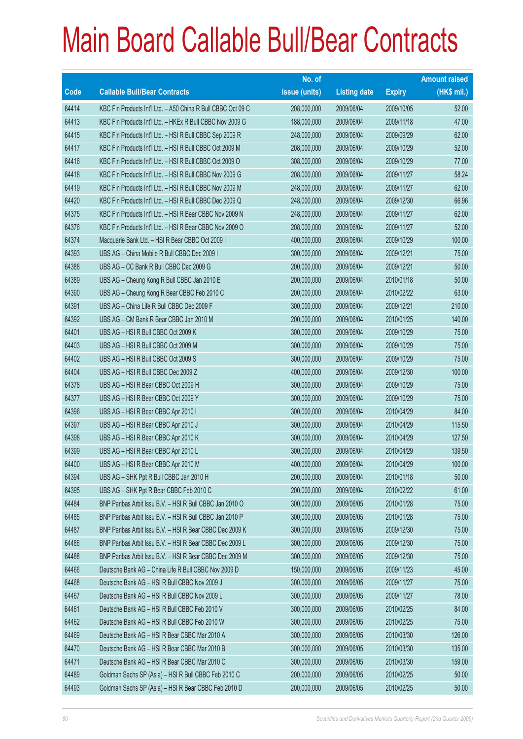# Main Board Callable Bull/Bear Contracts

| Code | Callable Bull/Bear Contracts | No. of issue (units) | Listing date | Expiry | Amount raised (HK$ mil.) |
|---|---|---|---|---|---|
| 64414 | KBC Fin Products Int'l Ltd. – A50 China R Bull CBBC Oct 09 C | 208,000,000 | 2009/06/04 | 2009/10/05 | 52.00 |
| 64413 | KBC Fin Products Int'l Ltd. – HKEx R Bull CBBC Nov 2009 G | 188,000,000 | 2009/06/04 | 2009/11/18 | 47.00 |
| 64415 | KBC Fin Products Int'l Ltd. – HSI R Bull CBBC Sep 2009 R | 248,000,000 | 2009/06/04 | 2009/09/29 | 62.00 |
| 64417 | KBC Fin Products Int'l Ltd. – HSI R Bull CBBC Oct 2009 M | 208,000,000 | 2009/06/04 | 2009/10/29 | 52.00 |
| 64416 | KBC Fin Products Int'l Ltd. – HSI R Bull CBBC Oct 2009 O | 308,000,000 | 2009/06/04 | 2009/10/29 | 77.00 |
| 64418 | KBC Fin Products Int'l Ltd. – HSI R Bull CBBC Nov 2009 G | 208,000,000 | 2009/06/04 | 2009/11/27 | 58.24 |
| 64419 | KBC Fin Products Int'l Ltd. – HSI R Bull CBBC Nov 2009 M | 248,000,000 | 2009/06/04 | 2009/11/27 | 62.00 |
| 64420 | KBC Fin Products Int'l Ltd. – HSI R Bull CBBC Dec 2009 Q | 248,000,000 | 2009/06/04 | 2009/12/30 | 66.96 |
| 64375 | KBC Fin Products Int'l Ltd. – HSI R Bear CBBC Nov 2009 N | 248,000,000 | 2009/06/04 | 2009/11/27 | 62.00 |
| 64376 | KBC Fin Products Int'l Ltd. – HSI R Bear CBBC Nov 2009 O | 208,000,000 | 2009/06/04 | 2009/11/27 | 52.00 |
| 64374 | Macquarie Bank Ltd. – HSI R Bear CBBC Oct 2009 I | 400,000,000 | 2009/06/04 | 2009/10/29 | 100.00 |
| 64393 | UBS AG – China Mobile R Bull CBBC Dec 2009 I | 300,000,000 | 2009/06/04 | 2009/12/21 | 75.00 |
| 64388 | UBS AG – CC Bank R Bull CBBC Dec 2009 G | 200,000,000 | 2009/06/04 | 2009/12/21 | 50.00 |
| 64389 | UBS AG – Cheung Kong R Bull CBBC Jan 2010 E | 200,000,000 | 2009/06/04 | 2010/01/18 | 50.00 |
| 64390 | UBS AG – Cheung Kong R Bear CBBC Feb 2010 C | 200,000,000 | 2009/06/04 | 2010/02/22 | 63.00 |
| 64391 | UBS AG – China Life R Bull CBBC Dec 2009 F | 300,000,000 | 2009/06/04 | 2009/12/21 | 210.00 |
| 64392 | UBS AG – CM Bank R Bear CBBC Jan 2010 M | 200,000,000 | 2009/06/04 | 2010/01/25 | 140.00 |
| 64401 | UBS AG – HSI R Bull CBBC Oct 2009 K | 300,000,000 | 2009/06/04 | 2009/10/29 | 75.00 |
| 64403 | UBS AG – HSI R Bull CBBC Oct 2009 M | 300,000,000 | 2009/06/04 | 2009/10/29 | 75.00 |
| 64402 | UBS AG – HSI R Bull CBBC Oct 2009 S | 300,000,000 | 2009/06/04 | 2009/10/29 | 75.00 |
| 64404 | UBS AG – HSI R Bull CBBC Dec 2009 Z | 400,000,000 | 2009/06/04 | 2009/12/30 | 100.00 |
| 64378 | UBS AG – HSI R Bear CBBC Oct 2009 H | 300,000,000 | 2009/06/04 | 2009/10/29 | 75.00 |
| 64377 | UBS AG – HSI R Bear CBBC Oct 2009 Y | 300,000,000 | 2009/06/04 | 2009/10/29 | 75.00 |
| 64396 | UBS AG – HSI R Bear CBBC Apr 2010 I | 300,000,000 | 2009/06/04 | 2010/04/29 | 84.00 |
| 64397 | UBS AG – HSI R Bear CBBC Apr 2010 J | 300,000,000 | 2009/06/04 | 2010/04/29 | 115.50 |
| 64398 | UBS AG – HSI R Bear CBBC Apr 2010 K | 300,000,000 | 2009/06/04 | 2010/04/29 | 127.50 |
| 64399 | UBS AG – HSI R Bear CBBC Apr 2010 L | 300,000,000 | 2009/06/04 | 2010/04/29 | 139.50 |
| 64400 | UBS AG – HSI R Bear CBBC Apr 2010 M | 400,000,000 | 2009/06/04 | 2010/04/29 | 100.00 |
| 64394 | UBS AG – SHK Ppt R Bull CBBC Jan 2010 H | 200,000,000 | 2009/06/04 | 2010/01/18 | 50.00 |
| 64395 | UBS AG – SHK Ppt R Bear CBBC Feb 2010 C | 200,000,000 | 2009/06/04 | 2010/02/22 | 61.00 |
| 64484 | BNP Paribas Arbit Issu B.V. – HSI R Bull CBBC Jan 2010 O | 300,000,000 | 2009/06/05 | 2010/01/28 | 75.00 |
| 64485 | BNP Paribas Arbit Issu B.V. – HSI R Bull CBBC Jan 2010 P | 300,000,000 | 2009/06/05 | 2010/01/28 | 75.00 |
| 64487 | BNP Paribas Arbit Issu B.V. – HSI R Bear CBBC Dec 2009 K | 300,000,000 | 2009/06/05 | 2009/12/30 | 75.00 |
| 64486 | BNP Paribas Arbit Issu B.V. – HSI R Bear CBBC Dec 2009 L | 300,000,000 | 2009/06/05 | 2009/12/30 | 75.00 |
| 64488 | BNP Paribas Arbit Issu B.V. – HSI R Bear CBBC Dec 2009 M | 300,000,000 | 2009/06/05 | 2009/12/30 | 75.00 |
| 64466 | Deutsche Bank AG – China Life R Bull CBBC Nov 2009 D | 150,000,000 | 2009/06/05 | 2009/11/23 | 45.00 |
| 64468 | Deutsche Bank AG – HSI R Bull CBBC Nov 2009 J | 300,000,000 | 2009/06/05 | 2009/11/27 | 75.00 |
| 64467 | Deutsche Bank AG – HSI R Bull CBBC Nov 2009 L | 300,000,000 | 2009/06/05 | 2009/11/27 | 78.00 |
| 64461 | Deutsche Bank AG – HSI R Bull CBBC Feb 2010 V | 300,000,000 | 2009/06/05 | 2010/02/25 | 84.00 |
| 64462 | Deutsche Bank AG – HSI R Bull CBBC Feb 2010 W | 300,000,000 | 2009/06/05 | 2010/02/25 | 75.00 |
| 64469 | Deutsche Bank AG – HSI R Bear CBBC Mar 2010 A | 300,000,000 | 2009/06/05 | 2010/03/30 | 126.00 |
| 64470 | Deutsche Bank AG – HSI R Bear CBBC Mar 2010 B | 300,000,000 | 2009/06/05 | 2010/03/30 | 135.00 |
| 64471 | Deutsche Bank AG – HSI R Bear CBBC Mar 2010 C | 300,000,000 | 2009/06/05 | 2010/03/30 | 159.00 |
| 64489 | Goldman Sachs SP (Asia) – HSI R Bull CBBC Feb 2010 C | 200,000,000 | 2009/06/05 | 2010/02/25 | 50.00 |
| 64493 | Goldman Sachs SP (Asia) – HSI R Bear CBBC Feb 2010 D | 200,000,000 | 2009/06/05 | 2010/02/25 | 50.00 |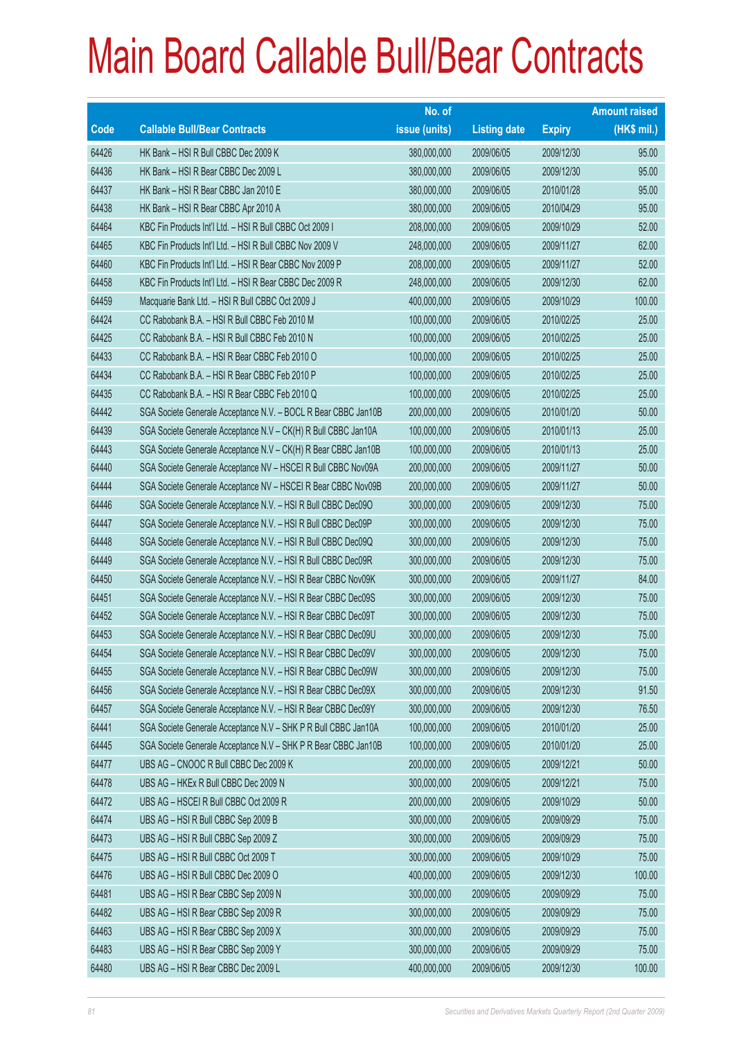# Main Board Callable Bull/Bear Contracts

| Code | Callable Bull/Bear Contracts | No. of issue (units) | Listing date | Expiry | Amount raised (HK$ mil.) |
|---|---|---|---|---|---|
| 64426 | HK Bank – HSI R Bull CBBC Dec 2009 K | 380,000,000 | 2009/06/05 | 2009/12/30 | 95.00 |
| 64436 | HK Bank – HSI R Bear CBBC Dec 2009 L | 380,000,000 | 2009/06/05 | 2009/12/30 | 95.00 |
| 64437 | HK Bank – HSI R Bear CBBC Jan 2010 E | 380,000,000 | 2009/06/05 | 2010/01/28 | 95.00 |
| 64438 | HK Bank – HSI R Bear CBBC Apr 2010 A | 380,000,000 | 2009/06/05 | 2010/04/29 | 95.00 |
| 64464 | KBC Fin Products Int'l Ltd. – HSI R Bull CBBC Oct 2009 I | 208,000,000 | 2009/06/05 | 2009/10/29 | 52.00 |
| 64465 | KBC Fin Products Int'l Ltd. – HSI R Bull CBBC Nov 2009 V | 248,000,000 | 2009/06/05 | 2009/11/27 | 62.00 |
| 64460 | KBC Fin Products Int'l Ltd. – HSI R Bear CBBC Nov 2009 P | 208,000,000 | 2009/06/05 | 2009/11/27 | 52.00 |
| 64458 | KBC Fin Products Int'l Ltd. – HSI R Bear CBBC Dec 2009 R | 248,000,000 | 2009/06/05 | 2009/12/30 | 62.00 |
| 64459 | Macquarie Bank Ltd. – HSI R Bull CBBC Oct 2009 J | 400,000,000 | 2009/06/05 | 2009/10/29 | 100.00 |
| 64424 | CC Rabobank B.A. – HSI R Bull CBBC Feb 2010 M | 100,000,000 | 2009/06/05 | 2010/02/25 | 25.00 |
| 64425 | CC Rabobank B.A. – HSI R Bull CBBC Feb 2010 N | 100,000,000 | 2009/06/05 | 2010/02/25 | 25.00 |
| 64433 | CC Rabobank B.A. – HSI R Bear CBBC Feb 2010 O | 100,000,000 | 2009/06/05 | 2010/02/25 | 25.00 |
| 64434 | CC Rabobank B.A. – HSI R Bear CBBC Feb 2010 P | 100,000,000 | 2009/06/05 | 2010/02/25 | 25.00 |
| 64435 | CC Rabobank B.A. – HSI R Bear CBBC Feb 2010 Q | 100,000,000 | 2009/06/05 | 2010/02/25 | 25.00 |
| 64442 | SGA Societe Generale Acceptance N.V. – BOCL R Bear CBBC Jan10B | 200,000,000 | 2009/06/05 | 2010/01/20 | 50.00 |
| 64439 | SGA Societe Generale Acceptance N.V – CK(H) R Bull CBBC Jan10A | 100,000,000 | 2009/06/05 | 2010/01/13 | 25.00 |
| 64443 | SGA Societe Generale Acceptance N.V – CK(H) R Bear CBBC Jan10B | 100,000,000 | 2009/06/05 | 2010/01/13 | 25.00 |
| 64440 | SGA Societe Generale Acceptance NV – HSCEI R Bull CBBC Nov09A | 200,000,000 | 2009/06/05 | 2009/11/27 | 50.00 |
| 64444 | SGA Societe Generale Acceptance NV – HSCEI R Bear CBBC Nov09B | 200,000,000 | 2009/06/05 | 2009/11/27 | 50.00 |
| 64446 | SGA Societe Generale Acceptance N.V. – HSI R Bull CBBC Dec09O | 300,000,000 | 2009/06/05 | 2009/12/30 | 75.00 |
| 64447 | SGA Societe Generale Acceptance N.V. – HSI R Bull CBBC Dec09P | 300,000,000 | 2009/06/05 | 2009/12/30 | 75.00 |
| 64448 | SGA Societe Generale Acceptance N.V. – HSI R Bull CBBC Dec09Q | 300,000,000 | 2009/06/05 | 2009/12/30 | 75.00 |
| 64449 | SGA Societe Generale Acceptance N.V. – HSI R Bull CBBC Dec09R | 300,000,000 | 2009/06/05 | 2009/12/30 | 75.00 |
| 64450 | SGA Societe Generale Acceptance N.V. – HSI R Bear CBBC Nov09K | 300,000,000 | 2009/06/05 | 2009/11/27 | 84.00 |
| 64451 | SGA Societe Generale Acceptance N.V. – HSI R Bear CBBC Dec09S | 300,000,000 | 2009/06/05 | 2009/12/30 | 75.00 |
| 64452 | SGA Societe Generale Acceptance N.V. – HSI R Bear CBBC Dec09T | 300,000,000 | 2009/06/05 | 2009/12/30 | 75.00 |
| 64453 | SGA Societe Generale Acceptance N.V. – HSI R Bear CBBC Dec09U | 300,000,000 | 2009/06/05 | 2009/12/30 | 75.00 |
| 64454 | SGA Societe Generale Acceptance N.V. – HSI R Bear CBBC Dec09V | 300,000,000 | 2009/06/05 | 2009/12/30 | 75.00 |
| 64455 | SGA Societe Generale Acceptance N.V. – HSI R Bear CBBC Dec09W | 300,000,000 | 2009/06/05 | 2009/12/30 | 75.00 |
| 64456 | SGA Societe Generale Acceptance N.V. – HSI R Bear CBBC Dec09X | 300,000,000 | 2009/06/05 | 2009/12/30 | 91.50 |
| 64457 | SGA Societe Generale Acceptance N.V. – HSI R Bear CBBC Dec09Y | 300,000,000 | 2009/06/05 | 2009/12/30 | 76.50 |
| 64441 | SGA Societe Generale Acceptance N.V – SHK P R Bull CBBC Jan10A | 100,000,000 | 2009/06/05 | 2010/01/20 | 25.00 |
| 64445 | SGA Societe Generale Acceptance N.V – SHK P R Bear CBBC Jan10B | 100,000,000 | 2009/06/05 | 2010/01/20 | 25.00 |
| 64477 | UBS AG – CNOOC R Bull CBBC Dec 2009 K | 200,000,000 | 2009/06/05 | 2009/12/21 | 50.00 |
| 64478 | UBS AG – HKEx R Bull CBBC Dec 2009 N | 300,000,000 | 2009/06/05 | 2009/12/21 | 75.00 |
| 64472 | UBS AG – HSCEI R Bull CBBC Oct 2009 R | 200,000,000 | 2009/06/05 | 2009/10/29 | 50.00 |
| 64474 | UBS AG – HSI R Bull CBBC Sep 2009 B | 300,000,000 | 2009/06/05 | 2009/09/29 | 75.00 |
| 64473 | UBS AG – HSI R Bull CBBC Sep 2009 Z | 300,000,000 | 2009/06/05 | 2009/09/29 | 75.00 |
| 64475 | UBS AG – HSI R Bull CBBC Oct 2009 T | 300,000,000 | 2009/06/05 | 2009/10/29 | 75.00 |
| 64476 | UBS AG – HSI R Bull CBBC Dec 2009 O | 400,000,000 | 2009/06/05 | 2009/12/30 | 100.00 |
| 64481 | UBS AG – HSI R Bear CBBC Sep 2009 N | 300,000,000 | 2009/06/05 | 2009/09/29 | 75.00 |
| 64482 | UBS AG – HSI R Bear CBBC Sep 2009 R | 300,000,000 | 2009/06/05 | 2009/09/29 | 75.00 |
| 64463 | UBS AG – HSI R Bear CBBC Sep 2009 X | 300,000,000 | 2009/06/05 | 2009/09/29 | 75.00 |
| 64483 | UBS AG – HSI R Bear CBBC Sep 2009 Y | 300,000,000 | 2009/06/05 | 2009/09/29 | 75.00 |
| 64480 | UBS AG – HSI R Bear CBBC Dec 2009 L | 400,000,000 | 2009/06/05 | 2009/12/30 | 100.00 |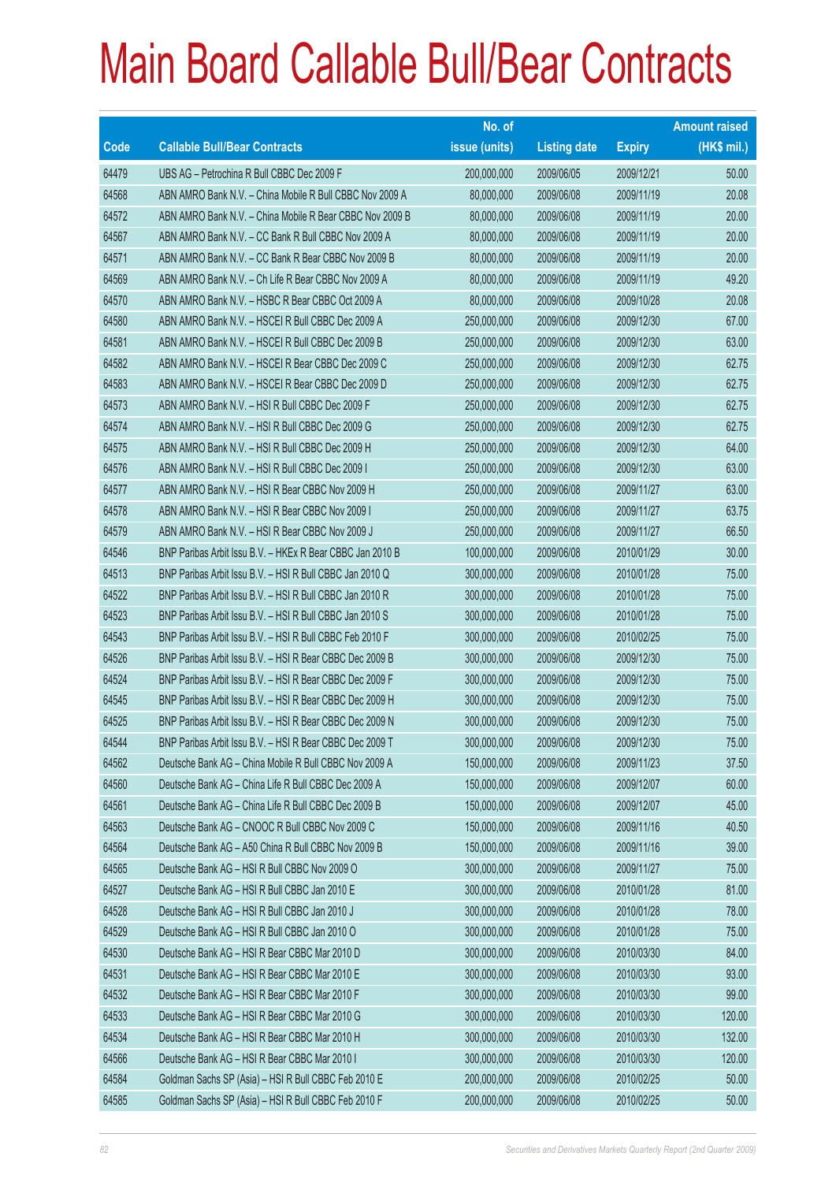# Main Board Callable Bull/Bear Contracts

| Code | Callable Bull/Bear Contracts | No. of issue (units) | Listing date | Expiry | Amount raised (HK$ mil.) |
|---|---|---|---|---|---|
| 64479 | UBS AG – Petrochina R Bull CBBC Dec 2009 F | 200,000,000 | 2009/06/05 | 2009/12/21 | 50.00 |
| 64568 | ABN AMRO Bank N.V. – China Mobile R Bull CBBC Nov 2009 A | 80,000,000 | 2009/06/08 | 2009/11/19 | 20.08 |
| 64572 | ABN AMRO Bank N.V. – China Mobile R Bear CBBC Nov 2009 B | 80,000,000 | 2009/06/08 | 2009/11/19 | 20.00 |
| 64567 | ABN AMRO Bank N.V. – CC Bank R Bull CBBC Nov 2009 A | 80,000,000 | 2009/06/08 | 2009/11/19 | 20.00 |
| 64571 | ABN AMRO Bank N.V. – CC Bank R Bear CBBC Nov 2009 B | 80,000,000 | 2009/06/08 | 2009/11/19 | 20.00 |
| 64569 | ABN AMRO Bank N.V. – Ch Life R Bear CBBC Nov 2009 A | 80,000,000 | 2009/06/08 | 2009/11/19 | 49.20 |
| 64570 | ABN AMRO Bank N.V. – HSBC R Bear CBBC Oct 2009 A | 80,000,000 | 2009/06/08 | 2009/10/28 | 20.08 |
| 64580 | ABN AMRO Bank N.V. – HSCEI R Bull CBBC Dec 2009 A | 250,000,000 | 2009/06/08 | 2009/12/30 | 67.00 |
| 64581 | ABN AMRO Bank N.V. – HSCEI R Bull CBBC Dec 2009 B | 250,000,000 | 2009/06/08 | 2009/12/30 | 63.00 |
| 64582 | ABN AMRO Bank N.V. – HSCEI R Bear CBBC Dec 2009 C | 250,000,000 | 2009/06/08 | 2009/12/30 | 62.75 |
| 64583 | ABN AMRO Bank N.V. – HSCEI R Bear CBBC Dec 2009 D | 250,000,000 | 2009/06/08 | 2009/12/30 | 62.75 |
| 64573 | ABN AMRO Bank N.V. – HSI R Bull CBBC Dec 2009 F | 250,000,000 | 2009/06/08 | 2009/12/30 | 62.75 |
| 64574 | ABN AMRO Bank N.V. – HSI R Bull CBBC Dec 2009 G | 250,000,000 | 2009/06/08 | 2009/12/30 | 62.75 |
| 64575 | ABN AMRO Bank N.V. – HSI R Bull CBBC Dec 2009 H | 250,000,000 | 2009/06/08 | 2009/12/30 | 64.00 |
| 64576 | ABN AMRO Bank N.V. – HSI R Bull CBBC Dec 2009 I | 250,000,000 | 2009/06/08 | 2009/12/30 | 63.00 |
| 64577 | ABN AMRO Bank N.V. – HSI R Bear CBBC Nov 2009 H | 250,000,000 | 2009/06/08 | 2009/11/27 | 63.00 |
| 64578 | ABN AMRO Bank N.V. – HSI R Bear CBBC Nov 2009 I | 250,000,000 | 2009/06/08 | 2009/11/27 | 63.75 |
| 64579 | ABN AMRO Bank N.V. – HSI R Bear CBBC Nov 2009 J | 250,000,000 | 2009/06/08 | 2009/11/27 | 66.50 |
| 64546 | BNP Paribas Arbit Issu B.V. – HKEx R Bear CBBC Jan 2010 B | 100,000,000 | 2009/06/08 | 2010/01/29 | 30.00 |
| 64513 | BNP Paribas Arbit Issu B.V. – HSI R Bull CBBC Jan 2010 Q | 300,000,000 | 2009/06/08 | 2010/01/28 | 75.00 |
| 64522 | BNP Paribas Arbit Issu B.V. – HSI R Bull CBBC Jan 2010 R | 300,000,000 | 2009/06/08 | 2010/01/28 | 75.00 |
| 64523 | BNP Paribas Arbit Issu B.V. – HSI R Bull CBBC Jan 2010 S | 300,000,000 | 2009/06/08 | 2010/01/28 | 75.00 |
| 64543 | BNP Paribas Arbit Issu B.V. – HSI R Bull CBBC Feb 2010 F | 300,000,000 | 2009/06/08 | 2010/02/25 | 75.00 |
| 64526 | BNP Paribas Arbit Issu B.V. – HSI R Bear CBBC Dec 2009 B | 300,000,000 | 2009/06/08 | 2009/12/30 | 75.00 |
| 64524 | BNP Paribas Arbit Issu B.V. – HSI R Bear CBBC Dec 2009 F | 300,000,000 | 2009/06/08 | 2009/12/30 | 75.00 |
| 64545 | BNP Paribas Arbit Issu B.V. – HSI R Bear CBBC Dec 2009 H | 300,000,000 | 2009/06/08 | 2009/12/30 | 75.00 |
| 64525 | BNP Paribas Arbit Issu B.V. – HSI R Bear CBBC Dec 2009 N | 300,000,000 | 2009/06/08 | 2009/12/30 | 75.00 |
| 64544 | BNP Paribas Arbit Issu B.V. – HSI R Bear CBBC Dec 2009 T | 300,000,000 | 2009/06/08 | 2009/12/30 | 75.00 |
| 64562 | Deutsche Bank AG – China Mobile R Bull CBBC Nov 2009 A | 150,000,000 | 2009/06/08 | 2009/11/23 | 37.50 |
| 64560 | Deutsche Bank AG – China Life R Bull CBBC Dec 2009 A | 150,000,000 | 2009/06/08 | 2009/12/07 | 60.00 |
| 64561 | Deutsche Bank AG – China Life R Bull CBBC Dec 2009 B | 150,000,000 | 2009/06/08 | 2009/12/07 | 45.00 |
| 64563 | Deutsche Bank AG – CNOOC R Bull CBBC Nov 2009 C | 150,000,000 | 2009/06/08 | 2009/11/16 | 40.50 |
| 64564 | Deutsche Bank AG – A50 China R Bull CBBC Nov 2009 B | 150,000,000 | 2009/06/08 | 2009/11/16 | 39.00 |
| 64565 | Deutsche Bank AG – HSI R Bull CBBC Nov 2009 O | 300,000,000 | 2009/06/08 | 2009/11/27 | 75.00 |
| 64527 | Deutsche Bank AG – HSI R Bull CBBC Jan 2010 E | 300,000,000 | 2009/06/08 | 2010/01/28 | 81.00 |
| 64528 | Deutsche Bank AG – HSI R Bull CBBC Jan 2010 J | 300,000,000 | 2009/06/08 | 2010/01/28 | 78.00 |
| 64529 | Deutsche Bank AG – HSI R Bull CBBC Jan 2010 O | 300,000,000 | 2009/06/08 | 2010/01/28 | 75.00 |
| 64530 | Deutsche Bank AG – HSI R Bear CBBC Mar 2010 D | 300,000,000 | 2009/06/08 | 2010/03/30 | 84.00 |
| 64531 | Deutsche Bank AG – HSI R Bear CBBC Mar 2010 E | 300,000,000 | 2009/06/08 | 2010/03/30 | 93.00 |
| 64532 | Deutsche Bank AG – HSI R Bear CBBC Mar 2010 F | 300,000,000 | 2009/06/08 | 2010/03/30 | 99.00 |
| 64533 | Deutsche Bank AG – HSI R Bear CBBC Mar 2010 G | 300,000,000 | 2009/06/08 | 2010/03/30 | 120.00 |
| 64534 | Deutsche Bank AG – HSI R Bear CBBC Mar 2010 H | 300,000,000 | 2009/06/08 | 2010/03/30 | 132.00 |
| 64566 | Deutsche Bank AG – HSI R Bear CBBC Mar 2010 I | 300,000,000 | 2009/06/08 | 2010/03/30 | 120.00 |
| 64584 | Goldman Sachs SP (Asia) – HSI R Bull CBBC Feb 2010 E | 200,000,000 | 2009/06/08 | 2010/02/25 | 50.00 |
| 64585 | Goldman Sachs SP (Asia) – HSI R Bull CBBC Feb 2010 F | 200,000,000 | 2009/06/08 | 2010/02/25 | 50.00 |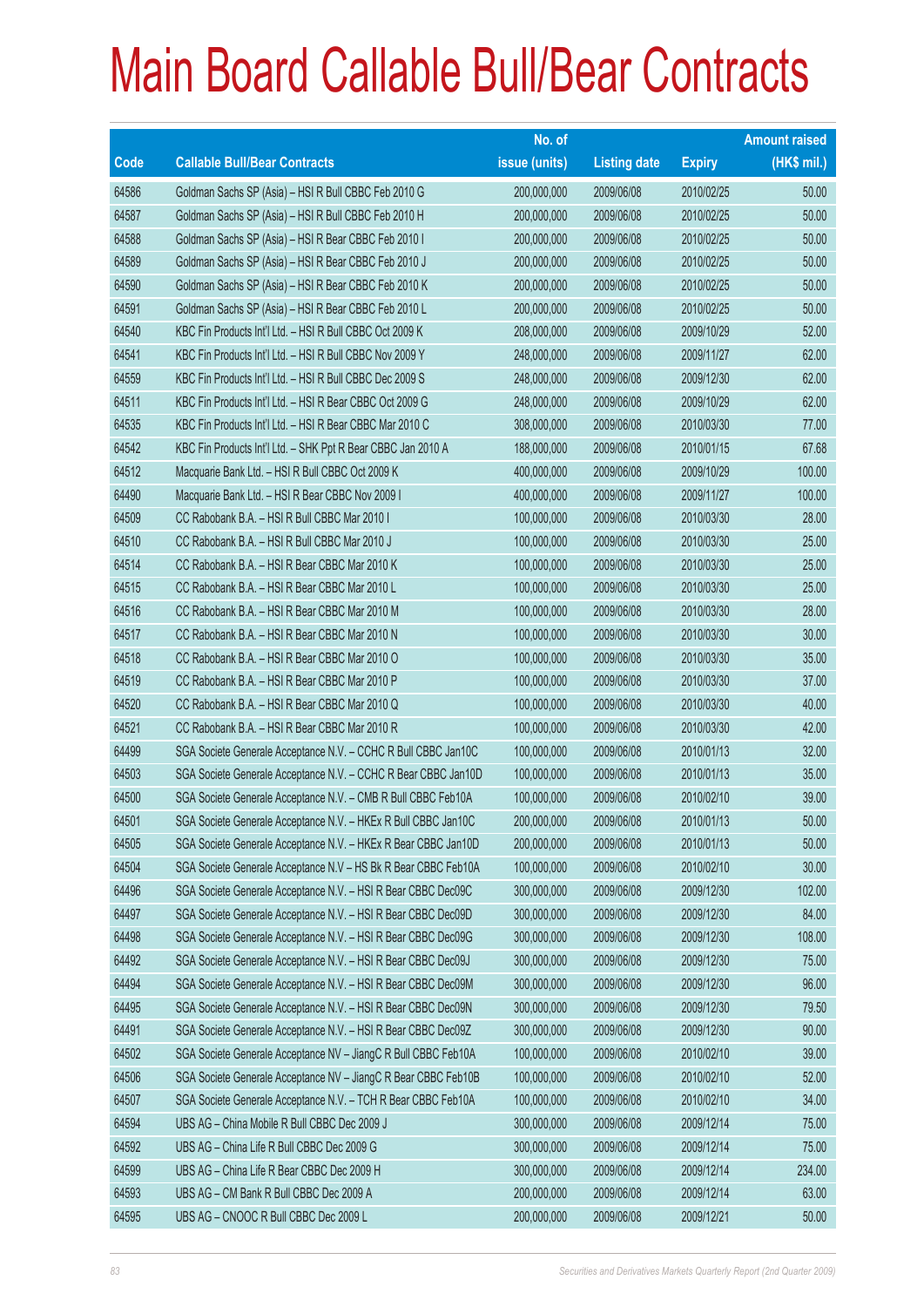# Main Board Callable Bull/Bear Contracts

| Code | Callable Bull/Bear Contracts | No. of issue (units) | Listing date | Expiry | Amount raised (HK$ mil.) |
|---|---|---|---|---|---|
| 64586 | Goldman Sachs SP (Asia) – HSI R Bull CBBC Feb 2010 G | 200,000,000 | 2009/06/08 | 2010/02/25 | 50.00 |
| 64587 | Goldman Sachs SP (Asia) – HSI R Bull CBBC Feb 2010 H | 200,000,000 | 2009/06/08 | 2010/02/25 | 50.00 |
| 64588 | Goldman Sachs SP (Asia) – HSI R Bear CBBC Feb 2010 I | 200,000,000 | 2009/06/08 | 2010/02/25 | 50.00 |
| 64589 | Goldman Sachs SP (Asia) – HSI R Bear CBBC Feb 2010 J | 200,000,000 | 2009/06/08 | 2010/02/25 | 50.00 |
| 64590 | Goldman Sachs SP (Asia) – HSI R Bear CBBC Feb 2010 K | 200,000,000 | 2009/06/08 | 2010/02/25 | 50.00 |
| 64591 | Goldman Sachs SP (Asia) – HSI R Bear CBBC Feb 2010 L | 200,000,000 | 2009/06/08 | 2010/02/25 | 50.00 |
| 64540 | KBC Fin Products Int'l Ltd. – HSI R Bull CBBC Oct 2009 K | 208,000,000 | 2009/06/08 | 2009/10/29 | 52.00 |
| 64541 | KBC Fin Products Int'l Ltd. – HSI R Bull CBBC Nov 2009 Y | 248,000,000 | 2009/06/08 | 2009/11/27 | 62.00 |
| 64559 | KBC Fin Products Int'l Ltd. – HSI R Bull CBBC Dec 2009 S | 248,000,000 | 2009/06/08 | 2009/12/30 | 62.00 |
| 64511 | KBC Fin Products Int'l Ltd. – HSI R Bear CBBC Oct 2009 G | 248,000,000 | 2009/06/08 | 2009/10/29 | 62.00 |
| 64535 | KBC Fin Products Int'l Ltd. – HSI R Bear CBBC Mar 2010 C | 308,000,000 | 2009/06/08 | 2010/03/30 | 77.00 |
| 64542 | KBC Fin Products Int'l Ltd. – SHK Ppt R Bear CBBC Jan 2010 A | 188,000,000 | 2009/06/08 | 2010/01/15 | 67.68 |
| 64512 | Macquarie Bank Ltd. – HSI R Bull CBBC Oct 2009 K | 400,000,000 | 2009/06/08 | 2009/10/29 | 100.00 |
| 64490 | Macquarie Bank Ltd. – HSI R Bear CBBC Nov 2009 I | 400,000,000 | 2009/06/08 | 2009/11/27 | 100.00 |
| 64509 | CC Rabobank B.A. – HSI R Bull CBBC Mar 2010 I | 100,000,000 | 2009/06/08 | 2010/03/30 | 28.00 |
| 64510 | CC Rabobank B.A. – HSI R Bull CBBC Mar 2010 J | 100,000,000 | 2009/06/08 | 2010/03/30 | 25.00 |
| 64514 | CC Rabobank B.A. – HSI R Bear CBBC Mar 2010 K | 100,000,000 | 2009/06/08 | 2010/03/30 | 25.00 |
| 64515 | CC Rabobank B.A. – HSI R Bear CBBC Mar 2010 L | 100,000,000 | 2009/06/08 | 2010/03/30 | 25.00 |
| 64516 | CC Rabobank B.A. – HSI R Bear CBBC Mar 2010 M | 100,000,000 | 2009/06/08 | 2010/03/30 | 28.00 |
| 64517 | CC Rabobank B.A. – HSI R Bear CBBC Mar 2010 N | 100,000,000 | 2009/06/08 | 2010/03/30 | 30.00 |
| 64518 | CC Rabobank B.A. – HSI R Bear CBBC Mar 2010 O | 100,000,000 | 2009/06/08 | 2010/03/30 | 35.00 |
| 64519 | CC Rabobank B.A. – HSI R Bear CBBC Mar 2010 P | 100,000,000 | 2009/06/08 | 2010/03/30 | 37.00 |
| 64520 | CC Rabobank B.A. – HSI R Bear CBBC Mar 2010 Q | 100,000,000 | 2009/06/08 | 2010/03/30 | 40.00 |
| 64521 | CC Rabobank B.A. – HSI R Bear CBBC Mar 2010 R | 100,000,000 | 2009/06/08 | 2010/03/30 | 42.00 |
| 64499 | SGA Societe Generale Acceptance N.V. – CCHC R Bull CBBC Jan10C | 100,000,000 | 2009/06/08 | 2010/01/13 | 32.00 |
| 64503 | SGA Societe Generale Acceptance N.V. – CCHC R Bear CBBC Jan10D | 100,000,000 | 2009/06/08 | 2010/01/13 | 35.00 |
| 64500 | SGA Societe Generale Acceptance N.V. – CMB R Bull CBBC Feb10A | 100,000,000 | 2009/06/08 | 2010/02/10 | 39.00 |
| 64501 | SGA Societe Generale Acceptance N.V. – HKEx R Bull CBBC Jan10C | 200,000,000 | 2009/06/08 | 2010/01/13 | 50.00 |
| 64505 | SGA Societe Generale Acceptance N.V. – HKEx R Bear CBBC Jan10D | 200,000,000 | 2009/06/08 | 2010/01/13 | 50.00 |
| 64504 | SGA Societe Generale Acceptance N.V – HS Bk R Bear CBBC Feb10A | 100,000,000 | 2009/06/08 | 2010/02/10 | 30.00 |
| 64496 | SGA Societe Generale Acceptance N.V. – HSI R Bear CBBC Dec09C | 300,000,000 | 2009/06/08 | 2009/12/30 | 102.00 |
| 64497 | SGA Societe Generale Acceptance N.V. – HSI R Bear CBBC Dec09D | 300,000,000 | 2009/06/08 | 2009/12/30 | 84.00 |
| 64498 | SGA Societe Generale Acceptance N.V. – HSI R Bear CBBC Dec09G | 300,000,000 | 2009/06/08 | 2009/12/30 | 108.00 |
| 64492 | SGA Societe Generale Acceptance N.V. – HSI R Bear CBBC Dec09J | 300,000,000 | 2009/06/08 | 2009/12/30 | 75.00 |
| 64494 | SGA Societe Generale Acceptance N.V. – HSI R Bear CBBC Dec09M | 300,000,000 | 2009/06/08 | 2009/12/30 | 96.00 |
| 64495 | SGA Societe Generale Acceptance N.V. – HSI R Bear CBBC Dec09N | 300,000,000 | 2009/06/08 | 2009/12/30 | 79.50 |
| 64491 | SGA Societe Generale Acceptance N.V. – HSI R Bear CBBC Dec09Z | 300,000,000 | 2009/06/08 | 2009/12/30 | 90.00 |
| 64502 | SGA Societe Generale Acceptance NV – JiangC R Bull CBBC Feb10A | 100,000,000 | 2009/06/08 | 2010/02/10 | 39.00 |
| 64506 | SGA Societe Generale Acceptance NV – JiangC R Bear CBBC Feb10B | 100,000,000 | 2009/06/08 | 2010/02/10 | 52.00 |
| 64507 | SGA Societe Generale Acceptance N.V. – TCH R Bear CBBC Feb10A | 100,000,000 | 2009/06/08 | 2010/02/10 | 34.00 |
| 64594 | UBS AG – China Mobile R Bull CBBC Dec 2009 J | 300,000,000 | 2009/06/08 | 2009/12/14 | 75.00 |
| 64592 | UBS AG – China Life R Bull CBBC Dec 2009 G | 300,000,000 | 2009/06/08 | 2009/12/14 | 75.00 |
| 64599 | UBS AG – China Life R Bear CBBC Dec 2009 H | 300,000,000 | 2009/06/08 | 2009/12/14 | 234.00 |
| 64593 | UBS AG – CM Bank R Bull CBBC Dec 2009 A | 200,000,000 | 2009/06/08 | 2009/12/14 | 63.00 |
| 64595 | UBS AG – CNOOC R Bull CBBC Dec 2009 L | 200,000,000 | 2009/06/08 | 2009/12/21 | 50.00 |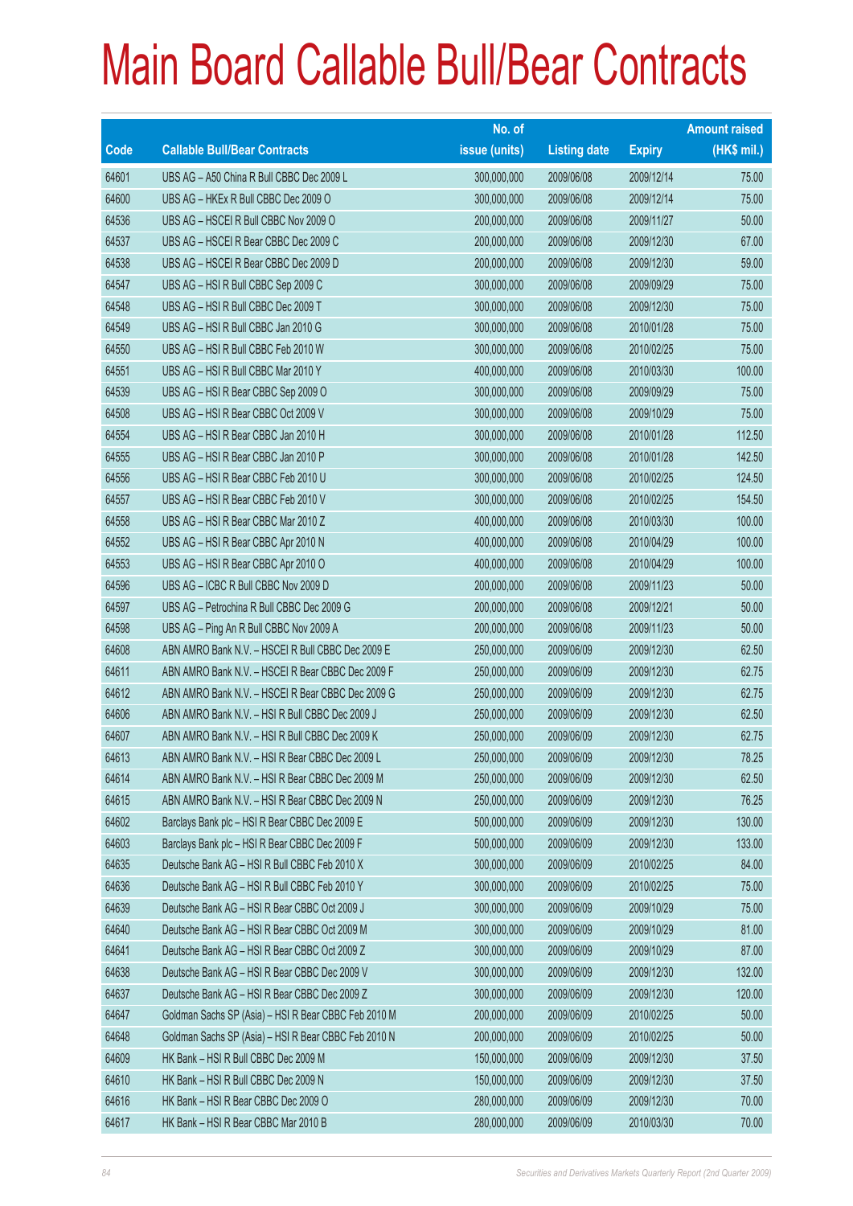# Main Board Callable Bull/Bear Contracts

| Code | Callable Bull/Bear Contracts | No. of issue (units) | Listing date | Expiry | Amount raised (HK$ mil.) |
|---|---|---|---|---|---|
| 64601 | UBS AG – A50 China R Bull CBBC Dec 2009 L | 300,000,000 | 2009/06/08 | 2009/12/14 | 75.00 |
| 64600 | UBS AG – HKEx R Bull CBBC Dec 2009 O | 300,000,000 | 2009/06/08 | 2009/12/14 | 75.00 |
| 64536 | UBS AG – HSCEI R Bull CBBC Nov 2009 O | 200,000,000 | 2009/06/08 | 2009/11/27 | 50.00 |
| 64537 | UBS AG – HSCEI R Bear CBBC Dec 2009 C | 200,000,000 | 2009/06/08 | 2009/12/30 | 67.00 |
| 64538 | UBS AG – HSCEI R Bear CBBC Dec 2009 D | 200,000,000 | 2009/06/08 | 2009/12/30 | 59.00 |
| 64547 | UBS AG – HSI R Bull CBBC Sep 2009 C | 300,000,000 | 2009/06/08 | 2009/09/29 | 75.00 |
| 64548 | UBS AG – HSI R Bull CBBC Dec 2009 T | 300,000,000 | 2009/06/08 | 2009/12/30 | 75.00 |
| 64549 | UBS AG – HSI R Bull CBBC Jan 2010 G | 300,000,000 | 2009/06/08 | 2010/01/28 | 75.00 |
| 64550 | UBS AG – HSI R Bull CBBC Feb 2010 W | 300,000,000 | 2009/06/08 | 2010/02/25 | 75.00 |
| 64551 | UBS AG – HSI R Bull CBBC Mar 2010 Y | 400,000,000 | 2009/06/08 | 2010/03/30 | 100.00 |
| 64539 | UBS AG – HSI R Bear CBBC Sep 2009 O | 300,000,000 | 2009/06/08 | 2009/09/29 | 75.00 |
| 64508 | UBS AG – HSI R Bear CBBC Oct 2009 V | 300,000,000 | 2009/06/08 | 2009/10/29 | 75.00 |
| 64554 | UBS AG – HSI R Bear CBBC Jan 2010 H | 300,000,000 | 2009/06/08 | 2010/01/28 | 112.50 |
| 64555 | UBS AG – HSI R Bear CBBC Jan 2010 P | 300,000,000 | 2009/06/08 | 2010/01/28 | 142.50 |
| 64556 | UBS AG – HSI R Bear CBBC Feb 2010 U | 300,000,000 | 2009/06/08 | 2010/02/25 | 124.50 |
| 64557 | UBS AG – HSI R Bear CBBC Feb 2010 V | 300,000,000 | 2009/06/08 | 2010/02/25 | 154.50 |
| 64558 | UBS AG – HSI R Bear CBBC Mar 2010 Z | 400,000,000 | 2009/06/08 | 2010/03/30 | 100.00 |
| 64552 | UBS AG – HSI R Bear CBBC Apr 2010 N | 400,000,000 | 2009/06/08 | 2010/04/29 | 100.00 |
| 64553 | UBS AG – HSI R Bear CBBC Apr 2010 O | 400,000,000 | 2009/06/08 | 2010/04/29 | 100.00 |
| 64596 | UBS AG – ICBC R Bull CBBC Nov 2009 D | 200,000,000 | 2009/06/08 | 2009/11/23 | 50.00 |
| 64597 | UBS AG – Petrochina R Bull CBBC Dec 2009 G | 200,000,000 | 2009/06/08 | 2009/12/21 | 50.00 |
| 64598 | UBS AG – Ping An R Bull CBBC Nov 2009 A | 200,000,000 | 2009/06/08 | 2009/11/23 | 50.00 |
| 64608 | ABN AMRO Bank N.V. – HSCEI R Bull CBBC Dec 2009 E | 250,000,000 | 2009/06/09 | 2009/12/30 | 62.50 |
| 64611 | ABN AMRO Bank N.V. – HSCEI R Bear CBBC Dec 2009 F | 250,000,000 | 2009/06/09 | 2009/12/30 | 62.75 |
| 64612 | ABN AMRO Bank N.V. – HSCEI R Bear CBBC Dec 2009 G | 250,000,000 | 2009/06/09 | 2009/12/30 | 62.75 |
| 64606 | ABN AMRO Bank N.V. – HSI R Bull CBBC Dec 2009 J | 250,000,000 | 2009/06/09 | 2009/12/30 | 62.50 |
| 64607 | ABN AMRO Bank N.V. – HSI R Bull CBBC Dec 2009 K | 250,000,000 | 2009/06/09 | 2009/12/30 | 62.75 |
| 64613 | ABN AMRO Bank N.V. – HSI R Bear CBBC Dec 2009 L | 250,000,000 | 2009/06/09 | 2009/12/30 | 78.25 |
| 64614 | ABN AMRO Bank N.V. – HSI R Bear CBBC Dec 2009 M | 250,000,000 | 2009/06/09 | 2009/12/30 | 62.50 |
| 64615 | ABN AMRO Bank N.V. – HSI R Bear CBBC Dec 2009 N | 250,000,000 | 2009/06/09 | 2009/12/30 | 76.25 |
| 64602 | Barclays Bank plc – HSI R Bear CBBC Dec 2009 E | 500,000,000 | 2009/06/09 | 2009/12/30 | 130.00 |
| 64603 | Barclays Bank plc – HSI R Bear CBBC Dec 2009 F | 500,000,000 | 2009/06/09 | 2009/12/30 | 133.00 |
| 64635 | Deutsche Bank AG – HSI R Bull CBBC Feb 2010 X | 300,000,000 | 2009/06/09 | 2010/02/25 | 84.00 |
| 64636 | Deutsche Bank AG – HSI R Bull CBBC Feb 2010 Y | 300,000,000 | 2009/06/09 | 2010/02/25 | 75.00 |
| 64639 | Deutsche Bank AG – HSI R Bear CBBC Oct 2009 J | 300,000,000 | 2009/06/09 | 2009/10/29 | 75.00 |
| 64640 | Deutsche Bank AG – HSI R Bear CBBC Oct 2009 M | 300,000,000 | 2009/06/09 | 2009/10/29 | 81.00 |
| 64641 | Deutsche Bank AG – HSI R Bear CBBC Oct 2009 Z | 300,000,000 | 2009/06/09 | 2009/10/29 | 87.00 |
| 64638 | Deutsche Bank AG – HSI R Bear CBBC Dec 2009 V | 300,000,000 | 2009/06/09 | 2009/12/30 | 132.00 |
| 64637 | Deutsche Bank AG – HSI R Bear CBBC Dec 2009 Z | 300,000,000 | 2009/06/09 | 2009/12/30 | 120.00 |
| 64647 | Goldman Sachs SP (Asia) – HSI R Bear CBBC Feb 2010 M | 200,000,000 | 2009/06/09 | 2010/02/25 | 50.00 |
| 64648 | Goldman Sachs SP (Asia) – HSI R Bear CBBC Feb 2010 N | 200,000,000 | 2009/06/09 | 2010/02/25 | 50.00 |
| 64609 | HK Bank – HSI R Bull CBBC Dec 2009 M | 150,000,000 | 2009/06/09 | 2009/12/30 | 37.50 |
| 64610 | HK Bank – HSI R Bull CBBC Dec 2009 N | 150,000,000 | 2009/06/09 | 2009/12/30 | 37.50 |
| 64616 | HK Bank – HSI R Bear CBBC Dec 2009 O | 280,000,000 | 2009/06/09 | 2009/12/30 | 70.00 |
| 64617 | HK Bank – HSI R Bear CBBC Mar 2010 B | 280,000,000 | 2009/06/09 | 2010/03/30 | 70.00 |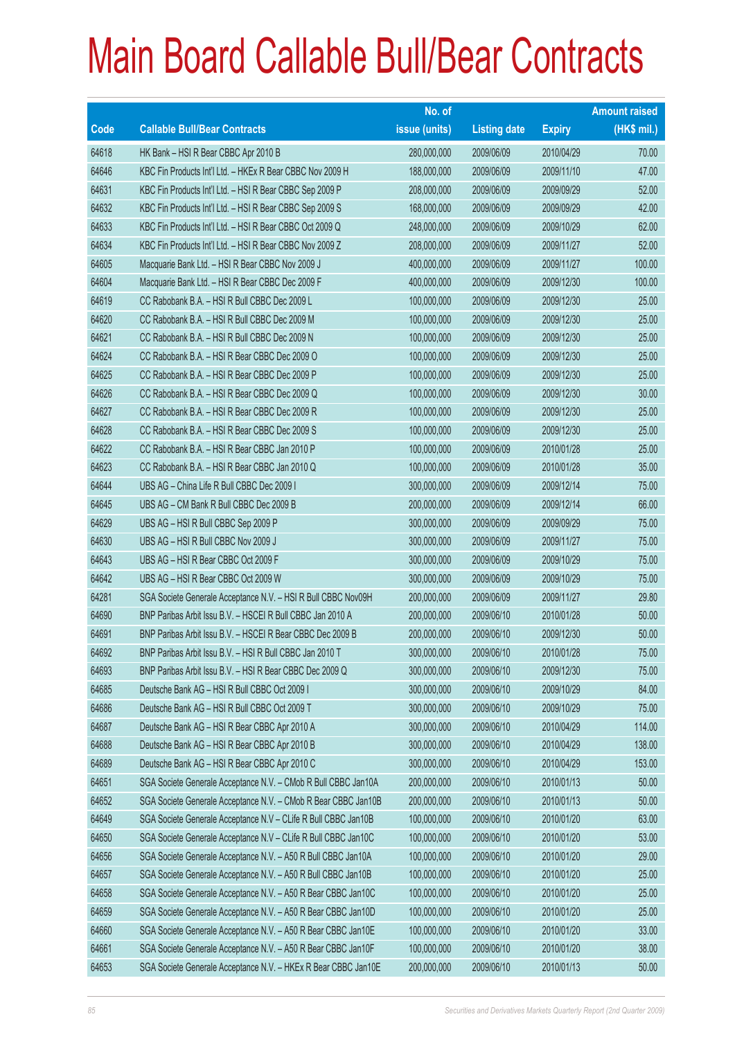# Main Board Callable Bull/Bear Contracts

| Code | Callable Bull/Bear Contracts | No. of issue (units) | Listing date | Expiry | Amount raised (HK$ mil.) |
|---|---|---|---|---|---|
| 64618 | HK Bank – HSI R Bear CBBC Apr 2010 B | 280,000,000 | 2009/06/09 | 2010/04/29 | 70.00 |
| 64646 | KBC Fin Products Int'l Ltd. – HKEx R Bear CBBC Nov 2009 H | 188,000,000 | 2009/06/09 | 2009/11/10 | 47.00 |
| 64631 | KBC Fin Products Int'l Ltd. – HSI R Bear CBBC Sep 2009 P | 208,000,000 | 2009/06/09 | 2009/09/29 | 52.00 |
| 64632 | KBC Fin Products Int'l Ltd. – HSI R Bear CBBC Sep 2009 S | 168,000,000 | 2009/06/09 | 2009/09/29 | 42.00 |
| 64633 | KBC Fin Products Int'l Ltd. – HSI R Bear CBBC Oct 2009 Q | 248,000,000 | 2009/06/09 | 2009/10/29 | 62.00 |
| 64634 | KBC Fin Products Int'l Ltd. – HSI R Bear CBBC Nov 2009 Z | 208,000,000 | 2009/06/09 | 2009/11/27 | 52.00 |
| 64605 | Macquarie Bank Ltd. – HSI R Bear CBBC Nov 2009 J | 400,000,000 | 2009/06/09 | 2009/11/27 | 100.00 |
| 64604 | Macquarie Bank Ltd. – HSI R Bear CBBC Dec 2009 F | 400,000,000 | 2009/06/09 | 2009/12/30 | 100.00 |
| 64619 | CC Rabobank B.A. – HSI R Bull CBBC Dec 2009 L | 100,000,000 | 2009/06/09 | 2009/12/30 | 25.00 |
| 64620 | CC Rabobank B.A. – HSI R Bull CBBC Dec 2009 M | 100,000,000 | 2009/06/09 | 2009/12/30 | 25.00 |
| 64621 | CC Rabobank B.A. – HSI R Bull CBBC Dec 2009 N | 100,000,000 | 2009/06/09 | 2009/12/30 | 25.00 |
| 64624 | CC Rabobank B.A. – HSI R Bear CBBC Dec 2009 O | 100,000,000 | 2009/06/09 | 2009/12/30 | 25.00 |
| 64625 | CC Rabobank B.A. – HSI R Bear CBBC Dec 2009 P | 100,000,000 | 2009/06/09 | 2009/12/30 | 25.00 |
| 64626 | CC Rabobank B.A. – HSI R Bear CBBC Dec 2009 Q | 100,000,000 | 2009/06/09 | 2009/12/30 | 30.00 |
| 64627 | CC Rabobank B.A. – HSI R Bear CBBC Dec 2009 R | 100,000,000 | 2009/06/09 | 2009/12/30 | 25.00 |
| 64628 | CC Rabobank B.A. – HSI R Bear CBBC Dec 2009 S | 100,000,000 | 2009/06/09 | 2009/12/30 | 25.00 |
| 64622 | CC Rabobank B.A. – HSI R Bear CBBC Jan 2010 P | 100,000,000 | 2009/06/09 | 2010/01/28 | 25.00 |
| 64623 | CC Rabobank B.A. – HSI R Bear CBBC Jan 2010 Q | 100,000,000 | 2009/06/09 | 2010/01/28 | 35.00 |
| 64644 | UBS AG – China Life R Bull CBBC Dec 2009 I | 300,000,000 | 2009/06/09 | 2009/12/14 | 75.00 |
| 64645 | UBS AG – CM Bank R Bull CBBC Dec 2009 B | 200,000,000 | 2009/06/09 | 2009/12/14 | 66.00 |
| 64629 | UBS AG – HSI R Bull CBBC Sep 2009 P | 300,000,000 | 2009/06/09 | 2009/09/29 | 75.00 |
| 64630 | UBS AG – HSI R Bull CBBC Nov 2009 J | 300,000,000 | 2009/06/09 | 2009/11/27 | 75.00 |
| 64643 | UBS AG – HSI R Bear CBBC Oct 2009 F | 300,000,000 | 2009/06/09 | 2009/10/29 | 75.00 |
| 64642 | UBS AG – HSI R Bear CBBC Oct 2009 W | 300,000,000 | 2009/06/09 | 2009/10/29 | 75.00 |
| 64281 | SGA Societe Generale Acceptance N.V. – HSI R Bull CBBC Nov09H | 200,000,000 | 2009/06/09 | 2009/11/27 | 29.80 |
| 64690 | BNP Paribas Arbit Issu B.V. – HSCEI R Bull CBBC Jan 2010 A | 200,000,000 | 2009/06/10 | 2010/01/28 | 50.00 |
| 64691 | BNP Paribas Arbit Issu B.V. – HSCEI R Bear CBBC Dec 2009 B | 200,000,000 | 2009/06/10 | 2009/12/30 | 50.00 |
| 64692 | BNP Paribas Arbit Issu B.V. – HSI R Bull CBBC Jan 2010 T | 300,000,000 | 2009/06/10 | 2010/01/28 | 75.00 |
| 64693 | BNP Paribas Arbit Issu B.V. – HSI R Bear CBBC Dec 2009 Q | 300,000,000 | 2009/06/10 | 2009/12/30 | 75.00 |
| 64685 | Deutsche Bank AG – HSI R Bull CBBC Oct 2009 I | 300,000,000 | 2009/06/10 | 2009/10/29 | 84.00 |
| 64686 | Deutsche Bank AG – HSI R Bull CBBC Oct 2009 T | 300,000,000 | 2009/06/10 | 2009/10/29 | 75.00 |
| 64687 | Deutsche Bank AG – HSI R Bear CBBC Apr 2010 A | 300,000,000 | 2009/06/10 | 2010/04/29 | 114.00 |
| 64688 | Deutsche Bank AG – HSI R Bear CBBC Apr 2010 B | 300,000,000 | 2009/06/10 | 2010/04/29 | 138.00 |
| 64689 | Deutsche Bank AG – HSI R Bear CBBC Apr 2010 C | 300,000,000 | 2009/06/10 | 2010/04/29 | 153.00 |
| 64651 | SGA Societe Generale Acceptance N.V. – CMob R Bull CBBC Jan10A | 200,000,000 | 2009/06/10 | 2010/01/13 | 50.00 |
| 64652 | SGA Societe Generale Acceptance N.V. – CMob R Bear CBBC Jan10B | 200,000,000 | 2009/06/10 | 2010/01/13 | 50.00 |
| 64649 | SGA Societe Generale Acceptance N.V – CLife R Bull CBBC Jan10B | 100,000,000 | 2009/06/10 | 2010/01/20 | 63.00 |
| 64650 | SGA Societe Generale Acceptance N.V – CLife R Bull CBBC Jan10C | 100,000,000 | 2009/06/10 | 2010/01/20 | 53.00 |
| 64656 | SGA Societe Generale Acceptance N.V. – A50 R Bull CBBC Jan10A | 100,000,000 | 2009/06/10 | 2010/01/20 | 29.00 |
| 64657 | SGA Societe Generale Acceptance N.V. – A50 R Bull CBBC Jan10B | 100,000,000 | 2009/06/10 | 2010/01/20 | 25.00 |
| 64658 | SGA Societe Generale Acceptance N.V. – A50 R Bear CBBC Jan10C | 100,000,000 | 2009/06/10 | 2010/01/20 | 25.00 |
| 64659 | SGA Societe Generale Acceptance N.V. – A50 R Bear CBBC Jan10D | 100,000,000 | 2009/06/10 | 2010/01/20 | 25.00 |
| 64660 | SGA Societe Generale Acceptance N.V. – A50 R Bear CBBC Jan10E | 100,000,000 | 2009/06/10 | 2010/01/20 | 33.00 |
| 64661 | SGA Societe Generale Acceptance N.V. – A50 R Bear CBBC Jan10F | 100,000,000 | 2009/06/10 | 2010/01/20 | 38.00 |
| 64653 | SGA Societe Generale Acceptance N.V. – HKEx R Bear CBBC Jan10E | 200,000,000 | 2009/06/10 | 2010/01/13 | 50.00 |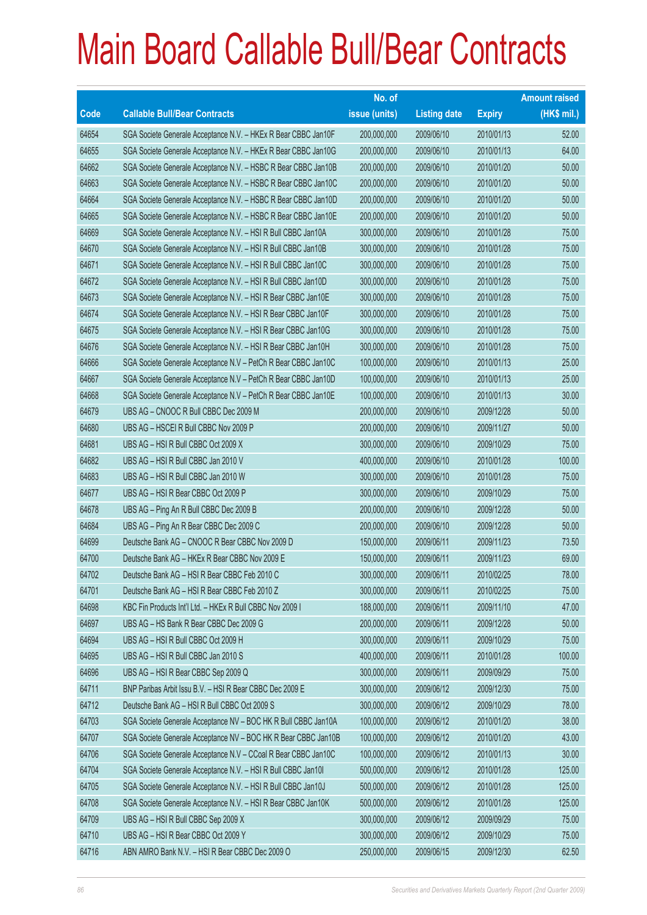# Main Board Callable Bull/Bear Contracts

| Code | Callable Bull/Bear Contracts | No. of issue (units) | Listing date | Expiry | Amount raised (HK$ mil.) |
|---|---|---|---|---|---|
| 64654 | SGA Societe Generale Acceptance N.V. – HKEx R Bear CBBC Jan10F | 200,000,000 | 2009/06/10 | 2010/01/13 | 52.00 |
| 64655 | SGA Societe Generale Acceptance N.V. – HKEx R Bear CBBC Jan10G | 200,000,000 | 2009/06/10 | 2010/01/13 | 64.00 |
| 64662 | SGA Societe Generale Acceptance N.V. – HSBC R Bear CBBC Jan10B | 200,000,000 | 2009/06/10 | 2010/01/20 | 50.00 |
| 64663 | SGA Societe Generale Acceptance N.V. – HSBC R Bear CBBC Jan10C | 200,000,000 | 2009/06/10 | 2010/01/20 | 50.00 |
| 64664 | SGA Societe Generale Acceptance N.V. – HSBC R Bear CBBC Jan10D | 200,000,000 | 2009/06/10 | 2010/01/20 | 50.00 |
| 64665 | SGA Societe Generale Acceptance N.V. – HSBC R Bear CBBC Jan10E | 200,000,000 | 2009/06/10 | 2010/01/20 | 50.00 |
| 64669 | SGA Societe Generale Acceptance N.V. – HSI R Bull CBBC Jan10A | 300,000,000 | 2009/06/10 | 2010/01/28 | 75.00 |
| 64670 | SGA Societe Generale Acceptance N.V. – HSI R Bull CBBC Jan10B | 300,000,000 | 2009/06/10 | 2010/01/28 | 75.00 |
| 64671 | SGA Societe Generale Acceptance N.V. – HSI R Bull CBBC Jan10C | 300,000,000 | 2009/06/10 | 2010/01/28 | 75.00 |
| 64672 | SGA Societe Generale Acceptance N.V. – HSI R Bull CBBC Jan10D | 300,000,000 | 2009/06/10 | 2010/01/28 | 75.00 |
| 64673 | SGA Societe Generale Acceptance N.V. – HSI R Bear CBBC Jan10E | 300,000,000 | 2009/06/10 | 2010/01/28 | 75.00 |
| 64674 | SGA Societe Generale Acceptance N.V. – HSI R Bear CBBC Jan10F | 300,000,000 | 2009/06/10 | 2010/01/28 | 75.00 |
| 64675 | SGA Societe Generale Acceptance N.V. – HSI R Bear CBBC Jan10G | 300,000,000 | 2009/06/10 | 2010/01/28 | 75.00 |
| 64676 | SGA Societe Generale Acceptance N.V. – HSI R Bear CBBC Jan10H | 300,000,000 | 2009/06/10 | 2010/01/28 | 75.00 |
| 64666 | SGA Societe Generale Acceptance N.V – PetCh R Bear CBBC Jan10C | 100,000,000 | 2009/06/10 | 2010/01/13 | 25.00 |
| 64667 | SGA Societe Generale Acceptance N.V – PetCh R Bear CBBC Jan10D | 100,000,000 | 2009/06/10 | 2010/01/13 | 25.00 |
| 64668 | SGA Societe Generale Acceptance N.V – PetCh R Bear CBBC Jan10E | 100,000,000 | 2009/06/10 | 2010/01/13 | 30.00 |
| 64679 | UBS AG – CNOOC R Bull CBBC Dec 2009 M | 200,000,000 | 2009/06/10 | 2009/12/28 | 50.00 |
| 64680 | UBS AG – HSCEI R Bull CBBC Nov 2009 P | 200,000,000 | 2009/06/10 | 2009/11/27 | 50.00 |
| 64681 | UBS AG – HSI R Bull CBBC Oct 2009 X | 300,000,000 | 2009/06/10 | 2009/10/29 | 75.00 |
| 64682 | UBS AG – HSI R Bull CBBC Jan 2010 V | 400,000,000 | 2009/06/10 | 2010/01/28 | 100.00 |
| 64683 | UBS AG – HSI R Bull CBBC Jan 2010 W | 300,000,000 | 2009/06/10 | 2010/01/28 | 75.00 |
| 64677 | UBS AG – HSI R Bear CBBC Oct 2009 P | 300,000,000 | 2009/06/10 | 2009/10/29 | 75.00 |
| 64678 | UBS AG – Ping An R Bull CBBC Dec 2009 B | 200,000,000 | 2009/06/10 | 2009/12/28 | 50.00 |
| 64684 | UBS AG – Ping An R Bear CBBC Dec 2009 C | 200,000,000 | 2009/06/10 | 2009/12/28 | 50.00 |
| 64699 | Deutsche Bank AG – CNOOC R Bear CBBC Nov 2009 D | 150,000,000 | 2009/06/11 | 2009/11/23 | 73.50 |
| 64700 | Deutsche Bank AG – HKEx R Bear CBBC Nov 2009 E | 150,000,000 | 2009/06/11 | 2009/11/23 | 69.00 |
| 64702 | Deutsche Bank AG – HSI R Bear CBBC Feb 2010 C | 300,000,000 | 2009/06/11 | 2010/02/25 | 78.00 |
| 64701 | Deutsche Bank AG – HSI R Bear CBBC Feb 2010 Z | 300,000,000 | 2009/06/11 | 2010/02/25 | 75.00 |
| 64698 | KBC Fin Products Int'l Ltd. – HKEx R Bull CBBC Nov 2009 I | 188,000,000 | 2009/06/11 | 2009/11/10 | 47.00 |
| 64697 | UBS AG – HS Bank R Bear CBBC Dec 2009 G | 200,000,000 | 2009/06/11 | 2009/12/28 | 50.00 |
| 64694 | UBS AG – HSI R Bull CBBC Oct 2009 H | 300,000,000 | 2009/06/11 | 2009/10/29 | 75.00 |
| 64695 | UBS AG – HSI R Bull CBBC Jan 2010 S | 400,000,000 | 2009/06/11 | 2010/01/28 | 100.00 |
| 64696 | UBS AG – HSI R Bear CBBC Sep 2009 Q | 300,000,000 | 2009/06/11 | 2009/09/29 | 75.00 |
| 64711 | BNP Paribas Arbit Issu B.V. – HSI R Bear CBBC Dec 2009 E | 300,000,000 | 2009/06/12 | 2009/12/30 | 75.00 |
| 64712 | Deutsche Bank AG – HSI R Bull CBBC Oct 2009 S | 300,000,000 | 2009/06/12 | 2009/10/29 | 78.00 |
| 64703 | SGA Societe Generale Acceptance NV – BOC HK R Bull CBBC Jan10A | 100,000,000 | 2009/06/12 | 2010/01/20 | 38.00 |
| 64707 | SGA Societe Generale Acceptance NV – BOC HK R Bear CBBC Jan10B | 100,000,000 | 2009/06/12 | 2010/01/20 | 43.00 |
| 64706 | SGA Societe Generale Acceptance N.V – CCoal R Bear CBBC Jan10C | 100,000,000 | 2009/06/12 | 2010/01/13 | 30.00 |
| 64704 | SGA Societe Generale Acceptance N.V. – HSI R Bull CBBC Jan10I | 500,000,000 | 2009/06/12 | 2010/01/28 | 125.00 |
| 64705 | SGA Societe Generale Acceptance N.V. – HSI R Bull CBBC Jan10J | 500,000,000 | 2009/06/12 | 2010/01/28 | 125.00 |
| 64708 | SGA Societe Generale Acceptance N.V. – HSI R Bear CBBC Jan10K | 500,000,000 | 2009/06/12 | 2010/01/28 | 125.00 |
| 64709 | UBS AG – HSI R Bull CBBC Sep 2009 X | 300,000,000 | 2009/06/12 | 2009/09/29 | 75.00 |
| 64710 | UBS AG – HSI R Bear CBBC Oct 2009 Y | 300,000,000 | 2009/06/12 | 2009/10/29 | 75.00 |
| 64716 | ABN AMRO Bank N.V. – HSI R Bear CBBC Dec 2009 O | 250,000,000 | 2009/06/15 | 2009/12/30 | 62.50 |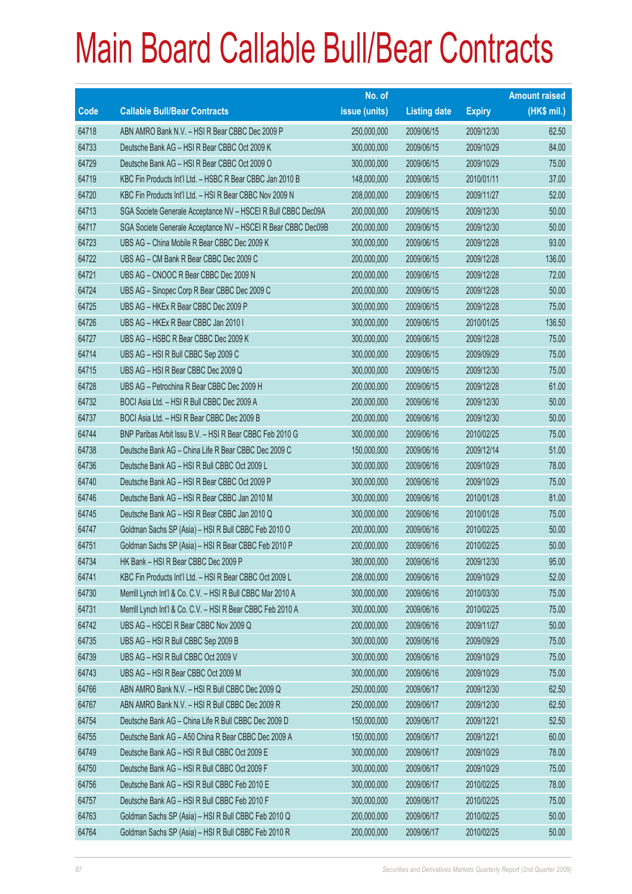# Main Board Callable Bull/Bear Contracts

| Code | Callable Bull/Bear Contracts | No. of issue (units) | Listing date | Expiry | Amount raised (HK$ mil.) |
|---|---|---|---|---|---|
| 64718 | ABN AMRO Bank N.V. – HSI R Bear CBBC Dec 2009 P | 250,000,000 | 2009/06/15 | 2009/12/30 | 62.50 |
| 64733 | Deutsche Bank AG – HSI R Bear CBBC Oct 2009 K | 300,000,000 | 2009/06/15 | 2009/10/29 | 84.00 |
| 64729 | Deutsche Bank AG – HSI R Bear CBBC Oct 2009 O | 300,000,000 | 2009/06/15 | 2009/10/29 | 75.00 |
| 64719 | KBC Fin Products Int'l Ltd. – HSBC R Bear CBBC Jan 2010 B | 148,000,000 | 2009/06/15 | 2010/01/11 | 37.00 |
| 64720 | KBC Fin Products Int'l Ltd. – HSI R Bear CBBC Nov 2009 N | 208,000,000 | 2009/06/15 | 2009/11/27 | 52.00 |
| 64713 | SGA Societe Generale Acceptance NV – HSCEI R Bull CBBC Dec09A | 200,000,000 | 2009/06/15 | 2009/12/30 | 50.00 |
| 64717 | SGA Societe Generale Acceptance NV – HSCEI R Bear CBBC Dec09B | 200,000,000 | 2009/06/15 | 2009/12/30 | 50.00 |
| 64723 | UBS AG – China Mobile R Bear CBBC Dec 2009 K | 300,000,000 | 2009/06/15 | 2009/12/28 | 93.00 |
| 64722 | UBS AG – CM Bank R Bear CBBC Dec 2009 C | 200,000,000 | 2009/06/15 | 2009/12/28 | 136.00 |
| 64721 | UBS AG – CNOOC R Bear CBBC Dec 2009 N | 200,000,000 | 2009/06/15 | 2009/12/28 | 72.00 |
| 64724 | UBS AG – Sinopec Corp R Bear CBBC Dec 2009 C | 200,000,000 | 2009/06/15 | 2009/12/28 | 50.00 |
| 64725 | UBS AG – HKEx R Bear CBBC Dec 2009 P | 300,000,000 | 2009/06/15 | 2009/12/28 | 75.00 |
| 64726 | UBS AG – HKEx R Bear CBBC Jan 2010 I | 300,000,000 | 2009/06/15 | 2010/01/25 | 136.50 |
| 64727 | UBS AG – HSBC R Bear CBBC Dec 2009 K | 300,000,000 | 2009/06/15 | 2009/12/28 | 75.00 |
| 64714 | UBS AG – HSI R Bull CBBC Sep 2009 C | 300,000,000 | 2009/06/15 | 2009/09/29 | 75.00 |
| 64715 | UBS AG – HSI R Bear CBBC Dec 2009 Q | 300,000,000 | 2009/06/15 | 2009/12/30 | 75.00 |
| 64728 | UBS AG – Petrochina R Bear CBBC Dec 2009 H | 200,000,000 | 2009/06/15 | 2009/12/28 | 61.00 |
| 64732 | BOCI Asia Ltd. – HSI R Bull CBBC Dec 2009 A | 200,000,000 | 2009/06/16 | 2009/12/30 | 50.00 |
| 64737 | BOCI Asia Ltd. – HSI R Bear CBBC Dec 2009 B | 200,000,000 | 2009/06/16 | 2009/12/30 | 50.00 |
| 64744 | BNP Paribas Arbit Issu B.V. – HSI R Bear CBBC Feb 2010 G | 300,000,000 | 2009/06/16 | 2010/02/25 | 75.00 |
| 64738 | Deutsche Bank AG – China Life R Bear CBBC Dec 2009 C | 150,000,000 | 2009/06/16 | 2009/12/14 | 51.00 |
| 64736 | Deutsche Bank AG – HSI R Bull CBBC Oct 2009 L | 300,000,000 | 2009/06/16 | 2009/10/29 | 78.00 |
| 64740 | Deutsche Bank AG – HSI R Bear CBBC Oct 2009 P | 300,000,000 | 2009/06/16 | 2009/10/29 | 75.00 |
| 64746 | Deutsche Bank AG – HSI R Bear CBBC Jan 2010 M | 300,000,000 | 2009/06/16 | 2010/01/28 | 81.00 |
| 64745 | Deutsche Bank AG – HSI R Bear CBBC Jan 2010 Q | 300,000,000 | 2009/06/16 | 2010/01/28 | 75.00 |
| 64747 | Goldman Sachs SP (Asia) – HSI R Bull CBBC Feb 2010 O | 200,000,000 | 2009/06/16 | 2010/02/25 | 50.00 |
| 64751 | Goldman Sachs SP (Asia) – HSI R Bear CBBC Feb 2010 P | 200,000,000 | 2009/06/16 | 2010/02/25 | 50.00 |
| 64734 | HK Bank – HSI R Bear CBBC Dec 2009 P | 380,000,000 | 2009/06/16 | 2009/12/30 | 95.00 |
| 64741 | KBC Fin Products Int'l Ltd. – HSI R Bear CBBC Oct 2009 L | 208,000,000 | 2009/06/16 | 2009/10/29 | 52.00 |
| 64730 | Merrill Lynch Int'l & Co. C.V. – HSI R Bull CBBC Mar 2010 A | 300,000,000 | 2009/06/16 | 2010/03/30 | 75.00 |
| 64731 | Merrill Lynch Int'l & Co. C.V. – HSI R Bear CBBC Feb 2010 A | 300,000,000 | 2009/06/16 | 2010/02/25 | 75.00 |
| 64742 | UBS AG – HSCEI R Bear CBBC Nov 2009 Q | 200,000,000 | 2009/06/16 | 2009/11/27 | 50.00 |
| 64735 | UBS AG – HSI R Bull CBBC Sep 2009 B | 300,000,000 | 2009/06/16 | 2009/09/29 | 75.00 |
| 64739 | UBS AG – HSI R Bull CBBC Oct 2009 V | 300,000,000 | 2009/06/16 | 2009/10/29 | 75.00 |
| 64743 | UBS AG – HSI R Bear CBBC Oct 2009 M | 300,000,000 | 2009/06/16 | 2009/10/29 | 75.00 |
| 64766 | ABN AMRO Bank N.V. – HSI R Bull CBBC Dec 2009 Q | 250,000,000 | 2009/06/17 | 2009/12/30 | 62.50 |
| 64767 | ABN AMRO Bank N.V. – HSI R Bull CBBC Dec 2009 R | 250,000,000 | 2009/06/17 | 2009/12/30 | 62.50 |
| 64754 | Deutsche Bank AG – China Life R Bull CBBC Dec 2009 D | 150,000,000 | 2009/06/17 | 2009/12/21 | 52.50 |
| 64755 | Deutsche Bank AG – A50 China R Bear CBBC Dec 2009 A | 150,000,000 | 2009/06/17 | 2009/12/21 | 60.00 |
| 64749 | Deutsche Bank AG – HSI R Bull CBBC Oct 2009 E | 300,000,000 | 2009/06/17 | 2009/10/29 | 78.00 |
| 64750 | Deutsche Bank AG – HSI R Bull CBBC Oct 2009 F | 300,000,000 | 2009/06/17 | 2009/10/29 | 75.00 |
| 64756 | Deutsche Bank AG – HSI R Bull CBBC Feb 2010 E | 300,000,000 | 2009/06/17 | 2010/02/25 | 78.00 |
| 64757 | Deutsche Bank AG – HSI R Bull CBBC Feb 2010 F | 300,000,000 | 2009/06/17 | 2010/02/25 | 75.00 |
| 64763 | Goldman Sachs SP (Asia) – HSI R Bull CBBC Feb 2010 Q | 200,000,000 | 2009/06/17 | 2010/02/25 | 50.00 |
| 64764 | Goldman Sachs SP (Asia) – HSI R Bull CBBC Feb 2010 R | 200,000,000 | 2009/06/17 | 2010/02/25 | 50.00 |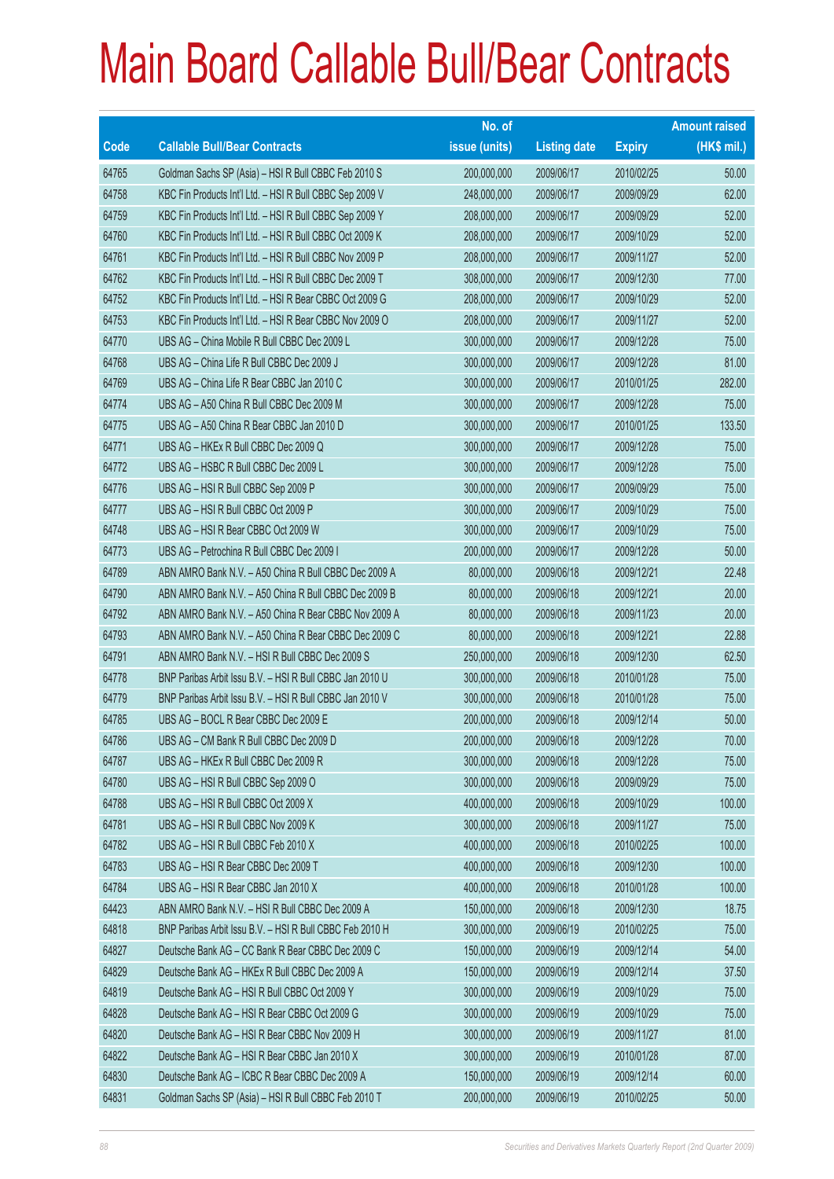# Main Board Callable Bull/Bear Contracts

| Code | Callable Bull/Bear Contracts | No. of issue (units) | Listing date | Expiry | Amount raised (HK$ mil.) |
|---|---|---|---|---|---|
| 64765 | Goldman Sachs SP (Asia) – HSI R Bull CBBC Feb 2010 S | 200,000,000 | 2009/06/17 | 2010/02/25 | 50.00 |
| 64758 | KBC Fin Products Int'l Ltd. – HSI R Bull CBBC Sep 2009 V | 248,000,000 | 2009/06/17 | 2009/09/29 | 62.00 |
| 64759 | KBC Fin Products Int'l Ltd. – HSI R Bull CBBC Sep 2009 Y | 208,000,000 | 2009/06/17 | 2009/09/29 | 52.00 |
| 64760 | KBC Fin Products Int'l Ltd. – HSI R Bull CBBC Oct 2009 K | 208,000,000 | 2009/06/17 | 2009/10/29 | 52.00 |
| 64761 | KBC Fin Products Int'l Ltd. – HSI R Bull CBBC Nov 2009 P | 208,000,000 | 2009/06/17 | 2009/11/27 | 52.00 |
| 64762 | KBC Fin Products Int'l Ltd. – HSI R Bull CBBC Dec 2009 T | 308,000,000 | 2009/06/17 | 2009/12/30 | 77.00 |
| 64752 | KBC Fin Products Int'l Ltd. – HSI R Bear CBBC Oct 2009 G | 208,000,000 | 2009/06/17 | 2009/10/29 | 52.00 |
| 64753 | KBC Fin Products Int'l Ltd. – HSI R Bear CBBC Nov 2009 O | 208,000,000 | 2009/06/17 | 2009/11/27 | 52.00 |
| 64770 | UBS AG – China Mobile R Bull CBBC Dec 2009 L | 300,000,000 | 2009/06/17 | 2009/12/28 | 75.00 |
| 64768 | UBS AG – China Life R Bull CBBC Dec 2009 J | 300,000,000 | 2009/06/17 | 2009/12/28 | 81.00 |
| 64769 | UBS AG – China Life R Bear CBBC Jan 2010 C | 300,000,000 | 2009/06/17 | 2010/01/25 | 282.00 |
| 64774 | UBS AG – A50 China R Bull CBBC Dec 2009 M | 300,000,000 | 2009/06/17 | 2009/12/28 | 75.00 |
| 64775 | UBS AG – A50 China R Bear CBBC Jan 2010 D | 300,000,000 | 2009/06/17 | 2010/01/25 | 133.50 |
| 64771 | UBS AG – HKEx R Bull CBBC Dec 2009 Q | 300,000,000 | 2009/06/17 | 2009/12/28 | 75.00 |
| 64772 | UBS AG – HSBC R Bull CBBC Dec 2009 L | 300,000,000 | 2009/06/17 | 2009/12/28 | 75.00 |
| 64776 | UBS AG – HSI R Bull CBBC Sep 2009 P | 300,000,000 | 2009/06/17 | 2009/09/29 | 75.00 |
| 64777 | UBS AG – HSI R Bull CBBC Oct 2009 P | 300,000,000 | 2009/06/17 | 2009/10/29 | 75.00 |
| 64748 | UBS AG – HSI R Bear CBBC Oct 2009 W | 300,000,000 | 2009/06/17 | 2009/10/29 | 75.00 |
| 64773 | UBS AG – Petrochina R Bull CBBC Dec 2009 I | 200,000,000 | 2009/06/17 | 2009/12/28 | 50.00 |
| 64789 | ABN AMRO Bank N.V. – A50 China R Bull CBBC Dec 2009 A | 80,000,000 | 2009/06/18 | 2009/12/21 | 22.48 |
| 64790 | ABN AMRO Bank N.V. – A50 China R Bull CBBC Dec 2009 B | 80,000,000 | 2009/06/18 | 2009/12/21 | 20.00 |
| 64792 | ABN AMRO Bank N.V. – A50 China R Bear CBBC Nov 2009 A | 80,000,000 | 2009/06/18 | 2009/11/23 | 20.00 |
| 64793 | ABN AMRO Bank N.V. – A50 China R Bear CBBC Dec 2009 C | 80,000,000 | 2009/06/18 | 2009/12/21 | 22.88 |
| 64791 | ABN AMRO Bank N.V. – HSI R Bull CBBC Dec 2009 S | 250,000,000 | 2009/06/18 | 2009/12/30 | 62.50 |
| 64778 | BNP Paribas Arbit Issu B.V. – HSI R Bull CBBC Jan 2010 U | 300,000,000 | 2009/06/18 | 2010/01/28 | 75.00 |
| 64779 | BNP Paribas Arbit Issu B.V. – HSI R Bull CBBC Jan 2010 V | 300,000,000 | 2009/06/18 | 2010/01/28 | 75.00 |
| 64785 | UBS AG – BOCL R Bear CBBC Dec 2009 E | 200,000,000 | 2009/06/18 | 2009/12/14 | 50.00 |
| 64786 | UBS AG – CM Bank R Bull CBBC Dec 2009 D | 200,000,000 | 2009/06/18 | 2009/12/28 | 70.00 |
| 64787 | UBS AG – HKEx R Bull CBBC Dec 2009 R | 300,000,000 | 2009/06/18 | 2009/12/28 | 75.00 |
| 64780 | UBS AG – HSI R Bull CBBC Sep 2009 O | 300,000,000 | 2009/06/18 | 2009/09/29 | 75.00 |
| 64788 | UBS AG – HSI R Bull CBBC Oct 2009 X | 400,000,000 | 2009/06/18 | 2009/10/29 | 100.00 |
| 64781 | UBS AG – HSI R Bull CBBC Nov 2009 K | 300,000,000 | 2009/06/18 | 2009/11/27 | 75.00 |
| 64782 | UBS AG – HSI R Bull CBBC Feb 2010 X | 400,000,000 | 2009/06/18 | 2010/02/25 | 100.00 |
| 64783 | UBS AG – HSI R Bear CBBC Dec 2009 T | 400,000,000 | 2009/06/18 | 2009/12/30 | 100.00 |
| 64784 | UBS AG – HSI R Bear CBBC Jan 2010 X | 400,000,000 | 2009/06/18 | 2010/01/28 | 100.00 |
| 64423 | ABN AMRO Bank N.V. – HSI R Bull CBBC Dec 2009 A | 150,000,000 | 2009/06/18 | 2009/12/30 | 18.75 |
| 64818 | BNP Paribas Arbit Issu B.V. – HSI R Bull CBBC Feb 2010 H | 300,000,000 | 2009/06/19 | 2010/02/25 | 75.00 |
| 64827 | Deutsche Bank AG – CC Bank R Bear CBBC Dec 2009 C | 150,000,000 | 2009/06/19 | 2009/12/14 | 54.00 |
| 64829 | Deutsche Bank AG – HKEx R Bull CBBC Dec 2009 A | 150,000,000 | 2009/06/19 | 2009/12/14 | 37.50 |
| 64819 | Deutsche Bank AG – HSI R Bull CBBC Oct 2009 Y | 300,000,000 | 2009/06/19 | 2009/10/29 | 75.00 |
| 64828 | Deutsche Bank AG – HSI R Bear CBBC Oct 2009 G | 300,000,000 | 2009/06/19 | 2009/10/29 | 75.00 |
| 64820 | Deutsche Bank AG – HSI R Bear CBBC Nov 2009 H | 300,000,000 | 2009/06/19 | 2009/11/27 | 81.00 |
| 64822 | Deutsche Bank AG – HSI R Bear CBBC Jan 2010 X | 300,000,000 | 2009/06/19 | 2010/01/28 | 87.00 |
| 64830 | Deutsche Bank AG – ICBC R Bear CBBC Dec 2009 A | 150,000,000 | 2009/06/19 | 2009/12/14 | 60.00 |
| 64831 | Goldman Sachs SP (Asia) – HSI R Bull CBBC Feb 2010 T | 200,000,000 | 2009/06/19 | 2010/02/25 | 50.00 |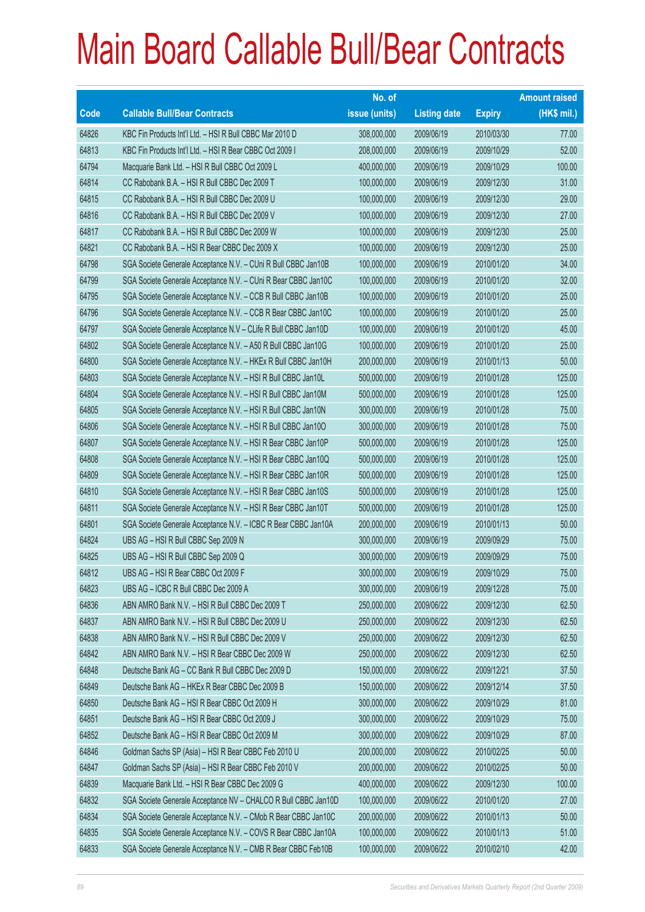# Main Board Callable Bull/Bear Contracts

| Code | Callable Bull/Bear Contracts | No. of issue (units) | Listing date | Expiry | Amount raised (HK$ mil.) |
|---|---|---|---|---|---|
| 64826 | KBC Fin Products Int'l Ltd. – HSI R Bull CBBC Mar 2010 D | 308,000,000 | 2009/06/19 | 2010/03/30 | 77.00 |
| 64813 | KBC Fin Products Int'l Ltd. – HSI R Bear CBBC Oct 2009 I | 208,000,000 | 2009/06/19 | 2009/10/29 | 52.00 |
| 64794 | Macquarie Bank Ltd. – HSI R Bull CBBC Oct 2009 L | 400,000,000 | 2009/06/19 | 2009/10/29 | 100.00 |
| 64814 | CC Rabobank B.A. – HSI R Bull CBBC Dec 2009 T | 100,000,000 | 2009/06/19 | 2009/12/30 | 31.00 |
| 64815 | CC Rabobank B.A. – HSI R Bull CBBC Dec 2009 U | 100,000,000 | 2009/06/19 | 2009/12/30 | 29.00 |
| 64816 | CC Rabobank B.A. – HSI R Bull CBBC Dec 2009 V | 100,000,000 | 2009/06/19 | 2009/12/30 | 27.00 |
| 64817 | CC Rabobank B.A. – HSI R Bull CBBC Dec 2009 W | 100,000,000 | 2009/06/19 | 2009/12/30 | 25.00 |
| 64821 | CC Rabobank B.A. – HSI R Bear CBBC Dec 2009 X | 100,000,000 | 2009/06/19 | 2009/12/30 | 25.00 |
| 64798 | SGA Societe Generale Acceptance N.V. – CUni R Bull CBBC Jan10B | 100,000,000 | 2009/06/19 | 2010/01/20 | 34.00 |
| 64799 | SGA Societe Generale Acceptance N.V. – CUni R Bear CBBC Jan10C | 100,000,000 | 2009/06/19 | 2010/01/20 | 32.00 |
| 64795 | SGA Societe Generale Acceptance N.V. – CCB R Bull CBBC Jan10B | 100,000,000 | 2009/06/19 | 2010/01/20 | 25.00 |
| 64796 | SGA Societe Generale Acceptance N.V. – CCB R Bear CBBC Jan10C | 100,000,000 | 2009/06/19 | 2010/01/20 | 25.00 |
| 64797 | SGA Societe Generale Acceptance N.V – CLife R Bull CBBC Jan10D | 100,000,000 | 2009/06/19 | 2010/01/20 | 45.00 |
| 64802 | SGA Societe Generale Acceptance N.V. – A50 R Bull CBBC Jan10G | 100,000,000 | 2009/06/19 | 2010/01/20 | 25.00 |
| 64800 | SGA Societe Generale Acceptance N.V. – HKEx R Bull CBBC Jan10H | 200,000,000 | 2009/06/19 | 2010/01/13 | 50.00 |
| 64803 | SGA Societe Generale Acceptance N.V. – HSI R Bull CBBC Jan10L | 500,000,000 | 2009/06/19 | 2010/01/28 | 125.00 |
| 64804 | SGA Societe Generale Acceptance N.V. – HSI R Bull CBBC Jan10M | 500,000,000 | 2009/06/19 | 2010/01/28 | 125.00 |
| 64805 | SGA Societe Generale Acceptance N.V. – HSI R Bull CBBC Jan10N | 300,000,000 | 2009/06/19 | 2010/01/28 | 75.00 |
| 64806 | SGA Societe Generale Acceptance N.V. – HSI R Bull CBBC Jan10O | 300,000,000 | 2009/06/19 | 2010/01/28 | 75.00 |
| 64807 | SGA Societe Generale Acceptance N.V. – HSI R Bear CBBC Jan10P | 500,000,000 | 2009/06/19 | 2010/01/28 | 125.00 |
| 64808 | SGA Societe Generale Acceptance N.V. – HSI R Bear CBBC Jan10Q | 500,000,000 | 2009/06/19 | 2010/01/28 | 125.00 |
| 64809 | SGA Societe Generale Acceptance N.V. – HSI R Bear CBBC Jan10R | 500,000,000 | 2009/06/19 | 2010/01/28 | 125.00 |
| 64810 | SGA Societe Generale Acceptance N.V. – HSI R Bear CBBC Jan10S | 500,000,000 | 2009/06/19 | 2010/01/28 | 125.00 |
| 64811 | SGA Societe Generale Acceptance N.V. – HSI R Bear CBBC Jan10T | 500,000,000 | 2009/06/19 | 2010/01/28 | 125.00 |
| 64801 | SGA Societe Generale Acceptance N.V. – ICBC R Bear CBBC Jan10A | 200,000,000 | 2009/06/19 | 2010/01/13 | 50.00 |
| 64824 | UBS AG – HSI R Bull CBBC Sep 2009 N | 300,000,000 | 2009/06/19 | 2009/09/29 | 75.00 |
| 64825 | UBS AG – HSI R Bull CBBC Sep 2009 Q | 300,000,000 | 2009/06/19 | 2009/09/29 | 75.00 |
| 64812 | UBS AG – HSI R Bear CBBC Oct 2009 F | 300,000,000 | 2009/06/19 | 2009/10/29 | 75.00 |
| 64823 | UBS AG – ICBC R Bull CBBC Dec 2009 A | 300,000,000 | 2009/06/19 | 2009/12/28 | 75.00 |
| 64836 | ABN AMRO Bank N.V. – HSI R Bull CBBC Dec 2009 T | 250,000,000 | 2009/06/22 | 2009/12/30 | 62.50 |
| 64837 | ABN AMRO Bank N.V. – HSI R Bull CBBC Dec 2009 U | 250,000,000 | 2009/06/22 | 2009/12/30 | 62.50 |
| 64838 | ABN AMRO Bank N.V. – HSI R Bull CBBC Dec 2009 V | 250,000,000 | 2009/06/22 | 2009/12/30 | 62.50 |
| 64842 | ABN AMRO Bank N.V. – HSI R Bear CBBC Dec 2009 W | 250,000,000 | 2009/06/22 | 2009/12/30 | 62.50 |
| 64848 | Deutsche Bank AG – CC Bank R Bull CBBC Dec 2009 D | 150,000,000 | 2009/06/22 | 2009/12/21 | 37.50 |
| 64849 | Deutsche Bank AG – HKEx R Bear CBBC Dec 2009 B | 150,000,000 | 2009/06/22 | 2009/12/14 | 37.50 |
| 64850 | Deutsche Bank AG – HSI R Bear CBBC Oct 2009 H | 300,000,000 | 2009/06/22 | 2009/10/29 | 81.00 |
| 64851 | Deutsche Bank AG – HSI R Bear CBBC Oct 2009 J | 300,000,000 | 2009/06/22 | 2009/10/29 | 75.00 |
| 64852 | Deutsche Bank AG – HSI R Bear CBBC Oct 2009 M | 300,000,000 | 2009/06/22 | 2009/10/29 | 87.00 |
| 64846 | Goldman Sachs SP (Asia) – HSI R Bear CBBC Feb 2010 U | 200,000,000 | 2009/06/22 | 2010/02/25 | 50.00 |
| 64847 | Goldman Sachs SP (Asia) – HSI R Bear CBBC Feb 2010 V | 200,000,000 | 2009/06/22 | 2010/02/25 | 50.00 |
| 64839 | Macquarie Bank Ltd. – HSI R Bear CBBC Dec 2009 G | 400,000,000 | 2009/06/22 | 2009/12/30 | 100.00 |
| 64832 | SGA Societe Generale Acceptance NV – CHALCO R Bull CBBC Jan10D | 100,000,000 | 2009/06/22 | 2010/01/20 | 27.00 |
| 64834 | SGA Societe Generale Acceptance N.V. – CMob R Bear CBBC Jan10C | 200,000,000 | 2009/06/22 | 2010/01/13 | 50.00 |
| 64835 | SGA Societe Generale Acceptance N.V. – COVS R Bear CBBC Jan10A | 100,000,000 | 2009/06/22 | 2010/01/13 | 51.00 |
| 64833 | SGA Societe Generale Acceptance N.V. – CMB R Bear CBBC Feb10B | 100,000,000 | 2009/06/22 | 2010/02/10 | 42.00 |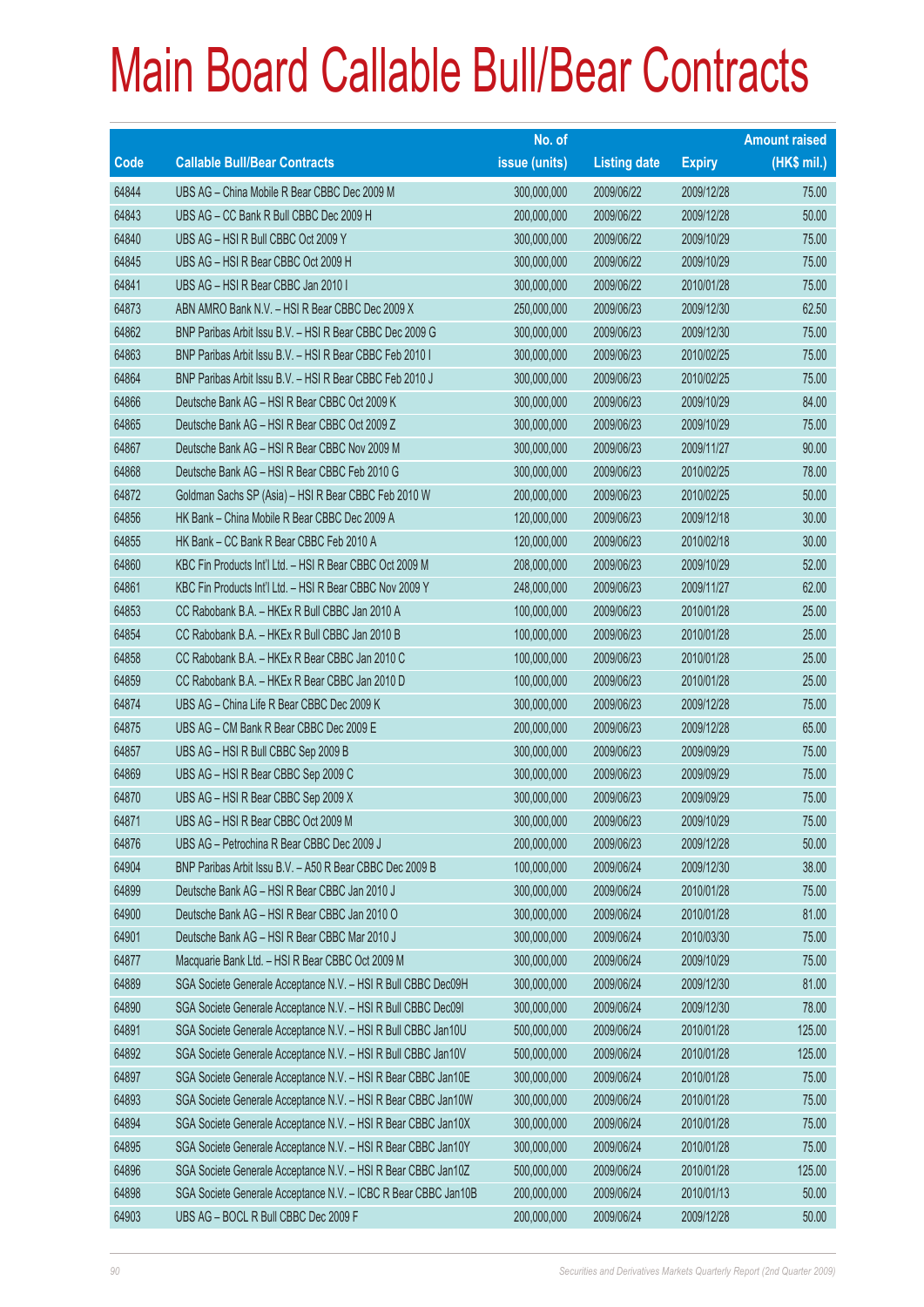# Main Board Callable Bull/Bear Contracts

| Code | Callable Bull/Bear Contracts | No. of issue (units) | Listing date | Expiry | Amount raised (HK$ mil.) |
|---|---|---|---|---|---|
| 64844 | UBS AG – China Mobile R Bear CBBC Dec 2009 M | 300,000,000 | 2009/06/22 | 2009/12/28 | 75.00 |
| 64843 | UBS AG – CC Bank R Bull CBBC Dec 2009 H | 200,000,000 | 2009/06/22 | 2009/12/28 | 50.00 |
| 64840 | UBS AG – HSI R Bull CBBC Oct 2009 Y | 300,000,000 | 2009/06/22 | 2009/10/29 | 75.00 |
| 64845 | UBS AG – HSI R Bear CBBC Oct 2009 H | 300,000,000 | 2009/06/22 | 2009/10/29 | 75.00 |
| 64841 | UBS AG – HSI R Bear CBBC Jan 2010 I | 300,000,000 | 2009/06/22 | 2010/01/28 | 75.00 |
| 64873 | ABN AMRO Bank N.V. – HSI R Bear CBBC Dec 2009 X | 250,000,000 | 2009/06/23 | 2009/12/30 | 62.50 |
| 64862 | BNP Paribas Arbit Issu B.V. – HSI R Bear CBBC Dec 2009 G | 300,000,000 | 2009/06/23 | 2009/12/30 | 75.00 |
| 64863 | BNP Paribas Arbit Issu B.V. – HSI R Bear CBBC Feb 2010 I | 300,000,000 | 2009/06/23 | 2010/02/25 | 75.00 |
| 64864 | BNP Paribas Arbit Issu B.V. – HSI R Bear CBBC Feb 2010 J | 300,000,000 | 2009/06/23 | 2010/02/25 | 75.00 |
| 64866 | Deutsche Bank AG – HSI R Bear CBBC Oct 2009 K | 300,000,000 | 2009/06/23 | 2009/10/29 | 84.00 |
| 64865 | Deutsche Bank AG – HSI R Bear CBBC Oct 2009 Z | 300,000,000 | 2009/06/23 | 2009/10/29 | 75.00 |
| 64867 | Deutsche Bank AG – HSI R Bear CBBC Nov 2009 M | 300,000,000 | 2009/06/23 | 2009/11/27 | 90.00 |
| 64868 | Deutsche Bank AG – HSI R Bear CBBC Feb 2010 G | 300,000,000 | 2009/06/23 | 2010/02/25 | 78.00 |
| 64872 | Goldman Sachs SP (Asia) – HSI R Bear CBBC Feb 2010 W | 200,000,000 | 2009/06/23 | 2010/02/25 | 50.00 |
| 64856 | HK Bank – China Mobile R Bear CBBC Dec 2009 A | 120,000,000 | 2009/06/23 | 2009/12/18 | 30.00 |
| 64855 | HK Bank – CC Bank R Bear CBBC Feb 2010 A | 120,000,000 | 2009/06/23 | 2010/02/18 | 30.00 |
| 64860 | KBC Fin Products Int'l Ltd. – HSI R Bear CBBC Oct 2009 M | 208,000,000 | 2009/06/23 | 2009/10/29 | 52.00 |
| 64861 | KBC Fin Products Int'l Ltd. – HSI R Bear CBBC Nov 2009 Y | 248,000,000 | 2009/06/23 | 2009/11/27 | 62.00 |
| 64853 | CC Rabobank B.A. – HKEx R Bull CBBC Jan 2010 A | 100,000,000 | 2009/06/23 | 2010/01/28 | 25.00 |
| 64854 | CC Rabobank B.A. – HKEx R Bull CBBC Jan 2010 B | 100,000,000 | 2009/06/23 | 2010/01/28 | 25.00 |
| 64858 | CC Rabobank B.A. – HKEx R Bear CBBC Jan 2010 C | 100,000,000 | 2009/06/23 | 2010/01/28 | 25.00 |
| 64859 | CC Rabobank B.A. – HKEx R Bear CBBC Jan 2010 D | 100,000,000 | 2009/06/23 | 2010/01/28 | 25.00 |
| 64874 | UBS AG – China Life R Bear CBBC Dec 2009 K | 300,000,000 | 2009/06/23 | 2009/12/28 | 75.00 |
| 64875 | UBS AG – CM Bank R Bear CBBC Dec 2009 E | 200,000,000 | 2009/06/23 | 2009/12/28 | 65.00 |
| 64857 | UBS AG – HSI R Bull CBBC Sep 2009 B | 300,000,000 | 2009/06/23 | 2009/09/29 | 75.00 |
| 64869 | UBS AG – HSI R Bear CBBC Sep 2009 C | 300,000,000 | 2009/06/23 | 2009/09/29 | 75.00 |
| 64870 | UBS AG – HSI R Bear CBBC Sep 2009 X | 300,000,000 | 2009/06/23 | 2009/09/29 | 75.00 |
| 64871 | UBS AG – HSI R Bear CBBC Oct 2009 M | 300,000,000 | 2009/06/23 | 2009/10/29 | 75.00 |
| 64876 | UBS AG – Petrochina R Bear CBBC Dec 2009 J | 200,000,000 | 2009/06/23 | 2009/12/28 | 50.00 |
| 64904 | BNP Paribas Arbit Issu B.V. – A50 R Bear CBBC Dec 2009 B | 100,000,000 | 2009/06/24 | 2009/12/30 | 38.00 |
| 64899 | Deutsche Bank AG – HSI R Bear CBBC Jan 2010 J | 300,000,000 | 2009/06/24 | 2010/01/28 | 75.00 |
| 64900 | Deutsche Bank AG – HSI R Bear CBBC Jan 2010 O | 300,000,000 | 2009/06/24 | 2010/01/28 | 81.00 |
| 64901 | Deutsche Bank AG – HSI R Bear CBBC Mar 2010 J | 300,000,000 | 2009/06/24 | 2010/03/30 | 75.00 |
| 64877 | Macquarie Bank Ltd. – HSI R Bear CBBC Oct 2009 M | 300,000,000 | 2009/06/24 | 2009/10/29 | 75.00 |
| 64889 | SGA Societe Generale Acceptance N.V. – HSI R Bull CBBC Dec09H | 300,000,000 | 2009/06/24 | 2009/12/30 | 81.00 |
| 64890 | SGA Societe Generale Acceptance N.V. – HSI R Bull CBBC Dec09I | 300,000,000 | 2009/06/24 | 2009/12/30 | 78.00 |
| 64891 | SGA Societe Generale Acceptance N.V. – HSI R Bull CBBC Jan10U | 500,000,000 | 2009/06/24 | 2010/01/28 | 125.00 |
| 64892 | SGA Societe Generale Acceptance N.V. – HSI R Bull CBBC Jan10V | 500,000,000 | 2009/06/24 | 2010/01/28 | 125.00 |
| 64897 | SGA Societe Generale Acceptance N.V. – HSI R Bear CBBC Jan10E | 300,000,000 | 2009/06/24 | 2010/01/28 | 75.00 |
| 64893 | SGA Societe Generale Acceptance N.V. – HSI R Bear CBBC Jan10W | 300,000,000 | 2009/06/24 | 2010/01/28 | 75.00 |
| 64894 | SGA Societe Generale Acceptance N.V. – HSI R Bear CBBC Jan10X | 300,000,000 | 2009/06/24 | 2010/01/28 | 75.00 |
| 64895 | SGA Societe Generale Acceptance N.V. – HSI R Bear CBBC Jan10Y | 300,000,000 | 2009/06/24 | 2010/01/28 | 75.00 |
| 64896 | SGA Societe Generale Acceptance N.V. – HSI R Bear CBBC Jan10Z | 500,000,000 | 2009/06/24 | 2010/01/28 | 125.00 |
| 64898 | SGA Societe Generale Acceptance N.V. – ICBC R Bear CBBC Jan10B | 200,000,000 | 2009/06/24 | 2010/01/13 | 50.00 |
| 64903 | UBS AG – BOCL R Bull CBBC Dec 2009 F | 200,000,000 | 2009/06/24 | 2009/12/28 | 50.00 |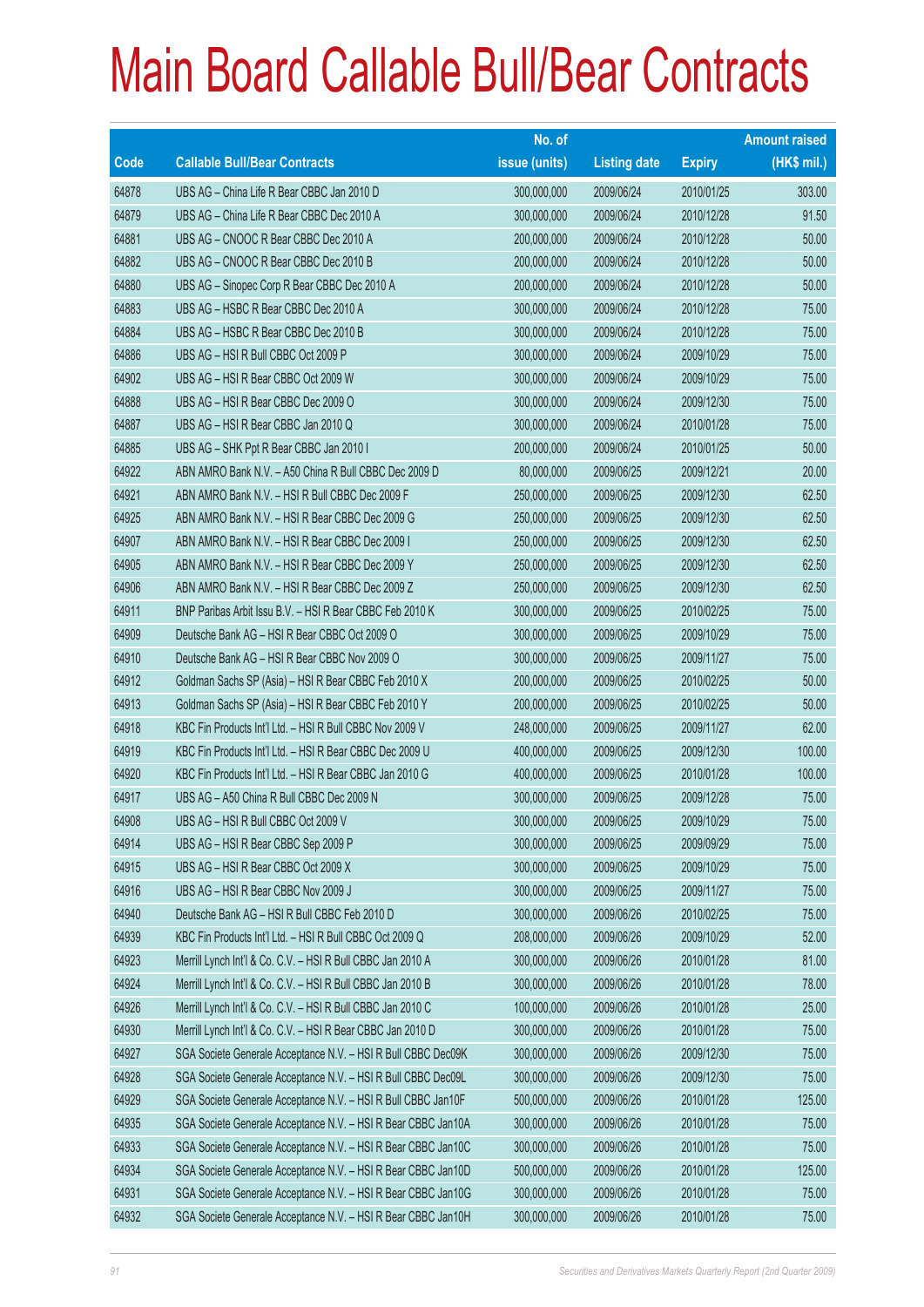# Main Board Callable Bull/Bear Contracts

| Code | Callable Bull/Bear Contracts | No. of issue (units) | Listing date | Expiry | Amount raised (HK$ mil.) |
|---|---|---|---|---|---|
| 64878 | UBS AG – China Life R Bear CBBC Jan 2010 D | 300,000,000 | 2009/06/24 | 2010/01/25 | 303.00 |
| 64879 | UBS AG – China Life R Bear CBBC Dec 2010 A | 300,000,000 | 2009/06/24 | 2010/12/28 | 91.50 |
| 64881 | UBS AG – CNOOC R Bear CBBC Dec 2010 A | 200,000,000 | 2009/06/24 | 2010/12/28 | 50.00 |
| 64882 | UBS AG – CNOOC R Bear CBBC Dec 2010 B | 200,000,000 | 2009/06/24 | 2010/12/28 | 50.00 |
| 64880 | UBS AG – Sinopec Corp R Bear CBBC Dec 2010 A | 200,000,000 | 2009/06/24 | 2010/12/28 | 50.00 |
| 64883 | UBS AG – HSBC R Bear CBBC Dec 2010 A | 300,000,000 | 2009/06/24 | 2010/12/28 | 75.00 |
| 64884 | UBS AG – HSBC R Bear CBBC Dec 2010 B | 300,000,000 | 2009/06/24 | 2010/12/28 | 75.00 |
| 64886 | UBS AG – HSI R Bull CBBC Oct 2009 P | 300,000,000 | 2009/06/24 | 2009/10/29 | 75.00 |
| 64902 | UBS AG – HSI R Bear CBBC Oct 2009 W | 300,000,000 | 2009/06/24 | 2009/10/29 | 75.00 |
| 64888 | UBS AG – HSI R Bear CBBC Dec 2009 O | 300,000,000 | 2009/06/24 | 2009/12/30 | 75.00 |
| 64887 | UBS AG – HSI R Bear CBBC Jan 2010 Q | 300,000,000 | 2009/06/24 | 2010/01/28 | 75.00 |
| 64885 | UBS AG – SHK Ppt R Bear CBBC Jan 2010 I | 200,000,000 | 2009/06/24 | 2010/01/25 | 50.00 |
| 64922 | ABN AMRO Bank N.V. – A50 China R Bull CBBC Dec 2009 D | 80,000,000 | 2009/06/25 | 2009/12/21 | 20.00 |
| 64921 | ABN AMRO Bank N.V. – HSI R Bull CBBC Dec 2009 F | 250,000,000 | 2009/06/25 | 2009/12/30 | 62.50 |
| 64925 | ABN AMRO Bank N.V. – HSI R Bear CBBC Dec 2009 G | 250,000,000 | 2009/06/25 | 2009/12/30 | 62.50 |
| 64907 | ABN AMRO Bank N.V. – HSI R Bear CBBC Dec 2009 I | 250,000,000 | 2009/06/25 | 2009/12/30 | 62.50 |
| 64905 | ABN AMRO Bank N.V. – HSI R Bear CBBC Dec 2009 Y | 250,000,000 | 2009/06/25 | 2009/12/30 | 62.50 |
| 64906 | ABN AMRO Bank N.V. – HSI R Bear CBBC Dec 2009 Z | 250,000,000 | 2009/06/25 | 2009/12/30 | 62.50 |
| 64911 | BNP Paribas Arbit Issu B.V. – HSI R Bear CBBC Feb 2010 K | 300,000,000 | 2009/06/25 | 2010/02/25 | 75.00 |
| 64909 | Deutsche Bank AG – HSI R Bear CBBC Oct 2009 O | 300,000,000 | 2009/06/25 | 2009/10/29 | 75.00 |
| 64910 | Deutsche Bank AG – HSI R Bear CBBC Nov 2009 O | 300,000,000 | 2009/06/25 | 2009/11/27 | 75.00 |
| 64912 | Goldman Sachs SP (Asia) – HSI R Bear CBBC Feb 2010 X | 200,000,000 | 2009/06/25 | 2010/02/25 | 50.00 |
| 64913 | Goldman Sachs SP (Asia) – HSI R Bear CBBC Feb 2010 Y | 200,000,000 | 2009/06/25 | 2010/02/25 | 50.00 |
| 64918 | KBC Fin Products Int'l Ltd. – HSI R Bull CBBC Nov 2009 V | 248,000,000 | 2009/06/25 | 2009/11/27 | 62.00 |
| 64919 | KBC Fin Products Int'l Ltd. – HSI R Bear CBBC Dec 2009 U | 400,000,000 | 2009/06/25 | 2009/12/30 | 100.00 |
| 64920 | KBC Fin Products Int'l Ltd. – HSI R Bear CBBC Jan 2010 G | 400,000,000 | 2009/06/25 | 2010/01/28 | 100.00 |
| 64917 | UBS AG – A50 China R Bull CBBC Dec 2009 N | 300,000,000 | 2009/06/25 | 2009/12/28 | 75.00 |
| 64908 | UBS AG – HSI R Bull CBBC Oct 2009 V | 300,000,000 | 2009/06/25 | 2009/10/29 | 75.00 |
| 64914 | UBS AG – HSI R Bear CBBC Sep 2009 P | 300,000,000 | 2009/06/25 | 2009/09/29 | 75.00 |
| 64915 | UBS AG – HSI R Bear CBBC Oct 2009 X | 300,000,000 | 2009/06/25 | 2009/10/29 | 75.00 |
| 64916 | UBS AG – HSI R Bear CBBC Nov 2009 J | 300,000,000 | 2009/06/25 | 2009/11/27 | 75.00 |
| 64940 | Deutsche Bank AG – HSI R Bull CBBC Feb 2010 D | 300,000,000 | 2009/06/26 | 2010/02/25 | 75.00 |
| 64939 | KBC Fin Products Int'l Ltd. – HSI R Bull CBBC Oct 2009 Q | 208,000,000 | 2009/06/26 | 2009/10/29 | 52.00 |
| 64923 | Merrill Lynch Int'l & Co. C.V. – HSI R Bull CBBC Jan 2010 A | 300,000,000 | 2009/06/26 | 2010/01/28 | 81.00 |
| 64924 | Merrill Lynch Int'l & Co. C.V. – HSI R Bull CBBC Jan 2010 B | 300,000,000 | 2009/06/26 | 2010/01/28 | 78.00 |
| 64926 | Merrill Lynch Int'l & Co. C.V. – HSI R Bull CBBC Jan 2010 C | 100,000,000 | 2009/06/26 | 2010/01/28 | 25.00 |
| 64930 | Merrill Lynch Int'l & Co. C.V. – HSI R Bear CBBC Jan 2010 D | 300,000,000 | 2009/06/26 | 2010/01/28 | 75.00 |
| 64927 | SGA Societe Generale Acceptance N.V. – HSI R Bull CBBC Dec09K | 300,000,000 | 2009/06/26 | 2009/12/30 | 75.00 |
| 64928 | SGA Societe Generale Acceptance N.V. – HSI R Bull CBBC Dec09L | 300,000,000 | 2009/06/26 | 2009/12/30 | 75.00 |
| 64929 | SGA Societe Generale Acceptance N.V. – HSI R Bull CBBC Jan10F | 500,000,000 | 2009/06/26 | 2010/01/28 | 125.00 |
| 64935 | SGA Societe Generale Acceptance N.V. – HSI R Bear CBBC Jan10A | 300,000,000 | 2009/06/26 | 2010/01/28 | 75.00 |
| 64933 | SGA Societe Generale Acceptance N.V. – HSI R Bear CBBC Jan10C | 300,000,000 | 2009/06/26 | 2010/01/28 | 75.00 |
| 64934 | SGA Societe Generale Acceptance N.V. – HSI R Bear CBBC Jan10D | 500,000,000 | 2009/06/26 | 2010/01/28 | 125.00 |
| 64931 | SGA Societe Generale Acceptance N.V. – HSI R Bear CBBC Jan10G | 300,000,000 | 2009/06/26 | 2010/01/28 | 75.00 |
| 64932 | SGA Societe Generale Acceptance N.V. – HSI R Bear CBBC Jan10H | 300,000,000 | 2009/06/26 | 2010/01/28 | 75.00 |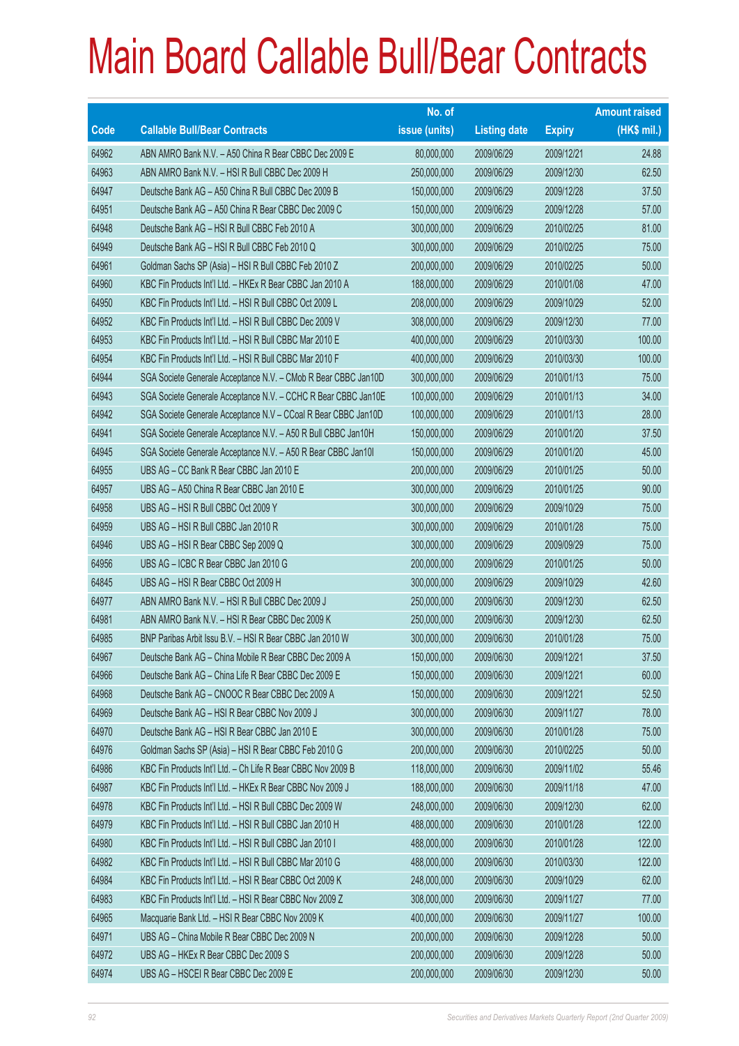# Main Board Callable Bull/Bear Contracts

| Code | Callable Bull/Bear Contracts | No. of issue (units) | Listing date | Expiry | Amount raised (HK$ mil.) |
|---|---|---|---|---|---|
| 64962 | ABN AMRO Bank N.V. – A50 China R Bear CBBC Dec 2009 E | 80,000,000 | 2009/06/29 | 2009/12/21 | 24.88 |
| 64963 | ABN AMRO Bank N.V. – HSI R Bull CBBC Dec 2009 H | 250,000,000 | 2009/06/29 | 2009/12/30 | 62.50 |
| 64947 | Deutsche Bank AG – A50 China R Bull CBBC Dec 2009 B | 150,000,000 | 2009/06/29 | 2009/12/28 | 37.50 |
| 64951 | Deutsche Bank AG – A50 China R Bear CBBC Dec 2009 C | 150,000,000 | 2009/06/29 | 2009/12/28 | 57.00 |
| 64948 | Deutsche Bank AG – HSI R Bull CBBC Feb 2010 A | 300,000,000 | 2009/06/29 | 2010/02/25 | 81.00 |
| 64949 | Deutsche Bank AG – HSI R Bull CBBC Feb 2010 Q | 300,000,000 | 2009/06/29 | 2010/02/25 | 75.00 |
| 64961 | Goldman Sachs SP (Asia) – HSI R Bull CBBC Feb 2010 Z | 200,000,000 | 2009/06/29 | 2010/02/25 | 50.00 |
| 64960 | KBC Fin Products Int'l Ltd. – HKEx R Bear CBBC Jan 2010 A | 188,000,000 | 2009/06/29 | 2010/01/08 | 47.00 |
| 64950 | KBC Fin Products Int'l Ltd. – HSI R Bull CBBC Oct 2009 L | 208,000,000 | 2009/06/29 | 2009/10/29 | 52.00 |
| 64952 | KBC Fin Products Int'l Ltd. – HSI R Bull CBBC Dec 2009 V | 308,000,000 | 2009/06/29 | 2009/12/30 | 77.00 |
| 64953 | KBC Fin Products Int'l Ltd. – HSI R Bull CBBC Mar 2010 E | 400,000,000 | 2009/06/29 | 2010/03/30 | 100.00 |
| 64954 | KBC Fin Products Int'l Ltd. – HSI R Bull CBBC Mar 2010 F | 400,000,000 | 2009/06/29 | 2010/03/30 | 100.00 |
| 64944 | SGA Societe Generale Acceptance N.V. – CMob R Bear CBBC Jan10D | 300,000,000 | 2009/06/29 | 2010/01/13 | 75.00 |
| 64943 | SGA Societe Generale Acceptance N.V. – CCHC R Bear CBBC Jan10E | 100,000,000 | 2009/06/29 | 2010/01/13 | 34.00 |
| 64942 | SGA Societe Generale Acceptance N.V – CCoal R Bear CBBC Jan10D | 100,000,000 | 2009/06/29 | 2010/01/13 | 28.00 |
| 64941 | SGA Societe Generale Acceptance N.V. – A50 R Bull CBBC Jan10H | 150,000,000 | 2009/06/29 | 2010/01/20 | 37.50 |
| 64945 | SGA Societe Generale Acceptance N.V. – A50 R Bear CBBC Jan10I | 150,000,000 | 2009/06/29 | 2010/01/20 | 45.00 |
| 64955 | UBS AG – CC Bank R Bear CBBC Jan 2010 E | 200,000,000 | 2009/06/29 | 2010/01/25 | 50.00 |
| 64957 | UBS AG – A50 China R Bear CBBC Jan 2010 E | 300,000,000 | 2009/06/29 | 2010/01/25 | 90.00 |
| 64958 | UBS AG – HSI R Bull CBBC Oct 2009 Y | 300,000,000 | 2009/06/29 | 2009/10/29 | 75.00 |
| 64959 | UBS AG – HSI R Bull CBBC Jan 2010 R | 300,000,000 | 2009/06/29 | 2010/01/28 | 75.00 |
| 64946 | UBS AG – HSI R Bear CBBC Sep 2009 Q | 300,000,000 | 2009/06/29 | 2009/09/29 | 75.00 |
| 64956 | UBS AG – ICBC R Bear CBBC Jan 2010 G | 200,000,000 | 2009/06/29 | 2010/01/25 | 50.00 |
| 64845 | UBS AG – HSI R Bear CBBC Oct 2009 H | 300,000,000 | 2009/06/29 | 2009/10/29 | 42.60 |
| 64977 | ABN AMRO Bank N.V. – HSI R Bull CBBC Dec 2009 J | 250,000,000 | 2009/06/30 | 2009/12/30 | 62.50 |
| 64981 | ABN AMRO Bank N.V. – HSI R Bear CBBC Dec 2009 K | 250,000,000 | 2009/06/30 | 2009/12/30 | 62.50 |
| 64985 | BNP Paribas Arbit Issu B.V. – HSI R Bear CBBC Jan 2010 W | 300,000,000 | 2009/06/30 | 2010/01/28 | 75.00 |
| 64967 | Deutsche Bank AG – China Mobile R Bear CBBC Dec 2009 A | 150,000,000 | 2009/06/30 | 2009/12/21 | 37.50 |
| 64966 | Deutsche Bank AG – China Life R Bear CBBC Dec 2009 E | 150,000,000 | 2009/06/30 | 2009/12/21 | 60.00 |
| 64968 | Deutsche Bank AG – CNOOC R Bear CBBC Dec 2009 A | 150,000,000 | 2009/06/30 | 2009/12/21 | 52.50 |
| 64969 | Deutsche Bank AG – HSI R Bear CBBC Nov 2009 J | 300,000,000 | 2009/06/30 | 2009/11/27 | 78.00 |
| 64970 | Deutsche Bank AG – HSI R Bear CBBC Jan 2010 E | 300,000,000 | 2009/06/30 | 2010/01/28 | 75.00 |
| 64976 | Goldman Sachs SP (Asia) – HSI R Bear CBBC Feb 2010 G | 200,000,000 | 2009/06/30 | 2010/02/25 | 50.00 |
| 64986 | KBC Fin Products Int'l Ltd. – Ch Life R Bear CBBC Nov 2009 B | 118,000,000 | 2009/06/30 | 2009/11/02 | 55.46 |
| 64987 | KBC Fin Products Int'l Ltd. – HKEx R Bear CBBC Nov 2009 J | 188,000,000 | 2009/06/30 | 2009/11/18 | 47.00 |
| 64978 | KBC Fin Products Int'l Ltd. – HSI R Bull CBBC Dec 2009 W | 248,000,000 | 2009/06/30 | 2009/12/30 | 62.00 |
| 64979 | KBC Fin Products Int'l Ltd. – HSI R Bull CBBC Jan 2010 H | 488,000,000 | 2009/06/30 | 2010/01/28 | 122.00 |
| 64980 | KBC Fin Products Int'l Ltd. – HSI R Bull CBBC Jan 2010 I | 488,000,000 | 2009/06/30 | 2010/01/28 | 122.00 |
| 64982 | KBC Fin Products Int'l Ltd. – HSI R Bull CBBC Mar 2010 G | 488,000,000 | 2009/06/30 | 2010/03/30 | 122.00 |
| 64984 | KBC Fin Products Int'l Ltd. – HSI R Bear CBBC Oct 2009 K | 248,000,000 | 2009/06/30 | 2009/10/29 | 62.00 |
| 64983 | KBC Fin Products Int'l Ltd. – HSI R Bear CBBC Nov 2009 Z | 308,000,000 | 2009/06/30 | 2009/11/27 | 77.00 |
| 64965 | Macquarie Bank Ltd. – HSI R Bear CBBC Nov 2009 K | 400,000,000 | 2009/06/30 | 2009/11/27 | 100.00 |
| 64971 | UBS AG – China Mobile R Bear CBBC Dec 2009 N | 200,000,000 | 2009/06/30 | 2009/12/28 | 50.00 |
| 64972 | UBS AG – HKEx R Bear CBBC Dec 2009 S | 200,000,000 | 2009/06/30 | 2009/12/28 | 50.00 |
| 64974 | UBS AG – HSCEI R Bear CBBC Dec 2009 E | 200,000,000 | 2009/06/30 | 2009/12/30 | 50.00 |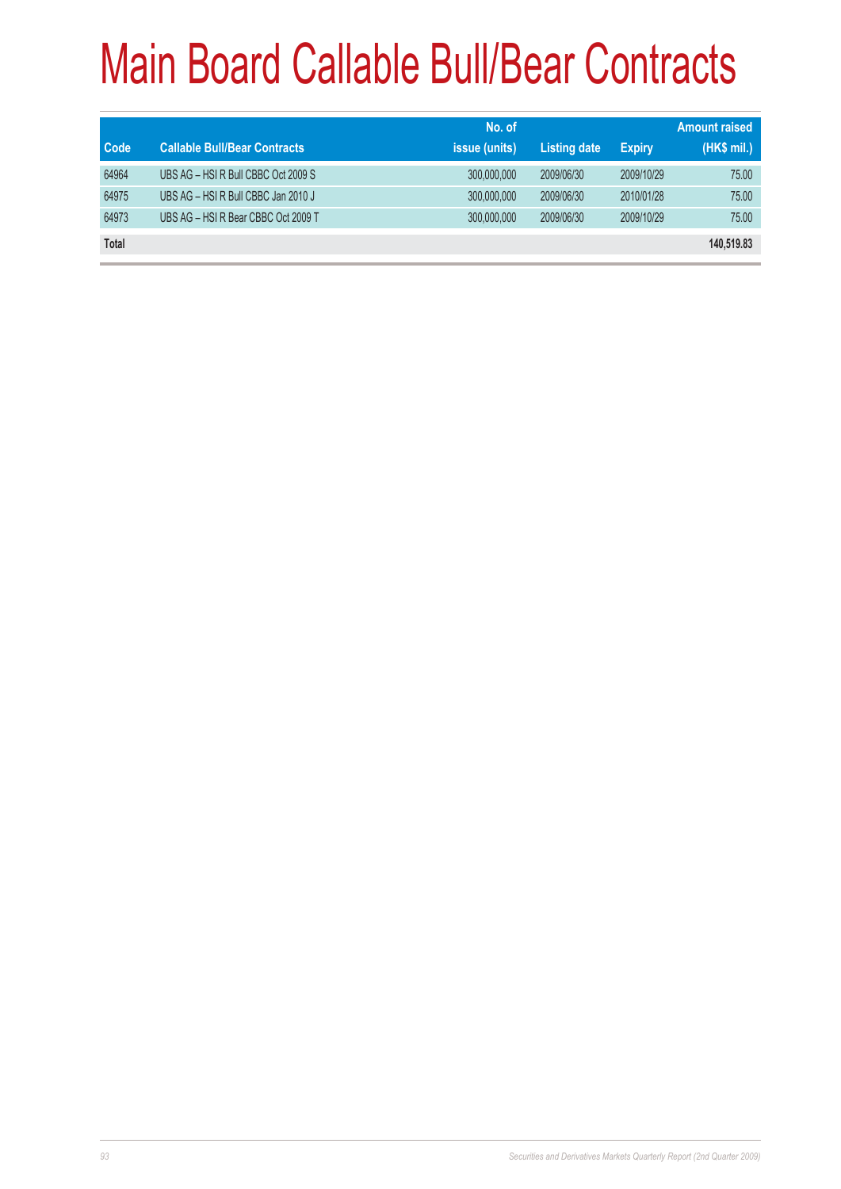# Main Board Callable Bull/Bear Contracts

| Code | Callable Bull/Bear Contracts | No. of issue (units) | Listing date | Expiry | Amount raised (HK$ mil.) |
|---|---|---|---|---|---|
| 64964 | UBS AG – HSI R Bull CBBC Oct 2009 S | 300,000,000 | 2009/06/30 | 2009/10/29 | 75.00 |
| 64975 | UBS AG – HSI R Bull CBBC Jan 2010 J | 300,000,000 | 2009/06/30 | 2010/01/28 | 75.00 |
| 64973 | UBS AG – HSI R Bear CBBC Oct 2009 T | 300,000,000 | 2009/06/30 | 2009/10/29 | 75.00 |
| **Total** | | | | | **140,519.83** |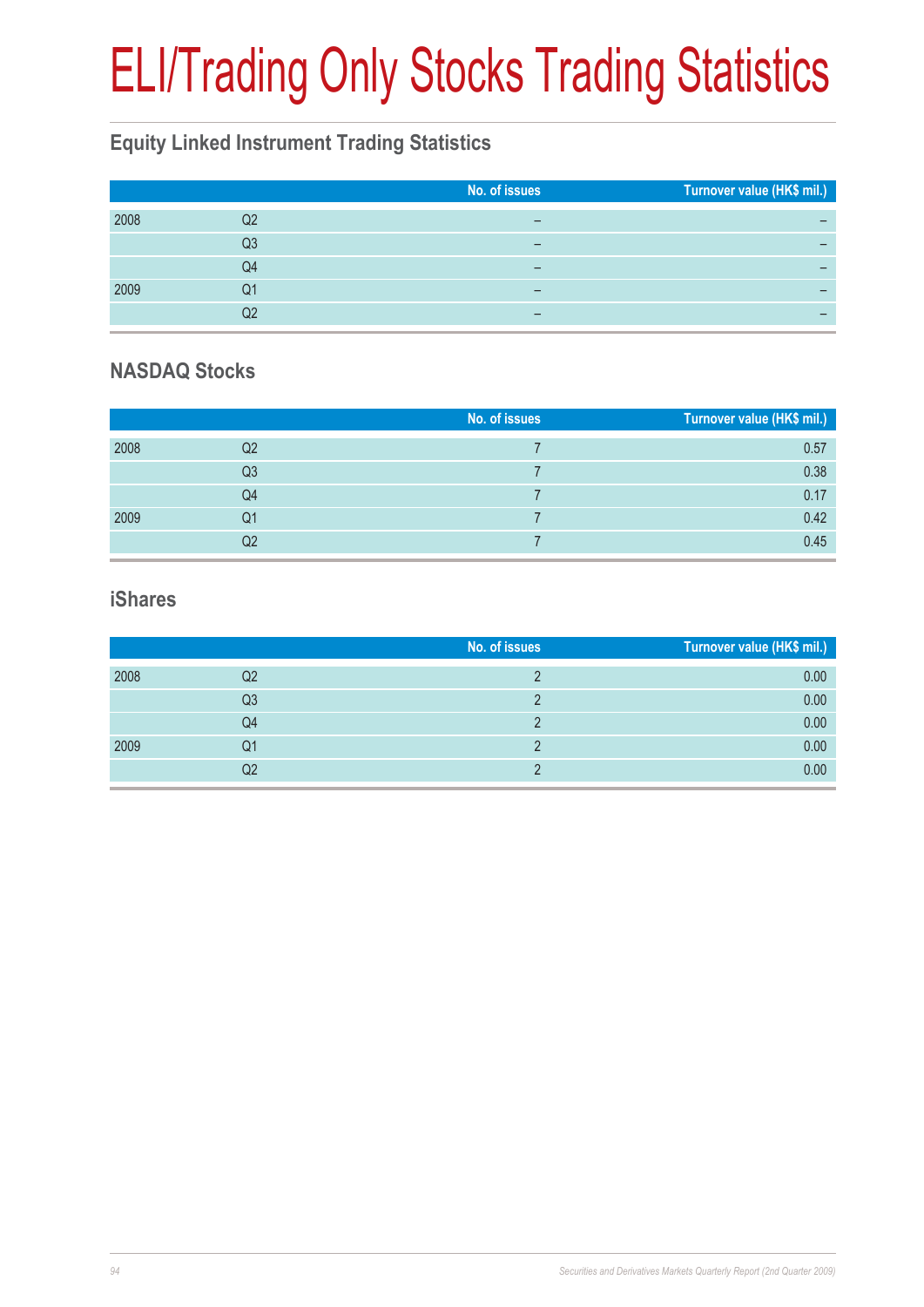# ELI/Trading Only Stocks Trading Statistics

## Equity Linked Instrument Trading Statistics

| | | No. of issues | Turnover value (HK$ mil.) |
|---|---|---|---|
| 2008 | Q2 | – | – |
| | Q3 | – | – |
| | Q4 | – | – |
| 2009 | Q1 | – | – |
| | Q2 | – | – |

## NASDAQ Stocks

| | | No. of issues | Turnover value (HK$ mil.) |
|---|---|---|---|
| 2008 | Q2 | 7 | 0.57 |
| | Q3 | 7 | 0.38 |
| | Q4 | 7 | 0.17 |
| 2009 | Q1 | 7 | 0.42 |
| | Q2 | 7 | 0.45 |

## iShares

| | | No. of issues | Turnover value (HK$ mil.) |
|---|---|---|---|
| 2008 | Q2 | 2 | 0.00 |
| | Q3 | 2 | 0.00 |
| | Q4 | 2 | 0.00 |
| 2009 | Q1 | 2 | 0.00 |
| | Q2 | 2 | 0.00 |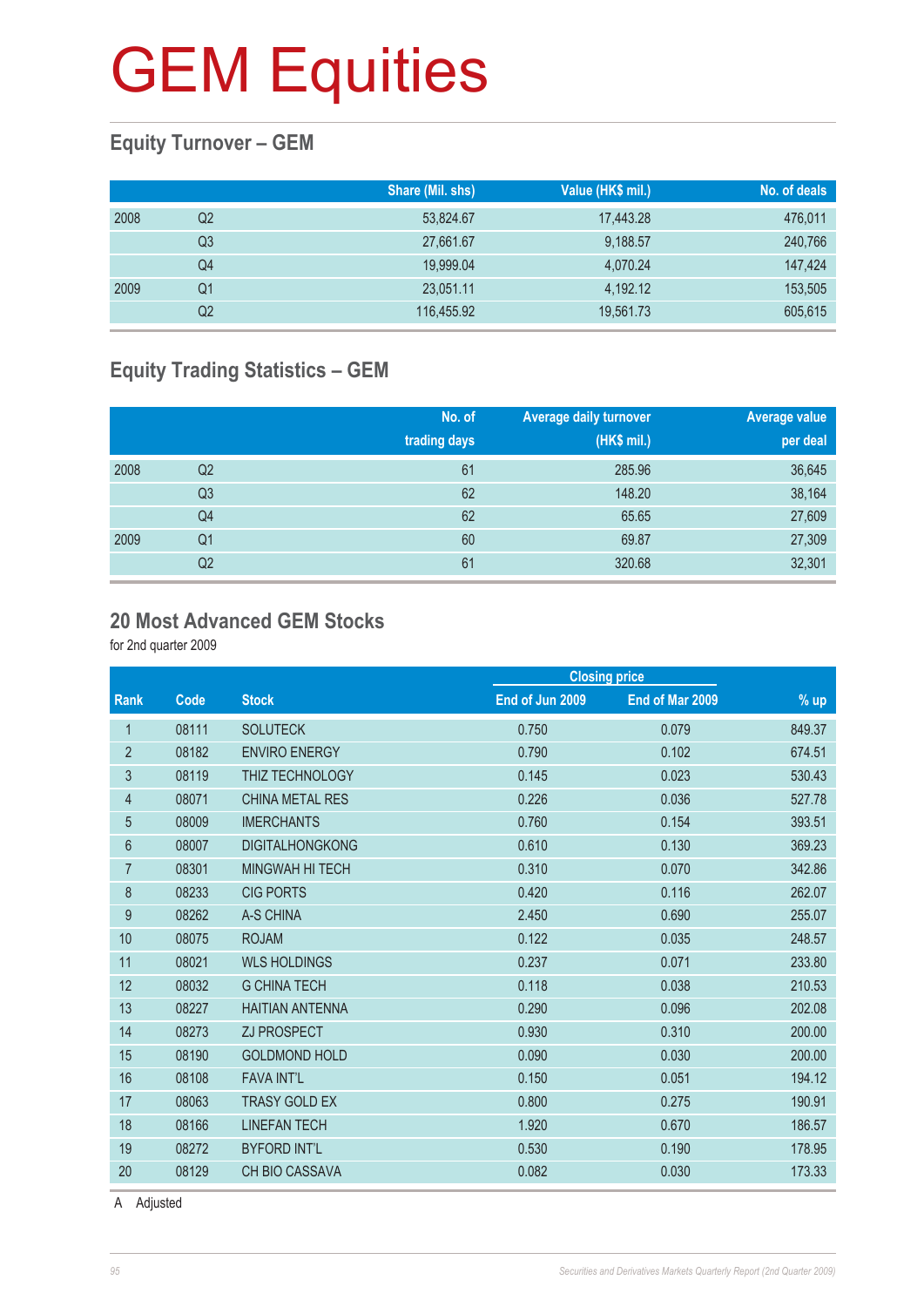# GEM Equities

## Equity Turnover – GEM

| | | Share (Mil. shs) | Value (HK$ mil.) | No. of deals |
|---|---|---|---|---|
| 2008 | Q2 | 53,824.67 | 17,443.28 | 476,011 |
| | Q3 | 27,661.67 | 9,188.57 | 240,766 |
| | Q4 | 19,999.04 | 4,070.24 | 147,424 |
| 2009 | Q1 | 23,051.11 | 4,192.12 | 153,505 |
| | Q2 | 116,455.92 | 19,561.73 | 605,615 |

## Equity Trading Statistics – GEM

| | | No. of trading days | Average daily turnover (HK$ mil.) | Average value per deal |
|---|---|---|---|---|
| 2008 | Q2 | 61 | 285.96 | 36,645 |
| | Q3 | 62 | 148.20 | 38,164 |
| | Q4 | 62 | 65.65 | 27,609 |
| 2009 | Q1 | 60 | 69.87 | 27,309 |
| | Q2 | 61 | 320.68 | 32,301 |

## 20 Most Advanced GEM Stocks

for 2nd quarter 2009

| | | | Closing price | | |
|---|---|---|---|---|---|
| Rank | Code | Stock | End of Jun 2009 | End of Mar 2009 | % up |
| 1 | 08111 | SOLUTECK | 0.750 | 0.079 | 849.37 |
| 2 | 08182 | ENVIRO ENERGY | 0.790 | 0.102 | 674.51 |
| 3 | 08119 | THIZ TECHNOLOGY | 0.145 | 0.023 | 530.43 |
| 4 | 08071 | CHINA METAL RES | 0.226 | 0.036 | 527.78 |
| 5 | 08009 | IMERCHANTS | 0.760 | 0.154 | 393.51 |
| 6 | 08007 | DIGITALHONGKONG | 0.610 | 0.130 | 369.23 |
| 7 | 08301 | MINGWAH HI TECH | 0.310 | 0.070 | 342.86 |
| 8 | 08233 | CIG PORTS | 0.420 | 0.116 | 262.07 |
| 9 | 08262 | A-S CHINA | 2.450 | 0.690 | 255.07 |
| 10 | 08075 | ROJAM | 0.122 | 0.035 | 248.57 |
| 11 | 08021 | WLS HOLDINGS | 0.237 | 0.071 | 233.80 |
| 12 | 08032 | G CHINA TECH | 0.118 | 0.038 | 210.53 |
| 13 | 08227 | HAITIAN ANTENNA | 0.290 | 0.096 | 202.08 |
| 14 | 08273 | ZJ PROSPECT | 0.930 | 0.310 | 200.00 |
| 15 | 08190 | GOLDMOND HOLD | 0.090 | 0.030 | 200.00 |
| 16 | 08108 | FAVA INT'L | 0.150 | 0.051 | 194.12 |
| 17 | 08063 | TRASY GOLD EX | 0.800 | 0.275 | 190.91 |
| 18 | 08166 | LINEFAN TECH | 1.920 | 0.670 | 186.57 |
| 19 | 08272 | BYFORD INT'L | 0.530 | 0.190 | 178.95 |
| 20 | 08129 | CH BIO CASSAVA | 0.082 | 0.030 | 173.33 |

A Adjusted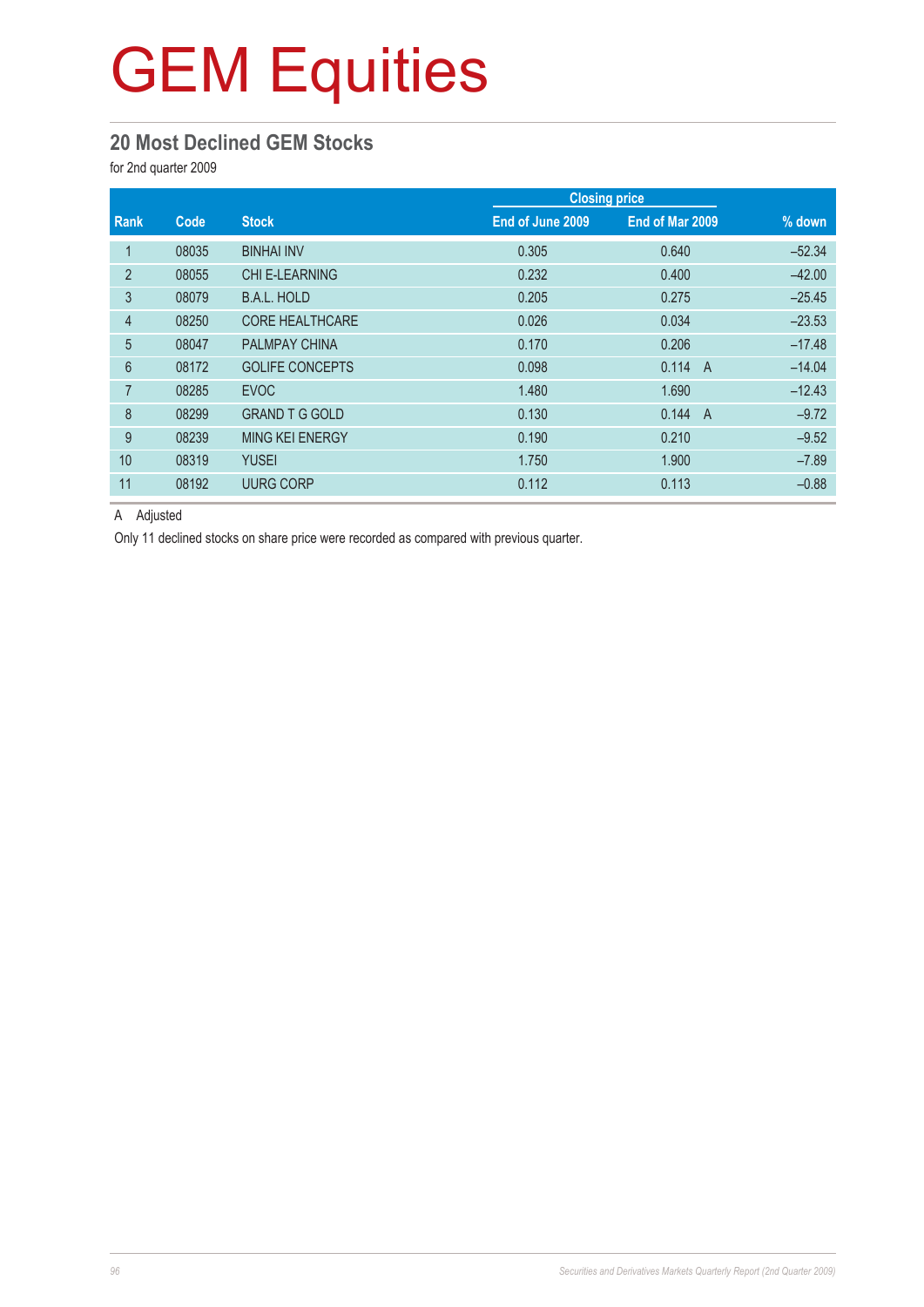# GEM Equities

## 20 Most Declined GEM Stocks

for 2nd quarter 2009

| Rank | Code | Stock | Closing price | | % down |
|---|---|---|---|---|---|
| | | | End of June 2009 | End of Mar 2009 | |
| 1 | 08035 | BINHAI INV | 0.305 | 0.640 | –52.34 |
| 2 | 08055 | CHI E-LEARNING | 0.232 | 0.400 | –42.00 |
| 3 | 08079 | B.A.L. HOLD | 0.205 | 0.275 | –25.45 |
| 4 | 08250 | CORE HEALTHCARE | 0.026 | 0.034 | –23.53 |
| 5 | 08047 | PALMPAY CHINA | 0.170 | 0.206 | –17.48 |
| 6 | 08172 | GOLIFE CONCEPTS | 0.098 | 0.114 A | –14.04 |
| 7 | 08285 | EVOC | 1.480 | 1.690 | –12.43 |
| 8 | 08299 | GRAND T G GOLD | 0.130 | 0.144 A | –9.72 |
| 9 | 08239 | MING KEI ENERGY | 0.190 | 0.210 | –9.52 |
| 10 | 08319 | YUSEI | 1.750 | 1.900 | –7.89 |
| 11 | 08192 | UURG CORP | 0.112 | 0.113 | –0.88 |

A Adjusted

Only 11 declined stocks on share price were recorded as compared with previous quarter.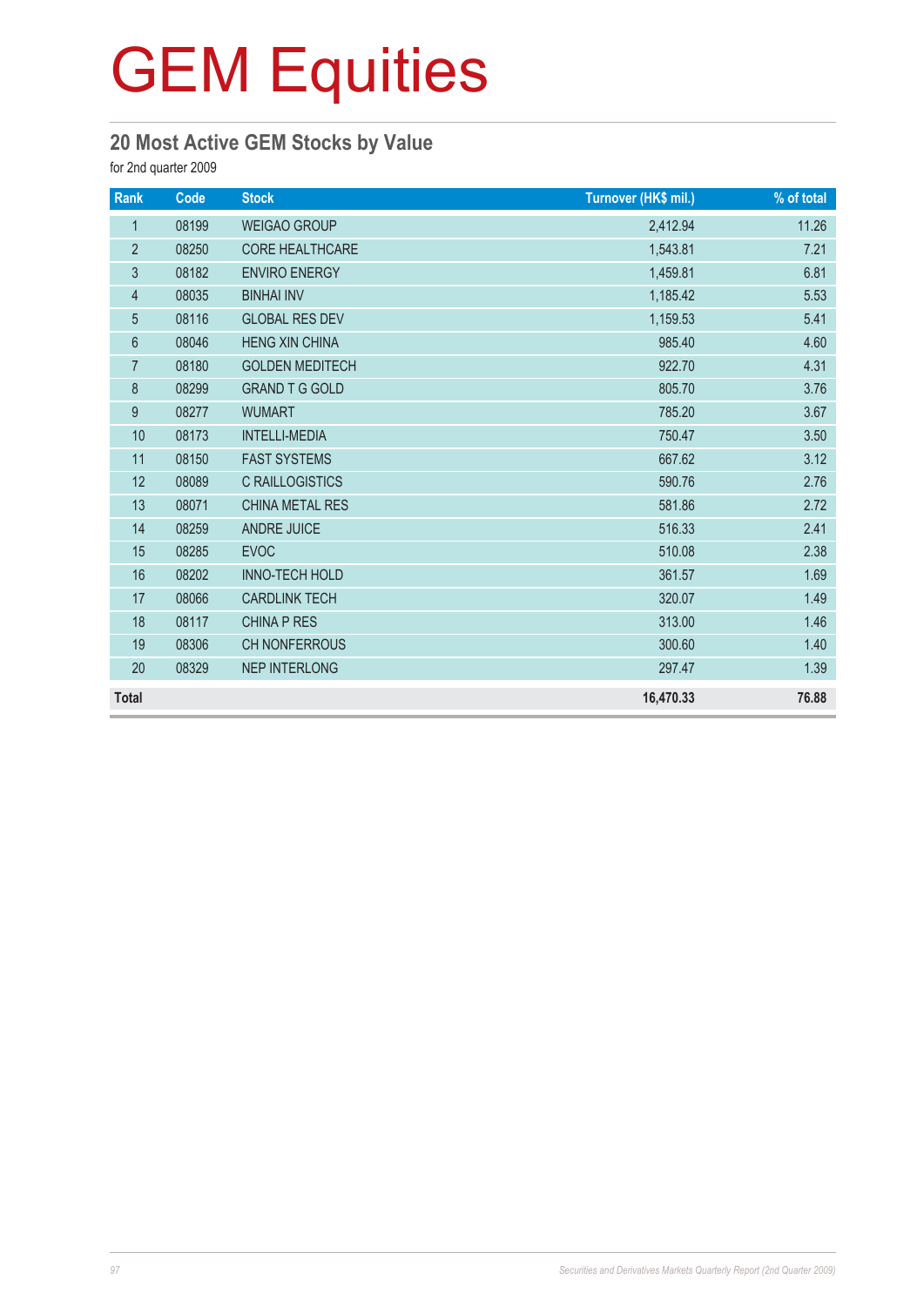# GEM Equities

## 20 Most Active GEM Stocks by Value

for 2nd quarter 2009

| Rank | Code | Stock | Turnover (HK$ mil.) | % of total |
|---|---|---|---|---|
| 1 | 08199 | WEIGAO GROUP | 2,412.94 | 11.26 |
| 2 | 08250 | CORE HEALTHCARE | 1,543.81 | 7.21 |
| 3 | 08182 | ENVIRO ENERGY | 1,459.81 | 6.81 |
| 4 | 08035 | BINHAI INV | 1,185.42 | 5.53 |
| 5 | 08116 | GLOBAL RES DEV | 1,159.53 | 5.41 |
| 6 | 08046 | HENG XIN CHINA | 985.40 | 4.60 |
| 7 | 08180 | GOLDEN MEDITECH | 922.70 | 4.31 |
| 8 | 08299 | GRAND T G GOLD | 805.70 | 3.76 |
| 9 | 08277 | WUMART | 785.20 | 3.67 |
| 10 | 08173 | INTELLI-MEDIA | 750.47 | 3.50 |
| 11 | 08150 | FAST SYSTEMS | 667.62 | 3.12 |
| 12 | 08089 | C RAILLOGISTICS | 590.76 | 2.76 |
| 13 | 08071 | CHINA METAL RES | 581.86 | 2.72 |
| 14 | 08259 | ANDRE JUICE | 516.33 | 2.41 |
| 15 | 08285 | EVOC | 510.08 | 2.38 |
| 16 | 08202 | INNO-TECH HOLD | 361.57 | 1.69 |
| 17 | 08066 | CARDLINK TECH | 320.07 | 1.49 |
| 18 | 08117 | CHINA P RES | 313.00 | 1.46 |
| 19 | 08306 | CH NONFERROUS | 300.60 | 1.40 |
| 20 | 08329 | NEP INTERLONG | 297.47 | 1.39 |
| **Total** | | | **16,470.33** | **76.88** |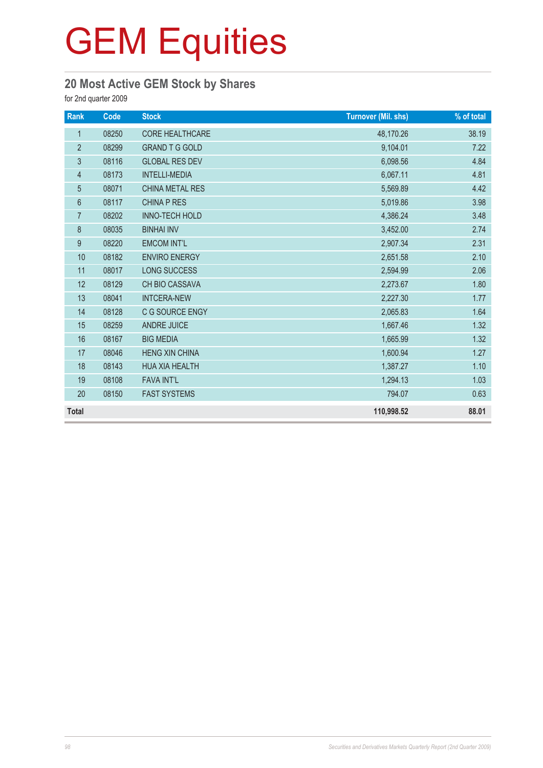# GEM Equities

## 20 Most Active GEM Stock by Shares

for 2nd quarter 2009

| Rank | Code | Stock | Turnover (Mil. shs) | % of total |
|---|---|---|---|---|
| 1 | 08250 | CORE HEALTHCARE | 48,170.26 | 38.19 |
| 2 | 08299 | GRAND T G GOLD | 9,104.01 | 7.22 |
| 3 | 08116 | GLOBAL RES DEV | 6,098.56 | 4.84 |
| 4 | 08173 | INTELLI-MEDIA | 6,067.11 | 4.81 |
| 5 | 08071 | CHINA METAL RES | 5,569.89 | 4.42 |
| 6 | 08117 | CHINA P RES | 5,019.86 | 3.98 |
| 7 | 08202 | INNO-TECH HOLD | 4,386.24 | 3.48 |
| 8 | 08035 | BINHAI INV | 3,452.00 | 2.74 |
| 9 | 08220 | EMCOM INT'L | 2,907.34 | 2.31 |
| 10 | 08182 | ENVIRO ENERGY | 2,651.58 | 2.10 |
| 11 | 08017 | LONG SUCCESS | 2,594.99 | 2.06 |
| 12 | 08129 | CH BIO CASSAVA | 2,273.67 | 1.80 |
| 13 | 08041 | INTCERA-NEW | 2,227.30 | 1.77 |
| 14 | 08128 | C G SOURCE ENGY | 2,065.83 | 1.64 |
| 15 | 08259 | ANDRE JUICE | 1,667.46 | 1.32 |
| 16 | 08167 | BIG MEDIA | 1,665.99 | 1.32 |
| 17 | 08046 | HENG XIN CHINA | 1,600.94 | 1.27 |
| 18 | 08143 | HUA XIA HEALTH | 1,387.27 | 1.10 |
| 19 | 08108 | FAVA INT'L | 1,294.13 | 1.03 |
| 20 | 08150 | FAST SYSTEMS | 794.07 | 0.63 |
| **Total** | | | **110,998.52** | **88.01** |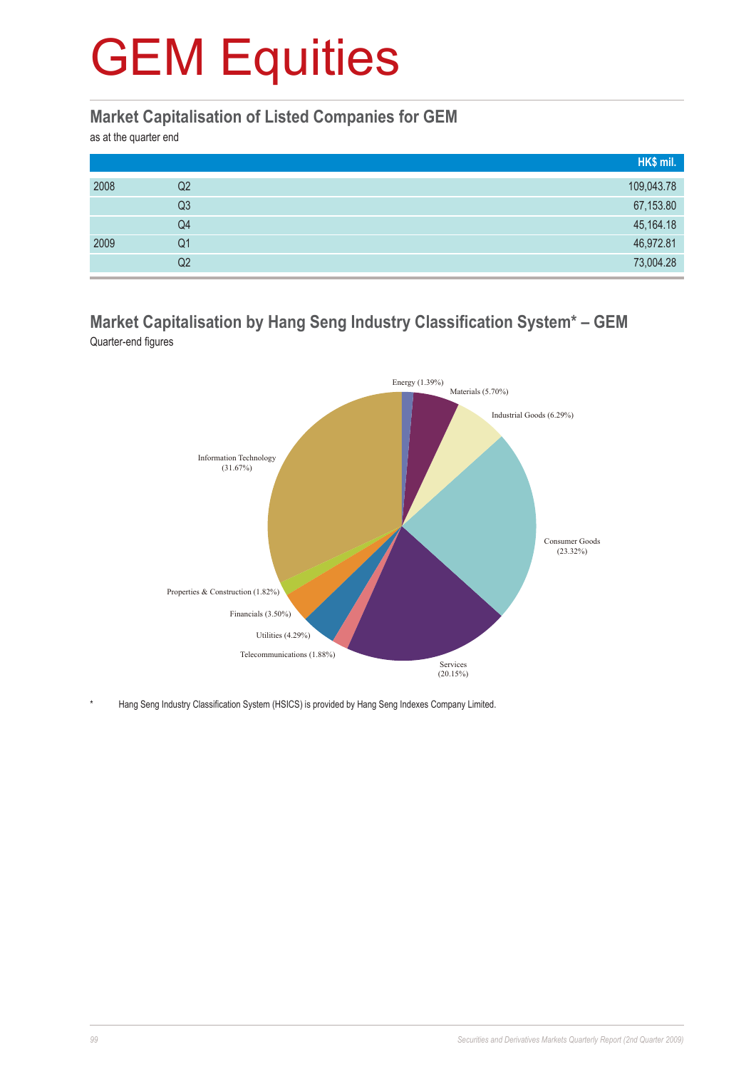# GEM Equities

## Market Capitalisation of Listed Companies for GEM

as at the quarter end

| | | HK$ mil. |
|---|---|---|
| 2008 | Q2 | 109,043.78 |
| | Q3 | 67,153.80 |
| | Q4 | 45,164.18 |
| 2009 | Q1 | 46,972.81 |
| | Q2 | 73,004.28 |

## Market Capitalisation by Hang Seng Industry Classification System* – GEM

Quarter-end figures

Energy (1.39%)
Materials (5.70%)
Industrial Goods (6.29%)
Consumer Goods (23.32%)
Services (20.15%)
Telecommunications (1.88%)
Utilities (4.29%)
Financials (3.50%)
Properties & Construction (1.82%)
Information Technology (31.67%)

\* Hang Seng Industry Classification System (HSICS) is provided by Hang Seng Indexes Company Limited.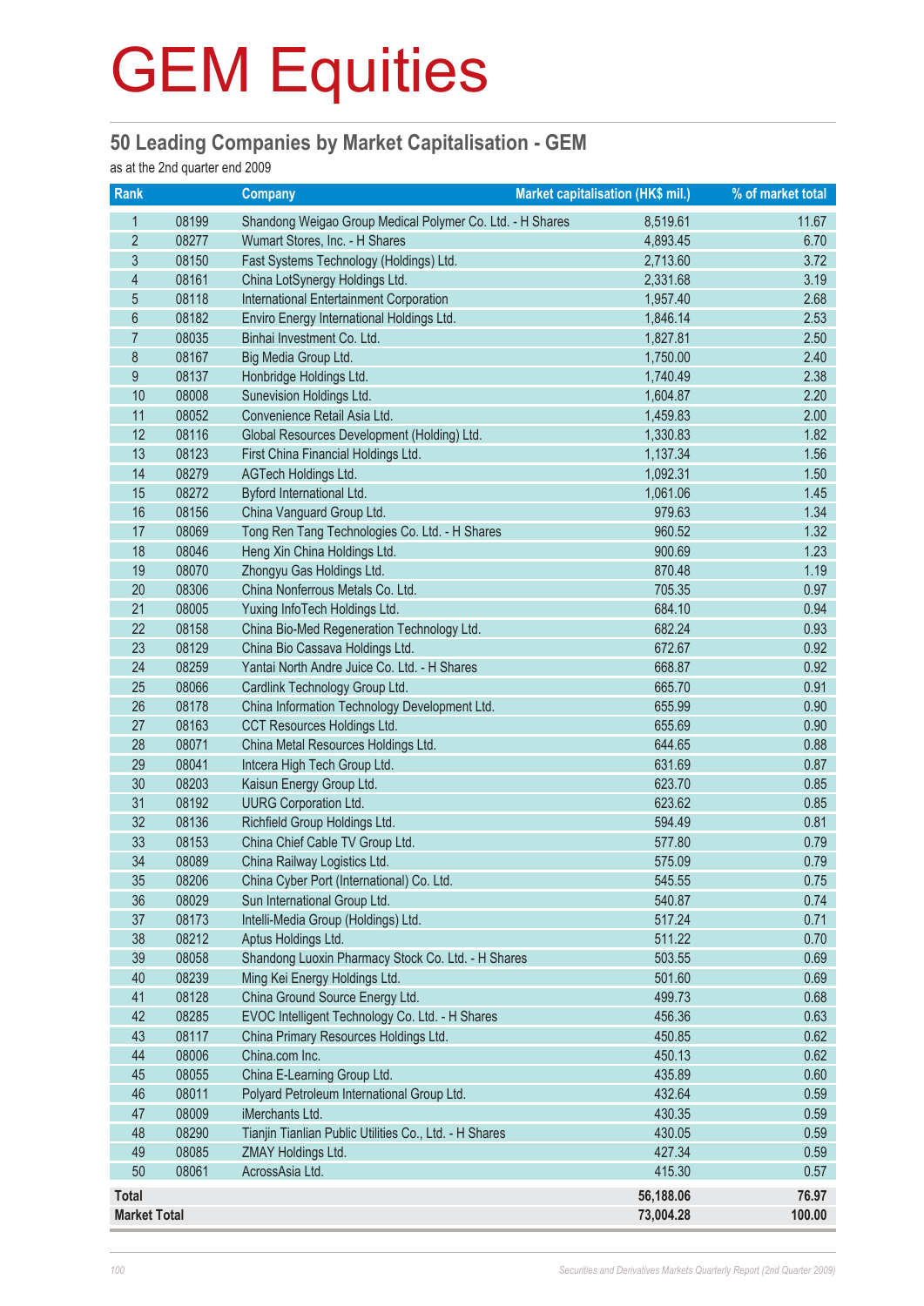# GEM Equities

## 50 Leading Companies by Market Capitalisation - GEM

as at the 2nd quarter end 2009

| Rank | | Company | Market capitalisation (HK$ mil.) | % of market total |
|---|---|---|---|---|
| 1 | 08199 | Shandong Weigao Group Medical Polymer Co. Ltd. - H Shares | 8,519.61 | 11.67 |
| 2 | 08277 | Wumart Stores, Inc. - H Shares | 4,893.45 | 6.70 |
| 3 | 08150 | Fast Systems Technology (Holdings) Ltd. | 2,713.60 | 3.72 |
| 4 | 08161 | China LotSynergy Holdings Ltd. | 2,331.68 | 3.19 |
| 5 | 08118 | International Entertainment Corporation | 1,957.40 | 2.68 |
| 6 | 08182 | Enviro Energy International Holdings Ltd. | 1,846.14 | 2.53 |
| 7 | 08035 | Binhai Investment Co. Ltd. | 1,827.81 | 2.50 |
| 8 | 08167 | Big Media Group Ltd. | 1,750.00 | 2.40 |
| 9 | 08137 | Honbridge Holdings Ltd. | 1,740.49 | 2.38 |
| 10 | 08008 | Sunevision Holdings Ltd. | 1,604.87 | 2.20 |
| 11 | 08052 | Convenience Retail Asia Ltd. | 1,459.83 | 2.00 |
| 12 | 08116 | Global Resources Development (Holding) Ltd. | 1,330.83 | 1.82 |
| 13 | 08123 | First China Financial Holdings Ltd. | 1,137.34 | 1.56 |
| 14 | 08279 | AGTech Holdings Ltd. | 1,092.31 | 1.50 |
| 15 | 08272 | Byford International Ltd. | 1,061.06 | 1.45 |
| 16 | 08156 | China Vanguard Group Ltd. | 979.63 | 1.34 |
| 17 | 08069 | Tong Ren Tang Technologies Co. Ltd. - H Shares | 960.52 | 1.32 |
| 18 | 08046 | Heng Xin China Holdings Ltd. | 900.69 | 1.23 |
| 19 | 08070 | Zhongyu Gas Holdings Ltd. | 870.48 | 1.19 |
| 20 | 08306 | China Nonferrous Metals Co. Ltd. | 705.35 | 0.97 |
| 21 | 08005 | Yuxing InfoTech Holdings Ltd. | 684.10 | 0.94 |
| 22 | 08158 | China Bio-Med Regeneration Technology Ltd. | 682.24 | 0.93 |
| 23 | 08129 | China Bio Cassava Holdings Ltd. | 672.67 | 0.92 |
| 24 | 08259 | Yantai North Andre Juice Co. Ltd. - H Shares | 668.87 | 0.92 |
| 25 | 08066 | Cardlink Technology Group Ltd. | 665.70 | 0.91 |
| 26 | 08178 | China Information Technology Development Ltd. | 655.99 | 0.90 |
| 27 | 08163 | CCT Resources Holdings Ltd. | 655.69 | 0.90 |
| 28 | 08071 | China Metal Resources Holdings Ltd. | 644.65 | 0.88 |
| 29 | 08041 | Intcera High Tech Group Ltd. | 631.69 | 0.87 |
| 30 | 08203 | Kaisun Energy Group Ltd. | 623.70 | 0.85 |
| 31 | 08192 | UURG Corporation Ltd. | 623.62 | 0.85 |
| 32 | 08136 | Richfield Group Holdings Ltd. | 594.49 | 0.81 |
| 33 | 08153 | China Chief Cable TV Group Ltd. | 577.80 | 0.79 |
| 34 | 08089 | China Railway Logistics Ltd. | 575.09 | 0.79 |
| 35 | 08206 | China Cyber Port (International) Co. Ltd. | 545.55 | 0.75 |
| 36 | 08029 | Sun International Group Ltd. | 540.87 | 0.74 |
| 37 | 08173 | Intelli-Media Group (Holdings) Ltd. | 517.24 | 0.71 |
| 38 | 08212 | Aptus Holdings Ltd. | 511.22 | 0.70 |
| 39 | 08058 | Shandong Luoxin Pharmacy Stock Co. Ltd. - H Shares | 503.55 | 0.69 |
| 40 | 08239 | Ming Kei Energy Holdings Ltd. | 501.60 | 0.69 |
| 41 | 08128 | China Ground Source Energy Ltd. | 499.73 | 0.68 |
| 42 | 08285 | EVOC Intelligent Technology Co. Ltd. - H Shares | 456.36 | 0.63 |
| 43 | 08117 | China Primary Resources Holdings Ltd. | 450.85 | 0.62 |
| 44 | 08006 | China.com Inc. | 450.13 | 0.62 |
| 45 | 08055 | China E-Learning Group Ltd. | 435.89 | 0.60 |
| 46 | 08011 | Polyard Petroleum International Group Ltd. | 432.64 | 0.59 |
| 47 | 08009 | iMerchants Ltd. | 430.35 | 0.59 |
| 48 | 08290 | Tianjin Tianlian Public Utilities Co., Ltd. - H Shares | 430.05 | 0.59 |
| 49 | 08085 | ZMAY Holdings Ltd. | 427.34 | 0.59 |
| 50 | 08061 | AcrossAsia Ltd. | 415.30 | 0.57 |
| **Total** | | | **56,188.06** | **76.97** |
| **Market Total** | | | **73,004.28** | **100.00** |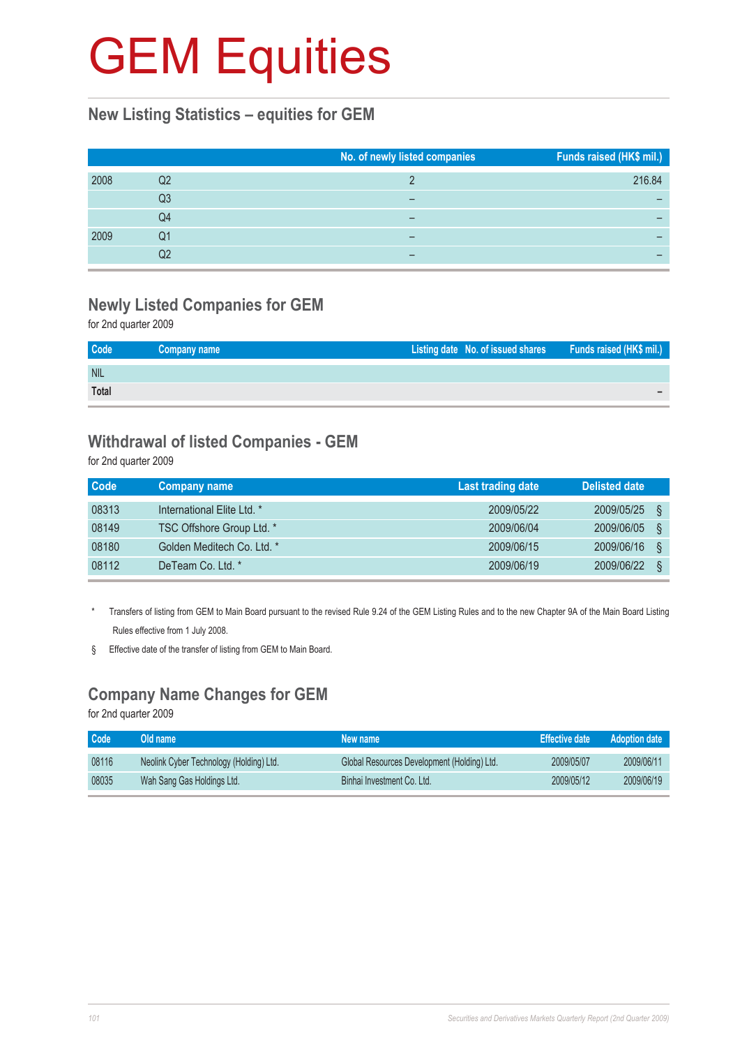# GEM Equities

## New Listing Statistics – equities for GEM

| | | No. of newly listed companies | Funds raised (HK$ mil.) |
|---|---|---|---|
| 2008 | Q2 | 2 | 216.84 |
| | Q3 | – | – |
| | Q4 | – | – |
| 2009 | Q1 | – | – |
| | Q2 | – | – |

## Newly Listed Companies for GEM

for 2nd quarter 2009

| Code | Company name | Listing date | No. of issued shares | Funds raised (HK$ mil.) |
|---|---|---|---|---|
| NIL | | | | |
| **Total** | | | | – |

## Withdrawal of listed Companies - GEM

for 2nd quarter 2009

| Code | Company name | Last trading date | Delisted date |
|---|---|---|---|
| 08313 | International Elite Ltd. * | 2009/05/22 | 2009/05/25 § |
| 08149 | TSC Offshore Group Ltd. * | 2009/06/04 | 2009/06/05 § |
| 08180 | Golden Meditech Co. Ltd. * | 2009/06/15 | 2009/06/16 § |
| 08112 | DeTeam Co. Ltd. * | 2009/06/19 | 2009/06/22 § |

\* Transfers of listing from GEM to Main Board pursuant to the revised Rule 9.24 of the GEM Listing Rules and to the new Chapter 9A of the Main Board Listing Rules effective from 1 July 2008.

§ Effective date of the transfer of listing from GEM to Main Board.

## Company Name Changes for GEM

for 2nd quarter 2009

| Code | Old name | New name | Effective date | Adoption date |
|---|---|---|---|---|
| 08116 | Neolink Cyber Technology (Holding) Ltd. | Global Resources Development (Holding) Ltd. | 2009/05/07 | 2009/06/11 |
| 08035 | Wah Sang Gas Holdings Ltd. | Binhai Investment Co. Ltd. | 2009/05/12 | 2009/06/19 |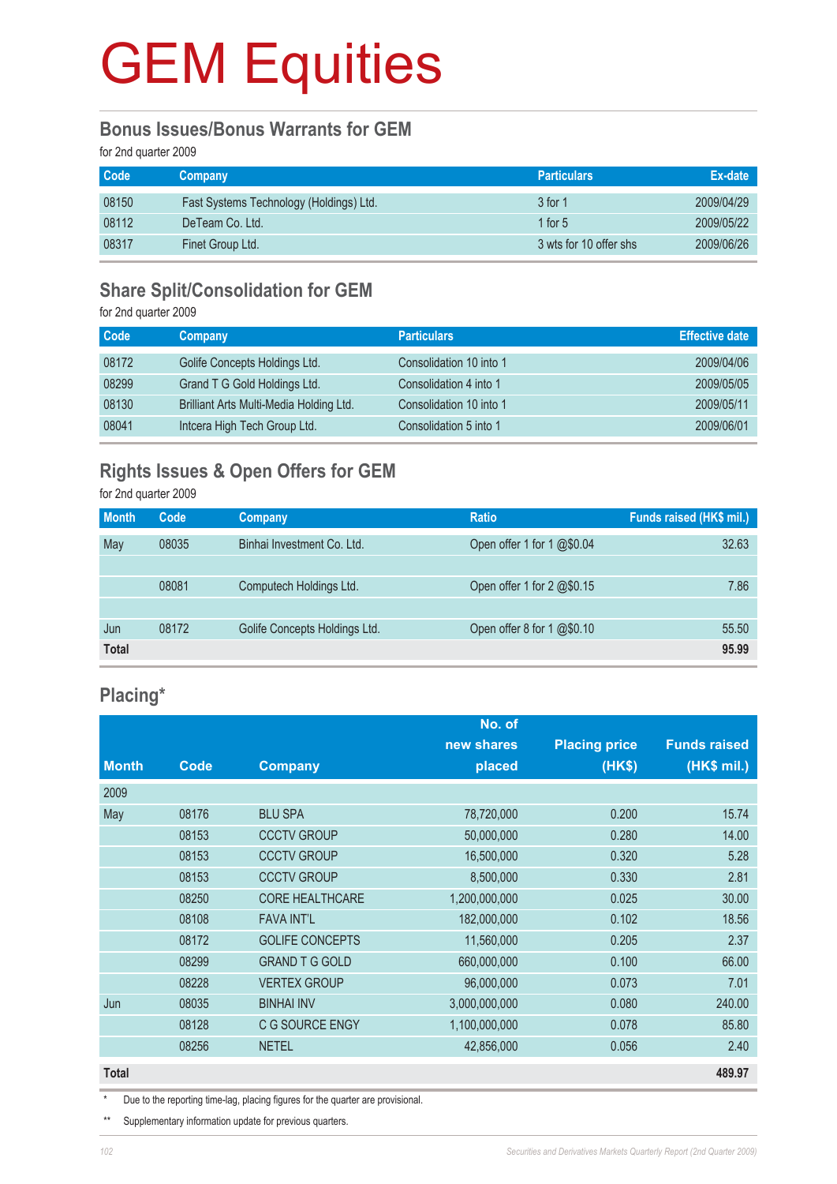# GEM Equities

## Bonus Issues/Bonus Warrants for GEM

for 2nd quarter 2009

| Code | Company | Particulars | Ex-date |
|---|---|---|---|
| 08150 | Fast Systems Technology (Holdings) Ltd. | 3 for 1 | 2009/04/29 |
| 08112 | DeTeam Co. Ltd. | 1 for 5 | 2009/05/22 |
| 08317 | Finet Group Ltd. | 3 wts for 10 offer shs | 2009/06/26 |

## Share Split/Consolidation for GEM

for 2nd quarter 2009

| Code | Company | Particulars | Effective date |
|---|---|---|---|
| 08172 | Golife Concepts Holdings Ltd. | Consolidation 10 into 1 | 2009/04/06 |
| 08299 | Grand T G Gold Holdings Ltd. | Consolidation 4 into 1 | 2009/05/05 |
| 08130 | Brilliant Arts Multi-Media Holding Ltd. | Consolidation 10 into 1 | 2009/05/11 |
| 08041 | Intcera High Tech Group Ltd. | Consolidation 5 into 1 | 2009/06/01 |

## Rights Issues & Open Offers for GEM

for 2nd quarter 2009

| Month | Code | Company | Ratio | Funds raised (HK$ mil.) |
|---|---|---|---|---|
| May | 08035 | Binhai Investment Co. Ltd. | Open offer 1 for 1 @$0.04 | 32.63 |
| | 08081 | Computech Holdings Ltd. | Open offer 1 for 2 @$0.15 | 7.86 |
| Jun | 08172 | Golife Concepts Holdings Ltd. | Open offer 8 for 1 @$0.10 | 55.50 |
| **Total** | | | | **95.99** |

## Placing*

| Month | Code | Company | No. of new shares placed | Placing price (HK$) | Funds raised (HK$ mil.) |
|---|---|---|---|---|---|
| 2009 | | | | | |
| May | 08176 | BLU SPA | 78,720,000 | 0.200 | 15.74 |
| | 08153 | CCCTV GROUP | 50,000,000 | 0.280 | 14.00 |
| | 08153 | CCCTV GROUP | 16,500,000 | 0.320 | 5.28 |
| | 08153 | CCCTV GROUP | 8,500,000 | 0.330 | 2.81 |
| | 08250 | CORE HEALTHCARE | 1,200,000,000 | 0.025 | 30.00 |
| | 08108 | FAVA INT'L | 182,000,000 | 0.102 | 18.56 |
| | 08172 | GOLIFE CONCEPTS | 11,560,000 | 0.205 | 2.37 |
| | 08299 | GRAND T G GOLD | 660,000,000 | 0.100 | 66.00 |
| | 08228 | VERTEX GROUP | 96,000,000 | 0.073 | 7.01 |
| Jun | 08035 | BINHAI INV | 3,000,000,000 | 0.080 | 240.00 |
| | 08128 | C G SOURCE ENGY | 1,100,000,000 | 0.078 | 85.80 |
| | 08256 | NETEL | 42,856,000 | 0.056 | 2.40 |
| **Total** | | | | | **489.97** |

\* Due to the reporting time-lag, placing figures for the quarter are provisional.

\*\* Supplementary information update for previous quarters.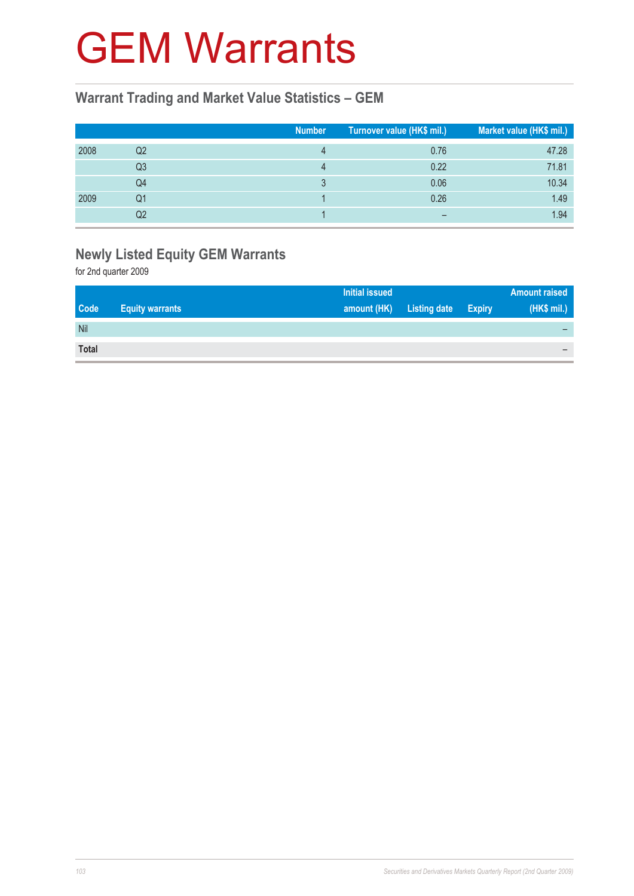# GEM Warrants

## Warrant Trading and Market Value Statistics – GEM

| | | Number | Turnover value (HK$ mil.) | Market value (HK$ mil.) |
|---|---|---|---|---|
| 2008 | Q2 | 4 | 0.76 | 47.28 |
| | Q3 | 4 | 0.22 | 71.81 |
| | Q4 | 3 | 0.06 | 10.34 |
| 2009 | Q1 | 1 | 0.26 | 1.49 |
| | Q2 | 1 | – | 1.94 |

## Newly Listed Equity GEM Warrants

for 2nd quarter 2009

| Code | Equity warrants | Initial issued amount (HK) | Listing date | Expiry | Amount raised (HK$ mil.) |
|---|---|---|---|---|---|
| Nil | | | | | – |
| **Total** | | | | | – |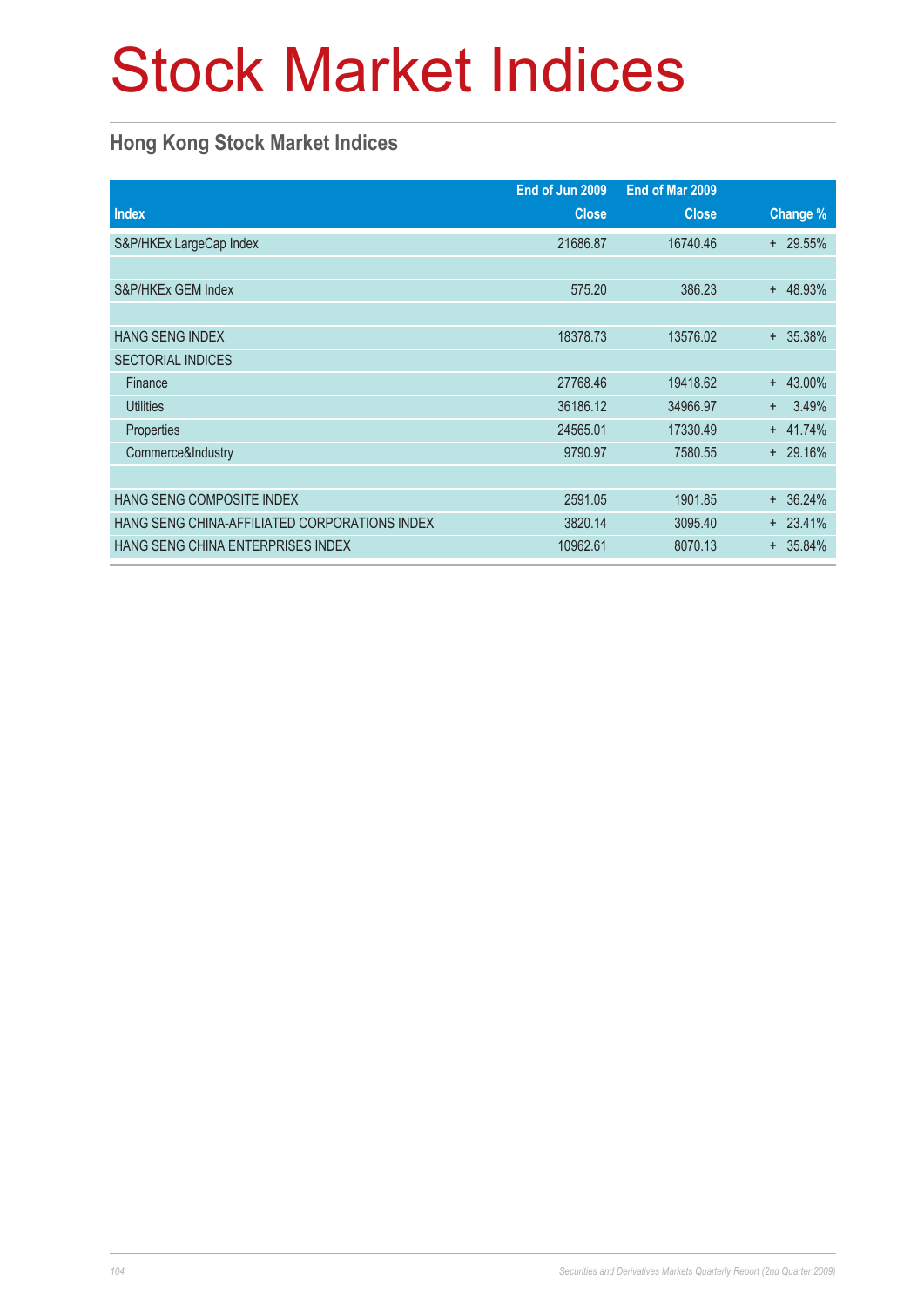# Stock Market Indices

## Hong Kong Stock Market Indices

| Index | End of Jun 2009 Close | End of Mar 2009 Close | Change % |
|---|---|---|---|
| S&P/HKEx LargeCap Index | 21686.87 | 16740.46 | + 29.55% |
| | | | |
| S&P/HKEx GEM Index | 575.20 | 386.23 | + 48.93% |
| | | | |
| HANG SENG INDEX | 18378.73 | 13576.02 | + 35.38% |
| SECTORIAL INDICES | | | |
| Finance | 27768.46 | 19418.62 | + 43.00% |
| Utilities | 36186.12 | 34966.97 | + 3.49% |
| Properties | 24565.01 | 17330.49 | + 41.74% |
| Commerce&Industry | 9790.97 | 7580.55 | + 29.16% |
| | | | |
| HANG SENG COMPOSITE INDEX | 2591.05 | 1901.85 | + 36.24% |
| HANG SENG CHINA-AFFILIATED CORPORATIONS INDEX | 3820.14 | 3095.40 | + 23.41% |
| HANG SENG CHINA ENTERPRISES INDEX | 10962.61 | 8070.13 | + 35.84% |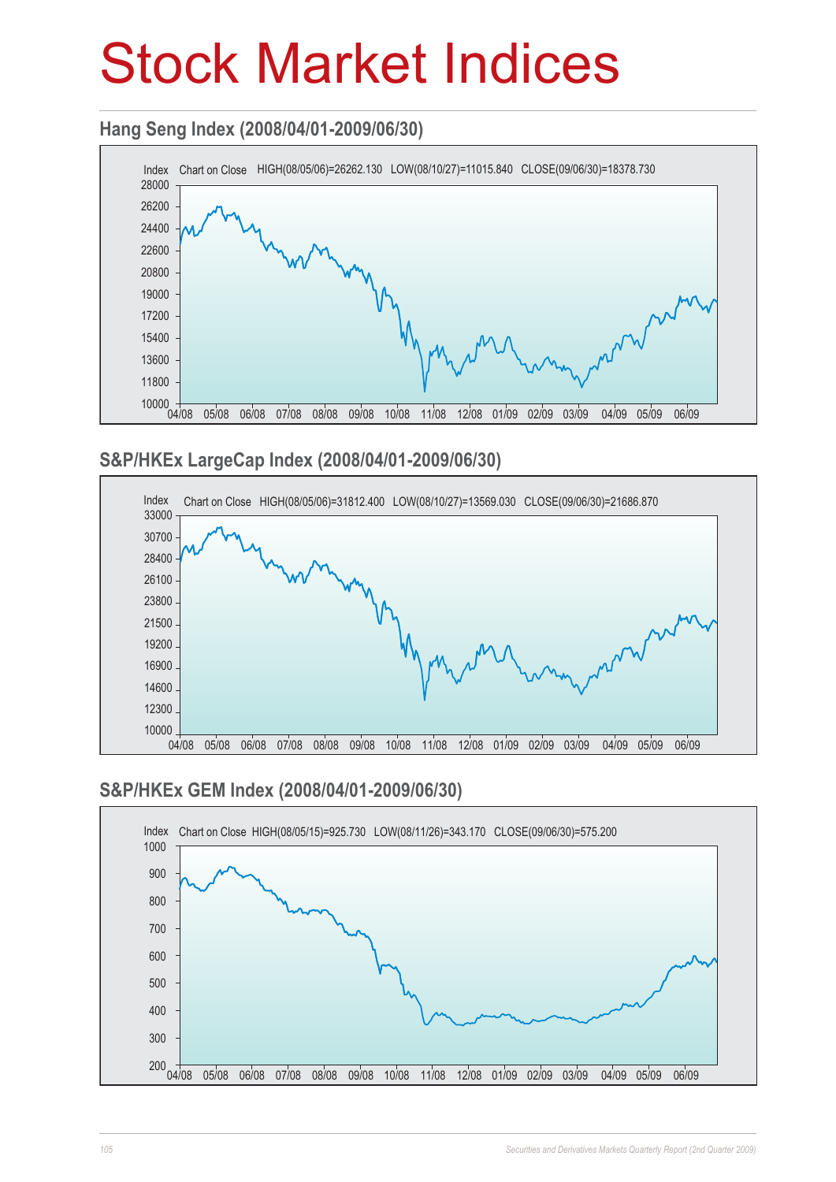# Stock Market Indices

## Hang Seng Index (2008/04/01-2009/06/30)

Index Chart on Close HIGH(08/05/06)=26262.130 LOW(08/10/27)=11015.840 CLOSE(09/06/30)=18378.730

## S&P/HKEx LargeCap Index (2008/04/01-2009/06/30)

Index Chart on Close HIGH(08/05/06)=31812.400 LOW(08/10/27)=13569.030 CLOSE(09/06/30)=21686.870

## S&P/HKEx GEM Index (2008/04/01-2009/06/30)

Index Chart on Close HIGH(08/05/15)=925.730 LOW(08/11/26)=343.170 CLOSE(09/06/30)=575.200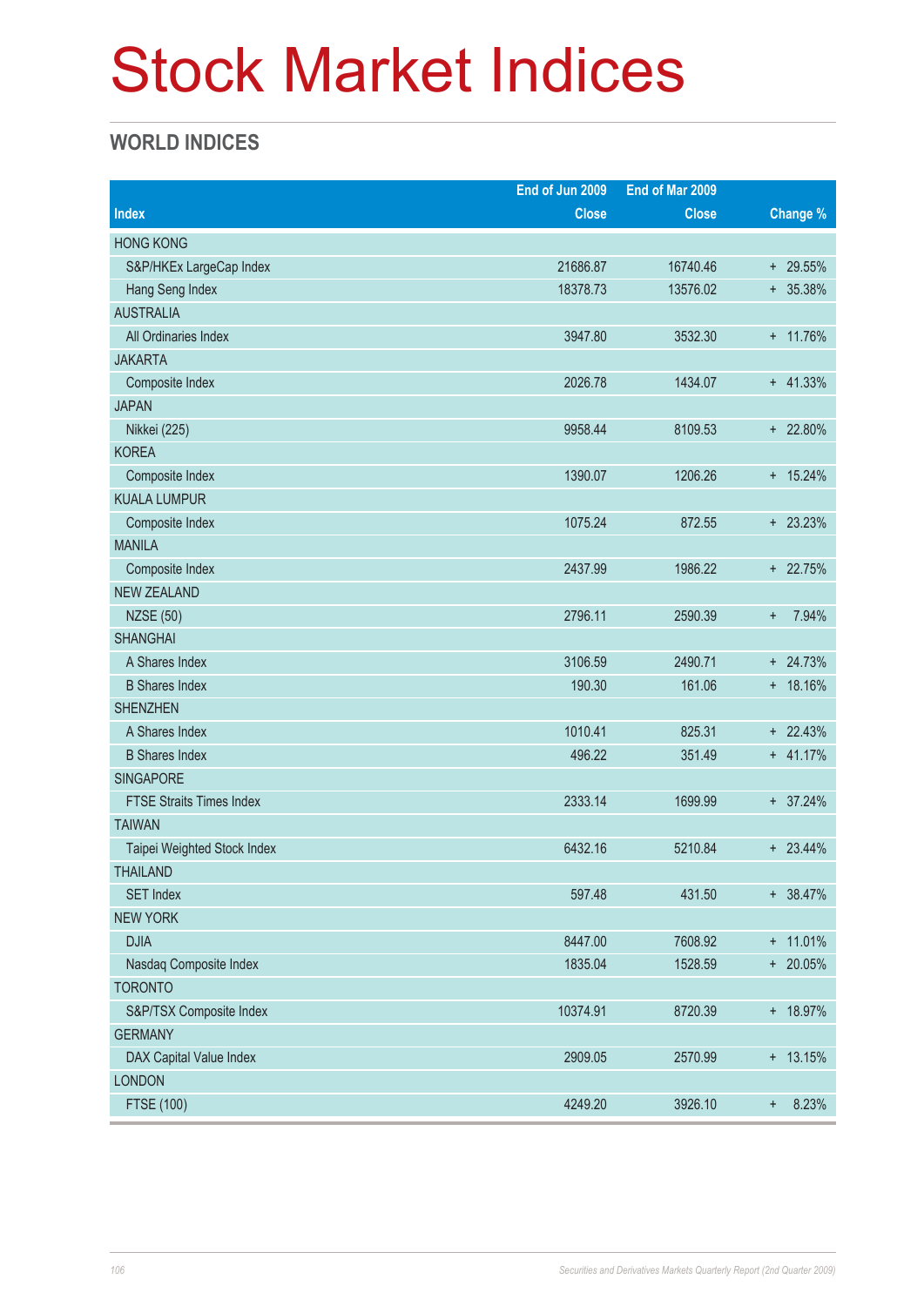# Stock Market Indices

## WORLD INDICES

| Index | End of Jun 2009 Close | End of Mar 2009 Close | Change % |
|---|---|---|---|
| HONG KONG | | | |
| S&P/HKEx LargeCap Index | 21686.87 | 16740.46 | + 29.55% |
| Hang Seng Index | 18378.73 | 13576.02 | + 35.38% |
| AUSTRALIA | | | |
| All Ordinaries Index | 3947.80 | 3532.30 | + 11.76% |
| JAKARTA | | | |
| Composite Index | 2026.78 | 1434.07 | + 41.33% |
| JAPAN | | | |
| Nikkei (225) | 9958.44 | 8109.53 | + 22.80% |
| KOREA | | | |
| Composite Index | 1390.07 | 1206.26 | + 15.24% |
| KUALA LUMPUR | | | |
| Composite Index | 1075.24 | 872.55 | + 23.23% |
| MANILA | | | |
| Composite Index | 2437.99 | 1986.22 | + 22.75% |
| NEW ZEALAND | | | |
| NZSE (50) | 2796.11 | 2590.39 | + 7.94% |
| SHANGHAI | | | |
| A Shares Index | 3106.59 | 2490.71 | + 24.73% |
| B Shares Index | 190.30 | 161.06 | + 18.16% |
| SHENZHEN | | | |
| A Shares Index | 1010.41 | 825.31 | + 22.43% |
| B Shares Index | 496.22 | 351.49 | + 41.17% |
| SINGAPORE | | | |
| FTSE Straits Times Index | 2333.14 | 1699.99 | + 37.24% |
| TAIWAN | | | |
| Taipei Weighted Stock Index | 6432.16 | 5210.84 | + 23.44% |
| THAILAND | | | |
| SET Index | 597.48 | 431.50 | + 38.47% |
| NEW YORK | | | |
| DJIA | 8447.00 | 7608.92 | + 11.01% |
| Nasdaq Composite Index | 1835.04 | 1528.59 | + 20.05% |
| TORONTO | | | |
| S&P/TSX Composite Index | 10374.91 | 8720.39 | + 18.97% |
| GERMANY | | | |
| DAX Capital Value Index | 2909.05 | 2570.99 | + 13.15% |
| LONDON | | | |
| FTSE (100) | 4249.20 | 3926.10 | + 8.23% |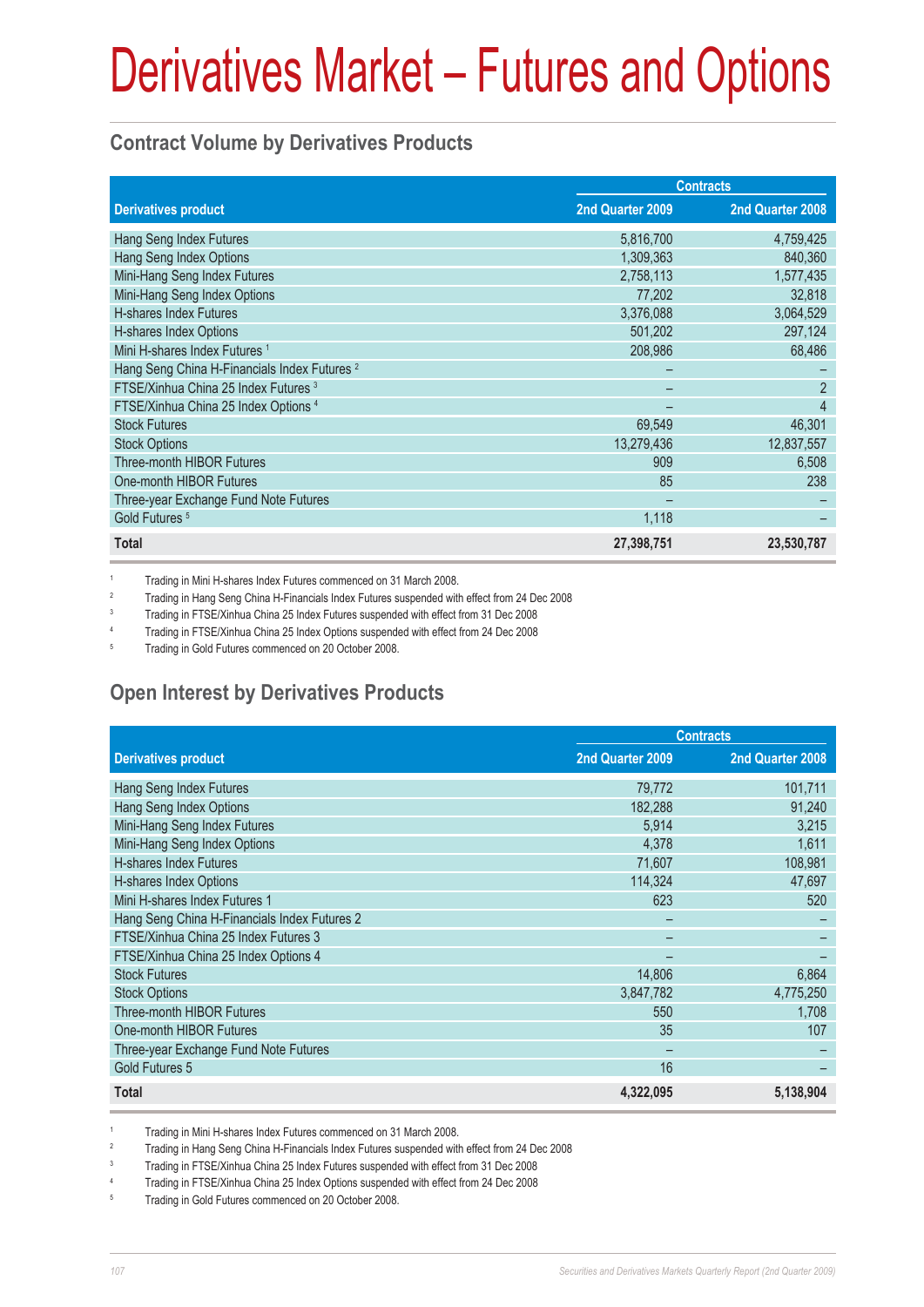# Derivatives Market – Futures and Options

## Contract Volume by Derivatives Products

| Derivatives product | Contracts | |
|---|---|---|
| | 2nd Quarter 2009 | 2nd Quarter 2008 |
| Hang Seng Index Futures | 5,816,700 | 4,759,425 |
| Hang Seng Index Options | 1,309,363 | 840,360 |
| Mini-Hang Seng Index Futures | 2,758,113 | 1,577,435 |
| Mini-Hang Seng Index Options | 77,202 | 32,818 |
| H-shares Index Futures | 3,376,088 | 3,064,529 |
| H-shares Index Options | 501,202 | 297,124 |
| Mini H-shares Index Futures [1] | 208,986 | 68,486 |
| Hang Seng China H-Financials Index Futures [2] | – | – |
| FTSE/Xinhua China 25 Index Futures [3] | – | 2 |
| FTSE/Xinhua China 25 Index Options [4] | – | 4 |
| Stock Futures | 69,549 | 46,301 |
| Stock Options | 13,279,436 | 12,837,557 |
| Three-month HIBOR Futures | 909 | 6,508 |
| One-month HIBOR Futures | 85 | 238 |
| Three-year Exchange Fund Note Futures | – | – |
| Gold Futures [5] | 1,118 | – |
| **Total** | **27,398,751** | **23,530,787** |

1 Trading in Mini H-shares Index Futures commenced on 31 March 2008.

2 Trading in Hang Seng China H-Financials Index Futures suspended with effect from 24 Dec 2008

3 Trading in FTSE/Xinhua China 25 Index Futures suspended with effect from 31 Dec 2008

4 Trading in FTSE/Xinhua China 25 Index Options suspended with effect from 24 Dec 2008

5 Trading in Gold Futures commenced on 20 October 2008.

## Open Interest by Derivatives Products

| Derivatives product | Contracts | |
|---|---|---|
| | 2nd Quarter 2009 | 2nd Quarter 2008 |
| Hang Seng Index Futures | 79,772 | 101,711 |
| Hang Seng Index Options | 182,288 | 91,240 |
| Mini-Hang Seng Index Futures | 5,914 | 3,215 |
| Mini-Hang Seng Index Options | 4,378 | 1,611 |
| H-shares Index Futures | 71,607 | 108,981 |
| H-shares Index Options | 114,324 | 47,697 |
| Mini H-shares Index Futures 1 | 623 | 520 |
| Hang Seng China H-Financials Index Futures 2 | – | – |
| FTSE/Xinhua China 25 Index Futures 3 | – | – |
| FTSE/Xinhua China 25 Index Options 4 | – | – |
| Stock Futures | 14,806 | 6,864 |
| Stock Options | 3,847,782 | 4,775,250 |
| Three-month HIBOR Futures | 550 | 1,708 |
| One-month HIBOR Futures | 35 | 107 |
| Three-year Exchange Fund Note Futures | – | – |
| Gold Futures 5 | 16 | – |
| **Total** | **4,322,095** | **5,138,904** |

1 Trading in Mini H-shares Index Futures commenced on 31 March 2008.

2 Trading in Hang Seng China H-Financials Index Futures suspended with effect from 24 Dec 2008

3 Trading in FTSE/Xinhua China 25 Index Futures suspended with effect from 31 Dec 2008

4 Trading in FTSE/Xinhua China 25 Index Options suspended with effect from 24 Dec 2008

5 Trading in Gold Futures commenced on 20 October 2008.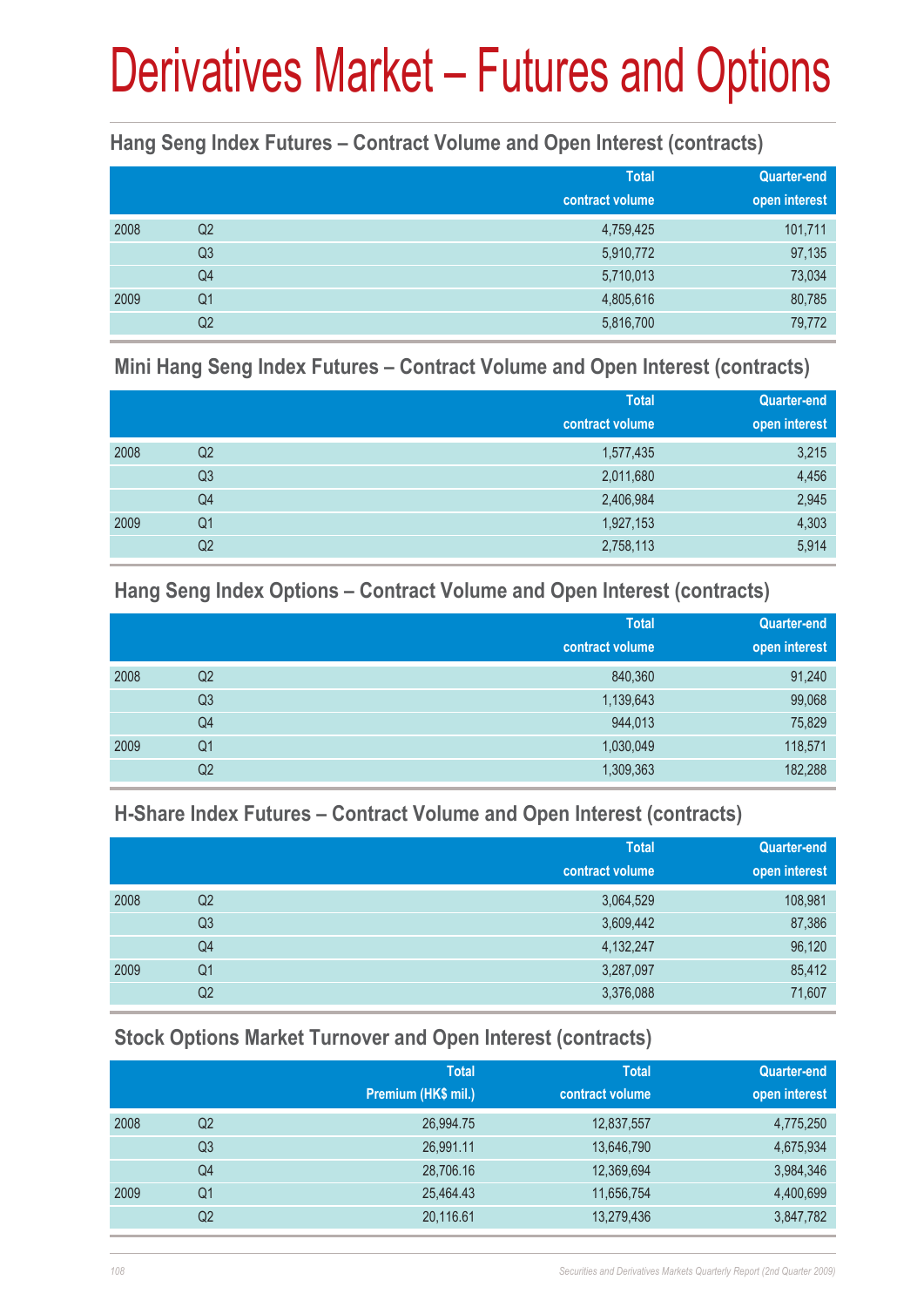# Derivatives Market – Futures and Options

## Hang Seng Index Futures – Contract Volume and Open Interest (contracts)

| | | Total contract volume | Quarter-end open interest |
|---|---|---|---|
| 2008 | Q2 | 4,759,425 | 101,711 |
| | Q3 | 5,910,772 | 97,135 |
| | Q4 | 5,710,013 | 73,034 |
| 2009 | Q1 | 4,805,616 | 80,785 |
| | Q2 | 5,816,700 | 79,772 |

## Mini Hang Seng Index Futures – Contract Volume and Open Interest (contracts)

| | | Total contract volume | Quarter-end open interest |
|---|---|---|---|
| 2008 | Q2 | 1,577,435 | 3,215 |
| | Q3 | 2,011,680 | 4,456 |
| | Q4 | 2,406,984 | 2,945 |
| 2009 | Q1 | 1,927,153 | 4,303 |
| | Q2 | 2,758,113 | 5,914 |

## Hang Seng Index Options – Contract Volume and Open Interest (contracts)

| | | Total contract volume | Quarter-end open interest |
|---|---|---|---|
| 2008 | Q2 | 840,360 | 91,240 |
| | Q3 | 1,139,643 | 99,068 |
| | Q4 | 944,013 | 75,829 |
| 2009 | Q1 | 1,030,049 | 118,571 |
| | Q2 | 1,309,363 | 182,288 |

## H-Share Index Futures – Contract Volume and Open Interest (contracts)

| | | Total contract volume | Quarter-end open interest |
|---|---|---|---|
| 2008 | Q2 | 3,064,529 | 108,981 |
| | Q3 | 3,609,442 | 87,386 |
| | Q4 | 4,132,247 | 96,120 |
| 2009 | Q1 | 3,287,097 | 85,412 |
| | Q2 | 3,376,088 | 71,607 |

## Stock Options Market Turnover and Open Interest (contracts)

| | | Total Premium (HK$ mil.) | Total contract volume | Quarter-end open interest |
|---|---|---|---|---|
| 2008 | Q2 | 26,994.75 | 12,837,557 | 4,775,250 |
| | Q3 | 26,991.11 | 13,646,790 | 4,675,934 |
| | Q4 | 28,706.16 | 12,369,694 | 3,984,346 |
| 2009 | Q1 | 25,464.43 | 11,656,754 | 4,400,699 |
| | Q2 | 20,116.61 | 13,279,436 | 3,847,782 |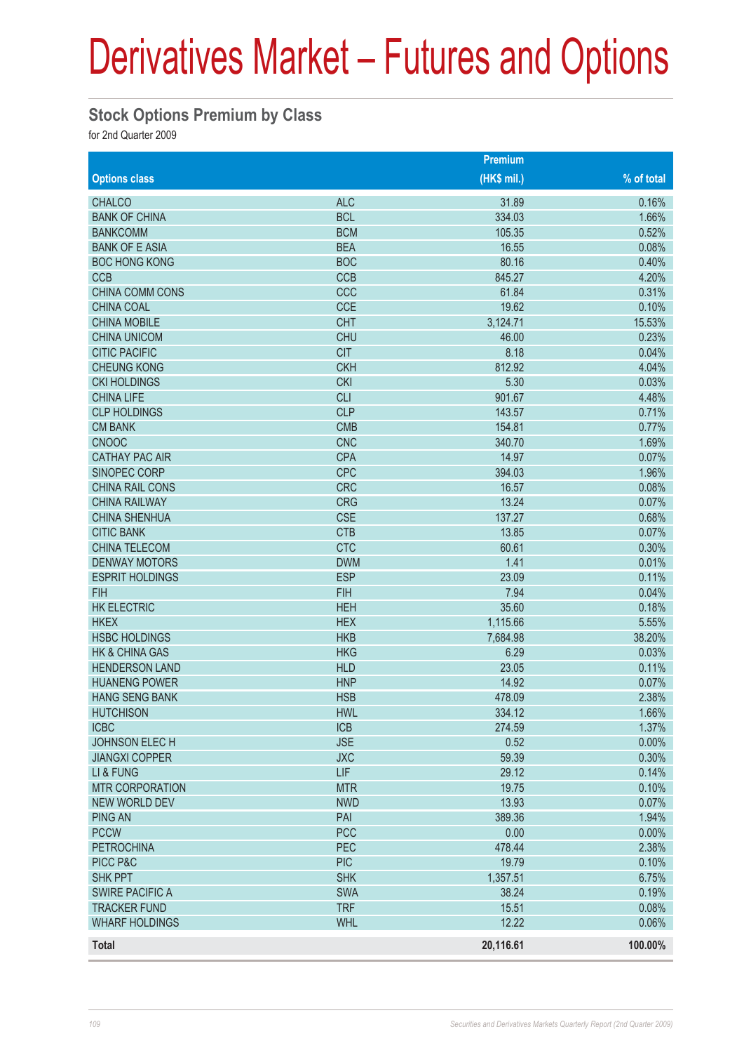# Derivatives Market – Futures and Options

## Stock Options Premium by Class

for 2nd Quarter 2009

| Options class | | Premium (HK$ mil.) | % of total |
|---|---|---|---|
| CHALCO | ALC | 31.89 | 0.16% |
| BANK OF CHINA | BCL | 334.03 | 1.66% |
| BANKCOMM | BCM | 105.35 | 0.52% |
| BANK OF E ASIA | BEA | 16.55 | 0.08% |
| BOC HONG KONG | BOC | 80.16 | 0.40% |
| CCB | CCB | 845.27 | 4.20% |
| CHINA COMM CONS | CCC | 61.84 | 0.31% |
| CHINA COAL | CCE | 19.62 | 0.10% |
| CHINA MOBILE | CHT | 3,124.71 | 15.53% |
| CHINA UNICOM | CHU | 46.00 | 0.23% |
| CITIC PACIFIC | CIT | 8.18 | 0.04% |
| CHEUNG KONG | CKH | 812.92 | 4.04% |
| CKI HOLDINGS | CKI | 5.30 | 0.03% |
| CHINA LIFE | CLI | 901.67 | 4.48% |
| CLP HOLDINGS | CLP | 143.57 | 0.71% |
| CM BANK | CMB | 154.81 | 0.77% |
| CNOOC | CNC | 340.70 | 1.69% |
| CATHAY PAC AIR | CPA | 14.97 | 0.07% |
| SINOPEC CORP | CPC | 394.03 | 1.96% |
| CHINA RAIL CONS | CRC | 16.57 | 0.08% |
| CHINA RAILWAY | CRG | 13.24 | 0.07% |
| CHINA SHENHUA | CSE | 137.27 | 0.68% |
| CITIC BANK | CTB | 13.85 | 0.07% |
| CHINA TELECOM | CTC | 60.61 | 0.30% |
| DENWAY MOTORS | DWM | 1.41 | 0.01% |
| ESPRIT HOLDINGS | ESP | 23.09 | 0.11% |
| FIH | FIH | 7.94 | 0.04% |
| HK ELECTRIC | HEH | 35.60 | 0.18% |
| HKEX | HEX | 1,115.66 | 5.55% |
| HSBC HOLDINGS | HKB | 7,684.98 | 38.20% |
| HK & CHINA GAS | HKG | 6.29 | 0.03% |
| HENDERSON LAND | HLD | 23.05 | 0.11% |
| HUANENG POWER | HNP | 14.92 | 0.07% |
| HANG SENG BANK | HSB | 478.09 | 2.38% |
| HUTCHISON | HWL | 334.12 | 1.66% |
| ICBC | ICB | 274.59 | 1.37% |
| JOHNSON ELEC H | JSE | 0.52 | 0.00% |
| JIANGXI COPPER | JXC | 59.39 | 0.30% |
| LI & FUNG | LIF | 29.12 | 0.14% |
| MTR CORPORATION | MTR | 19.75 | 0.10% |
| NEW WORLD DEV | NWD | 13.93 | 0.07% |
| PING AN | PAI | 389.36 | 1.94% |
| PCCW | PCC | 0.00 | 0.00% |
| PETROCHINA | PEC | 478.44 | 2.38% |
| PICC P&C | PIC | 19.79 | 0.10% |
| SHK PPT | SHK | 1,357.51 | 6.75% |
| SWIRE PACIFIC A | SWA | 38.24 | 0.19% |
| TRACKER FUND | TRF | 15.51 | 0.08% |
| WHARF HOLDINGS | WHL | 12.22 | 0.06% |
| **Total** | | **20,116.61** | **100.00%** |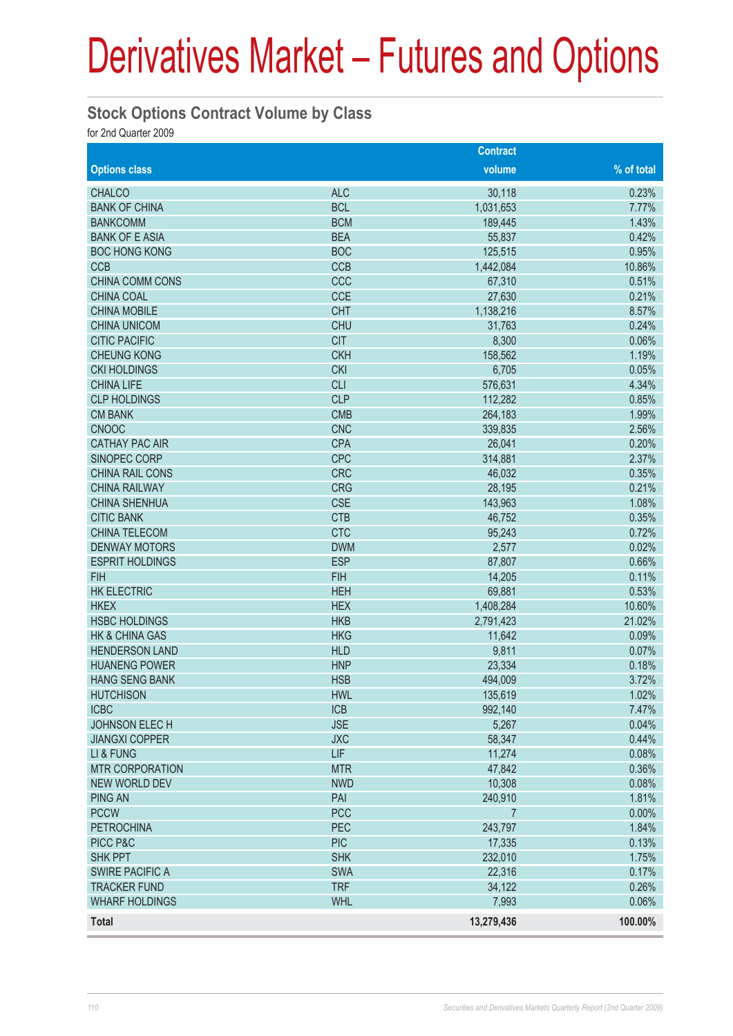# Derivatives Market – Futures and Options

## Stock Options Contract Volume by Class

for 2nd Quarter 2009

| Options class | | Contract volume | % of total |
|---|---|---|---|
| CHALCO | ALC | 30,118 | 0.23% |
| BANK OF CHINA | BCL | 1,031,653 | 7.77% |
| BANKCOMM | BCM | 189,445 | 1.43% |
| BANK OF E ASIA | BEA | 55,837 | 0.42% |
| BOC HONG KONG | BOC | 125,515 | 0.95% |
| CCB | CCB | 1,442,084 | 10.86% |
| CHINA COMM CONS | CCC | 67,310 | 0.51% |
| CHINA COAL | CCE | 27,630 | 0.21% |
| CHINA MOBILE | CHT | 1,138,216 | 8.57% |
| CHINA UNICOM | CHU | 31,763 | 0.24% |
| CITIC PACIFIC | CIT | 8,300 | 0.06% |
| CHEUNG KONG | CKH | 158,562 | 1.19% |
| CKI HOLDINGS | CKI | 6,705 | 0.05% |
| CHINA LIFE | CLI | 576,631 | 4.34% |
| CLP HOLDINGS | CLP | 112,282 | 0.85% |
| CM BANK | CMB | 264,183 | 1.99% |
| CNOOC | CNC | 339,835 | 2.56% |
| CATHAY PAC AIR | CPA | 26,041 | 0.20% |
| SINOPEC CORP | CPC | 314,881 | 2.37% |
| CHINA RAIL CONS | CRC | 46,032 | 0.35% |
| CHINA RAILWAY | CRG | 28,195 | 0.21% |
| CHINA SHENHUA | CSE | 143,963 | 1.08% |
| CITIC BANK | CTB | 46,752 | 0.35% |
| CHINA TELECOM | CTC | 95,243 | 0.72% |
| DENWAY MOTORS | DWM | 2,577 | 0.02% |
| ESPRIT HOLDINGS | ESP | 87,807 | 0.66% |
| FIH | FIH | 14,205 | 0.11% |
| HK ELECTRIC | HEH | 69,881 | 0.53% |
| HKEX | HEX | 1,408,284 | 10.60% |
| HSBC HOLDINGS | HKB | 2,791,423 | 21.02% |
| HK & CHINA GAS | HKG | 11,642 | 0.09% |
| HENDERSON LAND | HLD | 9,811 | 0.07% |
| HUANENG POWER | HNP | 23,334 | 0.18% |
| HANG SENG BANK | HSB | 494,009 | 3.72% |
| HUTCHISON | HWL | 135,619 | 1.02% |
| ICBC | ICB | 992,140 | 7.47% |
| JOHNSON ELEC H | JSE | 5,267 | 0.04% |
| JIANGXI COPPER | JXC | 58,347 | 0.44% |
| LI & FUNG | LIF | 11,274 | 0.08% |
| MTR CORPORATION | MTR | 47,842 | 0.36% |
| NEW WORLD DEV | NWD | 10,308 | 0.08% |
| PING AN | PAI | 240,910 | 1.81% |
| PCCW | PCC | 7 | 0.00% |
| PETROCHINA | PEC | 243,797 | 1.84% |
| PICC P&C | PIC | 17,335 | 0.13% |
| SHK PPT | SHK | 232,010 | 1.75% |
| SWIRE PACIFIC A | SWA | 22,316 | 0.17% |
| TRACKER FUND | TRF | 34,122 | 0.26% |
| WHARF HOLDINGS | WHL | 7,993 | 0.06% |
| **Total** | | **13,279,436** | **100.00%** |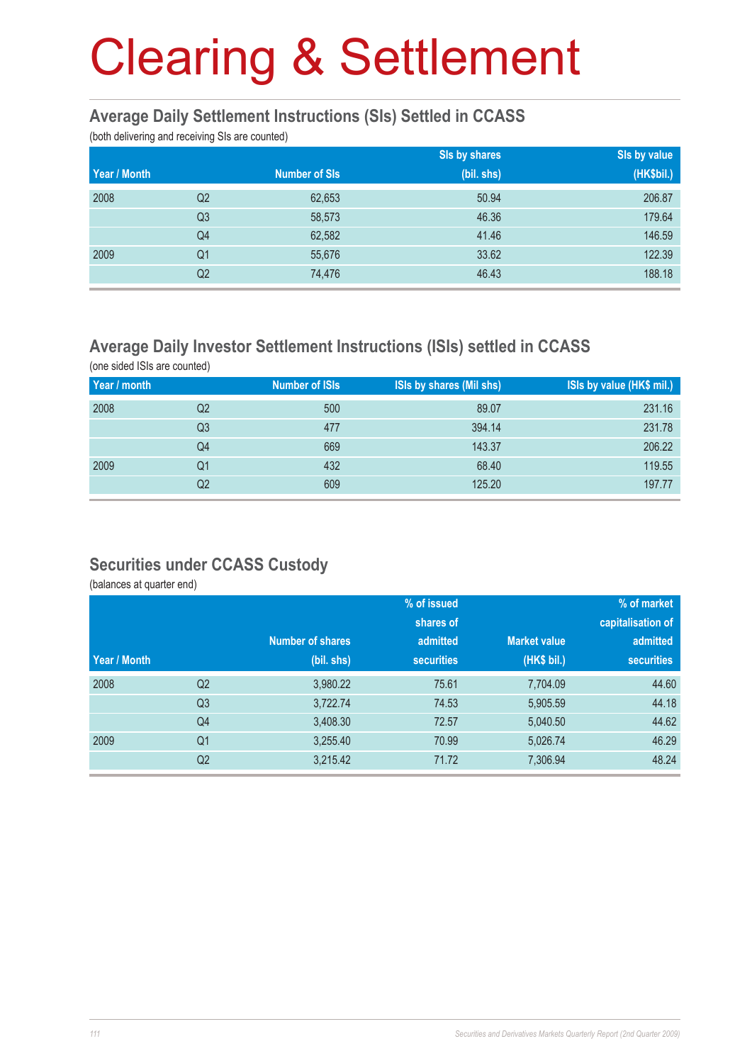# Clearing & Settlement

## Average Daily Settlement Instructions (SIs) Settled in CCASS

(both delivering and receiving SIs are counted)

| Year / Month | | Number of SIs | SIs by shares (bil. shs) | SIs by value (HK$bil.) |
|---|---|---|---|---|
| 2008 | Q2 | 62,653 | 50.94 | 206.87 |
| | Q3 | 58,573 | 46.36 | 179.64 |
| | Q4 | 62,582 | 41.46 | 146.59 |
| 2009 | Q1 | 55,676 | 33.62 | 122.39 |
| | Q2 | 74,476 | 46.43 | 188.18 |

## Average Daily Investor Settlement Instructions (ISIs) settled in CCASS

(one sided ISIs are counted)

| Year / month | | Number of ISIs | ISIs by shares (Mil shs) | ISIs by value (HK$ mil.) |
|---|---|---|---|---|
| 2008 | Q2 | 500 | 89.07 | 231.16 |
| | Q3 | 477 | 394.14 | 231.78 |
| | Q4 | 669 | 143.37 | 206.22 |
| 2009 | Q1 | 432 | 68.40 | 119.55 |
| | Q2 | 609 | 125.20 | 197.77 |

## Securities under CCASS Custody

(balances at quarter end)

| Year / Month | | Number of shares (bil. shs) | % of issued shares of admitted securities | Market value (HK$ bil.) | % of market capitalisation of admitted securities |
|---|---|---|---|---|---|
| 2008 | Q2 | 3,980.22 | 75.61 | 7,704.09 | 44.60 |
| | Q3 | 3,722.74 | 74.53 | 5,905.59 | 44.18 |
| | Q4 | 3,408.30 | 72.57 | 5,040.50 | 44.62 |
| 2009 | Q1 | 3,255.40 | 70.99 | 5,026.74 | 46.29 |
| | Q2 | 3,215.42 | 71.72 | 7,306.94 | 48.24 |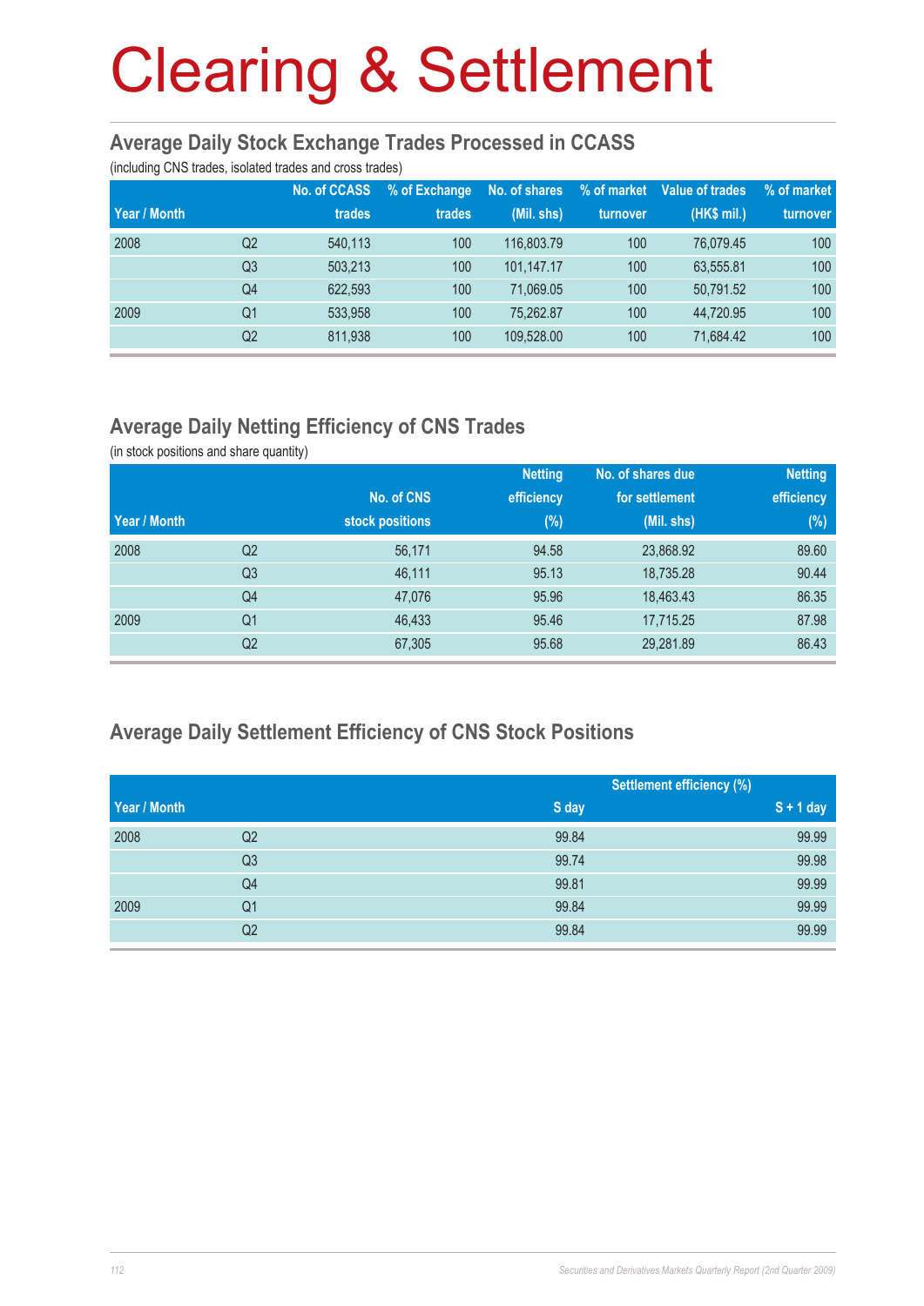# Clearing & Settlement

## Average Daily Stock Exchange Trades Processed in CCASS

(including CNS trades, isolated trades and cross trades)

| Year / Month | | No. of CCASS trades | % of Exchange trades | No. of shares (Mil. shs) | % of market turnover | Value of trades (HK$ mil.) | % of market turnover |
|---|---|---|---|---|---|---|---|
| 2008 | Q2 | 540,113 | 100 | 116,803.79 | 100 | 76,079.45 | 100 |
| | Q3 | 503,213 | 100 | 101,147.17 | 100 | 63,555.81 | 100 |
| | Q4 | 622,593 | 100 | 71,069.05 | 100 | 50,791.52 | 100 |
| 2009 | Q1 | 533,958 | 100 | 75,262.87 | 100 | 44,720.95 | 100 |
| | Q2 | 811,938 | 100 | 109,528.00 | 100 | 71,684.42 | 100 |

## Average Daily Netting Efficiency of CNS Trades

(in stock positions and share quantity)

| Year / Month | | No. of CNS stock positions | Netting efficiency (%) | No. of shares due for settlement (Mil. shs) | Netting efficiency (%) |
|---|---|---|---|---|---|
| 2008 | Q2 | 56,171 | 94.58 | 23,868.92 | 89.60 |
| | Q3 | 46,111 | 95.13 | 18,735.28 | 90.44 |
| | Q4 | 47,076 | 95.96 | 18,463.43 | 86.35 |
| 2009 | Q1 | 46,433 | 95.46 | 17,715.25 | 87.98 |
| | Q2 | 67,305 | 95.68 | 29,281.89 | 86.43 |

## Average Daily Settlement Efficiency of CNS Stock Positions

| Year / Month | | Settlement efficiency (%) | |
|---|---|---|---|
| | | S day | S + 1 day |
| 2008 | Q2 | 99.84 | 99.99 |
| | Q3 | 99.74 | 99.98 |
| | Q4 | 99.81 | 99.99 |
| 2009 | Q1 | 99.84 | 99.99 |
| | Q2 | 99.84 | 99.99 |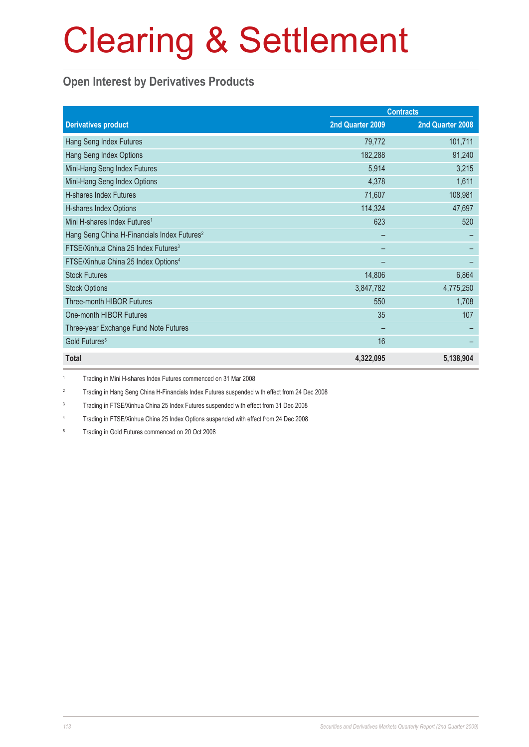# Clearing & Settlement

## Open Interest by Derivatives Products

| Derivatives product | Contracts | |
|---|---|---|
| | 2nd Quarter 2009 | 2nd Quarter 2008 |
| Hang Seng Index Futures | 79,772 | 101,711 |
| Hang Seng Index Options | 182,288 | 91,240 |
| Mini-Hang Seng Index Futures | 5,914 | 3,215 |
| Mini-Hang Seng Index Options | 4,378 | 1,611 |
| H-shares Index Futures | 71,607 | 108,981 |
| H-shares Index Options | 114,324 | 47,697 |
| Mini H-shares Index Futures[1] | 623 | 520 |
| Hang Seng China H-Financials Index Futures[2] | – | – |
| FTSE/Xinhua China 25 Index Futures[3] | – | – |
| FTSE/Xinhua China 25 Index Options[4] | – | – |
| Stock Futures | 14,806 | 6,864 |
| Stock Options | 3,847,782 | 4,775,250 |
| Three-month HIBOR Futures | 550 | 1,708 |
| One-month HIBOR Futures | 35 | 107 |
| Three-year Exchange Fund Note Futures | – | – |
| Gold Futures[5] | 16 | – |
| **Total** | **4,322,095** | **5,138,904** |

[1] Trading in Mini H-shares Index Futures commenced on 31 Mar 2008

[2] Trading in Hang Seng China H-Financials Index Futures suspended with effect from 24 Dec 2008

[3] Trading in FTSE/Xinhua China 25 Index Futures suspended with effect from 31 Dec 2008

[4] Trading in FTSE/Xinhua China 25 Index Options suspended with effect from 24 Dec 2008

[5] Trading in Gold Futures commenced on 20 Oct 2008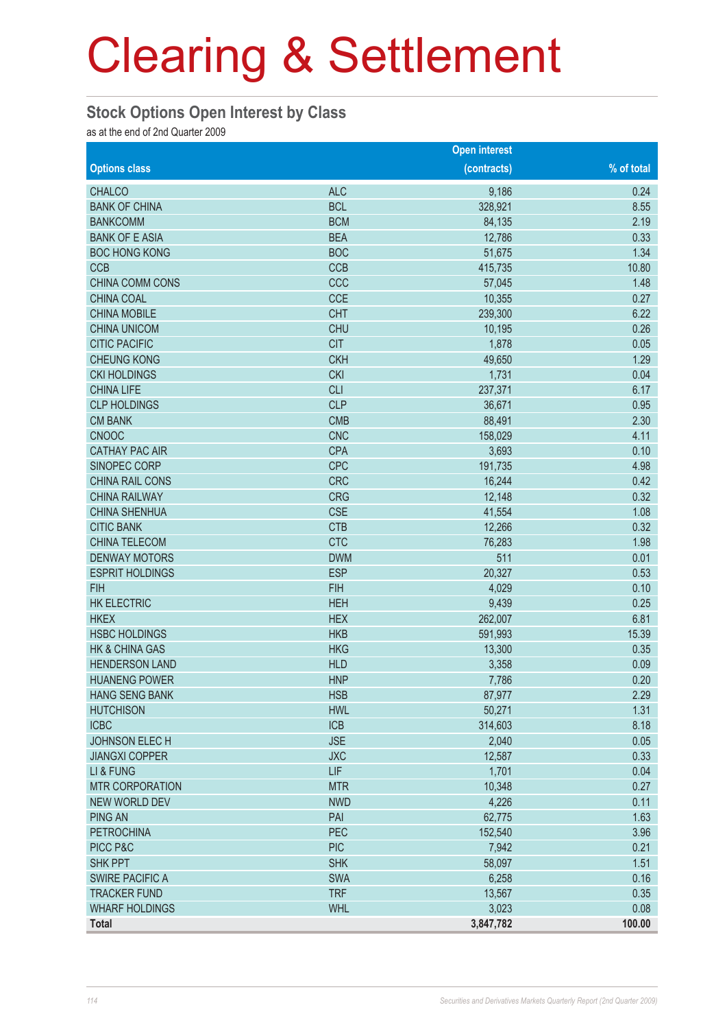# Clearing & Settlement

## Stock Options Open Interest by Class

as at the end of 2nd Quarter 2009

| Options class | | Open interest (contracts) | % of total |
|---|---|---|---|
| CHALCO | ALC | 9,186 | 0.24 |
| BANK OF CHINA | BCL | 328,921 | 8.55 |
| BANKCOMM | BCM | 84,135 | 2.19 |
| BANK OF E ASIA | BEA | 12,786 | 0.33 |
| BOC HONG KONG | BOC | 51,675 | 1.34 |
| CCB | CCB | 415,735 | 10.80 |
| CHINA COMM CONS | CCC | 57,045 | 1.48 |
| CHINA COAL | CCE | 10,355 | 0.27 |
| CHINA MOBILE | CHT | 239,300 | 6.22 |
| CHINA UNICOM | CHU | 10,195 | 0.26 |
| CITIC PACIFIC | CIT | 1,878 | 0.05 |
| CHEUNG KONG | CKH | 49,650 | 1.29 |
| CKI HOLDINGS | CKI | 1,731 | 0.04 |
| CHINA LIFE | CLI | 237,371 | 6.17 |
| CLP HOLDINGS | CLP | 36,671 | 0.95 |
| CM BANK | CMB | 88,491 | 2.30 |
| CNOOC | CNC | 158,029 | 4.11 |
| CATHAY PAC AIR | CPA | 3,693 | 0.10 |
| SINOPEC CORP | CPC | 191,735 | 4.98 |
| CHINA RAIL CONS | CRC | 16,244 | 0.42 |
| CHINA RAILWAY | CRG | 12,148 | 0.32 |
| CHINA SHENHUA | CSE | 41,554 | 1.08 |
| CITIC BANK | CTB | 12,266 | 0.32 |
| CHINA TELECOM | CTC | 76,283 | 1.98 |
| DENWAY MOTORS | DWM | 511 | 0.01 |
| ESPRIT HOLDINGS | ESP | 20,327 | 0.53 |
| FIH | FIH | 4,029 | 0.10 |
| HK ELECTRIC | HEH | 9,439 | 0.25 |
| HKEX | HEX | 262,007 | 6.81 |
| HSBC HOLDINGS | HKB | 591,993 | 15.39 |
| HK & CHINA GAS | HKG | 13,300 | 0.35 |
| HENDERSON LAND | HLD | 3,358 | 0.09 |
| HUANENG POWER | HNP | 7,786 | 0.20 |
| HANG SENG BANK | HSB | 87,977 | 2.29 |
| HUTCHISON | HWL | 50,271 | 1.31 |
| ICBC | ICB | 314,603 | 8.18 |
| JOHNSON ELEC H | JSE | 2,040 | 0.05 |
| JIANGXI COPPER | JXC | 12,587 | 0.33 |
| LI & FUNG | LIF | 1,701 | 0.04 |
| MTR CORPORATION | MTR | 10,348 | 0.27 |
| NEW WORLD DEV | NWD | 4,226 | 0.11 |
| PING AN | PAI | 62,775 | 1.63 |
| PETROCHINA | PEC | 152,540 | 3.96 |
| PICC P&C | PIC | 7,942 | 0.21 |
| SHK PPT | SHK | 58,097 | 1.51 |
| SWIRE PACIFIC A | SWA | 6,258 | 0.16 |
| TRACKER FUND | TRF | 13,567 | 0.35 |
| WHARF HOLDINGS | WHL | 3,023 | 0.08 |
| **Total** | | **3,847,782** | **100.00** |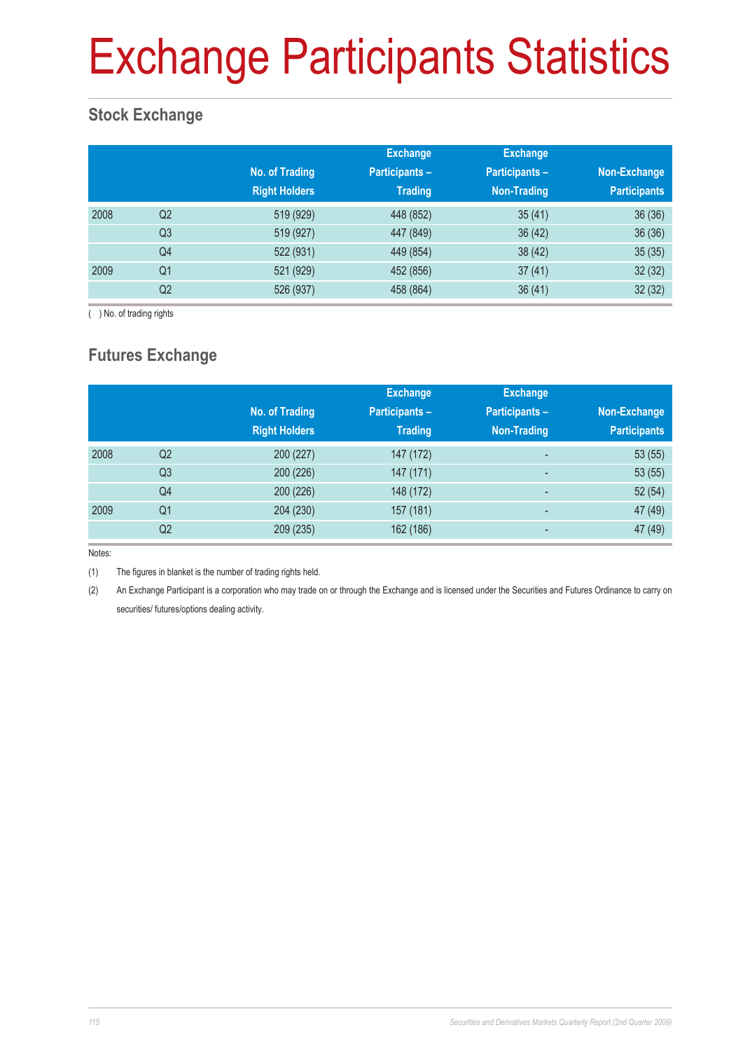# Exchange Participants Statistics

## Stock Exchange

| | | No. of Trading Right Holders | Exchange Participants – Trading | Exchange Participants – Non-Trading | Non-Exchange Participants |
|---|---|---|---|---|---|
| 2008 | Q2 | 519 (929) | 448 (852) | 35 (41) | 36 (36) |
| | Q3 | 519 (927) | 447 (849) | 36 (42) | 36 (36) |
| | Q4 | 522 (931) | 449 (854) | 38 (42) | 35 (35) |
| 2009 | Q1 | 521 (929) | 452 (856) | 37 (41) | 32 (32) |
| | Q2 | 526 (937) | 458 (864) | 36 (41) | 32 (32) |

( ) No. of trading rights

## Futures Exchange

| | | No. of Trading Right Holders | Exchange Participants – Trading | Exchange Participants – Non-Trading | Non-Exchange Participants |
|---|---|---|---|---|---|
| 2008 | Q2 | 200 (227) | 147 (172) | - | 53 (55) |
| | Q3 | 200 (226) | 147 (171) | - | 53 (55) |
| | Q4 | 200 (226) | 148 (172) | - | 52 (54) |
| 2009 | Q1 | 204 (230) | 157 (181) | - | 47 (49) |
| | Q2 | 209 (235) | 162 (186) | - | 47 (49) |

Notes:

(1) The figures in blanket is the number of trading rights held.

(2) An Exchange Participant is a corporation who may trade on or through the Exchange and is licensed under the Securities and Futures Ordinance to carry on securities/ futures/options dealing activity.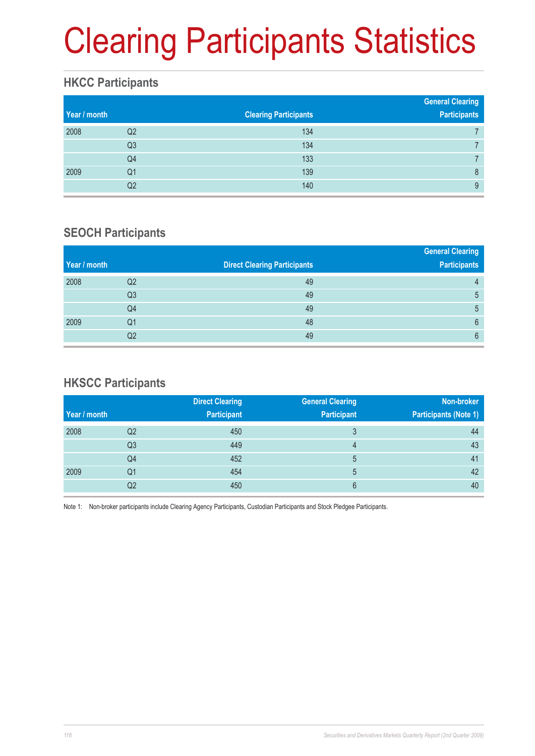# Clearing Participants Statistics

## HKCC Participants

| Year / month | | Clearing Participants | General Clearing Participants |
|---|---|---|---|
| 2008 | Q2 | 134 | 7 |
| | Q3 | 134 | 7 |
| | Q4 | 133 | 7 |
| 2009 | Q1 | 139 | 8 |
| | Q2 | 140 | 9 |

## SEOCH Participants

| Year / month | | Direct Clearing Participants | General Clearing Participants |
|---|---|---|---|
| 2008 | Q2 | 49 | 4 |
| | Q3 | 49 | 5 |
| | Q4 | 49 | 5 |
| 2009 | Q1 | 48 | 6 |
| | Q2 | 49 | 6 |

## HKSCC Participants

| Year / month | | Direct Clearing Participant | General Clearing Participant | Non-broker Participants (Note 1) |
|---|---|---|---|---|
| 2008 | Q2 | 450 | 3 | 44 |
| | Q3 | 449 | 4 | 43 |
| | Q4 | 452 | 5 | 41 |
| 2009 | Q1 | 454 | 5 | 42 |
| | Q2 | 450 | 6 | 40 |

Note 1: Non-broker participants include Clearing Agency Participants, Custodian Participants and Stock Pledgee Participants.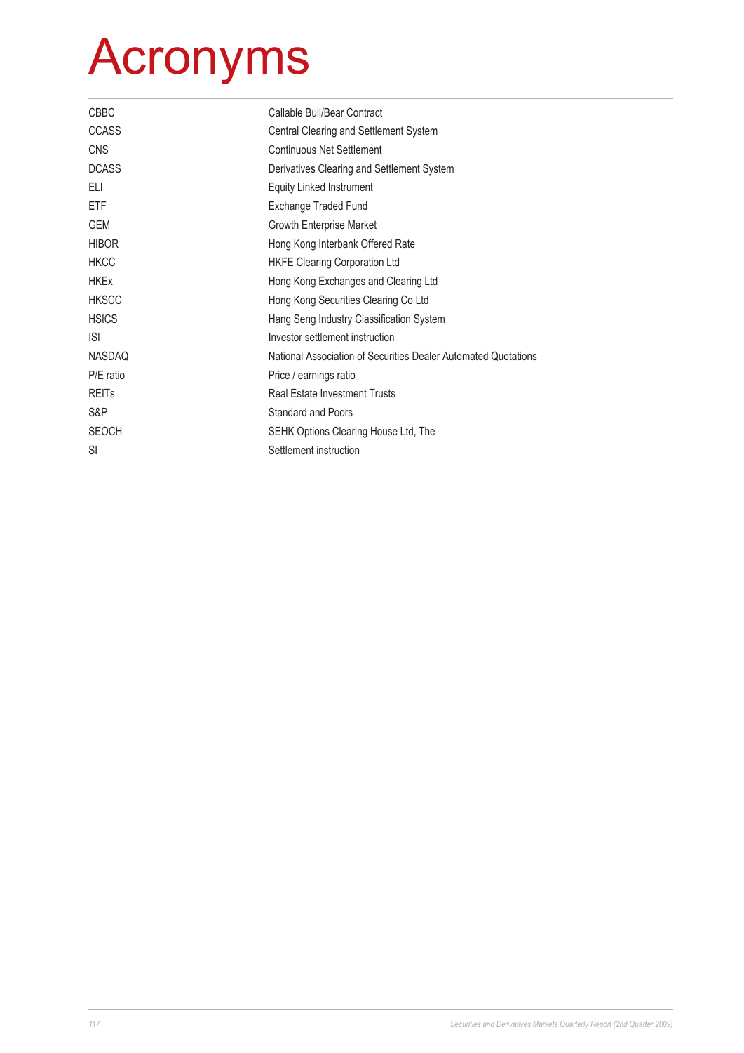# Acronyms

| | |
|---|---|
| CBBC | Callable Bull/Bear Contract |
| CCASS | Central Clearing and Settlement System |
| CNS | Continuous Net Settlement |
| DCASS | Derivatives Clearing and Settlement System |
| ELI | Equity Linked Instrument |
| ETF | Exchange Traded Fund |
| GEM | Growth Enterprise Market |
| HIBOR | Hong Kong Interbank Offered Rate |
| HKCC | HKFE Clearing Corporation Ltd |
| HKEx | Hong Kong Exchanges and Clearing Ltd |
| HKSCC | Hong Kong Securities Clearing Co Ltd |
| HSICS | Hang Seng Industry Classification System |
| ISI | Investor settlement instruction |
| NASDAQ | National Association of Securities Dealer Automated Quotations |
| P/E ratio | Price / earnings ratio |
| REITs | Real Estate Investment Trusts |
| S&P | Standard and Poors |
| SEOCH | SEHK Options Clearing House Ltd, The |
| SI | Settlement instruction |